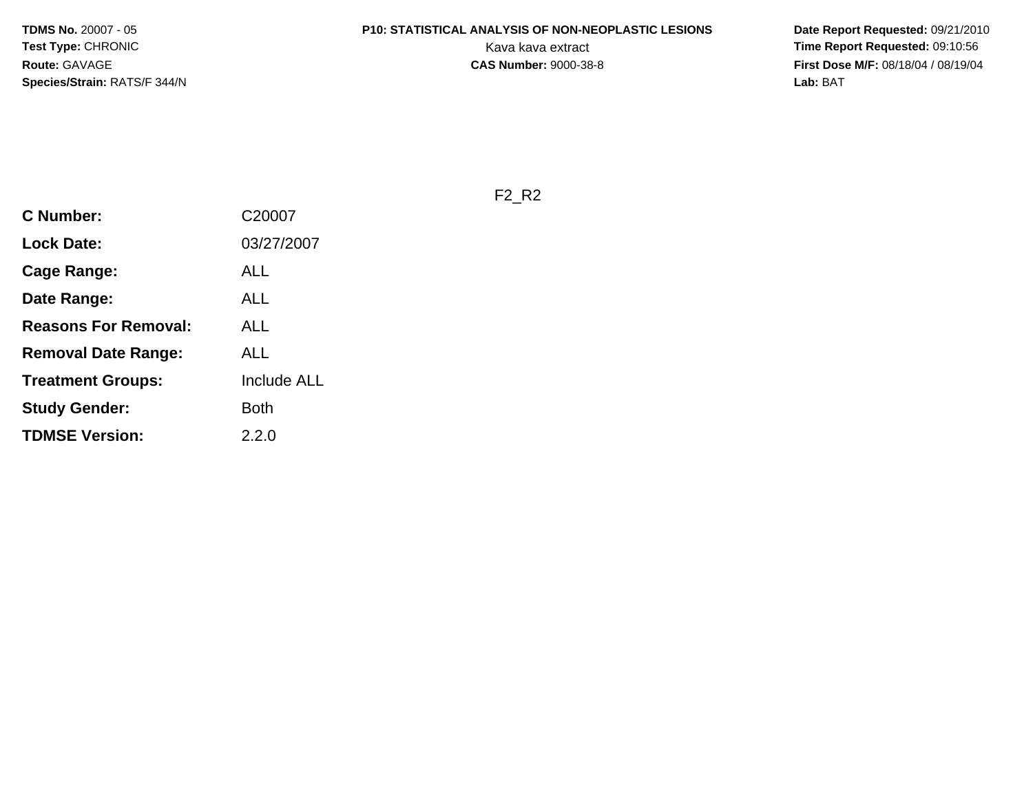**TDMS No.** 20007 - 05
**Test Type:** CHRONIC
**Route:** GAVAGE
**Species/Strain:** RATS/F 344/N

**P10: STATISTICAL ANALYSIS OF NON-NEOPLASTIC LESIONS**
Kava kava extract
**CAS Number:** 9000-38-8

**Date Report Requested:** 09/21/2010
**Time Report Requested:** 09:10:56
**First Dose M/F:** 08/18/04 / 08/19/04
**Lab:** BAT

F2_R2

| | |
|---|---|
| **C Number:** | C20007 |
| **Lock Date:** | 03/27/2007 |
| **Cage Range:** | ALL |
| **Date Range:** | ALL |
| **Reasons For Removal:** | ALL |
| **Removal Date Range:** | ALL |
| **Treatment Groups:** | Include ALL |
| **Study Gender:** | Both |
| **TDMSE Version:** | 2.2.0 |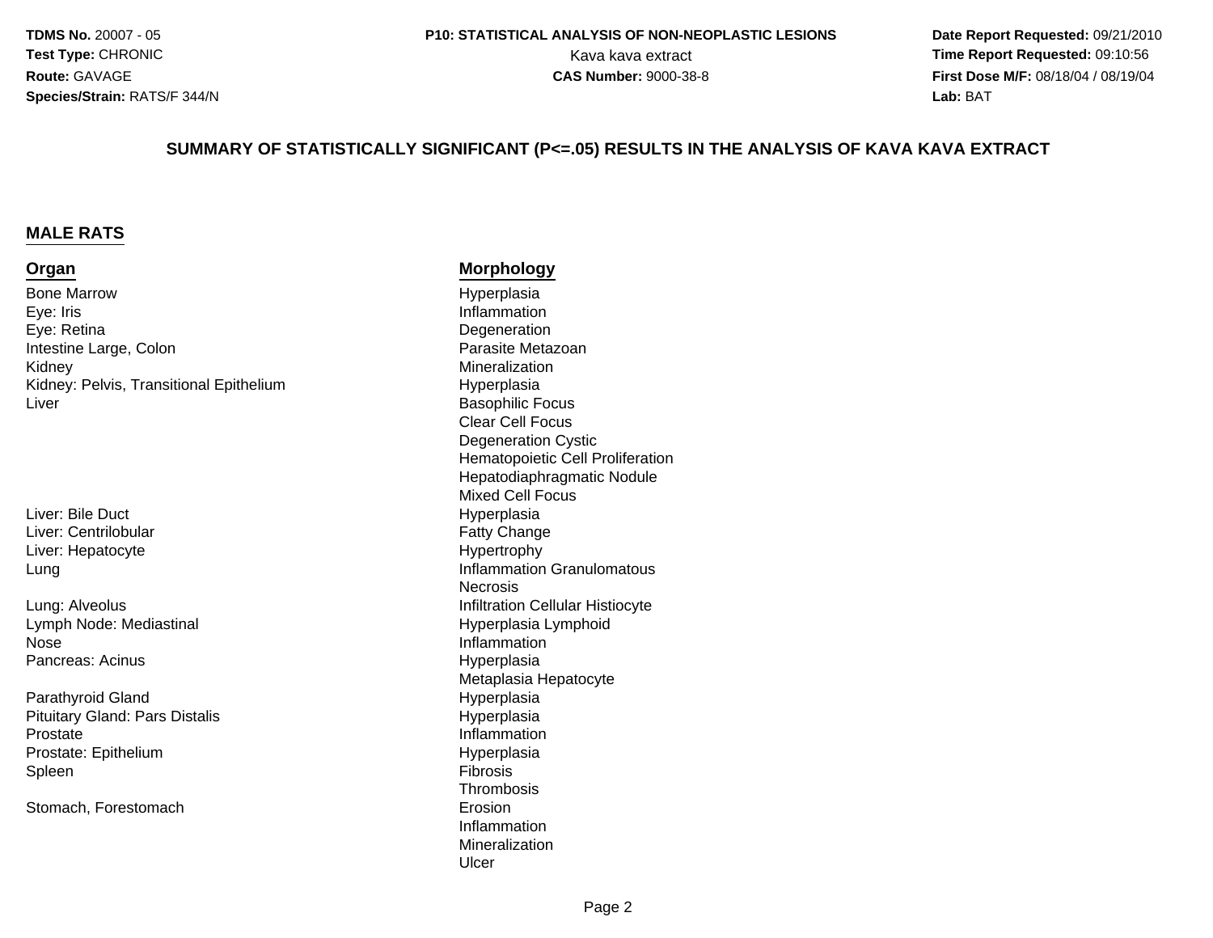**TDMS No.** 20007 - 05
**Test Type:** CHRONIC
**Route:** GAVAGE
**Species/Strain:** RATS/F 344/N

**P10: STATISTICAL ANALYSIS OF NON-NEOPLASTIC LESIONS**
Kava kava extract
**CAS Number:** 9000-38-8

**Date Report Requested:** 09/21/2010
**Time Report Requested:** 09:10:56
**First Dose M/F:** 08/18/04 / 08/19/04
**Lab:** BAT

## SUMMARY OF STATISTICALLY SIGNIFICANT (P<=.05) RESULTS IN THE ANALYSIS OF KAVA KAVA EXTRACT

### MALE RATS

| Organ | Morphology |
|---|---|
| Bone Marrow | Hyperplasia |
| Eye: Iris | Inflammation |
| Eye: Retina | Degeneration |
| Intestine Large, Colon | Parasite Metazoan |
| Kidney | Mineralization |
| Kidney: Pelvis, Transitional Epithelium | Hyperplasia |
| Liver | Basophilic Focus |
| | Clear Cell Focus |
| | Degeneration Cystic |
| | Hematopoietic Cell Proliferation |
| | Hepatodiaphragmatic Nodule |
| | Mixed Cell Focus |
| Liver: Bile Duct | Hyperplasia |
| Liver: Centrilobular | Fatty Change |
| Liver: Hepatocyte | Hypertrophy |
| Lung | Inflammation Granulomatous |
| | Necrosis |
| Lung: Alveolus | Infiltration Cellular Histiocyte |
| Lymph Node: Mediastinal | Hyperplasia Lymphoid |
| Nose | Inflammation |
| Pancreas: Acinus | Hyperplasia |
| | Metaplasia Hepatocyte |
| Parathyroid Gland | Hyperplasia |
| Pituitary Gland: Pars Distalis | Hyperplasia |
| Prostate | Inflammation |
| Prostate: Epithelium | Hyperplasia |
| Spleen | Fibrosis |
| | Thrombosis |
| Stomach, Forestomach | Erosion |
| | Inflammation |
| | Mineralization |
| | Ulcer |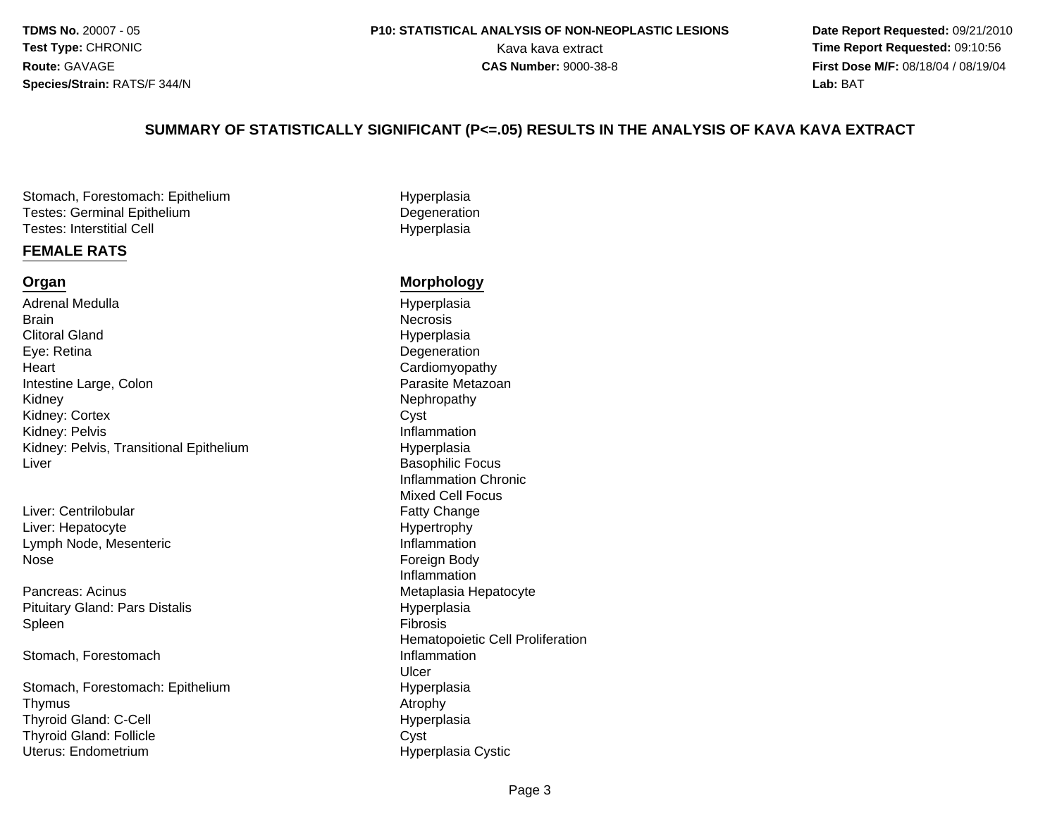## SUMMARY OF STATISTICALLY SIGNIFICANT (P<=.05) RESULTS IN THE ANALYSIS OF KAVA KAVA EXTRACT

| | |
|---|---|
| Stomach, Forestomach: Epithelium | Hyperplasia |
| Testes: Germinal Epithelium | Degeneration |
| Testes: Interstitial Cell | Hyperplasia |

### FEMALE RATS

| Organ | Morphology |
|---|---|
| Adrenal Medulla | Hyperplasia |
| Brain | Necrosis |
| Clitoral Gland | Hyperplasia |
| Eye: Retina | Degeneration |
| Heart | Cardiomyopathy |
| Intestine Large, Colon | Parasite Metazoan |
| Kidney | Nephropathy |
| Kidney: Cortex | Cyst |
| Kidney: Pelvis | Inflammation |
| Kidney: Pelvis, Transitional Epithelium | Hyperplasia |
| Liver | Basophilic Focus |
| | Inflammation Chronic |
| | Mixed Cell Focus |
| Liver: Centrilobular | Fatty Change |
| Liver: Hepatocyte | Hypertrophy |
| Lymph Node, Mesenteric | Inflammation |
| Nose | Foreign Body |
| | Inflammation |
| Pancreas: Acinus | Metaplasia Hepatocyte |
| Pituitary Gland: Pars Distalis | Hyperplasia |
| Spleen | Fibrosis |
| | Hematopoietic Cell Proliferation |
| Stomach, Forestomach | Inflammation |
| | Ulcer |
| Stomach, Forestomach: Epithelium | Hyperplasia |
| Thymus | Atrophy |
| Thyroid Gland: C-Cell | Hyperplasia |
| Thyroid Gland: Follicle | Cyst |
| Uterus: Endometrium | Hyperplasia Cystic |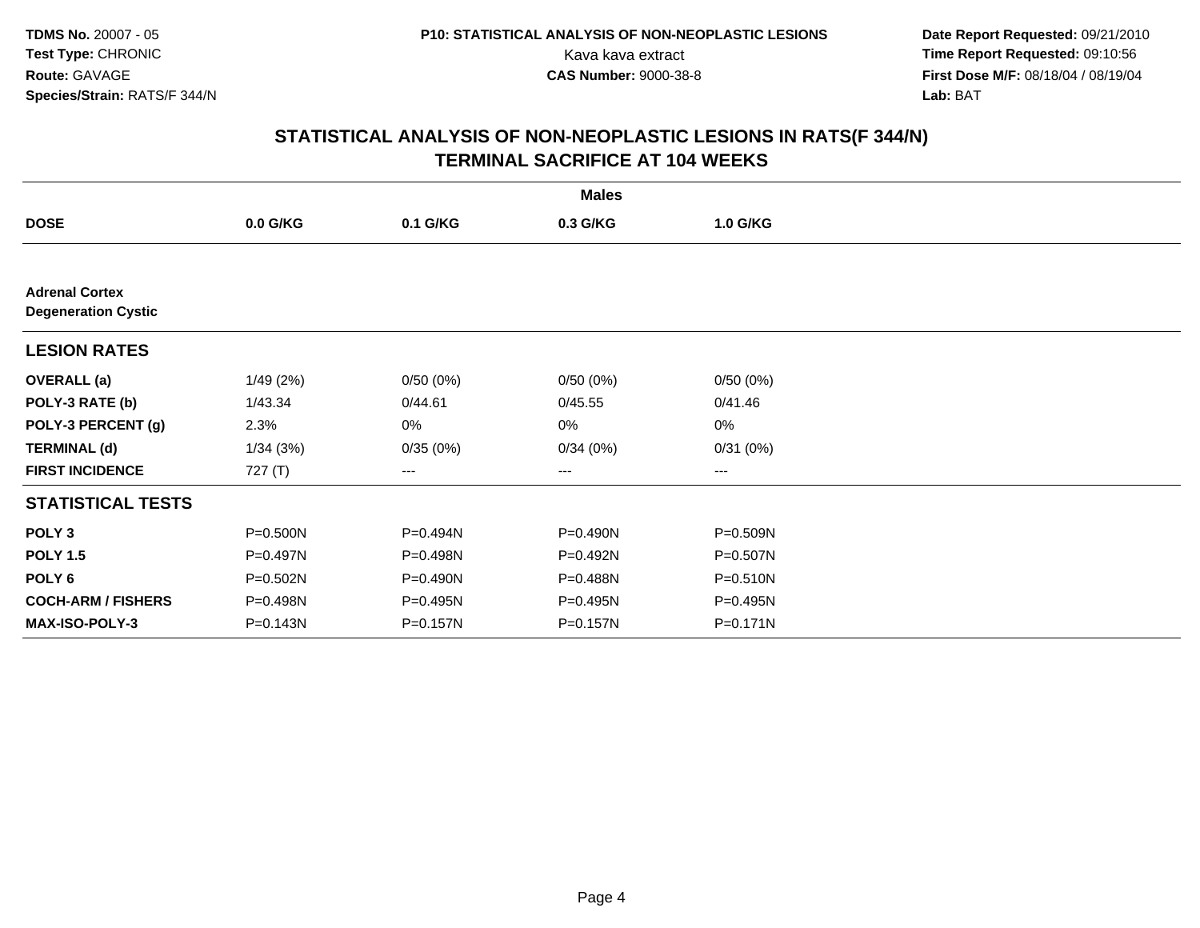**TDMS No.** 20007 - 05
**Test Type:** CHRONIC
**Route:** GAVAGE
**Species/Strain:** RATS/F 344/N

**P10: STATISTICAL ANALYSIS OF NON-NEOPLASTIC LESIONS**
Kava kava extract
**CAS Number:** 9000-38-8

**Date Report Requested:** 09/21/2010
**Time Report Requested:** 09:10:56
**First Dose M/F:** 08/18/04 / 08/19/04
**Lab:** BAT

## STATISTICAL ANALYSIS OF NON-NEOPLASTIC LESIONS IN RATS(F 344/N) TERMINAL SACRIFICE AT 104 WEEKS

| | Males | | | |
|---|---|---|---|---|
| **DOSE** | **0.0 G/KG** | **0.1 G/KG** | **0.3 G/KG** | **1.0 G/KG** |
| **Adrenal Cortex** | | | | |
| **Degeneration Cystic** | | | | |
| **LESION RATES** | | | | |
| **OVERALL (a)** | 1/49 (2%) | 0/50 (0%) | 0/50 (0%) | 0/50 (0%) |
| **POLY-3 RATE (b)** | 1/43.34 | 0/44.61 | 0/45.55 | 0/41.46 |
| **POLY-3 PERCENT (g)** | 2.3% | 0% | 0% | 0% |
| **TERMINAL (d)** | 1/34 (3%) | 0/35 (0%) | 0/34 (0%) | 0/31 (0%) |
| **FIRST INCIDENCE** | 727 (T) | --- | --- | --- |
| **STATISTICAL TESTS** | | | | |
| **POLY 3** | P=0.500N | P=0.494N | P=0.490N | P=0.509N |
| **POLY 1.5** | P=0.497N | P=0.498N | P=0.492N | P=0.507N |
| **POLY 6** | P=0.502N | P=0.490N | P=0.488N | P=0.510N |
| **COCH-ARM / FISHERS** | P=0.498N | P=0.495N | P=0.495N | P=0.495N |
| **MAX-ISO-POLY-3** | P=0.143N | P=0.157N | P=0.157N | P=0.171N |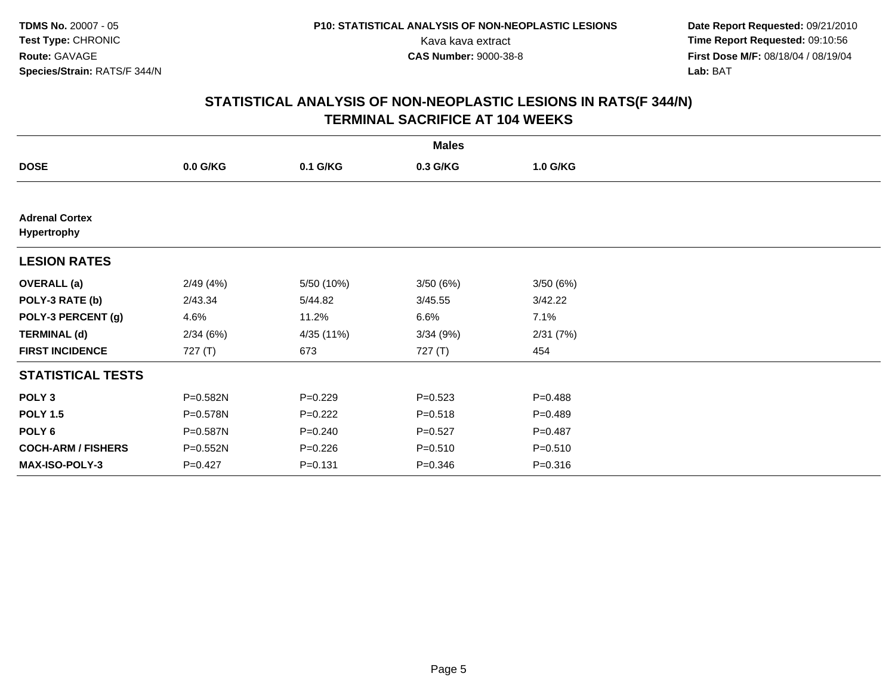**TDMS No.** 20007 - 05
**Test Type:** CHRONIC
**Route:** GAVAGE
**Species/Strain:** RATS/F 344/N

**P10: STATISTICAL ANALYSIS OF NON-NEOPLASTIC LESIONS**
Kava kava extract
**CAS Number:** 9000-38-8

**Date Report Requested:** 09/21/2010
**Time Report Requested:** 09:10:56
**First Dose M/F:** 08/18/04 / 08/19/04
**Lab:** BAT

## STATISTICAL ANALYSIS OF NON-NEOPLASTIC LESIONS IN RATS(F 344/N)
## TERMINAL SACRIFICE AT 104 WEEKS

| | Males | | | |
|---|---|---|---|---|
| **DOSE** | **0.0 G/KG** | **0.1 G/KG** | **0.3 G/KG** | **1.0 G/KG** |
| **Adrenal Cortex Hypertrophy** | | | | |
| **LESION RATES** | | | | |
| **OVERALL (a)** | 2/49 (4%) | 5/50 (10%) | 3/50 (6%) | 3/50 (6%) |
| **POLY-3 RATE (b)** | 2/43.34 | 5/44.82 | 3/45.55 | 3/42.22 |
| **POLY-3 PERCENT (g)** | 4.6% | 11.2% | 6.6% | 7.1% |
| **TERMINAL (d)** | 2/34 (6%) | 4/35 (11%) | 3/34 (9%) | 2/31 (7%) |
| **FIRST INCIDENCE** | 727 (T) | 673 | 727 (T) | 454 |
| **STATISTICAL TESTS** | | | | |
| **POLY 3** | P=0.582N | P=0.229 | P=0.523 | P=0.488 |
| **POLY 1.5** | P=0.578N | P=0.222 | P=0.518 | P=0.489 |
| **POLY 6** | P=0.587N | P=0.240 | P=0.527 | P=0.487 |
| **COCH-ARM / FISHERS** | P=0.552N | P=0.226 | P=0.510 | P=0.510 |
| **MAX-ISO-POLY-3** | P=0.427 | P=0.131 | P=0.346 | P=0.316 |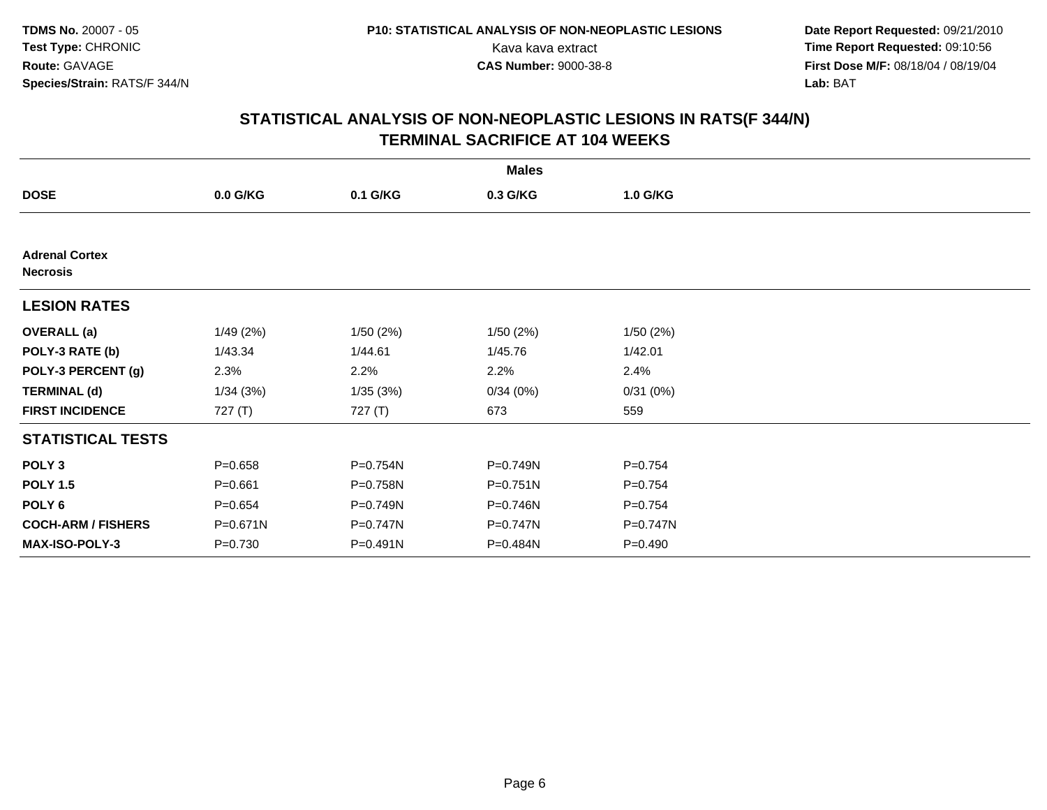TDMS No. 20007 - 05
Test Type: CHRONIC
Route: GAVAGE
Species/Strain: RATS/F 344/N

P10: STATISTICAL ANALYSIS OF NON-NEOPLASTIC LESIONS
Kava kava extract
CAS Number: 9000-38-8

Date Report Requested: 09/21/2010
Time Report Requested: 09:10:56
First Dose M/F: 08/18/04 / 08/19/04
Lab: BAT

## STATISTICAL ANALYSIS OF NON-NEOPLASTIC LESIONS IN RATS(F 344/N)
## TERMINAL SACRIFICE AT 104 WEEKS

| | Males | | | |
|---|---|---|---|---|
| **DOSE** | **0.0 G/KG** | **0.1 G/KG** | **0.3 G/KG** | **1.0 G/KG** |
| **Adrenal Cortex** | | | | |
| **Necrosis** | | | | |
| **LESION RATES** | | | | |
| **OVERALL (a)** | 1/49 (2%) | 1/50 (2%) | 1/50 (2%) | 1/50 (2%) |
| **POLY-3 RATE (b)** | 1/43.34 | 1/44.61 | 1/45.76 | 1/42.01 |
| **POLY-3 PERCENT (g)** | 2.3% | 2.2% | 2.2% | 2.4% |
| **TERMINAL (d)** | 1/34 (3%) | 1/35 (3%) | 0/34 (0%) | 0/31 (0%) |
| **FIRST INCIDENCE** | 727 (T) | 727 (T) | 673 | 559 |
| **STATISTICAL TESTS** | | | | |
| **POLY 3** | P=0.658 | P=0.754N | P=0.749N | P=0.754 |
| **POLY 1.5** | P=0.661 | P=0.758N | P=0.751N | P=0.754 |
| **POLY 6** | P=0.654 | P=0.749N | P=0.746N | P=0.754 |
| **COCH-ARM / FISHERS** | P=0.671N | P=0.747N | P=0.747N | P=0.747N |
| **MAX-ISO-POLY-3** | P=0.730 | P=0.491N | P=0.484N | P=0.490 |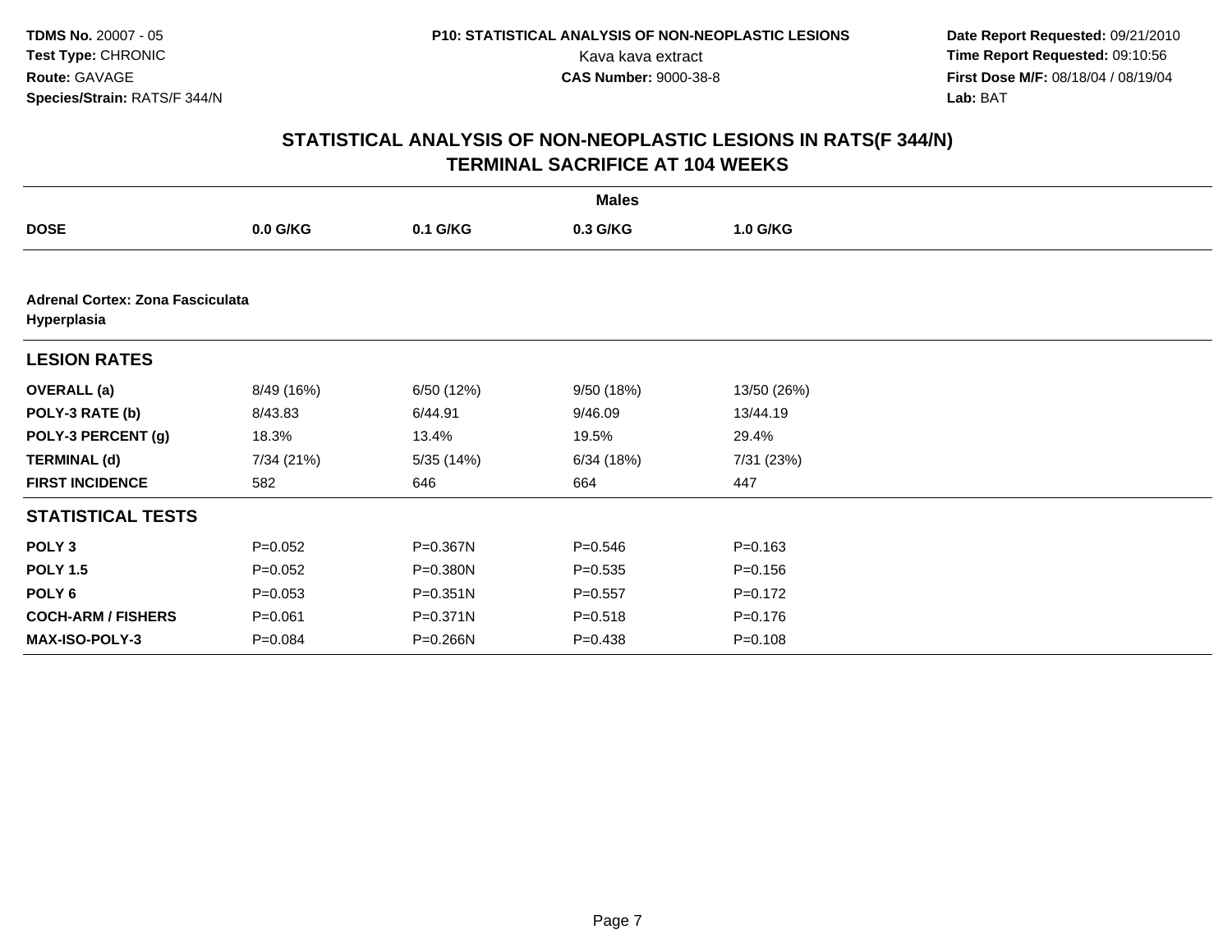**TDMS No.** 20007 - 05
**Test Type:** CHRONIC
**Route:** GAVAGE
**Species/Strain:** RATS/F 344/N

**P10: STATISTICAL ANALYSIS OF NON-NEOPLASTIC LESIONS**
Kava kava extract
**CAS Number:** 9000-38-8

**Date Report Requested:** 09/21/2010
**Time Report Requested:** 09:10:56
**First Dose M/F:** 08/18/04 / 08/19/04
**Lab:** BAT

# STATISTICAL ANALYSIS OF NON-NEOPLASTIC LESIONS IN RATS(F 344/N)
## TERMINAL SACRIFICE AT 104 WEEKS

| | Males | | | |
|---|---|---|---|---|
| **DOSE** | **0.0 G/KG** | **0.1 G/KG** | **0.3 G/KG** | **1.0 G/KG** |
| **Adrenal Cortex: Zona Fasciculata Hyperplasia** | | | | |
| **LESION RATES** | | | | |
| **OVERALL (a)** | 8/49 (16%) | 6/50 (12%) | 9/50 (18%) | 13/50 (26%) |
| **POLY-3 RATE (b)** | 8/43.83 | 6/44.91 | 9/46.09 | 13/44.19 |
| **POLY-3 PERCENT (g)** | 18.3% | 13.4% | 19.5% | 29.4% |
| **TERMINAL (d)** | 7/34 (21%) | 5/35 (14%) | 6/34 (18%) | 7/31 (23%) |
| **FIRST INCIDENCE** | 582 | 646 | 664 | 447 |
| **STATISTICAL TESTS** | | | | |
| **POLY 3** | P=0.052 | P=0.367N | P=0.546 | P=0.163 |
| **POLY 1.5** | P=0.052 | P=0.380N | P=0.535 | P=0.156 |
| **POLY 6** | P=0.053 | P=0.351N | P=0.557 | P=0.172 |
| **COCH-ARM / FISHERS** | P=0.061 | P=0.371N | P=0.518 | P=0.176 |
| **MAX-ISO-POLY-3** | P=0.084 | P=0.266N | P=0.438 | P=0.108 |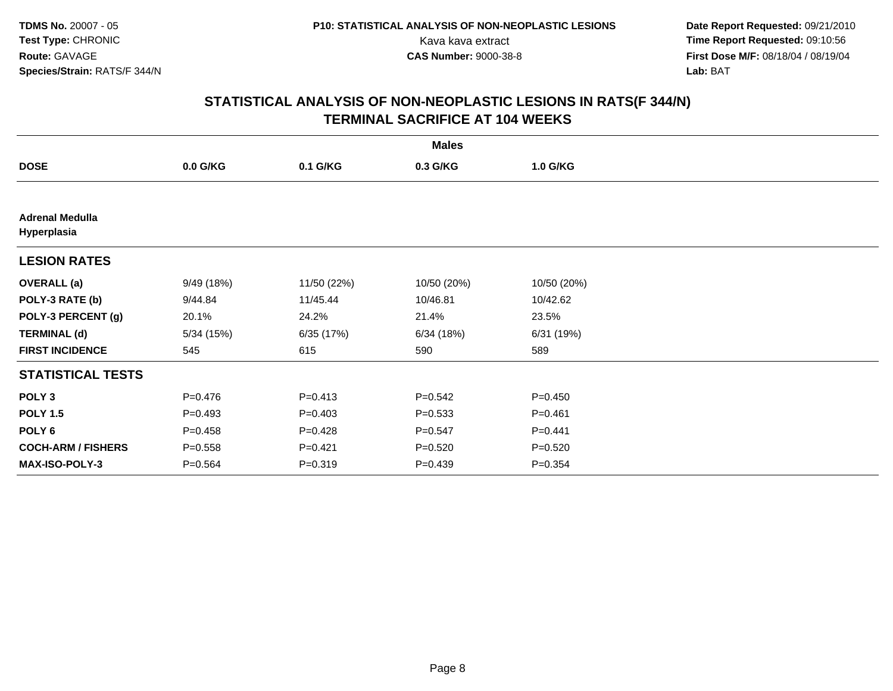**TDMS No.** 20007 - 05
**Test Type:** CHRONIC
**Route:** GAVAGE
**Species/Strain:** RATS/F 344/N

**P10: STATISTICAL ANALYSIS OF NON-NEOPLASTIC LESIONS**
Kava kava extract
**CAS Number:** 9000-38-8

**Date Report Requested:** 09/21/2010
**Time Report Requested:** 09:10:56
**First Dose M/F:** 08/18/04 / 08/19/04
**Lab:** BAT

## STATISTICAL ANALYSIS OF NON-NEOPLASTIC LESIONS IN RATS(F 344/N)
## TERMINAL SACRIFICE AT 104 WEEKS

| | Males | | | |
|---|---|---|---|---|
| **DOSE** | **0.0 G/KG** | **0.1 G/KG** | **0.3 G/KG** | **1.0 G/KG** |
| **Adrenal Medulla Hyperplasia** | | | | |
| **LESION RATES** | | | | |
| **OVERALL (a)** | 9/49 (18%) | 11/50 (22%) | 10/50 (20%) | 10/50 (20%) |
| **POLY-3 RATE (b)** | 9/44.84 | 11/45.44 | 10/46.81 | 10/42.62 |
| **POLY-3 PERCENT (g)** | 20.1% | 24.2% | 21.4% | 23.5% |
| **TERMINAL (d)** | 5/34 (15%) | 6/35 (17%) | 6/34 (18%) | 6/31 (19%) |
| **FIRST INCIDENCE** | 545 | 615 | 590 | 589 |
| **STATISTICAL TESTS** | | | | |
| **POLY 3** | P=0.476 | P=0.413 | P=0.542 | P=0.450 |
| **POLY 1.5** | P=0.493 | P=0.403 | P=0.533 | P=0.461 |
| **POLY 6** | P=0.458 | P=0.428 | P=0.547 | P=0.441 |
| **COCH-ARM / FISHERS** | P=0.558 | P=0.421 | P=0.520 | P=0.520 |
| **MAX-ISO-POLY-3** | P=0.564 | P=0.319 | P=0.439 | P=0.354 |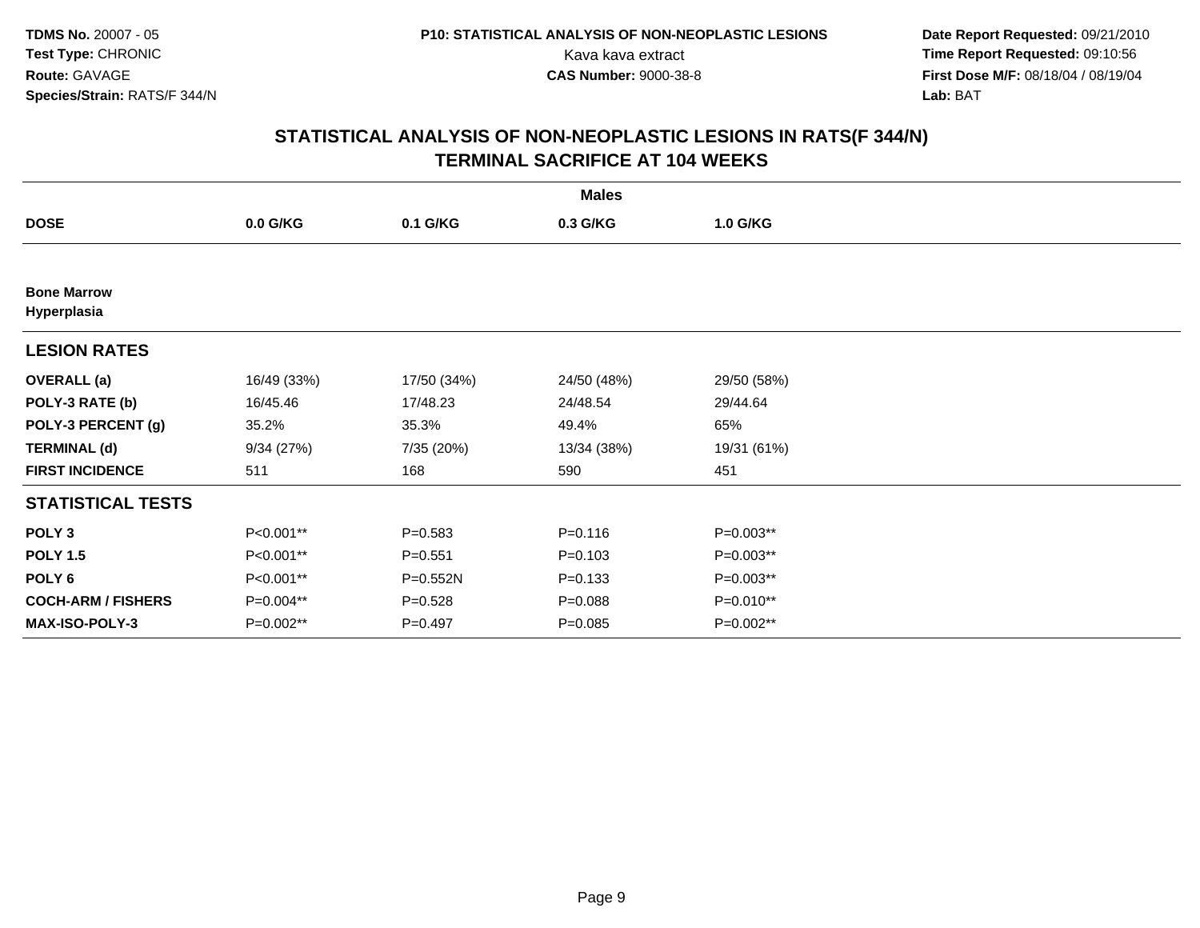**TDMS No.** 20007 - 05
**Test Type:** CHRONIC
**Route:** GAVAGE
**Species/Strain:** RATS/F 344/N

**P10: STATISTICAL ANALYSIS OF NON-NEOPLASTIC LESIONS**
Kava kava extract
**CAS Number:** 9000-38-8

**Date Report Requested:** 09/21/2010
**Time Report Requested:** 09:10:56
**First Dose M/F:** 08/18/04 / 08/19/04
**Lab:** BAT

## STATISTICAL ANALYSIS OF NON-NEOPLASTIC LESIONS IN RATS(F 344/N) TERMINAL SACRIFICE AT 104 WEEKS

| | Males | | | |
|---|---|---|---|---|
| **DOSE** | **0.0 G/KG** | **0.1 G/KG** | **0.3 G/KG** | **1.0 G/KG** |
| **Bone Marrow** | | | | |
| **Hyperplasia** | | | | |
| **LESION RATES** | | | | |
| **OVERALL (a)** | 16/49 (33%) | 17/50 (34%) | 24/50 (48%) | 29/50 (58%) |
| **POLY-3 RATE (b)** | 16/45.46 | 17/48.23 | 24/48.54 | 29/44.64 |
| **POLY-3 PERCENT (g)** | 35.2% | 35.3% | 49.4% | 65% |
| **TERMINAL (d)** | 9/34 (27%) | 7/35 (20%) | 13/34 (38%) | 19/31 (61%) |
| **FIRST INCIDENCE** | 511 | 168 | 590 | 451 |
| **STATISTICAL TESTS** | | | | |
| **POLY 3** | P<0.001** | P=0.583 | P=0.116 | P=0.003** |
| **POLY 1.5** | P<0.001** | P=0.551 | P=0.103 | P=0.003** |
| **POLY 6** | P<0.001** | P=0.552N | P=0.133 | P=0.003** |
| **COCH-ARM / FISHERS** | P=0.004** | P=0.528 | P=0.088 | P=0.010** |
| **MAX-ISO-POLY-3** | P=0.002** | P=0.497 | P=0.085 | P=0.002** |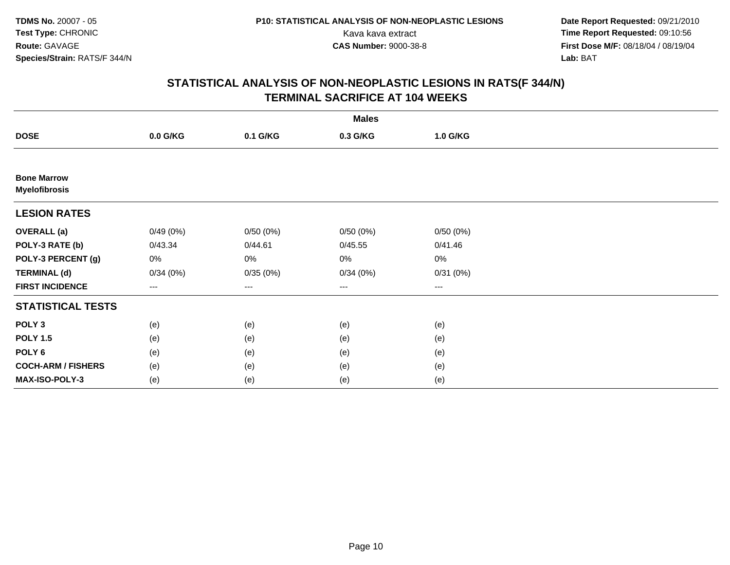**TDMS No.** 20007 - 05
**Test Type:** CHRONIC
**Route:** GAVAGE
**Species/Strain:** RATS/F 344/N

**P10: STATISTICAL ANALYSIS OF NON-NEOPLASTIC LESIONS**
Kava kava extract
**CAS Number:** 9000-38-8

**Date Report Requested:** 09/21/2010
**Time Report Requested:** 09:10:56
**First Dose M/F:** 08/18/04 / 08/19/04
**Lab:** BAT

## STATISTICAL ANALYSIS OF NON-NEOPLASTIC LESIONS IN RATS(F 344/N)
## TERMINAL SACRIFICE AT 104 WEEKS

| | Males | | | |
|---|---|---|---|---|
| **DOSE** | **0.0 G/KG** | **0.1 G/KG** | **0.3 G/KG** | **1.0 G/KG** |
| **Bone Marrow** | | | | |
| **Myelofibrosis** | | | | |
| **LESION RATES** | | | | |
| **OVERALL (a)** | 0/49 (0%) | 0/50 (0%) | 0/50 (0%) | 0/50 (0%) |
| **POLY-3 RATE (b)** | 0/43.34 | 0/44.61 | 0/45.55 | 0/41.46 |
| **POLY-3 PERCENT (g)** | 0% | 0% | 0% | 0% |
| **TERMINAL (d)** | 0/34 (0%) | 0/35 (0%) | 0/34 (0%) | 0/31 (0%) |
| **FIRST INCIDENCE** | --- | --- | --- | --- |
| **STATISTICAL TESTS** | | | | |
| **POLY 3** | (e) | (e) | (e) | (e) |
| **POLY 1.5** | (e) | (e) | (e) | (e) |
| **POLY 6** | (e) | (e) | (e) | (e) |
| **COCH-ARM / FISHERS** | (e) | (e) | (e) | (e) |
| **MAX-ISO-POLY-3** | (e) | (e) | (e) | (e) |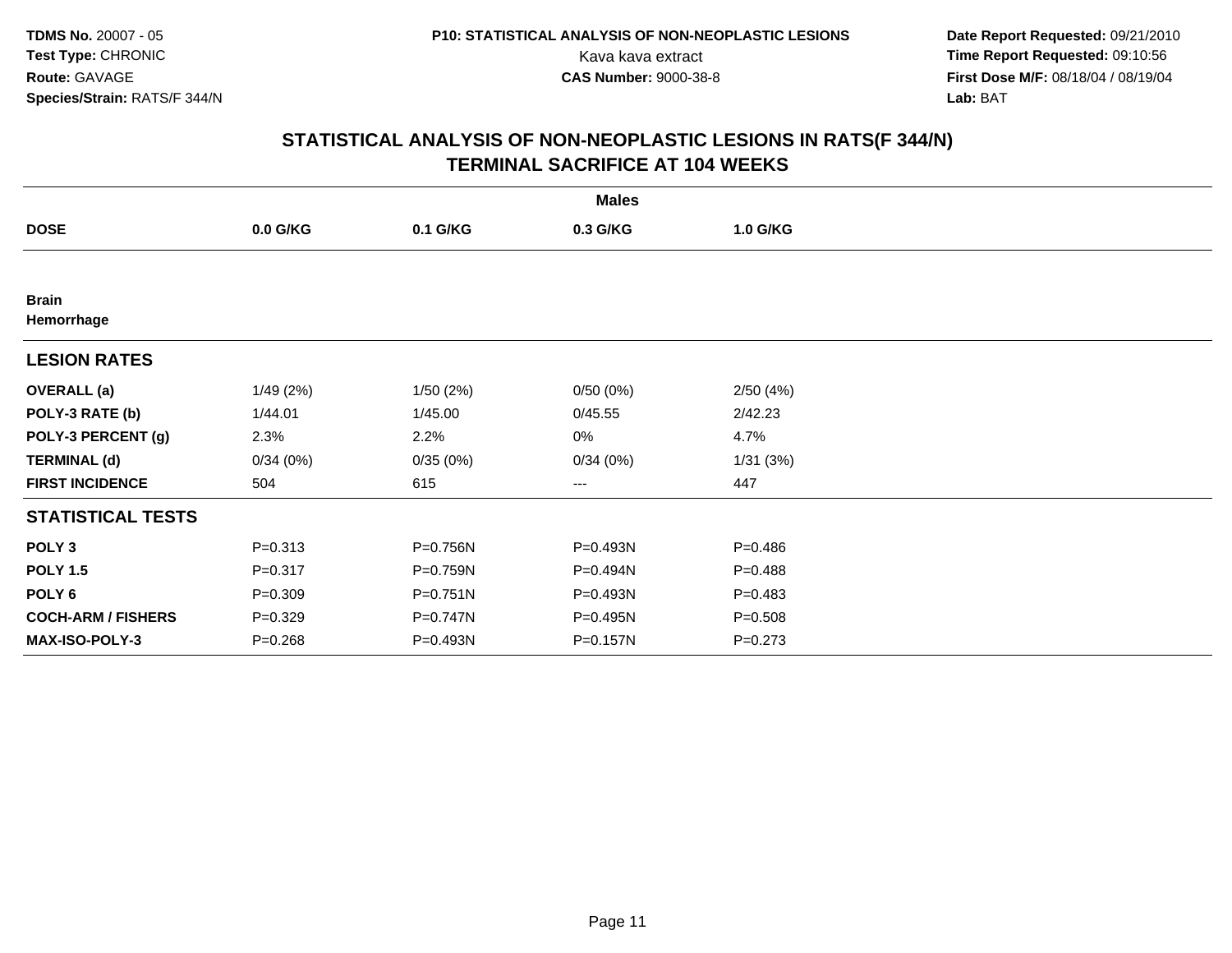**TDMS No.** 20007 - 05
**Test Type:** CHRONIC
**Route:** GAVAGE
**Species/Strain:** RATS/F 344/N

**P10: STATISTICAL ANALYSIS OF NON-NEOPLASTIC LESIONS**
Kava kava extract
**CAS Number:** 9000-38-8

**Date Report Requested:** 09/21/2010
**Time Report Requested:** 09:10:56
**First Dose M/F:** 08/18/04 / 08/19/04
**Lab:** BAT

## STATISTICAL ANALYSIS OF NON-NEOPLASTIC LESIONS IN RATS(F 344/N) TERMINAL SACRIFICE AT 104 WEEKS

| | Males | | | |
|---|---|---|---|---|
| **DOSE** | **0.0 G/KG** | **0.1 G/KG** | **0.3 G/KG** | **1.0 G/KG** |
| **Brain** | | | | |
| **Hemorrhage** | | | | |
| **LESION RATES** | | | | |
| **OVERALL (a)** | 1/49 (2%) | 1/50 (2%) | 0/50 (0%) | 2/50 (4%) |
| **POLY-3 RATE (b)** | 1/44.01 | 1/45.00 | 0/45.55 | 2/42.23 |
| **POLY-3 PERCENT (g)** | 2.3% | 2.2% | 0% | 4.7% |
| **TERMINAL (d)** | 0/34 (0%) | 0/35 (0%) | 0/34 (0%) | 1/31 (3%) |
| **FIRST INCIDENCE** | 504 | 615 | --- | 447 |
| **STATISTICAL TESTS** | | | | |
| **POLY 3** | P=0.313 | P=0.756N | P=0.493N | P=0.486 |
| **POLY 1.5** | P=0.317 | P=0.759N | P=0.494N | P=0.488 |
| **POLY 6** | P=0.309 | P=0.751N | P=0.493N | P=0.483 |
| **COCH-ARM / FISHERS** | P=0.329 | P=0.747N | P=0.495N | P=0.508 |
| **MAX-ISO-POLY-3** | P=0.268 | P=0.493N | P=0.157N | P=0.273 |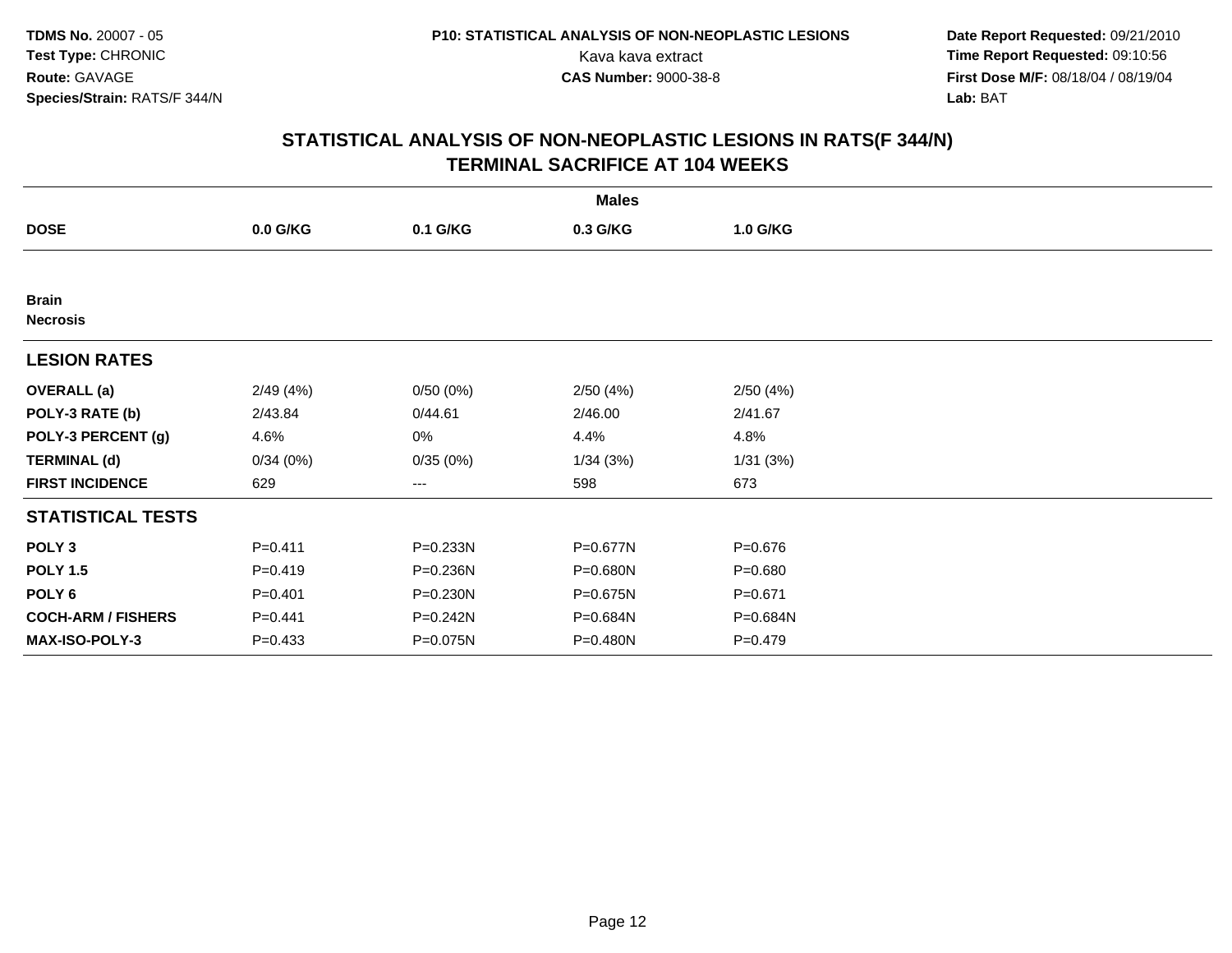**TDMS No.** 20007 - 05
**Test Type:** CHRONIC
**Route:** GAVAGE
**Species/Strain:** RATS/F 344/N

**P10: STATISTICAL ANALYSIS OF NON-NEOPLASTIC LESIONS**
Kava kava extract
**CAS Number:** 9000-38-8

**Date Report Requested:** 09/21/2010
**Time Report Requested:** 09:10:56
**First Dose M/F:** 08/18/04 / 08/19/04
**Lab:** BAT

## STATISTICAL ANALYSIS OF NON-NEOPLASTIC LESIONS IN RATS(F 344/N)
## TERMINAL SACRIFICE AT 104 WEEKS

| | Males | | | |
|---|---|---|---|---|
| **DOSE** | **0.0 G/KG** | **0.1 G/KG** | **0.3 G/KG** | **1.0 G/KG** |
| **Brain** | | | | |
| **Necrosis** | | | | |
| **LESION RATES** | | | | |
| **OVERALL (a)** | 2/49 (4%) | 0/50 (0%) | 2/50 (4%) | 2/50 (4%) |
| **POLY-3 RATE (b)** | 2/43.84 | 0/44.61 | 2/46.00 | 2/41.67 |
| **POLY-3 PERCENT (g)** | 4.6% | 0% | 4.4% | 4.8% |
| **TERMINAL (d)** | 0/34 (0%) | 0/35 (0%) | 1/34 (3%) | 1/31 (3%) |
| **FIRST INCIDENCE** | 629 | --- | 598 | 673 |
| **STATISTICAL TESTS** | | | | |
| **POLY 3** | P=0.411 | P=0.233N | P=0.677N | P=0.676 |
| **POLY 1.5** | P=0.419 | P=0.236N | P=0.680N | P=0.680 |
| **POLY 6** | P=0.401 | P=0.230N | P=0.675N | P=0.671 |
| **COCH-ARM / FISHERS** | P=0.441 | P=0.242N | P=0.684N | P=0.684N |
| **MAX-ISO-POLY-3** | P=0.433 | P=0.075N | P=0.480N | P=0.479 |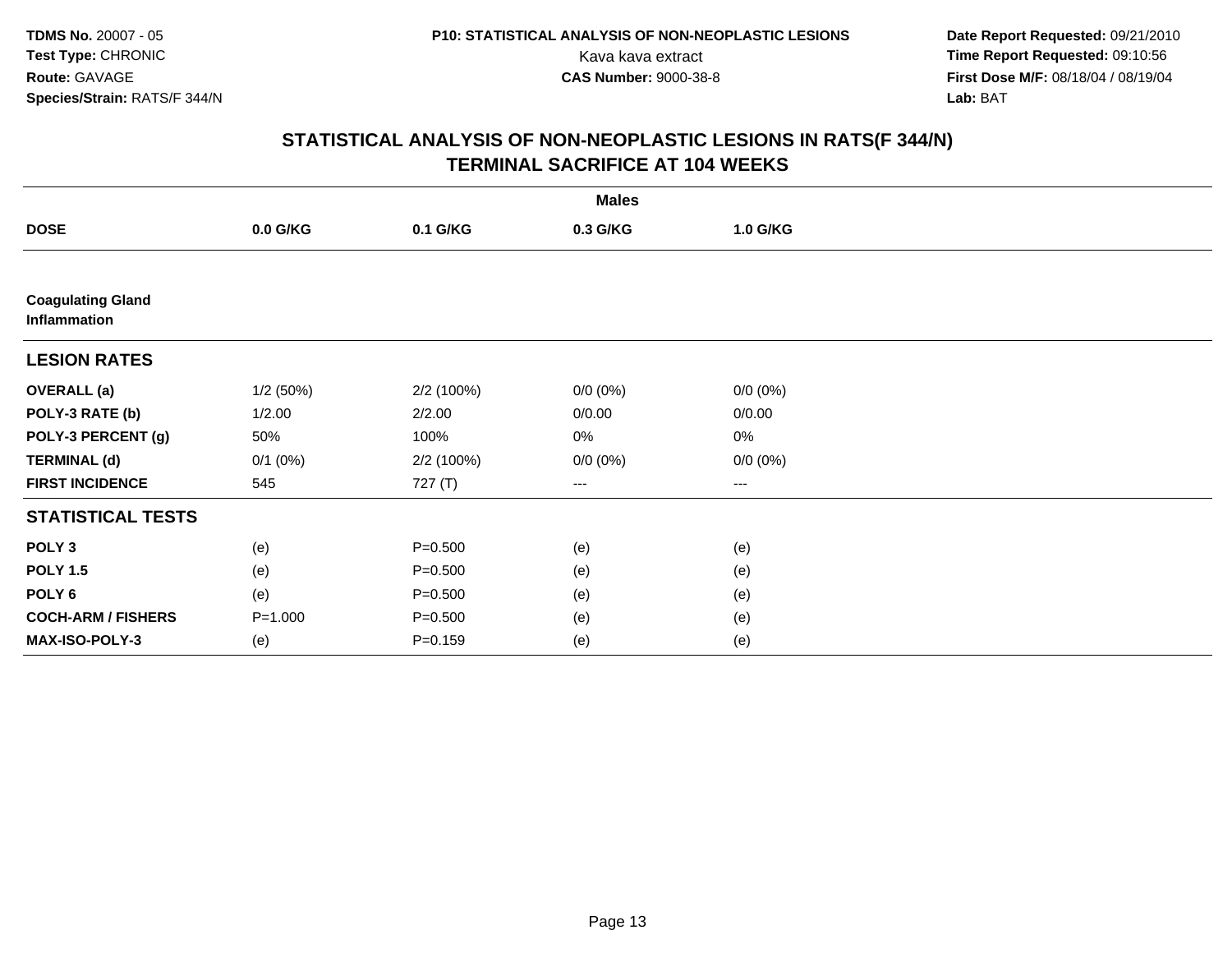## STATISTICAL ANALYSIS OF NON-NEOPLASTIC LESIONS IN RATS(F 344/N)
## TERMINAL SACRIFICE AT 104 WEEKS

| | Males | | | |
|---|---|---|---|---|
| **DOSE** | **0.0 G/KG** | **0.1 G/KG** | **0.3 G/KG** | **1.0 G/KG** |
| **Coagulating Gland** | | | | |
| **Inflammation** | | | | |
| **LESION RATES** | | | | |
| **OVERALL (a)** | 1/2 (50%) | 2/2 (100%) | 0/0 (0%) | 0/0 (0%) |
| **POLY-3 RATE (b)** | 1/2.00 | 2/2.00 | 0/0.00 | 0/0.00 |
| **POLY-3 PERCENT (g)** | 50% | 100% | 0% | 0% |
| **TERMINAL (d)** | 0/1 (0%) | 2/2 (100%) | 0/0 (0%) | 0/0 (0%) |
| **FIRST INCIDENCE** | 545 | 727 (T) | --- | --- |
| **STATISTICAL TESTS** | | | | |
| **POLY 3** | (e) | P=0.500 | (e) | (e) |
| **POLY 1.5** | (e) | P=0.500 | (e) | (e) |
| **POLY 6** | (e) | P=0.500 | (e) | (e) |
| **COCH-ARM / FISHERS** | P=1.000 | P=0.500 | (e) | (e) |
| **MAX-ISO-POLY-3** | (e) | P=0.159 | (e) | (e) |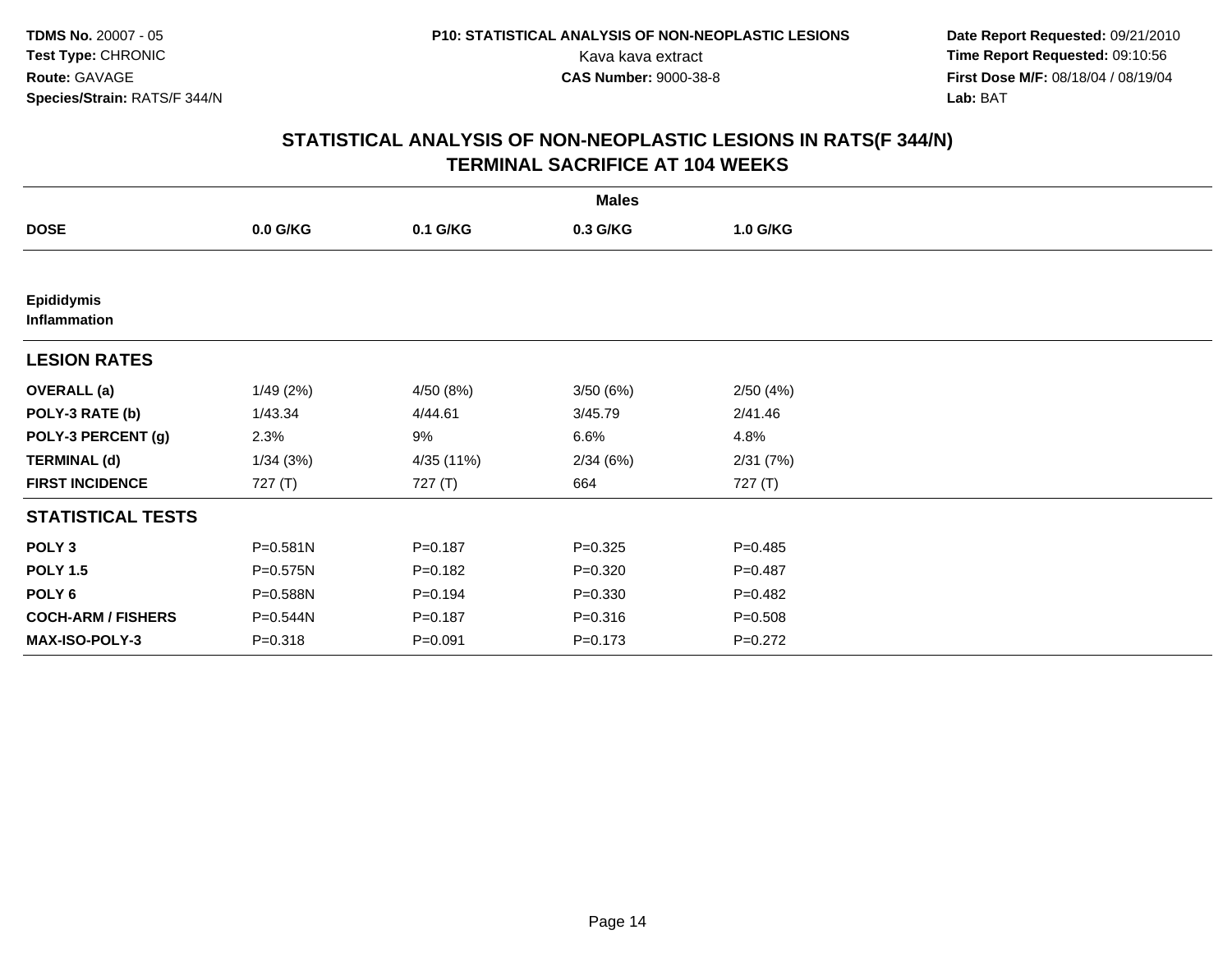## STATISTICAL ANALYSIS OF NON-NEOPLASTIC LESIONS IN RATS(F 344/N)
## TERMINAL SACRIFICE AT 104 WEEKS

| | Males | | | |
|---|---|---|---|---|
| **DOSE** | **0.0 G/KG** | **0.1 G/KG** | **0.3 G/KG** | **1.0 G/KG** |
| **Epididymis** **Inflammation** | | | | |
| **LESION RATES** | | | | |
| **OVERALL (a)** | 1/49 (2%) | 4/50 (8%) | 3/50 (6%) | 2/50 (4%) |
| **POLY-3 RATE (b)** | 1/43.34 | 4/44.61 | 3/45.79 | 2/41.46 |
| **POLY-3 PERCENT (g)** | 2.3% | 9% | 6.6% | 4.8% |
| **TERMINAL (d)** | 1/34 (3%) | 4/35 (11%) | 2/34 (6%) | 2/31 (7%) |
| **FIRST INCIDENCE** | 727 (T) | 727 (T) | 664 | 727 (T) |
| **STATISTICAL TESTS** | | | | |
| **POLY 3** | P=0.581N | P=0.187 | P=0.325 | P=0.485 |
| **POLY 1.5** | P=0.575N | P=0.182 | P=0.320 | P=0.487 |
| **POLY 6** | P=0.588N | P=0.194 | P=0.330 | P=0.482 |
| **COCH-ARM / FISHERS** | P=0.544N | P=0.187 | P=0.316 | P=0.508 |
| **MAX-ISO-POLY-3** | P=0.318 | P=0.091 | P=0.173 | P=0.272 |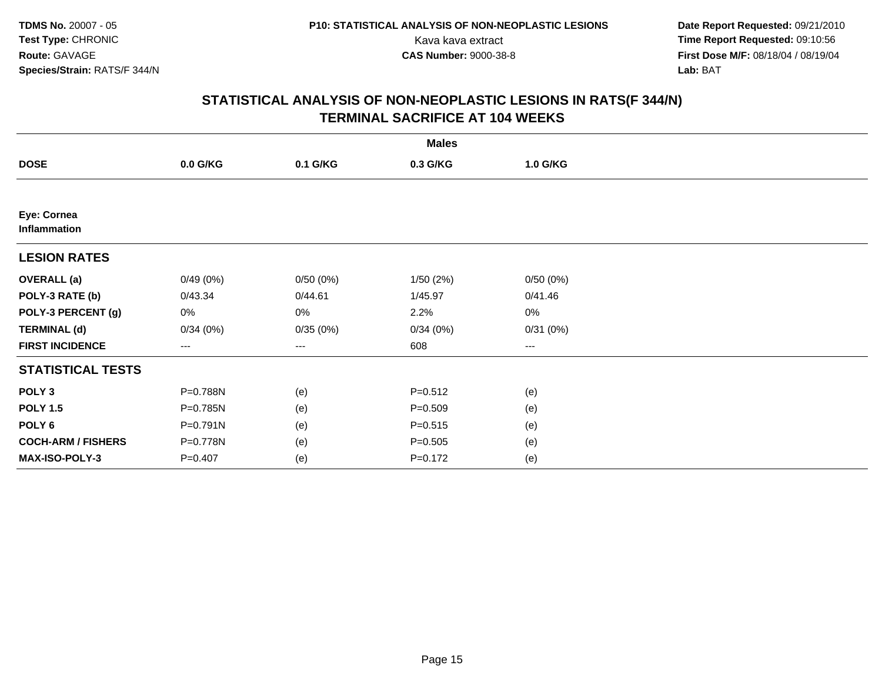**TDMS No.** 20007 - 05
**Test Type:** CHRONIC
**Route:** GAVAGE
**Species/Strain:** RATS/F 344/N

**P10: STATISTICAL ANALYSIS OF NON-NEOPLASTIC LESIONS**
Kava kava extract
**CAS Number:** 9000-38-8

**Date Report Requested:** 09/21/2010
**Time Report Requested:** 09:10:56
**First Dose M/F:** 08/18/04 / 08/19/04
**Lab:** BAT

## STATISTICAL ANALYSIS OF NON-NEOPLASTIC LESIONS IN RATS(F 344/N)
## TERMINAL SACRIFICE AT 104 WEEKS

| | Males | | | |
|---|---|---|---|---|
| **DOSE** | **0.0 G/KG** | **0.1 G/KG** | **0.3 G/KG** | **1.0 G/KG** |
| **Eye: Cornea** **Inflammation** | | | | |
| **LESION RATES** | | | | |
| **OVERALL (a)** | 0/49 (0%) | 0/50 (0%) | 1/50 (2%) | 0/50 (0%) |
| **POLY-3 RATE (b)** | 0/43.34 | 0/44.61 | 1/45.97 | 0/41.46 |
| **POLY-3 PERCENT (g)** | 0% | 0% | 2.2% | 0% |
| **TERMINAL (d)** | 0/34 (0%) | 0/35 (0%) | 0/34 (0%) | 0/31 (0%) |
| **FIRST INCIDENCE** | --- | --- | 608 | --- |
| **STATISTICAL TESTS** | | | | |
| **POLY 3** | P=0.788N | (e) | P=0.512 | (e) |
| **POLY 1.5** | P=0.785N | (e) | P=0.509 | (e) |
| **POLY 6** | P=0.791N | (e) | P=0.515 | (e) |
| **COCH-ARM / FISHERS** | P=0.778N | (e) | P=0.505 | (e) |
| **MAX-ISO-POLY-3** | P=0.407 | (e) | P=0.172 | (e) |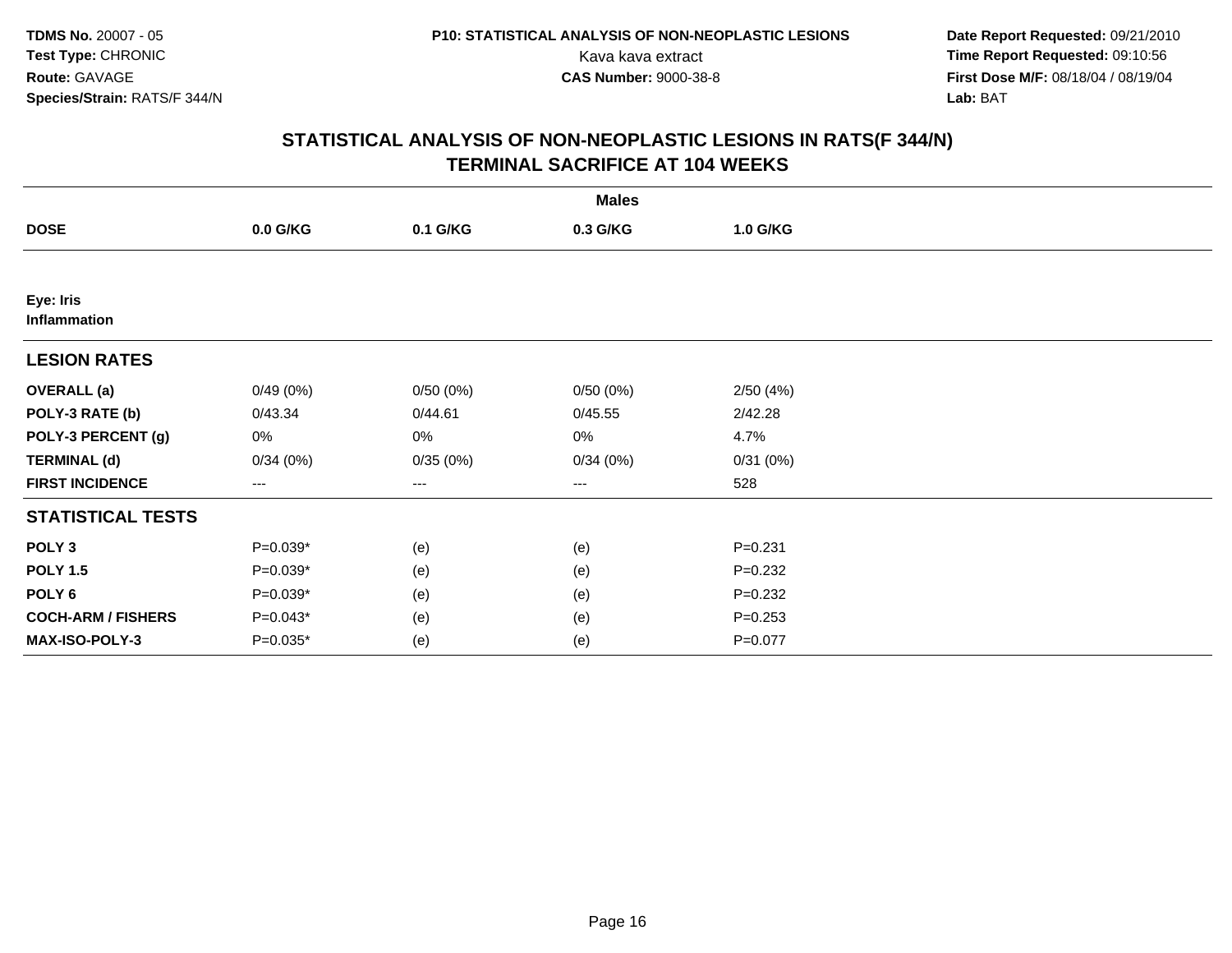**TDMS No.** 20007 - 05
**Test Type:** CHRONIC
**Route:** GAVAGE
**Species/Strain:** RATS/F 344/N

**P10: STATISTICAL ANALYSIS OF NON-NEOPLASTIC LESIONS**
Kava kava extract
**CAS Number:** 9000-38-8

**Date Report Requested:** 09/21/2010
**Time Report Requested:** 09:10:56
**First Dose M/F:** 08/18/04 / 08/19/04
**Lab:** BAT

## STATISTICAL ANALYSIS OF NON-NEOPLASTIC LESIONS IN RATS(F 344/N)
## TERMINAL SACRIFICE AT 104 WEEKS

| | Males | | | |
|---|---|---|---|---|
| **DOSE** | **0.0 G/KG** | **0.1 G/KG** | **0.3 G/KG** | **1.0 G/KG** |
| **Eye: Iris** | | | | |
| **Inflammation** | | | | |
| **LESION RATES** | | | | |
| **OVERALL (a)** | 0/49 (0%) | 0/50 (0%) | 0/50 (0%) | 2/50 (4%) |
| **POLY-3 RATE (b)** | 0/43.34 | 0/44.61 | 0/45.55 | 2/42.28 |
| **POLY-3 PERCENT (g)** | 0% | 0% | 0% | 4.7% |
| **TERMINAL (d)** | 0/34 (0%) | 0/35 (0%) | 0/34 (0%) | 0/31 (0%) |
| **FIRST INCIDENCE** | --- | --- | --- | 528 |
| **STATISTICAL TESTS** | | | | |
| **POLY 3** | P=0.039* | (e) | (e) | P=0.231 |
| **POLY 1.5** | P=0.039* | (e) | (e) | P=0.232 |
| **POLY 6** | P=0.039* | (e) | (e) | P=0.232 |
| **COCH-ARM / FISHERS** | P=0.043* | (e) | (e) | P=0.253 |
| **MAX-ISO-POLY-3** | P=0.035* | (e) | (e) | P=0.077 |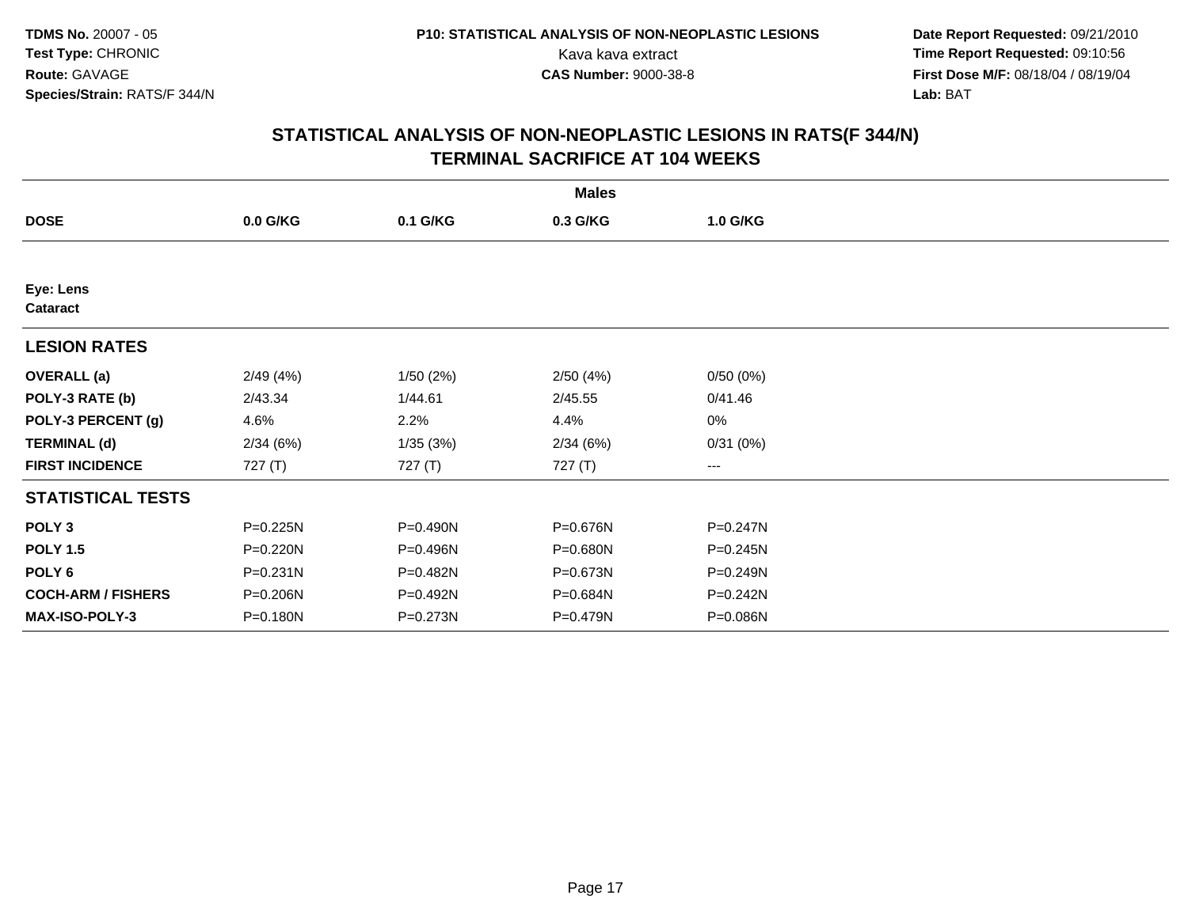**TDMS No.** 20007 - 05
**Test Type:** CHRONIC
**Route:** GAVAGE
**Species/Strain:** RATS/F 344/N

**P10: STATISTICAL ANALYSIS OF NON-NEOPLASTIC LESIONS**
Kava kava extract
**CAS Number:** 9000-38-8

**Date Report Requested:** 09/21/2010
**Time Report Requested:** 09:10:56
**First Dose M/F:** 08/18/04 / 08/19/04
**Lab:** BAT

## STATISTICAL ANALYSIS OF NON-NEOPLASTIC LESIONS IN RATS(F 344/N) TERMINAL SACRIFICE AT 104 WEEKS

| | Males | | | |
|---|---|---|---|---|
| **DOSE** | **0.0 G/KG** | **0.1 G/KG** | **0.3 G/KG** | **1.0 G/KG** |
| **Eye: Lens** | | | | |
| **Cataract** | | | | |
| **LESION RATES** | | | | |
| **OVERALL (a)** | 2/49 (4%) | 1/50 (2%) | 2/50 (4%) | 0/50 (0%) |
| **POLY-3 RATE (b)** | 2/43.34 | 1/44.61 | 2/45.55 | 0/41.46 |
| **POLY-3 PERCENT (g)** | 4.6% | 2.2% | 4.4% | 0% |
| **TERMINAL (d)** | 2/34 (6%) | 1/35 (3%) | 2/34 (6%) | 0/31 (0%) |
| **FIRST INCIDENCE** | 727 (T) | 727 (T) | 727 (T) | --- |
| **STATISTICAL TESTS** | | | | |
| **POLY 3** | P=0.225N | P=0.490N | P=0.676N | P=0.247N |
| **POLY 1.5** | P=0.220N | P=0.496N | P=0.680N | P=0.245N |
| **POLY 6** | P=0.231N | P=0.482N | P=0.673N | P=0.249N |
| **COCH-ARM / FISHERS** | P=0.206N | P=0.492N | P=0.684N | P=0.242N |
| **MAX-ISO-POLY-3** | P=0.180N | P=0.273N | P=0.479N | P=0.086N |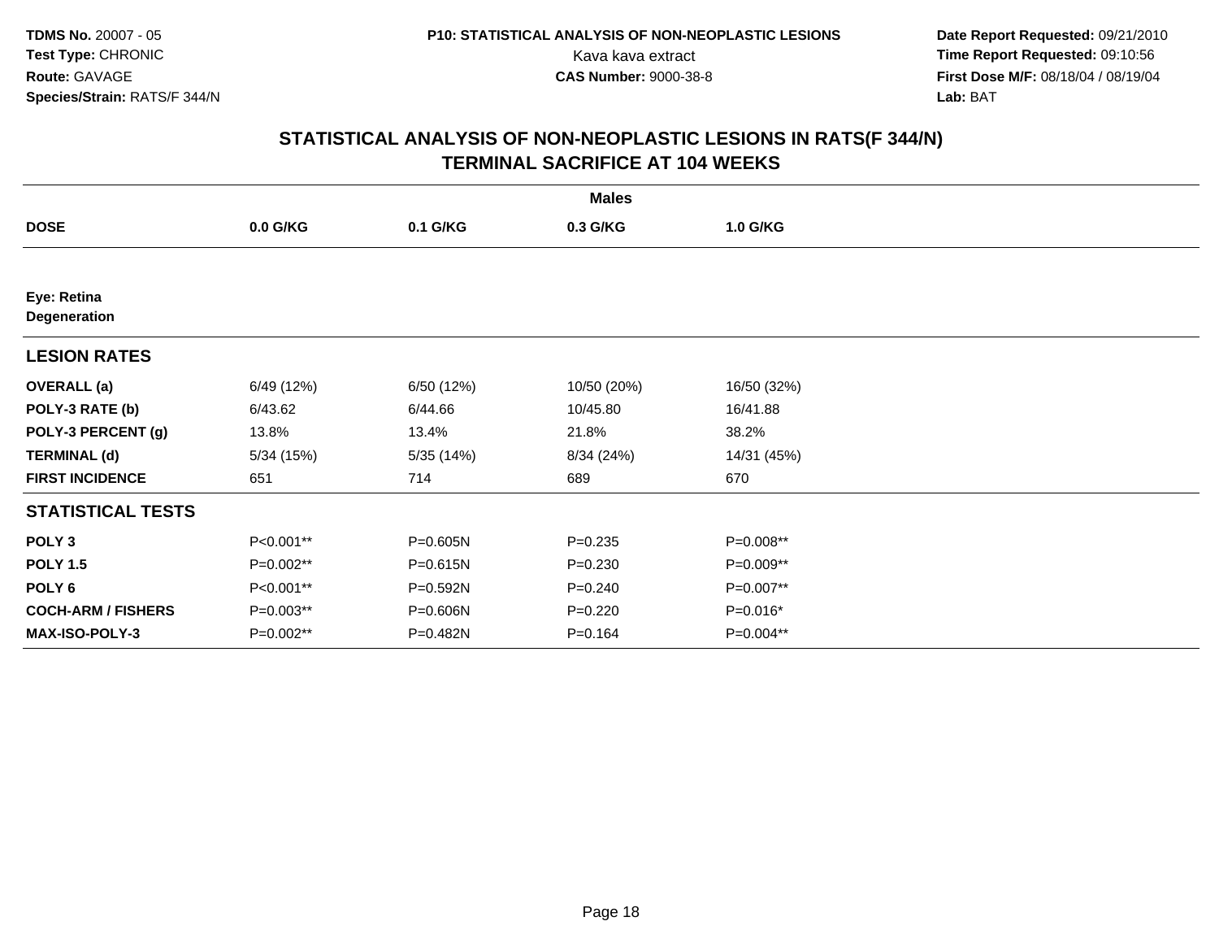TDMS No. 20007 - 05
Test Type: CHRONIC
Route: GAVAGE
Species/Strain: RATS/F 344/N

P10: STATISTICAL ANALYSIS OF NON-NEOPLASTIC LESIONS
Kava kava extract
CAS Number: 9000-38-8

Date Report Requested: 09/21/2010
Time Report Requested: 09:10:56
First Dose M/F: 08/18/04 / 08/19/04
Lab: BAT

## STATISTICAL ANALYSIS OF NON-NEOPLASTIC LESIONS IN RATS(F 344/N) TERMINAL SACRIFICE AT 104 WEEKS

| | Males | | | |
|---|---|---|---|---|
| **DOSE** | **0.0 G/KG** | **0.1 G/KG** | **0.3 G/KG** | **1.0 G/KG** |
| **Eye: Retina** | | | | |
| **Degeneration** | | | | |
| **LESION RATES** | | | | |
| **OVERALL (a)** | 6/49 (12%) | 6/50 (12%) | 10/50 (20%) | 16/50 (32%) |
| **POLY-3 RATE (b)** | 6/43.62 | 6/44.66 | 10/45.80 | 16/41.88 |
| **POLY-3 PERCENT (g)** | 13.8% | 13.4% | 21.8% | 38.2% |
| **TERMINAL (d)** | 5/34 (15%) | 5/35 (14%) | 8/34 (24%) | 14/31 (45%) |
| **FIRST INCIDENCE** | 651 | 714 | 689 | 670 |
| **STATISTICAL TESTS** | | | | |
| **POLY 3** | P<0.001** | P=0.605N | P=0.235 | P=0.008** |
| **POLY 1.5** | P=0.002** | P=0.615N | P=0.230 | P=0.009** |
| **POLY 6** | P<0.001** | P=0.592N | P=0.240 | P=0.007** |
| **COCH-ARM / FISHERS** | P=0.003** | P=0.606N | P=0.220 | P=0.016* |
| **MAX-ISO-POLY-3** | P=0.002** | P=0.482N | P=0.164 | P=0.004** |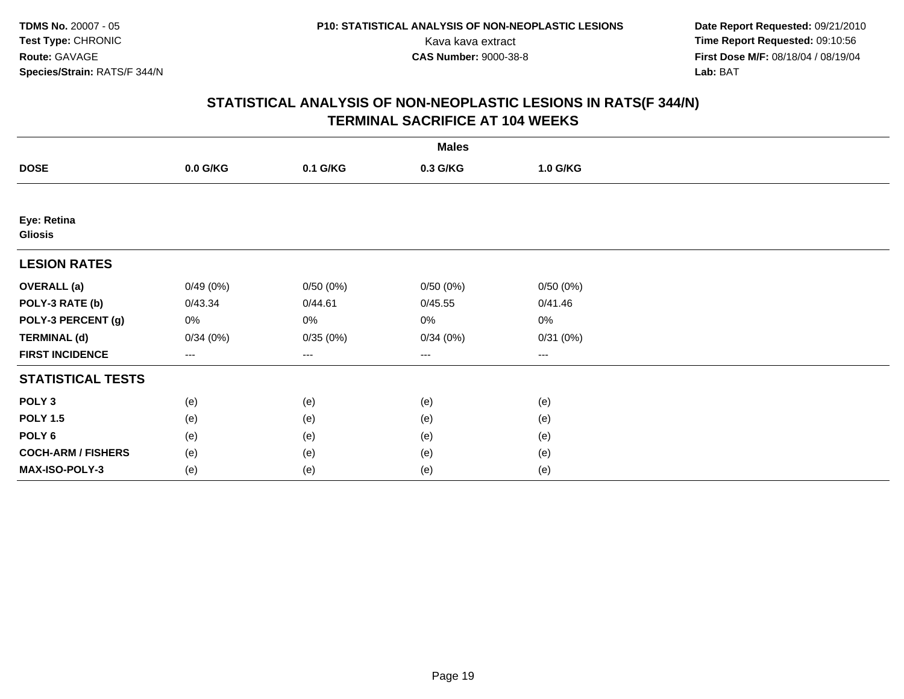# STATISTICAL ANALYSIS OF NON-NEOPLASTIC LESIONS IN RATS(F 344/N)
## TERMINAL SACRIFICE AT 104 WEEKS

| | Males | | | |
|---|---|---|---|---|
| **DOSE** | **0.0 G/KG** | **0.1 G/KG** | **0.3 G/KG** | **1.0 G/KG** |
| **Eye: Retina** | | | | |
| **Gliosis** | | | | |
| **LESION RATES** | | | | |
| **OVERALL (a)** | 0/49 (0%) | 0/50 (0%) | 0/50 (0%) | 0/50 (0%) |
| **POLY-3 RATE (b)** | 0/43.34 | 0/44.61 | 0/45.55 | 0/41.46 |
| **POLY-3 PERCENT (g)** | 0% | 0% | 0% | 0% |
| **TERMINAL (d)** | 0/34 (0%) | 0/35 (0%) | 0/34 (0%) | 0/31 (0%) |
| **FIRST INCIDENCE** | --- | --- | --- | --- |
| **STATISTICAL TESTS** | | | | |
| **POLY 3** | (e) | (e) | (e) | (e) |
| **POLY 1.5** | (e) | (e) | (e) | (e) |
| **POLY 6** | (e) | (e) | (e) | (e) |
| **COCH-ARM / FISHERS** | (e) | (e) | (e) | (e) |
| **MAX-ISO-POLY-3** | (e) | (e) | (e) | (e) |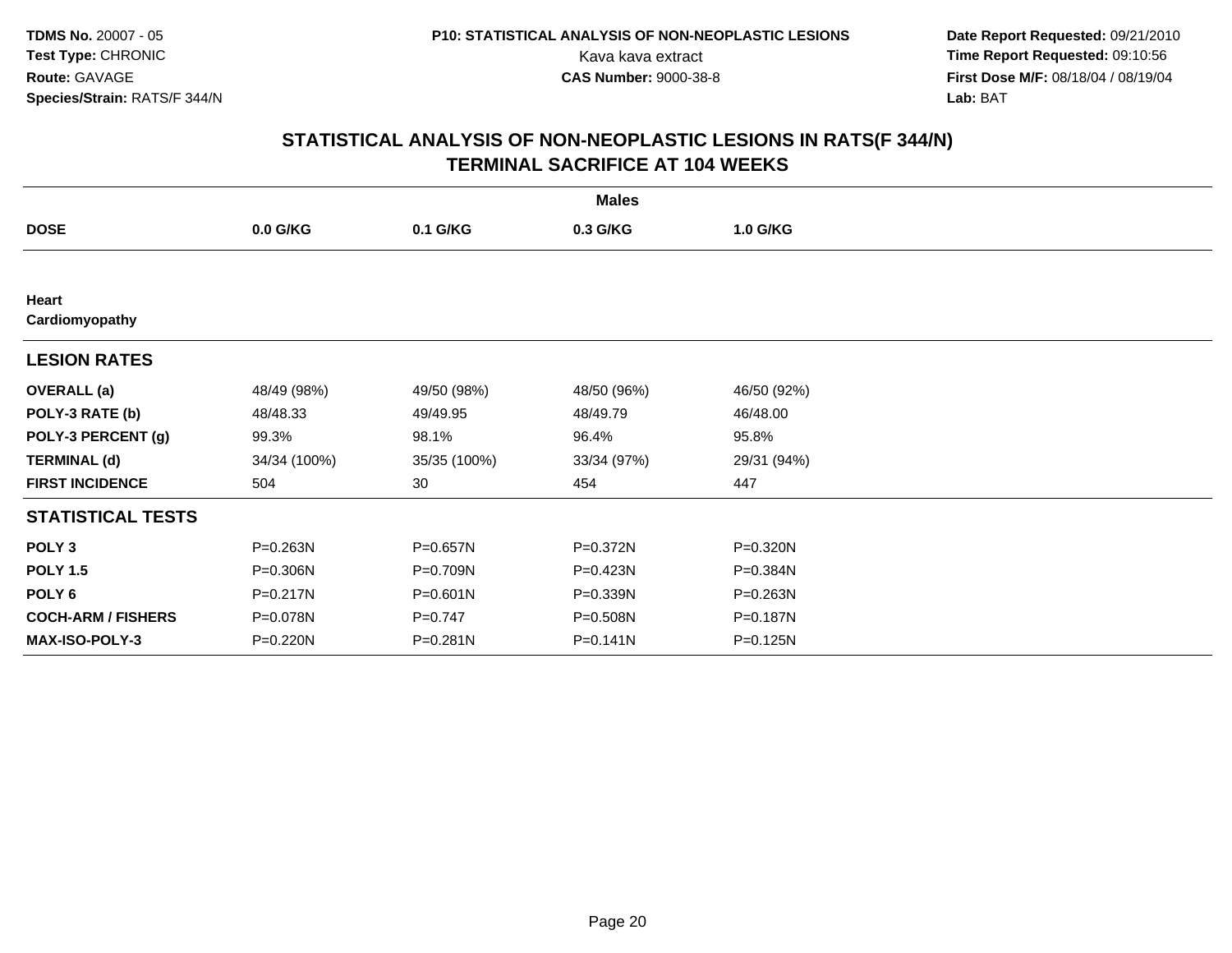## STATISTICAL ANALYSIS OF NON-NEOPLASTIC LESIONS IN RATS(F 344/N)
## TERMINAL SACRIFICE AT 104 WEEKS

| | Males | | | |
|---|---|---|---|---|
| **DOSE** | **0.0 G/KG** | **0.1 G/KG** | **0.3 G/KG** | **1.0 G/KG** |
| **Heart** | | | | |
| **Cardiomyopathy** | | | | |
| **LESION RATES** | | | | |
| **OVERALL (a)** | 48/49 (98%) | 49/50 (98%) | 48/50 (96%) | 46/50 (92%) |
| **POLY-3 RATE (b)** | 48/48.33 | 49/49.95 | 48/49.79 | 46/48.00 |
| **POLY-3 PERCENT (g)** | 99.3% | 98.1% | 96.4% | 95.8% |
| **TERMINAL (d)** | 34/34 (100%) | 35/35 (100%) | 33/34 (97%) | 29/31 (94%) |
| **FIRST INCIDENCE** | 504 | 30 | 454 | 447 |
| **STATISTICAL TESTS** | | | | |
| **POLY 3** | P=0.263N | P=0.657N | P=0.372N | P=0.320N |
| **POLY 1.5** | P=0.306N | P=0.709N | P=0.423N | P=0.384N |
| **POLY 6** | P=0.217N | P=0.601N | P=0.339N | P=0.263N |
| **COCH-ARM / FISHERS** | P=0.078N | P=0.747 | P=0.508N | P=0.187N |
| **MAX-ISO-POLY-3** | P=0.220N | P=0.281N | P=0.141N | P=0.125N |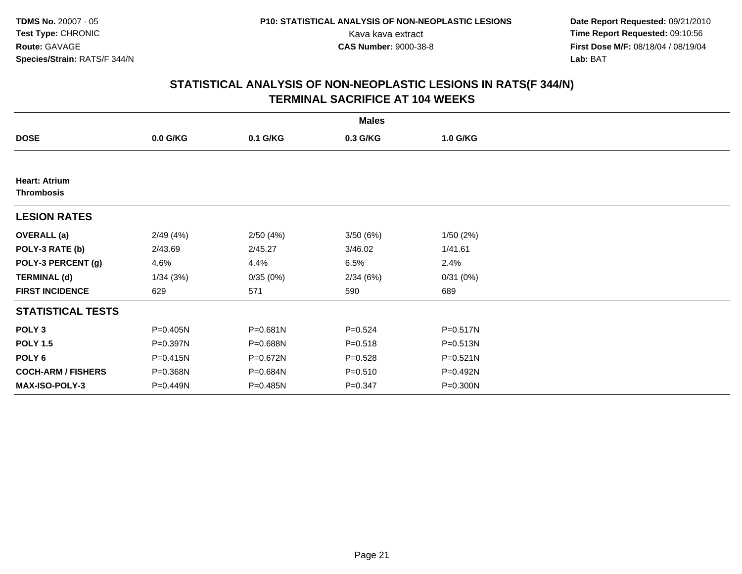**TDMS No.** 20007 - 05
**Test Type:** CHRONIC
**Route:** GAVAGE
**Species/Strain:** RATS/F 344/N

**P10: STATISTICAL ANALYSIS OF NON-NEOPLASTIC LESIONS**
Kava kava extract
**CAS Number:** 9000-38-8

**Date Report Requested:** 09/21/2010
**Time Report Requested:** 09:10:56
**First Dose M/F:** 08/18/04 / 08/19/04
**Lab:** BAT

## STATISTICAL ANALYSIS OF NON-NEOPLASTIC LESIONS IN RATS(F 344/N) TERMINAL SACRIFICE AT 104 WEEKS

| | Males | | | |
|---|---|---|---|---|
| **DOSE** | **0.0 G/KG** | **0.1 G/KG** | **0.3 G/KG** | **1.0 G/KG** |
| **Heart: Atrium** | | | | |
| **Thrombosis** | | | | |
| **LESION RATES** | | | | |
| **OVERALL (a)** | 2/49 (4%) | 2/50 (4%) | 3/50 (6%) | 1/50 (2%) |
| **POLY-3 RATE (b)** | 2/43.69 | 2/45.27 | 3/46.02 | 1/41.61 |
| **POLY-3 PERCENT (g)** | 4.6% | 4.4% | 6.5% | 2.4% |
| **TERMINAL (d)** | 1/34 (3%) | 0/35 (0%) | 2/34 (6%) | 0/31 (0%) |
| **FIRST INCIDENCE** | 629 | 571 | 590 | 689 |
| **STATISTICAL TESTS** | | | | |
| **POLY 3** | P=0.405N | P=0.681N | P=0.524 | P=0.517N |
| **POLY 1.5** | P=0.397N | P=0.688N | P=0.518 | P=0.513N |
| **POLY 6** | P=0.415N | P=0.672N | P=0.528 | P=0.521N |
| **COCH-ARM / FISHERS** | P=0.368N | P=0.684N | P=0.510 | P=0.492N |
| **MAX-ISO-POLY-3** | P=0.449N | P=0.485N | P=0.347 | P=0.300N |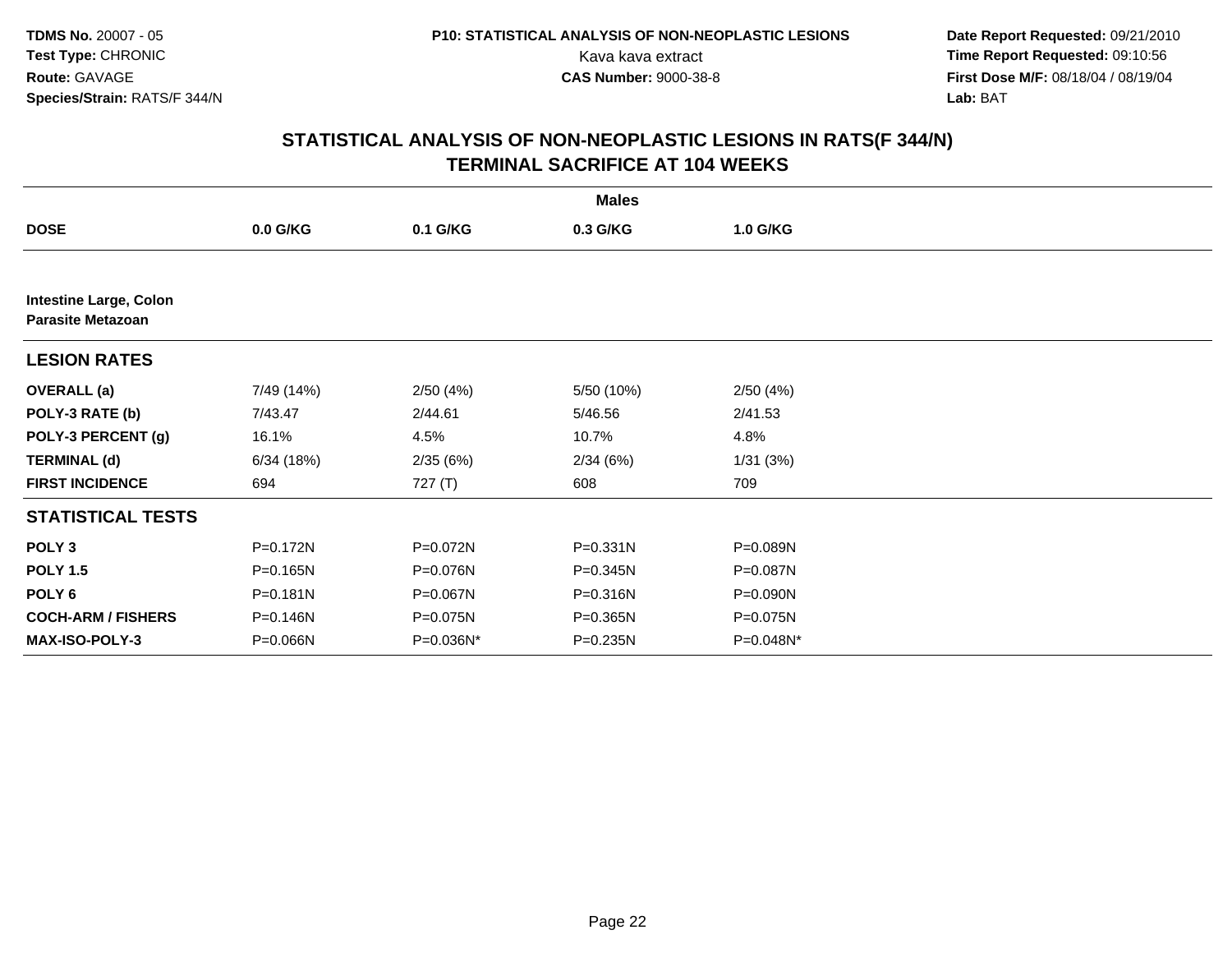**TDMS No.** 20007 - 05
**Test Type:** CHRONIC
**Route:** GAVAGE
**Species/Strain:** RATS/F 344/N

**P10: STATISTICAL ANALYSIS OF NON-NEOPLASTIC LESIONS**
Kava kava extract
**CAS Number:** 9000-38-8

**Date Report Requested:** 09/21/2010
**Time Report Requested:** 09:10:56
**First Dose M/F:** 08/18/04 / 08/19/04
**Lab:** BAT

## STATISTICAL ANALYSIS OF NON-NEOPLASTIC LESIONS IN RATS(F 344/N) TERMINAL SACRIFICE AT 104 WEEKS

| | Males | | | |
|---|---|---|---|---|
| **DOSE** | **0.0 G/KG** | **0.1 G/KG** | **0.3 G/KG** | **1.0 G/KG** |
| **Intestine Large, Colon** | | | | |
| **Parasite Metazoan** | | | | |
| **LESION RATES** | | | | |
| **OVERALL (a)** | 7/49 (14%) | 2/50 (4%) | 5/50 (10%) | 2/50 (4%) |
| **POLY-3 RATE (b)** | 7/43.47 | 2/44.61 | 5/46.56 | 2/41.53 |
| **POLY-3 PERCENT (g)** | 16.1% | 4.5% | 10.7% | 4.8% |
| **TERMINAL (d)** | 6/34 (18%) | 2/35 (6%) | 2/34 (6%) | 1/31 (3%) |
| **FIRST INCIDENCE** | 694 | 727 (T) | 608 | 709 |
| **STATISTICAL TESTS** | | | | |
| **POLY 3** | P=0.172N | P=0.072N | P=0.331N | P=0.089N |
| **POLY 1.5** | P=0.165N | P=0.076N | P=0.345N | P=0.087N |
| **POLY 6** | P=0.181N | P=0.067N | P=0.316N | P=0.090N |
| **COCH-ARM / FISHERS** | P=0.146N | P=0.075N | P=0.365N | P=0.075N |
| **MAX-ISO-POLY-3** | P=0.066N | P=0.036N* | P=0.235N | P=0.048N* |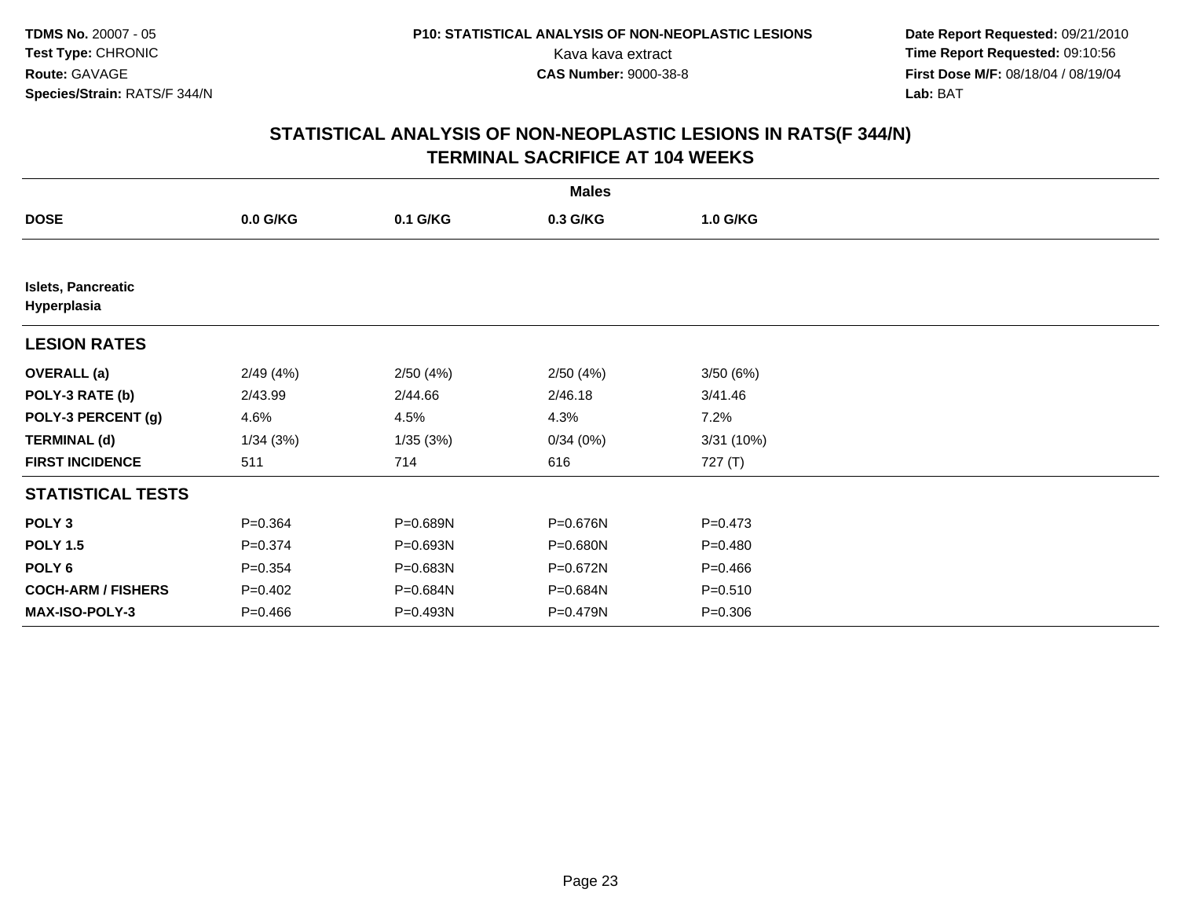**TDMS No.** 20007 - 05
**Test Type:** CHRONIC
**Route:** GAVAGE
**Species/Strain:** RATS/F 344/N

**P10: STATISTICAL ANALYSIS OF NON-NEOPLASTIC LESIONS**
Kava kava extract
**CAS Number:** 9000-38-8

**Date Report Requested:** 09/21/2010
**Time Report Requested:** 09:10:56
**First Dose M/F:** 08/18/04 / 08/19/04
**Lab:** BAT

## STATISTICAL ANALYSIS OF NON-NEOPLASTIC LESIONS IN RATS(F 344/N) TERMINAL SACRIFICE AT 104 WEEKS

| | Males | | | |
|---|---|---|---|---|
| **DOSE** | **0.0 G/KG** | **0.1 G/KG** | **0.3 G/KG** | **1.0 G/KG** |
| **Islets, Pancreatic Hyperplasia** | | | | |
| **LESION RATES** | | | | |
| **OVERALL (a)** | 2/49 (4%) | 2/50 (4%) | 2/50 (4%) | 3/50 (6%) |
| **POLY-3 RATE (b)** | 2/43.99 | 2/44.66 | 2/46.18 | 3/41.46 |
| **POLY-3 PERCENT (g)** | 4.6% | 4.5% | 4.3% | 7.2% |
| **TERMINAL (d)** | 1/34 (3%) | 1/35 (3%) | 0/34 (0%) | 3/31 (10%) |
| **FIRST INCIDENCE** | 511 | 714 | 616 | 727 (T) |
| **STATISTICAL TESTS** | | | | |
| **POLY 3** | P=0.364 | P=0.689N | P=0.676N | P=0.473 |
| **POLY 1.5** | P=0.374 | P=0.693N | P=0.680N | P=0.480 |
| **POLY 6** | P=0.354 | P=0.683N | P=0.672N | P=0.466 |
| **COCH-ARM / FISHERS** | P=0.402 | P=0.684N | P=0.684N | P=0.510 |
| **MAX-ISO-POLY-3** | P=0.466 | P=0.493N | P=0.479N | P=0.306 |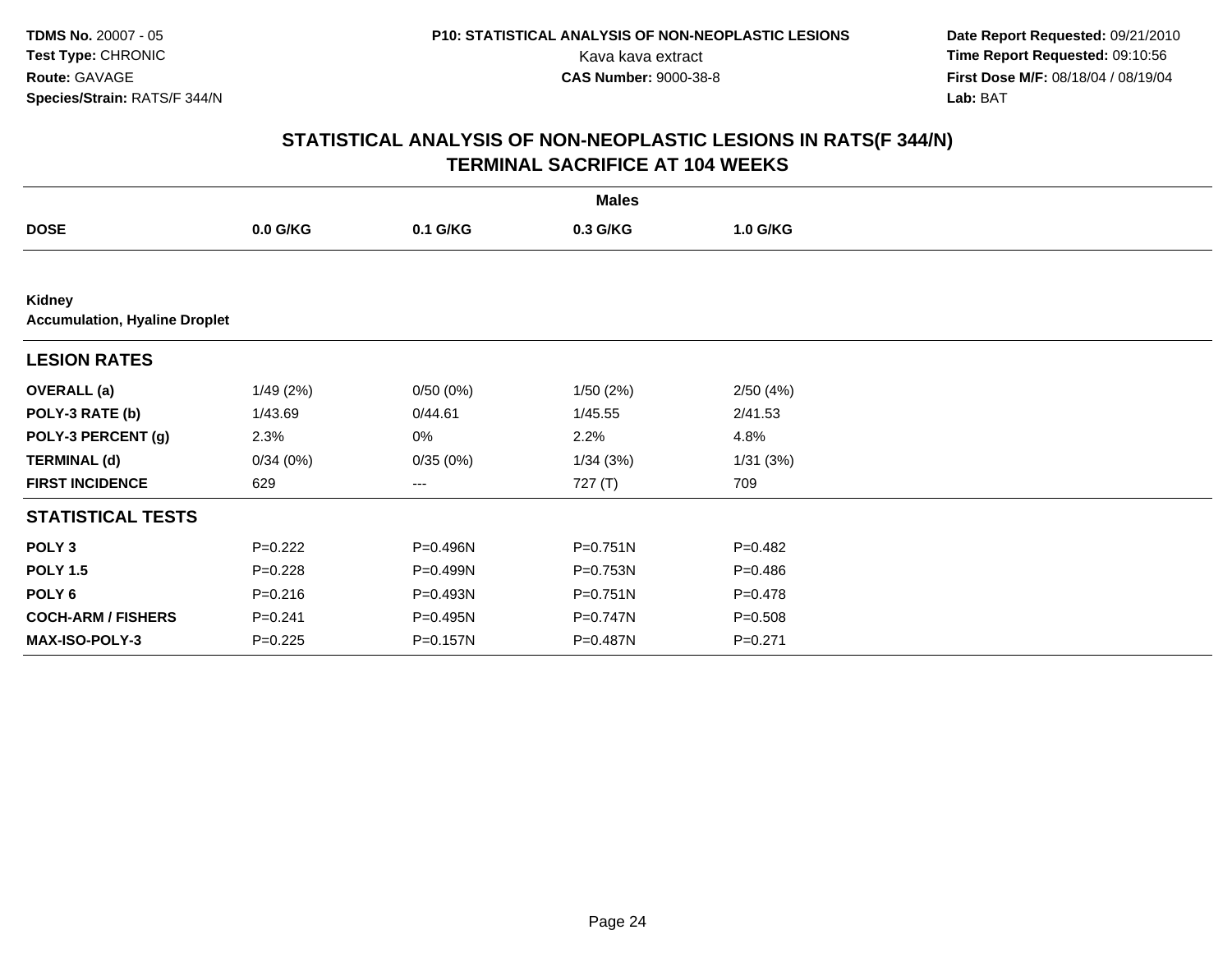TDMS No. 20007 - 05
Test Type: CHRONIC
Route: GAVAGE
Species/Strain: RATS/F 344/N

P10: STATISTICAL ANALYSIS OF NON-NEOPLASTIC LESIONS
Kava kava extract
CAS Number: 9000-38-8

Date Report Requested: 09/21/2010
Time Report Requested: 09:10:56
First Dose M/F: 08/18/04 / 08/19/04
Lab: BAT

## STATISTICAL ANALYSIS OF NON-NEOPLASTIC LESIONS IN RATS(F 344/N)
## TERMINAL SACRIFICE AT 104 WEEKS

| | Males | | | |
|---|---|---|---|---|
| **DOSE** | **0.0 G/KG** | **0.1 G/KG** | **0.3 G/KG** | **1.0 G/KG** |
| **Kidney** | | | | |
| **Accumulation, Hyaline Droplet** | | | | |
| **LESION RATES** | | | | |
| **OVERALL (a)** | 1/49 (2%) | 0/50 (0%) | 1/50 (2%) | 2/50 (4%) |
| **POLY-3 RATE (b)** | 1/43.69 | 0/44.61 | 1/45.55 | 2/41.53 |
| **POLY-3 PERCENT (g)** | 2.3% | 0% | 2.2% | 4.8% |
| **TERMINAL (d)** | 0/34 (0%) | 0/35 (0%) | 1/34 (3%) | 1/31 (3%) |
| **FIRST INCIDENCE** | 629 | --- | 727 (T) | 709 |
| **STATISTICAL TESTS** | | | | |
| **POLY 3** | P=0.222 | P=0.496N | P=0.751N | P=0.482 |
| **POLY 1.5** | P=0.228 | P=0.499N | P=0.753N | P=0.486 |
| **POLY 6** | P=0.216 | P=0.493N | P=0.751N | P=0.478 |
| **COCH-ARM / FISHERS** | P=0.241 | P=0.495N | P=0.747N | P=0.508 |
| **MAX-ISO-POLY-3** | P=0.225 | P=0.157N | P=0.487N | P=0.271 |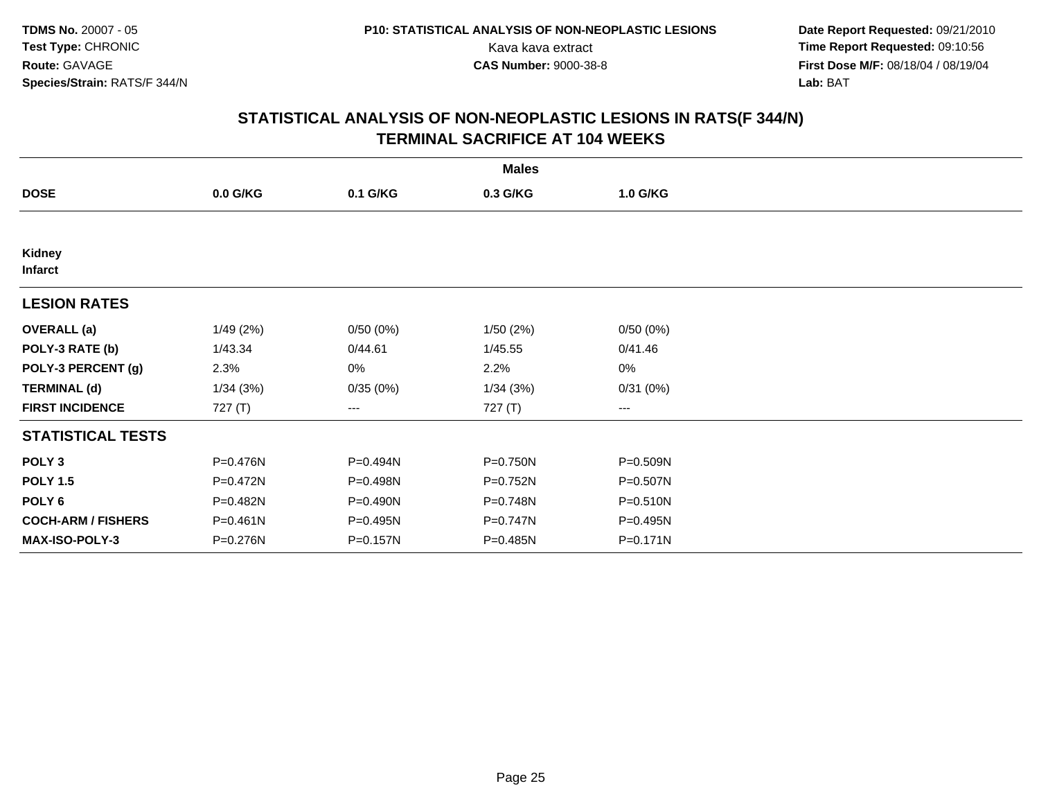TDMS No. 20007 - 05
Test Type: CHRONIC
Route: GAVAGE
Species/Strain: RATS/F 344/N

P10: STATISTICAL ANALYSIS OF NON-NEOPLASTIC LESIONS
Kava kava extract
CAS Number: 9000-38-8

Date Report Requested: 09/21/2010
Time Report Requested: 09:10:56
First Dose M/F: 08/18/04 / 08/19/04
Lab: BAT

## STATISTICAL ANALYSIS OF NON-NEOPLASTIC LESIONS IN RATS(F 344/N)
## TERMINAL SACRIFICE AT 104 WEEKS

| | Males | | | |
|---|---|---|---|---|
| **DOSE** | **0.0 G/KG** | **0.1 G/KG** | **0.3 G/KG** | **1.0 G/KG** |
| **Kidney** | | | | |
| **Infarct** | | | | |
| **LESION RATES** | | | | |
| **OVERALL (a)** | 1/49 (2%) | 0/50 (0%) | 1/50 (2%) | 0/50 (0%) |
| **POLY-3 RATE (b)** | 1/43.34 | 0/44.61 | 1/45.55 | 0/41.46 |
| **POLY-3 PERCENT (g)** | 2.3% | 0% | 2.2% | 0% |
| **TERMINAL (d)** | 1/34 (3%) | 0/35 (0%) | 1/34 (3%) | 0/31 (0%) |
| **FIRST INCIDENCE** | 727 (T) | --- | 727 (T) | --- |
| **STATISTICAL TESTS** | | | | |
| **POLY 3** | P=0.476N | P=0.494N | P=0.750N | P=0.509N |
| **POLY 1.5** | P=0.472N | P=0.498N | P=0.752N | P=0.507N |
| **POLY 6** | P=0.482N | P=0.490N | P=0.748N | P=0.510N |
| **COCH-ARM / FISHERS** | P=0.461N | P=0.495N | P=0.747N | P=0.495N |
| **MAX-ISO-POLY-3** | P=0.276N | P=0.157N | P=0.485N | P=0.171N |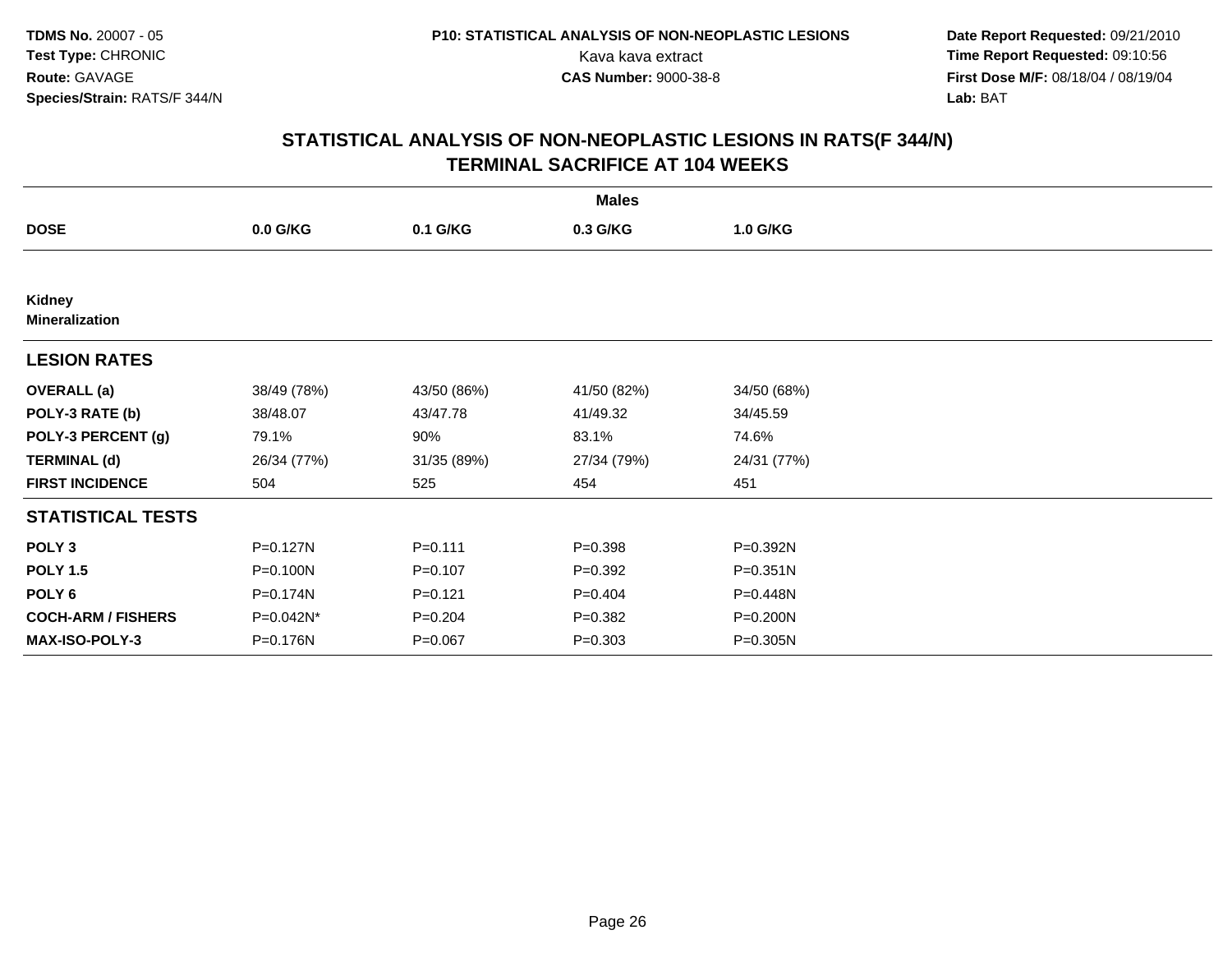**TDMS No.** 20007 - 05
**Test Type:** CHRONIC
**Route:** GAVAGE
**Species/Strain:** RATS/F 344/N

**P10: STATISTICAL ANALYSIS OF NON-NEOPLASTIC LESIONS**
Kava kava extract
**CAS Number:** 9000-38-8

**Date Report Requested:** 09/21/2010
**Time Report Requested:** 09:10:56
**First Dose M/F:** 08/18/04 / 08/19/04
**Lab:** BAT

## STATISTICAL ANALYSIS OF NON-NEOPLASTIC LESIONS IN RATS(F 344/N) TERMINAL SACRIFICE AT 104 WEEKS

| | Males | | | |
|---|---|---|---|---|
| **DOSE** | **0.0 G/KG** | **0.1 G/KG** | **0.3 G/KG** | **1.0 G/KG** |
| **Kidney** | | | | |
| **Mineralization** | | | | |
| **LESION RATES** | | | | |
| **OVERALL (a)** | 38/49 (78%) | 43/50 (86%) | 41/50 (82%) | 34/50 (68%) |
| **POLY-3 RATE (b)** | 38/48.07 | 43/47.78 | 41/49.32 | 34/45.59 |
| **POLY-3 PERCENT (g)** | 79.1% | 90% | 83.1% | 74.6% |
| **TERMINAL (d)** | 26/34 (77%) | 31/35 (89%) | 27/34 (79%) | 24/31 (77%) |
| **FIRST INCIDENCE** | 504 | 525 | 454 | 451 |
| **STATISTICAL TESTS** | | | | |
| **POLY 3** | P=0.127N | P=0.111 | P=0.398 | P=0.392N |
| **POLY 1.5** | P=0.100N | P=0.107 | P=0.392 | P=0.351N |
| **POLY 6** | P=0.174N | P=0.121 | P=0.404 | P=0.448N |
| **COCH-ARM / FISHERS** | P=0.042N* | P=0.204 | P=0.382 | P=0.200N |
| **MAX-ISO-POLY-3** | P=0.176N | P=0.067 | P=0.303 | P=0.305N |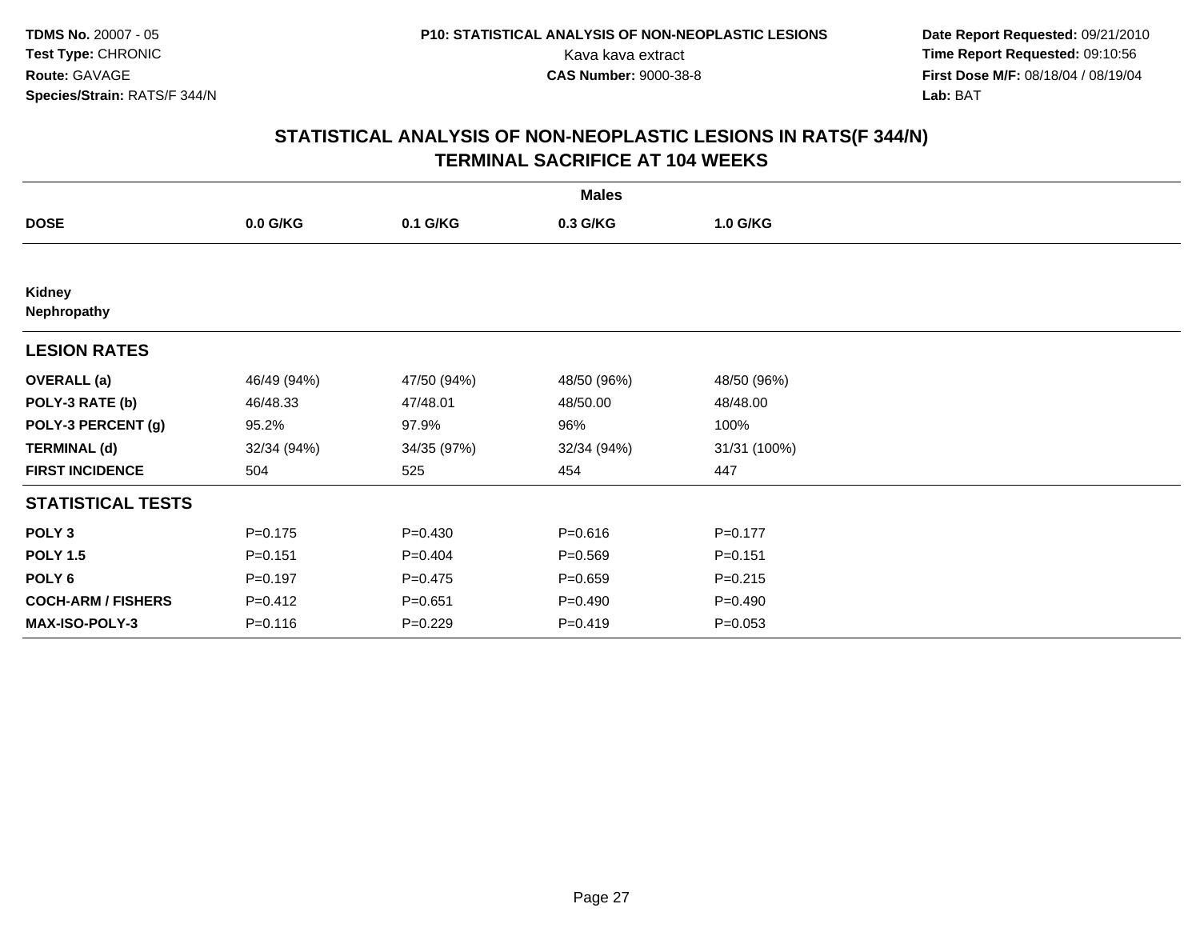**TDMS No.** 20007 - 05
**Test Type:** CHRONIC
**Route:** GAVAGE
**Species/Strain:** RATS/F 344/N

**P10: STATISTICAL ANALYSIS OF NON-NEOPLASTIC LESIONS**
Kava kava extract
**CAS Number:** 9000-38-8

**Date Report Requested:** 09/21/2010
**Time Report Requested:** 09:10:56
**First Dose M/F:** 08/18/04 / 08/19/04
**Lab:** BAT

## STATISTICAL ANALYSIS OF NON-NEOPLASTIC LESIONS IN RATS(F 344/N) TERMINAL SACRIFICE AT 104 WEEKS

| | Males | | | |
|---|---|---|---|---|
| **DOSE** | **0.0 G/KG** | **0.1 G/KG** | **0.3 G/KG** | **1.0 G/KG** |
| **Kidney** | | | | |
| **Nephropathy** | | | | |
| **LESION RATES** | | | | |
| **OVERALL (a)** | 46/49 (94%) | 47/50 (94%) | 48/50 (96%) | 48/50 (96%) |
| **POLY-3 RATE (b)** | 46/48.33 | 47/48.01 | 48/50.00 | 48/48.00 |
| **POLY-3 PERCENT (g)** | 95.2% | 97.9% | 96% | 100% |
| **TERMINAL (d)** | 32/34 (94%) | 34/35 (97%) | 32/34 (94%) | 31/31 (100%) |
| **FIRST INCIDENCE** | 504 | 525 | 454 | 447 |
| **STATISTICAL TESTS** | | | | |
| **POLY 3** | P=0.175 | P=0.430 | P=0.616 | P=0.177 |
| **POLY 1.5** | P=0.151 | P=0.404 | P=0.569 | P=0.151 |
| **POLY 6** | P=0.197 | P=0.475 | P=0.659 | P=0.215 |
| **COCH-ARM / FISHERS** | P=0.412 | P=0.651 | P=0.490 | P=0.490 |
| **MAX-ISO-POLY-3** | P=0.116 | P=0.229 | P=0.419 | P=0.053 |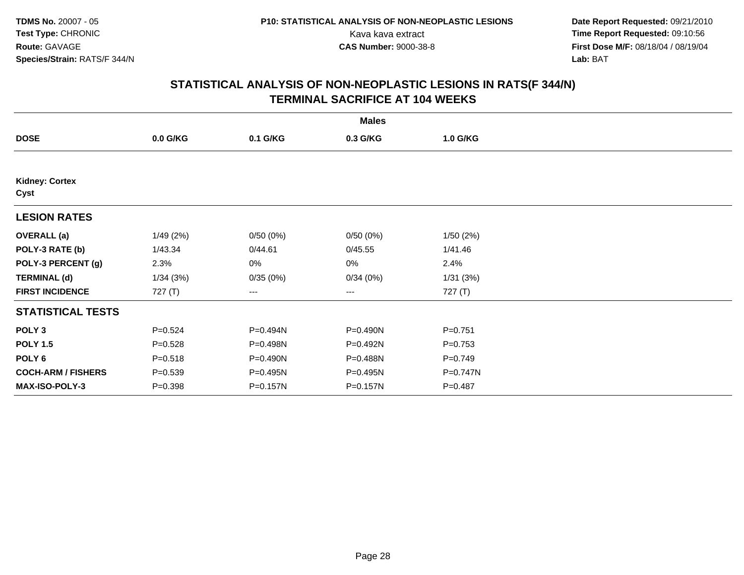**TDMS No.** 20007 - 05
**Test Type:** CHRONIC
**Route:** GAVAGE
**Species/Strain:** RATS/F 344/N

**P10: STATISTICAL ANALYSIS OF NON-NEOPLASTIC LESIONS**
Kava kava extract
**CAS Number:** 9000-38-8

**Date Report Requested:** 09/21/2010
**Time Report Requested:** 09:10:56
**First Dose M/F:** 08/18/04 / 08/19/04
**Lab:** BAT

## STATISTICAL ANALYSIS OF NON-NEOPLASTIC LESIONS IN RATS(F 344/N)
## TERMINAL SACRIFICE AT 104 WEEKS

| | Males | | | |
|---|---|---|---|---|
| **DOSE** | **0.0 G/KG** | **0.1 G/KG** | **0.3 G/KG** | **1.0 G/KG** |
| **Kidney: Cortex** | | | | |
| **Cyst** | | | | |
| **LESION RATES** | | | | |
| **OVERALL (a)** | 1/49 (2%) | 0/50 (0%) | 0/50 (0%) | 1/50 (2%) |
| **POLY-3 RATE (b)** | 1/43.34 | 0/44.61 | 0/45.55 | 1/41.46 |
| **POLY-3 PERCENT (g)** | 2.3% | 0% | 0% | 2.4% |
| **TERMINAL (d)** | 1/34 (3%) | 0/35 (0%) | 0/34 (0%) | 1/31 (3%) |
| **FIRST INCIDENCE** | 727 (T) | --- | --- | 727 (T) |
| **STATISTICAL TESTS** | | | | |
| **POLY 3** | P=0.524 | P=0.494N | P=0.490N | P=0.751 |
| **POLY 1.5** | P=0.528 | P=0.498N | P=0.492N | P=0.753 |
| **POLY 6** | P=0.518 | P=0.490N | P=0.488N | P=0.749 |
| **COCH-ARM / FISHERS** | P=0.539 | P=0.495N | P=0.495N | P=0.747N |
| **MAX-ISO-POLY-3** | P=0.398 | P=0.157N | P=0.157N | P=0.487 |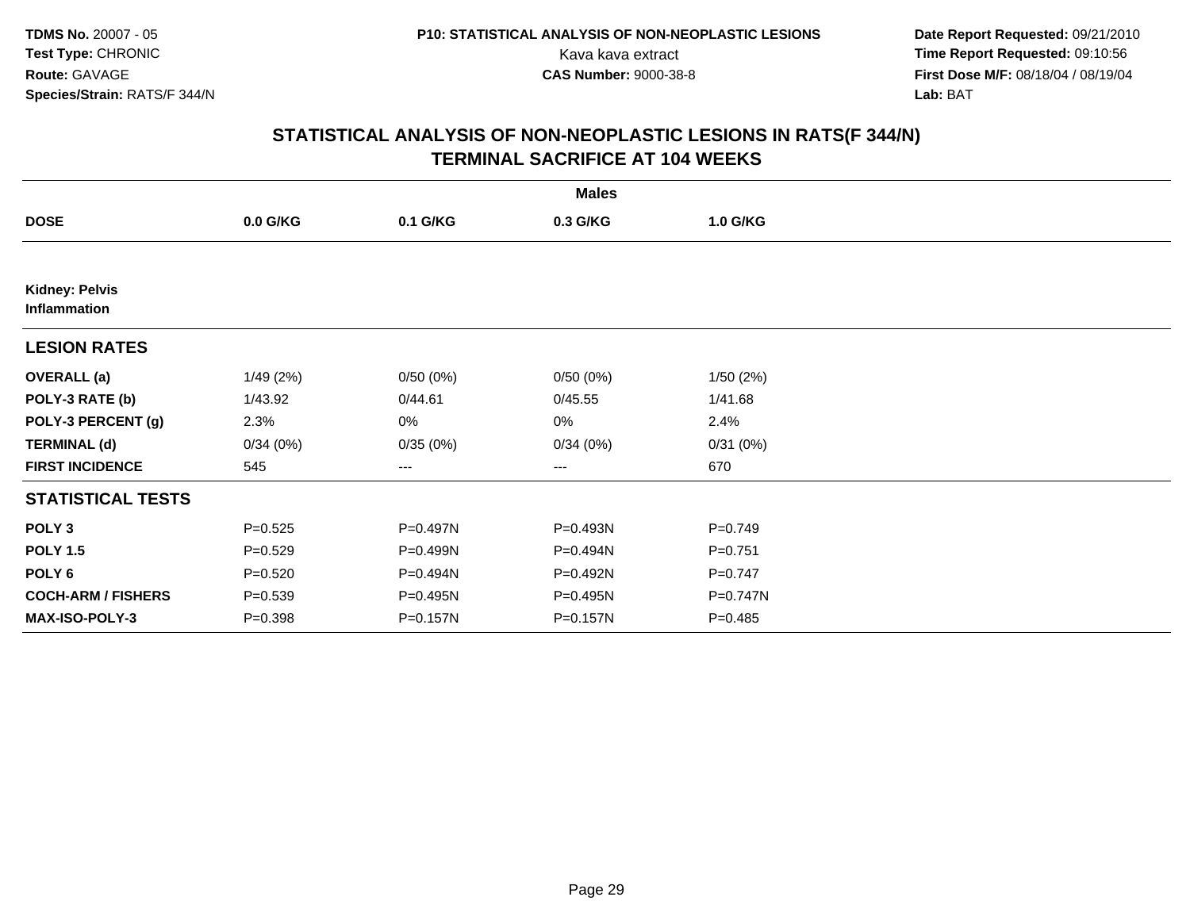## STATISTICAL ANALYSIS OF NON-NEOPLASTIC LESIONS IN RATS(F 344/N)
## TERMINAL SACRIFICE AT 104 WEEKS

| | Males | | | |
|---|---|---|---|---|
| **DOSE** | **0.0 G/KG** | **0.1 G/KG** | **0.3 G/KG** | **1.0 G/KG** |
| **Kidney: Pelvis Inflammation** | | | | |
| **LESION RATES** | | | | |
| **OVERALL (a)** | 1/49 (2%) | 0/50 (0%) | 0/50 (0%) | 1/50 (2%) |
| **POLY-3 RATE (b)** | 1/43.92 | 0/44.61 | 0/45.55 | 1/41.68 |
| **POLY-3 PERCENT (g)** | 2.3% | 0% | 0% | 2.4% |
| **TERMINAL (d)** | 0/34 (0%) | 0/35 (0%) | 0/34 (0%) | 0/31 (0%) |
| **FIRST INCIDENCE** | 545 | --- | --- | 670 |
| **STATISTICAL TESTS** | | | | |
| **POLY 3** | P=0.525 | P=0.497N | P=0.493N | P=0.749 |
| **POLY 1.5** | P=0.529 | P=0.499N | P=0.494N | P=0.751 |
| **POLY 6** | P=0.520 | P=0.494N | P=0.492N | P=0.747 |
| **COCH-ARM / FISHERS** | P=0.539 | P=0.495N | P=0.495N | P=0.747N |
| **MAX-ISO-POLY-3** | P=0.398 | P=0.157N | P=0.157N | P=0.485 |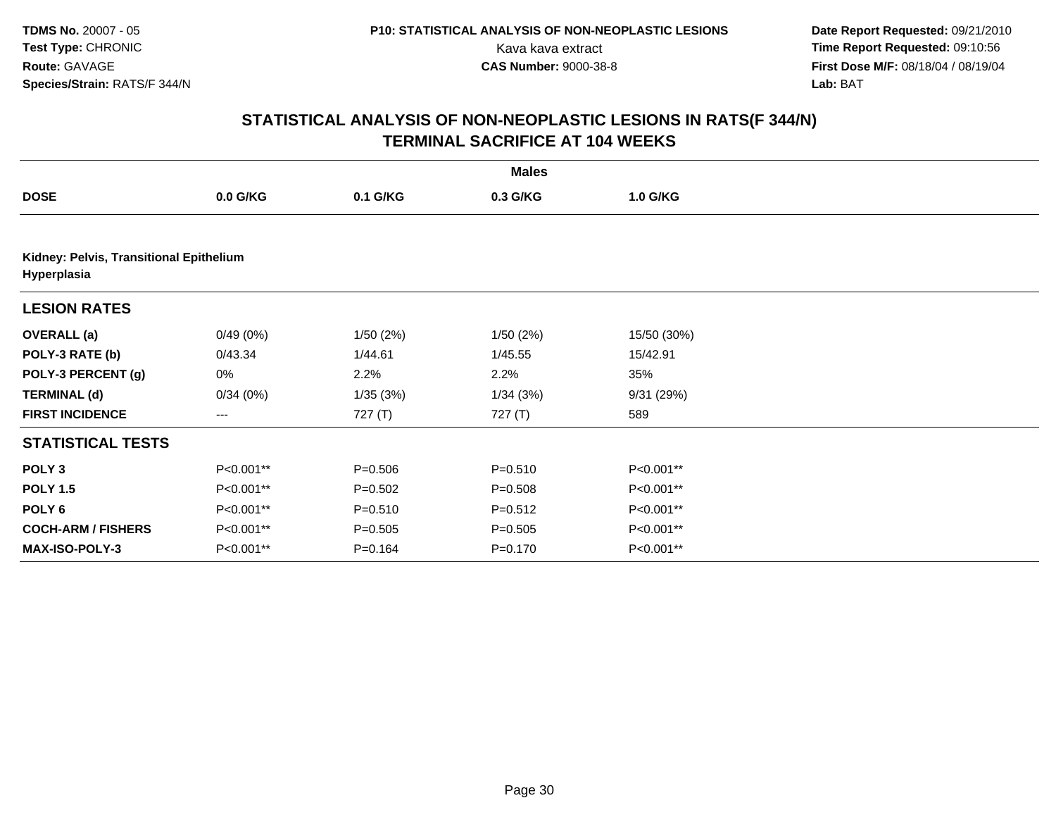## STATISTICAL ANALYSIS OF NON-NEOPLASTIC LESIONS IN RATS(F 344/N)
## TERMINAL SACRIFICE AT 104 WEEKS

| | Males | | | |
|---|---|---|---|---|
| **DOSE** | **0.0 G/KG** | **0.1 G/KG** | **0.3 G/KG** | **1.0 G/KG** |
| **Kidney: Pelvis, Transitional Epithelium Hyperplasia** | | | | |
| **LESION RATES** | | | | |
| **OVERALL (a)** | 0/49 (0%) | 1/50 (2%) | 1/50 (2%) | 15/50 (30%) |
| **POLY-3 RATE (b)** | 0/43.34 | 1/44.61 | 1/45.55 | 15/42.91 |
| **POLY-3 PERCENT (g)** | 0% | 2.2% | 2.2% | 35% |
| **TERMINAL (d)** | 0/34 (0%) | 1/35 (3%) | 1/34 (3%) | 9/31 (29%) |
| **FIRST INCIDENCE** | --- | 727 (T) | 727 (T) | 589 |
| **STATISTICAL TESTS** | | | | |
| **POLY 3** | P<0.001** | P=0.506 | P=0.510 | P<0.001** |
| **POLY 1.5** | P<0.001** | P=0.502 | P=0.508 | P<0.001** |
| **POLY 6** | P<0.001** | P=0.510 | P=0.512 | P<0.001** |
| **COCH-ARM / FISHERS** | P<0.001** | P=0.505 | P=0.505 | P<0.001** |
| **MAX-ISO-POLY-3** | P<0.001** | P=0.164 | P=0.170 | P<0.001** |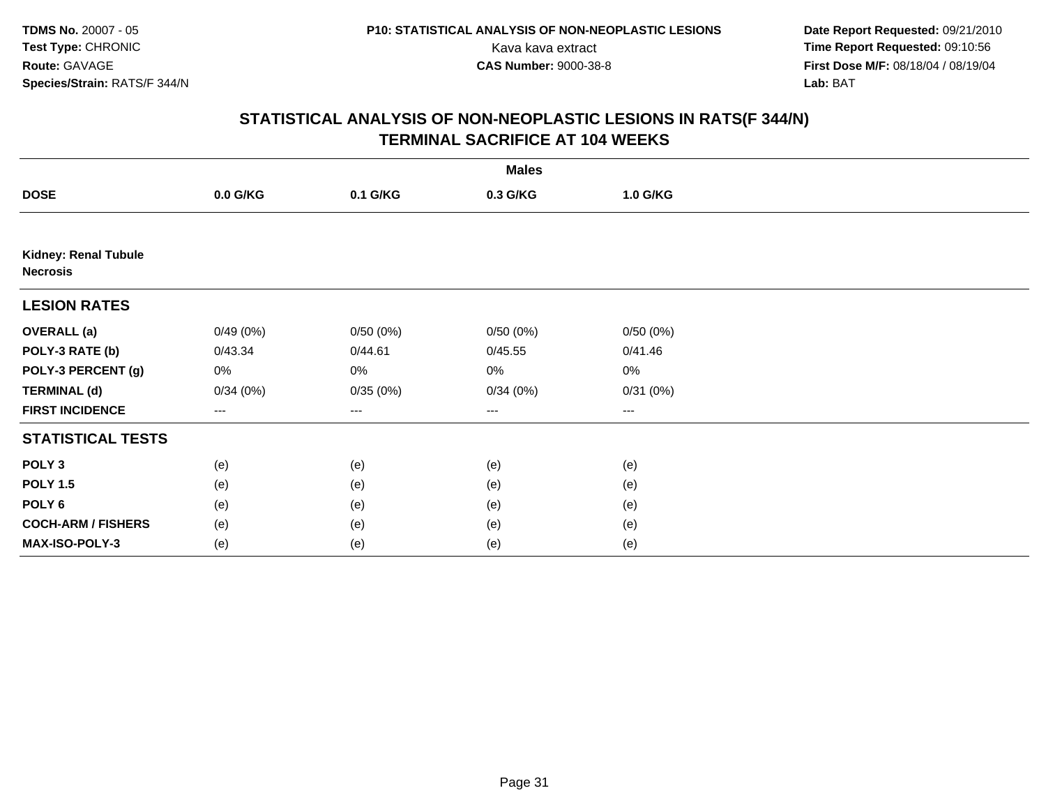## STATISTICAL ANALYSIS OF NON-NEOPLASTIC LESIONS IN RATS(F 344/N)
## TERMINAL SACRIFICE AT 104 WEEKS

| | Males | | | |
|---|---|---|---|---|
| **DOSE** | **0.0 G/KG** | **0.1 G/KG** | **0.3 G/KG** | **1.0 G/KG** |
| **Kidney: Renal Tubule Necrosis** | | | | |
| **LESION RATES** | | | | |
| **OVERALL (a)** | 0/49 (0%) | 0/50 (0%) | 0/50 (0%) | 0/50 (0%) |
| **POLY-3 RATE (b)** | 0/43.34 | 0/44.61 | 0/45.55 | 0/41.46 |
| **POLY-3 PERCENT (g)** | 0% | 0% | 0% | 0% |
| **TERMINAL (d)** | 0/34 (0%) | 0/35 (0%) | 0/34 (0%) | 0/31 (0%) |
| **FIRST INCIDENCE** | --- | --- | --- | --- |
| **STATISTICAL TESTS** | | | | |
| **POLY 3** | (e) | (e) | (e) | (e) |
| **POLY 1.5** | (e) | (e) | (e) | (e) |
| **POLY 6** | (e) | (e) | (e) | (e) |
| **COCH-ARM / FISHERS** | (e) | (e) | (e) | (e) |
| **MAX-ISO-POLY-3** | (e) | (e) | (e) | (e) |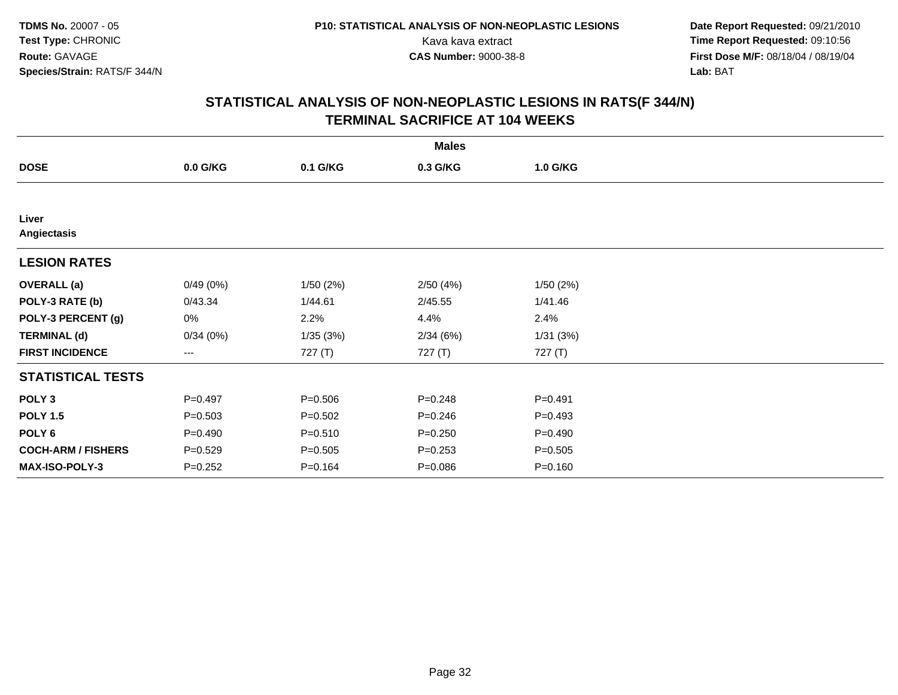# STATISTICAL ANALYSIS OF NON-NEOPLASTIC LESIONS IN RATS(F 344/N)
## TERMINAL SACRIFICE AT 104 WEEKS

| | Males | | | |
|---|---|---|---|---|
| **DOSE** | **0.0 G/KG** | **0.1 G/KG** | **0.3 G/KG** | **1.0 G/KG** |
| **Liver** | | | | |
| **Angiectasis** | | | | |
| **LESION RATES** | | | | |
| **OVERALL (a)** | 0/49 (0%) | 1/50 (2%) | 2/50 (4%) | 1/50 (2%) |
| **POLY-3 RATE (b)** | 0/43.34 | 1/44.61 | 2/45.55 | 1/41.46 |
| **POLY-3 PERCENT (g)** | 0% | 2.2% | 4.4% | 2.4% |
| **TERMINAL (d)** | 0/34 (0%) | 1/35 (3%) | 2/34 (6%) | 1/31 (3%) |
| **FIRST INCIDENCE** | --- | 727 (T) | 727 (T) | 727 (T) |
| **STATISTICAL TESTS** | | | | |
| **POLY 3** | P=0.497 | P=0.506 | P=0.248 | P=0.491 |
| **POLY 1.5** | P=0.503 | P=0.502 | P=0.246 | P=0.493 |
| **POLY 6** | P=0.490 | P=0.510 | P=0.250 | P=0.490 |
| **COCH-ARM / FISHERS** | P=0.529 | P=0.505 | P=0.253 | P=0.505 |
| **MAX-ISO-POLY-3** | P=0.252 | P=0.164 | P=0.086 | P=0.160 |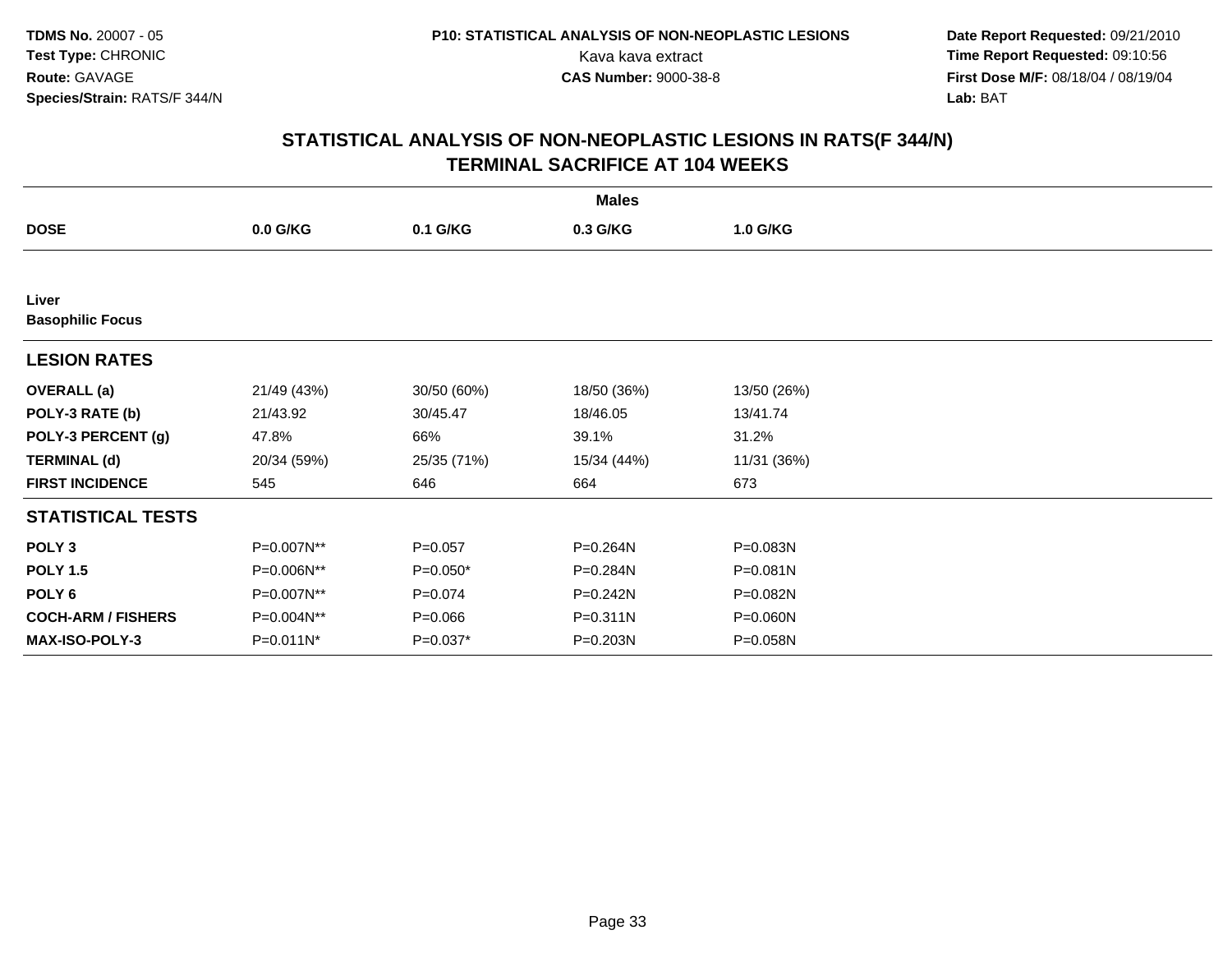TDMS No. 20007 - 05
Test Type: CHRONIC
Route: GAVAGE
Species/Strain: RATS/F 344/N

P10: STATISTICAL ANALYSIS OF NON-NEOPLASTIC LESIONS
Kava kava extract
CAS Number: 9000-38-8

Date Report Requested: 09/21/2010
Time Report Requested: 09:10:56
First Dose M/F: 08/18/04 / 08/19/04
Lab: BAT

## STATISTICAL ANALYSIS OF NON-NEOPLASTIC LESIONS IN RATS(F 344/N)
## TERMINAL SACRIFICE AT 104 WEEKS

| | Males | | | |
|---|---|---|---|---|
| **DOSE** | **0.0 G/KG** | **0.1 G/KG** | **0.3 G/KG** | **1.0 G/KG** |
| **Liver** | | | | |
| **Basophilic Focus** | | | | |
| **LESION RATES** | | | | |
| **OVERALL (a)** | 21/49 (43%) | 30/50 (60%) | 18/50 (36%) | 13/50 (26%) |
| **POLY-3 RATE (b)** | 21/43.92 | 30/45.47 | 18/46.05 | 13/41.74 |
| **POLY-3 PERCENT (g)** | 47.8% | 66% | 39.1% | 31.2% |
| **TERMINAL (d)** | 20/34 (59%) | 25/35 (71%) | 15/34 (44%) | 11/31 (36%) |
| **FIRST INCIDENCE** | 545 | 646 | 664 | 673 |
| **STATISTICAL TESTS** | | | | |
| **POLY 3** | P=0.007N** | P=0.057 | P=0.264N | P=0.083N |
| **POLY 1.5** | P=0.006N** | P=0.050* | P=0.284N | P=0.081N |
| **POLY 6** | P=0.007N** | P=0.074 | P=0.242N | P=0.082N |
| **COCH-ARM / FISHERS** | P=0.004N** | P=0.066 | P=0.311N | P=0.060N |
| **MAX-ISO-POLY-3** | P=0.011N* | P=0.037* | P=0.203N | P=0.058N |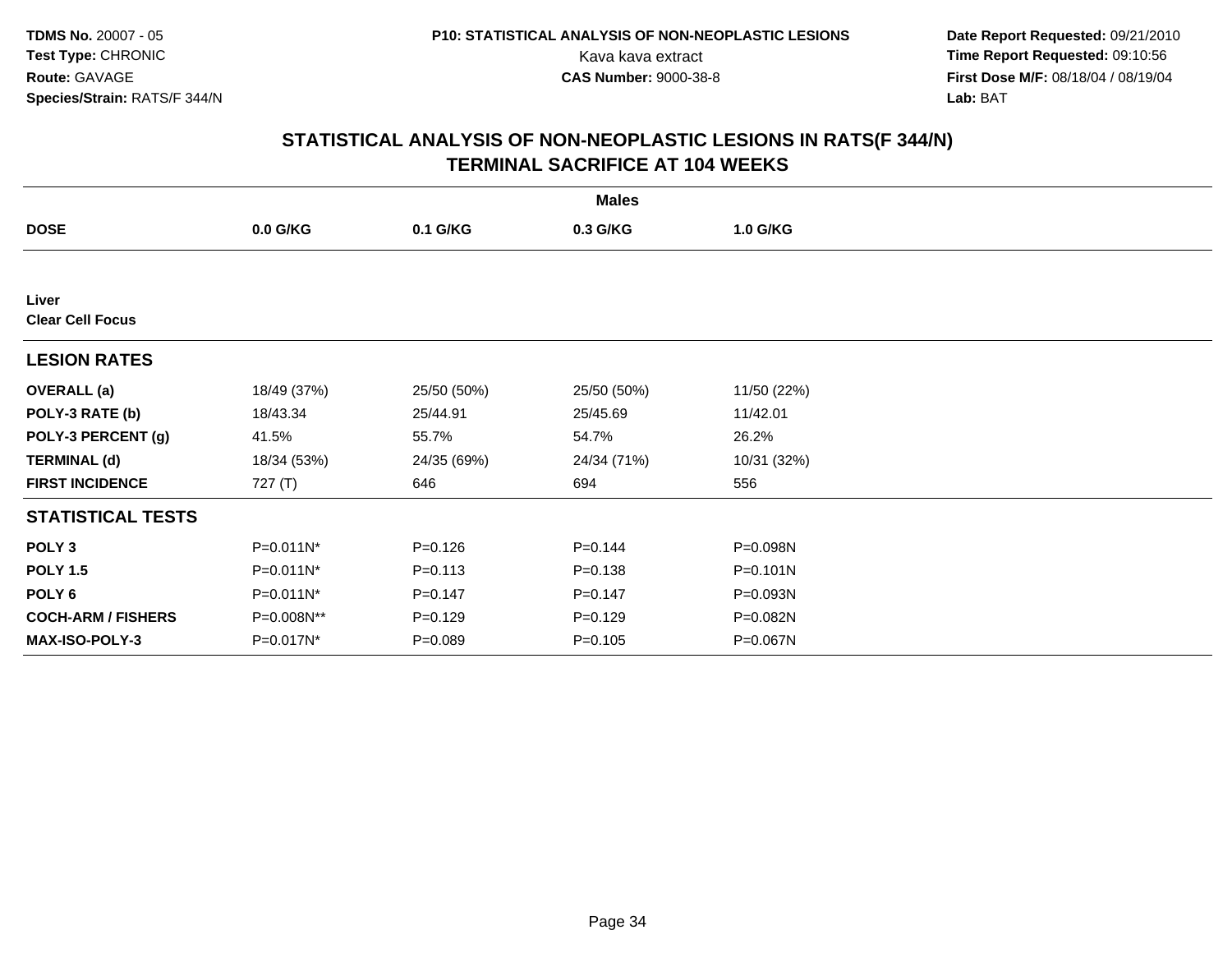**TDMS No.** 20007 - 05
**Test Type:** CHRONIC
**Route:** GAVAGE
**Species/Strain:** RATS/F 344/N

**P10: STATISTICAL ANALYSIS OF NON-NEOPLASTIC LESIONS**
Kava kava extract
**CAS Number:** 9000-38-8

**Date Report Requested:** 09/21/2010
**Time Report Requested:** 09:10:56
**First Dose M/F:** 08/18/04 / 08/19/04
**Lab:** BAT

## STATISTICAL ANALYSIS OF NON-NEOPLASTIC LESIONS IN RATS(F 344/N)
## TERMINAL SACRIFICE AT 104 WEEKS

| | Males | | | |
|---|---|---|---|---|
| **DOSE** | **0.0 G/KG** | **0.1 G/KG** | **0.3 G/KG** | **1.0 G/KG** |
| **Liver** | | | | |
| **Clear Cell Focus** | | | | |
| **LESION RATES** | | | | |
| **OVERALL (a)** | 18/49 (37%) | 25/50 (50%) | 25/50 (50%) | 11/50 (22%) |
| **POLY-3 RATE (b)** | 18/43.34 | 25/44.91 | 25/45.69 | 11/42.01 |
| **POLY-3 PERCENT (g)** | 41.5% | 55.7% | 54.7% | 26.2% |
| **TERMINAL (d)** | 18/34 (53%) | 24/35 (69%) | 24/34 (71%) | 10/31 (32%) |
| **FIRST INCIDENCE** | 727 (T) | 646 | 694 | 556 |
| **STATISTICAL TESTS** | | | | |
| **POLY 3** | P=0.011N* | P=0.126 | P=0.144 | P=0.098N |
| **POLY 1.5** | P=0.011N* | P=0.113 | P=0.138 | P=0.101N |
| **POLY 6** | P=0.011N* | P=0.147 | P=0.147 | P=0.093N |
| **COCH-ARM / FISHERS** | P=0.008N** | P=0.129 | P=0.129 | P=0.082N |
| **MAX-ISO-POLY-3** | P=0.017N* | P=0.089 | P=0.105 | P=0.067N |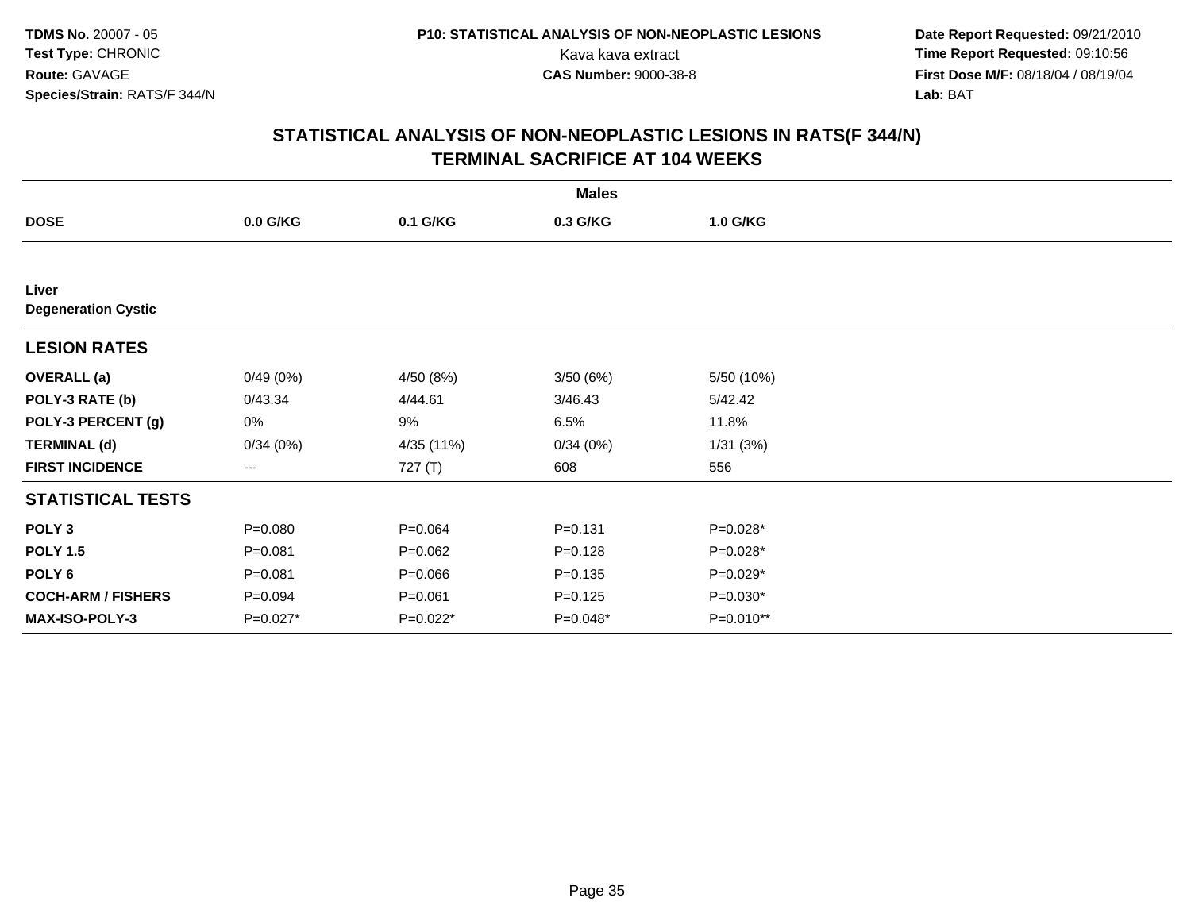**TDMS No.** 20007 - 05
**Test Type:** CHRONIC
**Route:** GAVAGE
**Species/Strain:** RATS/F 344/N

**P10: STATISTICAL ANALYSIS OF NON-NEOPLASTIC LESIONS**
Kava kava extract
**CAS Number:** 9000-38-8

**Date Report Requested:** 09/21/2010
**Time Report Requested:** 09:10:56
**First Dose M/F:** 08/18/04 / 08/19/04
**Lab:** BAT

## STATISTICAL ANALYSIS OF NON-NEOPLASTIC LESIONS IN RATS(F 344/N) TERMINAL SACRIFICE AT 104 WEEKS

| | Males | | | |
|---|---|---|---|---|
| **DOSE** | **0.0 G/KG** | **0.1 G/KG** | **0.3 G/KG** | **1.0 G/KG** |
| **Liver** | | | | |
| **Degeneration Cystic** | | | | |
| **LESION RATES** | | | | |
| **OVERALL (a)** | 0/49 (0%) | 4/50 (8%) | 3/50 (6%) | 5/50 (10%) |
| **POLY-3 RATE (b)** | 0/43.34 | 4/44.61 | 3/46.43 | 5/42.42 |
| **POLY-3 PERCENT (g)** | 0% | 9% | 6.5% | 11.8% |
| **TERMINAL (d)** | 0/34 (0%) | 4/35 (11%) | 0/34 (0%) | 1/31 (3%) |
| **FIRST INCIDENCE** | --- | 727 (T) | 608 | 556 |
| **STATISTICAL TESTS** | | | | |
| **POLY 3** | P=0.080 | P=0.064 | P=0.131 | P=0.028* |
| **POLY 1.5** | P=0.081 | P=0.062 | P=0.128 | P=0.028* |
| **POLY 6** | P=0.081 | P=0.066 | P=0.135 | P=0.029* |
| **COCH-ARM / FISHERS** | P=0.094 | P=0.061 | P=0.125 | P=0.030* |
| **MAX-ISO-POLY-3** | P=0.027* | P=0.022* | P=0.048* | P=0.010** |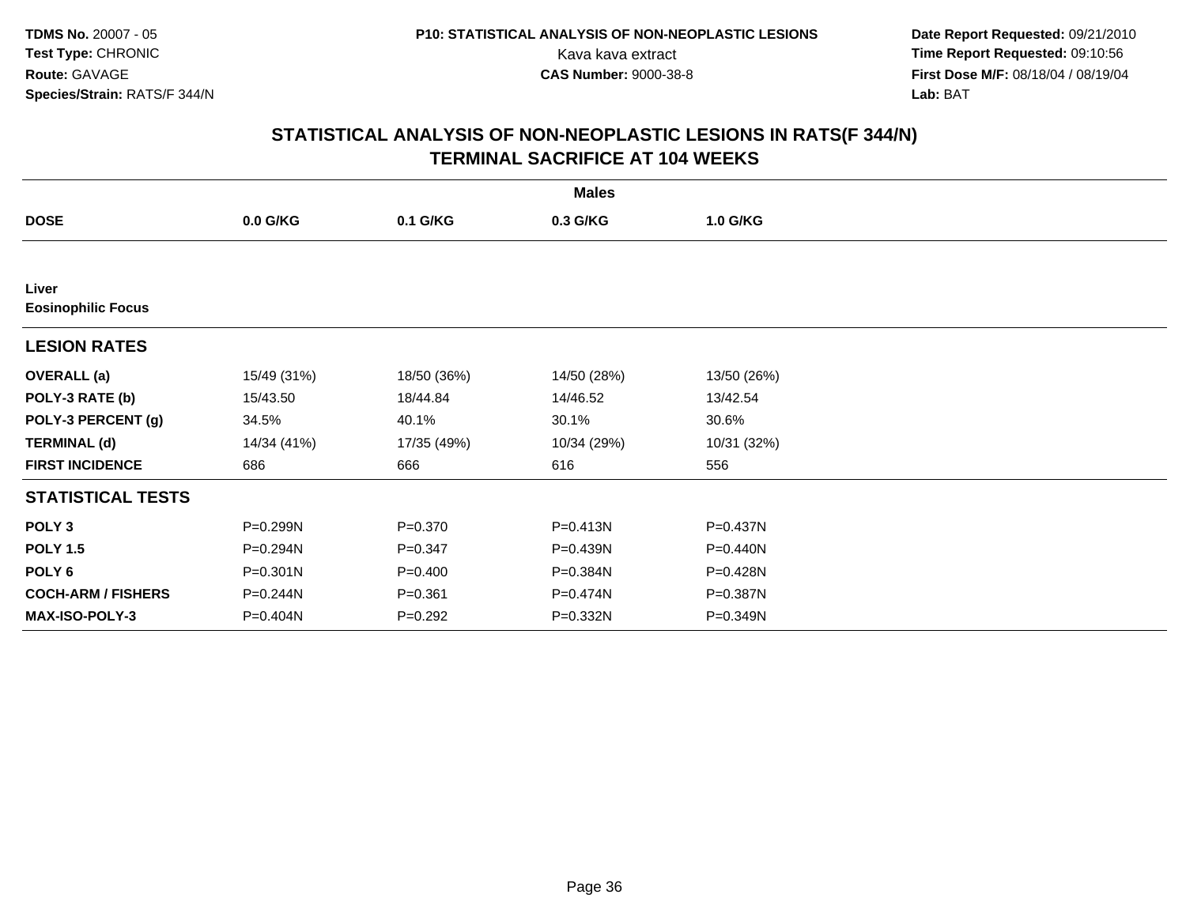**TDMS No.** 20007 - 05
**Test Type:** CHRONIC
**Route:** GAVAGE
**Species/Strain:** RATS/F 344/N

**P10: STATISTICAL ANALYSIS OF NON-NEOPLASTIC LESIONS**
Kava kava extract
**CAS Number:** 9000-38-8

**Date Report Requested:** 09/21/2010
**Time Report Requested:** 09:10:56
**First Dose M/F:** 08/18/04 / 08/19/04
**Lab:** BAT

## STATISTICAL ANALYSIS OF NON-NEOPLASTIC LESIONS IN RATS(F 344/N) TERMINAL SACRIFICE AT 104 WEEKS

| | Males | | | |
|---|---|---|---|---|
| **DOSE** | **0.0 G/KG** | **0.1 G/KG** | **0.3 G/KG** | **1.0 G/KG** |
| **Liver** | | | | |
| **Eosinophilic Focus** | | | | |
| **LESION RATES** | | | | |
| **OVERALL (a)** | 15/49 (31%) | 18/50 (36%) | 14/50 (28%) | 13/50 (26%) |
| **POLY-3 RATE (b)** | 15/43.50 | 18/44.84 | 14/46.52 | 13/42.54 |
| **POLY-3 PERCENT (g)** | 34.5% | 40.1% | 30.1% | 30.6% |
| **TERMINAL (d)** | 14/34 (41%) | 17/35 (49%) | 10/34 (29%) | 10/31 (32%) |
| **FIRST INCIDENCE** | 686 | 666 | 616 | 556 |
| **STATISTICAL TESTS** | | | | |
| **POLY 3** | P=0.299N | P=0.370 | P=0.413N | P=0.437N |
| **POLY 1.5** | P=0.294N | P=0.347 | P=0.439N | P=0.440N |
| **POLY 6** | P=0.301N | P=0.400 | P=0.384N | P=0.428N |
| **COCH-ARM / FISHERS** | P=0.244N | P=0.361 | P=0.474N | P=0.387N |
| **MAX-ISO-POLY-3** | P=0.404N | P=0.292 | P=0.332N | P=0.349N |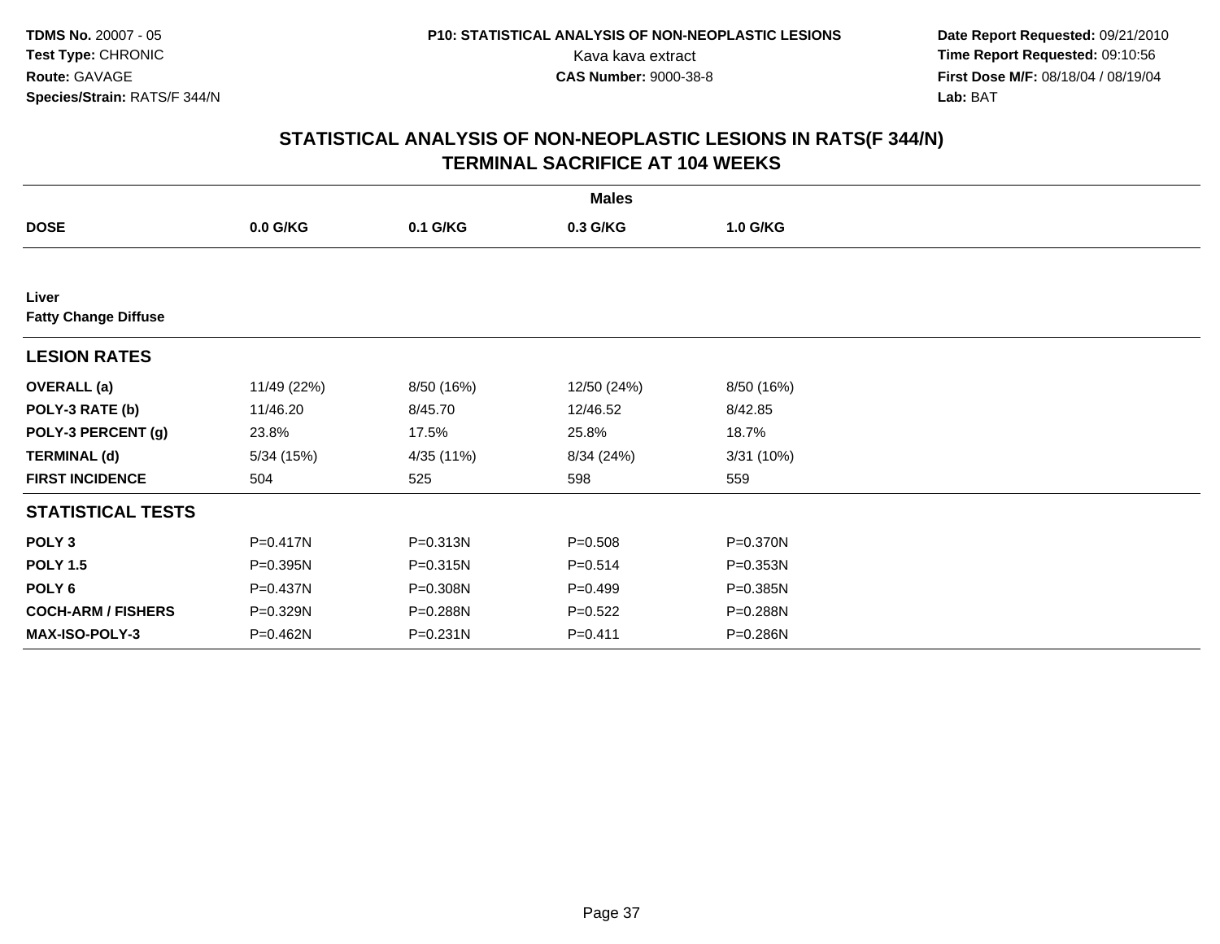# STATISTICAL ANALYSIS OF NON-NEOPLASTIC LESIONS IN RATS(F 344/N)
## TERMINAL SACRIFICE AT 104 WEEKS

| | Males | | | |
|---|---|---|---|---|
| **DOSE** | **0.0 G/KG** | **0.1 G/KG** | **0.3 G/KG** | **1.0 G/KG** |
| **Liver** | | | | |
| **Fatty Change Diffuse** | | | | |
| **LESION RATES** | | | | |
| **OVERALL (a)** | 11/49 (22%) | 8/50 (16%) | 12/50 (24%) | 8/50 (16%) |
| **POLY-3 RATE (b)** | 11/46.20 | 8/45.70 | 12/46.52 | 8/42.85 |
| **POLY-3 PERCENT (g)** | 23.8% | 17.5% | 25.8% | 18.7% |
| **TERMINAL (d)** | 5/34 (15%) | 4/35 (11%) | 8/34 (24%) | 3/31 (10%) |
| **FIRST INCIDENCE** | 504 | 525 | 598 | 559 |
| **STATISTICAL TESTS** | | | | |
| **POLY 3** | P=0.417N | P=0.313N | P=0.508 | P=0.370N |
| **POLY 1.5** | P=0.395N | P=0.315N | P=0.514 | P=0.353N |
| **POLY 6** | P=0.437N | P=0.308N | P=0.499 | P=0.385N |
| **COCH-ARM / FISHERS** | P=0.329N | P=0.288N | P=0.522 | P=0.288N |
| **MAX-ISO-POLY-3** | P=0.462N | P=0.231N | P=0.411 | P=0.286N |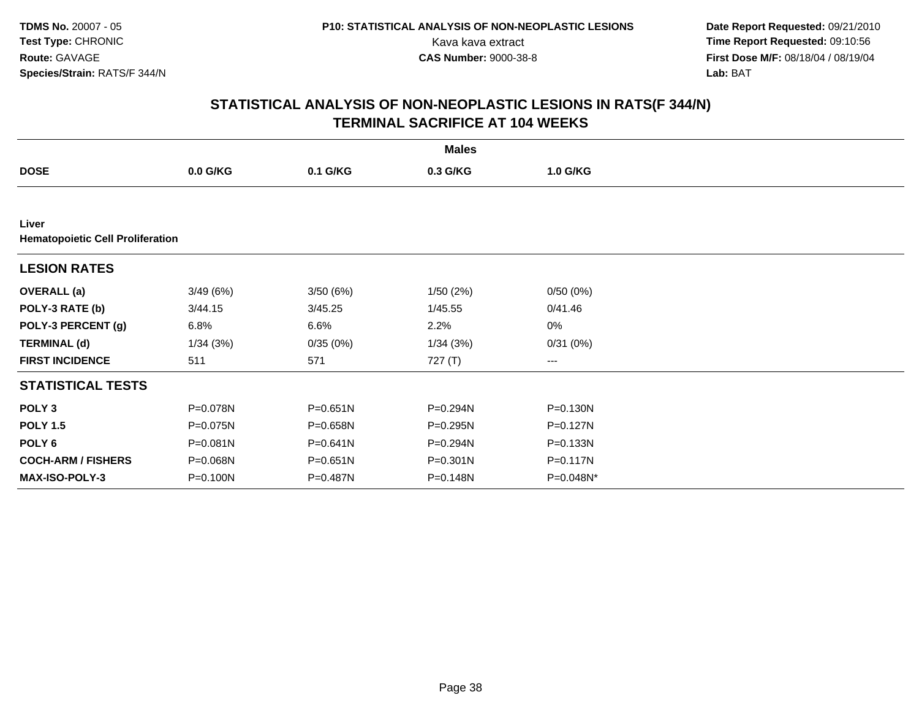**TDMS No.** 20007 - 05
**Test Type:** CHRONIC
**Route:** GAVAGE
**Species/Strain:** RATS/F 344/N

**P10: STATISTICAL ANALYSIS OF NON-NEOPLASTIC LESIONS**
Kava kava extract
**CAS Number:** 9000-38-8

**Date Report Requested:** 09/21/2010
**Time Report Requested:** 09:10:56
**First Dose M/F:** 08/18/04 / 08/19/04
**Lab:** BAT

## STATISTICAL ANALYSIS OF NON-NEOPLASTIC LESIONS IN RATS(F 344/N) TERMINAL SACRIFICE AT 104 WEEKS

| | Males | | | |
|---|---|---|---|---|
| **DOSE** | **0.0 G/KG** | **0.1 G/KG** | **0.3 G/KG** | **1.0 G/KG** |
| **Liver** | | | | |
| **Hematopoietic Cell Proliferation** | | | | |
| **LESION RATES** | | | | |
| **OVERALL (a)** | 3/49 (6%) | 3/50 (6%) | 1/50 (2%) | 0/50 (0%) |
| **POLY-3 RATE (b)** | 3/44.15 | 3/45.25 | 1/45.55 | 0/41.46 |
| **POLY-3 PERCENT (g)** | 6.8% | 6.6% | 2.2% | 0% |
| **TERMINAL (d)** | 1/34 (3%) | 0/35 (0%) | 1/34 (3%) | 0/31 (0%) |
| **FIRST INCIDENCE** | 511 | 571 | 727 (T) | --- |
| **STATISTICAL TESTS** | | | | |
| **POLY 3** | P=0.078N | P=0.651N | P=0.294N | P=0.130N |
| **POLY 1.5** | P=0.075N | P=0.658N | P=0.295N | P=0.127N |
| **POLY 6** | P=0.081N | P=0.641N | P=0.294N | P=0.133N |
| **COCH-ARM / FISHERS** | P=0.068N | P=0.651N | P=0.301N | P=0.117N |
| **MAX-ISO-POLY-3** | P=0.100N | P=0.487N | P=0.148N | P=0.048N* |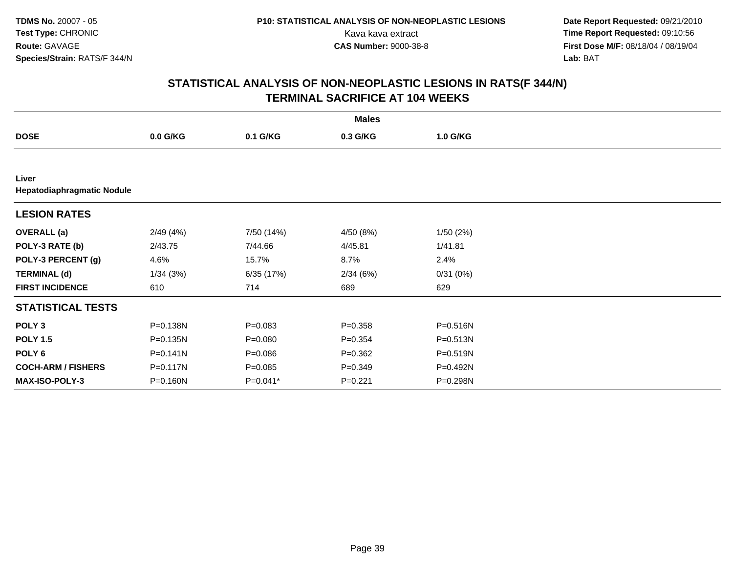## STATISTICAL ANALYSIS OF NON-NEOPLASTIC LESIONS IN RATS(F 344/N)
## TERMINAL SACRIFICE AT 104 WEEKS

| | Males | | | |
|---|---|---|---|---|
| **DOSE** | **0.0 G/KG** | **0.1 G/KG** | **0.3 G/KG** | **1.0 G/KG** |
| **Liver** | | | | |
| **Hepatodiaphragmatic Nodule** | | | | |
| **LESION RATES** | | | | |
| **OVERALL (a)** | 2/49 (4%) | 7/50 (14%) | 4/50 (8%) | 1/50 (2%) |
| **POLY-3 RATE (b)** | 2/43.75 | 7/44.66 | 4/45.81 | 1/41.81 |
| **POLY-3 PERCENT (g)** | 4.6% | 15.7% | 8.7% | 2.4% |
| **TERMINAL (d)** | 1/34 (3%) | 6/35 (17%) | 2/34 (6%) | 0/31 (0%) |
| **FIRST INCIDENCE** | 610 | 714 | 689 | 629 |
| **STATISTICAL TESTS** | | | | |
| **POLY 3** | P=0.138N | P=0.083 | P=0.358 | P=0.516N |
| **POLY 1.5** | P=0.135N | P=0.080 | P=0.354 | P=0.513N |
| **POLY 6** | P=0.141N | P=0.086 | P=0.362 | P=0.519N |
| **COCH-ARM / FISHERS** | P=0.117N | P=0.085 | P=0.349 | P=0.492N |
| **MAX-ISO-POLY-3** | P=0.160N | P=0.041* | P=0.221 | P=0.298N |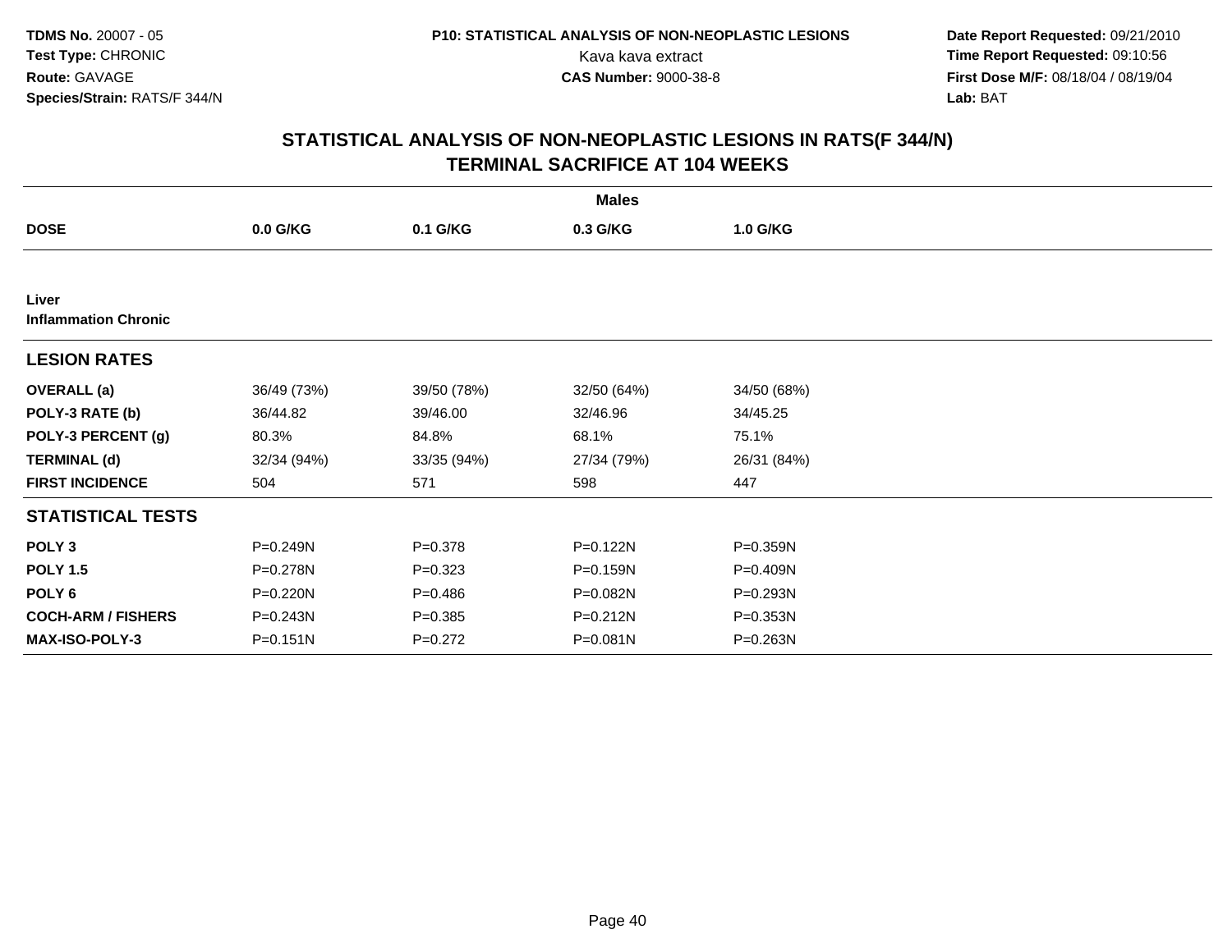TDMS No. 20007 - 05
Test Type: CHRONIC
Route: GAVAGE
Species/Strain: RATS/F 344/N

P10: STATISTICAL ANALYSIS OF NON-NEOPLASTIC LESIONS
Kava kava extract
CAS Number: 9000-38-8

Date Report Requested: 09/21/2010
Time Report Requested: 09:10:56
First Dose M/F: 08/18/04 / 08/19/04
Lab: BAT

## STATISTICAL ANALYSIS OF NON-NEOPLASTIC LESIONS IN RATS(F 344/N) TERMINAL SACRIFICE AT 104 WEEKS

| | Males | | | |
|---|---|---|---|---|
| **DOSE** | **0.0 G/KG** | **0.1 G/KG** | **0.3 G/KG** | **1.0 G/KG** |
| **Liver** | | | | |
| **Inflammation Chronic** | | | | |
| **LESION RATES** | | | | |
| **OVERALL (a)** | 36/49 (73%) | 39/50 (78%) | 32/50 (64%) | 34/50 (68%) |
| **POLY-3 RATE (b)** | 36/44.82 | 39/46.00 | 32/46.96 | 34/45.25 |
| **POLY-3 PERCENT (g)** | 80.3% | 84.8% | 68.1% | 75.1% |
| **TERMINAL (d)** | 32/34 (94%) | 33/35 (94%) | 27/34 (79%) | 26/31 (84%) |
| **FIRST INCIDENCE** | 504 | 571 | 598 | 447 |
| **STATISTICAL TESTS** | | | | |
| **POLY 3** | P=0.249N | P=0.378 | P=0.122N | P=0.359N |
| **POLY 1.5** | P=0.278N | P=0.323 | P=0.159N | P=0.409N |
| **POLY 6** | P=0.220N | P=0.486 | P=0.082N | P=0.293N |
| **COCH-ARM / FISHERS** | P=0.243N | P=0.385 | P=0.212N | P=0.353N |
| **MAX-ISO-POLY-3** | P=0.151N | P=0.272 | P=0.081N | P=0.263N |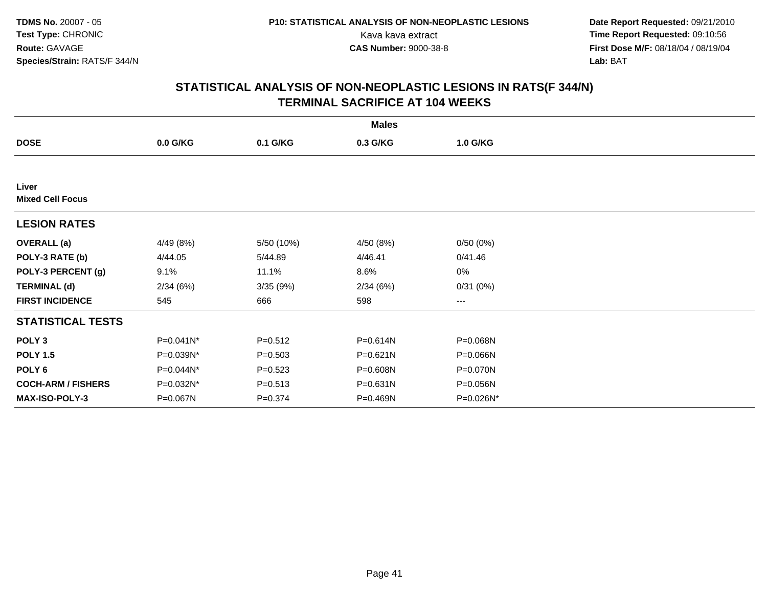**TDMS No.** 20007 - 05
**Test Type:** CHRONIC
**Route:** GAVAGE
**Species/Strain:** RATS/F 344/N

**P10: STATISTICAL ANALYSIS OF NON-NEOPLASTIC LESIONS**
Kava kava extract
**CAS Number:** 9000-38-8

**Date Report Requested:** 09/21/2010
**Time Report Requested:** 09:10:56
**First Dose M/F:** 08/18/04 / 08/19/04
**Lab:** BAT

## STATISTICAL ANALYSIS OF NON-NEOPLASTIC LESIONS IN RATS(F 344/N)
## TERMINAL SACRIFICE AT 104 WEEKS

| | Males | | | |
|---|---|---|---|---|
| **DOSE** | **0.0 G/KG** | **0.1 G/KG** | **0.3 G/KG** | **1.0 G/KG** |
| **Liver** | | | | |
| **Mixed Cell Focus** | | | | |
| **LESION RATES** | | | | |
| **OVERALL (a)** | 4/49 (8%) | 5/50 (10%) | 4/50 (8%) | 0/50 (0%) |
| **POLY-3 RATE (b)** | 4/44.05 | 5/44.89 | 4/46.41 | 0/41.46 |
| **POLY-3 PERCENT (g)** | 9.1% | 11.1% | 8.6% | 0% |
| **TERMINAL (d)** | 2/34 (6%) | 3/35 (9%) | 2/34 (6%) | 0/31 (0%) |
| **FIRST INCIDENCE** | 545 | 666 | 598 | --- |
| **STATISTICAL TESTS** | | | | |
| **POLY 3** | P=0.041N* | P=0.512 | P=0.614N | P=0.068N |
| **POLY 1.5** | P=0.039N* | P=0.503 | P=0.621N | P=0.066N |
| **POLY 6** | P=0.044N* | P=0.523 | P=0.608N | P=0.070N |
| **COCH-ARM / FISHERS** | P=0.032N* | P=0.513 | P=0.631N | P=0.056N |
| **MAX-ISO-POLY-3** | P=0.067N | P=0.374 | P=0.469N | P=0.026N* |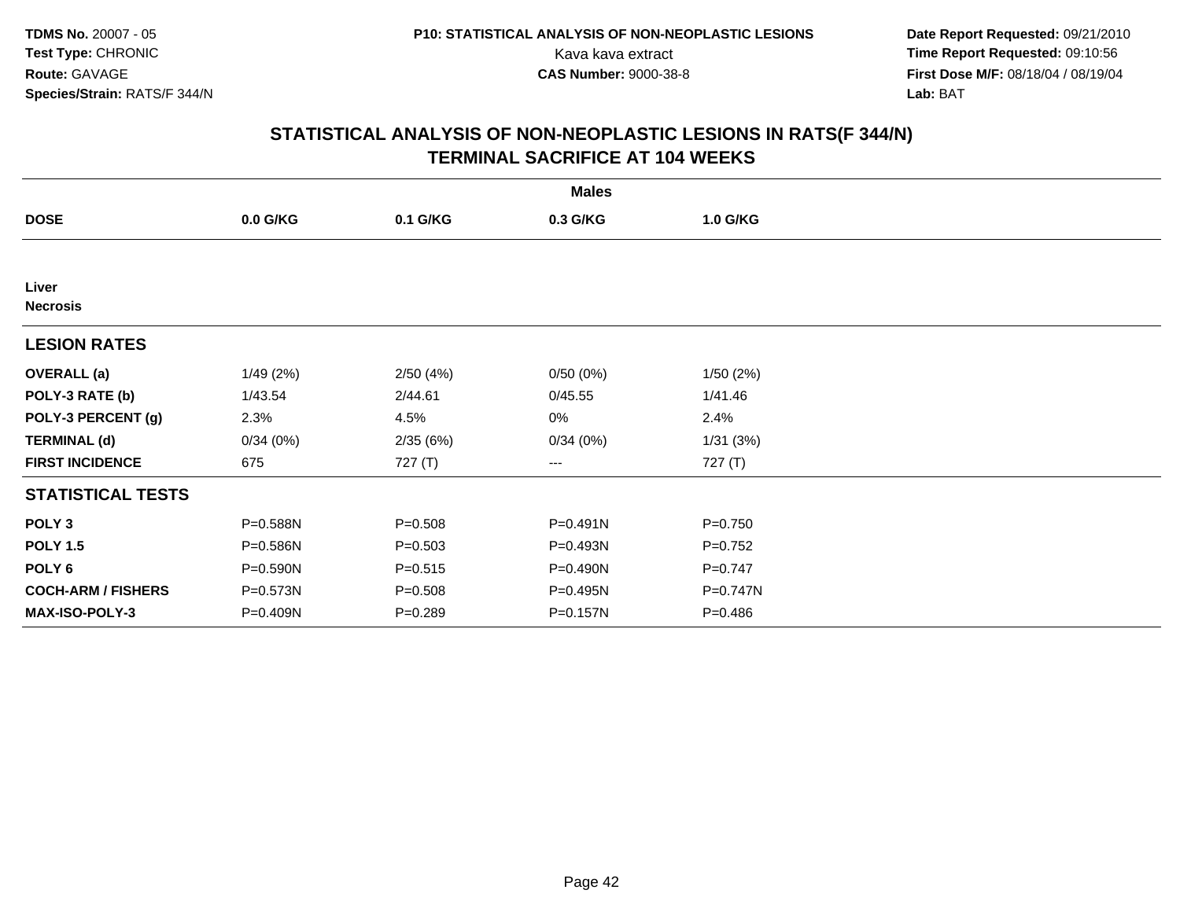TDMS No. 20007 - 05
Test Type: CHRONIC
Route: GAVAGE
Species/Strain: RATS/F 344/N

P10: STATISTICAL ANALYSIS OF NON-NEOPLASTIC LESIONS
Kava kava extract
CAS Number: 9000-38-8

Date Report Requested: 09/21/2010
Time Report Requested: 09:10:56
First Dose M/F: 08/18/04 / 08/19/04
Lab: BAT

## STATISTICAL ANALYSIS OF NON-NEOPLASTIC LESIONS IN RATS(F 344/N)
## TERMINAL SACRIFICE AT 104 WEEKS

| | Males | | | |
|---|---|---|---|---|
| **DOSE** | **0.0 G/KG** | **0.1 G/KG** | **0.3 G/KG** | **1.0 G/KG** |
| **Liver** | | | | |
| **Necrosis** | | | | |
| **LESION RATES** | | | | |
| **OVERALL (a)** | 1/49 (2%) | 2/50 (4%) | 0/50 (0%) | 1/50 (2%) |
| **POLY-3 RATE (b)** | 1/43.54 | 2/44.61 | 0/45.55 | 1/41.46 |
| **POLY-3 PERCENT (g)** | 2.3% | 4.5% | 0% | 2.4% |
| **TERMINAL (d)** | 0/34 (0%) | 2/35 (6%) | 0/34 (0%) | 1/31 (3%) |
| **FIRST INCIDENCE** | 675 | 727 (T) | --- | 727 (T) |
| **STATISTICAL TESTS** | | | | |
| **POLY 3** | P=0.588N | P=0.508 | P=0.491N | P=0.750 |
| **POLY 1.5** | P=0.586N | P=0.503 | P=0.493N | P=0.752 |
| **POLY 6** | P=0.590N | P=0.515 | P=0.490N | P=0.747 |
| **COCH-ARM / FISHERS** | P=0.573N | P=0.508 | P=0.495N | P=0.747N |
| **MAX-ISO-POLY-3** | P=0.409N | P=0.289 | P=0.157N | P=0.486 |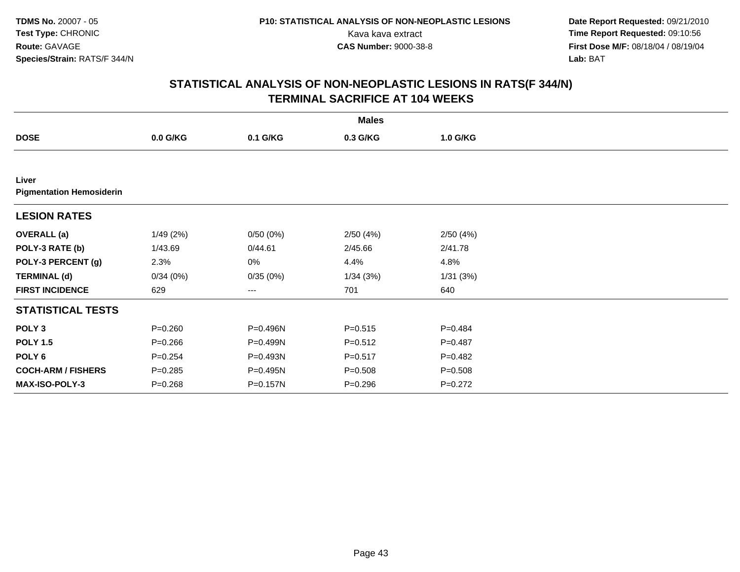## STATISTICAL ANALYSIS OF NON-NEOPLASTIC LESIONS IN RATS(F 344/N)
## TERMINAL SACRIFICE AT 104 WEEKS

| | Males | | | |
|---|---|---|---|---|
| **DOSE** | **0.0 G/KG** | **0.1 G/KG** | **0.3 G/KG** | **1.0 G/KG** |
| **Liver** | | | | |
| **Pigmentation Hemosiderin** | | | | |
| **LESION RATES** | | | | |
| **OVERALL (a)** | 1/49 (2%) | 0/50 (0%) | 2/50 (4%) | 2/50 (4%) |
| **POLY-3 RATE (b)** | 1/43.69 | 0/44.61 | 2/45.66 | 2/41.78 |
| **POLY-3 PERCENT (g)** | 2.3% | 0% | 4.4% | 4.8% |
| **TERMINAL (d)** | 0/34 (0%) | 0/35 (0%) | 1/34 (3%) | 1/31 (3%) |
| **FIRST INCIDENCE** | 629 | --- | 701 | 640 |
| **STATISTICAL TESTS** | | | | |
| **POLY 3** | P=0.260 | P=0.496N | P=0.515 | P=0.484 |
| **POLY 1.5** | P=0.266 | P=0.499N | P=0.512 | P=0.487 |
| **POLY 6** | P=0.254 | P=0.493N | P=0.517 | P=0.482 |
| **COCH-ARM / FISHERS** | P=0.285 | P=0.495N | P=0.508 | P=0.508 |
| **MAX-ISO-POLY-3** | P=0.268 | P=0.157N | P=0.296 | P=0.272 |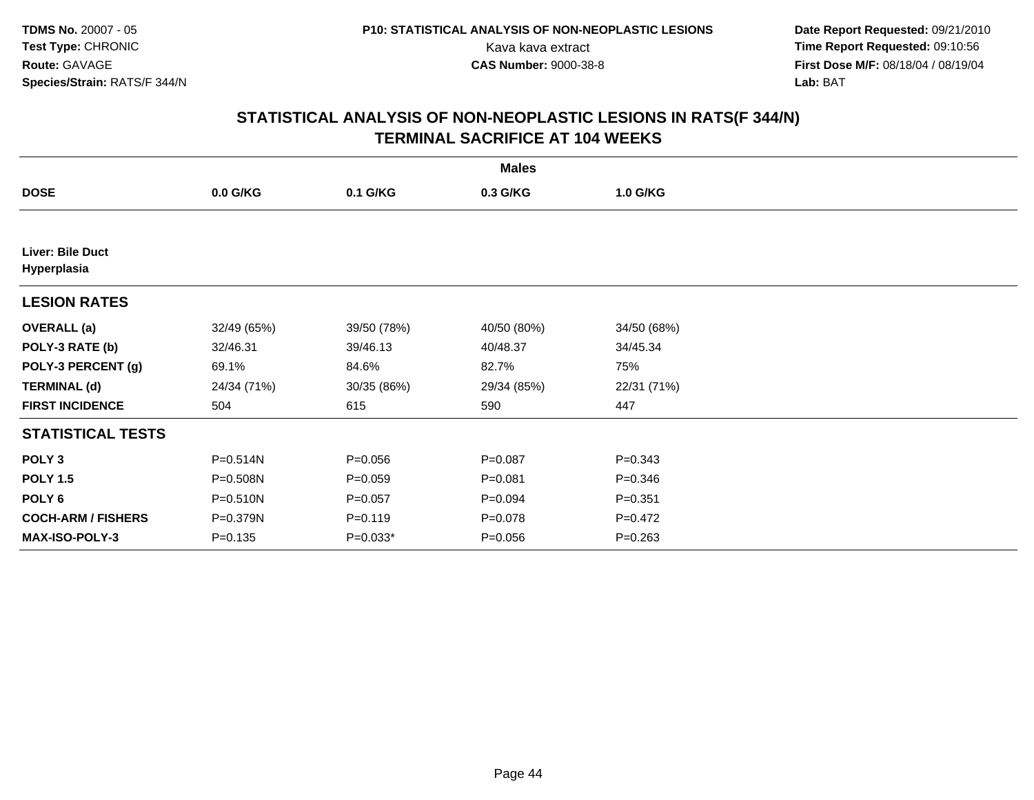**TDMS No.** 20007 - 05
**Test Type:** CHRONIC
**Route:** GAVAGE
**Species/Strain:** RATS/F 344/N

**P10: STATISTICAL ANALYSIS OF NON-NEOPLASTIC LESIONS**
Kava kava extract
**CAS Number:** 9000-38-8

**Date Report Requested:** 09/21/2010
**Time Report Requested:** 09:10:56
**First Dose M/F:** 08/18/04 / 08/19/04
**Lab:** BAT

## STATISTICAL ANALYSIS OF NON-NEOPLASTIC LESIONS IN RATS(F 344/N)
## TERMINAL SACRIFICE AT 104 WEEKS

| | Males | | | |
|---|---|---|---|---|
| **DOSE** | **0.0 G/KG** | **0.1 G/KG** | **0.3 G/KG** | **1.0 G/KG** |
| **Liver: Bile Duct Hyperplasia** | | | | |
| **LESION RATES** | | | | |
| **OVERALL (a)** | 32/49 (65%) | 39/50 (78%) | 40/50 (80%) | 34/50 (68%) |
| **POLY-3 RATE (b)** | 32/46.31 | 39/46.13 | 40/48.37 | 34/45.34 |
| **POLY-3 PERCENT (g)** | 69.1% | 84.6% | 82.7% | 75% |
| **TERMINAL (d)** | 24/34 (71%) | 30/35 (86%) | 29/34 (85%) | 22/31 (71%) |
| **FIRST INCIDENCE** | 504 | 615 | 590 | 447 |
| **STATISTICAL TESTS** | | | | |
| **POLY 3** | P=0.514N | P=0.056 | P=0.087 | P=0.343 |
| **POLY 1.5** | P=0.508N | P=0.059 | P=0.081 | P=0.346 |
| **POLY 6** | P=0.510N | P=0.057 | P=0.094 | P=0.351 |
| **COCH-ARM / FISHERS** | P=0.379N | P=0.119 | P=0.078 | P=0.472 |
| **MAX-ISO-POLY-3** | P=0.135 | P=0.033* | P=0.056 | P=0.263 |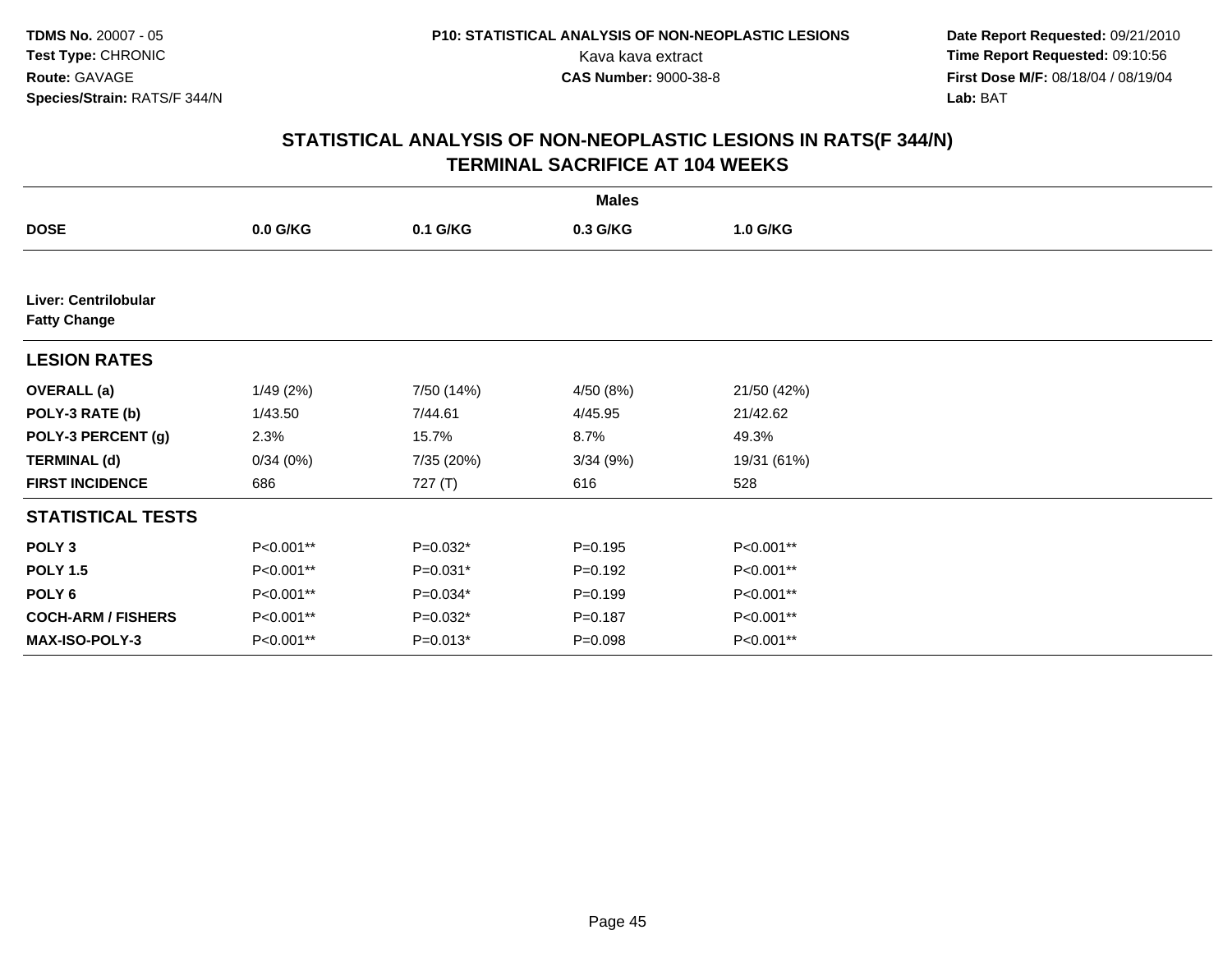TDMS No. 20007 - 05
Test Type: CHRONIC
Route: GAVAGE
Species/Strain: RATS/F 344/N

P10: STATISTICAL ANALYSIS OF NON-NEOPLASTIC LESIONS
Kava kava extract
CAS Number: 9000-38-8

Date Report Requested: 09/21/2010
Time Report Requested: 09:10:56
First Dose M/F: 08/18/04 / 08/19/04
Lab: BAT

## STATISTICAL ANALYSIS OF NON-NEOPLASTIC LESIONS IN RATS(F 344/N)
## TERMINAL SACRIFICE AT 104 WEEKS

| | Males | | | |
|---|---|---|---|---|
| **DOSE** | **0.0 G/KG** | **0.1 G/KG** | **0.3 G/KG** | **1.0 G/KG** |
| **Liver: Centrilobular Fatty Change** | | | | |
| **LESION RATES** | | | | |
| **OVERALL (a)** | 1/49 (2%) | 7/50 (14%) | 4/50 (8%) | 21/50 (42%) |
| **POLY-3 RATE (b)** | 1/43.50 | 7/44.61 | 4/45.95 | 21/42.62 |
| **POLY-3 PERCENT (g)** | 2.3% | 15.7% | 8.7% | 49.3% |
| **TERMINAL (d)** | 0/34 (0%) | 7/35 (20%) | 3/34 (9%) | 19/31 (61%) |
| **FIRST INCIDENCE** | 686 | 727 (T) | 616 | 528 |
| **STATISTICAL TESTS** | | | | |
| **POLY 3** | P<0.001** | P=0.032* | P=0.195 | P<0.001** |
| **POLY 1.5** | P<0.001** | P=0.031* | P=0.192 | P<0.001** |
| **POLY 6** | P<0.001** | P=0.034* | P=0.199 | P<0.001** |
| **COCH-ARM / FISHERS** | P<0.001** | P=0.032* | P=0.187 | P<0.001** |
| **MAX-ISO-POLY-3** | P<0.001** | P=0.013* | P=0.098 | P<0.001** |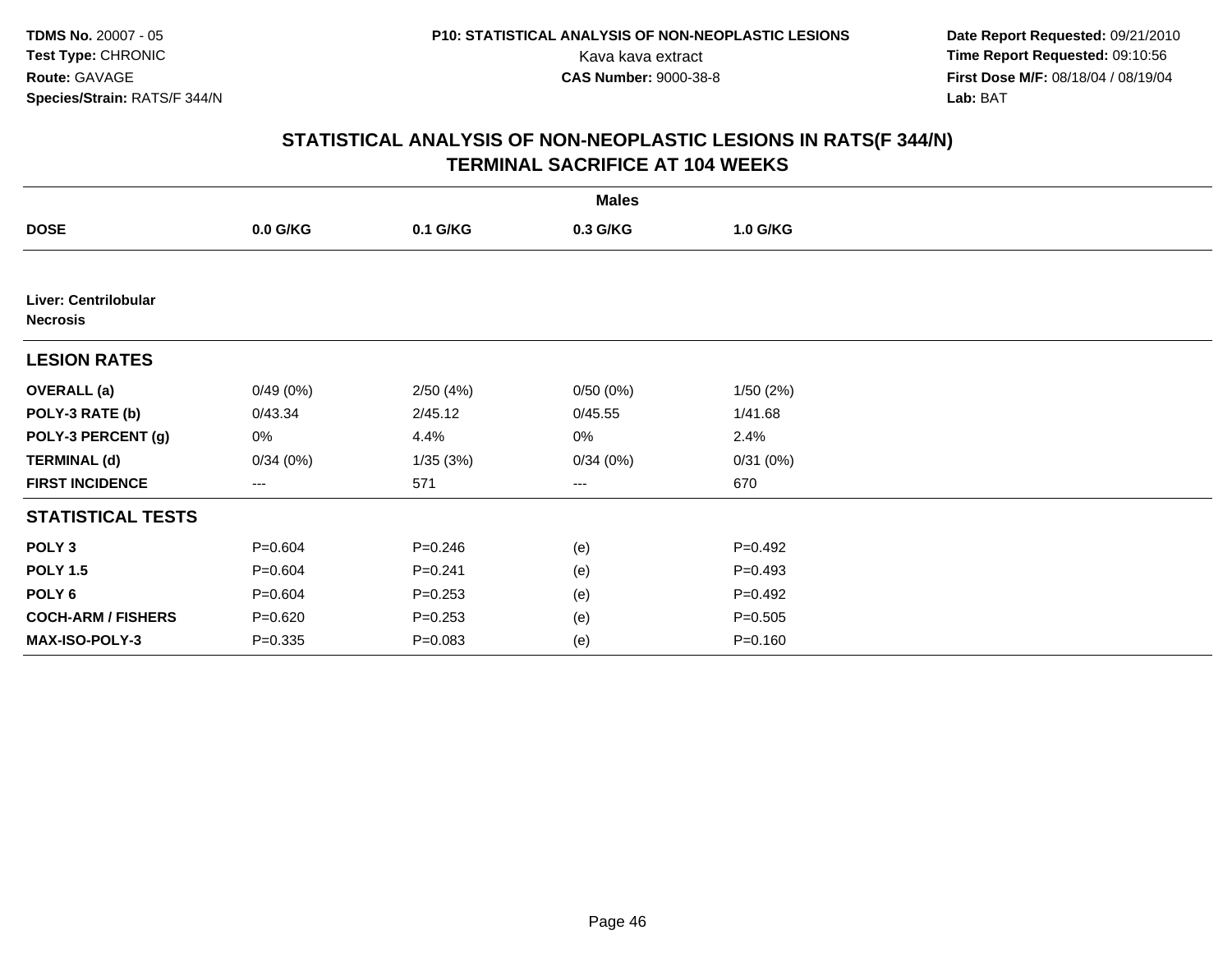# STATISTICAL ANALYSIS OF NON-NEOPLASTIC LESIONS IN RATS(F 344/N)
## TERMINAL SACRIFICE AT 104 WEEKS

| | Males | | | |
|---|---|---|---|---|
| **DOSE** | **0.0 G/KG** | **0.1 G/KG** | **0.3 G/KG** | **1.0 G/KG** |
| **Liver: Centrilobular Necrosis** | | | | |
| **LESION RATES** | | | | |
| **OVERALL (a)** | 0/49 (0%) | 2/50 (4%) | 0/50 (0%) | 1/50 (2%) |
| **POLY-3 RATE (b)** | 0/43.34 | 2/45.12 | 0/45.55 | 1/41.68 |
| **POLY-3 PERCENT (g)** | 0% | 4.4% | 0% | 2.4% |
| **TERMINAL (d)** | 0/34 (0%) | 1/35 (3%) | 0/34 (0%) | 0/31 (0%) |
| **FIRST INCIDENCE** | --- | 571 | --- | 670 |
| **STATISTICAL TESTS** | | | | |
| **POLY 3** | P=0.604 | P=0.246 | (e) | P=0.492 |
| **POLY 1.5** | P=0.604 | P=0.241 | (e) | P=0.493 |
| **POLY 6** | P=0.604 | P=0.253 | (e) | P=0.492 |
| **COCH-ARM / FISHERS** | P=0.620 | P=0.253 | (e) | P=0.505 |
| **MAX-ISO-POLY-3** | P=0.335 | P=0.083 | (e) | P=0.160 |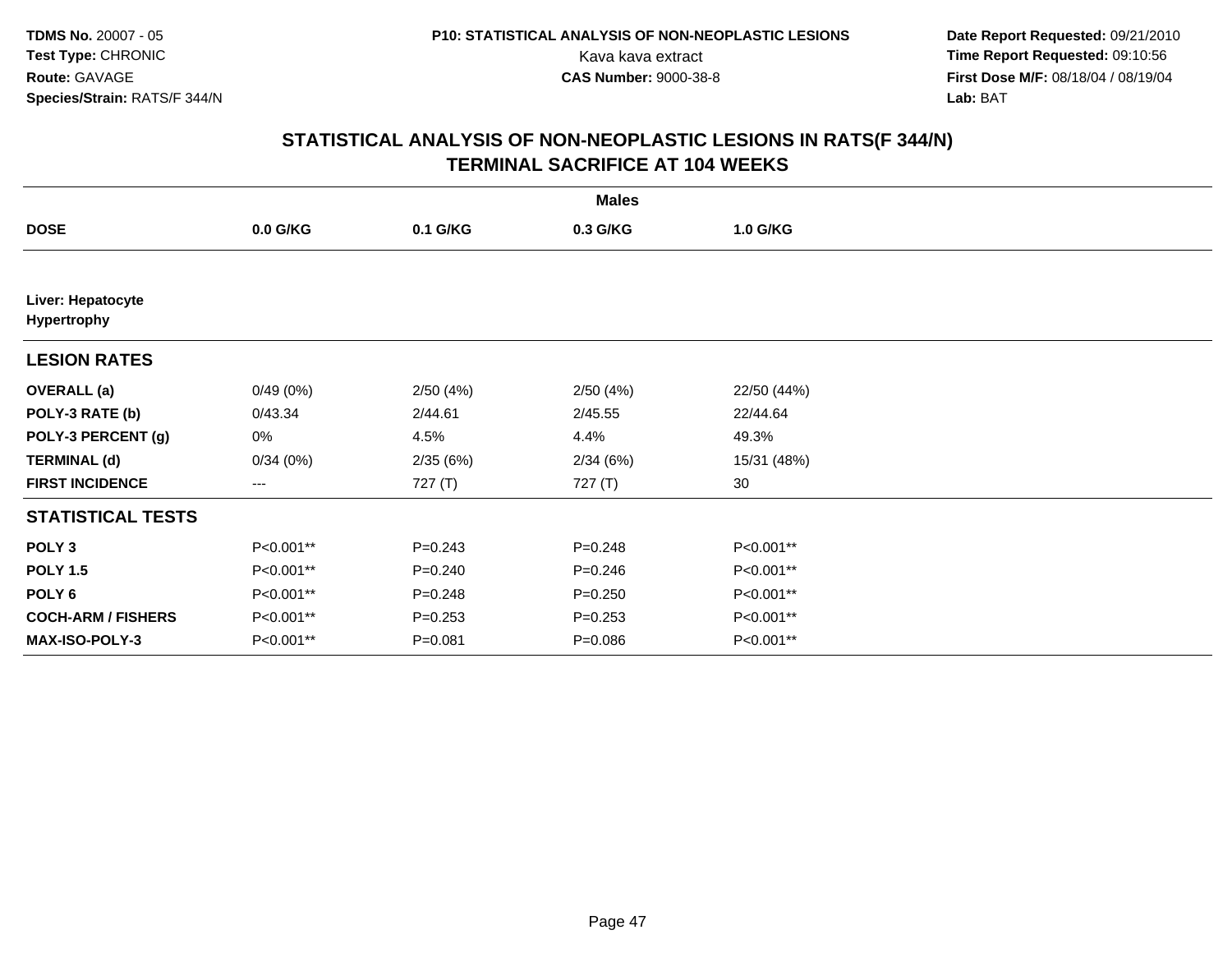TDMS No. 20007 - 05
Test Type: CHRONIC
Route: GAVAGE
Species/Strain: RATS/F 344/N

P10: STATISTICAL ANALYSIS OF NON-NEOPLASTIC LESIONS
Kava kava extract
CAS Number: 9000-38-8

Date Report Requested: 09/21/2010
Time Report Requested: 09:10:56
First Dose M/F: 08/18/04 / 08/19/04
Lab: BAT

## STATISTICAL ANALYSIS OF NON-NEOPLASTIC LESIONS IN RATS(F 344/N)
## TERMINAL SACRIFICE AT 104 WEEKS

| | Males | | | |
|---|---|---|---|---|
| **DOSE** | **0.0 G/KG** | **0.1 G/KG** | **0.3 G/KG** | **1.0 G/KG** |
| **Liver: Hepatocyte Hypertrophy** | | | | |
| **LESION RATES** | | | | |
| **OVERALL (a)** | 0/49 (0%) | 2/50 (4%) | 2/50 (4%) | 22/50 (44%) |
| **POLY-3 RATE (b)** | 0/43.34 | 2/44.61 | 2/45.55 | 22/44.64 |
| **POLY-3 PERCENT (g)** | 0% | 4.5% | 4.4% | 49.3% |
| **TERMINAL (d)** | 0/34 (0%) | 2/35 (6%) | 2/34 (6%) | 15/31 (48%) |
| **FIRST INCIDENCE** | --- | 727 (T) | 727 (T) | 30 |
| **STATISTICAL TESTS** | | | | |
| **POLY 3** | P<0.001** | P=0.243 | P=0.248 | P<0.001** |
| **POLY 1.5** | P<0.001** | P=0.240 | P=0.246 | P<0.001** |
| **POLY 6** | P<0.001** | P=0.248 | P=0.250 | P<0.001** |
| **COCH-ARM / FISHERS** | P<0.001** | P=0.253 | P=0.253 | P<0.001** |
| **MAX-ISO-POLY-3** | P<0.001** | P=0.081 | P=0.086 | P<0.001** |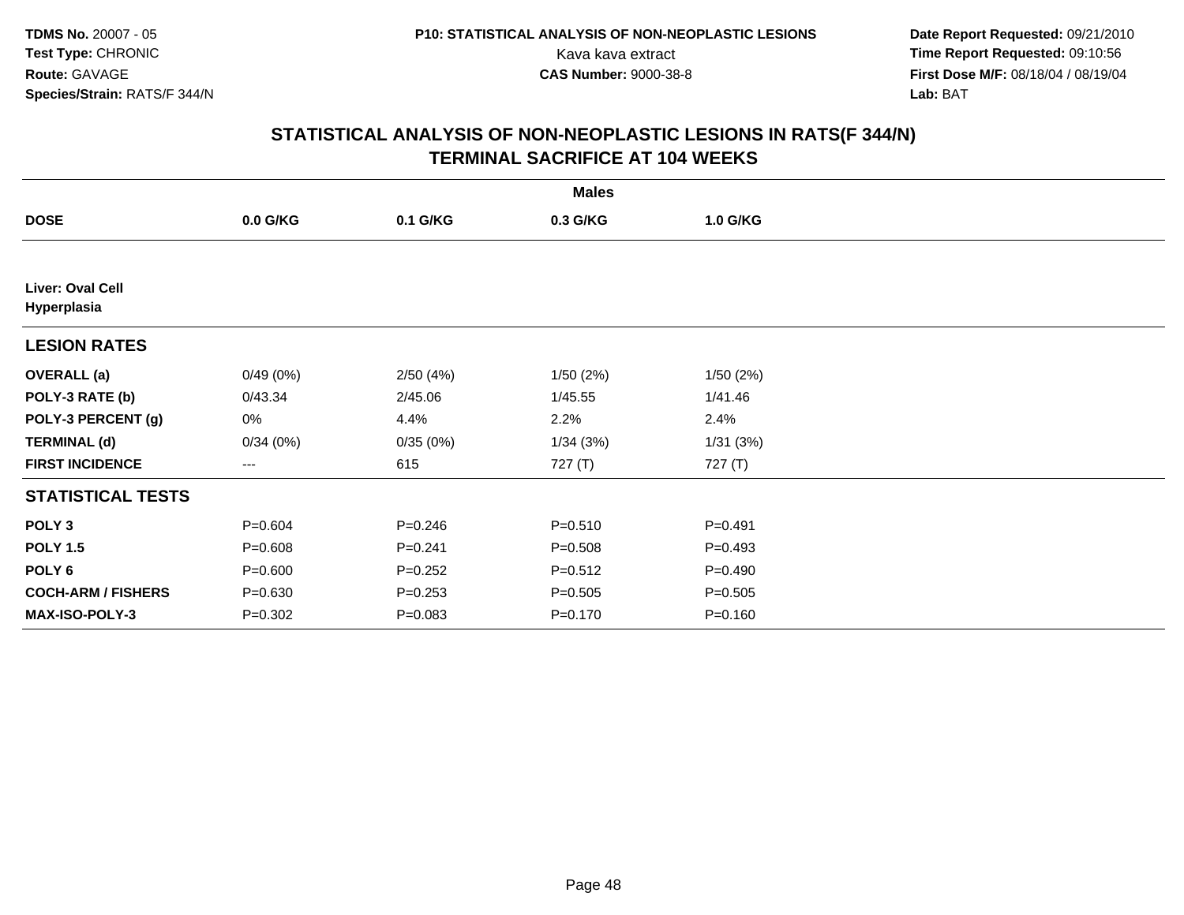**TDMS No.** 20007 - 05
**Test Type:** CHRONIC
**Route:** GAVAGE
**Species/Strain:** RATS/F 344/N

**P10: STATISTICAL ANALYSIS OF NON-NEOPLASTIC LESIONS**
Kava kava extract
**CAS Number:** 9000-38-8

**Date Report Requested:** 09/21/2010
**Time Report Requested:** 09:10:56
**First Dose M/F:** 08/18/04 / 08/19/04
**Lab:** BAT

## STATISTICAL ANALYSIS OF NON-NEOPLASTIC LESIONS IN RATS(F 344/N) TERMINAL SACRIFICE AT 104 WEEKS

| | Males | | | |
|---|---|---|---|---|
| **DOSE** | **0.0 G/KG** | **0.1 G/KG** | **0.3 G/KG** | **1.0 G/KG** |
| **Liver: Oval Cell Hyperplasia** | | | | |
| **LESION RATES** | | | | |
| **OVERALL (a)** | 0/49 (0%) | 2/50 (4%) | 1/50 (2%) | 1/50 (2%) |
| **POLY-3 RATE (b)** | 0/43.34 | 2/45.06 | 1/45.55 | 1/41.46 |
| **POLY-3 PERCENT (g)** | 0% | 4.4% | 2.2% | 2.4% |
| **TERMINAL (d)** | 0/34 (0%) | 0/35 (0%) | 1/34 (3%) | 1/31 (3%) |
| **FIRST INCIDENCE** | --- | 615 | 727 (T) | 727 (T) |
| **STATISTICAL TESTS** | | | | |
| **POLY 3** | P=0.604 | P=0.246 | P=0.510 | P=0.491 |
| **POLY 1.5** | P=0.608 | P=0.241 | P=0.508 | P=0.493 |
| **POLY 6** | P=0.600 | P=0.252 | P=0.512 | P=0.490 |
| **COCH-ARM / FISHERS** | P=0.630 | P=0.253 | P=0.505 | P=0.505 |
| **MAX-ISO-POLY-3** | P=0.302 | P=0.083 | P=0.170 | P=0.160 |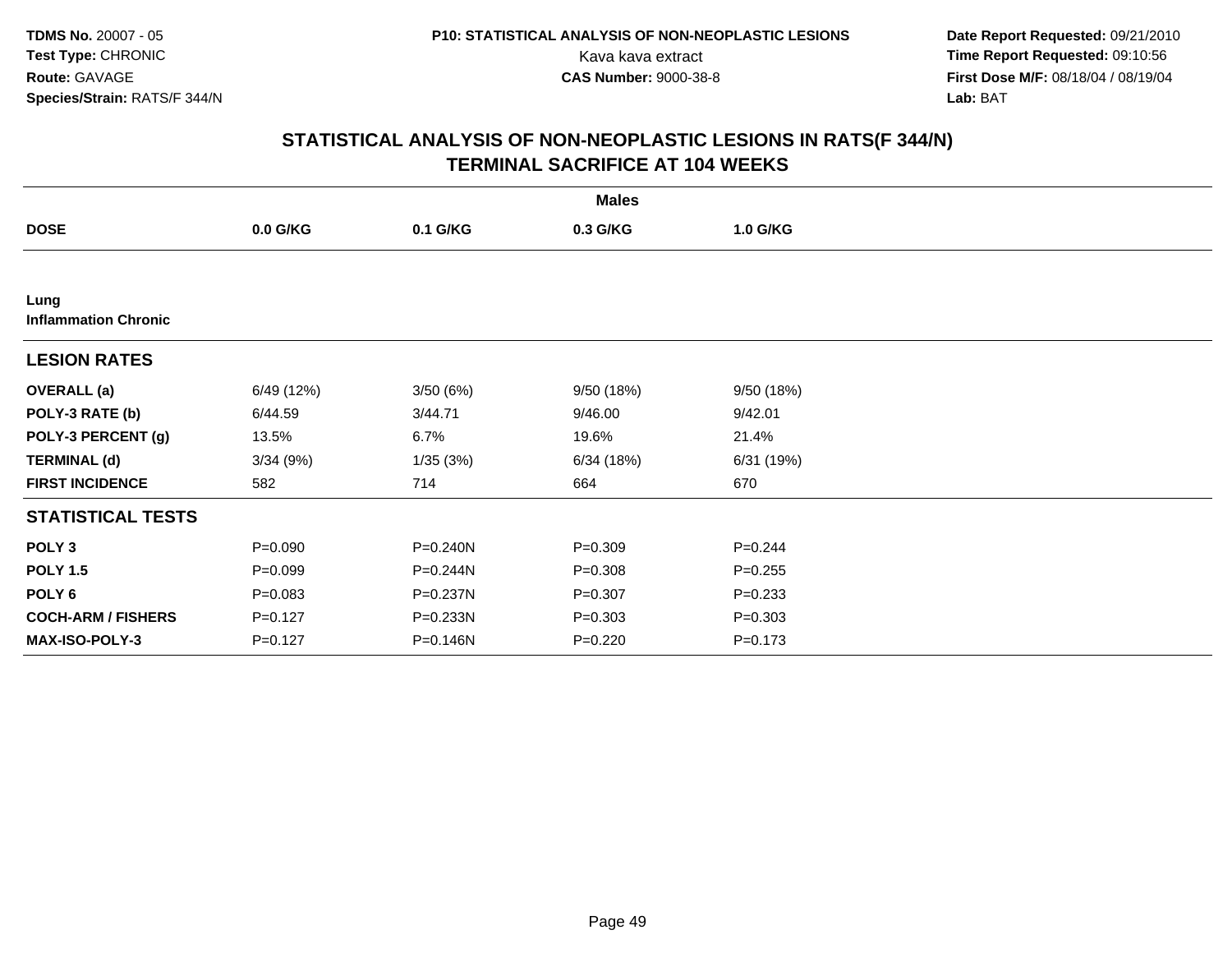TDMS No. 20007 - 05
Test Type: CHRONIC
Route: GAVAGE
Species/Strain: RATS/F 344/N

P10: STATISTICAL ANALYSIS OF NON-NEOPLASTIC LESIONS
Kava kava extract
CAS Number: 9000-38-8

Date Report Requested: 09/21/2010
Time Report Requested: 09:10:56
First Dose M/F: 08/18/04 / 08/19/04
Lab: BAT

## STATISTICAL ANALYSIS OF NON-NEOPLASTIC LESIONS IN RATS(F 344/N)
## TERMINAL SACRIFICE AT 104 WEEKS

| | Males | | | |
|---|---|---|---|---|
| **DOSE** | **0.0 G/KG** | **0.1 G/KG** | **0.3 G/KG** | **1.0 G/KG** |
| **Lung** | | | | |
| **Inflammation Chronic** | | | | |
| **LESION RATES** | | | | |
| **OVERALL (a)** | 6/49 (12%) | 3/50 (6%) | 9/50 (18%) | 9/50 (18%) |
| **POLY-3 RATE (b)** | 6/44.59 | 3/44.71 | 9/46.00 | 9/42.01 |
| **POLY-3 PERCENT (g)** | 13.5% | 6.7% | 19.6% | 21.4% |
| **TERMINAL (d)** | 3/34 (9%) | 1/35 (3%) | 6/34 (18%) | 6/31 (19%) |
| **FIRST INCIDENCE** | 582 | 714 | 664 | 670 |
| **STATISTICAL TESTS** | | | | |
| **POLY 3** | P=0.090 | P=0.240N | P=0.309 | P=0.244 |
| **POLY 1.5** | P=0.099 | P=0.244N | P=0.308 | P=0.255 |
| **POLY 6** | P=0.083 | P=0.237N | P=0.307 | P=0.233 |
| **COCH-ARM / FISHERS** | P=0.127 | P=0.233N | P=0.303 | P=0.303 |
| **MAX-ISO-POLY-3** | P=0.127 | P=0.146N | P=0.220 | P=0.173 |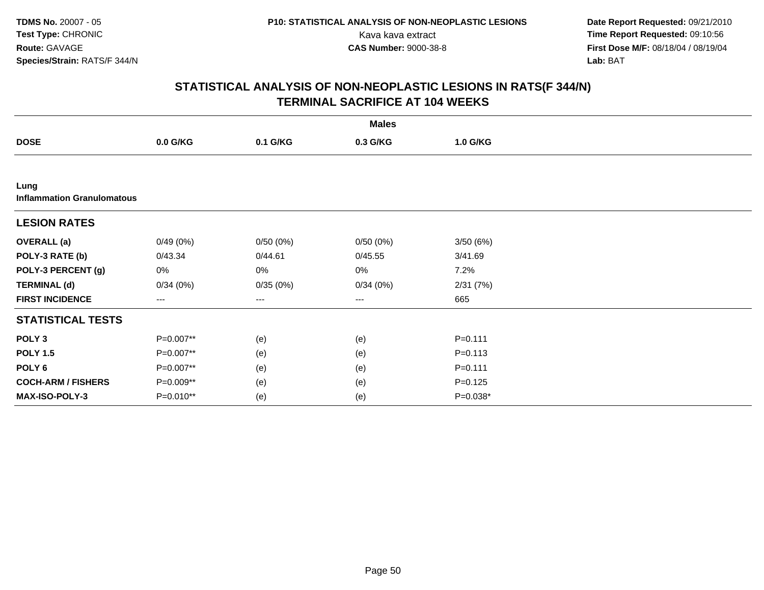**TDMS No.** 20007 - 05
**Test Type:** CHRONIC
**Route:** GAVAGE
**Species/Strain:** RATS/F 344/N

**P10: STATISTICAL ANALYSIS OF NON-NEOPLASTIC LESIONS**
Kava kava extract
**CAS Number:** 9000-38-8

**Date Report Requested:** 09/21/2010
**Time Report Requested:** 09:10:56
**First Dose M/F:** 08/18/04 / 08/19/04
**Lab:** BAT

## STATISTICAL ANALYSIS OF NON-NEOPLASTIC LESIONS IN RATS(F 344/N)
## TERMINAL SACRIFICE AT 104 WEEKS

| | Males | | | |
|---|---|---|---|---|
| **DOSE** | **0.0 G/KG** | **0.1 G/KG** | **0.3 G/KG** | **1.0 G/KG** |
| **Lung** | | | | |
| **Inflammation Granulomatous** | | | | |
| **LESION RATES** | | | | |
| **OVERALL (a)** | 0/49 (0%) | 0/50 (0%) | 0/50 (0%) | 3/50 (6%) |
| **POLY-3 RATE (b)** | 0/43.34 | 0/44.61 | 0/45.55 | 3/41.69 |
| **POLY-3 PERCENT (g)** | 0% | 0% | 0% | 7.2% |
| **TERMINAL (d)** | 0/34 (0%) | 0/35 (0%) | 0/34 (0%) | 2/31 (7%) |
| **FIRST INCIDENCE** | --- | --- | --- | 665 |
| **STATISTICAL TESTS** | | | | |
| **POLY 3** | P=0.007** | (e) | (e) | P=0.111 |
| **POLY 1.5** | P=0.007** | (e) | (e) | P=0.113 |
| **POLY 6** | P=0.007** | (e) | (e) | P=0.111 |
| **COCH-ARM / FISHERS** | P=0.009** | (e) | (e) | P=0.125 |
| **MAX-ISO-POLY-3** | P=0.010** | (e) | (e) | P=0.038* |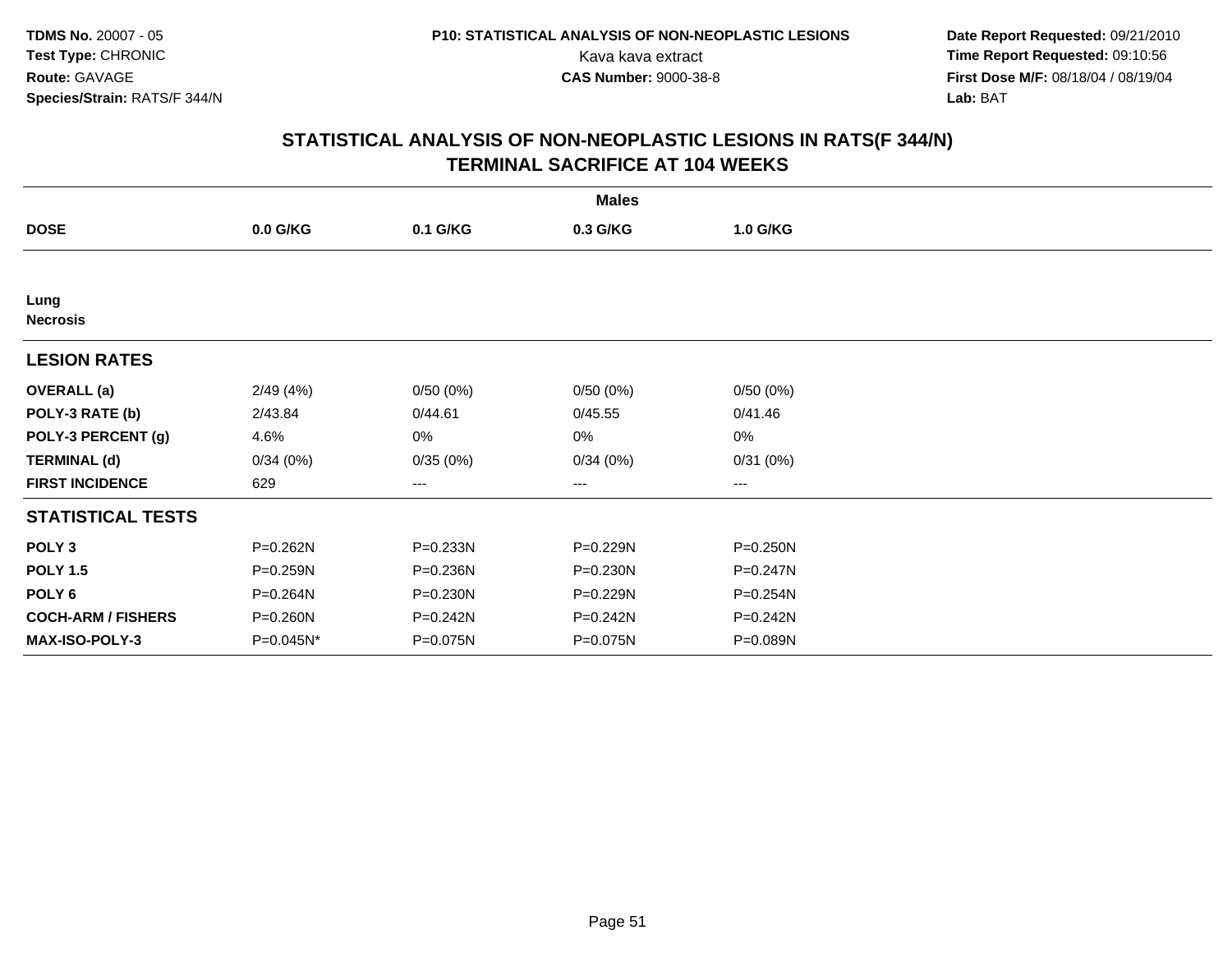**TDMS No.** 20007 - 05
**Test Type:** CHRONIC
**Route:** GAVAGE
**Species/Strain:** RATS/F 344/N

**P10: STATISTICAL ANALYSIS OF NON-NEOPLASTIC LESIONS**
Kava kava extract
**CAS Number:** 9000-38-8

**Date Report Requested:** 09/21/2010
**Time Report Requested:** 09:10:56
**First Dose M/F:** 08/18/04 / 08/19/04
**Lab:** BAT

## STATISTICAL ANALYSIS OF NON-NEOPLASTIC LESIONS IN RATS(F 344/N)
## TERMINAL SACRIFICE AT 104 WEEKS

| | **Males** | | | |
|---|---|---|---|---|
| **DOSE** | **0.0 G/KG** | **0.1 G/KG** | **0.3 G/KG** | **1.0 G/KG** |
| **Lung** | | | | |
| **Necrosis** | | | | |
| **LESION RATES** | | | | |
| **OVERALL (a)** | 2/49 (4%) | 0/50 (0%) | 0/50 (0%) | 0/50 (0%) |
| **POLY-3 RATE (b)** | 2/43.84 | 0/44.61 | 0/45.55 | 0/41.46 |
| **POLY-3 PERCENT (g)** | 4.6% | 0% | 0% | 0% |
| **TERMINAL (d)** | 0/34 (0%) | 0/35 (0%) | 0/34 (0%) | 0/31 (0%) |
| **FIRST INCIDENCE** | 629 | --- | --- | --- |
| **STATISTICAL TESTS** | | | | |
| **POLY 3** | P=0.262N | P=0.233N | P=0.229N | P=0.250N |
| **POLY 1.5** | P=0.259N | P=0.236N | P=0.230N | P=0.247N |
| **POLY 6** | P=0.264N | P=0.230N | P=0.229N | P=0.254N |
| **COCH-ARM / FISHERS** | P=0.260N | P=0.242N | P=0.242N | P=0.242N |
| **MAX-ISO-POLY-3** | P=0.045N* | P=0.075N | P=0.075N | P=0.089N |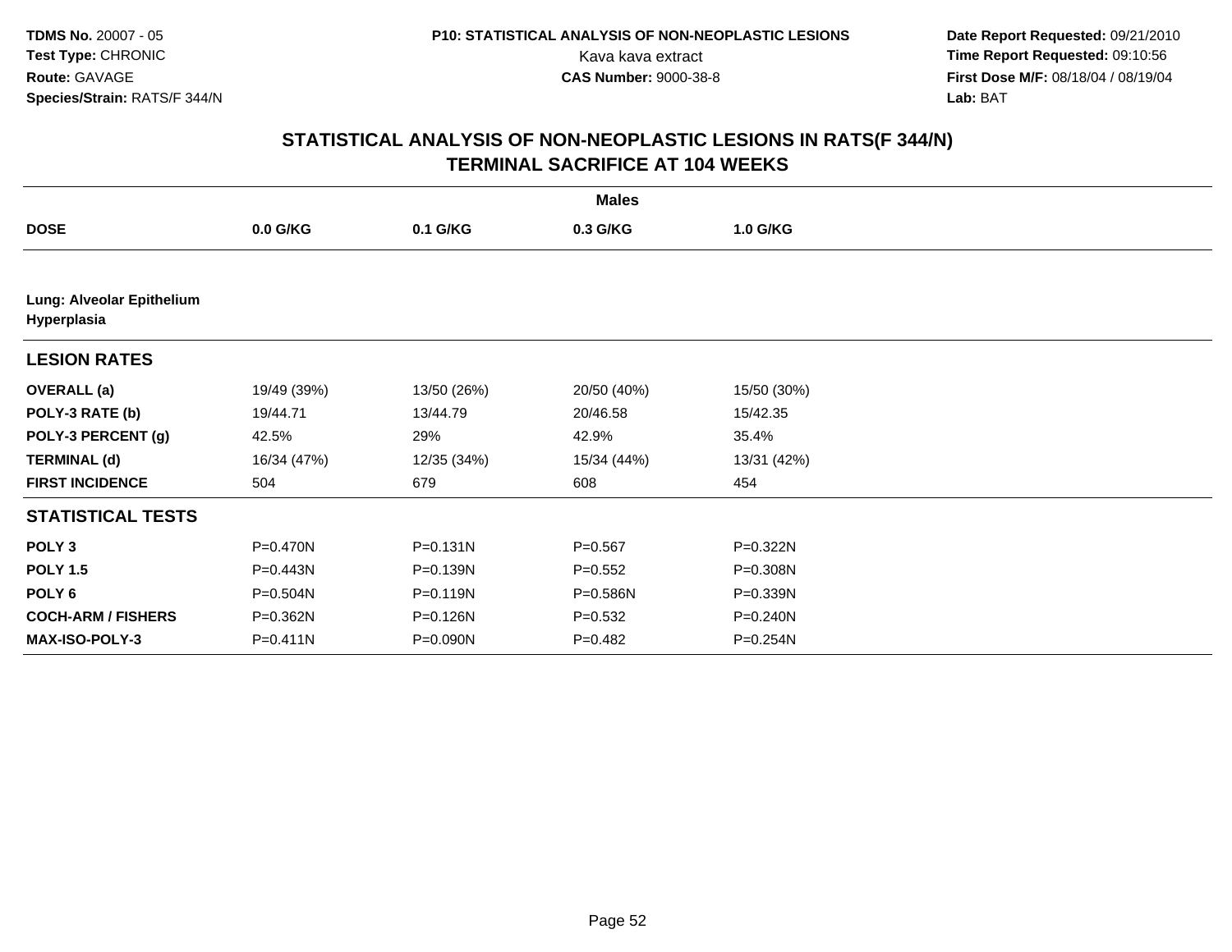**TDMS No.** 20007 - 05
**Test Type:** CHRONIC
**Route:** GAVAGE
**Species/Strain:** RATS/F 344/N

**P10: STATISTICAL ANALYSIS OF NON-NEOPLASTIC LESIONS**
Kava kava extract
**CAS Number:** 9000-38-8

**Date Report Requested:** 09/21/2010
**Time Report Requested:** 09:10:56
**First Dose M/F:** 08/18/04 / 08/19/04
**Lab:** BAT

## STATISTICAL ANALYSIS OF NON-NEOPLASTIC LESIONS IN RATS(F 344/N)
## TERMINAL SACRIFICE AT 104 WEEKS

| | Males | | | |
|---|---|---|---|---|
| **DOSE** | **0.0 G/KG** | **0.1 G/KG** | **0.3 G/KG** | **1.0 G/KG** |
| **Lung: Alveolar Epithelium Hyperplasia** | | | | |
| **LESION RATES** | | | | |
| **OVERALL (a)** | 19/49 (39%) | 13/50 (26%) | 20/50 (40%) | 15/50 (30%) |
| **POLY-3 RATE (b)** | 19/44.71 | 13/44.79 | 20/46.58 | 15/42.35 |
| **POLY-3 PERCENT (g)** | 42.5% | 29% | 42.9% | 35.4% |
| **TERMINAL (d)** | 16/34 (47%) | 12/35 (34%) | 15/34 (44%) | 13/31 (42%) |
| **FIRST INCIDENCE** | 504 | 679 | 608 | 454 |
| **STATISTICAL TESTS** | | | | |
| **POLY 3** | P=0.470N | P=0.131N | P=0.567 | P=0.322N |
| **POLY 1.5** | P=0.443N | P=0.139N | P=0.552 | P=0.308N |
| **POLY 6** | P=0.504N | P=0.119N | P=0.586N | P=0.339N |
| **COCH-ARM / FISHERS** | P=0.362N | P=0.126N | P=0.532 | P=0.240N |
| **MAX-ISO-POLY-3** | P=0.411N | P=0.090N | P=0.482 | P=0.254N |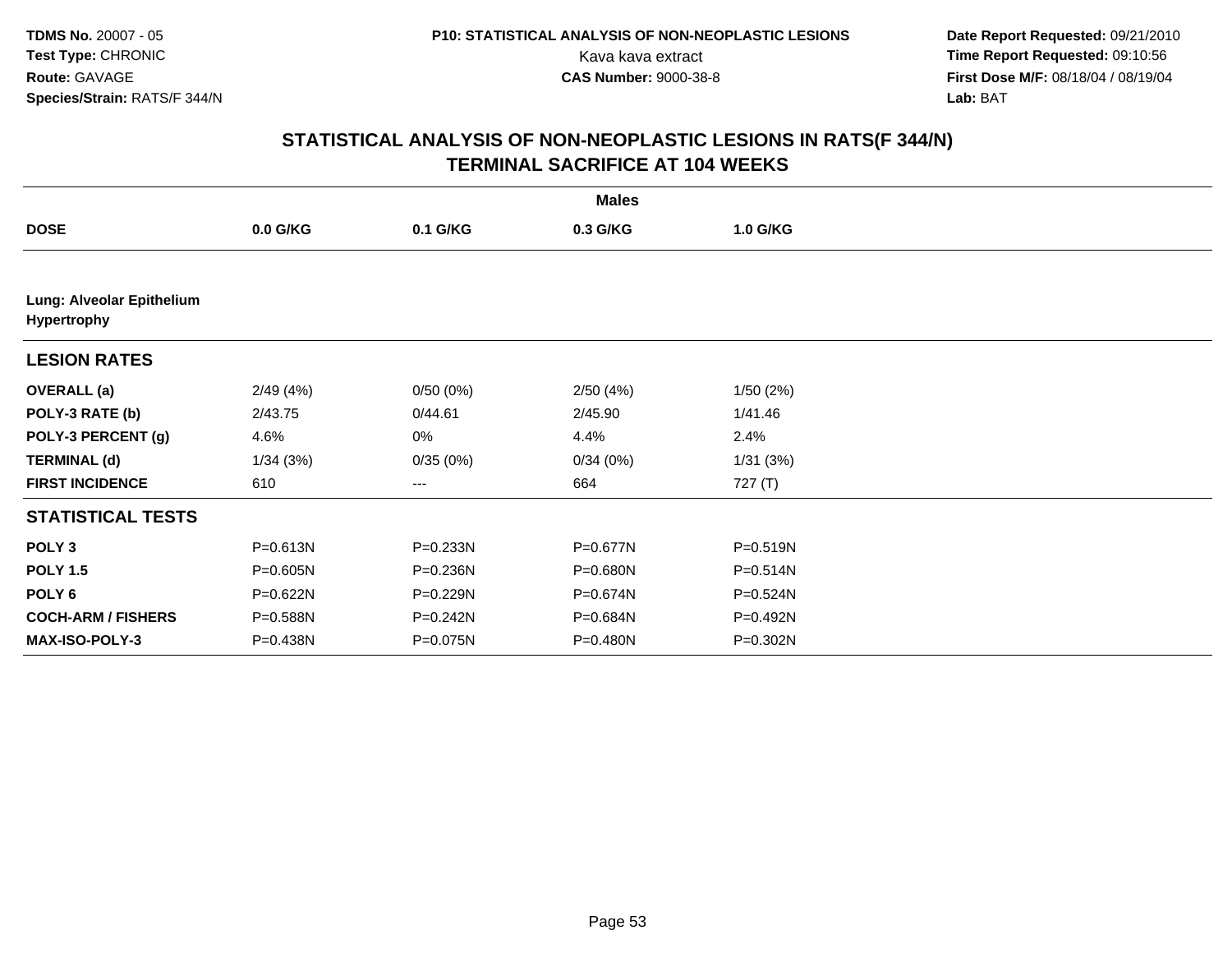**TDMS No.** 20007 - 05
**Test Type:** CHRONIC
**Route:** GAVAGE
**Species/Strain:** RATS/F 344/N

**P10: STATISTICAL ANALYSIS OF NON-NEOPLASTIC LESIONS**
Kava kava extract
**CAS Number:** 9000-38-8

**Date Report Requested:** 09/21/2010
**Time Report Requested:** 09:10:56
**First Dose M/F:** 08/18/04 / 08/19/04
**Lab:** BAT

## STATISTICAL ANALYSIS OF NON-NEOPLASTIC LESIONS IN RATS(F 344/N)
## TERMINAL SACRIFICE AT 104 WEEKS

| | Males | | | |
|---|---|---|---|---|
| **DOSE** | **0.0 G/KG** | **0.1 G/KG** | **0.3 G/KG** | **1.0 G/KG** |
| **Lung: Alveolar Epithelium Hypertrophy** | | | | |
| **LESION RATES** | | | | |
| **OVERALL (a)** | 2/49 (4%) | 0/50 (0%) | 2/50 (4%) | 1/50 (2%) |
| **POLY-3 RATE (b)** | 2/43.75 | 0/44.61 | 2/45.90 | 1/41.46 |
| **POLY-3 PERCENT (g)** | 4.6% | 0% | 4.4% | 2.4% |
| **TERMINAL (d)** | 1/34 (3%) | 0/35 (0%) | 0/34 (0%) | 1/31 (3%) |
| **FIRST INCIDENCE** | 610 | --- | 664 | 727 (T) |
| **STATISTICAL TESTS** | | | | |
| **POLY 3** | P=0.613N | P=0.233N | P=0.677N | P=0.519N |
| **POLY 1.5** | P=0.605N | P=0.236N | P=0.680N | P=0.514N |
| **POLY 6** | P=0.622N | P=0.229N | P=0.674N | P=0.524N |
| **COCH-ARM / FISHERS** | P=0.588N | P=0.242N | P=0.684N | P=0.492N |
| **MAX-ISO-POLY-3** | P=0.438N | P=0.075N | P=0.480N | P=0.302N |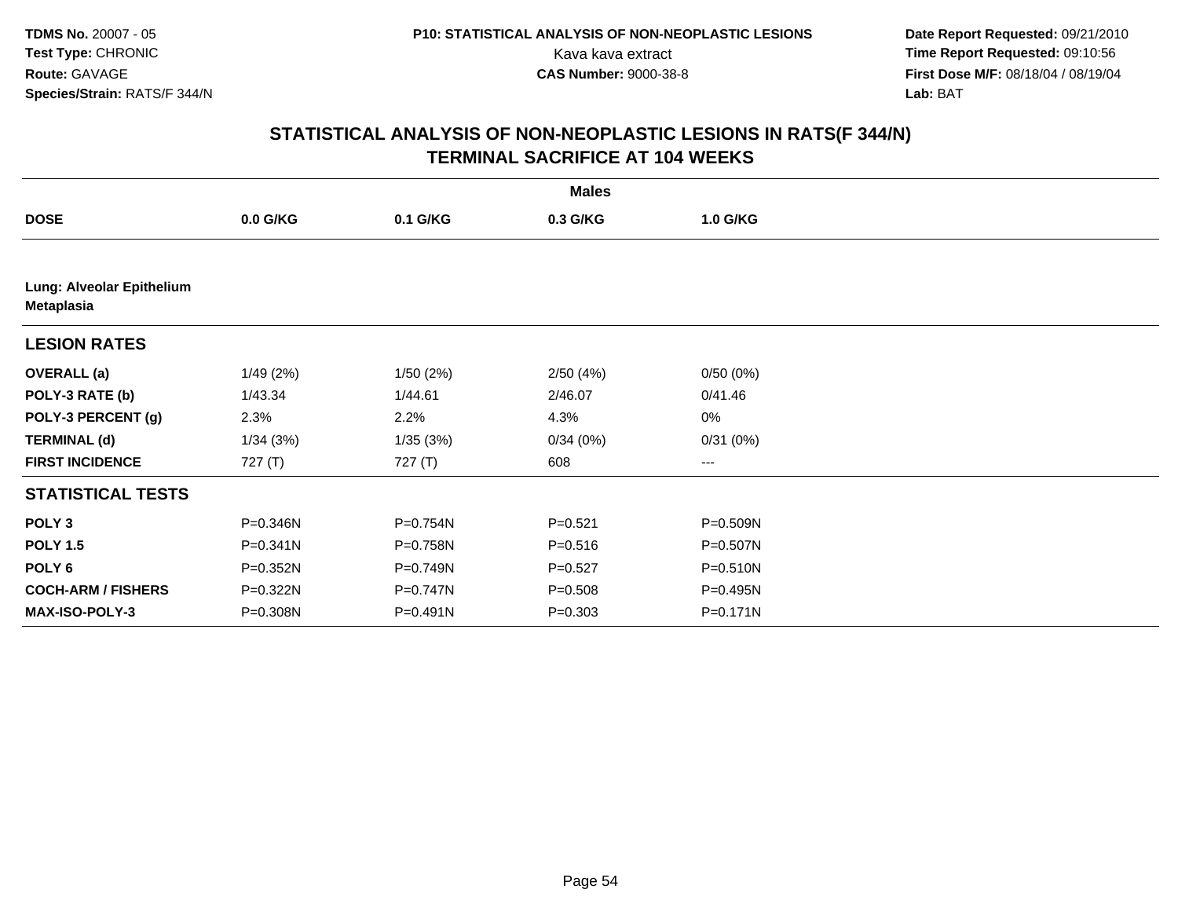## STATISTICAL ANALYSIS OF NON-NEOPLASTIC LESIONS IN RATS(F 344/N)
## TERMINAL SACRIFICE AT 104 WEEKS

| | Males | | | |
|---|---|---|---|---|
| **DOSE** | **0.0 G/KG** | **0.1 G/KG** | **0.3 G/KG** | **1.0 G/KG** |
| **Lung: Alveolar Epithelium Metaplasia** | | | | |
| **LESION RATES** | | | | |
| **OVERALL (a)** | 1/49 (2%) | 1/50 (2%) | 2/50 (4%) | 0/50 (0%) |
| **POLY-3 RATE (b)** | 1/43.34 | 1/44.61 | 2/46.07 | 0/41.46 |
| **POLY-3 PERCENT (g)** | 2.3% | 2.2% | 4.3% | 0% |
| **TERMINAL (d)** | 1/34 (3%) | 1/35 (3%) | 0/34 (0%) | 0/31 (0%) |
| **FIRST INCIDENCE** | 727 (T) | 727 (T) | 608 | --- |
| **STATISTICAL TESTS** | | | | |
| **POLY 3** | P=0.346N | P=0.754N | P=0.521 | P=0.509N |
| **POLY 1.5** | P=0.341N | P=0.758N | P=0.516 | P=0.507N |
| **POLY 6** | P=0.352N | P=0.749N | P=0.527 | P=0.510N |
| **COCH-ARM / FISHERS** | P=0.322N | P=0.747N | P=0.508 | P=0.495N |
| **MAX-ISO-POLY-3** | P=0.308N | P=0.491N | P=0.303 | P=0.171N |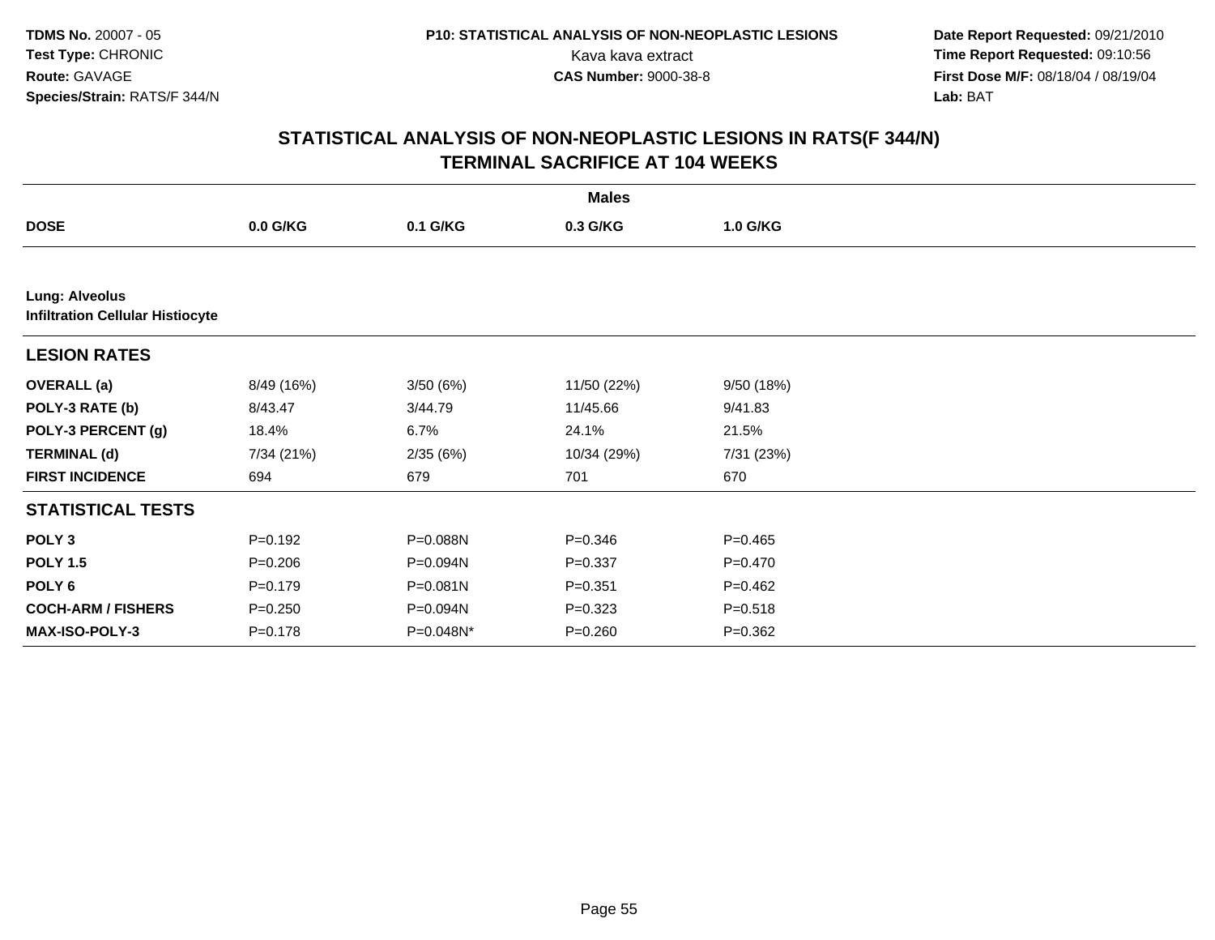TDMS No. 20007 - 05
Test Type: CHRONIC
Route: GAVAGE
Species/Strain: RATS/F 344/N

P10: STATISTICAL ANALYSIS OF NON-NEOPLASTIC LESIONS
Kava kava extract
CAS Number: 9000-38-8

Date Report Requested: 09/21/2010
Time Report Requested: 09:10:56
First Dose M/F: 08/18/04 / 08/19/04
Lab: BAT

## STATISTICAL ANALYSIS OF NON-NEOPLASTIC LESIONS IN RATS(F 344/N) TERMINAL SACRIFICE AT 104 WEEKS

| | Males | | | |
|---|---|---|---|---|
| **DOSE** | **0.0 G/KG** | **0.1 G/KG** | **0.3 G/KG** | **1.0 G/KG** |
| **Lung: Alveolus** | | | | |
| **Infiltration Cellular Histiocyte** | | | | |
| **LESION RATES** | | | | |
| **OVERALL (a)** | 8/49 (16%) | 3/50 (6%) | 11/50 (22%) | 9/50 (18%) |
| **POLY-3 RATE (b)** | 8/43.47 | 3/44.79 | 11/45.66 | 9/41.83 |
| **POLY-3 PERCENT (g)** | 18.4% | 6.7% | 24.1% | 21.5% |
| **TERMINAL (d)** | 7/34 (21%) | 2/35 (6%) | 10/34 (29%) | 7/31 (23%) |
| **FIRST INCIDENCE** | 694 | 679 | 701 | 670 |
| **STATISTICAL TESTS** | | | | |
| **POLY 3** | P=0.192 | P=0.088N | P=0.346 | P=0.465 |
| **POLY 1.5** | P=0.206 | P=0.094N | P=0.337 | P=0.470 |
| **POLY 6** | P=0.179 | P=0.081N | P=0.351 | P=0.462 |
| **COCH-ARM / FISHERS** | P=0.250 | P=0.094N | P=0.323 | P=0.518 |
| **MAX-ISO-POLY-3** | P=0.178 | P=0.048N* | P=0.260 | P=0.362 |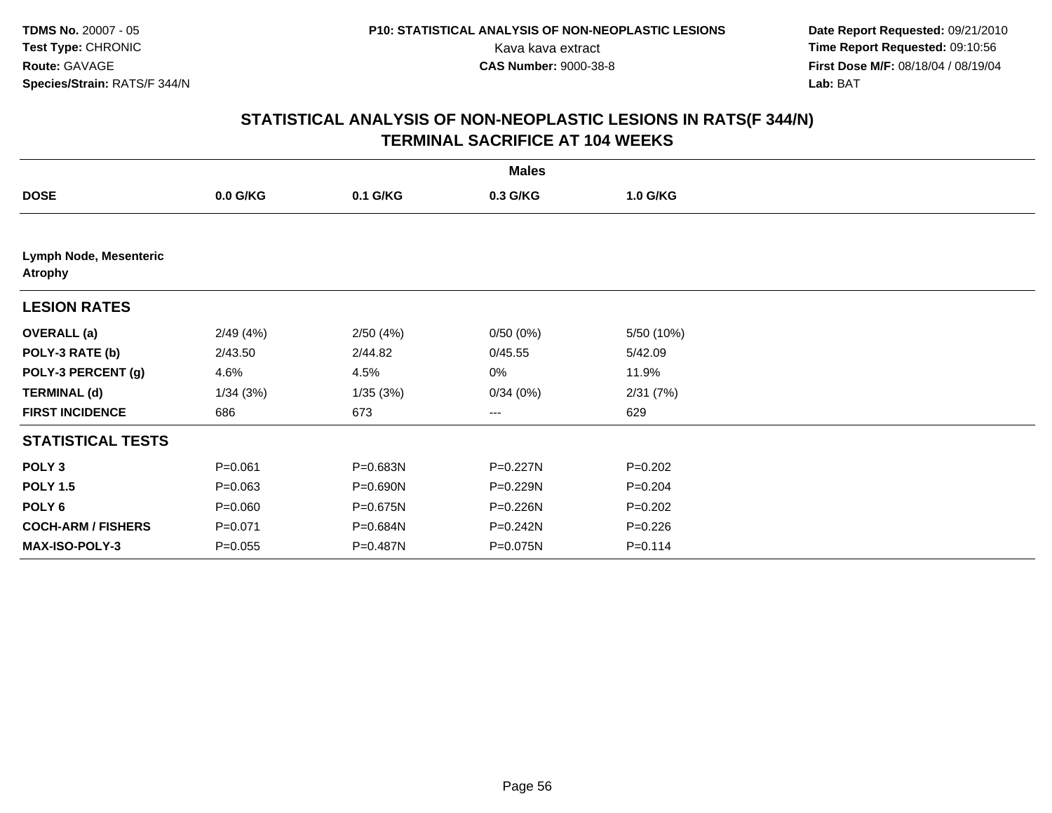TDMS No. 20007 - 05
Test Type: CHRONIC
Route: GAVAGE
Species/Strain: RATS/F 344/N

P10: STATISTICAL ANALYSIS OF NON-NEOPLASTIC LESIONS
Kava kava extract
CAS Number: 9000-38-8

Date Report Requested: 09/21/2010
Time Report Requested: 09:10:56
First Dose M/F: 08/18/04 / 08/19/04
Lab: BAT

## STATISTICAL ANALYSIS OF NON-NEOPLASTIC LESIONS IN RATS(F 344/N)
## TERMINAL SACRIFICE AT 104 WEEKS

| | Males | | | |
|---|---|---|---|---|
| **DOSE** | **0.0 G/KG** | **0.1 G/KG** | **0.3 G/KG** | **1.0 G/KG** |
| **Lymph Node, Mesenteric Atrophy** | | | | |
| **LESION RATES** | | | | |
| **OVERALL (a)** | 2/49 (4%) | 2/50 (4%) | 0/50 (0%) | 5/50 (10%) |
| **POLY-3 RATE (b)** | 2/43.50 | 2/44.82 | 0/45.55 | 5/42.09 |
| **POLY-3 PERCENT (g)** | 4.6% | 4.5% | 0% | 11.9% |
| **TERMINAL (d)** | 1/34 (3%) | 1/35 (3%) | 0/34 (0%) | 2/31 (7%) |
| **FIRST INCIDENCE** | 686 | 673 | --- | 629 |
| **STATISTICAL TESTS** | | | | |
| **POLY 3** | P=0.061 | P=0.683N | P=0.227N | P=0.202 |
| **POLY 1.5** | P=0.063 | P=0.690N | P=0.229N | P=0.204 |
| **POLY 6** | P=0.060 | P=0.675N | P=0.226N | P=0.202 |
| **COCH-ARM / FISHERS** | P=0.071 | P=0.684N | P=0.242N | P=0.226 |
| **MAX-ISO-POLY-3** | P=0.055 | P=0.487N | P=0.075N | P=0.114 |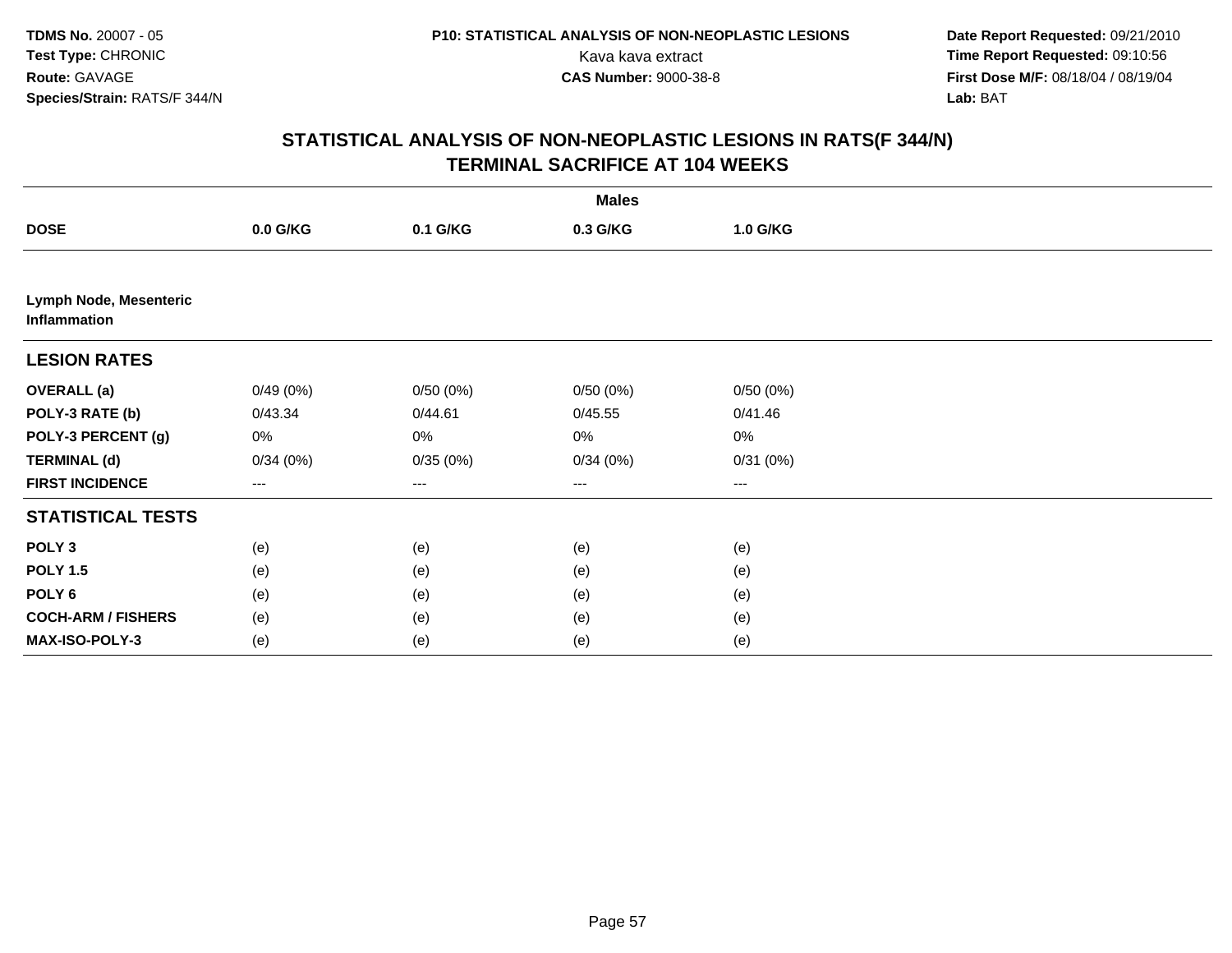# STATISTICAL ANALYSIS OF NON-NEOPLASTIC LESIONS IN RATS(F 344/N)
## TERMINAL SACRIFICE AT 104 WEEKS

| | Males | | | |
|---|---|---|---|---|
| **DOSE** | **0.0 G/KG** | **0.1 G/KG** | **0.3 G/KG** | **1.0 G/KG** |
| **Lymph Node, Mesenteric Inflammation** | | | | |
| **LESION RATES** | | | | |
| **OVERALL (a)** | 0/49 (0%) | 0/50 (0%) | 0/50 (0%) | 0/50 (0%) |
| **POLY-3 RATE (b)** | 0/43.34 | 0/44.61 | 0/45.55 | 0/41.46 |
| **POLY-3 PERCENT (g)** | 0% | 0% | 0% | 0% |
| **TERMINAL (d)** | 0/34 (0%) | 0/35 (0%) | 0/34 (0%) | 0/31 (0%) |
| **FIRST INCIDENCE** | --- | --- | --- | --- |
| **STATISTICAL TESTS** | | | | |
| **POLY 3** | (e) | (e) | (e) | (e) |
| **POLY 1.5** | (e) | (e) | (e) | (e) |
| **POLY 6** | (e) | (e) | (e) | (e) |
| **COCH-ARM / FISHERS** | (e) | (e) | (e) | (e) |
| **MAX-ISO-POLY-3** | (e) | (e) | (e) | (e) |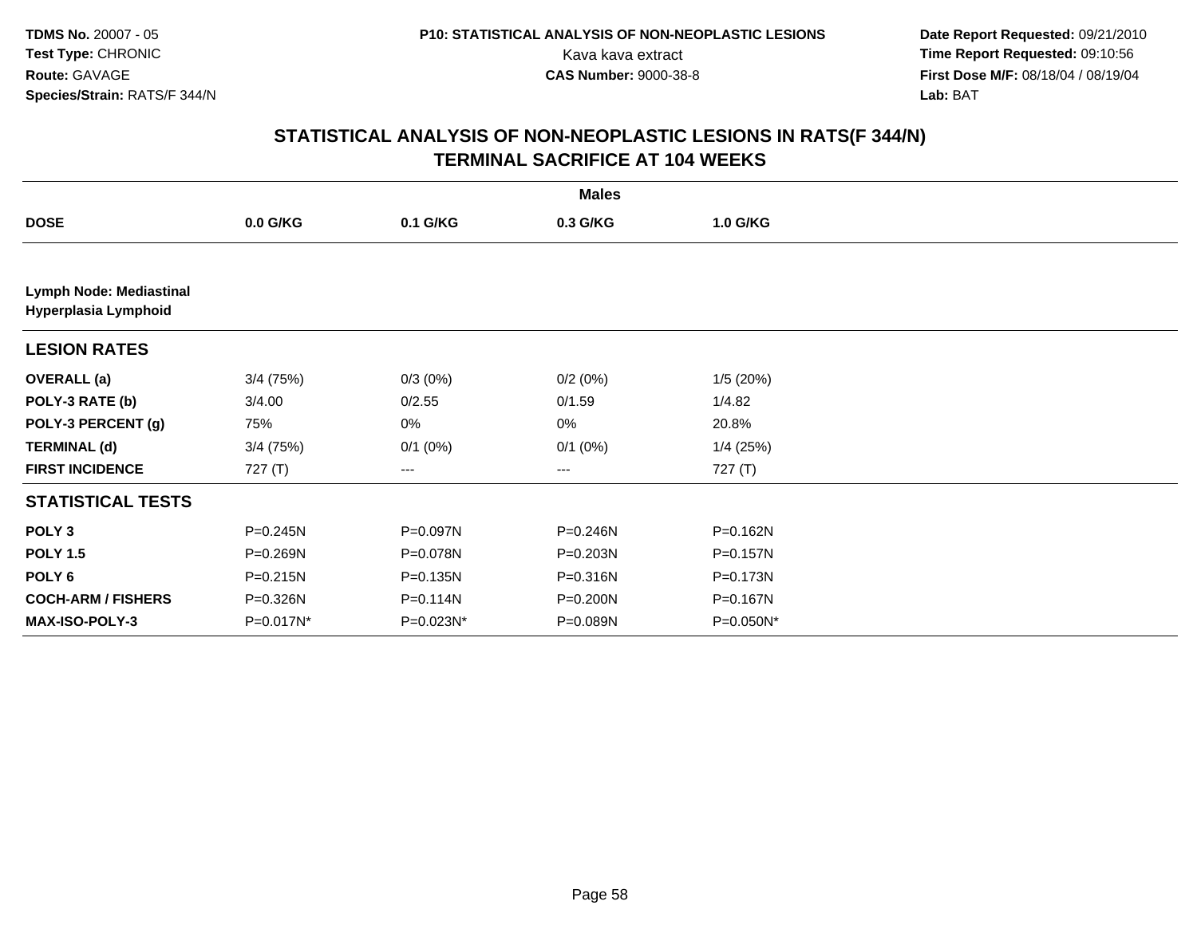**TDMS No.** 20007 - 05
**Test Type:** CHRONIC
**Route:** GAVAGE
**Species/Strain:** RATS/F 344/N

**P10: STATISTICAL ANALYSIS OF NON-NEOPLASTIC LESIONS**
Kava kava extract
**CAS Number:** 9000-38-8

**Date Report Requested:** 09/21/2010
**Time Report Requested:** 09:10:56
**First Dose M/F:** 08/18/04 / 08/19/04
**Lab:** BAT

## STATISTICAL ANALYSIS OF NON-NEOPLASTIC LESIONS IN RATS(F 344/N) TERMINAL SACRIFICE AT 104 WEEKS

| | Males | | | |
|---|---|---|---|---|
| **DOSE** | **0.0 G/KG** | **0.1 G/KG** | **0.3 G/KG** | **1.0 G/KG** |
| **Lymph Node: Mediastinal Hyperplasia Lymphoid** | | | | |
| **LESION RATES** | | | | |
| **OVERALL (a)** | 3/4 (75%) | 0/3 (0%) | 0/2 (0%) | 1/5 (20%) |
| **POLY-3 RATE (b)** | 3/4.00 | 0/2.55 | 0/1.59 | 1/4.82 |
| **POLY-3 PERCENT (g)** | 75% | 0% | 0% | 20.8% |
| **TERMINAL (d)** | 3/4 (75%) | 0/1 (0%) | 0/1 (0%) | 1/4 (25%) |
| **FIRST INCIDENCE** | 727 (T) | --- | --- | 727 (T) |
| **STATISTICAL TESTS** | | | | |
| **POLY 3** | P=0.245N | P=0.097N | P=0.246N | P=0.162N |
| **POLY 1.5** | P=0.269N | P=0.078N | P=0.203N | P=0.157N |
| **POLY 6** | P=0.215N | P=0.135N | P=0.316N | P=0.173N |
| **COCH-ARM / FISHERS** | P=0.326N | P=0.114N | P=0.200N | P=0.167N |
| **MAX-ISO-POLY-3** | P=0.017N* | P=0.023N* | P=0.089N | P=0.050N* |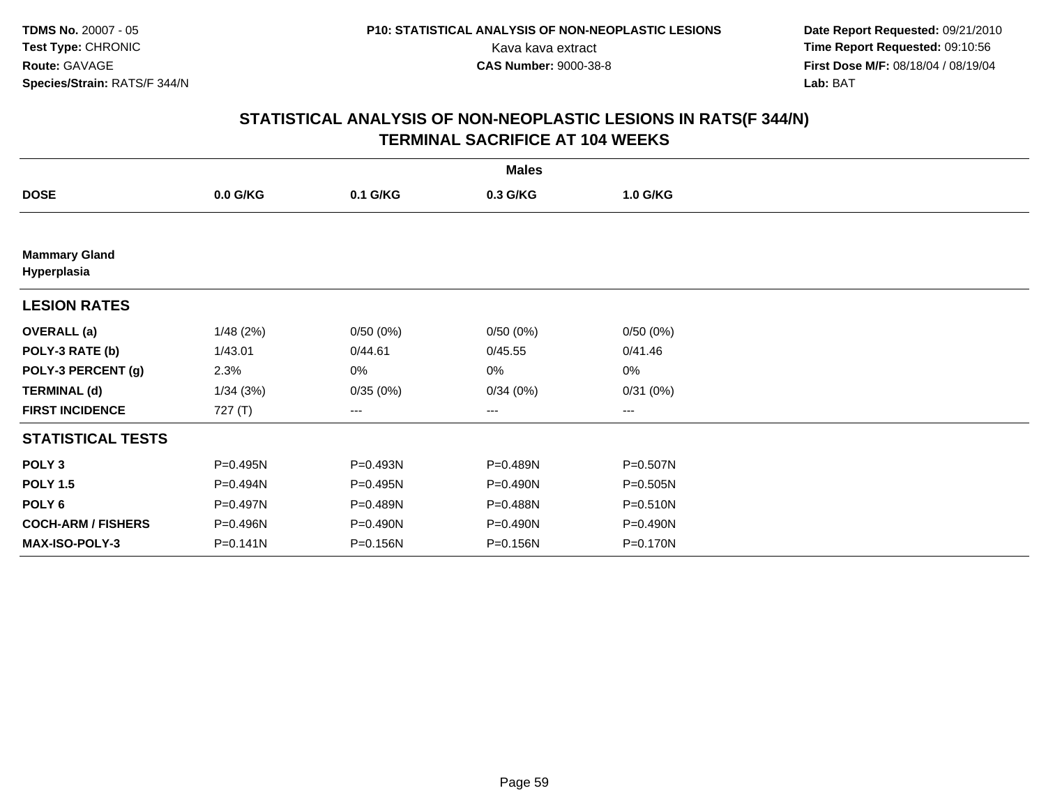TDMS No. 20007 - 05
Test Type: CHRONIC
Route: GAVAGE
Species/Strain: RATS/F 344/N

P10: STATISTICAL ANALYSIS OF NON-NEOPLASTIC LESIONS
Kava kava extract
CAS Number: 9000-38-8

Date Report Requested: 09/21/2010
Time Report Requested: 09:10:56
First Dose M/F: 08/18/04 / 08/19/04
Lab: BAT

## STATISTICAL ANALYSIS OF NON-NEOPLASTIC LESIONS IN RATS(F 344/N)
## TERMINAL SACRIFICE AT 104 WEEKS

| | Males | | | |
|---|---|---|---|---|
| **DOSE** | **0.0 G/KG** | **0.1 G/KG** | **0.3 G/KG** | **1.0 G/KG** |
| **Mammary Gland** | | | | |
| **Hyperplasia** | | | | |
| **LESION RATES** | | | | |
| **OVERALL (a)** | 1/48 (2%) | 0/50 (0%) | 0/50 (0%) | 0/50 (0%) |
| **POLY-3 RATE (b)** | 1/43.01 | 0/44.61 | 0/45.55 | 0/41.46 |
| **POLY-3 PERCENT (g)** | 2.3% | 0% | 0% | 0% |
| **TERMINAL (d)** | 1/34 (3%) | 0/35 (0%) | 0/34 (0%) | 0/31 (0%) |
| **FIRST INCIDENCE** | 727 (T) | --- | --- | --- |
| **STATISTICAL TESTS** | | | | |
| **POLY 3** | P=0.495N | P=0.493N | P=0.489N | P=0.507N |
| **POLY 1.5** | P=0.494N | P=0.495N | P=0.490N | P=0.505N |
| **POLY 6** | P=0.497N | P=0.489N | P=0.488N | P=0.510N |
| **COCH-ARM / FISHERS** | P=0.496N | P=0.490N | P=0.490N | P=0.490N |
| **MAX-ISO-POLY-3** | P=0.141N | P=0.156N | P=0.156N | P=0.170N |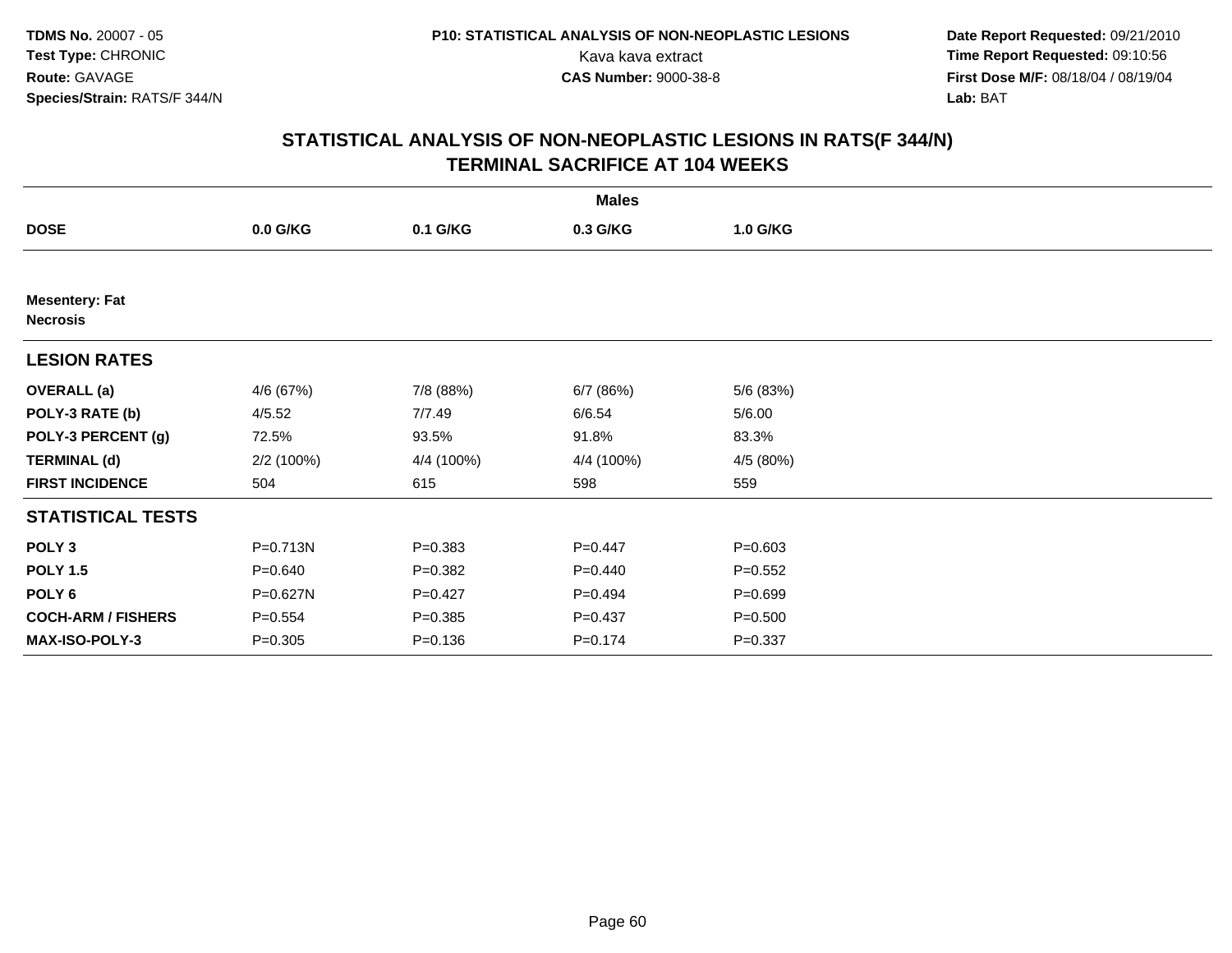TDMS No. 20007 - 05
Test Type: CHRONIC
Route: GAVAGE
Species/Strain: RATS/F 344/N

P10: STATISTICAL ANALYSIS OF NON-NEOPLASTIC LESIONS
Kava kava extract
CAS Number: 9000-38-8

Date Report Requested: 09/21/2010
Time Report Requested: 09:10:56
First Dose M/F: 08/18/04 / 08/19/04
Lab: BAT

## STATISTICAL ANALYSIS OF NON-NEOPLASTIC LESIONS IN RATS(F 344/N)
## TERMINAL SACRIFICE AT 104 WEEKS

| | Males | | | |
|---|---|---|---|---|
| **DOSE** | **0.0 G/KG** | **0.1 G/KG** | **0.3 G/KG** | **1.0 G/KG** |
| **Mesentery: Fat** | | | | |
| **Necrosis** | | | | |
| **LESION RATES** | | | | |
| **OVERALL (a)** | 4/6 (67%) | 7/8 (88%) | 6/7 (86%) | 5/6 (83%) |
| **POLY-3 RATE (b)** | 4/5.52 | 7/7.49 | 6/6.54 | 5/6.00 |
| **POLY-3 PERCENT (g)** | 72.5% | 93.5% | 91.8% | 83.3% |
| **TERMINAL (d)** | 2/2 (100%) | 4/4 (100%) | 4/4 (100%) | 4/5 (80%) |
| **FIRST INCIDENCE** | 504 | 615 | 598 | 559 |
| **STATISTICAL TESTS** | | | | |
| **POLY 3** | P=0.713N | P=0.383 | P=0.447 | P=0.603 |
| **POLY 1.5** | P=0.640 | P=0.382 | P=0.440 | P=0.552 |
| **POLY 6** | P=0.627N | P=0.427 | P=0.494 | P=0.699 |
| **COCH-ARM / FISHERS** | P=0.554 | P=0.385 | P=0.437 | P=0.500 |
| **MAX-ISO-POLY-3** | P=0.305 | P=0.136 | P=0.174 | P=0.337 |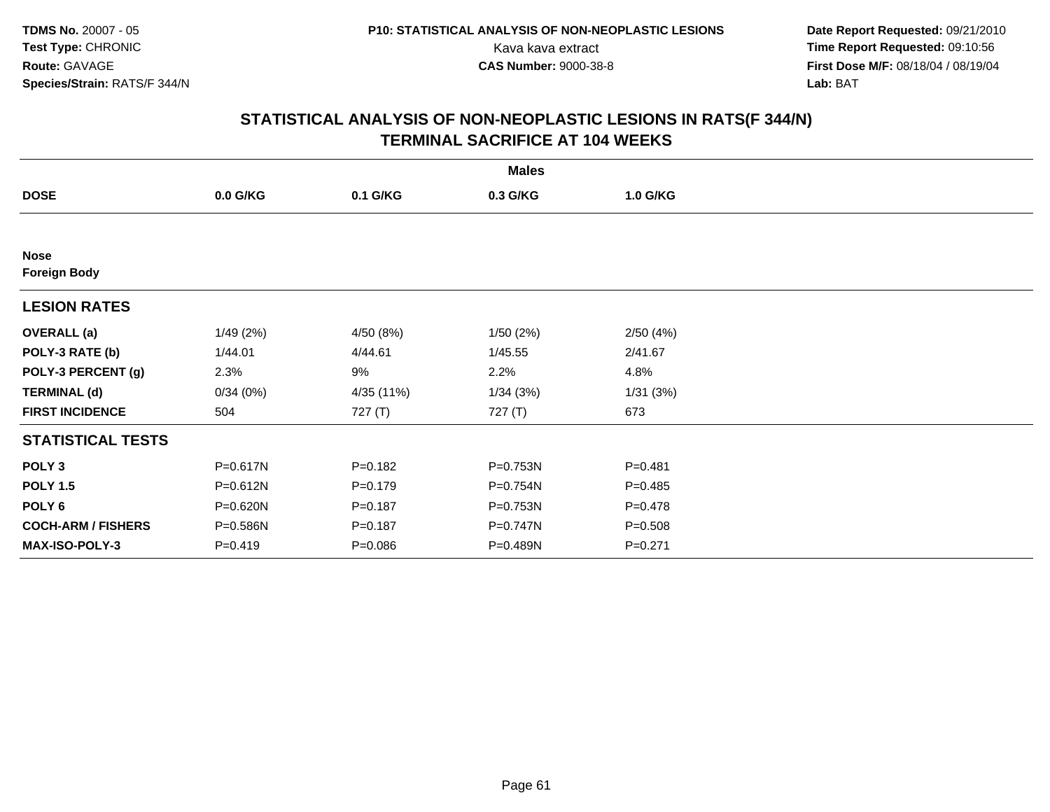TDMS No. 20007 - 05
Test Type: CHRONIC
Route: GAVAGE
Species/Strain: RATS/F 344/N

P10: STATISTICAL ANALYSIS OF NON-NEOPLASTIC LESIONS
Kava kava extract
CAS Number: 9000-38-8

Date Report Requested: 09/21/2010
Time Report Requested: 09:10:56
First Dose M/F: 08/18/04 / 08/19/04
Lab: BAT

## STATISTICAL ANALYSIS OF NON-NEOPLASTIC LESIONS IN RATS(F 344/N)
## TERMINAL SACRIFICE AT 104 WEEKS

| | Males | | | |
|---|---|---|---|---|
| **DOSE** | **0.0 G/KG** | **0.1 G/KG** | **0.3 G/KG** | **1.0 G/KG** |
| **Nose** | | | | |
| **Foreign Body** | | | | |
| **LESION RATES** | | | | |
| **OVERALL (a)** | 1/49 (2%) | 4/50 (8%) | 1/50 (2%) | 2/50 (4%) |
| **POLY-3 RATE (b)** | 1/44.01 | 4/44.61 | 1/45.55 | 2/41.67 |
| **POLY-3 PERCENT (g)** | 2.3% | 9% | 2.2% | 4.8% |
| **TERMINAL (d)** | 0/34 (0%) | 4/35 (11%) | 1/34 (3%) | 1/31 (3%) |
| **FIRST INCIDENCE** | 504 | 727 (T) | 727 (T) | 673 |
| **STATISTICAL TESTS** | | | | |
| **POLY 3** | P=0.617N | P=0.182 | P=0.753N | P=0.481 |
| **POLY 1.5** | P=0.612N | P=0.179 | P=0.754N | P=0.485 |
| **POLY 6** | P=0.620N | P=0.187 | P=0.753N | P=0.478 |
| **COCH-ARM / FISHERS** | P=0.586N | P=0.187 | P=0.747N | P=0.508 |
| **MAX-ISO-POLY-3** | P=0.419 | P=0.086 | P=0.489N | P=0.271 |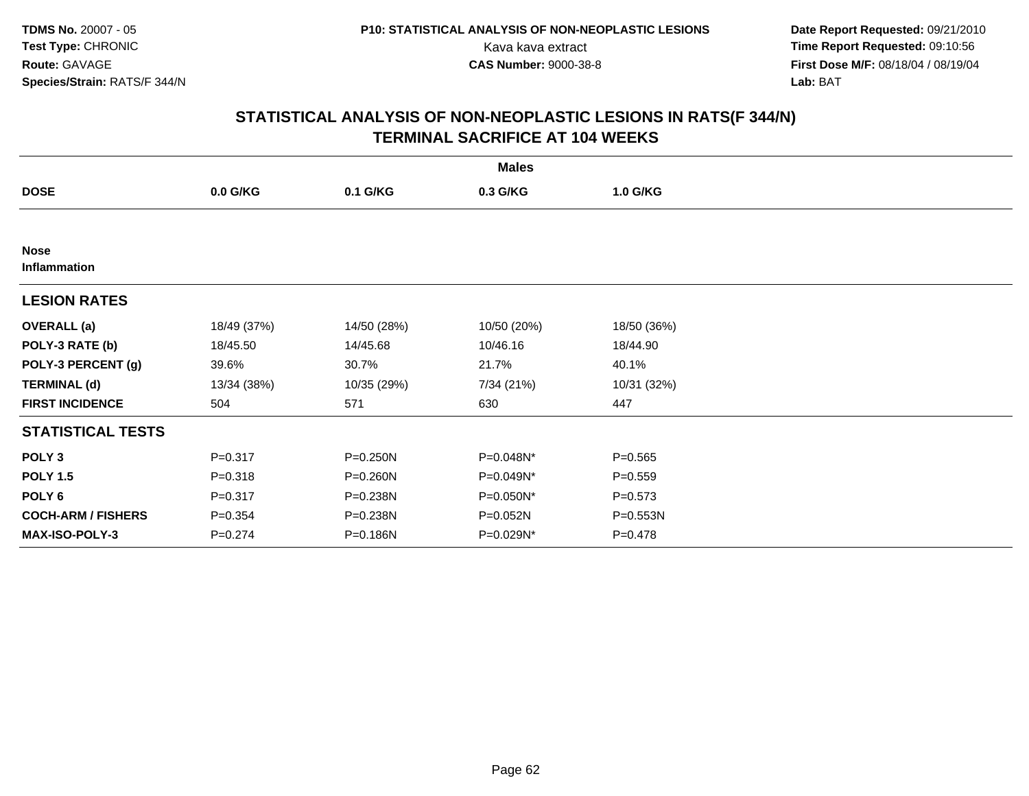**TDMS No.** 20007 - 05
**Test Type:** CHRONIC
**Route:** GAVAGE
**Species/Strain:** RATS/F 344/N

**P10: STATISTICAL ANALYSIS OF NON-NEOPLASTIC LESIONS**
Kava kava extract
**CAS Number:** 9000-38-8

**Date Report Requested:** 09/21/2010
**Time Report Requested:** 09:10:56
**First Dose M/F:** 08/18/04 / 08/19/04
**Lab:** BAT

## STATISTICAL ANALYSIS OF NON-NEOPLASTIC LESIONS IN RATS(F 344/N)
## TERMINAL SACRIFICE AT 104 WEEKS

| | Males | | | |
|---|---|---|---|---|
| **DOSE** | **0.0 G/KG** | **0.1 G/KG** | **0.3 G/KG** | **1.0 G/KG** |
| **Nose** | | | | |
| **Inflammation** | | | | |
| **LESION RATES** | | | | |
| **OVERALL (a)** | 18/49 (37%) | 14/50 (28%) | 10/50 (20%) | 18/50 (36%) |
| **POLY-3 RATE (b)** | 18/45.50 | 14/45.68 | 10/46.16 | 18/44.90 |
| **POLY-3 PERCENT (g)** | 39.6% | 30.7% | 21.7% | 40.1% |
| **TERMINAL (d)** | 13/34 (38%) | 10/35 (29%) | 7/34 (21%) | 10/31 (32%) |
| **FIRST INCIDENCE** | 504 | 571 | 630 | 447 |
| **STATISTICAL TESTS** | | | | |
| **POLY 3** | P=0.317 | P=0.250N | P=0.048N* | P=0.565 |
| **POLY 1.5** | P=0.318 | P=0.260N | P=0.049N* | P=0.559 |
| **POLY 6** | P=0.317 | P=0.238N | P=0.050N* | P=0.573 |
| **COCH-ARM / FISHERS** | P=0.354 | P=0.238N | P=0.052N | P=0.553N |
| **MAX-ISO-POLY-3** | P=0.274 | P=0.186N | P=0.029N* | P=0.478 |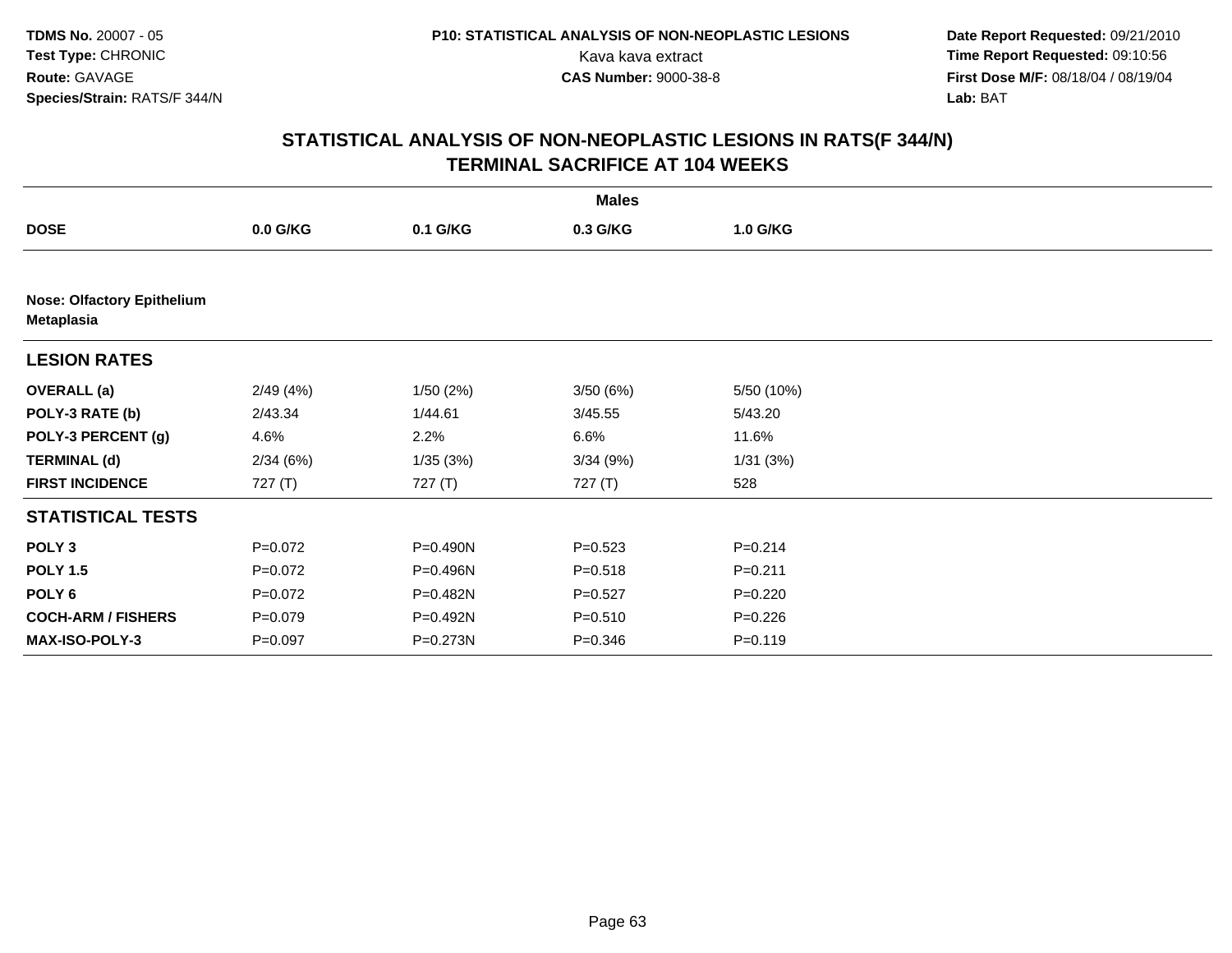**TDMS No.** 20007 - 05
**Test Type:** CHRONIC
**Route:** GAVAGE
**Species/Strain:** RATS/F 344/N

**P10: STATISTICAL ANALYSIS OF NON-NEOPLASTIC LESIONS**
Kava kava extract
**CAS Number:** 9000-38-8

**Date Report Requested:** 09/21/2010
**Time Report Requested:** 09:10:56
**First Dose M/F:** 08/18/04 / 08/19/04
**Lab:** BAT

## STATISTICAL ANALYSIS OF NON-NEOPLASTIC LESIONS IN RATS(F 344/N)
## TERMINAL SACRIFICE AT 104 WEEKS

| | Males | | | |
|---|---|---|---|---|
| **DOSE** | **0.0 G/KG** | **0.1 G/KG** | **0.3 G/KG** | **1.0 G/KG** |
| **Nose: Olfactory Epithelium** **Metaplasia** | | | | |
| **LESION RATES** | | | | |
| **OVERALL (a)** | 2/49 (4%) | 1/50 (2%) | 3/50 (6%) | 5/50 (10%) |
| **POLY-3 RATE (b)** | 2/43.34 | 1/44.61 | 3/45.55 | 5/43.20 |
| **POLY-3 PERCENT (g)** | 4.6% | 2.2% | 6.6% | 11.6% |
| **TERMINAL (d)** | 2/34 (6%) | 1/35 (3%) | 3/34 (9%) | 1/31 (3%) |
| **FIRST INCIDENCE** | 727 (T) | 727 (T) | 727 (T) | 528 |
| **STATISTICAL TESTS** | | | | |
| **POLY 3** | P=0.072 | P=0.490N | P=0.523 | P=0.214 |
| **POLY 1.5** | P=0.072 | P=0.496N | P=0.518 | P=0.211 |
| **POLY 6** | P=0.072 | P=0.482N | P=0.527 | P=0.220 |
| **COCH-ARM / FISHERS** | P=0.079 | P=0.492N | P=0.510 | P=0.226 |
| **MAX-ISO-POLY-3** | P=0.097 | P=0.273N | P=0.346 | P=0.119 |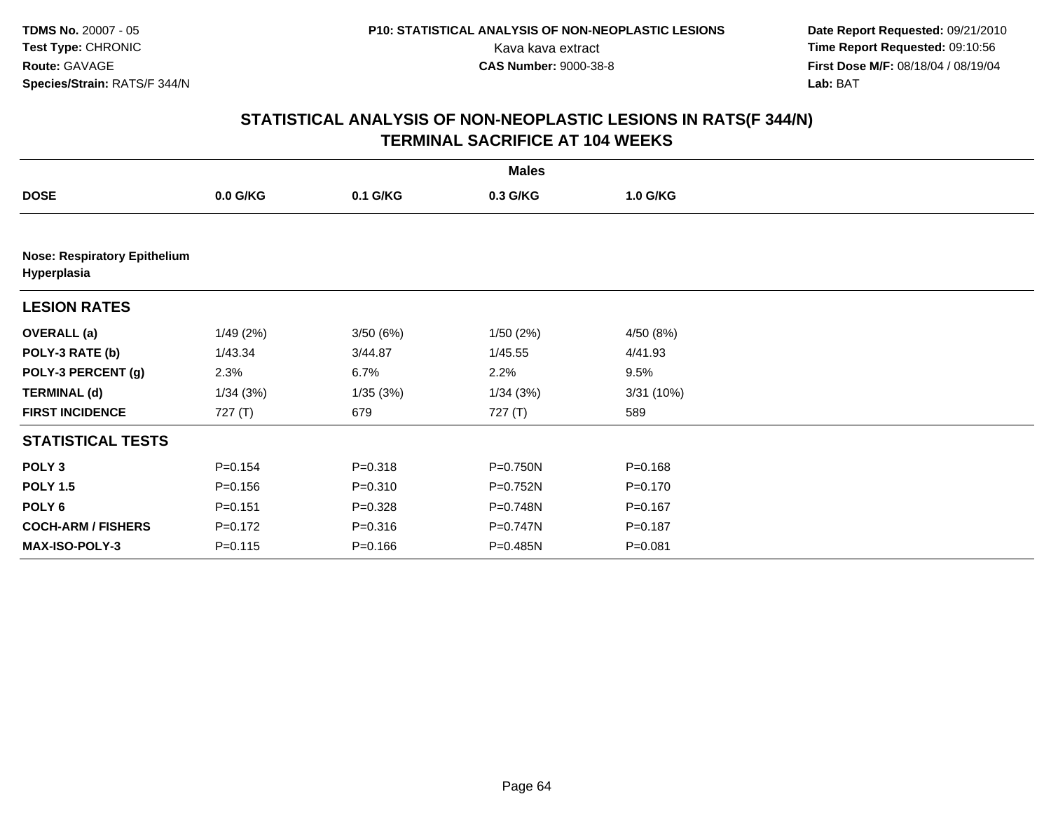**TDMS No.** 20007 - 05
**Test Type:** CHRONIC
**Route:** GAVAGE
**Species/Strain:** RATS/F 344/N

**P10: STATISTICAL ANALYSIS OF NON-NEOPLASTIC LESIONS**
Kava kava extract
**CAS Number:** 9000-38-8

**Date Report Requested:** 09/21/2010
**Time Report Requested:** 09:10:56
**First Dose M/F:** 08/18/04 / 08/19/04
**Lab:** BAT

## STATISTICAL ANALYSIS OF NON-NEOPLASTIC LESIONS IN RATS(F 344/N)
## TERMINAL SACRIFICE AT 104 WEEKS

| | Males | | | |
|---|---|---|---|---|
| **DOSE** | **0.0 G/KG** | **0.1 G/KG** | **0.3 G/KG** | **1.0 G/KG** |
| **Nose: Respiratory Epithelium Hyperplasia** | | | | |
| **LESION RATES** | | | | |
| **OVERALL (a)** | 1/49 (2%) | 3/50 (6%) | 1/50 (2%) | 4/50 (8%) |
| **POLY-3 RATE (b)** | 1/43.34 | 3/44.87 | 1/45.55 | 4/41.93 |
| **POLY-3 PERCENT (g)** | 2.3% | 6.7% | 2.2% | 9.5% |
| **TERMINAL (d)** | 1/34 (3%) | 1/35 (3%) | 1/34 (3%) | 3/31 (10%) |
| **FIRST INCIDENCE** | 727 (T) | 679 | 727 (T) | 589 |
| **STATISTICAL TESTS** | | | | |
| **POLY 3** | P=0.154 | P=0.318 | P=0.750N | P=0.168 |
| **POLY 1.5** | P=0.156 | P=0.310 | P=0.752N | P=0.170 |
| **POLY 6** | P=0.151 | P=0.328 | P=0.748N | P=0.167 |
| **COCH-ARM / FISHERS** | P=0.172 | P=0.316 | P=0.747N | P=0.187 |
| **MAX-ISO-POLY-3** | P=0.115 | P=0.166 | P=0.485N | P=0.081 |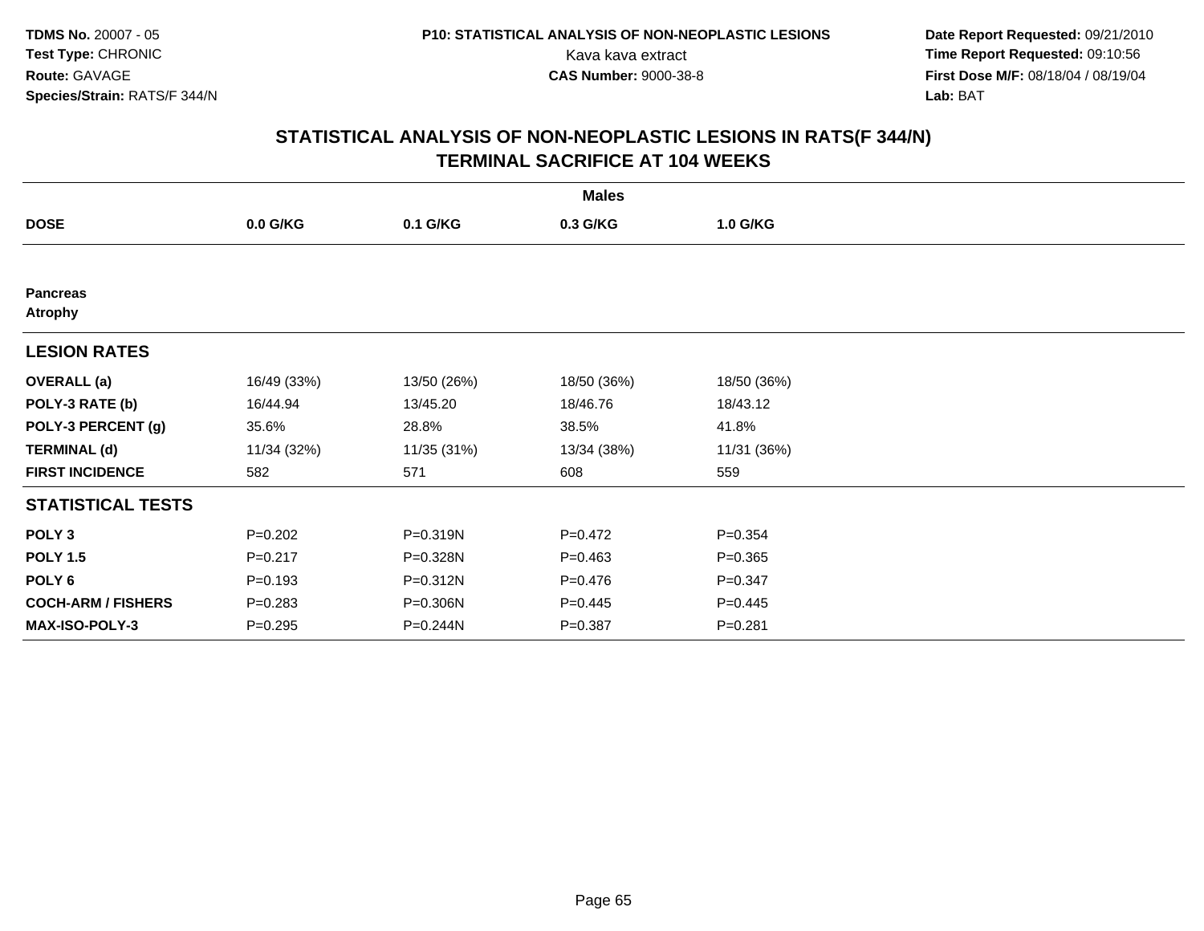**TDMS No.** 20007 - 05
**Test Type:** CHRONIC
**Route:** GAVAGE
**Species/Strain:** RATS/F 344/N

**P10: STATISTICAL ANALYSIS OF NON-NEOPLASTIC LESIONS**
Kava kava extract
**CAS Number:** 9000-38-8

**Date Report Requested:** 09/21/2010
**Time Report Requested:** 09:10:56
**First Dose M/F:** 08/18/04 / 08/19/04
**Lab:** BAT

## STATISTICAL ANALYSIS OF NON-NEOPLASTIC LESIONS IN RATS(F 344/N)
## TERMINAL SACRIFICE AT 104 WEEKS

| | Males | | | |
|---|---|---|---|---|
| **DOSE** | **0.0 G/KG** | **0.1 G/KG** | **0.3 G/KG** | **1.0 G/KG** |
| **Pancreas** | | | | |
| **Atrophy** | | | | |
| **LESION RATES** | | | | |
| **OVERALL (a)** | 16/49 (33%) | 13/50 (26%) | 18/50 (36%) | 18/50 (36%) |
| **POLY-3 RATE (b)** | 16/44.94 | 13/45.20 | 18/46.76 | 18/43.12 |
| **POLY-3 PERCENT (g)** | 35.6% | 28.8% | 38.5% | 41.8% |
| **TERMINAL (d)** | 11/34 (32%) | 11/35 (31%) | 13/34 (38%) | 11/31 (36%) |
| **FIRST INCIDENCE** | 582 | 571 | 608 | 559 |
| **STATISTICAL TESTS** | | | | |
| **POLY 3** | P=0.202 | P=0.319N | P=0.472 | P=0.354 |
| **POLY 1.5** | P=0.217 | P=0.328N | P=0.463 | P=0.365 |
| **POLY 6** | P=0.193 | P=0.312N | P=0.476 | P=0.347 |
| **COCH-ARM / FISHERS** | P=0.283 | P=0.306N | P=0.445 | P=0.445 |
| **MAX-ISO-POLY-3** | P=0.295 | P=0.244N | P=0.387 | P=0.281 |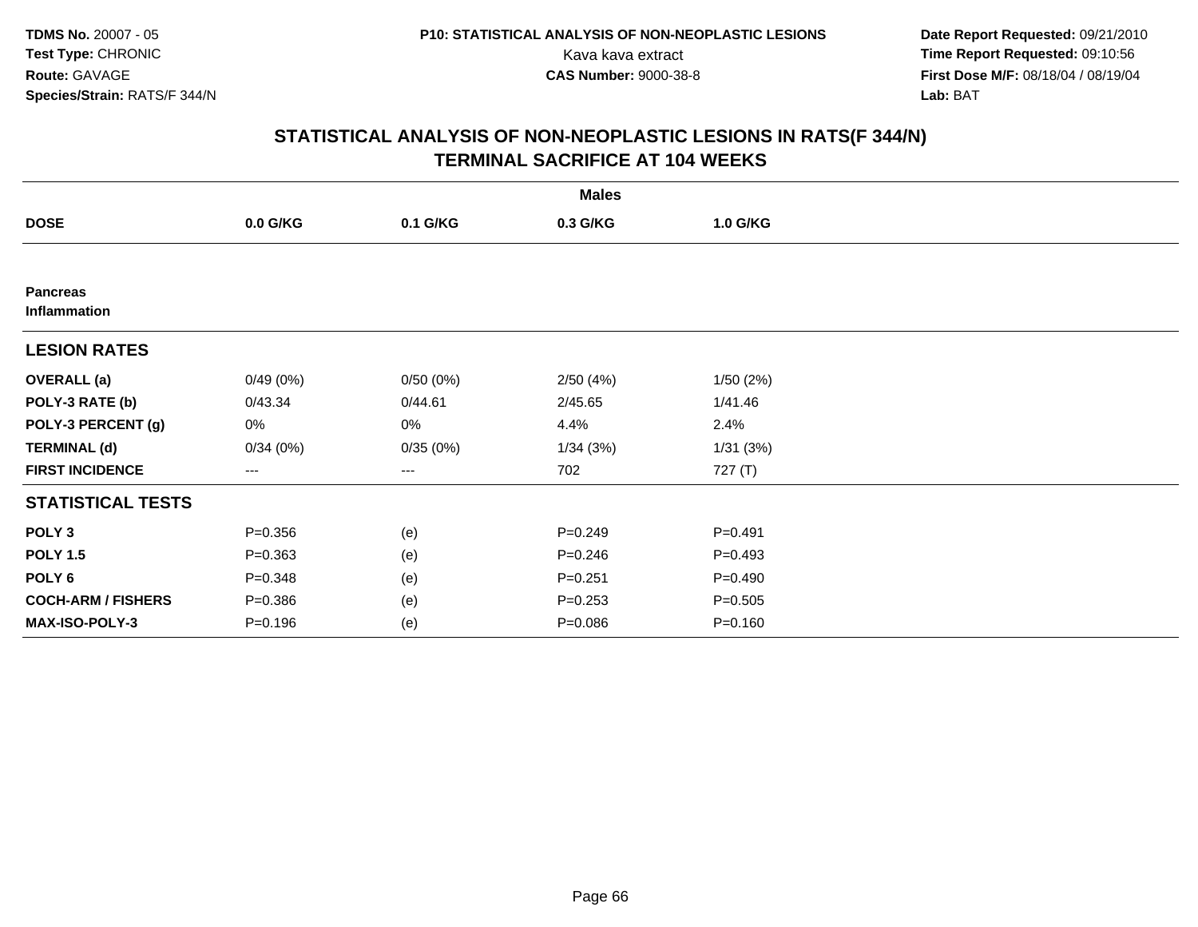TDMS No. 20007 - 05
Test Type: CHRONIC
Route: GAVAGE
Species/Strain: RATS/F 344/N

P10: STATISTICAL ANALYSIS OF NON-NEOPLASTIC LESIONS
Kava kava extract
CAS Number: 9000-38-8

Date Report Requested: 09/21/2010
Time Report Requested: 09:10:56
First Dose M/F: 08/18/04 / 08/19/04
Lab: BAT

## STATISTICAL ANALYSIS OF NON-NEOPLASTIC LESIONS IN RATS(F 344/N) TERMINAL SACRIFICE AT 104 WEEKS

| | Males | | | |
|---|---|---|---|---|
| **DOSE** | **0.0 G/KG** | **0.1 G/KG** | **0.3 G/KG** | **1.0 G/KG** |
| **Pancreas** | | | | |
| **Inflammation** | | | | |
| **LESION RATES** | | | | |
| **OVERALL (a)** | 0/49 (0%) | 0/50 (0%) | 2/50 (4%) | 1/50 (2%) |
| **POLY-3 RATE (b)** | 0/43.34 | 0/44.61 | 2/45.65 | 1/41.46 |
| **POLY-3 PERCENT (g)** | 0% | 0% | 4.4% | 2.4% |
| **TERMINAL (d)** | 0/34 (0%) | 0/35 (0%) | 1/34 (3%) | 1/31 (3%) |
| **FIRST INCIDENCE** | --- | --- | 702 | 727 (T) |
| **STATISTICAL TESTS** | | | | |
| **POLY 3** | P=0.356 | (e) | P=0.249 | P=0.491 |
| **POLY 1.5** | P=0.363 | (e) | P=0.246 | P=0.493 |
| **POLY 6** | P=0.348 | (e) | P=0.251 | P=0.490 |
| **COCH-ARM / FISHERS** | P=0.386 | (e) | P=0.253 | P=0.505 |
| **MAX-ISO-POLY-3** | P=0.196 | (e) | P=0.086 | P=0.160 |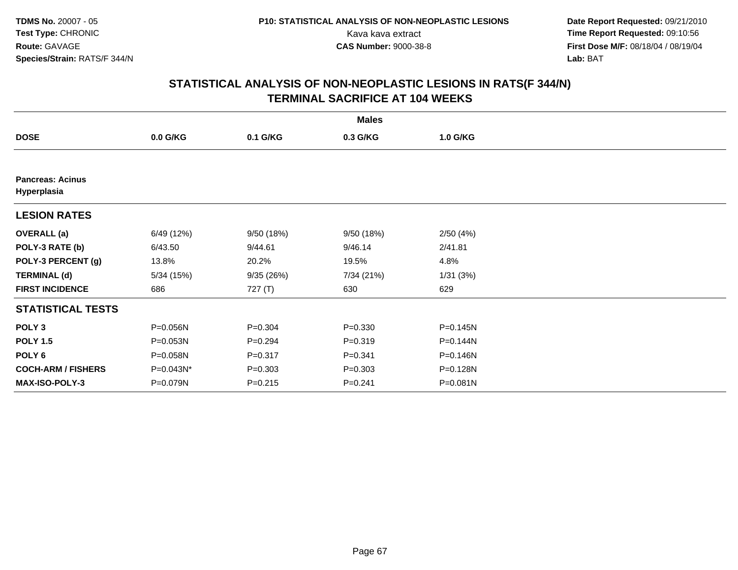**TDMS No.** 20007 - 05
**Test Type:** CHRONIC
**Route:** GAVAGE
**Species/Strain:** RATS/F 344/N

**P10: STATISTICAL ANALYSIS OF NON-NEOPLASTIC LESIONS**
Kava kava extract
**CAS Number:** 9000-38-8

**Date Report Requested:** 09/21/2010
**Time Report Requested:** 09:10:56
**First Dose M/F:** 08/18/04 / 08/19/04
**Lab:** BAT

## STATISTICAL ANALYSIS OF NON-NEOPLASTIC LESIONS IN RATS(F 344/N)
## TERMINAL SACRIFICE AT 104 WEEKS

| | Males | | | |
|---|---|---|---|---|
| **DOSE** | **0.0 G/KG** | **0.1 G/KG** | **0.3 G/KG** | **1.0 G/KG** |
| **Pancreas: Acinus Hyperplasia** | | | | |
| **LESION RATES** | | | | |
| **OVERALL (a)** | 6/49 (12%) | 9/50 (18%) | 9/50 (18%) | 2/50 (4%) |
| **POLY-3 RATE (b)** | 6/43.50 | 9/44.61 | 9/46.14 | 2/41.81 |
| **POLY-3 PERCENT (g)** | 13.8% | 20.2% | 19.5% | 4.8% |
| **TERMINAL (d)** | 5/34 (15%) | 9/35 (26%) | 7/34 (21%) | 1/31 (3%) |
| **FIRST INCIDENCE** | 686 | 727 (T) | 630 | 629 |
| **STATISTICAL TESTS** | | | | |
| **POLY 3** | P=0.056N | P=0.304 | P=0.330 | P=0.145N |
| **POLY 1.5** | P=0.053N | P=0.294 | P=0.319 | P=0.144N |
| **POLY 6** | P=0.058N | P=0.317 | P=0.341 | P=0.146N |
| **COCH-ARM / FISHERS** | P=0.043N* | P=0.303 | P=0.303 | P=0.128N |
| **MAX-ISO-POLY-3** | P=0.079N | P=0.215 | P=0.241 | P=0.081N |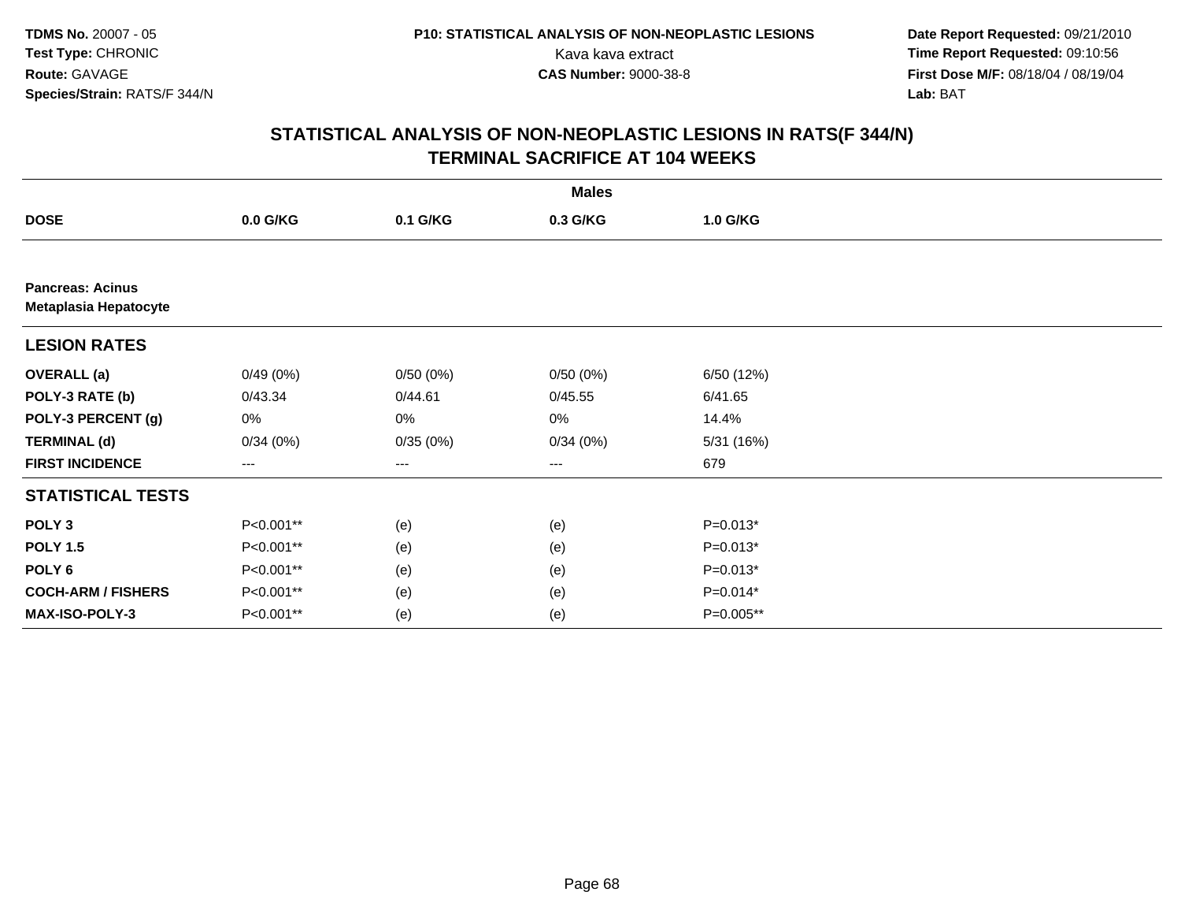TDMS No. 20007 - 05
Test Type: CHRONIC
Route: GAVAGE
Species/Strain: RATS/F 344/N

P10: STATISTICAL ANALYSIS OF NON-NEOPLASTIC LESIONS
Kava kava extract
CAS Number: 9000-38-8

Date Report Requested: 09/21/2010
Time Report Requested: 09:10:56
First Dose M/F: 08/18/04 / 08/19/04
Lab: BAT

## STATISTICAL ANALYSIS OF NON-NEOPLASTIC LESIONS IN RATS(F 344/N) TERMINAL SACRIFICE AT 104 WEEKS

| | Males | | | |
|---|---|---|---|---|
| **DOSE** | **0.0 G/KG** | **0.1 G/KG** | **0.3 G/KG** | **1.0 G/KG** |
| **Pancreas: Acinus** **Metaplasia Hepatocyte** | | | | |
| **LESION RATES** | | | | |
| **OVERALL (a)** | 0/49 (0%) | 0/50 (0%) | 0/50 (0%) | 6/50 (12%) |
| **POLY-3 RATE (b)** | 0/43.34 | 0/44.61 | 0/45.55 | 6/41.65 |
| **POLY-3 PERCENT (g)** | 0% | 0% | 0% | 14.4% |
| **TERMINAL (d)** | 0/34 (0%) | 0/35 (0%) | 0/34 (0%) | 5/31 (16%) |
| **FIRST INCIDENCE** | --- | --- | --- | 679 |
| **STATISTICAL TESTS** | | | | |
| **POLY 3** | P<0.001** | (e) | (e) | P=0.013* |
| **POLY 1.5** | P<0.001** | (e) | (e) | P=0.013* |
| **POLY 6** | P<0.001** | (e) | (e) | P=0.013* |
| **COCH-ARM / FISHERS** | P<0.001** | (e) | (e) | P=0.014* |
| **MAX-ISO-POLY-3** | P<0.001** | (e) | (e) | P=0.005** |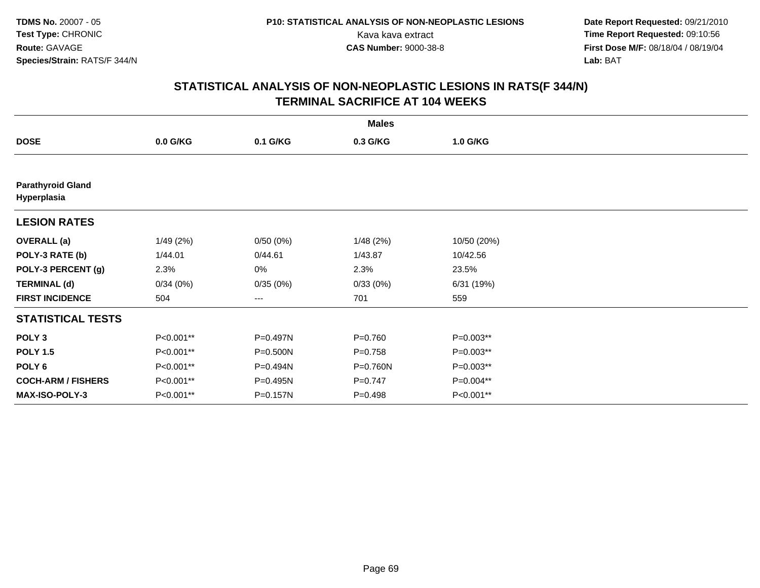**TDMS No.** 20007 - 05
**Test Type:** CHRONIC
**Route:** GAVAGE
**Species/Strain:** RATS/F 344/N

**P10: STATISTICAL ANALYSIS OF NON-NEOPLASTIC LESIONS**
Kava kava extract
**CAS Number:** 9000-38-8

**Date Report Requested:** 09/21/2010
**Time Report Requested:** 09:10:56
**First Dose M/F:** 08/18/04 / 08/19/04
**Lab:** BAT

## STATISTICAL ANALYSIS OF NON-NEOPLASTIC LESIONS IN RATS(F 344/N)
## TERMINAL SACRIFICE AT 104 WEEKS

| | Males | | | |
|---|---|---|---|---|
| **DOSE** | **0.0 G/KG** | **0.1 G/KG** | **0.3 G/KG** | **1.0 G/KG** |
| **Parathyroid Gland** | | | | |
| **Hyperplasia** | | | | |
| **LESION RATES** | | | | |
| **OVERALL (a)** | 1/49 (2%) | 0/50 (0%) | 1/48 (2%) | 10/50 (20%) |
| **POLY-3 RATE (b)** | 1/44.01 | 0/44.61 | 1/43.87 | 10/42.56 |
| **POLY-3 PERCENT (g)** | 2.3% | 0% | 2.3% | 23.5% |
| **TERMINAL (d)** | 0/34 (0%) | 0/35 (0%) | 0/33 (0%) | 6/31 (19%) |
| **FIRST INCIDENCE** | 504 | --- | 701 | 559 |
| **STATISTICAL TESTS** | | | | |
| **POLY 3** | P<0.001** | P=0.497N | P=0.760 | P=0.003** |
| **POLY 1.5** | P<0.001** | P=0.500N | P=0.758 | P=0.003** |
| **POLY 6** | P<0.001** | P=0.494N | P=0.760N | P=0.003** |
| **COCH-ARM / FISHERS** | P<0.001** | P=0.495N | P=0.747 | P=0.004** |
| **MAX-ISO-POLY-3** | P<0.001** | P=0.157N | P=0.498 | P<0.001** |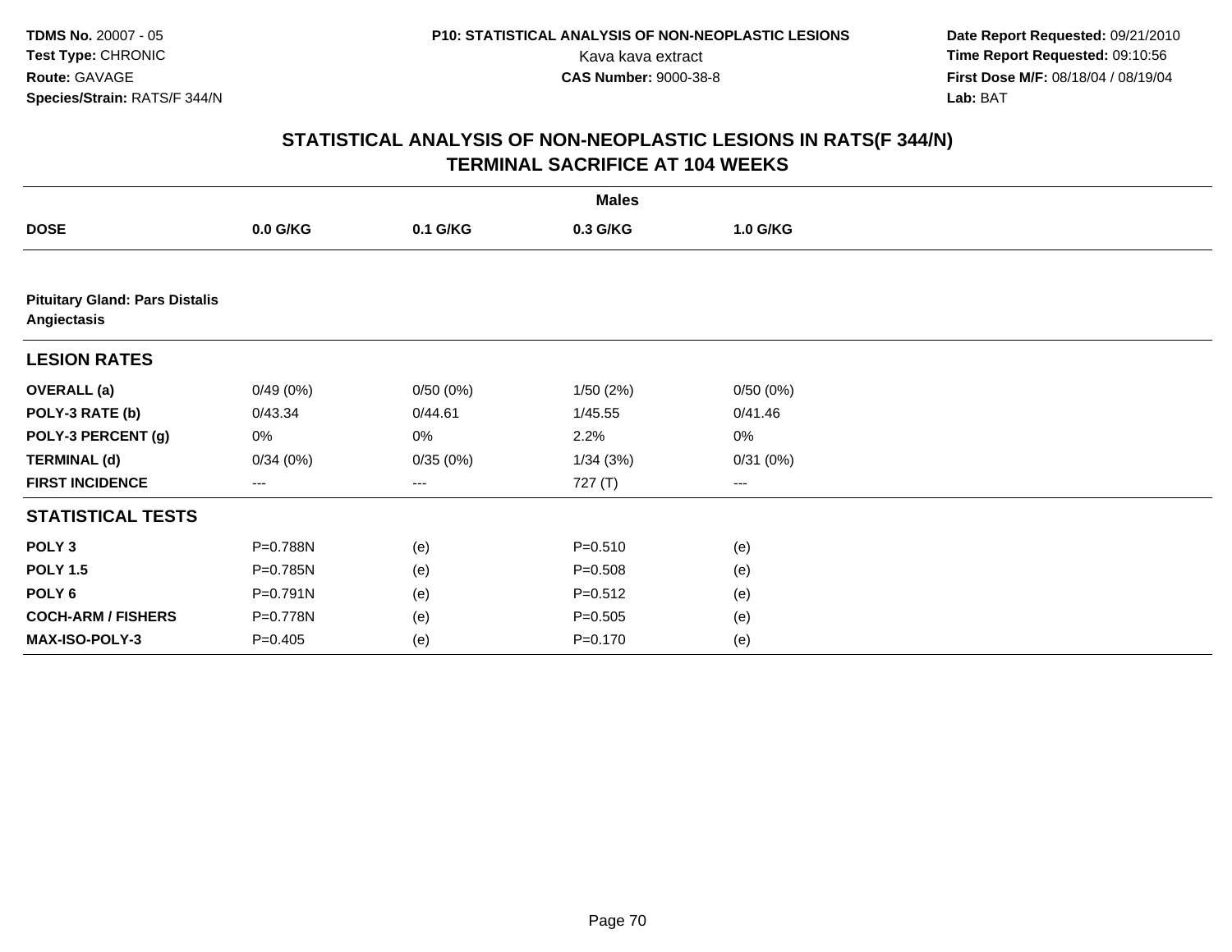## STATISTICAL ANALYSIS OF NON-NEOPLASTIC LESIONS IN RATS(F 344/N)
## TERMINAL SACRIFICE AT 104 WEEKS

| | Males | | | |
|---|---|---|---|---|
| **DOSE** | **0.0 G/KG** | **0.1 G/KG** | **0.3 G/KG** | **1.0 G/KG** |
| **Pituitary Gland: Pars Distalis Angiectasis** | | | | |
| **LESION RATES** | | | | |
| **OVERALL (a)** | 0/49 (0%) | 0/50 (0%) | 1/50 (2%) | 0/50 (0%) |
| **POLY-3 RATE (b)** | 0/43.34 | 0/44.61 | 1/45.55 | 0/41.46 |
| **POLY-3 PERCENT (g)** | 0% | 0% | 2.2% | 0% |
| **TERMINAL (d)** | 0/34 (0%) | 0/35 (0%) | 1/34 (3%) | 0/31 (0%) |
| **FIRST INCIDENCE** | --- | --- | 727 (T) | --- |
| **STATISTICAL TESTS** | | | | |
| **POLY 3** | P=0.788N | (e) | P=0.510 | (e) |
| **POLY 1.5** | P=0.785N | (e) | P=0.508 | (e) |
| **POLY 6** | P=0.791N | (e) | P=0.512 | (e) |
| **COCH-ARM / FISHERS** | P=0.778N | (e) | P=0.505 | (e) |
| **MAX-ISO-POLY-3** | P=0.405 | (e) | P=0.170 | (e) |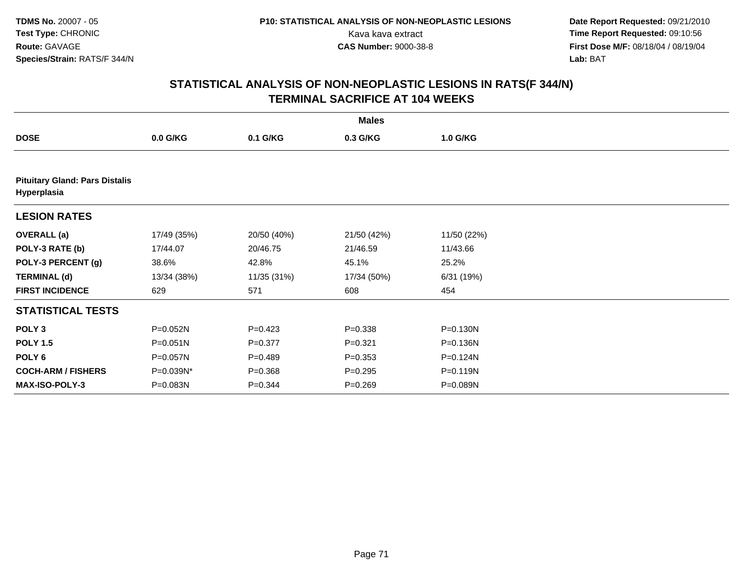# STATISTICAL ANALYSIS OF NON-NEOPLASTIC LESIONS IN RATS(F 344/N)
## TERMINAL SACRIFICE AT 104 WEEKS

**TDMS No.** 20007 - 05
**Test Type:** CHRONIC
**Route:** GAVAGE
**Species/Strain:** RATS/F 344/N

**P10: STATISTICAL ANALYSIS OF NON-NEOPLASTIC LESIONS**
Kava kava extract
**CAS Number:** 9000-38-8

**Date Report Requested:** 09/21/2010
**Time Report Requested:** 09:10:56
**First Dose M/F:** 08/18/04 / 08/19/04
**Lab:** BAT

| | Males | | | |
|---|---|---|---|---|
| **DOSE** | **0.0 G/KG** | **0.1 G/KG** | **0.3 G/KG** | **1.0 G/KG** |
| **Pituitary Gland: Pars Distalis Hyperplasia** | | | | |
| **LESION RATES** | | | | |
| **OVERALL (a)** | 17/49 (35%) | 20/50 (40%) | 21/50 (42%) | 11/50 (22%) |
| **POLY-3 RATE (b)** | 17/44.07 | 20/46.75 | 21/46.59 | 11/43.66 |
| **POLY-3 PERCENT (g)** | 38.6% | 42.8% | 45.1% | 25.2% |
| **TERMINAL (d)** | 13/34 (38%) | 11/35 (31%) | 17/34 (50%) | 6/31 (19%) |
| **FIRST INCIDENCE** | 629 | 571 | 608 | 454 |
| **STATISTICAL TESTS** | | | | |
| **POLY 3** | P=0.052N | P=0.423 | P=0.338 | P=0.130N |
| **POLY 1.5** | P=0.051N | P=0.377 | P=0.321 | P=0.136N |
| **POLY 6** | P=0.057N | P=0.489 | P=0.353 | P=0.124N |
| **COCH-ARM / FISHERS** | P=0.039N* | P=0.368 | P=0.295 | P=0.119N |
| **MAX-ISO-POLY-3** | P=0.083N | P=0.344 | P=0.269 | P=0.089N |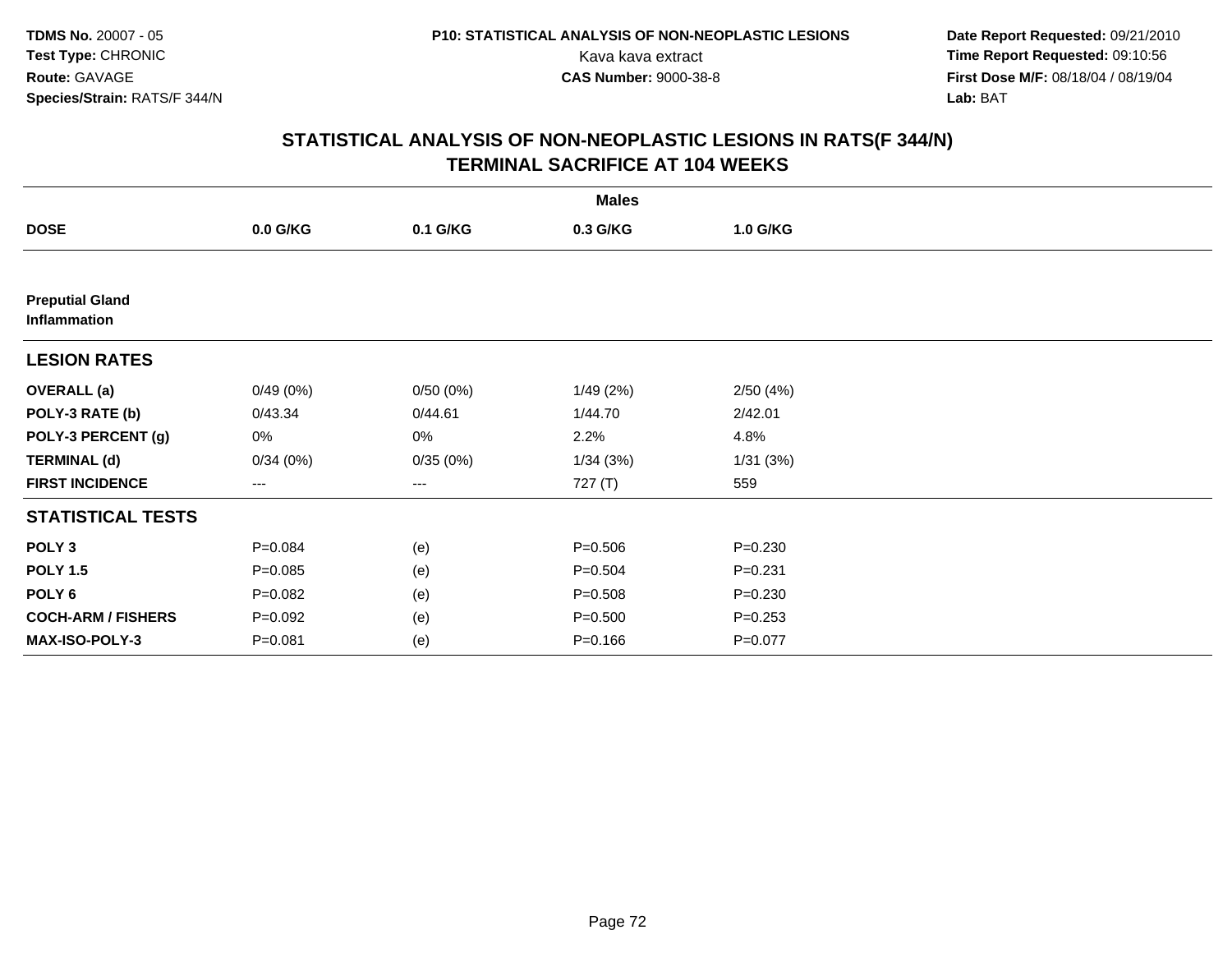TDMS No. 20007 - 05
Test Type: CHRONIC
Route: GAVAGE
Species/Strain: RATS/F 344/N

P10: STATISTICAL ANALYSIS OF NON-NEOPLASTIC LESIONS
Kava kava extract
CAS Number: 9000-38-8

Date Report Requested: 09/21/2010
Time Report Requested: 09:10:56
First Dose M/F: 08/18/04 / 08/19/04
Lab: BAT

## STATISTICAL ANALYSIS OF NON-NEOPLASTIC LESIONS IN RATS(F 344/N)
## TERMINAL SACRIFICE AT 104 WEEKS

| | Males | | | |
|---|---|---|---|---|
| **DOSE** | **0.0 G/KG** | **0.1 G/KG** | **0.3 G/KG** | **1.0 G/KG** |
| **Preputial Gland Inflammation** | | | | |
| **LESION RATES** | | | | |
| **OVERALL (a)** | 0/49 (0%) | 0/50 (0%) | 1/49 (2%) | 2/50 (4%) |
| **POLY-3 RATE (b)** | 0/43.34 | 0/44.61 | 1/44.70 | 2/42.01 |
| **POLY-3 PERCENT (g)** | 0% | 0% | 2.2% | 4.8% |
| **TERMINAL (d)** | 0/34 (0%) | 0/35 (0%) | 1/34 (3%) | 1/31 (3%) |
| **FIRST INCIDENCE** | --- | --- | 727 (T) | 559 |
| **STATISTICAL TESTS** | | | | |
| **POLY 3** | P=0.084 | (e) | P=0.506 | P=0.230 |
| **POLY 1.5** | P=0.085 | (e) | P=0.504 | P=0.231 |
| **POLY 6** | P=0.082 | (e) | P=0.508 | P=0.230 |
| **COCH-ARM / FISHERS** | P=0.092 | (e) | P=0.500 | P=0.253 |
| **MAX-ISO-POLY-3** | P=0.081 | (e) | P=0.166 | P=0.077 |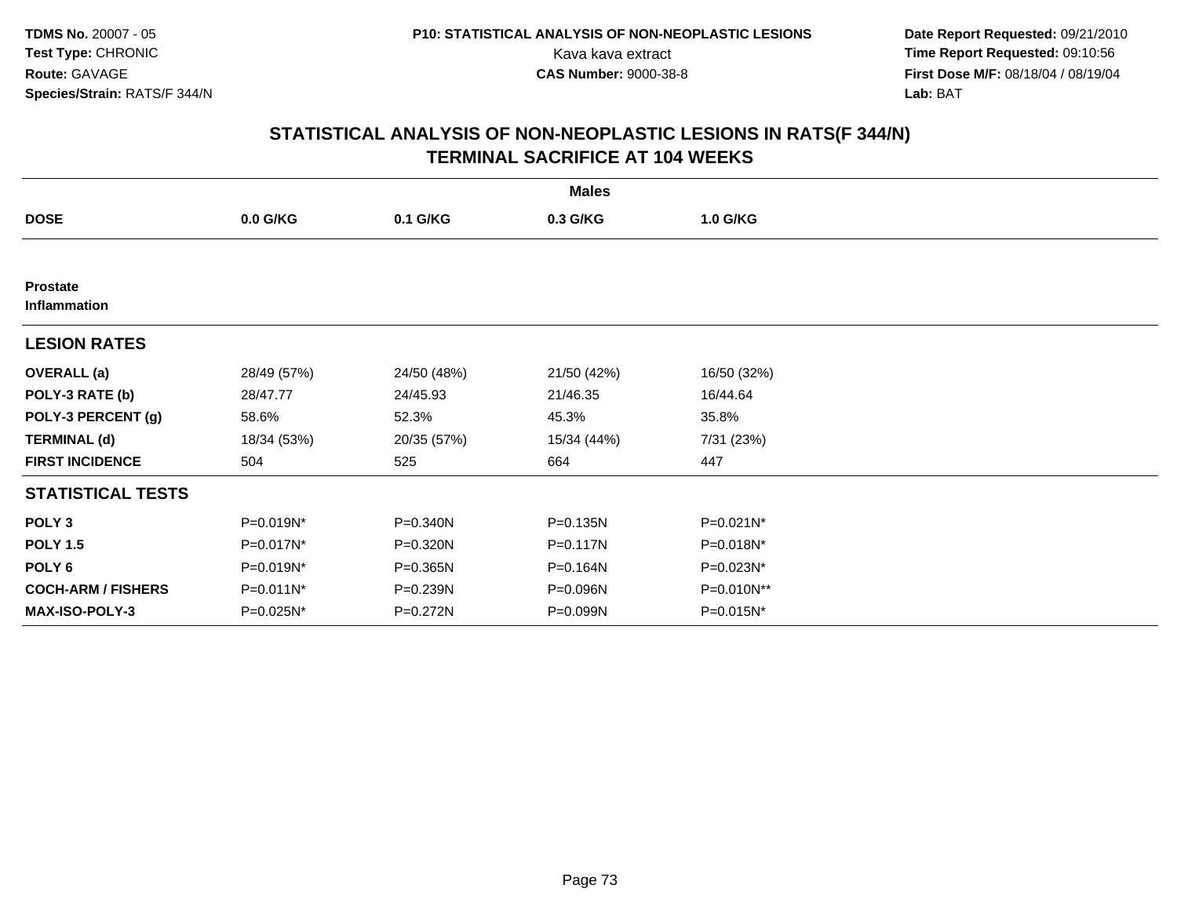**TDMS No.** 20007 - 05
**Test Type:** CHRONIC
**Route:** GAVAGE
**Species/Strain:** RATS/F 344/N

**P10: STATISTICAL ANALYSIS OF NON-NEOPLASTIC LESIONS**
Kava kava extract
**CAS Number:** 9000-38-8

**Date Report Requested:** 09/21/2010
**Time Report Requested:** 09:10:56
**First Dose M/F:** 08/18/04 / 08/19/04
**Lab:** BAT

## STATISTICAL ANALYSIS OF NON-NEOPLASTIC LESIONS IN RATS(F 344/N)
## TERMINAL SACRIFICE AT 104 WEEKS

| | Males | | | |
|---|---|---|---|---|
| **DOSE** | **0.0 G/KG** | **0.1 G/KG** | **0.3 G/KG** | **1.0 G/KG** |
| **Prostate** | | | | |
| **Inflammation** | | | | |
| **LESION RATES** | | | | |
| **OVERALL (a)** | 28/49 (57%) | 24/50 (48%) | 21/50 (42%) | 16/50 (32%) |
| **POLY-3 RATE (b)** | 28/47.77 | 24/45.93 | 21/46.35 | 16/44.64 |
| **POLY-3 PERCENT (g)** | 58.6% | 52.3% | 45.3% | 35.8% |
| **TERMINAL (d)** | 18/34 (53%) | 20/35 (57%) | 15/34 (44%) | 7/31 (23%) |
| **FIRST INCIDENCE** | 504 | 525 | 664 | 447 |
| **STATISTICAL TESTS** | | | | |
| **POLY 3** | P=0.019N* | P=0.340N | P=0.135N | P=0.021N* |
| **POLY 1.5** | P=0.017N* | P=0.320N | P=0.117N | P=0.018N* |
| **POLY 6** | P=0.019N* | P=0.365N | P=0.164N | P=0.023N* |
| **COCH-ARM / FISHERS** | P=0.011N* | P=0.239N | P=0.096N | P=0.010N** |
| **MAX-ISO-POLY-3** | P=0.025N* | P=0.272N | P=0.099N | P=0.015N* |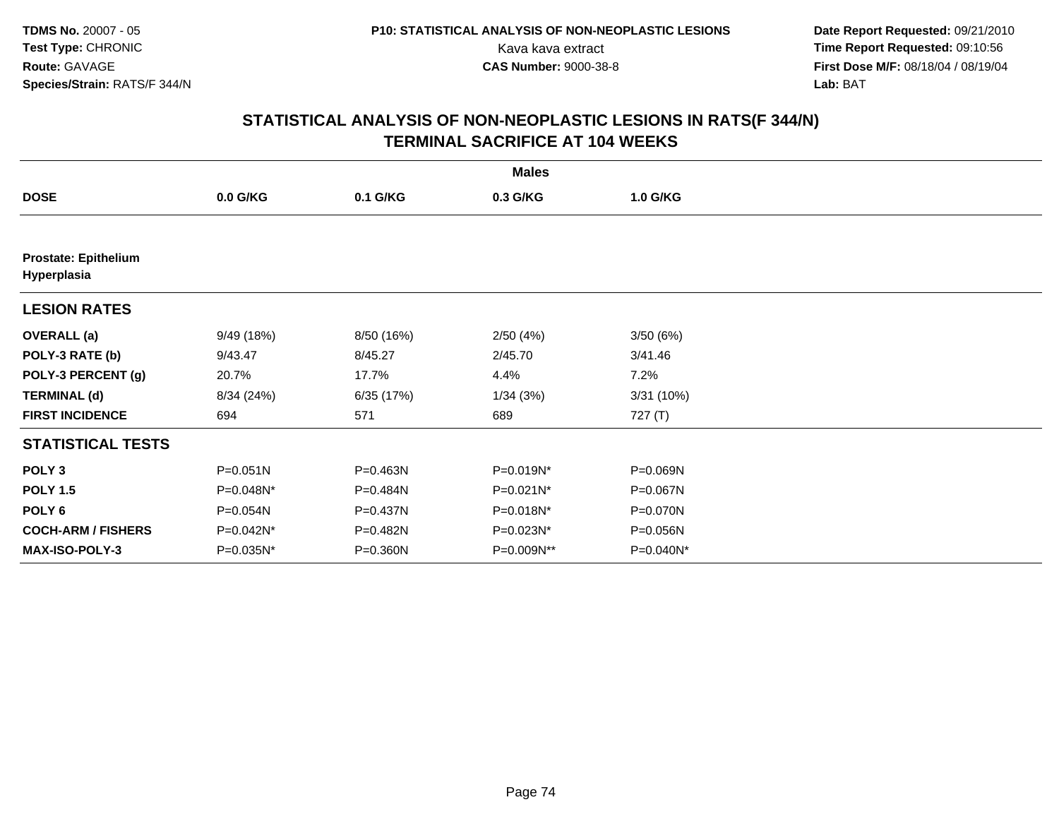TDMS No. 20007 - 05
Test Type: CHRONIC
Route: GAVAGE
Species/Strain: RATS/F 344/N

P10: STATISTICAL ANALYSIS OF NON-NEOPLASTIC LESIONS
Kava kava extract
CAS Number: 9000-38-8

Date Report Requested: 09/21/2010
Time Report Requested: 09:10:56
First Dose M/F: 08/18/04 / 08/19/04
Lab: BAT

## STATISTICAL ANALYSIS OF NON-NEOPLASTIC LESIONS IN RATS(F 344/N) TERMINAL SACRIFICE AT 104 WEEKS

| | Males | | | |
|---|---|---|---|---|
| **DOSE** | **0.0 G/KG** | **0.1 G/KG** | **0.3 G/KG** | **1.0 G/KG** |
| **Prostate: Epithelium Hyperplasia** | | | | |
| **LESION RATES** | | | | |
| **OVERALL (a)** | 9/49 (18%) | 8/50 (16%) | 2/50 (4%) | 3/50 (6%) |
| **POLY-3 RATE (b)** | 9/43.47 | 8/45.27 | 2/45.70 | 3/41.46 |
| **POLY-3 PERCENT (g)** | 20.7% | 17.7% | 4.4% | 7.2% |
| **TERMINAL (d)** | 8/34 (24%) | 6/35 (17%) | 1/34 (3%) | 3/31 (10%) |
| **FIRST INCIDENCE** | 694 | 571 | 689 | 727 (T) |
| **STATISTICAL TESTS** | | | | |
| **POLY 3** | P=0.051N | P=0.463N | P=0.019N* | P=0.069N |
| **POLY 1.5** | P=0.048N* | P=0.484N | P=0.021N* | P=0.067N |
| **POLY 6** | P=0.054N | P=0.437N | P=0.018N* | P=0.070N |
| **COCH-ARM / FISHERS** | P=0.042N* | P=0.482N | P=0.023N* | P=0.056N |
| **MAX-ISO-POLY-3** | P=0.035N* | P=0.360N | P=0.009N** | P=0.040N* |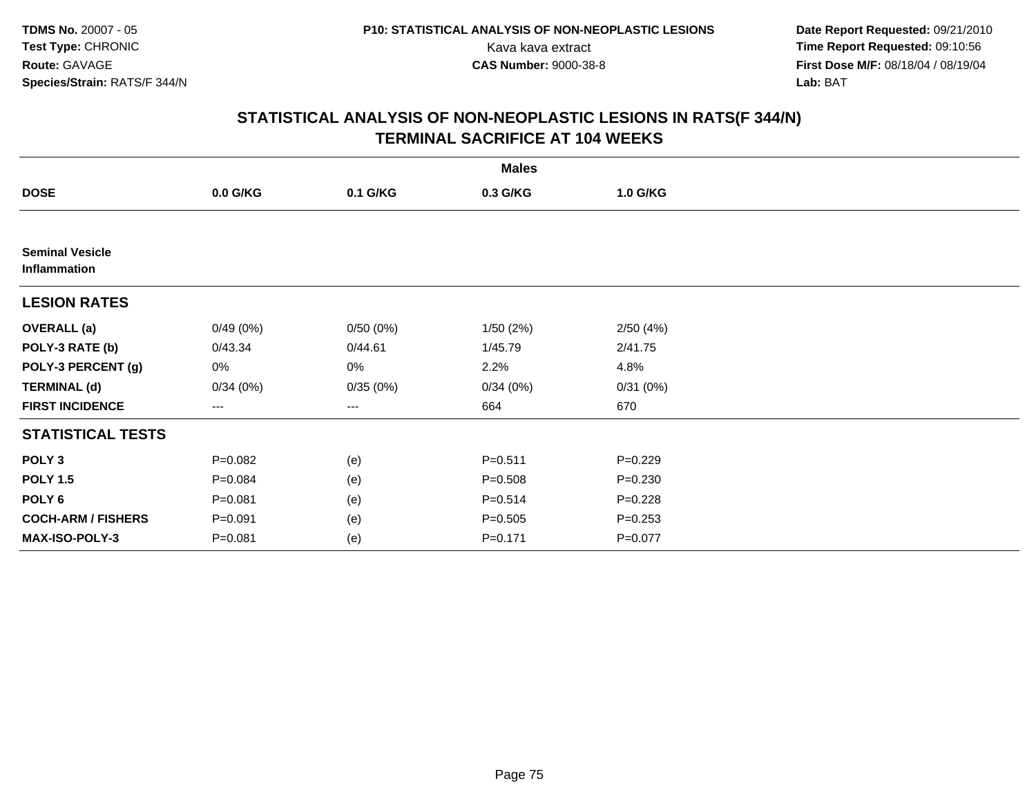# STATISTICAL ANALYSIS OF NON-NEOPLASTIC LESIONS IN RATS(F 344/N)
## TERMINAL SACRIFICE AT 104 WEEKS

| | Males | | | |
|---|---|---|---|---|
| **DOSE** | **0.0 G/KG** | **0.1 G/KG** | **0.3 G/KG** | **1.0 G/KG** |
| **Seminal Vesicle** | | | | |
| **Inflammation** | | | | |
| **LESION RATES** | | | | |
| **OVERALL (a)** | 0/49 (0%) | 0/50 (0%) | 1/50 (2%) | 2/50 (4%) |
| **POLY-3 RATE (b)** | 0/43.34 | 0/44.61 | 1/45.79 | 2/41.75 |
| **POLY-3 PERCENT (g)** | 0% | 0% | 2.2% | 4.8% |
| **TERMINAL (d)** | 0/34 (0%) | 0/35 (0%) | 0/34 (0%) | 0/31 (0%) |
| **FIRST INCIDENCE** | --- | --- | 664 | 670 |
| **STATISTICAL TESTS** | | | | |
| **POLY 3** | P=0.082 | (e) | P=0.511 | P=0.229 |
| **POLY 1.5** | P=0.084 | (e) | P=0.508 | P=0.230 |
| **POLY 6** | P=0.081 | (e) | P=0.514 | P=0.228 |
| **COCH-ARM / FISHERS** | P=0.091 | (e) | P=0.505 | P=0.253 |
| **MAX-ISO-POLY-3** | P=0.081 | (e) | P=0.171 | P=0.077 |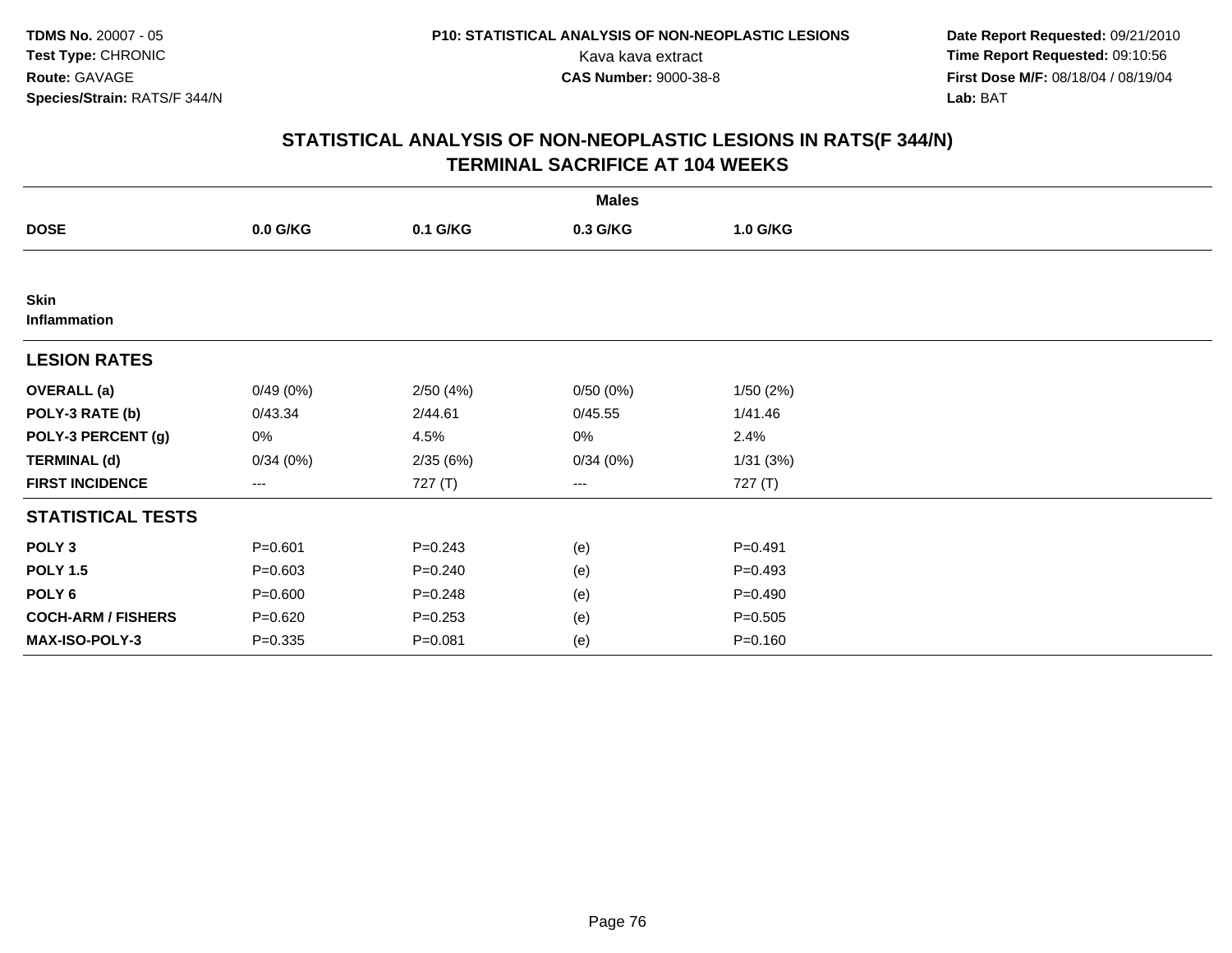## STATISTICAL ANALYSIS OF NON-NEOPLASTIC LESIONS IN RATS(F 344/N)
## TERMINAL SACRIFICE AT 104 WEEKS

| | Males | | | |
|---|---|---|---|---|
| **DOSE** | **0.0 G/KG** | **0.1 G/KG** | **0.3 G/KG** | **1.0 G/KG** |
| **Skin** | | | | |
| **Inflammation** | | | | |
| **LESION RATES** | | | | |
| **OVERALL (a)** | 0/49 (0%) | 2/50 (4%) | 0/50 (0%) | 1/50 (2%) |
| **POLY-3 RATE (b)** | 0/43.34 | 2/44.61 | 0/45.55 | 1/41.46 |
| **POLY-3 PERCENT (g)** | 0% | 4.5% | 0% | 2.4% |
| **TERMINAL (d)** | 0/34 (0%) | 2/35 (6%) | 0/34 (0%) | 1/31 (3%) |
| **FIRST INCIDENCE** | --- | 727 (T) | --- | 727 (T) |
| **STATISTICAL TESTS** | | | | |
| **POLY 3** | P=0.601 | P=0.243 | (e) | P=0.491 |
| **POLY 1.5** | P=0.603 | P=0.240 | (e) | P=0.493 |
| **POLY 6** | P=0.600 | P=0.248 | (e) | P=0.490 |
| **COCH-ARM / FISHERS** | P=0.620 | P=0.253 | (e) | P=0.505 |
| **MAX-ISO-POLY-3** | P=0.335 | P=0.081 | (e) | P=0.160 |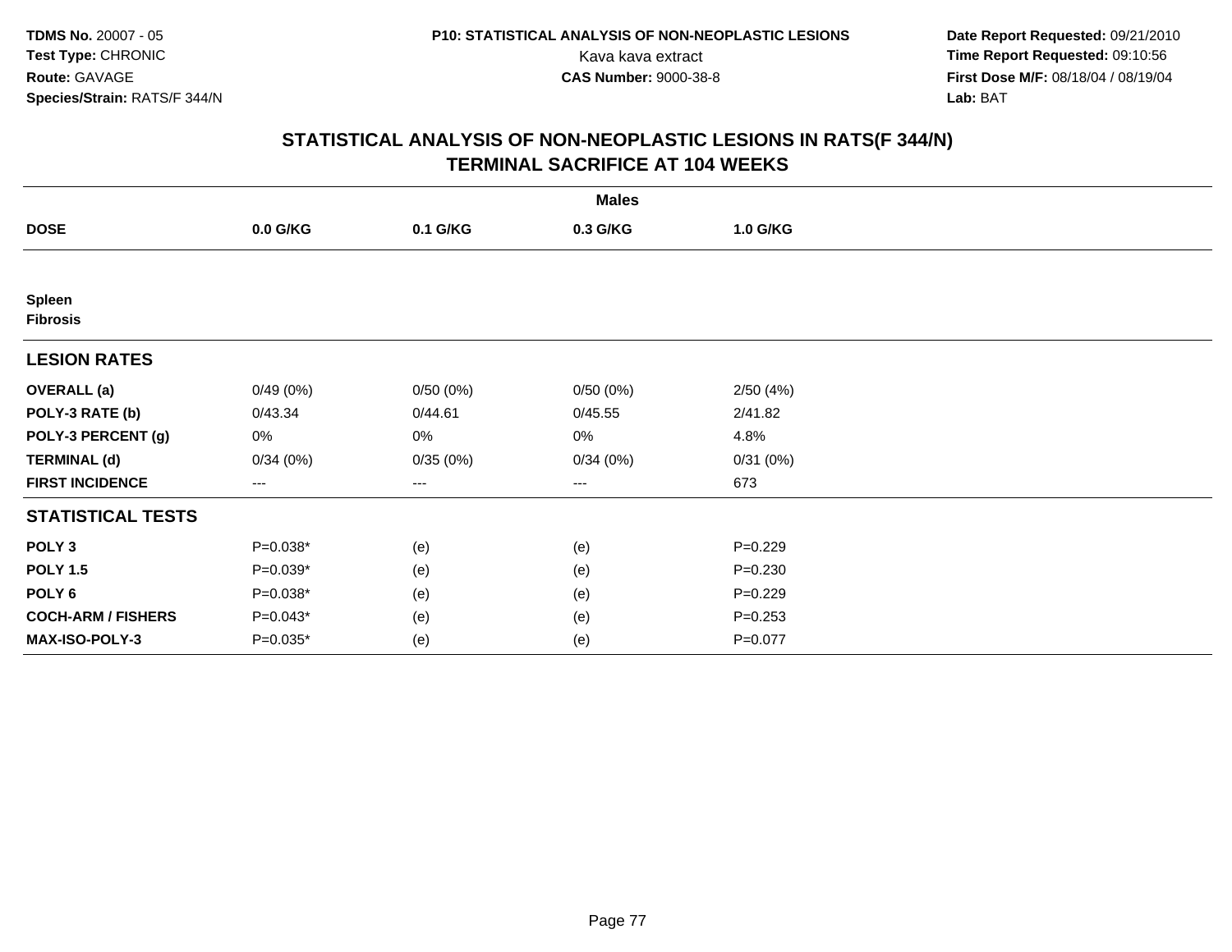TDMS No. 20007 - 05
Test Type: CHRONIC
Route: GAVAGE
Species/Strain: RATS/F 344/N

P10: STATISTICAL ANALYSIS OF NON-NEOPLASTIC LESIONS
Kava kava extract
CAS Number: 9000-38-8

Date Report Requested: 09/21/2010
Time Report Requested: 09:10:56
First Dose M/F: 08/18/04 / 08/19/04
Lab: BAT

## STATISTICAL ANALYSIS OF NON-NEOPLASTIC LESIONS IN RATS(F 344/N) TERMINAL SACRIFICE AT 104 WEEKS

| | Males | | | |
|---|---|---|---|---|
| **DOSE** | **0.0 G/KG** | **0.1 G/KG** | **0.3 G/KG** | **1.0 G/KG** |
| **Spleen** | | | | |
| **Fibrosis** | | | | |
| **LESION RATES** | | | | |
| **OVERALL (a)** | 0/49 (0%) | 0/50 (0%) | 0/50 (0%) | 2/50 (4%) |
| **POLY-3 RATE (b)** | 0/43.34 | 0/44.61 | 0/45.55 | 2/41.82 |
| **POLY-3 PERCENT (g)** | 0% | 0% | 0% | 4.8% |
| **TERMINAL (d)** | 0/34 (0%) | 0/35 (0%) | 0/34 (0%) | 0/31 (0%) |
| **FIRST INCIDENCE** | --- | --- | --- | 673 |
| **STATISTICAL TESTS** | | | | |
| **POLY 3** | P=0.038* | (e) | (e) | P=0.229 |
| **POLY 1.5** | P=0.039* | (e) | (e) | P=0.230 |
| **POLY 6** | P=0.038* | (e) | (e) | P=0.229 |
| **COCH-ARM / FISHERS** | P=0.043* | (e) | (e) | P=0.253 |
| **MAX-ISO-POLY-3** | P=0.035* | (e) | (e) | P=0.077 |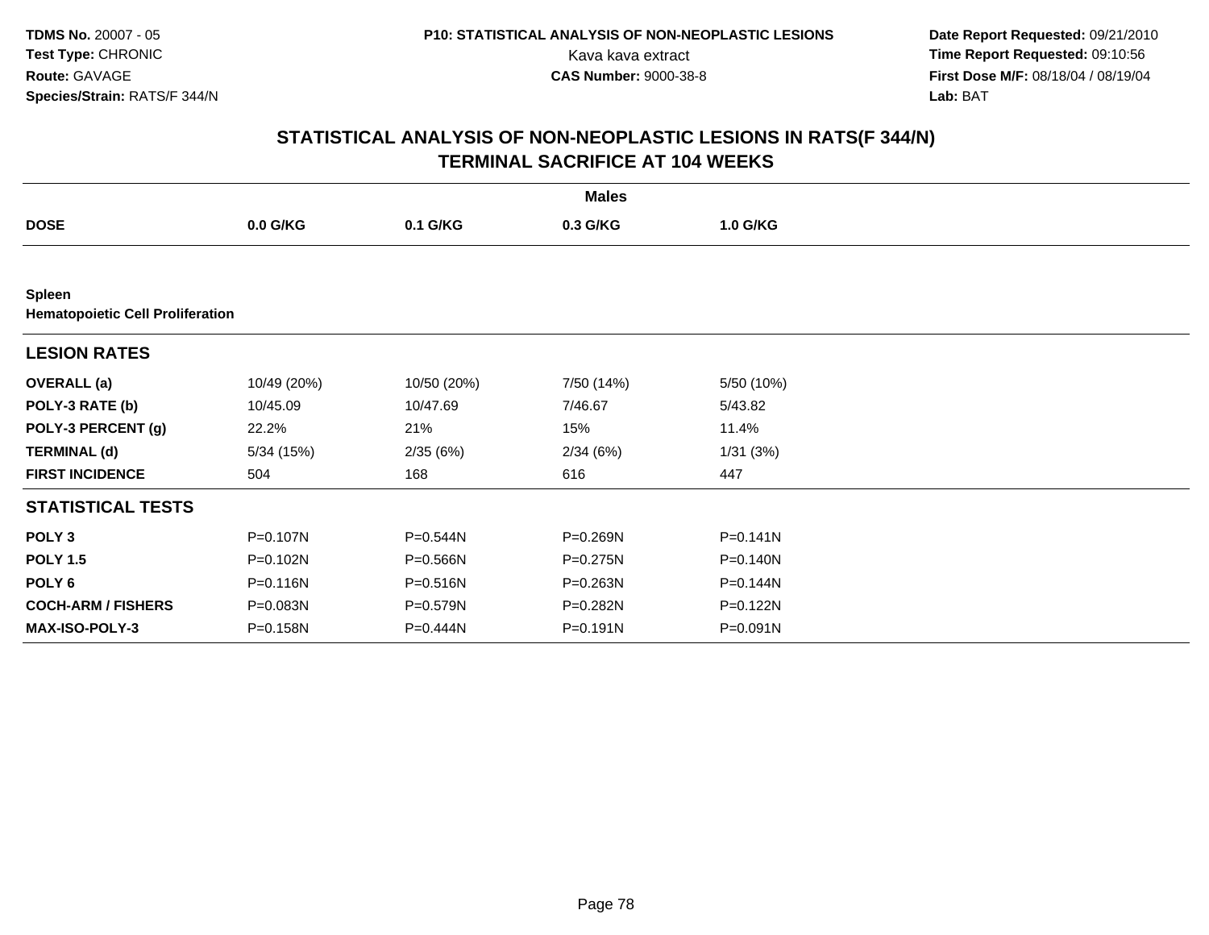TDMS No. 20007 - 05
Test Type: CHRONIC
Route: GAVAGE
Species/Strain: RATS/F 344/N

P10: STATISTICAL ANALYSIS OF NON-NEOPLASTIC LESIONS
Kava kava extract
CAS Number: 9000-38-8

Date Report Requested: 09/21/2010
Time Report Requested: 09:10:56
First Dose M/F: 08/18/04 / 08/19/04
Lab: BAT

## STATISTICAL ANALYSIS OF NON-NEOPLASTIC LESIONS IN RATS(F 344/N)
## TERMINAL SACRIFICE AT 104 WEEKS

| | Males | | | |
|---|---|---|---|---|
| **DOSE** | **0.0 G/KG** | **0.1 G/KG** | **0.3 G/KG** | **1.0 G/KG** |
| **Spleen** | | | | |
| **Hematopoietic Cell Proliferation** | | | | |
| **LESION RATES** | | | | |
| **OVERALL (a)** | 10/49 (20%) | 10/50 (20%) | 7/50 (14%) | 5/50 (10%) |
| **POLY-3 RATE (b)** | 10/45.09 | 10/47.69 | 7/46.67 | 5/43.82 |
| **POLY-3 PERCENT (g)** | 22.2% | 21% | 15% | 11.4% |
| **TERMINAL (d)** | 5/34 (15%) | 2/35 (6%) | 2/34 (6%) | 1/31 (3%) |
| **FIRST INCIDENCE** | 504 | 168 | 616 | 447 |
| **STATISTICAL TESTS** | | | | |
| **POLY 3** | P=0.107N | P=0.544N | P=0.269N | P=0.141N |
| **POLY 1.5** | P=0.102N | P=0.566N | P=0.275N | P=0.140N |
| **POLY 6** | P=0.116N | P=0.516N | P=0.263N | P=0.144N |
| **COCH-ARM / FISHERS** | P=0.083N | P=0.579N | P=0.282N | P=0.122N |
| **MAX-ISO-POLY-3** | P=0.158N | P=0.444N | P=0.191N | P=0.091N |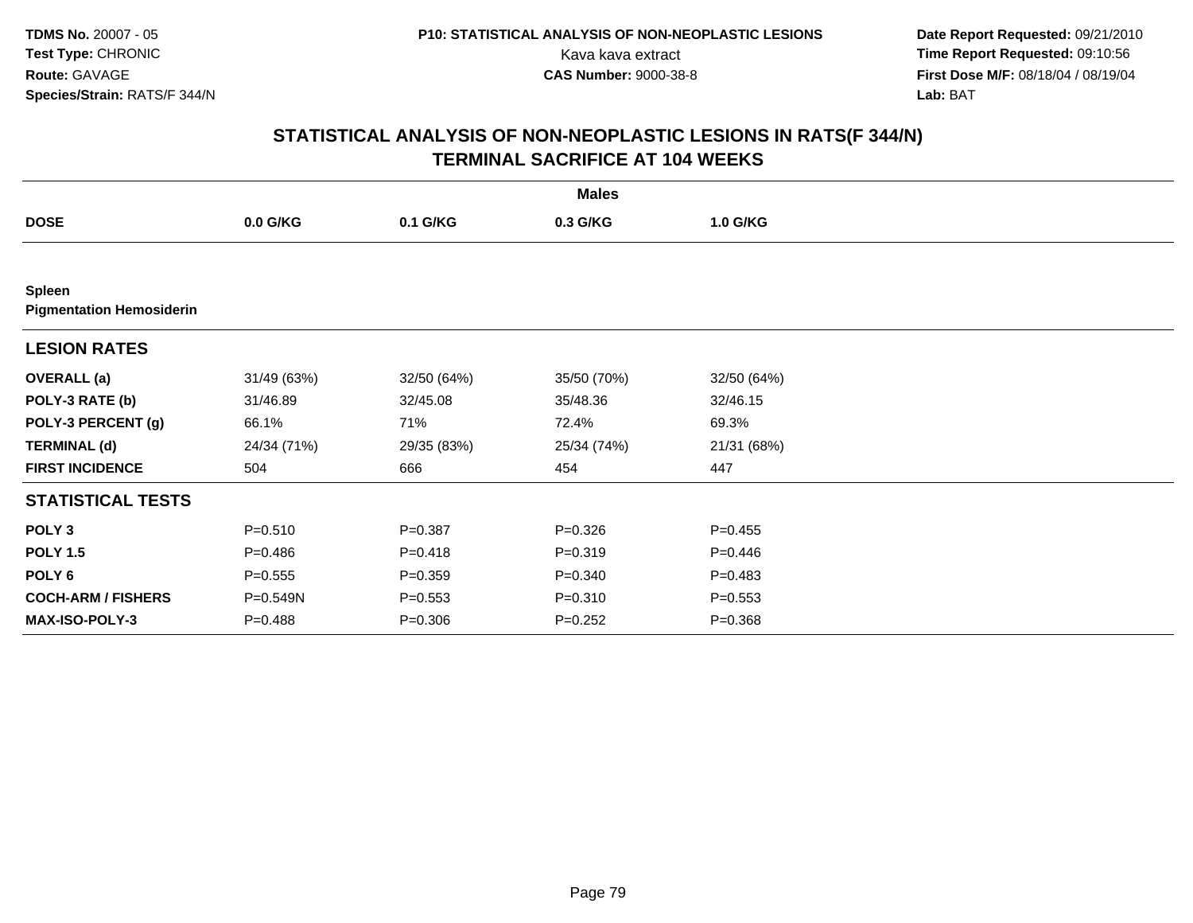**TDMS No.** 20007 - 05
**Test Type:** CHRONIC
**Route:** GAVAGE
**Species/Strain:** RATS/F 344/N

**P10: STATISTICAL ANALYSIS OF NON-NEOPLASTIC LESIONS**
Kava kava extract
**CAS Number:** 9000-38-8

**Date Report Requested:** 09/21/2010
**Time Report Requested:** 09:10:56
**First Dose M/F:** 08/18/04 / 08/19/04
**Lab:** BAT

## STATISTICAL ANALYSIS OF NON-NEOPLASTIC LESIONS IN RATS(F 344/N)
## TERMINAL SACRIFICE AT 104 WEEKS

| | Males | | | |
|---|---|---|---|---|
| **DOSE** | **0.0 G/KG** | **0.1 G/KG** | **0.3 G/KG** | **1.0 G/KG** |
| **Spleen** | | | | |
| **Pigmentation Hemosiderin** | | | | |
| **LESION RATES** | | | | |
| **OVERALL (a)** | 31/49 (63%) | 32/50 (64%) | 35/50 (70%) | 32/50 (64%) |
| **POLY-3 RATE (b)** | 31/46.89 | 32/45.08 | 35/48.36 | 32/46.15 |
| **POLY-3 PERCENT (g)** | 66.1% | 71% | 72.4% | 69.3% |
| **TERMINAL (d)** | 24/34 (71%) | 29/35 (83%) | 25/34 (74%) | 21/31 (68%) |
| **FIRST INCIDENCE** | 504 | 666 | 454 | 447 |
| **STATISTICAL TESTS** | | | | |
| **POLY 3** | P=0.510 | P=0.387 | P=0.326 | P=0.455 |
| **POLY 1.5** | P=0.486 | P=0.418 | P=0.319 | P=0.446 |
| **POLY 6** | P=0.555 | P=0.359 | P=0.340 | P=0.483 |
| **COCH-ARM / FISHERS** | P=0.549N | P=0.553 | P=0.310 | P=0.553 |
| **MAX-ISO-POLY-3** | P=0.488 | P=0.306 | P=0.252 | P=0.368 |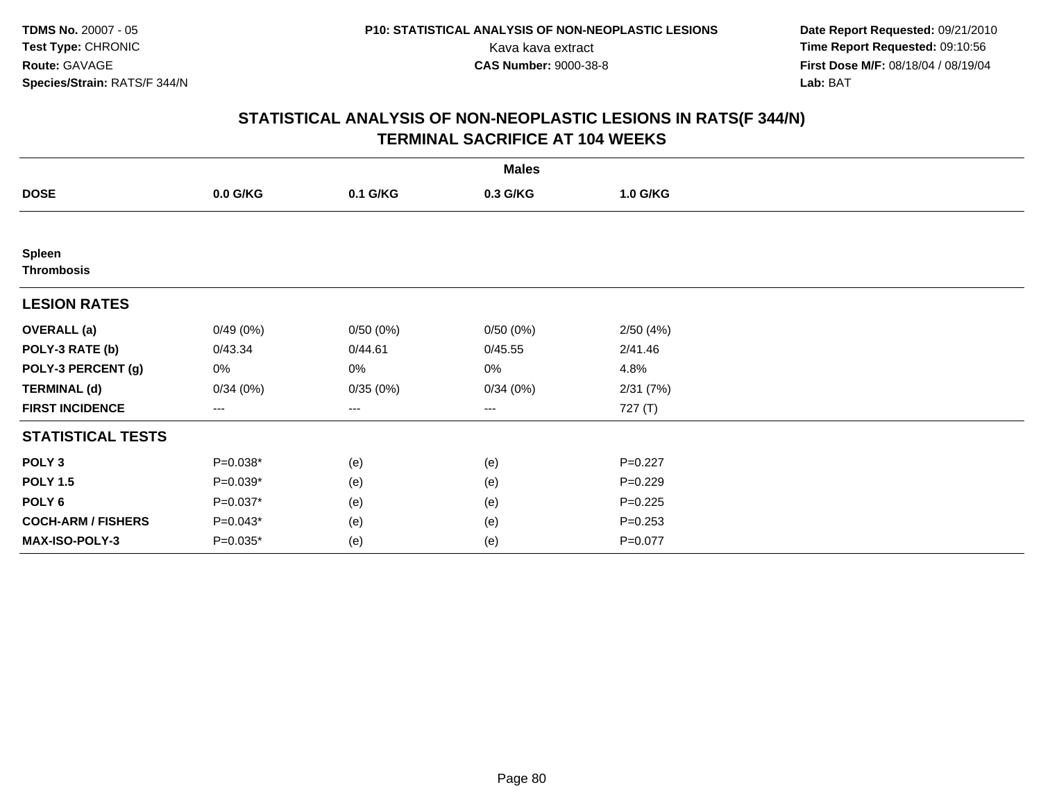**TDMS No.** 20007 - 05
**Test Type:** CHRONIC
**Route:** GAVAGE
**Species/Strain:** RATS/F 344/N

**P10: STATISTICAL ANALYSIS OF NON-NEOPLASTIC LESIONS**
Kava kava extract
**CAS Number:** 9000-38-8

**Date Report Requested:** 09/21/2010
**Time Report Requested:** 09:10:56
**First Dose M/F:** 08/18/04 / 08/19/04
**Lab:** BAT

## STATISTICAL ANALYSIS OF NON-NEOPLASTIC LESIONS IN RATS(F 344/N) TERMINAL SACRIFICE AT 104 WEEKS

| | Males | | | |
|---|---|---|---|---|
| **DOSE** | **0.0 G/KG** | **0.1 G/KG** | **0.3 G/KG** | **1.0 G/KG** |
| **Spleen** | | | | |
| **Thrombosis** | | | | |
| **LESION RATES** | | | | |
| **OVERALL (a)** | 0/49 (0%) | 0/50 (0%) | 0/50 (0%) | 2/50 (4%) |
| **POLY-3 RATE (b)** | 0/43.34 | 0/44.61 | 0/45.55 | 2/41.46 |
| **POLY-3 PERCENT (g)** | 0% | 0% | 0% | 4.8% |
| **TERMINAL (d)** | 0/34 (0%) | 0/35 (0%) | 0/34 (0%) | 2/31 (7%) |
| **FIRST INCIDENCE** | --- | --- | --- | 727 (T) |
| **STATISTICAL TESTS** | | | | |
| **POLY 3** | P=0.038* | (e) | (e) | P=0.227 |
| **POLY 1.5** | P=0.039* | (e) | (e) | P=0.229 |
| **POLY 6** | P=0.037* | (e) | (e) | P=0.225 |
| **COCH-ARM / FISHERS** | P=0.043* | (e) | (e) | P=0.253 |
| **MAX-ISO-POLY-3** | P=0.035* | (e) | (e) | P=0.077 |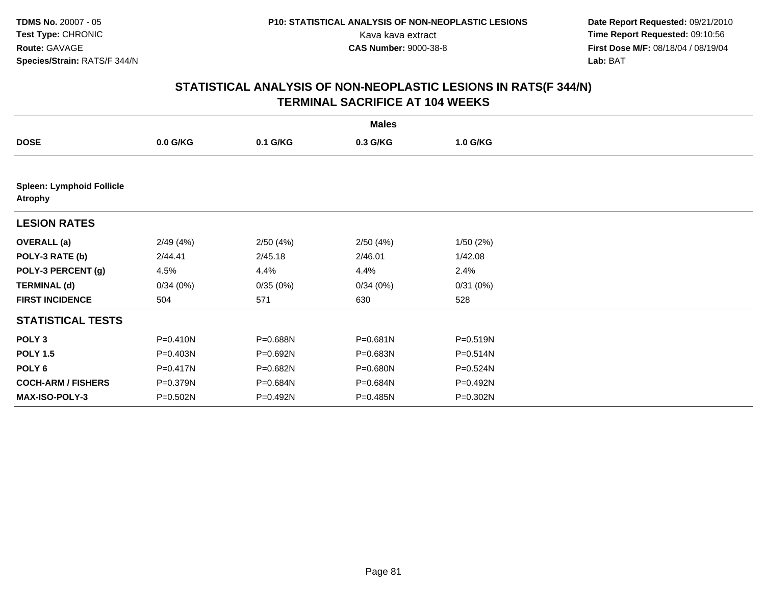**TDMS No.** 20007 - 05
**Test Type:** CHRONIC
**Route:** GAVAGE
**Species/Strain:** RATS/F 344/N

**P10: STATISTICAL ANALYSIS OF NON-NEOPLASTIC LESIONS**
Kava kava extract
**CAS Number:** 9000-38-8

**Date Report Requested:** 09/21/2010
**Time Report Requested:** 09:10:56
**First Dose M/F:** 08/18/04 / 08/19/04
**Lab:** BAT

## STATISTICAL ANALYSIS OF NON-NEOPLASTIC LESIONS IN RATS(F 344/N)
## TERMINAL SACRIFICE AT 104 WEEKS

| | Males | | | |
|---|---|---|---|---|
| **DOSE** | **0.0 G/KG** | **0.1 G/KG** | **0.3 G/KG** | **1.0 G/KG** |
| **Spleen: Lymphoid Follicle Atrophy** | | | | |
| **LESION RATES** | | | | |
| **OVERALL (a)** | 2/49 (4%) | 2/50 (4%) | 2/50 (4%) | 1/50 (2%) |
| **POLY-3 RATE (b)** | 2/44.41 | 2/45.18 | 2/46.01 | 1/42.08 |
| **POLY-3 PERCENT (g)** | 4.5% | 4.4% | 4.4% | 2.4% |
| **TERMINAL (d)** | 0/34 (0%) | 0/35 (0%) | 0/34 (0%) | 0/31 (0%) |
| **FIRST INCIDENCE** | 504 | 571 | 630 | 528 |
| **STATISTICAL TESTS** | | | | |
| **POLY 3** | P=0.410N | P=0.688N | P=0.681N | P=0.519N |
| **POLY 1.5** | P=0.403N | P=0.692N | P=0.683N | P=0.514N |
| **POLY 6** | P=0.417N | P=0.682N | P=0.680N | P=0.524N |
| **COCH-ARM / FISHERS** | P=0.379N | P=0.684N | P=0.684N | P=0.492N |
| **MAX-ISO-POLY-3** | P=0.502N | P=0.492N | P=0.485N | P=0.302N |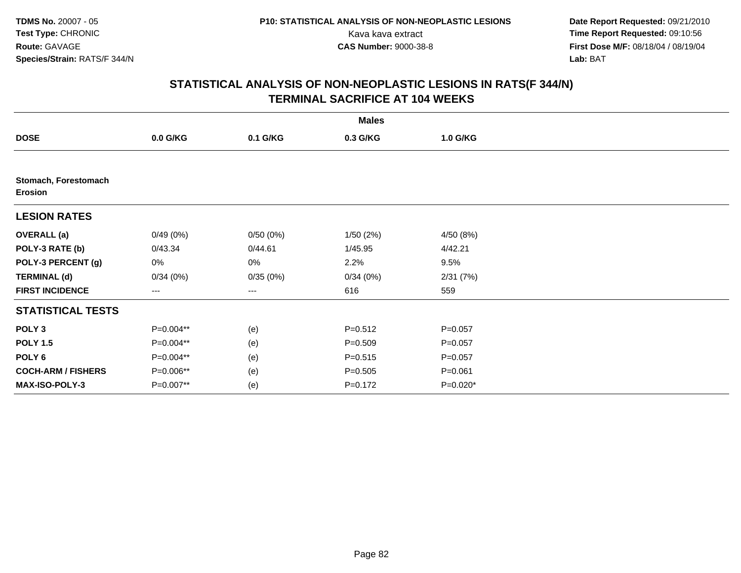## STATISTICAL ANALYSIS OF NON-NEOPLASTIC LESIONS IN RATS(F 344/N)
## TERMINAL SACRIFICE AT 104 WEEKS

| | Males | | | |
|---|---|---|---|---|
| **DOSE** | **0.0 G/KG** | **0.1 G/KG** | **0.3 G/KG** | **1.0 G/KG** |
| **Stomach, Forestomach Erosion** | | | | |
| **LESION RATES** | | | | |
| **OVERALL (a)** | 0/49 (0%) | 0/50 (0%) | 1/50 (2%) | 4/50 (8%) |
| **POLY-3 RATE (b)** | 0/43.34 | 0/44.61 | 1/45.95 | 4/42.21 |
| **POLY-3 PERCENT (g)** | 0% | 0% | 2.2% | 9.5% |
| **TERMINAL (d)** | 0/34 (0%) | 0/35 (0%) | 0/34 (0%) | 2/31 (7%) |
| **FIRST INCIDENCE** | --- | --- | 616 | 559 |
| **STATISTICAL TESTS** | | | | |
| **POLY 3** | P=0.004** | (e) | P=0.512 | P=0.057 |
| **POLY 1.5** | P=0.004** | (e) | P=0.509 | P=0.057 |
| **POLY 6** | P=0.004** | (e) | P=0.515 | P=0.057 |
| **COCH-ARM / FISHERS** | P=0.006** | (e) | P=0.505 | P=0.061 |
| **MAX-ISO-POLY-3** | P=0.007** | (e) | P=0.172 | P=0.020* |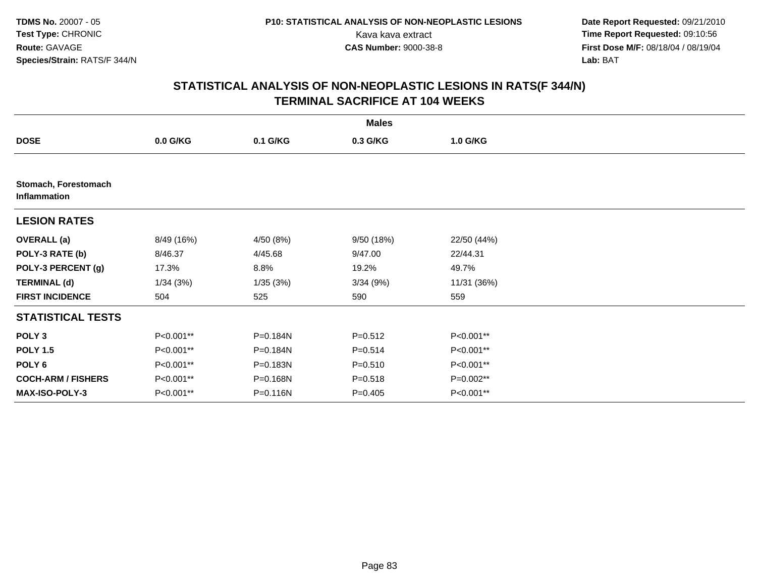**TDMS No.** 20007 - 05
**Test Type:** CHRONIC
**Route:** GAVAGE
**Species/Strain:** RATS/F 344/N

**P10: STATISTICAL ANALYSIS OF NON-NEOPLASTIC LESIONS**
Kava kava extract
**CAS Number:** 9000-38-8

**Date Report Requested:** 09/21/2010
**Time Report Requested:** 09:10:56
**First Dose M/F:** 08/18/04 / 08/19/04
**Lab:** BAT

## STATISTICAL ANALYSIS OF NON-NEOPLASTIC LESIONS IN RATS(F 344/N)
## TERMINAL SACRIFICE AT 104 WEEKS

| | Males | | | |
|---|---|---|---|---|
| **DOSE** | **0.0 G/KG** | **0.1 G/KG** | **0.3 G/KG** | **1.0 G/KG** |
| **Stomach, Forestomach Inflammation** | | | | |
| **LESION RATES** | | | | |
| **OVERALL (a)** | 8/49 (16%) | 4/50 (8%) | 9/50 (18%) | 22/50 (44%) |
| **POLY-3 RATE (b)** | 8/46.37 | 4/45.68 | 9/47.00 | 22/44.31 |
| **POLY-3 PERCENT (g)** | 17.3% | 8.8% | 19.2% | 49.7% |
| **TERMINAL (d)** | 1/34 (3%) | 1/35 (3%) | 3/34 (9%) | 11/31 (36%) |
| **FIRST INCIDENCE** | 504 | 525 | 590 | 559 |
| **STATISTICAL TESTS** | | | | |
| **POLY 3** | P<0.001** | P=0.184N | P=0.512 | P<0.001** |
| **POLY 1.5** | P<0.001** | P=0.184N | P=0.514 | P<0.001** |
| **POLY 6** | P<0.001** | P=0.183N | P=0.510 | P<0.001** |
| **COCH-ARM / FISHERS** | P<0.001** | P=0.168N | P=0.518 | P=0.002** |
| **MAX-ISO-POLY-3** | P<0.001** | P=0.116N | P=0.405 | P<0.001** |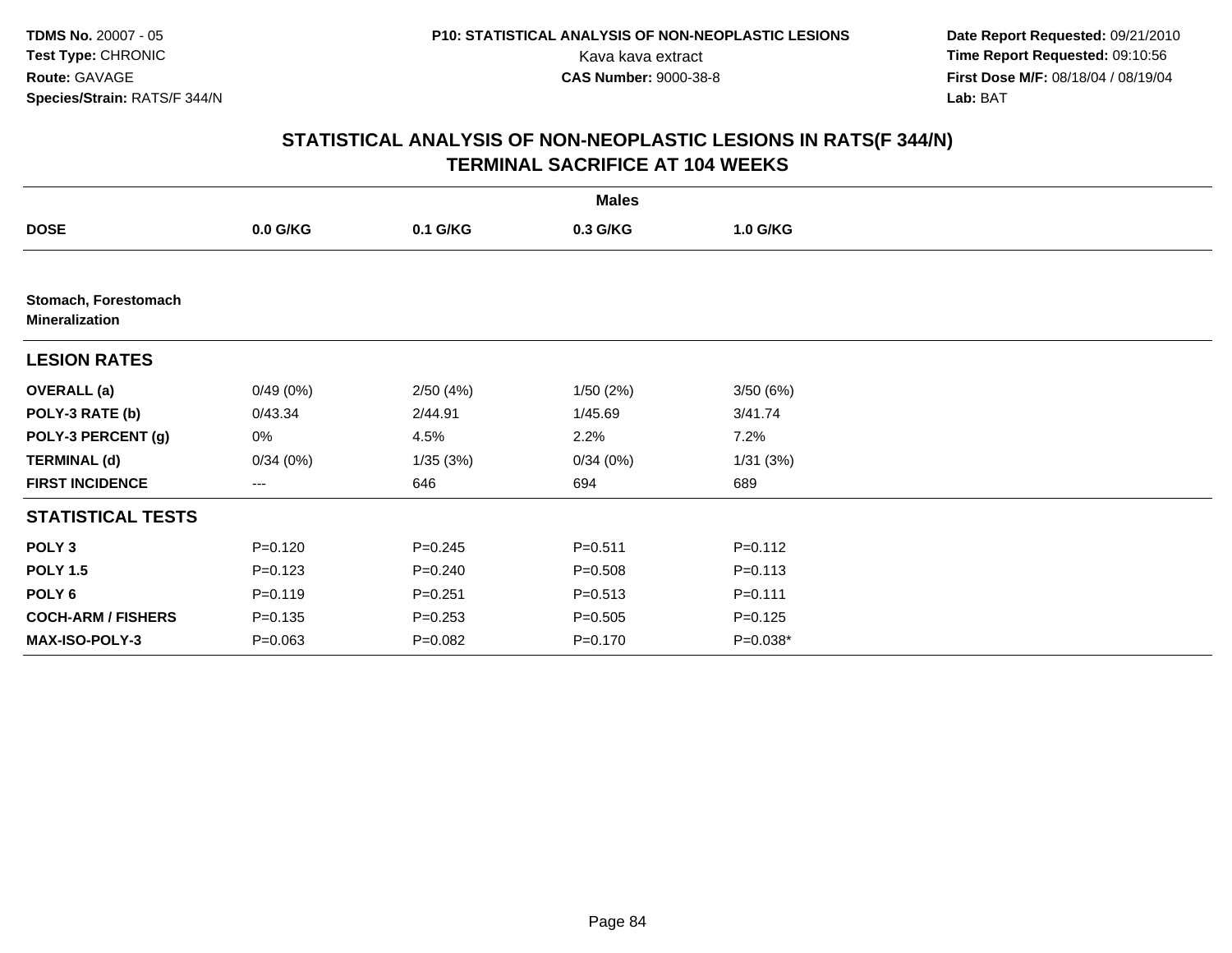**TDMS No.** 20007 - 05
**Test Type:** CHRONIC
**Route:** GAVAGE
**Species/Strain:** RATS/F 344/N

**P10: STATISTICAL ANALYSIS OF NON-NEOPLASTIC LESIONS**
Kava kava extract
**CAS Number:** 9000-38-8

**Date Report Requested:** 09/21/2010
**Time Report Requested:** 09:10:56
**First Dose M/F:** 08/18/04 / 08/19/04
**Lab:** BAT

## STATISTICAL ANALYSIS OF NON-NEOPLASTIC LESIONS IN RATS(F 344/N)
## TERMINAL SACRIFICE AT 104 WEEKS

| | Males | | | |
|---|---|---|---|---|
| **DOSE** | **0.0 G/KG** | **0.1 G/KG** | **0.3 G/KG** | **1.0 G/KG** |
| **Stomach, Forestomach Mineralization** | | | | |
| **LESION RATES** | | | | |
| **OVERALL (a)** | 0/49 (0%) | 2/50 (4%) | 1/50 (2%) | 3/50 (6%) |
| **POLY-3 RATE (b)** | 0/43.34 | 2/44.91 | 1/45.69 | 3/41.74 |
| **POLY-3 PERCENT (g)** | 0% | 4.5% | 2.2% | 7.2% |
| **TERMINAL (d)** | 0/34 (0%) | 1/35 (3%) | 0/34 (0%) | 1/31 (3%) |
| **FIRST INCIDENCE** | --- | 646 | 694 | 689 |
| **STATISTICAL TESTS** | | | | |
| **POLY 3** | P=0.120 | P=0.245 | P=0.511 | P=0.112 |
| **POLY 1.5** | P=0.123 | P=0.240 | P=0.508 | P=0.113 |
| **POLY 6** | P=0.119 | P=0.251 | P=0.513 | P=0.111 |
| **COCH-ARM / FISHERS** | P=0.135 | P=0.253 | P=0.505 | P=0.125 |
| **MAX-ISO-POLY-3** | P=0.063 | P=0.082 | P=0.170 | P=0.038* |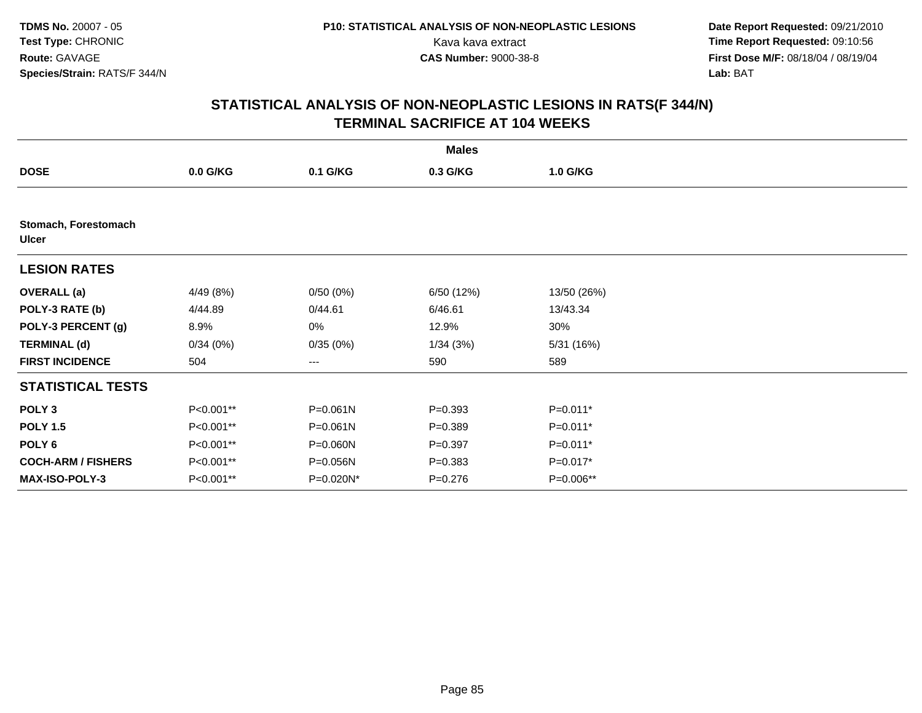**TDMS No.** 20007 - 05
**Test Type:** CHRONIC
**Route:** GAVAGE
**Species/Strain:** RATS/F 344/N

**P10: STATISTICAL ANALYSIS OF NON-NEOPLASTIC LESIONS**
Kava kava extract
**CAS Number:** 9000-38-8

**Date Report Requested:** 09/21/2010
**Time Report Requested:** 09:10:56
**First Dose M/F:** 08/18/04 / 08/19/04
**Lab:** BAT

## STATISTICAL ANALYSIS OF NON-NEOPLASTIC LESIONS IN RATS(F 344/N) TERMINAL SACRIFICE AT 104 WEEKS

| | Males | | | |
|---|---|---|---|---|
| **DOSE** | **0.0 G/KG** | **0.1 G/KG** | **0.3 G/KG** | **1.0 G/KG** |
| **Stomach, Forestomach** | | | | |
| **Ulcer** | | | | |
| **LESION RATES** | | | | |
| **OVERALL (a)** | 4/49 (8%) | 0/50 (0%) | 6/50 (12%) | 13/50 (26%) |
| **POLY-3 RATE (b)** | 4/44.89 | 0/44.61 | 6/46.61 | 13/43.34 |
| **POLY-3 PERCENT (g)** | 8.9% | 0% | 12.9% | 30% |
| **TERMINAL (d)** | 0/34 (0%) | 0/35 (0%) | 1/34 (3%) | 5/31 (16%) |
| **FIRST INCIDENCE** | 504 | --- | 590 | 589 |
| **STATISTICAL TESTS** | | | | |
| **POLY 3** | P<0.001** | P=0.061N | P=0.393 | P=0.011* |
| **POLY 1.5** | P<0.001** | P=0.061N | P=0.389 | P=0.011* |
| **POLY 6** | P<0.001** | P=0.060N | P=0.397 | P=0.011* |
| **COCH-ARM / FISHERS** | P<0.001** | P=0.056N | P=0.383 | P=0.017* |
| **MAX-ISO-POLY-3** | P<0.001** | P=0.020N* | P=0.276 | P=0.006** |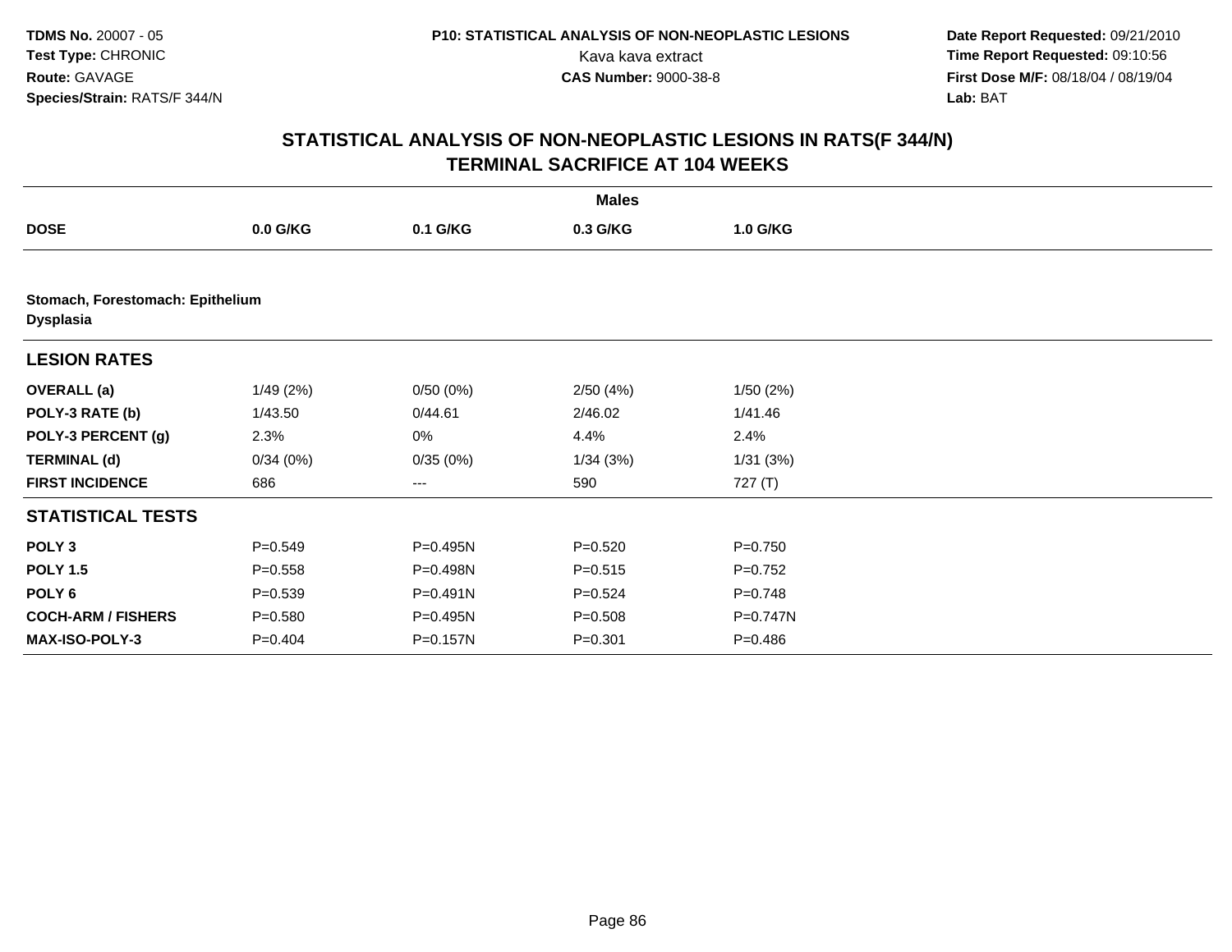TDMS No. 20007 - 05
Test Type: CHRONIC
Route: GAVAGE
Species/Strain: RATS/F 344/N

P10: STATISTICAL ANALYSIS OF NON-NEOPLASTIC LESIONS
Kava kava extract
CAS Number: 9000-38-8

Date Report Requested: 09/21/2010
Time Report Requested: 09:10:56
First Dose M/F: 08/18/04 / 08/19/04
Lab: BAT

## STATISTICAL ANALYSIS OF NON-NEOPLASTIC LESIONS IN RATS(F 344/N)
## TERMINAL SACRIFICE AT 104 WEEKS

| | Males | | | |
|---|---|---|---|---|
| **DOSE** | **0.0 G/KG** | **0.1 G/KG** | **0.3 G/KG** | **1.0 G/KG** |
| **Stomach, Forestomach: Epithelium Dysplasia** | | | | |
| **LESION RATES** | | | | |
| **OVERALL (a)** | 1/49 (2%) | 0/50 (0%) | 2/50 (4%) | 1/50 (2%) |
| **POLY-3 RATE (b)** | 1/43.50 | 0/44.61 | 2/46.02 | 1/41.46 |
| **POLY-3 PERCENT (g)** | 2.3% | 0% | 4.4% | 2.4% |
| **TERMINAL (d)** | 0/34 (0%) | 0/35 (0%) | 1/34 (3%) | 1/31 (3%) |
| **FIRST INCIDENCE** | 686 | --- | 590 | 727 (T) |
| **STATISTICAL TESTS** | | | | |
| **POLY 3** | P=0.549 | P=0.495N | P=0.520 | P=0.750 |
| **POLY 1.5** | P=0.558 | P=0.498N | P=0.515 | P=0.752 |
| **POLY 6** | P=0.539 | P=0.491N | P=0.524 | P=0.748 |
| **COCH-ARM / FISHERS** | P=0.580 | P=0.495N | P=0.508 | P=0.747N |
| **MAX-ISO-POLY-3** | P=0.404 | P=0.157N | P=0.301 | P=0.486 |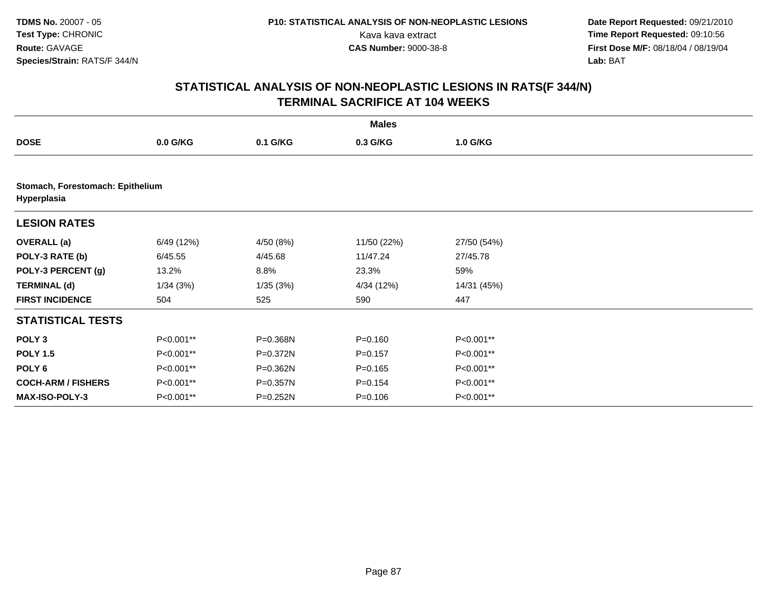# STATISTICAL ANALYSIS OF NON-NEOPLASTIC LESIONS IN RATS(F 344/N)
## TERMINAL SACRIFICE AT 104 WEEKS

| | Males | | | |
|---|---|---|---|---|
| **DOSE** | **0.0 G/KG** | **0.1 G/KG** | **0.3 G/KG** | **1.0 G/KG** |
| **Stomach, Forestomach: Epithelium Hyperplasia** | | | | |
| **LESION RATES** | | | | |
| **OVERALL (a)** | 6/49 (12%) | 4/50 (8%) | 11/50 (22%) | 27/50 (54%) |
| **POLY-3 RATE (b)** | 6/45.55 | 4/45.68 | 11/47.24 | 27/45.78 |
| **POLY-3 PERCENT (g)** | 13.2% | 8.8% | 23.3% | 59% |
| **TERMINAL (d)** | 1/34 (3%) | 1/35 (3%) | 4/34 (12%) | 14/31 (45%) |
| **FIRST INCIDENCE** | 504 | 525 | 590 | 447 |
| **STATISTICAL TESTS** | | | | |
| **POLY 3** | P<0.001** | P=0.368N | P=0.160 | P<0.001** |
| **POLY 1.5** | P<0.001** | P=0.372N | P=0.157 | P<0.001** |
| **POLY 6** | P<0.001** | P=0.362N | P=0.165 | P<0.001** |
| **COCH-ARM / FISHERS** | P<0.001** | P=0.357N | P=0.154 | P<0.001** |
| **MAX-ISO-POLY-3** | P<0.001** | P=0.252N | P=0.106 | P<0.001** |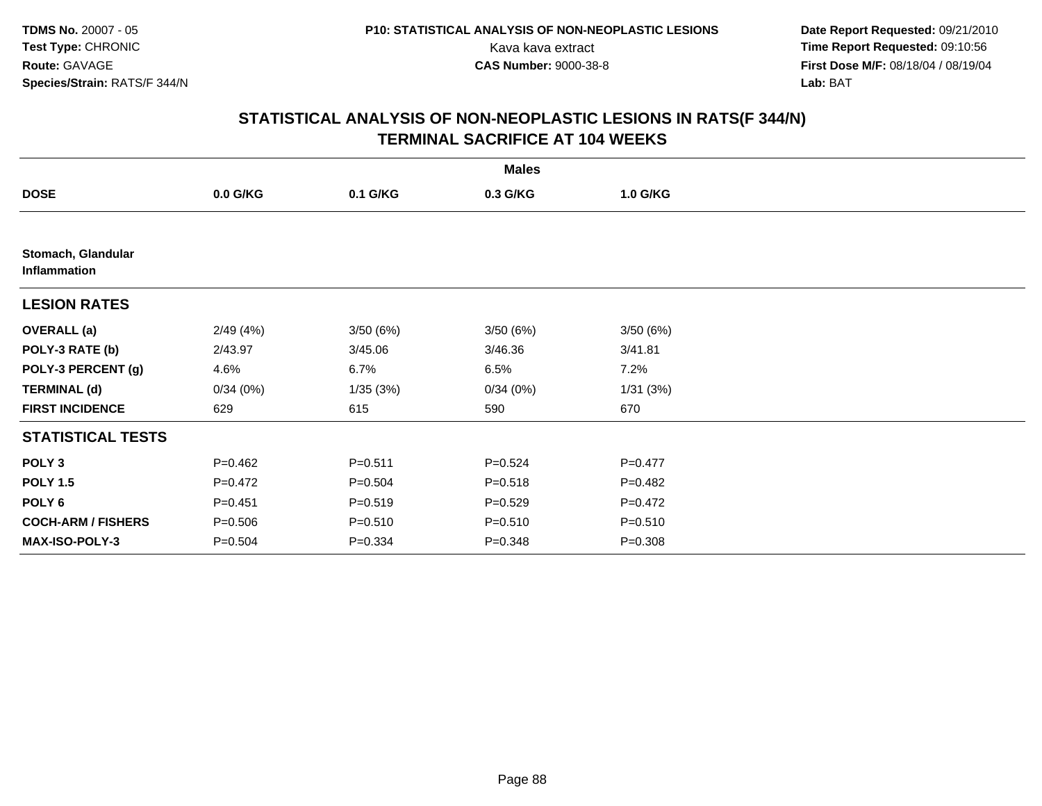TDMS No. 20007 - 05
Test Type: CHRONIC
Route: GAVAGE
Species/Strain: RATS/F 344/N

P10: STATISTICAL ANALYSIS OF NON-NEOPLASTIC LESIONS
Kava kava extract
CAS Number: 9000-38-8

Date Report Requested: 09/21/2010
Time Report Requested: 09:10:56
First Dose M/F: 08/18/04 / 08/19/04
Lab: BAT

## STATISTICAL ANALYSIS OF NON-NEOPLASTIC LESIONS IN RATS(F 344/N)
## TERMINAL SACRIFICE AT 104 WEEKS

| | Males | | | |
|---|---|---|---|---|
| **DOSE** | **0.0 G/KG** | **0.1 G/KG** | **0.3 G/KG** | **1.0 G/KG** |
| **Stomach, Glandular Inflammation** | | | | |
| **LESION RATES** | | | | |
| **OVERALL (a)** | 2/49 (4%) | 3/50 (6%) | 3/50 (6%) | 3/50 (6%) |
| **POLY-3 RATE (b)** | 2/43.97 | 3/45.06 | 3/46.36 | 3/41.81 |
| **POLY-3 PERCENT (g)** | 4.6% | 6.7% | 6.5% | 7.2% |
| **TERMINAL (d)** | 0/34 (0%) | 1/35 (3%) | 0/34 (0%) | 1/31 (3%) |
| **FIRST INCIDENCE** | 629 | 615 | 590 | 670 |
| **STATISTICAL TESTS** | | | | |
| **POLY 3** | P=0.462 | P=0.511 | P=0.524 | P=0.477 |
| **POLY 1.5** | P=0.472 | P=0.504 | P=0.518 | P=0.482 |
| **POLY 6** | P=0.451 | P=0.519 | P=0.529 | P=0.472 |
| **COCH-ARM / FISHERS** | P=0.506 | P=0.510 | P=0.510 | P=0.510 |
| **MAX-ISO-POLY-3** | P=0.504 | P=0.334 | P=0.348 | P=0.308 |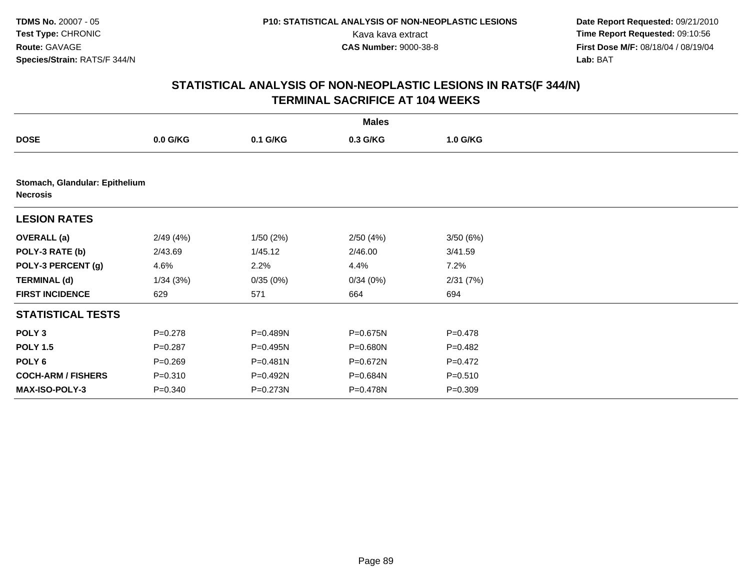**TDMS No.** 20007 - 05
**Test Type:** CHRONIC
**Route:** GAVAGE
**Species/Strain:** RATS/F 344/N

**P10: STATISTICAL ANALYSIS OF NON-NEOPLASTIC LESIONS**
Kava kava extract
**CAS Number:** 9000-38-8

**Date Report Requested:** 09/21/2010
**Time Report Requested:** 09:10:56
**First Dose M/F:** 08/18/04 / 08/19/04
**Lab:** BAT

## STATISTICAL ANALYSIS OF NON-NEOPLASTIC LESIONS IN RATS(F 344/N) TERMINAL SACRIFICE AT 104 WEEKS

| | Males | | | |
|---|---|---|---|---|
| **DOSE** | **0.0 G/KG** | **0.1 G/KG** | **0.3 G/KG** | **1.0 G/KG** |
| **Stomach, Glandular: Epithelium Necrosis** | | | | |
| **LESION RATES** | | | | |
| **OVERALL (a)** | 2/49 (4%) | 1/50 (2%) | 2/50 (4%) | 3/50 (6%) |
| **POLY-3 RATE (b)** | 2/43.69 | 1/45.12 | 2/46.00 | 3/41.59 |
| **POLY-3 PERCENT (g)** | 4.6% | 2.2% | 4.4% | 7.2% |
| **TERMINAL (d)** | 1/34 (3%) | 0/35 (0%) | 0/34 (0%) | 2/31 (7%) |
| **FIRST INCIDENCE** | 629 | 571 | 664 | 694 |
| **STATISTICAL TESTS** | | | | |
| **POLY 3** | P=0.278 | P=0.489N | P=0.675N | P=0.478 |
| **POLY 1.5** | P=0.287 | P=0.495N | P=0.680N | P=0.482 |
| **POLY 6** | P=0.269 | P=0.481N | P=0.672N | P=0.472 |
| **COCH-ARM / FISHERS** | P=0.310 | P=0.492N | P=0.684N | P=0.510 |
| **MAX-ISO-POLY-3** | P=0.340 | P=0.273N | P=0.478N | P=0.309 |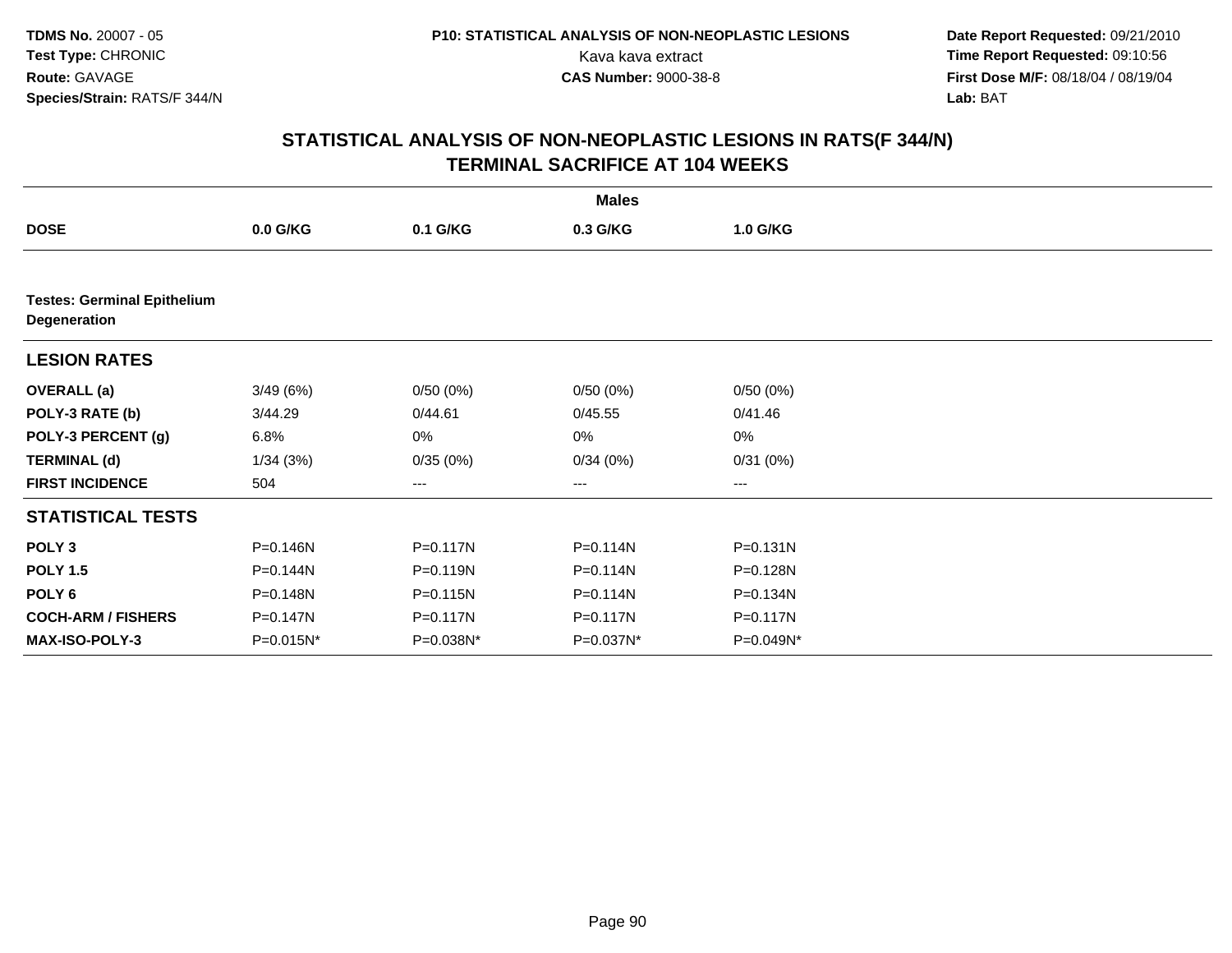TDMS No. 20007 - 05
Test Type: CHRONIC
Route: GAVAGE
Species/Strain: RATS/F 344/N

P10: STATISTICAL ANALYSIS OF NON-NEOPLASTIC LESIONS
Kava kava extract
CAS Number: 9000-38-8

Date Report Requested: 09/21/2010
Time Report Requested: 09:10:56
First Dose M/F: 08/18/04 / 08/19/04
Lab: BAT

## STATISTICAL ANALYSIS OF NON-NEOPLASTIC LESIONS IN RATS(F 344/N) TERMINAL SACRIFICE AT 104 WEEKS

| | Males | | | |
|---|---|---|---|---|
| **DOSE** | **0.0 G/KG** | **0.1 G/KG** | **0.3 G/KG** | **1.0 G/KG** |
| **Testes: Germinal Epithelium Degeneration** | | | | |
| **LESION RATES** | | | | |
| **OVERALL (a)** | 3/49 (6%) | 0/50 (0%) | 0/50 (0%) | 0/50 (0%) |
| **POLY-3 RATE (b)** | 3/44.29 | 0/44.61 | 0/45.55 | 0/41.46 |
| **POLY-3 PERCENT (g)** | 6.8% | 0% | 0% | 0% |
| **TERMINAL (d)** | 1/34 (3%) | 0/35 (0%) | 0/34 (0%) | 0/31 (0%) |
| **FIRST INCIDENCE** | 504 | --- | --- | --- |
| **STATISTICAL TESTS** | | | | |
| **POLY 3** | P=0.146N | P=0.117N | P=0.114N | P=0.131N |
| **POLY 1.5** | P=0.144N | P=0.119N | P=0.114N | P=0.128N |
| **POLY 6** | P=0.148N | P=0.115N | P=0.114N | P=0.134N |
| **COCH-ARM / FISHERS** | P=0.147N | P=0.117N | P=0.117N | P=0.117N |
| **MAX-ISO-POLY-3** | P=0.015N* | P=0.038N* | P=0.037N* | P=0.049N* |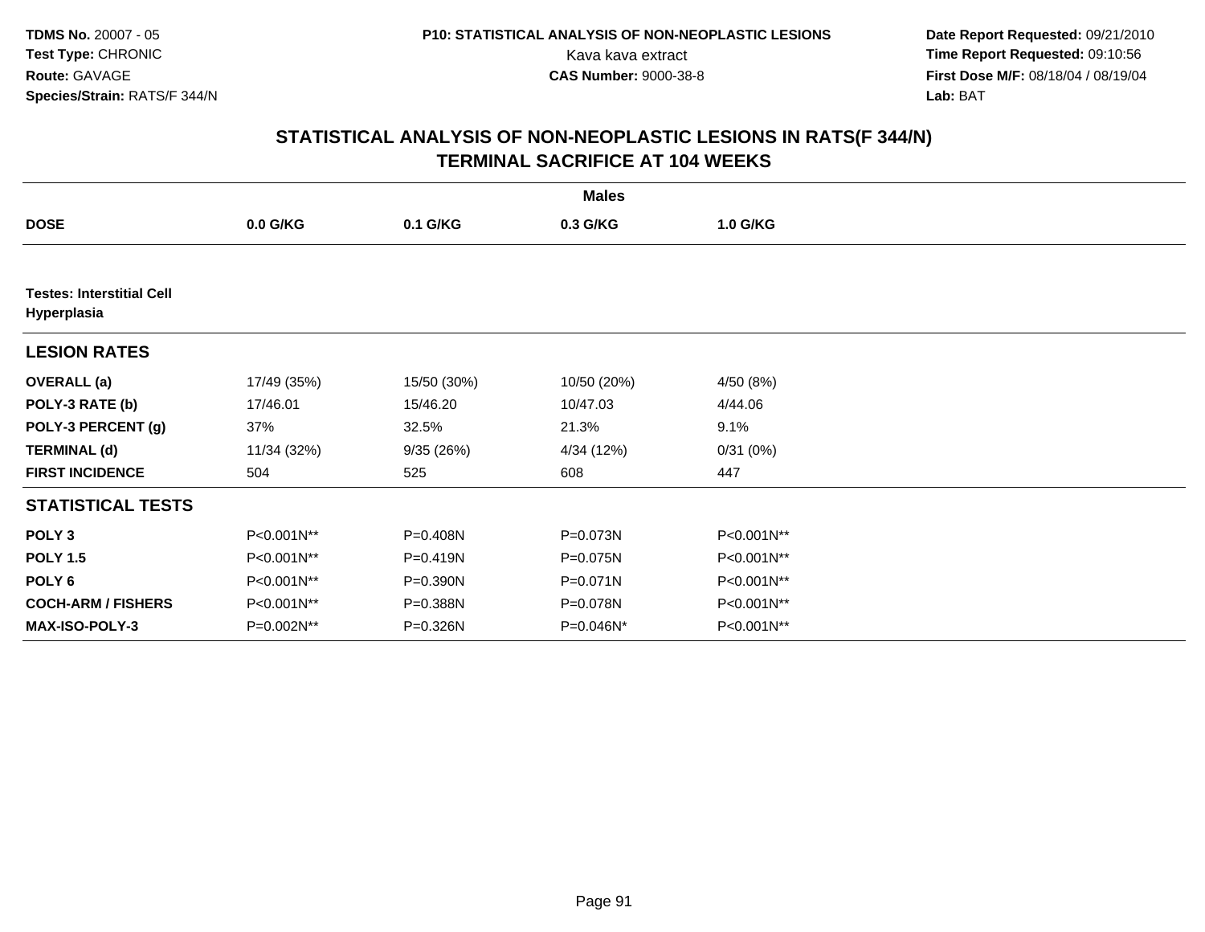**TDMS No.** 20007 - 05
**Test Type:** CHRONIC
**Route:** GAVAGE
**Species/Strain:** RATS/F 344/N

**P10: STATISTICAL ANALYSIS OF NON-NEOPLASTIC LESIONS**
Kava kava extract
**CAS Number:** 9000-38-8

**Date Report Requested:** 09/21/2010
**Time Report Requested:** 09:10:56
**First Dose M/F:** 08/18/04 / 08/19/04
**Lab:** BAT

## STATISTICAL ANALYSIS OF NON-NEOPLASTIC LESIONS IN RATS(F 344/N)
## TERMINAL SACRIFICE AT 104 WEEKS

| | Males | | | |
|---|---|---|---|---|
| **DOSE** | **0.0 G/KG** | **0.1 G/KG** | **0.3 G/KG** | **1.0 G/KG** |
| **Testes: Interstitial Cell Hyperplasia** | | | | |
| **LESION RATES** | | | | |
| **OVERALL (a)** | 17/49 (35%) | 15/50 (30%) | 10/50 (20%) | 4/50 (8%) |
| **POLY-3 RATE (b)** | 17/46.01 | 15/46.20 | 10/47.03 | 4/44.06 |
| **POLY-3 PERCENT (g)** | 37% | 32.5% | 21.3% | 9.1% |
| **TERMINAL (d)** | 11/34 (32%) | 9/35 (26%) | 4/34 (12%) | 0/31 (0%) |
| **FIRST INCIDENCE** | 504 | 525 | 608 | 447 |
| **STATISTICAL TESTS** | | | | |
| **POLY 3** | P<0.001N** | P=0.408N | P=0.073N | P<0.001N** |
| **POLY 1.5** | P<0.001N** | P=0.419N | P=0.075N | P<0.001N** |
| **POLY 6** | P<0.001N** | P=0.390N | P=0.071N | P<0.001N** |
| **COCH-ARM / FISHERS** | P<0.001N** | P=0.388N | P=0.078N | P<0.001N** |
| **MAX-ISO-POLY-3** | P=0.002N** | P=0.326N | P=0.046N* | P<0.001N** |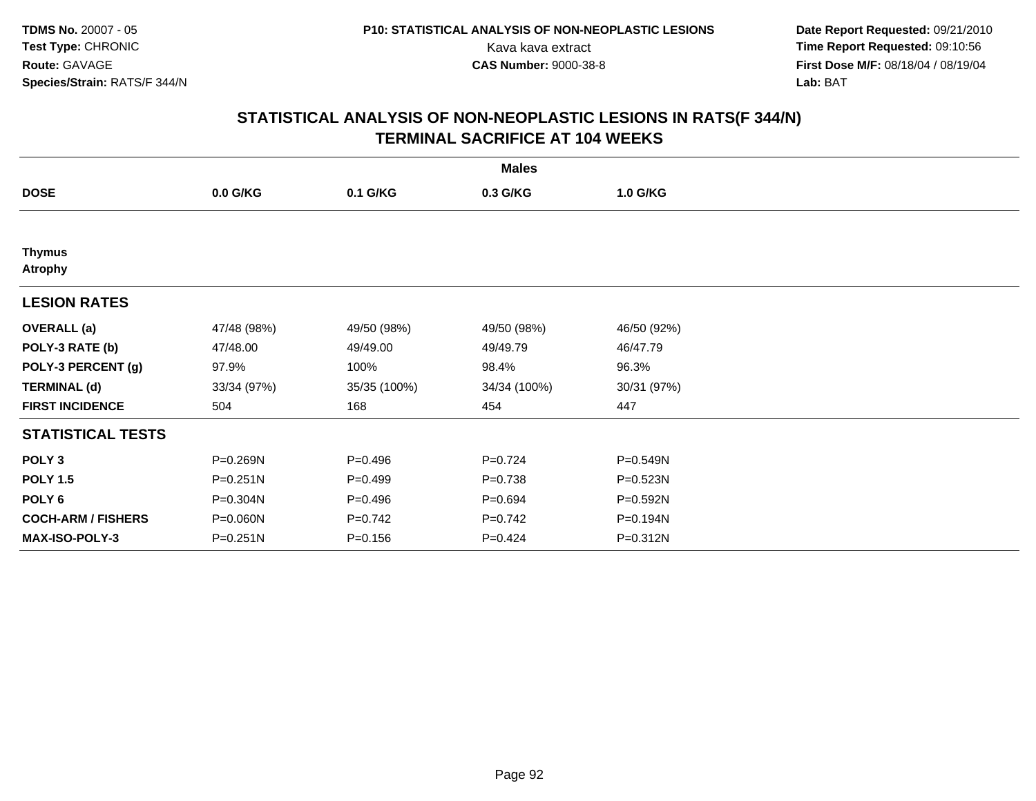**TDMS No.** 20007 - 05
**Test Type:** CHRONIC
**Route:** GAVAGE
**Species/Strain:** RATS/F 344/N

**P10: STATISTICAL ANALYSIS OF NON-NEOPLASTIC LESIONS**
Kava kava extract
**CAS Number:** 9000-38-8

**Date Report Requested:** 09/21/2010
**Time Report Requested:** 09:10:56
**First Dose M/F:** 08/18/04 / 08/19/04
**Lab:** BAT

## STATISTICAL ANALYSIS OF NON-NEOPLASTIC LESIONS IN RATS(F 344/N)
## TERMINAL SACRIFICE AT 104 WEEKS

| | Males | | | |
|---|---|---|---|---|
| **DOSE** | **0.0 G/KG** | **0.1 G/KG** | **0.3 G/KG** | **1.0 G/KG** |
| **Thymus** | | | | |
| **Atrophy** | | | | |
| **LESION RATES** | | | | |
| **OVERALL (a)** | 47/48 (98%) | 49/50 (98%) | 49/50 (98%) | 46/50 (92%) |
| **POLY-3 RATE (b)** | 47/48.00 | 49/49.00 | 49/49.79 | 46/47.79 |
| **POLY-3 PERCENT (g)** | 97.9% | 100% | 98.4% | 96.3% |
| **TERMINAL (d)** | 33/34 (97%) | 35/35 (100%) | 34/34 (100%) | 30/31 (97%) |
| **FIRST INCIDENCE** | 504 | 168 | 454 | 447 |
| **STATISTICAL TESTS** | | | | |
| **POLY 3** | P=0.269N | P=0.496 | P=0.724 | P=0.549N |
| **POLY 1.5** | P=0.251N | P=0.499 | P=0.738 | P=0.523N |
| **POLY 6** | P=0.304N | P=0.496 | P=0.694 | P=0.592N |
| **COCH-ARM / FISHERS** | P=0.060N | P=0.742 | P=0.742 | P=0.194N |
| **MAX-ISO-POLY-3** | P=0.251N | P=0.156 | P=0.424 | P=0.312N |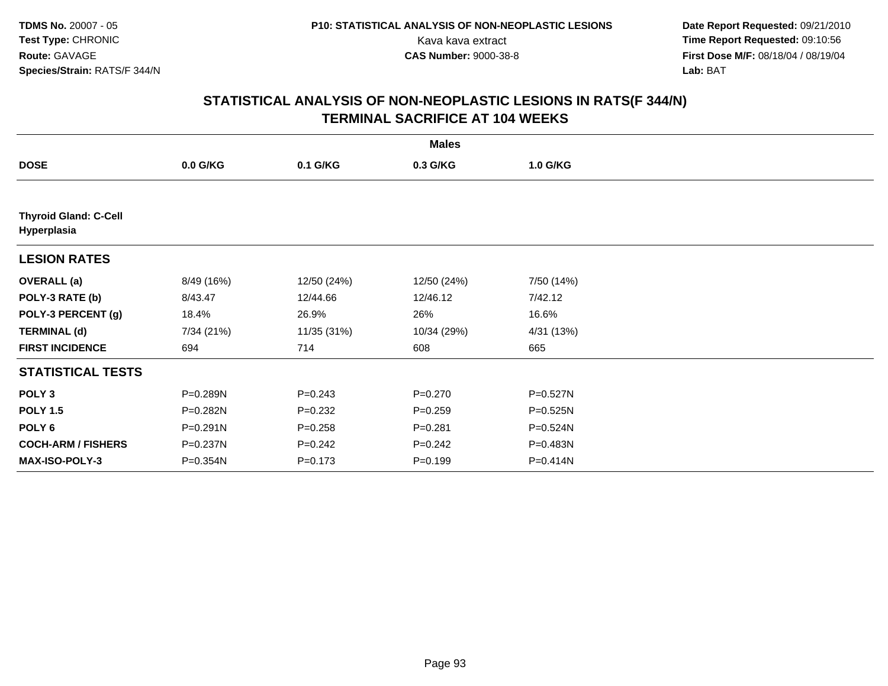TDMS No. 20007 - 05
Test Type: CHRONIC
Route: GAVAGE
Species/Strain: RATS/F 344/N

P10: STATISTICAL ANALYSIS OF NON-NEOPLASTIC LESIONS
Kava kava extract
CAS Number: 9000-38-8

Date Report Requested: 09/21/2010
Time Report Requested: 09:10:56
First Dose M/F: 08/18/04 / 08/19/04
Lab: BAT

## STATISTICAL ANALYSIS OF NON-NEOPLASTIC LESIONS IN RATS(F 344/N)
## TERMINAL SACRIFICE AT 104 WEEKS

| | Males | | | |
|---|---|---|---|---|
| **DOSE** | **0.0 G/KG** | **0.1 G/KG** | **0.3 G/KG** | **1.0 G/KG** |
| **Thyroid Gland: C-Cell Hyperplasia** | | | | |
| **LESION RATES** | | | | |
| **OVERALL (a)** | 8/49 (16%) | 12/50 (24%) | 12/50 (24%) | 7/50 (14%) |
| **POLY-3 RATE (b)** | 8/43.47 | 12/44.66 | 12/46.12 | 7/42.12 |
| **POLY-3 PERCENT (g)** | 18.4% | 26.9% | 26% | 16.6% |
| **TERMINAL (d)** | 7/34 (21%) | 11/35 (31%) | 10/34 (29%) | 4/31 (13%) |
| **FIRST INCIDENCE** | 694 | 714 | 608 | 665 |
| **STATISTICAL TESTS** | | | | |
| **POLY 3** | P=0.289N | P=0.243 | P=0.270 | P=0.527N |
| **POLY 1.5** | P=0.282N | P=0.232 | P=0.259 | P=0.525N |
| **POLY 6** | P=0.291N | P=0.258 | P=0.281 | P=0.524N |
| **COCH-ARM / FISHERS** | P=0.237N | P=0.242 | P=0.242 | P=0.483N |
| **MAX-ISO-POLY-3** | P=0.354N | P=0.173 | P=0.199 | P=0.414N |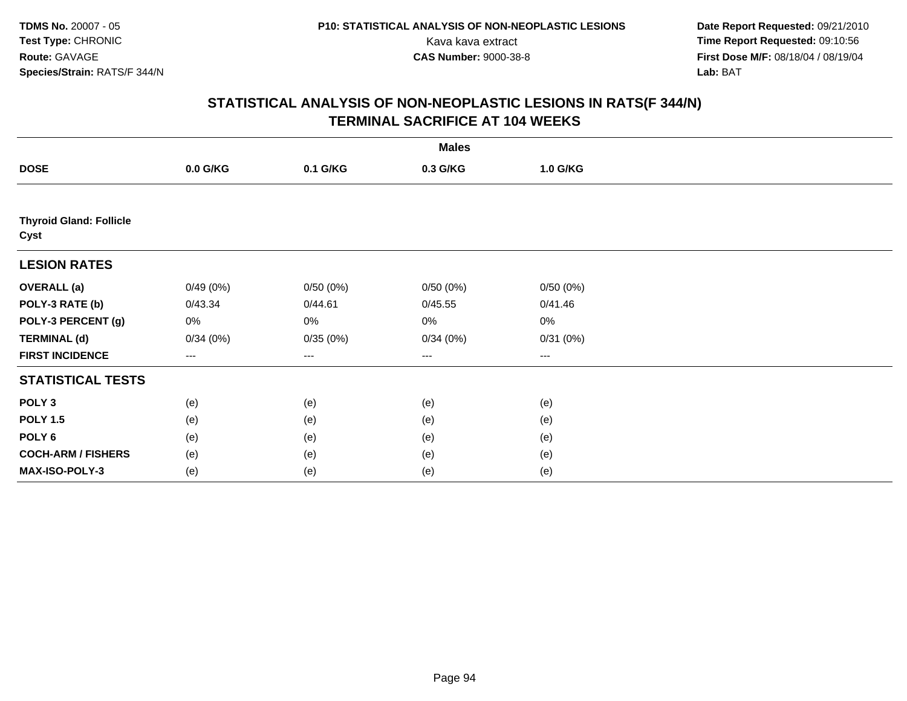TDMS No. 20007 - 05
Test Type: CHRONIC
Route: GAVAGE
Species/Strain: RATS/F 344/N

P10: STATISTICAL ANALYSIS OF NON-NEOPLASTIC LESIONS
Kava kava extract
CAS Number: 9000-38-8

Date Report Requested: 09/21/2010
Time Report Requested: 09:10:56
First Dose M/F: 08/18/04 / 08/19/04
Lab: BAT

## STATISTICAL ANALYSIS OF NON-NEOPLASTIC LESIONS IN RATS(F 344/N) TERMINAL SACRIFICE AT 104 WEEKS

| | Males | | | |
|---|---|---|---|---|
| **DOSE** | **0.0 G/KG** | **0.1 G/KG** | **0.3 G/KG** | **1.0 G/KG** |
| **Thyroid Gland: Follicle Cyst** | | | | |
| **LESION RATES** | | | | |
| **OVERALL (a)** | 0/49 (0%) | 0/50 (0%) | 0/50 (0%) | 0/50 (0%) |
| **POLY-3 RATE (b)** | 0/43.34 | 0/44.61 | 0/45.55 | 0/41.46 |
| **POLY-3 PERCENT (g)** | 0% | 0% | 0% | 0% |
| **TERMINAL (d)** | 0/34 (0%) | 0/35 (0%) | 0/34 (0%) | 0/31 (0%) |
| **FIRST INCIDENCE** | --- | --- | --- | --- |
| **STATISTICAL TESTS** | | | | |
| **POLY 3** | (e) | (e) | (e) | (e) |
| **POLY 1.5** | (e) | (e) | (e) | (e) |
| **POLY 6** | (e) | (e) | (e) | (e) |
| **COCH-ARM / FISHERS** | (e) | (e) | (e) | (e) |
| **MAX-ISO-POLY-3** | (e) | (e) | (e) | (e) |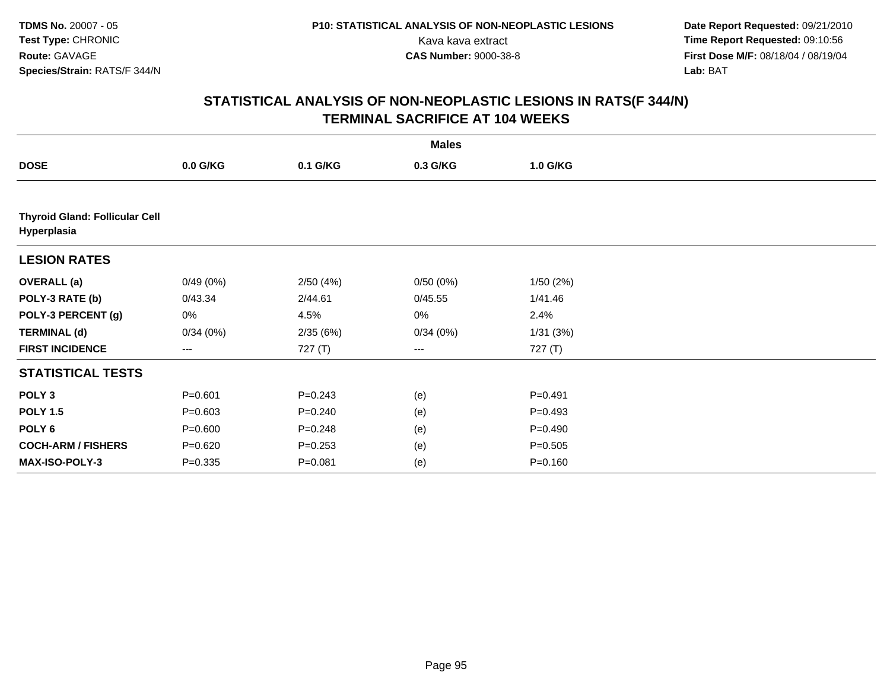TDMS No. 20007 - 05
Test Type: CHRONIC
Route: GAVAGE
Species/Strain: RATS/F 344/N

P10: STATISTICAL ANALYSIS OF NON-NEOPLASTIC LESIONS
Kava kava extract
CAS Number: 9000-38-8

Date Report Requested: 09/21/2010
Time Report Requested: 09:10:56
First Dose M/F: 08/18/04 / 08/19/04
Lab: BAT

## STATISTICAL ANALYSIS OF NON-NEOPLASTIC LESIONS IN RATS(F 344/N)
## TERMINAL SACRIFICE AT 104 WEEKS

| | Males | | | |
|---|---|---|---|---|
| **DOSE** | **0.0 G/KG** | **0.1 G/KG** | **0.3 G/KG** | **1.0 G/KG** |
| **Thyroid Gland: Follicular Cell Hyperplasia** | | | | |
| **LESION RATES** | | | | |
| **OVERALL (a)** | 0/49 (0%) | 2/50 (4%) | 0/50 (0%) | 1/50 (2%) |
| **POLY-3 RATE (b)** | 0/43.34 | 2/44.61 | 0/45.55 | 1/41.46 |
| **POLY-3 PERCENT (g)** | 0% | 4.5% | 0% | 2.4% |
| **TERMINAL (d)** | 0/34 (0%) | 2/35 (6%) | 0/34 (0%) | 1/31 (3%) |
| **FIRST INCIDENCE** | --- | 727 (T) | --- | 727 (T) |
| **STATISTICAL TESTS** | | | | |
| **POLY 3** | P=0.601 | P=0.243 | (e) | P=0.491 |
| **POLY 1.5** | P=0.603 | P=0.240 | (e) | P=0.493 |
| **POLY 6** | P=0.600 | P=0.248 | (e) | P=0.490 |
| **COCH-ARM / FISHERS** | P=0.620 | P=0.253 | (e) | P=0.505 |
| **MAX-ISO-POLY-3** | P=0.335 | P=0.081 | (e) | P=0.160 |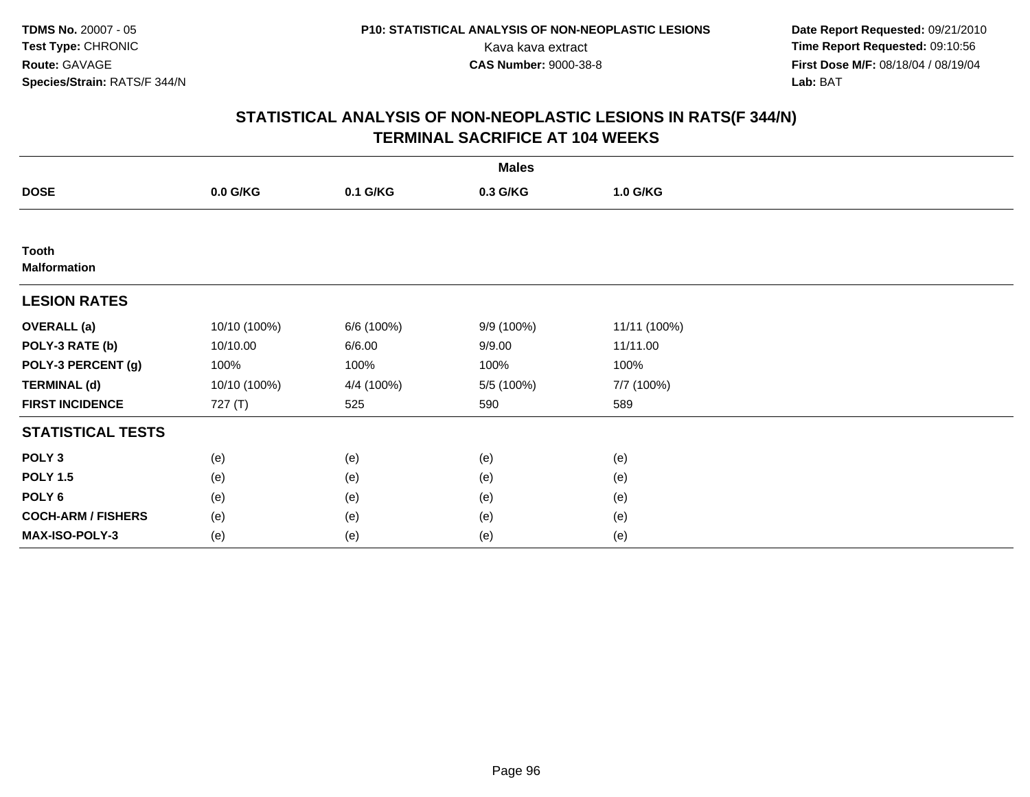TDMS No. 20007 - 05
Test Type: CHRONIC
Route: GAVAGE
Species/Strain: RATS/F 344/N

P10: STATISTICAL ANALYSIS OF NON-NEOPLASTIC LESIONS
Kava kava extract
CAS Number: 9000-38-8

Date Report Requested: 09/21/2010
Time Report Requested: 09:10:56
First Dose M/F: 08/18/04 / 08/19/04
Lab: BAT

## STATISTICAL ANALYSIS OF NON-NEOPLASTIC LESIONS IN RATS(F 344/N)
## TERMINAL SACRIFICE AT 104 WEEKS

| | Males | | | |
|---|---|---|---|---|
| **DOSE** | **0.0 G/KG** | **0.1 G/KG** | **0.3 G/KG** | **1.0 G/KG** |
| **Tooth** | | | | |
| **Malformation** | | | | |
| **LESION RATES** | | | | |
| **OVERALL (a)** | 10/10 (100%) | 6/6 (100%) | 9/9 (100%) | 11/11 (100%) |
| **POLY-3 RATE (b)** | 10/10.00 | 6/6.00 | 9/9.00 | 11/11.00 |
| **POLY-3 PERCENT (g)** | 100% | 100% | 100% | 100% |
| **TERMINAL (d)** | 10/10 (100%) | 4/4 (100%) | 5/5 (100%) | 7/7 (100%) |
| **FIRST INCIDENCE** | 727 (T) | 525 | 590 | 589 |
| **STATISTICAL TESTS** | | | | |
| **POLY 3** | (e) | (e) | (e) | (e) |
| **POLY 1.5** | (e) | (e) | (e) | (e) |
| **POLY 6** | (e) | (e) | (e) | (e) |
| **COCH-ARM / FISHERS** | (e) | (e) | (e) | (e) |
| **MAX-ISO-POLY-3** | (e) | (e) | (e) | (e) |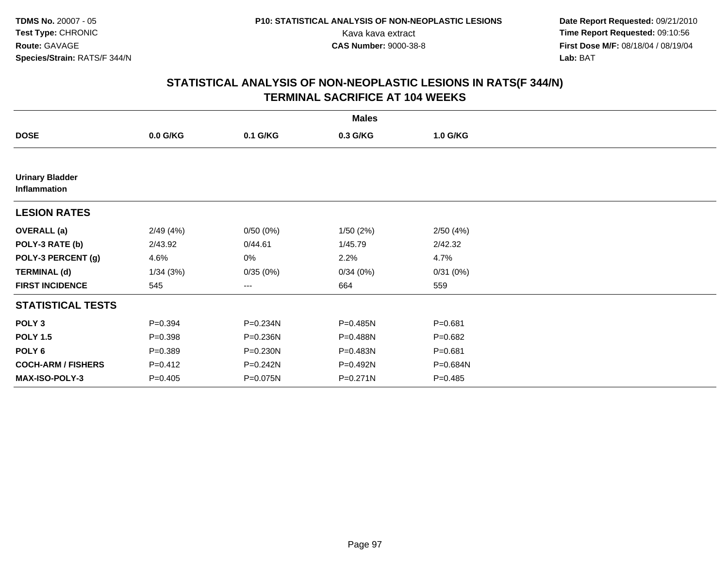TDMS No. 20007 - 05
Test Type: CHRONIC
Route: GAVAGE
Species/Strain: RATS/F 344/N

P10: STATISTICAL ANALYSIS OF NON-NEOPLASTIC LESIONS
Kava kava extract
CAS Number: 9000-38-8

Date Report Requested: 09/21/2010
Time Report Requested: 09:10:56
First Dose M/F: 08/18/04 / 08/19/04
Lab: BAT

## STATISTICAL ANALYSIS OF NON-NEOPLASTIC LESIONS IN RATS(F 344/N)
## TERMINAL SACRIFICE AT 104 WEEKS

| | Males | | | |
|---|---|---|---|---|
| **DOSE** | **0.0 G/KG** | **0.1 G/KG** | **0.3 G/KG** | **1.0 G/KG** |
| **Urinary Bladder** | | | | |
| **Inflammation** | | | | |
| **LESION RATES** | | | | |
| **OVERALL (a)** | 2/49 (4%) | 0/50 (0%) | 1/50 (2%) | 2/50 (4%) |
| **POLY-3 RATE (b)** | 2/43.92 | 0/44.61 | 1/45.79 | 2/42.32 |
| **POLY-3 PERCENT (g)** | 4.6% | 0% | 2.2% | 4.7% |
| **TERMINAL (d)** | 1/34 (3%) | 0/35 (0%) | 0/34 (0%) | 0/31 (0%) |
| **FIRST INCIDENCE** | 545 | --- | 664 | 559 |
| **STATISTICAL TESTS** | | | | |
| **POLY 3** | P=0.394 | P=0.234N | P=0.485N | P=0.681 |
| **POLY 1.5** | P=0.398 | P=0.236N | P=0.488N | P=0.682 |
| **POLY 6** | P=0.389 | P=0.230N | P=0.483N | P=0.681 |
| **COCH-ARM / FISHERS** | P=0.412 | P=0.242N | P=0.492N | P=0.684N |
| **MAX-ISO-POLY-3** | P=0.405 | P=0.075N | P=0.271N | P=0.485 |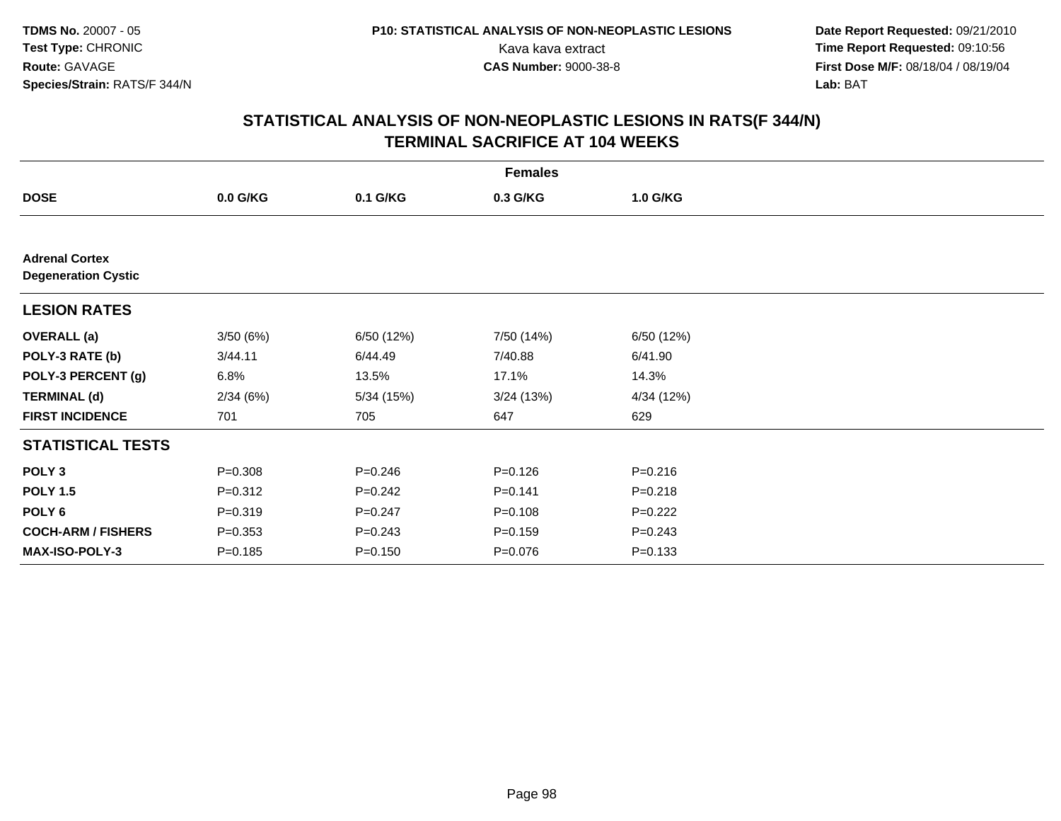**TDMS No.** 20007 - 05
**Test Type:** CHRONIC
**Route:** GAVAGE
**Species/Strain:** RATS/F 344/N

**P10: STATISTICAL ANALYSIS OF NON-NEOPLASTIC LESIONS**
Kava kava extract
**CAS Number:** 9000-38-8

**Date Report Requested:** 09/21/2010
**Time Report Requested:** 09:10:56
**First Dose M/F:** 08/18/04 / 08/19/04
**Lab:** BAT

## STATISTICAL ANALYSIS OF NON-NEOPLASTIC LESIONS IN RATS(F 344/N) TERMINAL SACRIFICE AT 104 WEEKS

| | Females | | | |
|---|---|---|---|---|
| **DOSE** | **0.0 G/KG** | **0.1 G/KG** | **0.3 G/KG** | **1.0 G/KG** |
| **Adrenal Cortex Degeneration Cystic** | | | | |
| **LESION RATES** | | | | |
| **OVERALL (a)** | 3/50 (6%) | 6/50 (12%) | 7/50 (14%) | 6/50 (12%) |
| **POLY-3 RATE (b)** | 3/44.11 | 6/44.49 | 7/40.88 | 6/41.90 |
| **POLY-3 PERCENT (g)** | 6.8% | 13.5% | 17.1% | 14.3% |
| **TERMINAL (d)** | 2/34 (6%) | 5/34 (15%) | 3/24 (13%) | 4/34 (12%) |
| **FIRST INCIDENCE** | 701 | 705 | 647 | 629 |
| **STATISTICAL TESTS** | | | | |
| **POLY 3** | P=0.308 | P=0.246 | P=0.126 | P=0.216 |
| **POLY 1.5** | P=0.312 | P=0.242 | P=0.141 | P=0.218 |
| **POLY 6** | P=0.319 | P=0.247 | P=0.108 | P=0.222 |
| **COCH-ARM / FISHERS** | P=0.353 | P=0.243 | P=0.159 | P=0.243 |
| **MAX-ISO-POLY-3** | P=0.185 | P=0.150 | P=0.076 | P=0.133 |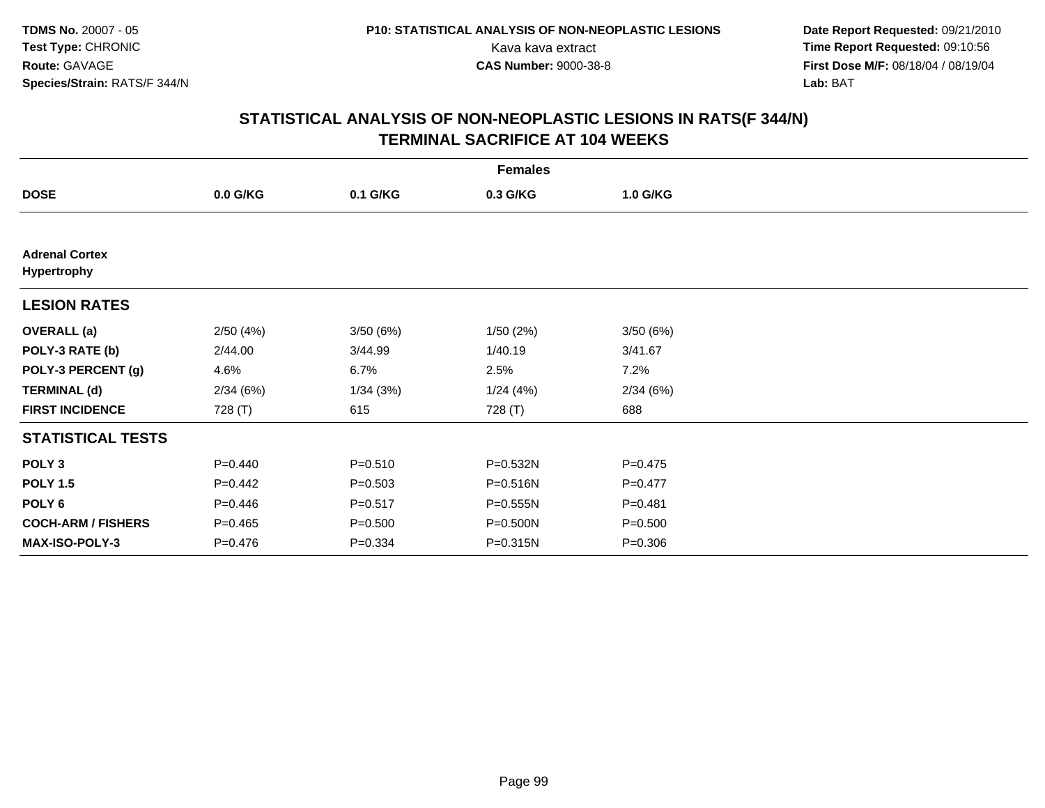TDMS No. 20007 - 05
Test Type: CHRONIC
Route: GAVAGE
Species/Strain: RATS/F 344/N

P10: STATISTICAL ANALYSIS OF NON-NEOPLASTIC LESIONS
Kava kava extract
CAS Number: 9000-38-8

Date Report Requested: 09/21/2010
Time Report Requested: 09:10:56
First Dose M/F: 08/18/04 / 08/19/04
Lab: BAT

## STATISTICAL ANALYSIS OF NON-NEOPLASTIC LESIONS IN RATS(F 344/N)
## TERMINAL SACRIFICE AT 104 WEEKS

| | Females | | | |
|---|---|---|---|---|
| **DOSE** | **0.0 G/KG** | **0.1 G/KG** | **0.3 G/KG** | **1.0 G/KG** |
| **Adrenal Cortex** | | | | |
| **Hypertrophy** | | | | |
| **LESION RATES** | | | | |
| **OVERALL (a)** | 2/50 (4%) | 3/50 (6%) | 1/50 (2%) | 3/50 (6%) |
| **POLY-3 RATE (b)** | 2/44.00 | 3/44.99 | 1/40.19 | 3/41.67 |
| **POLY-3 PERCENT (g)** | 4.6% | 6.7% | 2.5% | 7.2% |
| **TERMINAL (d)** | 2/34 (6%) | 1/34 (3%) | 1/24 (4%) | 2/34 (6%) |
| **FIRST INCIDENCE** | 728 (T) | 615 | 728 (T) | 688 |
| **STATISTICAL TESTS** | | | | |
| **POLY 3** | P=0.440 | P=0.510 | P=0.532N | P=0.475 |
| **POLY 1.5** | P=0.442 | P=0.503 | P=0.516N | P=0.477 |
| **POLY 6** | P=0.446 | P=0.517 | P=0.555N | P=0.481 |
| **COCH-ARM / FISHERS** | P=0.465 | P=0.500 | P=0.500N | P=0.500 |
| **MAX-ISO-POLY-3** | P=0.476 | P=0.334 | P=0.315N | P=0.306 |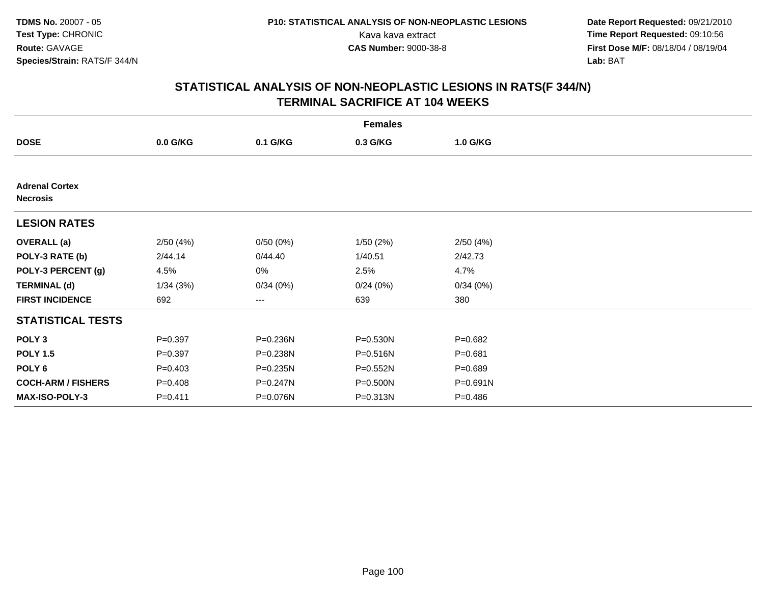**TDMS No.** 20007 - 05
**Test Type:** CHRONIC
**Route:** GAVAGE
**Species/Strain:** RATS/F 344/N

**P10: STATISTICAL ANALYSIS OF NON-NEOPLASTIC LESIONS**
Kava kava extract
**CAS Number:** 9000-38-8

**Date Report Requested:** 09/21/2010
**Time Report Requested:** 09:10:56
**First Dose M/F:** 08/18/04 / 08/19/04
**Lab:** BAT

## STATISTICAL ANALYSIS OF NON-NEOPLASTIC LESIONS IN RATS(F 344/N)
## TERMINAL SACRIFICE AT 104 WEEKS

| | Females | | | |
|---|---|---|---|---|
| **DOSE** | **0.0 G/KG** | **0.1 G/KG** | **0.3 G/KG** | **1.0 G/KG** |
| **Adrenal Cortex** | | | | |
| **Necrosis** | | | | |
| **LESION RATES** | | | | |
| **OVERALL (a)** | 2/50 (4%) | 0/50 (0%) | 1/50 (2%) | 2/50 (4%) |
| **POLY-3 RATE (b)** | 2/44.14 | 0/44.40 | 1/40.51 | 2/42.73 |
| **POLY-3 PERCENT (g)** | 4.5% | 0% | 2.5% | 4.7% |
| **TERMINAL (d)** | 1/34 (3%) | 0/34 (0%) | 0/24 (0%) | 0/34 (0%) |
| **FIRST INCIDENCE** | 692 | --- | 639 | 380 |
| **STATISTICAL TESTS** | | | | |
| **POLY 3** | P=0.397 | P=0.236N | P=0.530N | P=0.682 |
| **POLY 1.5** | P=0.397 | P=0.238N | P=0.516N | P=0.681 |
| **POLY 6** | P=0.403 | P=0.235N | P=0.552N | P=0.689 |
| **COCH-ARM / FISHERS** | P=0.408 | P=0.247N | P=0.500N | P=0.691N |
| **MAX-ISO-POLY-3** | P=0.411 | P=0.076N | P=0.313N | P=0.486 |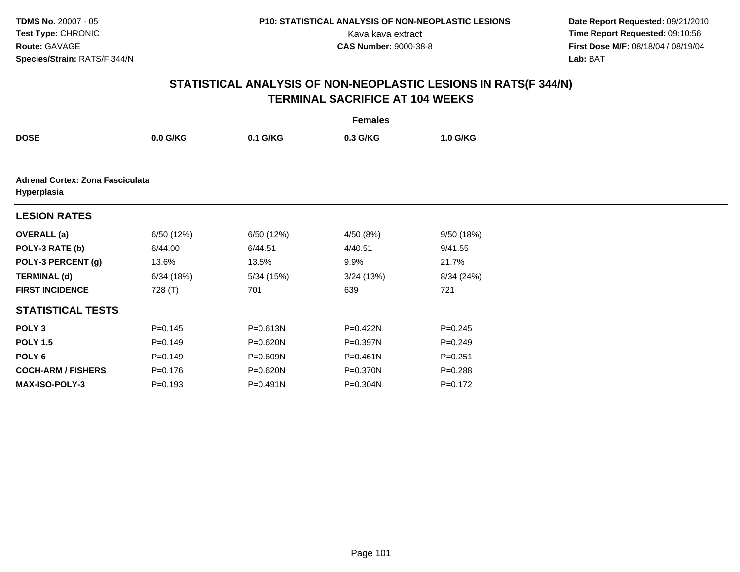TDMS No. 20007 - 05
Test Type: CHRONIC
Route: GAVAGE
Species/Strain: RATS/F 344/N

P10: STATISTICAL ANALYSIS OF NON-NEOPLASTIC LESIONS
Kava kava extract
CAS Number: 9000-38-8

Date Report Requested: 09/21/2010
Time Report Requested: 09:10:56
First Dose M/F: 08/18/04 / 08/19/04
Lab: BAT

## STATISTICAL ANALYSIS OF NON-NEOPLASTIC LESIONS IN RATS(F 344/N)
## TERMINAL SACRIFICE AT 104 WEEKS

| | Females | | | |
|---|---|---|---|---|
| **DOSE** | **0.0 G/KG** | **0.1 G/KG** | **0.3 G/KG** | **1.0 G/KG** |
| **Adrenal Cortex: Zona Fasciculata Hyperplasia** | | | | |
| **LESION RATES** | | | | |
| **OVERALL (a)** | 6/50 (12%) | 6/50 (12%) | 4/50 (8%) | 9/50 (18%) |
| **POLY-3 RATE (b)** | 6/44.00 | 6/44.51 | 4/40.51 | 9/41.55 |
| **POLY-3 PERCENT (g)** | 13.6% | 13.5% | 9.9% | 21.7% |
| **TERMINAL (d)** | 6/34 (18%) | 5/34 (15%) | 3/24 (13%) | 8/34 (24%) |
| **FIRST INCIDENCE** | 728 (T) | 701 | 639 | 721 |
| **STATISTICAL TESTS** | | | | |
| **POLY 3** | P=0.145 | P=0.613N | P=0.422N | P=0.245 |
| **POLY 1.5** | P=0.149 | P=0.620N | P=0.397N | P=0.249 |
| **POLY 6** | P=0.149 | P=0.609N | P=0.461N | P=0.251 |
| **COCH-ARM / FISHERS** | P=0.176 | P=0.620N | P=0.370N | P=0.288 |
| **MAX-ISO-POLY-3** | P=0.193 | P=0.491N | P=0.304N | P=0.172 |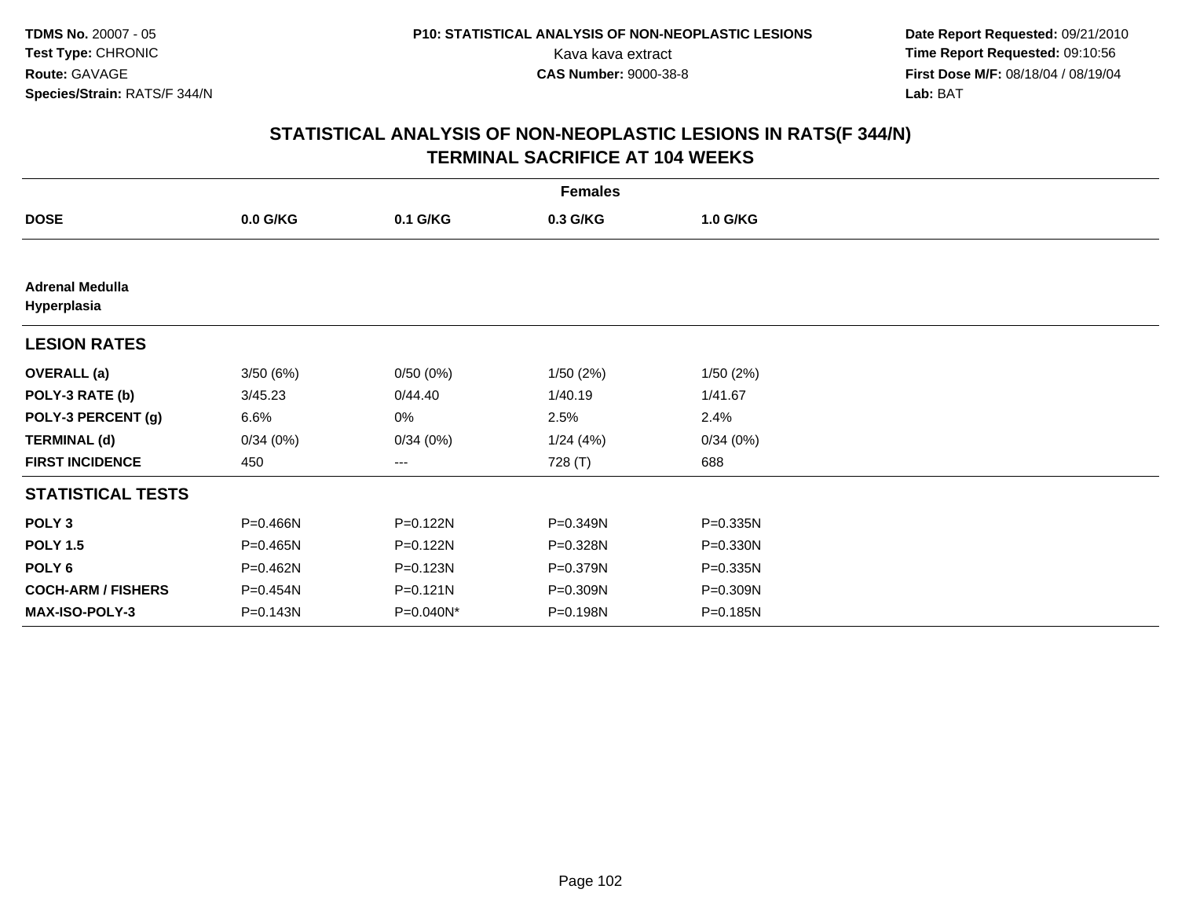**TDMS No.** 20007 - 05
**Test Type:** CHRONIC
**Route:** GAVAGE
**Species/Strain:** RATS/F 344/N

**P10: STATISTICAL ANALYSIS OF NON-NEOPLASTIC LESIONS**
Kava kava extract
**CAS Number:** 9000-38-8

**Date Report Requested:** 09/21/2010
**Time Report Requested:** 09:10:56
**First Dose M/F:** 08/18/04 / 08/19/04
**Lab:** BAT

## STATISTICAL ANALYSIS OF NON-NEOPLASTIC LESIONS IN RATS(F 344/N)
## TERMINAL SACRIFICE AT 104 WEEKS

| | Females | | | |
|---|---|---|---|---|
| **DOSE** | **0.0 G/KG** | **0.1 G/KG** | **0.3 G/KG** | **1.0 G/KG** |
| **Adrenal Medulla** | | | | |
| **Hyperplasia** | | | | |
| **LESION RATES** | | | | |
| **OVERALL (a)** | 3/50 (6%) | 0/50 (0%) | 1/50 (2%) | 1/50 (2%) |
| **POLY-3 RATE (b)** | 3/45.23 | 0/44.40 | 1/40.19 | 1/41.67 |
| **POLY-3 PERCENT (g)** | 6.6% | 0% | 2.5% | 2.4% |
| **TERMINAL (d)** | 0/34 (0%) | 0/34 (0%) | 1/24 (4%) | 0/34 (0%) |
| **FIRST INCIDENCE** | 450 | --- | 728 (T) | 688 |
| **STATISTICAL TESTS** | | | | |
| **POLY 3** | P=0.466N | P=0.122N | P=0.349N | P=0.335N |
| **POLY 1.5** | P=0.465N | P=0.122N | P=0.328N | P=0.330N |
| **POLY 6** | P=0.462N | P=0.123N | P=0.379N | P=0.335N |
| **COCH-ARM / FISHERS** | P=0.454N | P=0.121N | P=0.309N | P=0.309N |
| **MAX-ISO-POLY-3** | P=0.143N | P=0.040N* | P=0.198N | P=0.185N |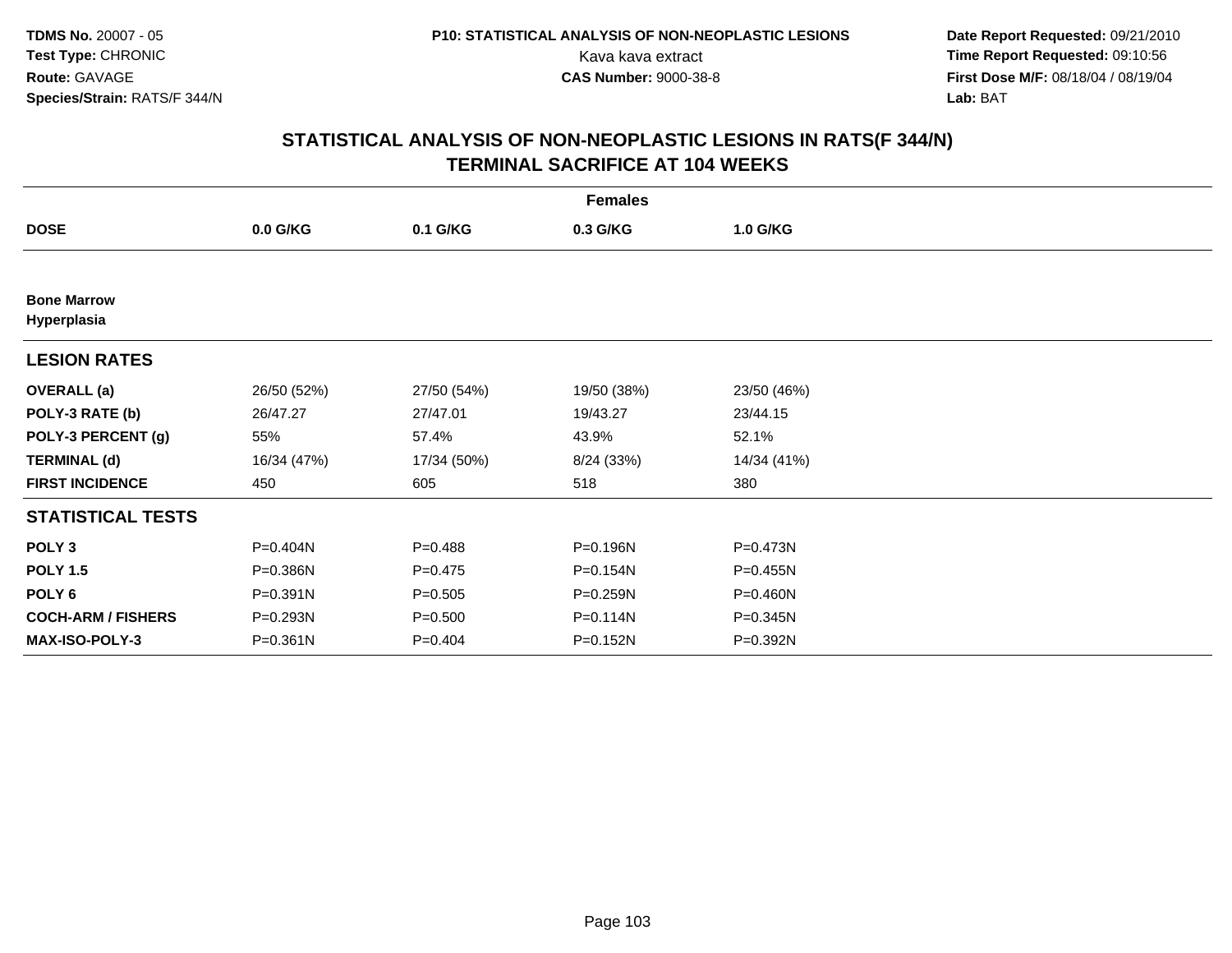**TDMS No.** 20007 - 05
**Test Type:** CHRONIC
**Route:** GAVAGE
**Species/Strain:** RATS/F 344/N

**P10: STATISTICAL ANALYSIS OF NON-NEOPLASTIC LESIONS**
Kava kava extract
**CAS Number:** 9000-38-8

**Date Report Requested:** 09/21/2010
**Time Report Requested:** 09:10:56
**First Dose M/F:** 08/18/04 / 08/19/04
**Lab:** BAT

## STATISTICAL ANALYSIS OF NON-NEOPLASTIC LESIONS IN RATS(F 344/N) TERMINAL SACRIFICE AT 104 WEEKS

| | Females | | | |
|---|---|---|---|---|
| **DOSE** | **0.0 G/KG** | **0.1 G/KG** | **0.3 G/KG** | **1.0 G/KG** |
| **Bone Marrow** | | | | |
| **Hyperplasia** | | | | |
| **LESION RATES** | | | | |
| **OVERALL (a)** | 26/50 (52%) | 27/50 (54%) | 19/50 (38%) | 23/50 (46%) |
| **POLY-3 RATE (b)** | 26/47.27 | 27/47.01 | 19/43.27 | 23/44.15 |
| **POLY-3 PERCENT (g)** | 55% | 57.4% | 43.9% | 52.1% |
| **TERMINAL (d)** | 16/34 (47%) | 17/34 (50%) | 8/24 (33%) | 14/34 (41%) |
| **FIRST INCIDENCE** | 450 | 605 | 518 | 380 |
| **STATISTICAL TESTS** | | | | |
| **POLY 3** | P=0.404N | P=0.488 | P=0.196N | P=0.473N |
| **POLY 1.5** | P=0.386N | P=0.475 | P=0.154N | P=0.455N |
| **POLY 6** | P=0.391N | P=0.505 | P=0.259N | P=0.460N |
| **COCH-ARM / FISHERS** | P=0.293N | P=0.500 | P=0.114N | P=0.345N |
| **MAX-ISO-POLY-3** | P=0.361N | P=0.404 | P=0.152N | P=0.392N |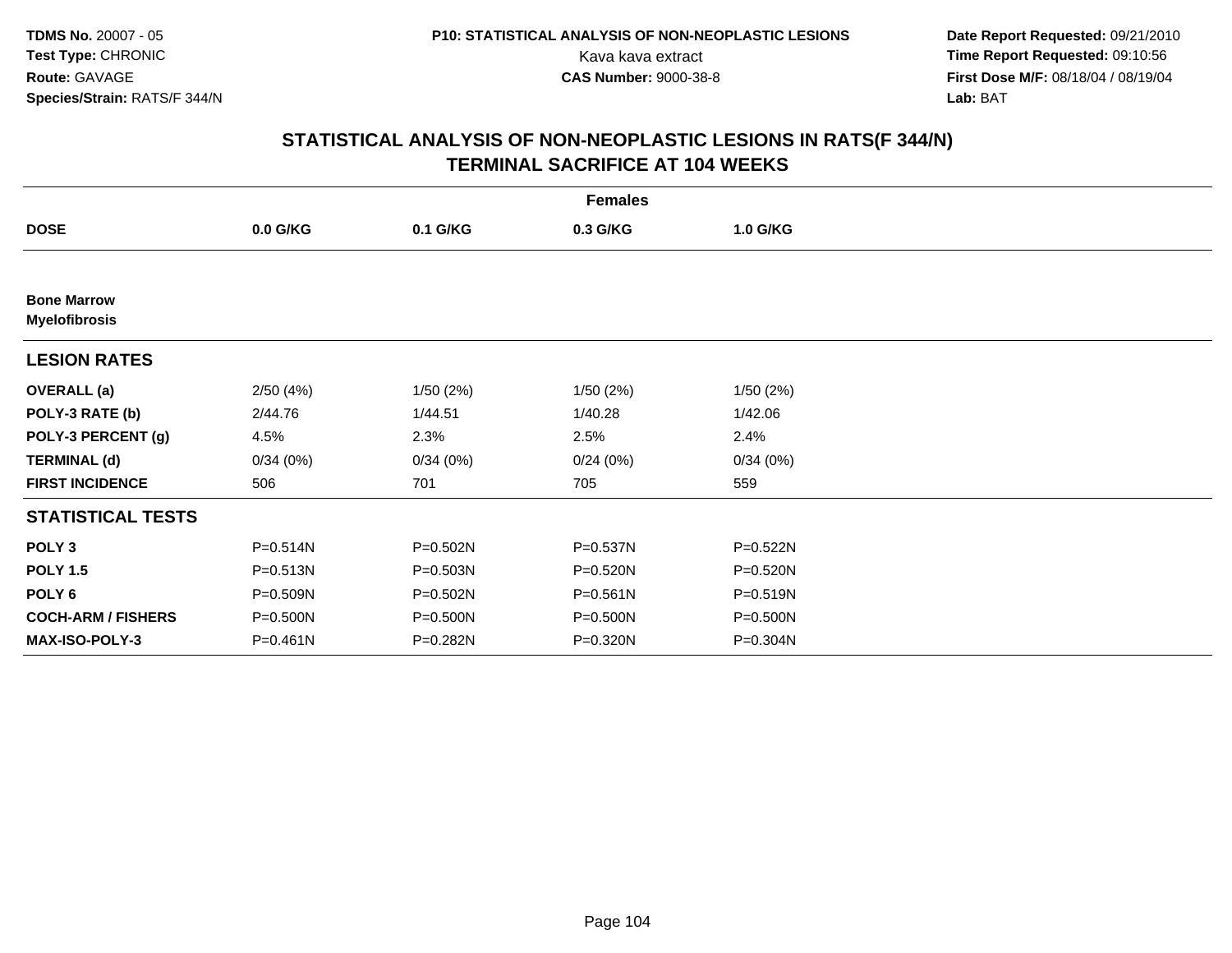**TDMS No.** 20007 - 05
**Test Type:** CHRONIC
**Route:** GAVAGE
**Species/Strain:** RATS/F 344/N

**P10: STATISTICAL ANALYSIS OF NON-NEOPLASTIC LESIONS**
Kava kava extract
**CAS Number:** 9000-38-8

**Date Report Requested:** 09/21/2010
**Time Report Requested:** 09:10:56
**First Dose M/F:** 08/18/04 / 08/19/04
**Lab:** BAT

## STATISTICAL ANALYSIS OF NON-NEOPLASTIC LESIONS IN RATS(F 344/N) TERMINAL SACRIFICE AT 104 WEEKS

| | Females | | | |
|---|---|---|---|---|
| **DOSE** | **0.0 G/KG** | **0.1 G/KG** | **0.3 G/KG** | **1.0 G/KG** |
| **Bone Marrow** | | | | |
| **Myelofibrosis** | | | | |
| **LESION RATES** | | | | |
| **OVERALL (a)** | 2/50 (4%) | 1/50 (2%) | 1/50 (2%) | 1/50 (2%) |
| **POLY-3 RATE (b)** | 2/44.76 | 1/44.51 | 1/40.28 | 1/42.06 |
| **POLY-3 PERCENT (g)** | 4.5% | 2.3% | 2.5% | 2.4% |
| **TERMINAL (d)** | 0/34 (0%) | 0/34 (0%) | 0/24 (0%) | 0/34 (0%) |
| **FIRST INCIDENCE** | 506 | 701 | 705 | 559 |
| **STATISTICAL TESTS** | | | | |
| **POLY 3** | P=0.514N | P=0.502N | P=0.537N | P=0.522N |
| **POLY 1.5** | P=0.513N | P=0.503N | P=0.520N | P=0.520N |
| **POLY 6** | P=0.509N | P=0.502N | P=0.561N | P=0.519N |
| **COCH-ARM / FISHERS** | P=0.500N | P=0.500N | P=0.500N | P=0.500N |
| **MAX-ISO-POLY-3** | P=0.461N | P=0.282N | P=0.320N | P=0.304N |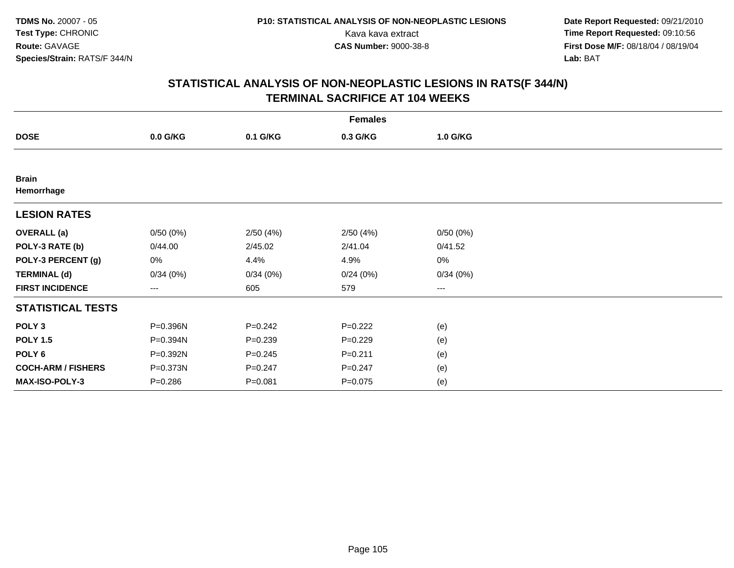**TDMS No.** 20007 - 05
**Test Type:** CHRONIC
**Route:** GAVAGE
**Species/Strain:** RATS/F 344/N

**P10: STATISTICAL ANALYSIS OF NON-NEOPLASTIC LESIONS**
Kava kava extract
**CAS Number:** 9000-38-8

**Date Report Requested:** 09/21/2010
**Time Report Requested:** 09:10:56
**First Dose M/F:** 08/18/04 / 08/19/04
**Lab:** BAT

## STATISTICAL ANALYSIS OF NON-NEOPLASTIC LESIONS IN RATS(F 344/N) TERMINAL SACRIFICE AT 104 WEEKS

| | Females | | | |
|---|---|---|---|---|
| **DOSE** | **0.0 G/KG** | **0.1 G/KG** | **0.3 G/KG** | **1.0 G/KG** |
| **Brain** | | | | |
| **Hemorrhage** | | | | |
| **LESION RATES** | | | | |
| **OVERALL (a)** | 0/50 (0%) | 2/50 (4%) | 2/50 (4%) | 0/50 (0%) |
| **POLY-3 RATE (b)** | 0/44.00 | 2/45.02 | 2/41.04 | 0/41.52 |
| **POLY-3 PERCENT (g)** | 0% | 4.4% | 4.9% | 0% |
| **TERMINAL (d)** | 0/34 (0%) | 0/34 (0%) | 0/24 (0%) | 0/34 (0%) |
| **FIRST INCIDENCE** | --- | 605 | 579 | --- |
| **STATISTICAL TESTS** | | | | |
| **POLY 3** | P=0.396N | P=0.242 | P=0.222 | (e) |
| **POLY 1.5** | P=0.394N | P=0.239 | P=0.229 | (e) |
| **POLY 6** | P=0.392N | P=0.245 | P=0.211 | (e) |
| **COCH-ARM / FISHERS** | P=0.373N | P=0.247 | P=0.247 | (e) |
| **MAX-ISO-POLY-3** | P=0.286 | P=0.081 | P=0.075 | (e) |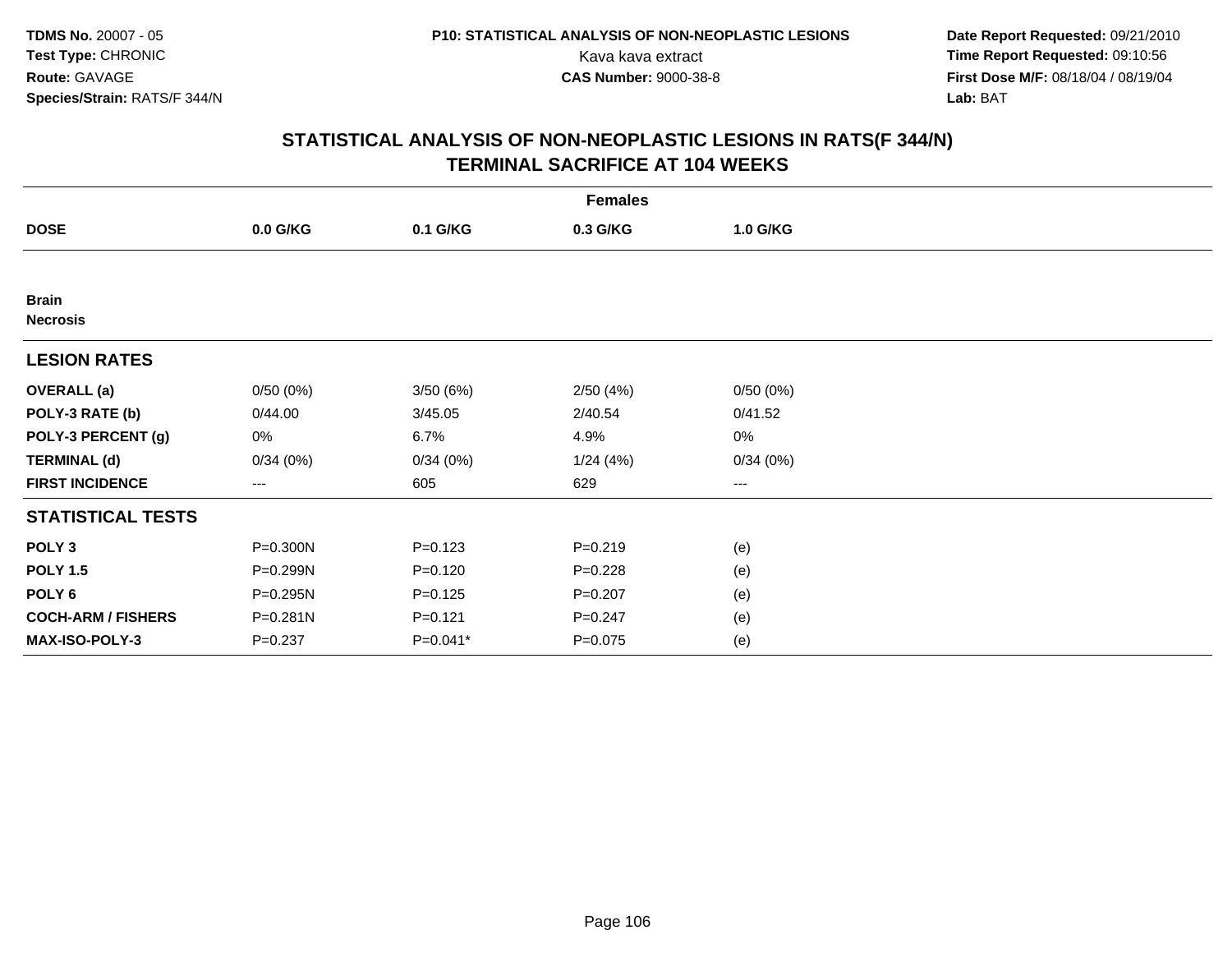**TDMS No.** 20007 - 05
**Test Type:** CHRONIC
**Route:** GAVAGE
**Species/Strain:** RATS/F 344/N

**P10: STATISTICAL ANALYSIS OF NON-NEOPLASTIC LESIONS**
Kava kava extract
**CAS Number:** 9000-38-8

**Date Report Requested:** 09/21/2010
**Time Report Requested:** 09:10:56
**First Dose M/F:** 08/18/04 / 08/19/04
**Lab:** BAT

## STATISTICAL ANALYSIS OF NON-NEOPLASTIC LESIONS IN RATS(F 344/N) TERMINAL SACRIFICE AT 104 WEEKS

| | Females | | | |
|---|---|---|---|---|
| **DOSE** | **0.0 G/KG** | **0.1 G/KG** | **0.3 G/KG** | **1.0 G/KG** |
| **Brain** | | | | |
| **Necrosis** | | | | |
| **LESION RATES** | | | | |
| **OVERALL (a)** | 0/50 (0%) | 3/50 (6%) | 2/50 (4%) | 0/50 (0%) |
| **POLY-3 RATE (b)** | 0/44.00 | 3/45.05 | 2/40.54 | 0/41.52 |
| **POLY-3 PERCENT (g)** | 0% | 6.7% | 4.9% | 0% |
| **TERMINAL (d)** | 0/34 (0%) | 0/34 (0%) | 1/24 (4%) | 0/34 (0%) |
| **FIRST INCIDENCE** | --- | 605 | 629 | --- |
| **STATISTICAL TESTS** | | | | |
| **POLY 3** | P=0.300N | P=0.123 | P=0.219 | (e) |
| **POLY 1.5** | P=0.299N | P=0.120 | P=0.228 | (e) |
| **POLY 6** | P=0.295N | P=0.125 | P=0.207 | (e) |
| **COCH-ARM / FISHERS** | P=0.281N | P=0.121 | P=0.247 | (e) |
| **MAX-ISO-POLY-3** | P=0.237 | P=0.041* | P=0.075 | (e) |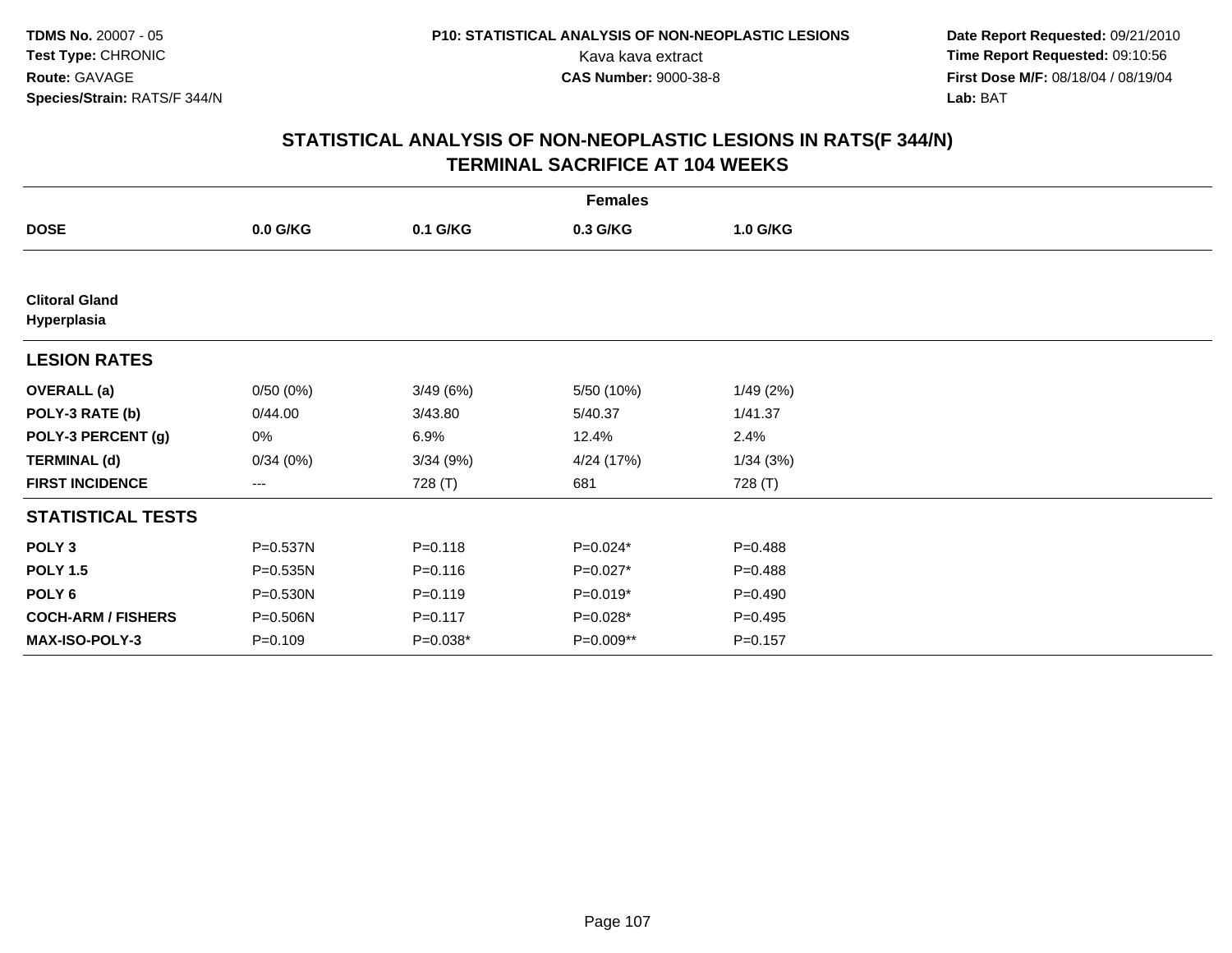TDMS No. 20007 - 05
Test Type: CHRONIC
Route: GAVAGE
Species/Strain: RATS/F 344/N

P10: STATISTICAL ANALYSIS OF NON-NEOPLASTIC LESIONS
Kava kava extract
CAS Number: 9000-38-8

Date Report Requested: 09/21/2010
Time Report Requested: 09:10:56
First Dose M/F: 08/18/04 / 08/19/04
Lab: BAT

## STATISTICAL ANALYSIS OF NON-NEOPLASTIC LESIONS IN RATS(F 344/N)
## TERMINAL SACRIFICE AT 104 WEEKS

| | Females | | | |
|---|---|---|---|---|
| **DOSE** | **0.0 G/KG** | **0.1 G/KG** | **0.3 G/KG** | **1.0 G/KG** |
| **Clitoral Gland** | | | | |
| **Hyperplasia** | | | | |
| **LESION RATES** | | | | |
| **OVERALL (a)** | 0/50 (0%) | 3/49 (6%) | 5/50 (10%) | 1/49 (2%) |
| **POLY-3 RATE (b)** | 0/44.00 | 3/43.80 | 5/40.37 | 1/41.37 |
| **POLY-3 PERCENT (g)** | 0% | 6.9% | 12.4% | 2.4% |
| **TERMINAL (d)** | 0/34 (0%) | 3/34 (9%) | 4/24 (17%) | 1/34 (3%) |
| **FIRST INCIDENCE** | --- | 728 (T) | 681 | 728 (T) |
| **STATISTICAL TESTS** | | | | |
| **POLY 3** | P=0.537N | P=0.118 | P=0.024* | P=0.488 |
| **POLY 1.5** | P=0.535N | P=0.116 | P=0.027* | P=0.488 |
| **POLY 6** | P=0.530N | P=0.119 | P=0.019* | P=0.490 |
| **COCH-ARM / FISHERS** | P=0.506N | P=0.117 | P=0.028* | P=0.495 |
| **MAX-ISO-POLY-3** | P=0.109 | P=0.038* | P=0.009** | P=0.157 |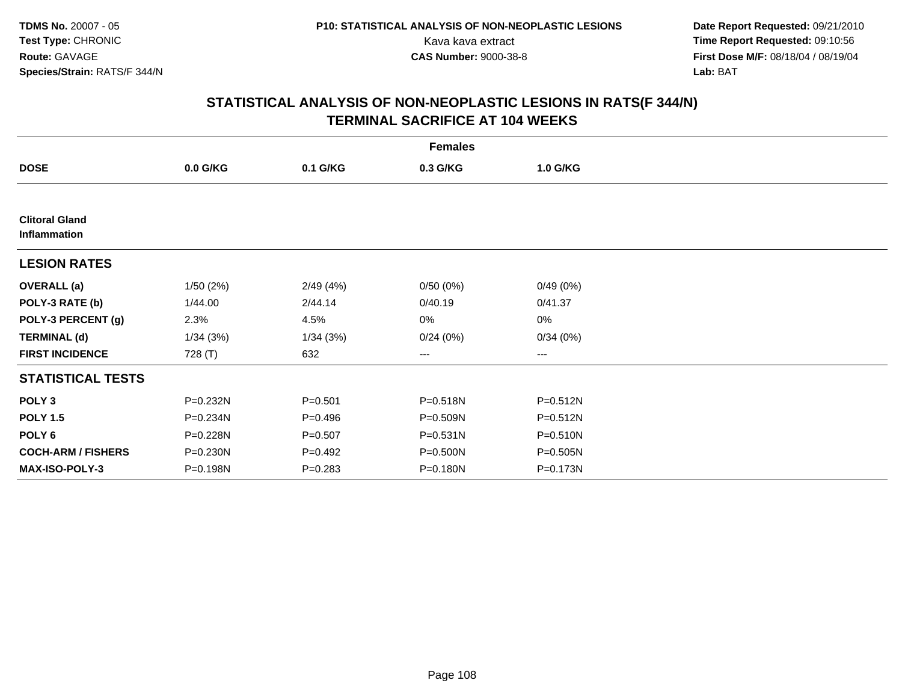**TDMS No.** 20007 - 05
**Test Type:** CHRONIC
**Route:** GAVAGE
**Species/Strain:** RATS/F 344/N

**P10: STATISTICAL ANALYSIS OF NON-NEOPLASTIC LESIONS**
Kava kava extract
**CAS Number:** 9000-38-8

**Date Report Requested:** 09/21/2010
**Time Report Requested:** 09:10:56
**First Dose M/F:** 08/18/04 / 08/19/04
**Lab:** BAT

## STATISTICAL ANALYSIS OF NON-NEOPLASTIC LESIONS IN RATS(F 344/N)
## TERMINAL SACRIFICE AT 104 WEEKS

| | Females | | | |
|---|---|---|---|---|
| **DOSE** | **0.0 G/KG** | **0.1 G/KG** | **0.3 G/KG** | **1.0 G/KG** |
| **Clitoral Gland** <br> **Inflammation** | | | | |
| **LESION RATES** | | | | |
| **OVERALL (a)** | 1/50 (2%) | 2/49 (4%) | 0/50 (0%) | 0/49 (0%) |
| **POLY-3 RATE (b)** | 1/44.00 | 2/44.14 | 0/40.19 | 0/41.37 |
| **POLY-3 PERCENT (g)** | 2.3% | 4.5% | 0% | 0% |
| **TERMINAL (d)** | 1/34 (3%) | 1/34 (3%) | 0/24 (0%) | 0/34 (0%) |
| **FIRST INCIDENCE** | 728 (T) | 632 | --- | --- |
| **STATISTICAL TESTS** | | | | |
| **POLY 3** | P=0.232N | P=0.501 | P=0.518N | P=0.512N |
| **POLY 1.5** | P=0.234N | P=0.496 | P=0.509N | P=0.512N |
| **POLY 6** | P=0.228N | P=0.507 | P=0.531N | P=0.510N |
| **COCH-ARM / FISHERS** | P=0.230N | P=0.492 | P=0.500N | P=0.505N |
| **MAX-ISO-POLY-3** | P=0.198N | P=0.283 | P=0.180N | P=0.173N |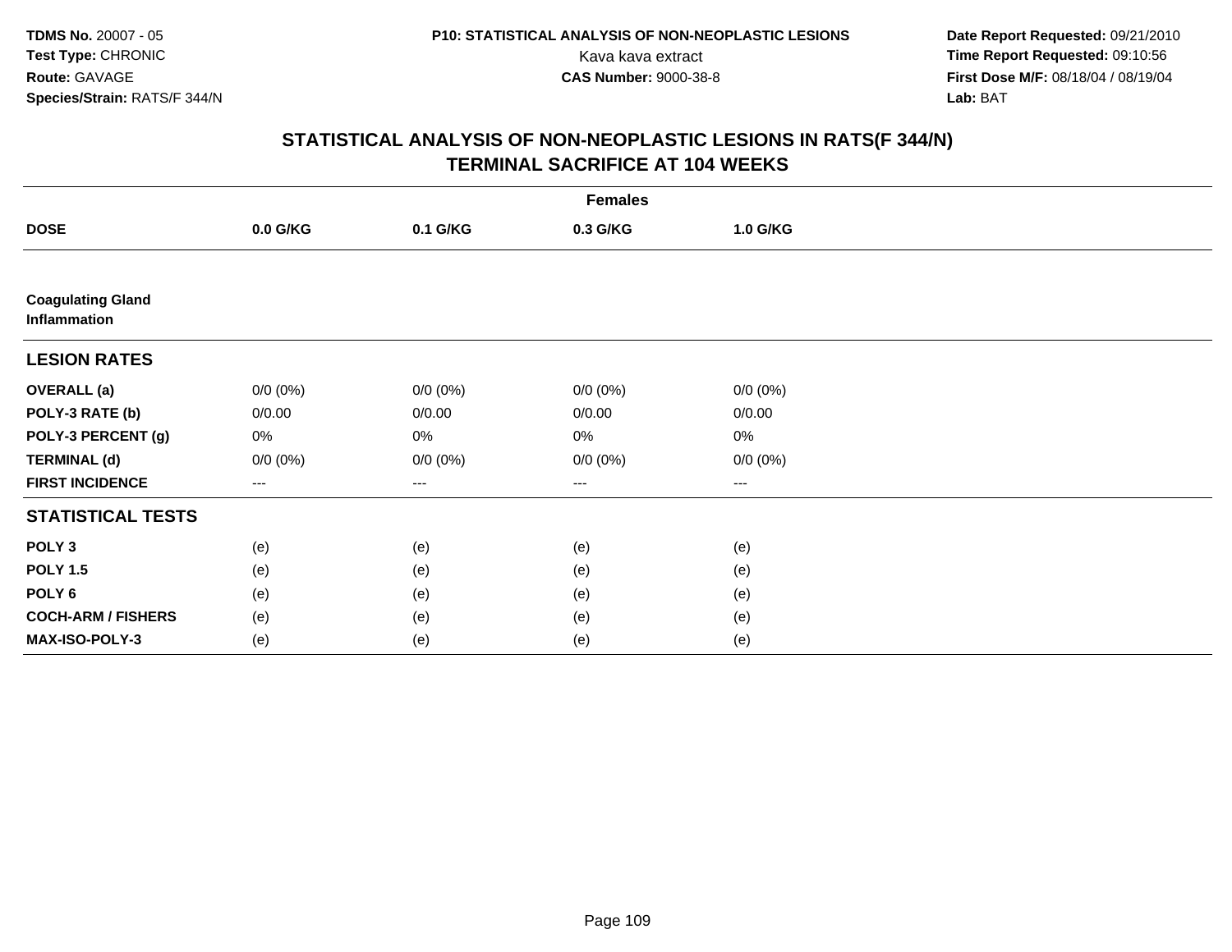**TDMS No.** 20007 - 05
**Test Type:** CHRONIC
**Route:** GAVAGE
**Species/Strain:** RATS/F 344/N

**P10: STATISTICAL ANALYSIS OF NON-NEOPLASTIC LESIONS**
Kava kava extract
**CAS Number:** 9000-38-8

**Date Report Requested:** 09/21/2010
**Time Report Requested:** 09:10:56
**First Dose M/F:** 08/18/04 / 08/19/04
**Lab:** BAT

# STATISTICAL ANALYSIS OF NON-NEOPLASTIC LESIONS IN RATS(F 344/N) TERMINAL SACRIFICE AT 104 WEEKS

| | Females | | | |
|---|---|---|---|---|
| **DOSE** | **0.0 G/KG** | **0.1 G/KG** | **0.3 G/KG** | **1.0 G/KG** |
| **Coagulating Gland Inflammation** | | | | |
| **LESION RATES** | | | | |
| **OVERALL (a)** | 0/0 (0%) | 0/0 (0%) | 0/0 (0%) | 0/0 (0%) |
| **POLY-3 RATE (b)** | 0/0.00 | 0/0.00 | 0/0.00 | 0/0.00 |
| **POLY-3 PERCENT (g)** | 0% | 0% | 0% | 0% |
| **TERMINAL (d)** | 0/0 (0%) | 0/0 (0%) | 0/0 (0%) | 0/0 (0%) |
| **FIRST INCIDENCE** | --- | --- | --- | --- |
| **STATISTICAL TESTS** | | | | |
| **POLY 3** | (e) | (e) | (e) | (e) |
| **POLY 1.5** | (e) | (e) | (e) | (e) |
| **POLY 6** | (e) | (e) | (e) | (e) |
| **COCH-ARM / FISHERS** | (e) | (e) | (e) | (e) |
| **MAX-ISO-POLY-3** | (e) | (e) | (e) | (e) |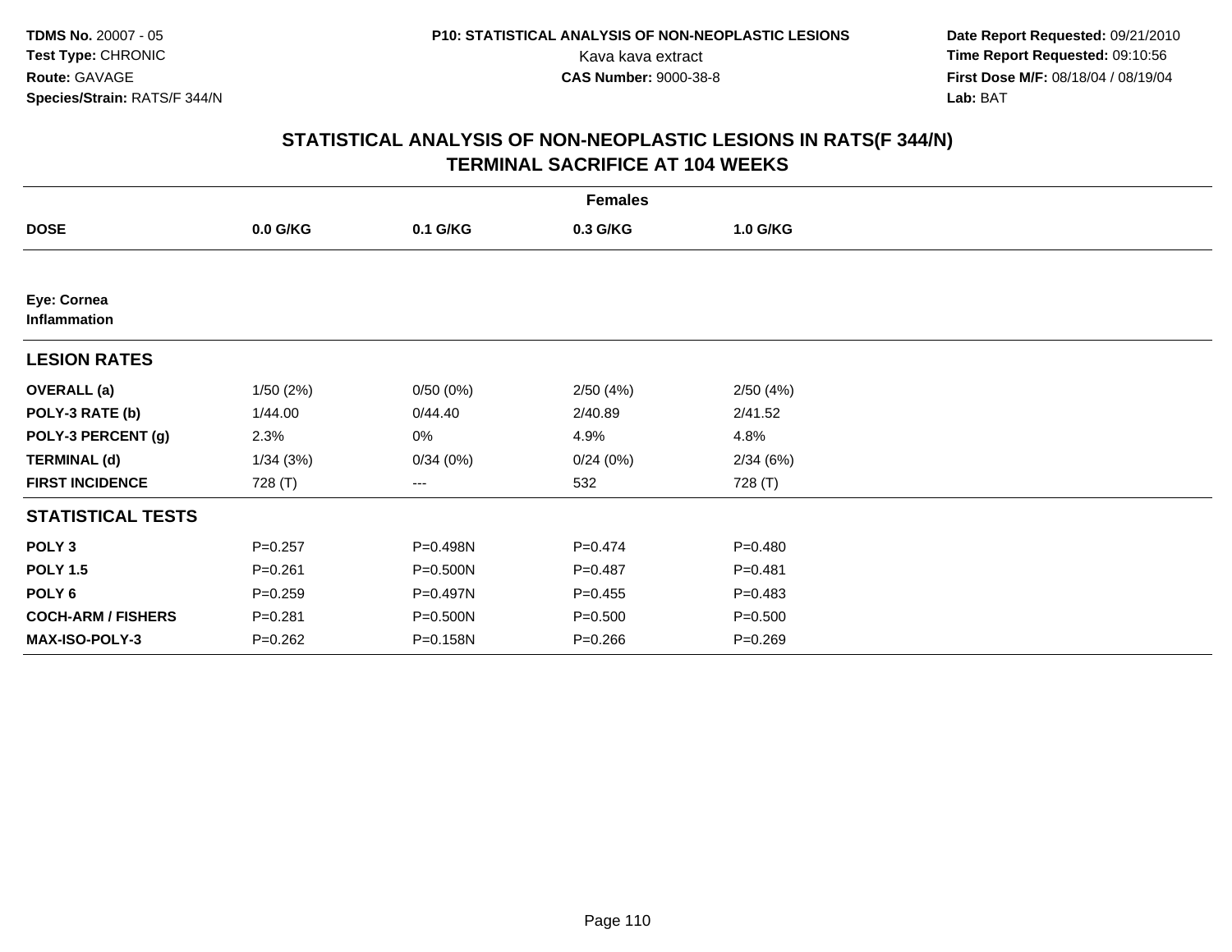TDMS No. 20007 - 05
Test Type: CHRONIC
Route: GAVAGE
Species/Strain: RATS/F 344/N

P10: STATISTICAL ANALYSIS OF NON-NEOPLASTIC LESIONS
Kava kava extract
CAS Number: 9000-38-8

Date Report Requested: 09/21/2010
Time Report Requested: 09:10:56
First Dose M/F: 08/18/04 / 08/19/04
Lab: BAT

## STATISTICAL ANALYSIS OF NON-NEOPLASTIC LESIONS IN RATS(F 344/N) TERMINAL SACRIFICE AT 104 WEEKS

| | Females | | | |
|---|---|---|---|---|
| **DOSE** | **0.0 G/KG** | **0.1 G/KG** | **0.3 G/KG** | **1.0 G/KG** |
| **Eye: Cornea Inflammation** | | | | |
| **LESION RATES** | | | | |
| **OVERALL (a)** | 1/50 (2%) | 0/50 (0%) | 2/50 (4%) | 2/50 (4%) |
| **POLY-3 RATE (b)** | 1/44.00 | 0/44.40 | 2/40.89 | 2/41.52 |
| **POLY-3 PERCENT (g)** | 2.3% | 0% | 4.9% | 4.8% |
| **TERMINAL (d)** | 1/34 (3%) | 0/34 (0%) | 0/24 (0%) | 2/34 (6%) |
| **FIRST INCIDENCE** | 728 (T) | --- | 532 | 728 (T) |
| **STATISTICAL TESTS** | | | | |
| **POLY 3** | P=0.257 | P=0.498N | P=0.474 | P=0.480 |
| **POLY 1.5** | P=0.261 | P=0.500N | P=0.487 | P=0.481 |
| **POLY 6** | P=0.259 | P=0.497N | P=0.455 | P=0.483 |
| **COCH-ARM / FISHERS** | P=0.281 | P=0.500N | P=0.500 | P=0.500 |
| **MAX-ISO-POLY-3** | P=0.262 | P=0.158N | P=0.266 | P=0.269 |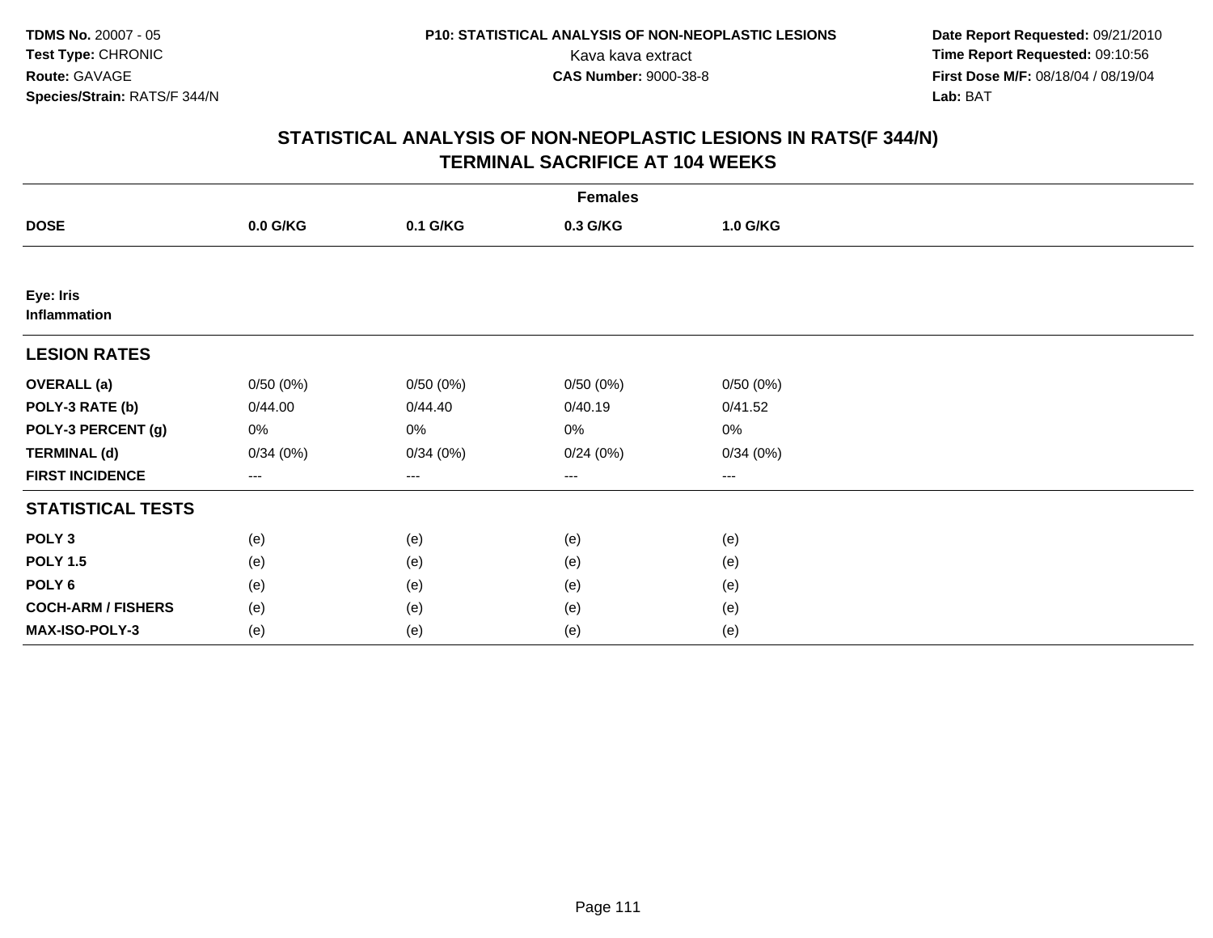# STATISTICAL ANALYSIS OF NON-NEOPLASTIC LESIONS IN RATS(F 344/N)
## TERMINAL SACRIFICE AT 104 WEEKS

| | Females | | | |
|---|---|---|---|---|
| **DOSE** | **0.0 G/KG** | **0.1 G/KG** | **0.3 G/KG** | **1.0 G/KG** |
| **Eye: Iris** | | | | |
| **Inflammation** | | | | |
| **LESION RATES** | | | | |
| **OVERALL (a)** | 0/50 (0%) | 0/50 (0%) | 0/50 (0%) | 0/50 (0%) |
| **POLY-3 RATE (b)** | 0/44.00 | 0/44.40 | 0/40.19 | 0/41.52 |
| **POLY-3 PERCENT (g)** | 0% | 0% | 0% | 0% |
| **TERMINAL (d)** | 0/34 (0%) | 0/34 (0%) | 0/24 (0%) | 0/34 (0%) |
| **FIRST INCIDENCE** | --- | --- | --- | --- |
| **STATISTICAL TESTS** | | | | |
| **POLY 3** | (e) | (e) | (e) | (e) |
| **POLY 1.5** | (e) | (e) | (e) | (e) |
| **POLY 6** | (e) | (e) | (e) | (e) |
| **COCH-ARM / FISHERS** | (e) | (e) | (e) | (e) |
| **MAX-ISO-POLY-3** | (e) | (e) | (e) | (e) |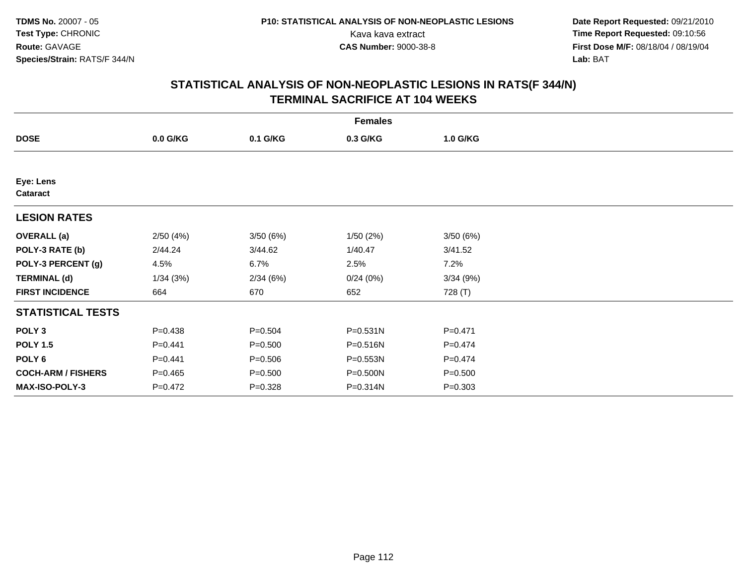**TDMS No.** 20007 - 05
**Test Type:** CHRONIC
**Route:** GAVAGE
**Species/Strain:** RATS/F 344/N

**P10: STATISTICAL ANALYSIS OF NON-NEOPLASTIC LESIONS**
Kava kava extract
**CAS Number:** 9000-38-8

**Date Report Requested:** 09/21/2010
**Time Report Requested:** 09:10:56
**First Dose M/F:** 08/18/04 / 08/19/04
**Lab:** BAT

## STATISTICAL ANALYSIS OF NON-NEOPLASTIC LESIONS IN RATS(F 344/N)
## TERMINAL SACRIFICE AT 104 WEEKS

| | Females | | | |
|---|---|---|---|---|
| **DOSE** | **0.0 G/KG** | **0.1 G/KG** | **0.3 G/KG** | **1.0 G/KG** |
| **Eye: Lens** | | | | |
| **Cataract** | | | | |
| **LESION RATES** | | | | |
| **OVERALL (a)** | 2/50 (4%) | 3/50 (6%) | 1/50 (2%) | 3/50 (6%) |
| **POLY-3 RATE (b)** | 2/44.24 | 3/44.62 | 1/40.47 | 3/41.52 |
| **POLY-3 PERCENT (g)** | 4.5% | 6.7% | 2.5% | 7.2% |
| **TERMINAL (d)** | 1/34 (3%) | 2/34 (6%) | 0/24 (0%) | 3/34 (9%) |
| **FIRST INCIDENCE** | 664 | 670 | 652 | 728 (T) |
| **STATISTICAL TESTS** | | | | |
| **POLY 3** | P=0.438 | P=0.504 | P=0.531N | P=0.471 |
| **POLY 1.5** | P=0.441 | P=0.500 | P=0.516N | P=0.474 |
| **POLY 6** | P=0.441 | P=0.506 | P=0.553N | P=0.474 |
| **COCH-ARM / FISHERS** | P=0.465 | P=0.500 | P=0.500N | P=0.500 |
| **MAX-ISO-POLY-3** | P=0.472 | P=0.328 | P=0.314N | P=0.303 |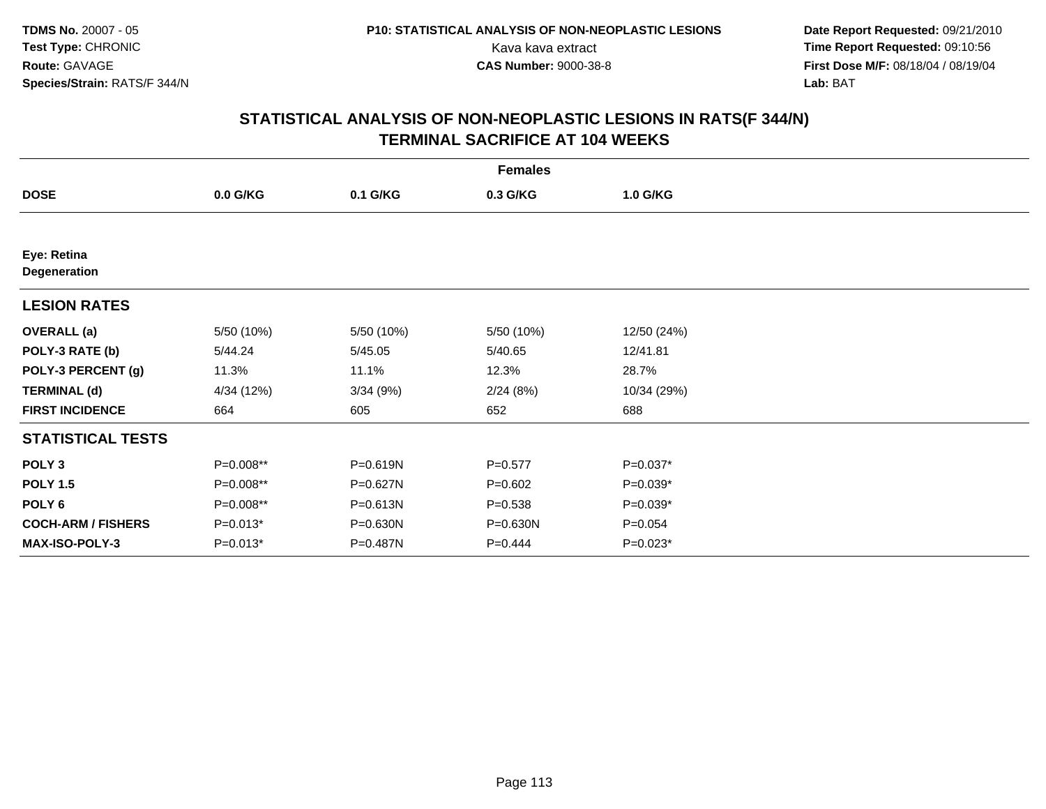**TDMS No.** 20007 - 05
**Test Type:** CHRONIC
**Route:** GAVAGE
**Species/Strain:** RATS/F 344/N

**P10: STATISTICAL ANALYSIS OF NON-NEOPLASTIC LESIONS**
Kava kava extract
**CAS Number:** 9000-38-8

**Date Report Requested:** 09/21/2010
**Time Report Requested:** 09:10:56
**First Dose M/F:** 08/18/04 / 08/19/04
**Lab:** BAT

## STATISTICAL ANALYSIS OF NON-NEOPLASTIC LESIONS IN RATS(F 344/N)
## TERMINAL SACRIFICE AT 104 WEEKS

| | Females | | | |
|---|---|---|---|---|
| **DOSE** | **0.0 G/KG** | **0.1 G/KG** | **0.3 G/KG** | **1.0 G/KG** |
| **Eye: Retina** | | | | |
| **Degeneration** | | | | |
| **LESION RATES** | | | | |
| **OVERALL (a)** | 5/50 (10%) | 5/50 (10%) | 5/50 (10%) | 12/50 (24%) |
| **POLY-3 RATE (b)** | 5/44.24 | 5/45.05 | 5/40.65 | 12/41.81 |
| **POLY-3 PERCENT (g)** | 11.3% | 11.1% | 12.3% | 28.7% |
| **TERMINAL (d)** | 4/34 (12%) | 3/34 (9%) | 2/24 (8%) | 10/34 (29%) |
| **FIRST INCIDENCE** | 664 | 605 | 652 | 688 |
| **STATISTICAL TESTS** | | | | |
| **POLY 3** | P=0.008** | P=0.619N | P=0.577 | P=0.037* |
| **POLY 1.5** | P=0.008** | P=0.627N | P=0.602 | P=0.039* |
| **POLY 6** | P=0.008** | P=0.613N | P=0.538 | P=0.039* |
| **COCH-ARM / FISHERS** | P=0.013* | P=0.630N | P=0.630N | P=0.054 |
| **MAX-ISO-POLY-3** | P=0.013* | P=0.487N | P=0.444 | P=0.023* |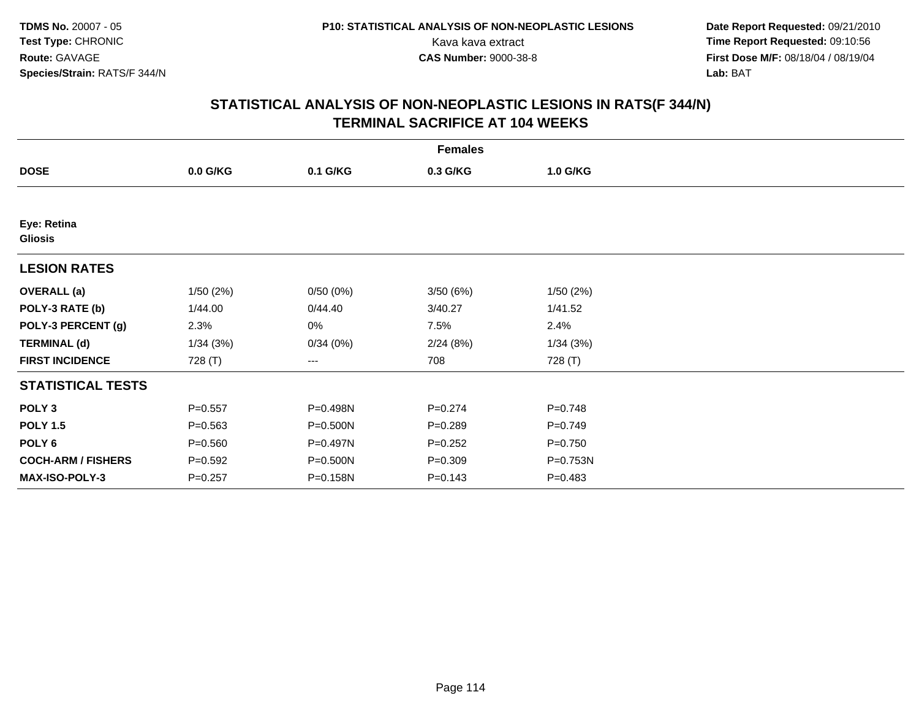TDMS No. 20007 - 05
Test Type: CHRONIC
Route: GAVAGE
Species/Strain: RATS/F 344/N

P10: STATISTICAL ANALYSIS OF NON-NEOPLASTIC LESIONS
Kava kava extract
CAS Number: 9000-38-8

Date Report Requested: 09/21/2010
Time Report Requested: 09:10:56
First Dose M/F: 08/18/04 / 08/19/04
Lab: BAT

## STATISTICAL ANALYSIS OF NON-NEOPLASTIC LESIONS IN RATS(F 344/N) TERMINAL SACRIFICE AT 104 WEEKS

| | Females | | | |
|---|---|---|---|---|
| **DOSE** | **0.0 G/KG** | **0.1 G/KG** | **0.3 G/KG** | **1.0 G/KG** |
| **Eye: Retina** | | | | |
| **Gliosis** | | | | |
| **LESION RATES** | | | | |
| **OVERALL (a)** | 1/50 (2%) | 0/50 (0%) | 3/50 (6%) | 1/50 (2%) |
| **POLY-3 RATE (b)** | 1/44.00 | 0/44.40 | 3/40.27 | 1/41.52 |
| **POLY-3 PERCENT (g)** | 2.3% | 0% | 7.5% | 2.4% |
| **TERMINAL (d)** | 1/34 (3%) | 0/34 (0%) | 2/24 (8%) | 1/34 (3%) |
| **FIRST INCIDENCE** | 728 (T) | --- | 708 | 728 (T) |
| **STATISTICAL TESTS** | | | | |
| **POLY 3** | P=0.557 | P=0.498N | P=0.274 | P=0.748 |
| **POLY 1.5** | P=0.563 | P=0.500N | P=0.289 | P=0.749 |
| **POLY 6** | P=0.560 | P=0.497N | P=0.252 | P=0.750 |
| **COCH-ARM / FISHERS** | P=0.592 | P=0.500N | P=0.309 | P=0.753N |
| **MAX-ISO-POLY-3** | P=0.257 | P=0.158N | P=0.143 | P=0.483 |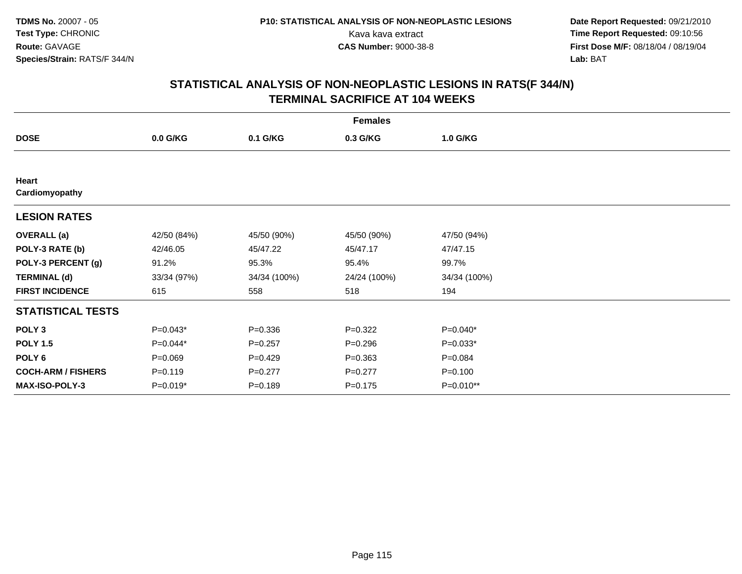**TDMS No.** 20007 - 05
**Test Type:** CHRONIC
**Route:** GAVAGE
**Species/Strain:** RATS/F 344/N

**P10: STATISTICAL ANALYSIS OF NON-NEOPLASTIC LESIONS**
Kava kava extract
**CAS Number:** 9000-38-8

**Date Report Requested:** 09/21/2010
**Time Report Requested:** 09:10:56
**First Dose M/F:** 08/18/04 / 08/19/04
**Lab:** BAT

## STATISTICAL ANALYSIS OF NON-NEOPLASTIC LESIONS IN RATS(F 344/N)
## TERMINAL SACRIFICE AT 104 WEEKS

| | Females | | | |
|---|---|---|---|---|
| **DOSE** | **0.0 G/KG** | **0.1 G/KG** | **0.3 G/KG** | **1.0 G/KG** |
| **Heart** | | | | |
| **Cardiomyopathy** | | | | |
| **LESION RATES** | | | | |
| **OVERALL (a)** | 42/50 (84%) | 45/50 (90%) | 45/50 (90%) | 47/50 (94%) |
| **POLY-3 RATE (b)** | 42/46.05 | 45/47.22 | 45/47.17 | 47/47.15 |
| **POLY-3 PERCENT (g)** | 91.2% | 95.3% | 95.4% | 99.7% |
| **TERMINAL (d)** | 33/34 (97%) | 34/34 (100%) | 24/24 (100%) | 34/34 (100%) |
| **FIRST INCIDENCE** | 615 | 558 | 518 | 194 |
| **STATISTICAL TESTS** | | | | |
| **POLY 3** | P=0.043* | P=0.336 | P=0.322 | P=0.040* |
| **POLY 1.5** | P=0.044* | P=0.257 | P=0.296 | P=0.033* |
| **POLY 6** | P=0.069 | P=0.429 | P=0.363 | P=0.084 |
| **COCH-ARM / FISHERS** | P=0.119 | P=0.277 | P=0.277 | P=0.100 |
| **MAX-ISO-POLY-3** | P=0.019* | P=0.189 | P=0.175 | P=0.010** |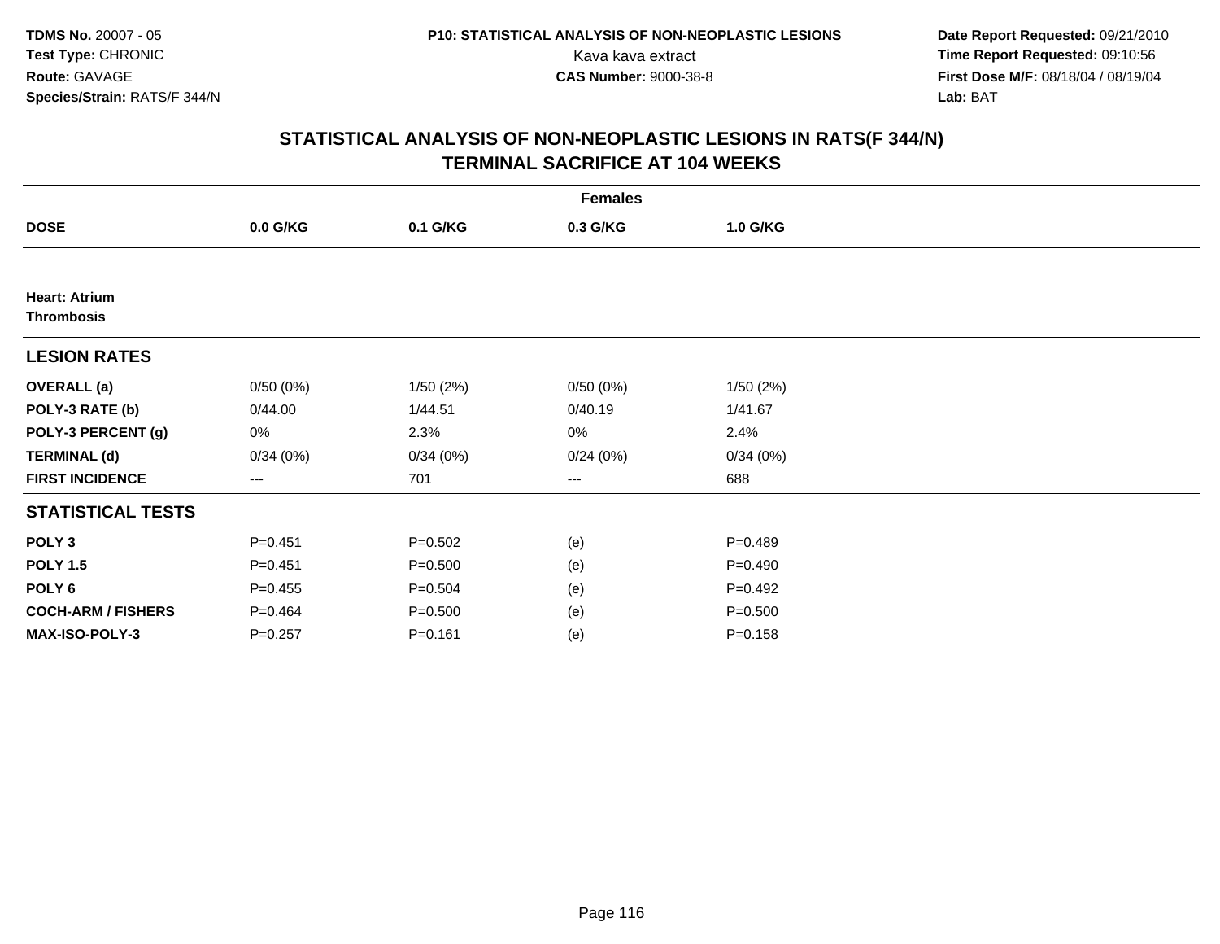**TDMS No.** 20007 - 05
**Test Type:** CHRONIC
**Route:** GAVAGE
**Species/Strain:** RATS/F 344/N

**P10: STATISTICAL ANALYSIS OF NON-NEOPLASTIC LESIONS**
Kava kava extract
**CAS Number:** 9000-38-8

**Date Report Requested:** 09/21/2010
**Time Report Requested:** 09:10:56
**First Dose M/F:** 08/18/04 / 08/19/04
**Lab:** BAT

## STATISTICAL ANALYSIS OF NON-NEOPLASTIC LESIONS IN RATS(F 344/N)
## TERMINAL SACRIFICE AT 104 WEEKS

| | Females | | | |
|---|---|---|---|---|
| **DOSE** | **0.0 G/KG** | **0.1 G/KG** | **0.3 G/KG** | **1.0 G/KG** |
| **Heart: Atrium** | | | | |
| **Thrombosis** | | | | |
| **LESION RATES** | | | | |
| **OVERALL (a)** | 0/50 (0%) | 1/50 (2%) | 0/50 (0%) | 1/50 (2%) |
| **POLY-3 RATE (b)** | 0/44.00 | 1/44.51 | 0/40.19 | 1/41.67 |
| **POLY-3 PERCENT (g)** | 0% | 2.3% | 0% | 2.4% |
| **TERMINAL (d)** | 0/34 (0%) | 0/34 (0%) | 0/24 (0%) | 0/34 (0%) |
| **FIRST INCIDENCE** | --- | 701 | --- | 688 |
| **STATISTICAL TESTS** | | | | |
| **POLY 3** | P=0.451 | P=0.502 | (e) | P=0.489 |
| **POLY 1.5** | P=0.451 | P=0.500 | (e) | P=0.490 |
| **POLY 6** | P=0.455 | P=0.504 | (e) | P=0.492 |
| **COCH-ARM / FISHERS** | P=0.464 | P=0.500 | (e) | P=0.500 |
| **MAX-ISO-POLY-3** | P=0.257 | P=0.161 | (e) | P=0.158 |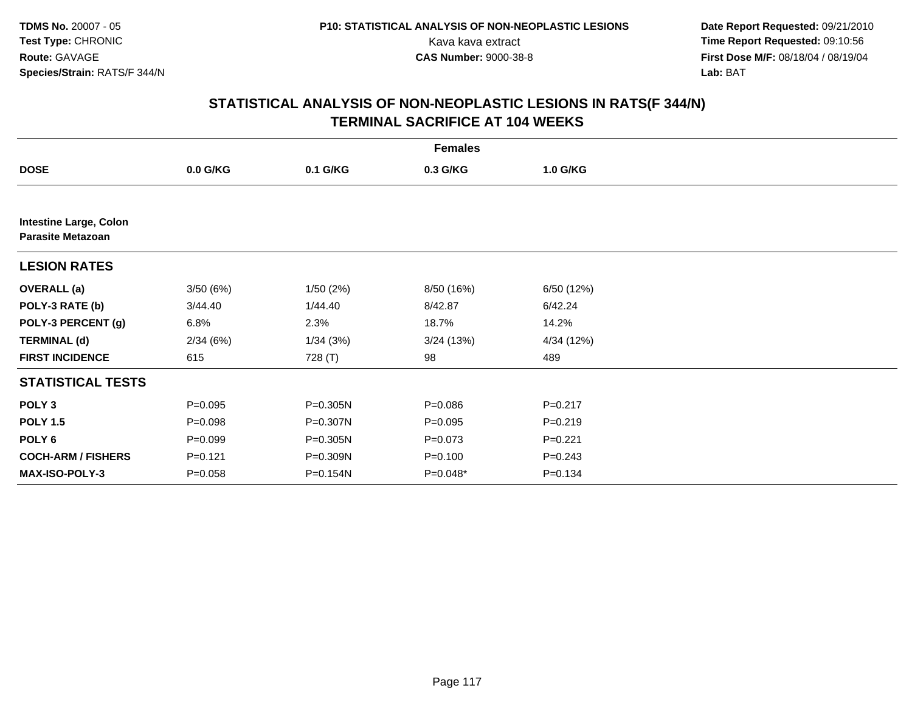TDMS No. 20007 - 05
Test Type: CHRONIC
Route: GAVAGE
Species/Strain: RATS/F 344/N

P10: STATISTICAL ANALYSIS OF NON-NEOPLASTIC LESIONS
Kava kava extract
CAS Number: 9000-38-8

Date Report Requested: 09/21/2010
Time Report Requested: 09:10:56
First Dose M/F: 08/18/04 / 08/19/04
Lab: BAT

## STATISTICAL ANALYSIS OF NON-NEOPLASTIC LESIONS IN RATS(F 344/N)
## TERMINAL SACRIFICE AT 104 WEEKS

| | Females | | | |
|---|---|---|---|---|
| **DOSE** | **0.0 G/KG** | **0.1 G/KG** | **0.3 G/KG** | **1.0 G/KG** |
| **Intestine Large, Colon** | | | | |
| **Parasite Metazoan** | | | | |
| **LESION RATES** | | | | |
| **OVERALL (a)** | 3/50 (6%) | 1/50 (2%) | 8/50 (16%) | 6/50 (12%) |
| **POLY-3 RATE (b)** | 3/44.40 | 1/44.40 | 8/42.87 | 6/42.24 |
| **POLY-3 PERCENT (g)** | 6.8% | 2.3% | 18.7% | 14.2% |
| **TERMINAL (d)** | 2/34 (6%) | 1/34 (3%) | 3/24 (13%) | 4/34 (12%) |
| **FIRST INCIDENCE** | 615 | 728 (T) | 98 | 489 |
| **STATISTICAL TESTS** | | | | |
| **POLY 3** | P=0.095 | P=0.305N | P=0.086 | P=0.217 |
| **POLY 1.5** | P=0.098 | P=0.307N | P=0.095 | P=0.219 |
| **POLY 6** | P=0.099 | P=0.305N | P=0.073 | P=0.221 |
| **COCH-ARM / FISHERS** | P=0.121 | P=0.309N | P=0.100 | P=0.243 |
| **MAX-ISO-POLY-3** | P=0.058 | P=0.154N | P=0.048* | P=0.134 |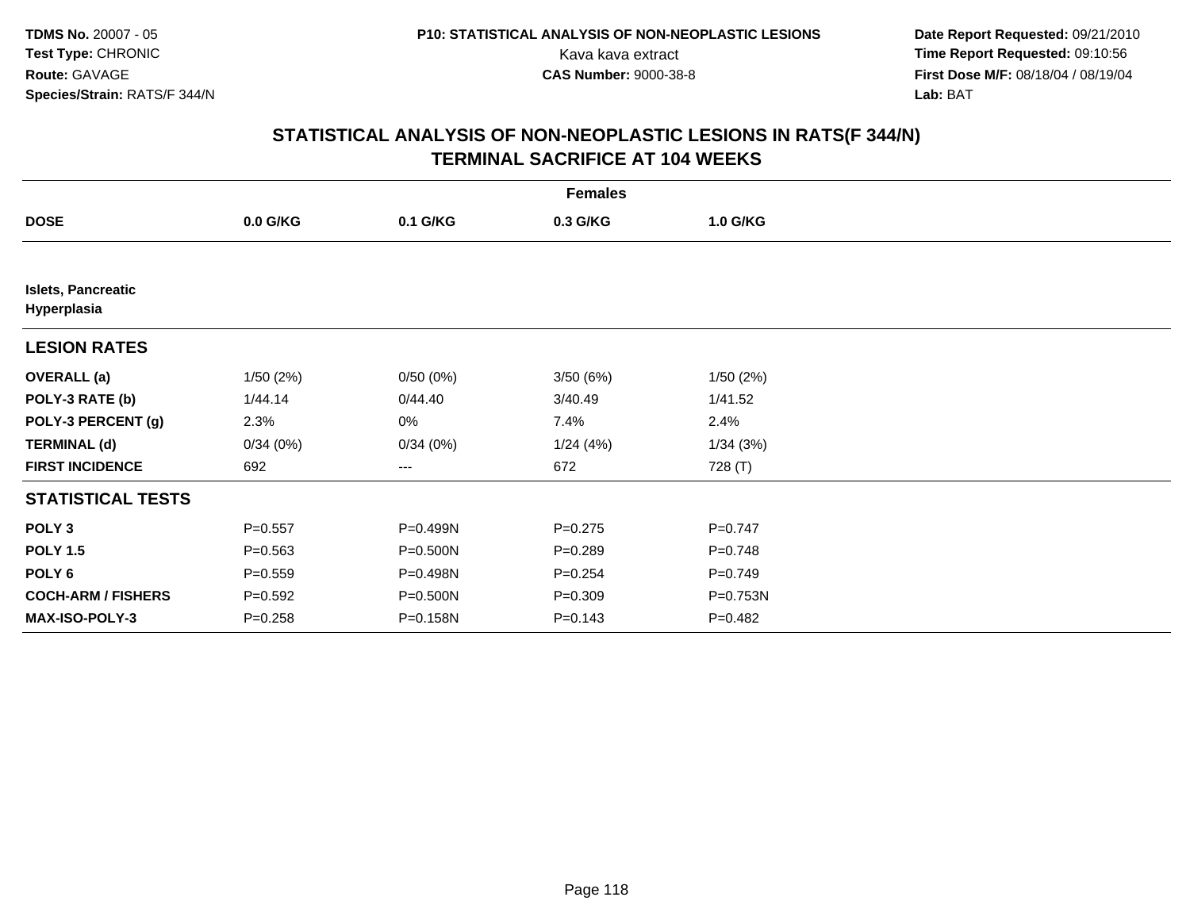**TDMS No.** 20007 - 05
**Test Type:** CHRONIC
**Route:** GAVAGE
**Species/Strain:** RATS/F 344/N

**P10: STATISTICAL ANALYSIS OF NON-NEOPLASTIC LESIONS**
Kava kava extract
**CAS Number:** 9000-38-8

**Date Report Requested:** 09/21/2010
**Time Report Requested:** 09:10:56
**First Dose M/F:** 08/18/04 / 08/19/04
**Lab:** BAT

## STATISTICAL ANALYSIS OF NON-NEOPLASTIC LESIONS IN RATS(F 344/N)
## TERMINAL SACRIFICE AT 104 WEEKS

| | Females | | | |
|---|---|---|---|---|
| **DOSE** | **0.0 G/KG** | **0.1 G/KG** | **0.3 G/KG** | **1.0 G/KG** |
| **Islets, Pancreatic Hyperplasia** | | | | |
| **LESION RATES** | | | | |
| **OVERALL (a)** | 1/50 (2%) | 0/50 (0%) | 3/50 (6%) | 1/50 (2%) |
| **POLY-3 RATE (b)** | 1/44.14 | 0/44.40 | 3/40.49 | 1/41.52 |
| **POLY-3 PERCENT (g)** | 2.3% | 0% | 7.4% | 2.4% |
| **TERMINAL (d)** | 0/34 (0%) | 0/34 (0%) | 1/24 (4%) | 1/34 (3%) |
| **FIRST INCIDENCE** | 692 | --- | 672 | 728 (T) |
| **STATISTICAL TESTS** | | | | |
| **POLY 3** | P=0.557 | P=0.499N | P=0.275 | P=0.747 |
| **POLY 1.5** | P=0.563 | P=0.500N | P=0.289 | P=0.748 |
| **POLY 6** | P=0.559 | P=0.498N | P=0.254 | P=0.749 |
| **COCH-ARM / FISHERS** | P=0.592 | P=0.500N | P=0.309 | P=0.753N |
| **MAX-ISO-POLY-3** | P=0.258 | P=0.158N | P=0.143 | P=0.482 |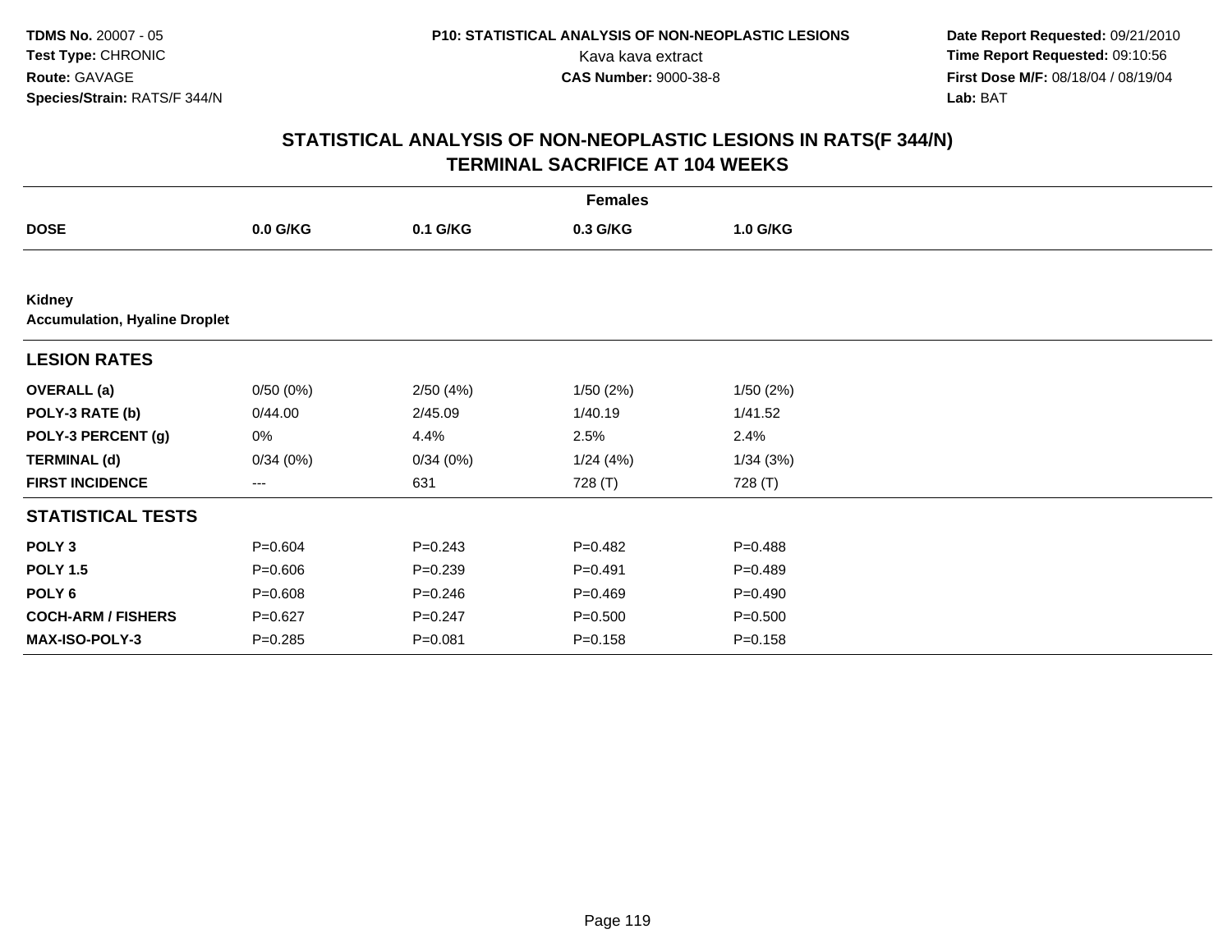# STATISTICAL ANALYSIS OF NON-NEOPLASTIC LESIONS IN RATS(F 344/N)
## TERMINAL SACRIFICE AT 104 WEEKS

| | Females | | | |
|---|---|---|---|---|
| **DOSE** | **0.0 G/KG** | **0.1 G/KG** | **0.3 G/KG** | **1.0 G/KG** |
| **Kidney** | | | | |
| **Accumulation, Hyaline Droplet** | | | | |
| **LESION RATES** | | | | |
| **OVERALL (a)** | 0/50 (0%) | 2/50 (4%) | 1/50 (2%) | 1/50 (2%) |
| **POLY-3 RATE (b)** | 0/44.00 | 2/45.09 | 1/40.19 | 1/41.52 |
| **POLY-3 PERCENT (g)** | 0% | 4.4% | 2.5% | 2.4% |
| **TERMINAL (d)** | 0/34 (0%) | 0/34 (0%) | 1/24 (4%) | 1/34 (3%) |
| **FIRST INCIDENCE** | --- | 631 | 728 (T) | 728 (T) |
| **STATISTICAL TESTS** | | | | |
| **POLY 3** | P=0.604 | P=0.243 | P=0.482 | P=0.488 |
| **POLY 1.5** | P=0.606 | P=0.239 | P=0.491 | P=0.489 |
| **POLY 6** | P=0.608 | P=0.246 | P=0.469 | P=0.490 |
| **COCH-ARM / FISHERS** | P=0.627 | P=0.247 | P=0.500 | P=0.500 |
| **MAX-ISO-POLY-3** | P=0.285 | P=0.081 | P=0.158 | P=0.158 |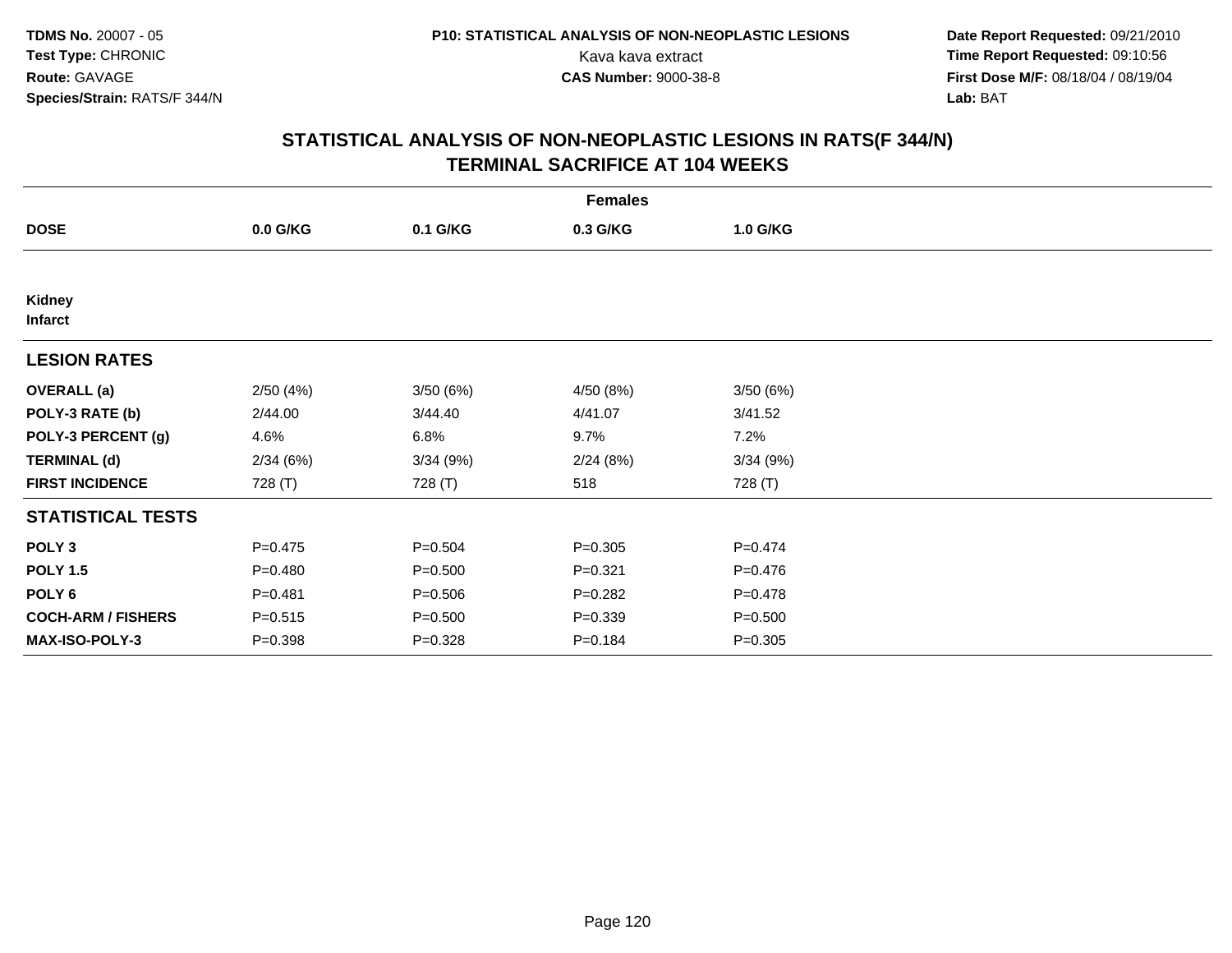TDMS No. 20007 - 05
Test Type: CHRONIC
Route: GAVAGE
Species/Strain: RATS/F 344/N

P10: STATISTICAL ANALYSIS OF NON-NEOPLASTIC LESIONS
Kava kava extract
CAS Number: 9000-38-8

Date Report Requested: 09/21/2010
Time Report Requested: 09:10:56
First Dose M/F: 08/18/04 / 08/19/04
Lab: BAT

## STATISTICAL ANALYSIS OF NON-NEOPLASTIC LESIONS IN RATS(F 344/N)
## TERMINAL SACRIFICE AT 104 WEEKS

| | Females | | | |
|---|---|---|---|---|
| **DOSE** | **0.0 G/KG** | **0.1 G/KG** | **0.3 G/KG** | **1.0 G/KG** |
| **Kidney** | | | | |
| **Infarct** | | | | |
| **LESION RATES** | | | | |
| **OVERALL (a)** | 2/50 (4%) | 3/50 (6%) | 4/50 (8%) | 3/50 (6%) |
| **POLY-3 RATE (b)** | 2/44.00 | 3/44.40 | 4/41.07 | 3/41.52 |
| **POLY-3 PERCENT (g)** | 4.6% | 6.8% | 9.7% | 7.2% |
| **TERMINAL (d)** | 2/34 (6%) | 3/34 (9%) | 2/24 (8%) | 3/34 (9%) |
| **FIRST INCIDENCE** | 728 (T) | 728 (T) | 518 | 728 (T) |
| **STATISTICAL TESTS** | | | | |
| **POLY 3** | P=0.475 | P=0.504 | P=0.305 | P=0.474 |
| **POLY 1.5** | P=0.480 | P=0.500 | P=0.321 | P=0.476 |
| **POLY 6** | P=0.481 | P=0.506 | P=0.282 | P=0.478 |
| **COCH-ARM / FISHERS** | P=0.515 | P=0.500 | P=0.339 | P=0.500 |
| **MAX-ISO-POLY-3** | P=0.398 | P=0.328 | P=0.184 | P=0.305 |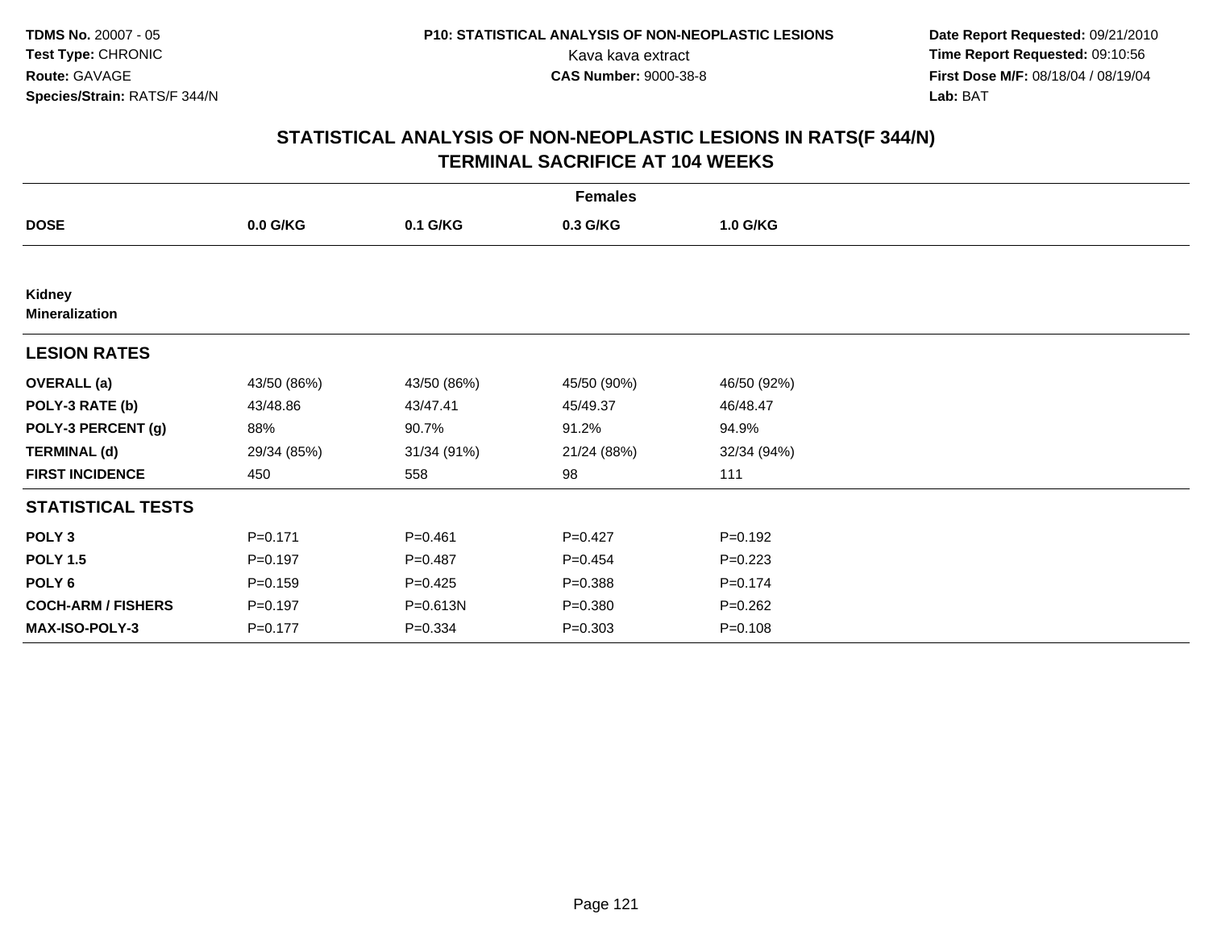TDMS No. 20007 - 05
Test Type: CHRONIC
Route: GAVAGE
Species/Strain: RATS/F 344/N

P10: STATISTICAL ANALYSIS OF NON-NEOPLASTIC LESIONS
Kava kava extract
CAS Number: 9000-38-8

Date Report Requested: 09/21/2010
Time Report Requested: 09:10:56
First Dose M/F: 08/18/04 / 08/19/04
Lab: BAT

## STATISTICAL ANALYSIS OF NON-NEOPLASTIC LESIONS IN RATS(F 344/N)
## TERMINAL SACRIFICE AT 104 WEEKS

| | Females | | | |
|---|---|---|---|---|
| **DOSE** | **0.0 G/KG** | **0.1 G/KG** | **0.3 G/KG** | **1.0 G/KG** |
| **Kidney** | | | | |
| **Mineralization** | | | | |
| **LESION RATES** | | | | |
| **OVERALL (a)** | 43/50 (86%) | 43/50 (86%) | 45/50 (90%) | 46/50 (92%) |
| **POLY-3 RATE (b)** | 43/48.86 | 43/47.41 | 45/49.37 | 46/48.47 |
| **POLY-3 PERCENT (g)** | 88% | 90.7% | 91.2% | 94.9% |
| **TERMINAL (d)** | 29/34 (85%) | 31/34 (91%) | 21/24 (88%) | 32/34 (94%) |
| **FIRST INCIDENCE** | 450 | 558 | 98 | 111 |
| **STATISTICAL TESTS** | | | | |
| **POLY 3** | P=0.171 | P=0.461 | P=0.427 | P=0.192 |
| **POLY 1.5** | P=0.197 | P=0.487 | P=0.454 | P=0.223 |
| **POLY 6** | P=0.159 | P=0.425 | P=0.388 | P=0.174 |
| **COCH-ARM / FISHERS** | P=0.197 | P=0.613N | P=0.380 | P=0.262 |
| **MAX-ISO-POLY-3** | P=0.177 | P=0.334 | P=0.303 | P=0.108 |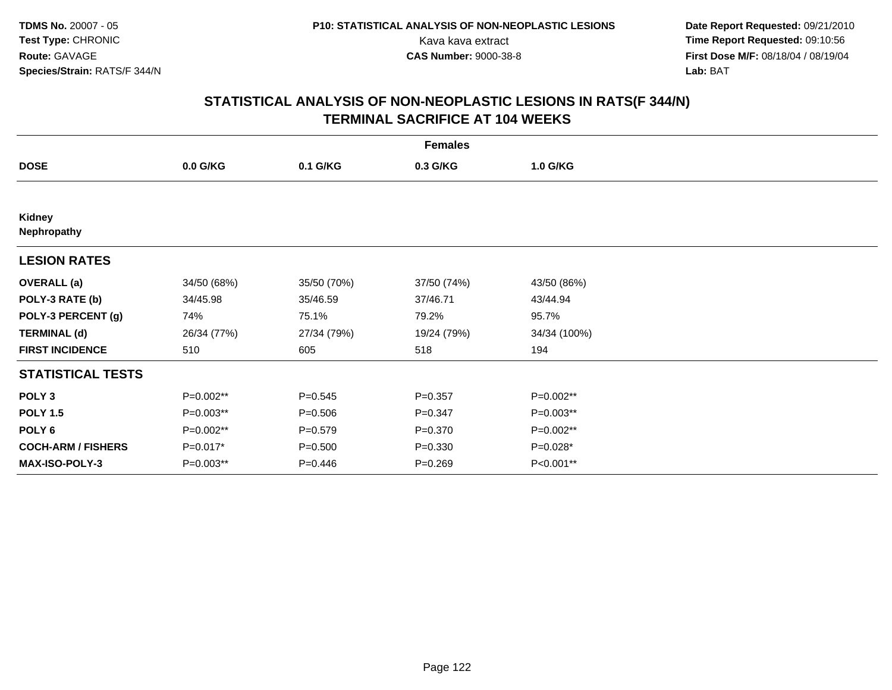**TDMS No.** 20007 - 05
**Test Type:** CHRONIC
**Route:** GAVAGE
**Species/Strain:** RATS/F 344/N

**P10: STATISTICAL ANALYSIS OF NON-NEOPLASTIC LESIONS**
Kava kava extract
**CAS Number:** 9000-38-8

**Date Report Requested:** 09/21/2010
**Time Report Requested:** 09:10:56
**First Dose M/F:** 08/18/04 / 08/19/04
**Lab:** BAT

## STATISTICAL ANALYSIS OF NON-NEOPLASTIC LESIONS IN RATS(F 344/N) TERMINAL SACRIFICE AT 104 WEEKS

| | Females | | | |
|---|---|---|---|---|
| **DOSE** | **0.0 G/KG** | **0.1 G/KG** | **0.3 G/KG** | **1.0 G/KG** |
| **Kidney** | | | | |
| **Nephropathy** | | | | |
| **LESION RATES** | | | | |
| **OVERALL (a)** | 34/50 (68%) | 35/50 (70%) | 37/50 (74%) | 43/50 (86%) |
| **POLY-3 RATE (b)** | 34/45.98 | 35/46.59 | 37/46.71 | 43/44.94 |
| **POLY-3 PERCENT (g)** | 74% | 75.1% | 79.2% | 95.7% |
| **TERMINAL (d)** | 26/34 (77%) | 27/34 (79%) | 19/24 (79%) | 34/34 (100%) |
| **FIRST INCIDENCE** | 510 | 605 | 518 | 194 |
| **STATISTICAL TESTS** | | | | |
| **POLY 3** | P=0.002** | P=0.545 | P=0.357 | P=0.002** |
| **POLY 1.5** | P=0.003** | P=0.506 | P=0.347 | P=0.003** |
| **POLY 6** | P=0.002** | P=0.579 | P=0.370 | P=0.002** |
| **COCH-ARM / FISHERS** | P=0.017* | P=0.500 | P=0.330 | P=0.028* |
| **MAX-ISO-POLY-3** | P=0.003** | P=0.446 | P=0.269 | P<0.001** |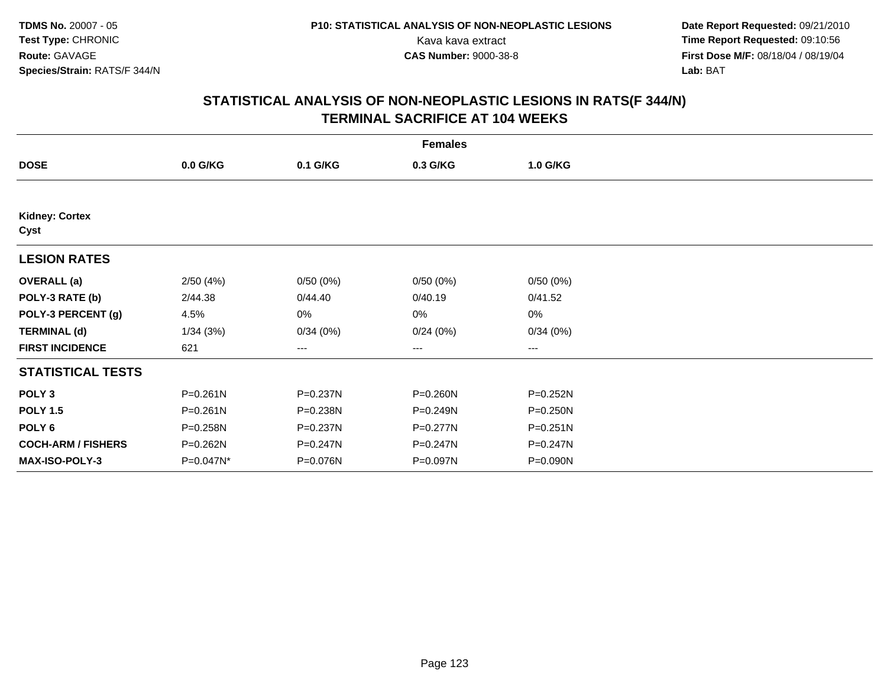**TDMS No.** 20007 - 05
**Test Type:** CHRONIC
**Route:** GAVAGE
**Species/Strain:** RATS/F 344/N

**P10: STATISTICAL ANALYSIS OF NON-NEOPLASTIC LESIONS**
Kava kava extract
**CAS Number:** 9000-38-8

**Date Report Requested:** 09/21/2010
**Time Report Requested:** 09:10:56
**First Dose M/F:** 08/18/04 / 08/19/04
**Lab:** BAT

## STATISTICAL ANALYSIS OF NON-NEOPLASTIC LESIONS IN RATS(F 344/N)
## TERMINAL SACRIFICE AT 104 WEEKS

| | Females | | | |
|---|---|---|---|---|
| **DOSE** | **0.0 G/KG** | **0.1 G/KG** | **0.3 G/KG** | **1.0 G/KG** |
| **Kidney: Cortex** | | | | |
| **Cyst** | | | | |
| **LESION RATES** | | | | |
| **OVERALL (a)** | 2/50 (4%) | 0/50 (0%) | 0/50 (0%) | 0/50 (0%) |
| **POLY-3 RATE (b)** | 2/44.38 | 0/44.40 | 0/40.19 | 0/41.52 |
| **POLY-3 PERCENT (g)** | 4.5% | 0% | 0% | 0% |
| **TERMINAL (d)** | 1/34 (3%) | 0/34 (0%) | 0/24 (0%) | 0/34 (0%) |
| **FIRST INCIDENCE** | 621 | --- | --- | --- |
| **STATISTICAL TESTS** | | | | |
| **POLY 3** | P=0.261N | P=0.237N | P=0.260N | P=0.252N |
| **POLY 1.5** | P=0.261N | P=0.238N | P=0.249N | P=0.250N |
| **POLY 6** | P=0.258N | P=0.237N | P=0.277N | P=0.251N |
| **COCH-ARM / FISHERS** | P=0.262N | P=0.247N | P=0.247N | P=0.247N |
| **MAX-ISO-POLY-3** | P=0.047N* | P=0.076N | P=0.097N | P=0.090N |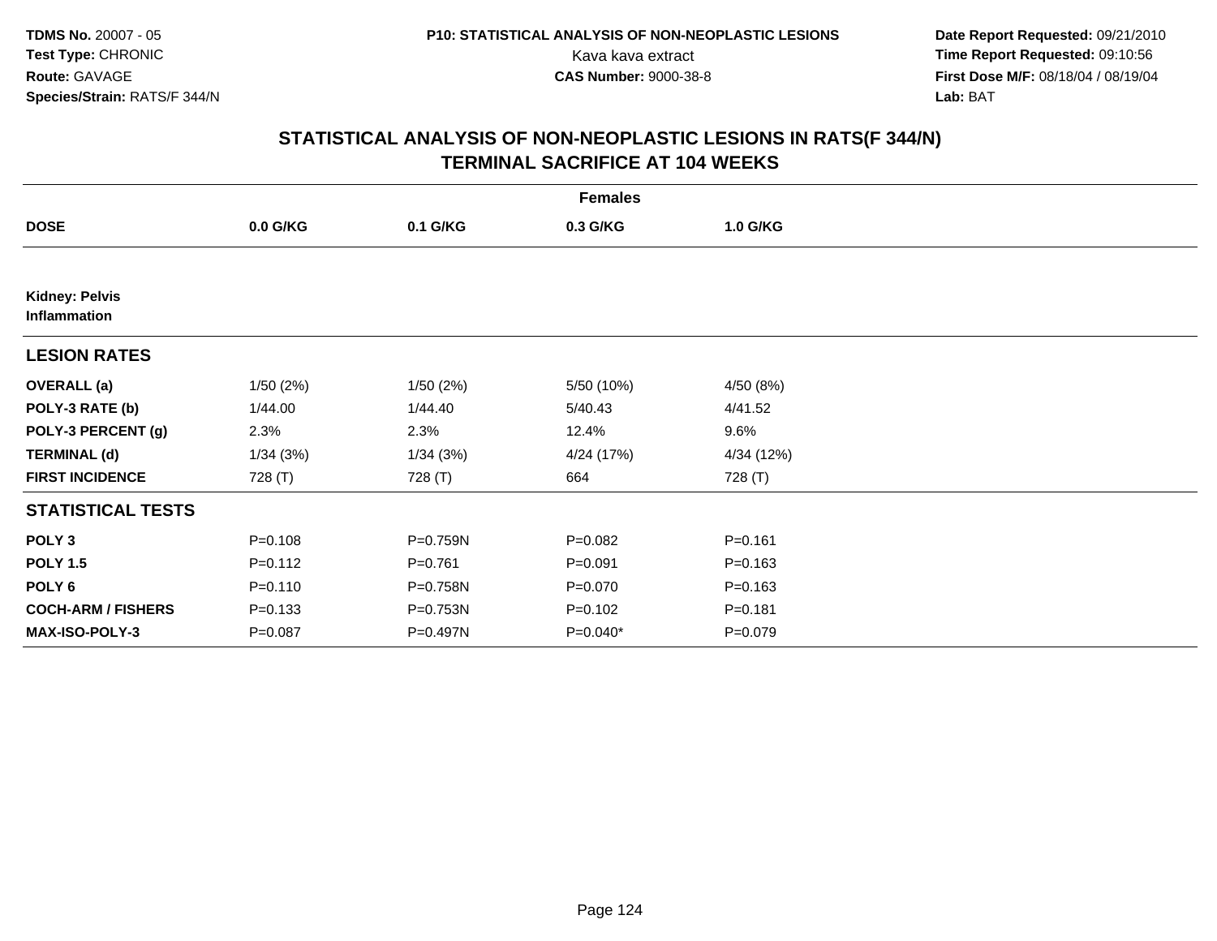**TDMS No.** 20007 - 05
**Test Type:** CHRONIC
**Route:** GAVAGE
**Species/Strain:** RATS/F 344/N

**P10: STATISTICAL ANALYSIS OF NON-NEOPLASTIC LESIONS**
Kava kava extract
**CAS Number:** 9000-38-8

**Date Report Requested:** 09/21/2010
**Time Report Requested:** 09:10:56
**First Dose M/F:** 08/18/04 / 08/19/04
**Lab:** BAT

## STATISTICAL ANALYSIS OF NON-NEOPLASTIC LESIONS IN RATS(F 344/N)
## TERMINAL SACRIFICE AT 104 WEEKS

| | Females | | | |
|---|---|---|---|---|
| **DOSE** | **0.0 G/KG** | **0.1 G/KG** | **0.3 G/KG** | **1.0 G/KG** |
| **Kidney: Pelvis** **Inflammation** | | | | |
| **LESION RATES** | | | | |
| **OVERALL (a)** | 1/50 (2%) | 1/50 (2%) | 5/50 (10%) | 4/50 (8%) |
| **POLY-3 RATE (b)** | 1/44.00 | 1/44.40 | 5/40.43 | 4/41.52 |
| **POLY-3 PERCENT (g)** | 2.3% | 2.3% | 12.4% | 9.6% |
| **TERMINAL (d)** | 1/34 (3%) | 1/34 (3%) | 4/24 (17%) | 4/34 (12%) |
| **FIRST INCIDENCE** | 728 (T) | 728 (T) | 664 | 728 (T) |
| **STATISTICAL TESTS** | | | | |
| **POLY 3** | P=0.108 | P=0.759N | P=0.082 | P=0.161 |
| **POLY 1.5** | P=0.112 | P=0.761 | P=0.091 | P=0.163 |
| **POLY 6** | P=0.110 | P=0.758N | P=0.070 | P=0.163 |
| **COCH-ARM / FISHERS** | P=0.133 | P=0.753N | P=0.102 | P=0.181 |
| **MAX-ISO-POLY-3** | P=0.087 | P=0.497N | P=0.040* | P=0.079 |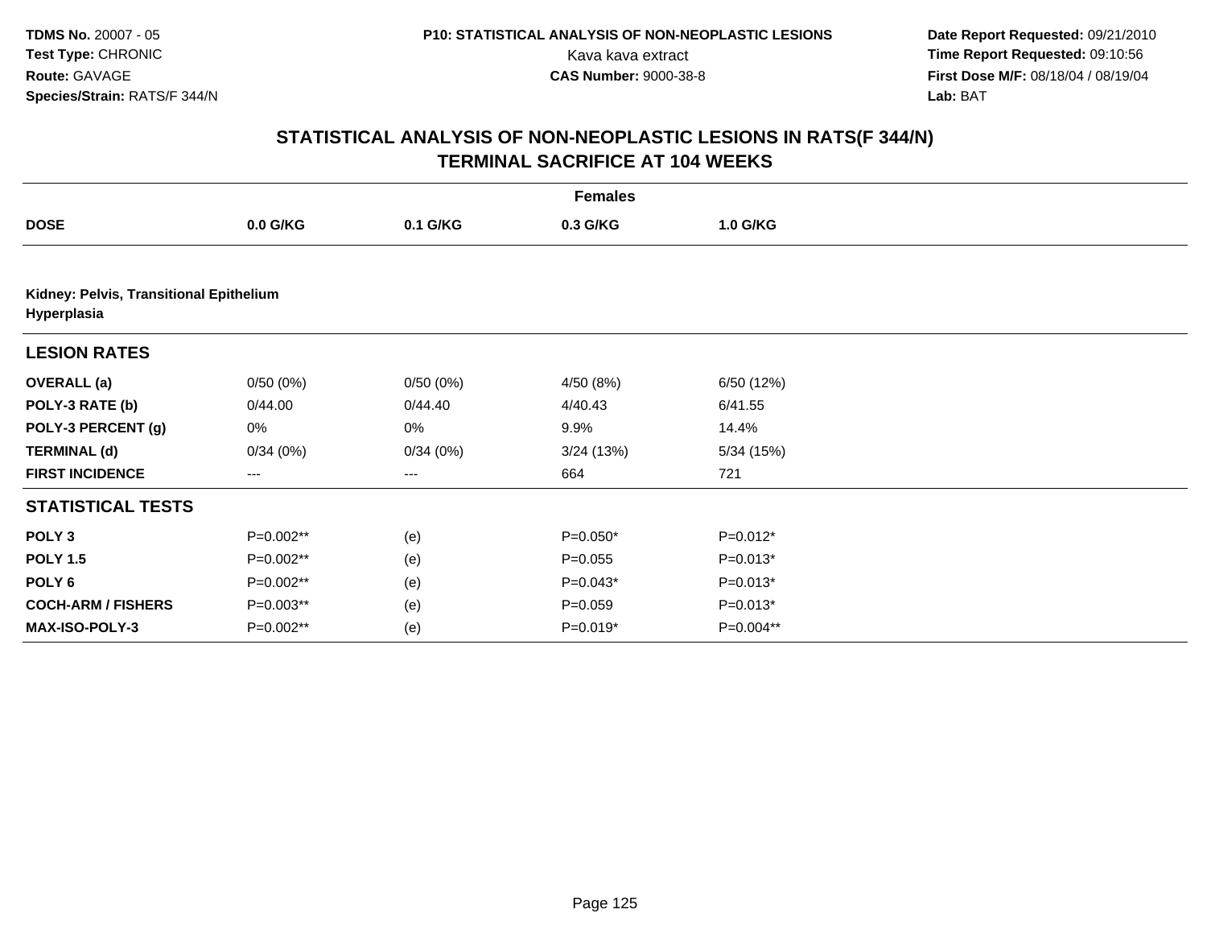# STATISTICAL ANALYSIS OF NON-NEOPLASTIC LESIONS IN RATS(F 344/N)
## TERMINAL SACRIFICE AT 104 WEEKS

| | Females | | | |
|---|---|---|---|---|
| **DOSE** | **0.0 G/KG** | **0.1 G/KG** | **0.3 G/KG** | **1.0 G/KG** |
| **Kidney: Pelvis, Transitional Epithelium Hyperplasia** | | | | |
| **LESION RATES** | | | | |
| **OVERALL (a)** | 0/50 (0%) | 0/50 (0%) | 4/50 (8%) | 6/50 (12%) |
| **POLY-3 RATE (b)** | 0/44.00 | 0/44.40 | 4/40.43 | 6/41.55 |
| **POLY-3 PERCENT (g)** | 0% | 0% | 9.9% | 14.4% |
| **TERMINAL (d)** | 0/34 (0%) | 0/34 (0%) | 3/24 (13%) | 5/34 (15%) |
| **FIRST INCIDENCE** | --- | --- | 664 | 721 |
| **STATISTICAL TESTS** | | | | |
| **POLY 3** | P=0.002** | (e) | P=0.050* | P=0.012* |
| **POLY 1.5** | P=0.002** | (e) | P=0.055 | P=0.013* |
| **POLY 6** | P=0.002** | (e) | P=0.043* | P=0.013* |
| **COCH-ARM / FISHERS** | P=0.003** | (e) | P=0.059 | P=0.013* |
| **MAX-ISO-POLY-3** | P=0.002** | (e) | P=0.019* | P=0.004** |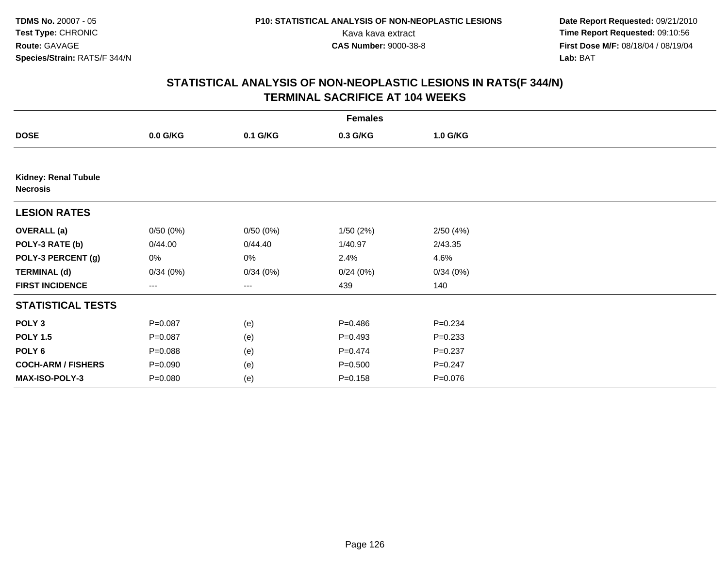TDMS No. 20007 - 05
Test Type: CHRONIC
Route: GAVAGE
Species/Strain: RATS/F 344/N

P10: STATISTICAL ANALYSIS OF NON-NEOPLASTIC LESIONS
Kava kava extract
CAS Number: 9000-38-8

Date Report Requested: 09/21/2010
Time Report Requested: 09:10:56
First Dose M/F: 08/18/04 / 08/19/04
Lab: BAT

## STATISTICAL ANALYSIS OF NON-NEOPLASTIC LESIONS IN RATS(F 344/N)
## TERMINAL SACRIFICE AT 104 WEEKS

| | Females | | | |
|---|---|---|---|---|
| **DOSE** | **0.0 G/KG** | **0.1 G/KG** | **0.3 G/KG** | **1.0 G/KG** |
| **Kidney: Renal Tubule Necrosis** | | | | |
| **LESION RATES** | | | | |
| **OVERALL (a)** | 0/50 (0%) | 0/50 (0%) | 1/50 (2%) | 2/50 (4%) |
| **POLY-3 RATE (b)** | 0/44.00 | 0/44.40 | 1/40.97 | 2/43.35 |
| **POLY-3 PERCENT (g)** | 0% | 0% | 2.4% | 4.6% |
| **TERMINAL (d)** | 0/34 (0%) | 0/34 (0%) | 0/24 (0%) | 0/34 (0%) |
| **FIRST INCIDENCE** | --- | --- | 439 | 140 |
| **STATISTICAL TESTS** | | | | |
| **POLY 3** | P=0.087 | (e) | P=0.486 | P=0.234 |
| **POLY 1.5** | P=0.087 | (e) | P=0.493 | P=0.233 |
| **POLY 6** | P=0.088 | (e) | P=0.474 | P=0.237 |
| **COCH-ARM / FISHERS** | P=0.090 | (e) | P=0.500 | P=0.247 |
| **MAX-ISO-POLY-3** | P=0.080 | (e) | P=0.158 | P=0.076 |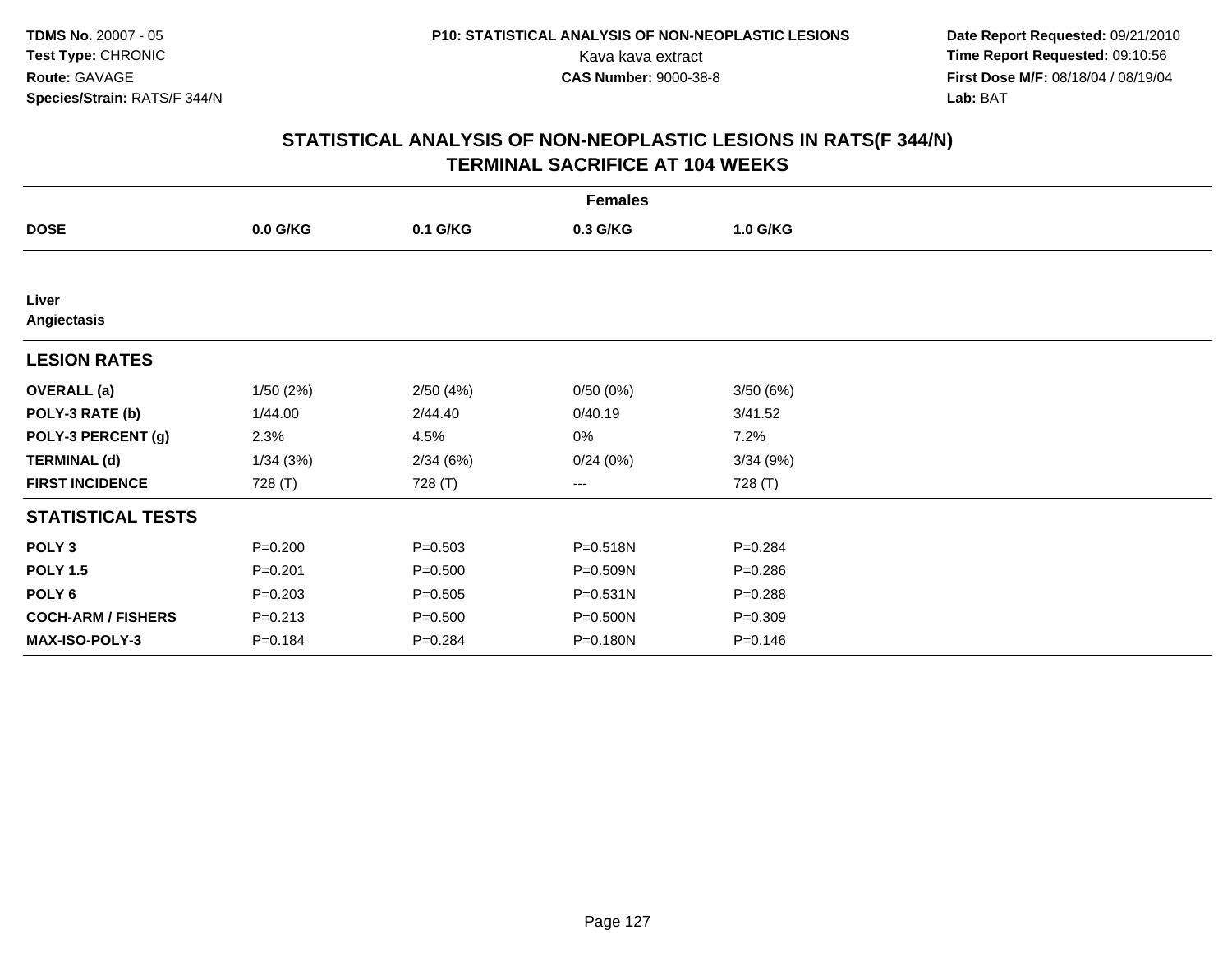TDMS No. 20007 - 05
Test Type: CHRONIC
Route: GAVAGE
Species/Strain: RATS/F 344/N

P10: STATISTICAL ANALYSIS OF NON-NEOPLASTIC LESIONS
Kava kava extract
CAS Number: 9000-38-8

Date Report Requested: 09/21/2010
Time Report Requested: 09:10:56
First Dose M/F: 08/18/04 / 08/19/04
Lab: BAT

## STATISTICAL ANALYSIS OF NON-NEOPLASTIC LESIONS IN RATS(F 344/N) TERMINAL SACRIFICE AT 104 WEEKS

| | Females | | | |
|---|---|---|---|---|
| **DOSE** | **0.0 G/KG** | **0.1 G/KG** | **0.3 G/KG** | **1.0 G/KG** |
| **Liver** | | | | |
| **Angiectasis** | | | | |
| **LESION RATES** | | | | |
| **OVERALL (a)** | 1/50 (2%) | 2/50 (4%) | 0/50 (0%) | 3/50 (6%) |
| **POLY-3 RATE (b)** | 1/44.00 | 2/44.40 | 0/40.19 | 3/41.52 |
| **POLY-3 PERCENT (g)** | 2.3% | 4.5% | 0% | 7.2% |
| **TERMINAL (d)** | 1/34 (3%) | 2/34 (6%) | 0/24 (0%) | 3/34 (9%) |
| **FIRST INCIDENCE** | 728 (T) | 728 (T) | --- | 728 (T) |
| **STATISTICAL TESTS** | | | | |
| **POLY 3** | P=0.200 | P=0.503 | P=0.518N | P=0.284 |
| **POLY 1.5** | P=0.201 | P=0.500 | P=0.509N | P=0.286 |
| **POLY 6** | P=0.203 | P=0.505 | P=0.531N | P=0.288 |
| **COCH-ARM / FISHERS** | P=0.213 | P=0.500 | P=0.500N | P=0.309 |
| **MAX-ISO-POLY-3** | P=0.184 | P=0.284 | P=0.180N | P=0.146 |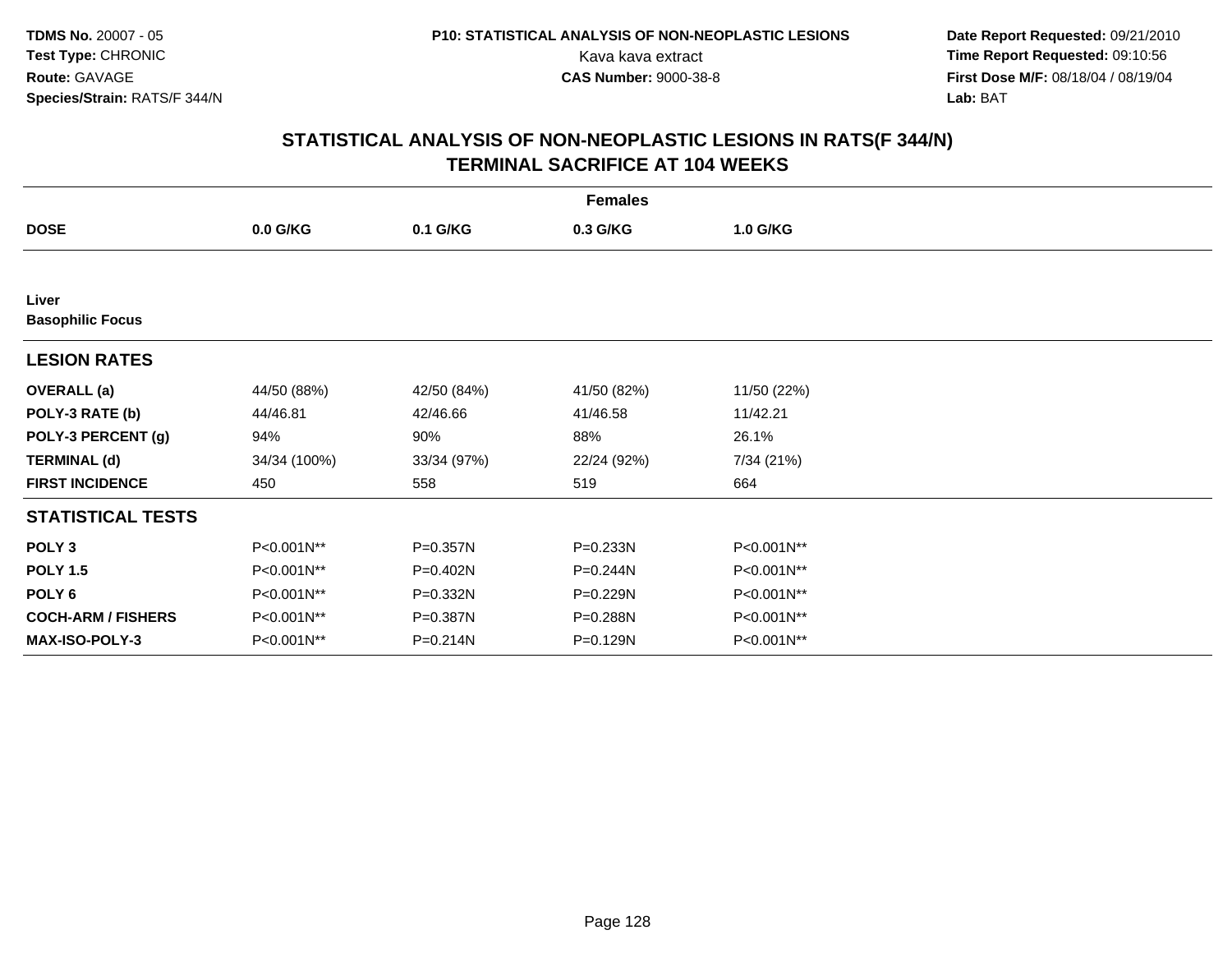TDMS No. 20007 - 05
Test Type: CHRONIC
Route: GAVAGE
Species/Strain: RATS/F 344/N

P10: STATISTICAL ANALYSIS OF NON-NEOPLASTIC LESIONS
Kava kava extract
CAS Number: 9000-38-8

Date Report Requested: 09/21/2010
Time Report Requested: 09:10:56
First Dose M/F: 08/18/04 / 08/19/04
Lab: BAT

## STATISTICAL ANALYSIS OF NON-NEOPLASTIC LESIONS IN RATS(F 344/N) TERMINAL SACRIFICE AT 104 WEEKS

| | Females | | | |
|---|---|---|---|---|
| **DOSE** | **0.0 G/KG** | **0.1 G/KG** | **0.3 G/KG** | **1.0 G/KG** |
| **Liver** | | | | |
| **Basophilic Focus** | | | | |
| **LESION RATES** | | | | |
| **OVERALL (a)** | 44/50 (88%) | 42/50 (84%) | 41/50 (82%) | 11/50 (22%) |
| **POLY-3 RATE (b)** | 44/46.81 | 42/46.66 | 41/46.58 | 11/42.21 |
| **POLY-3 PERCENT (g)** | 94% | 90% | 88% | 26.1% |
| **TERMINAL (d)** | 34/34 (100%) | 33/34 (97%) | 22/24 (92%) | 7/34 (21%) |
| **FIRST INCIDENCE** | 450 | 558 | 519 | 664 |
| **STATISTICAL TESTS** | | | | |
| **POLY 3** | P<0.001N** | P=0.357N | P=0.233N | P<0.001N** |
| **POLY 1.5** | P<0.001N** | P=0.402N | P=0.244N | P<0.001N** |
| **POLY 6** | P<0.001N** | P=0.332N | P=0.229N | P<0.001N** |
| **COCH-ARM / FISHERS** | P<0.001N** | P=0.387N | P=0.288N | P<0.001N** |
| **MAX-ISO-POLY-3** | P<0.001N** | P=0.214N | P=0.129N | P<0.001N** |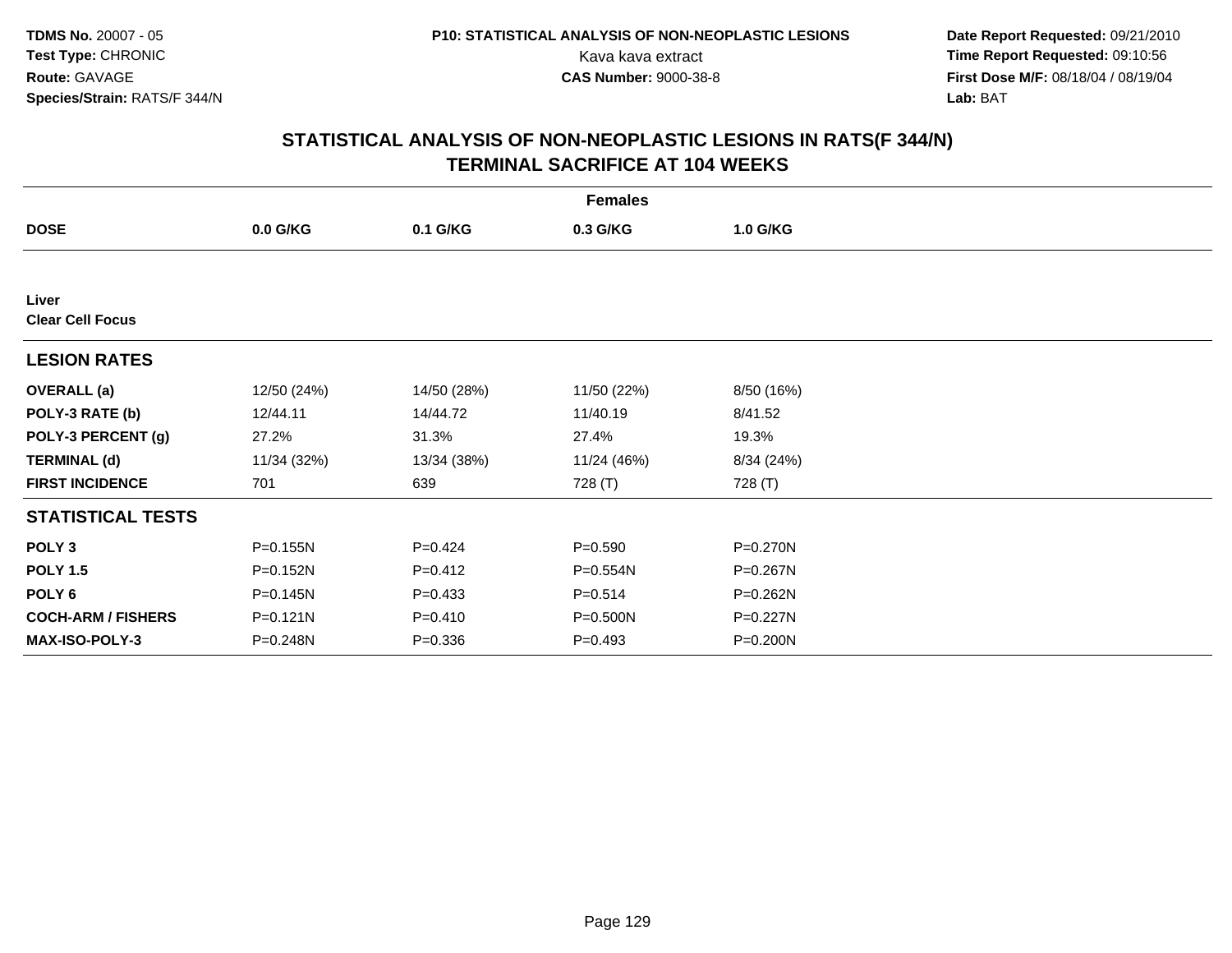**TDMS No.** 20007 - 05
**Test Type:** CHRONIC
**Route:** GAVAGE
**Species/Strain:** RATS/F 344/N

**P10: STATISTICAL ANALYSIS OF NON-NEOPLASTIC LESIONS**
Kava kava extract
**CAS Number:** 9000-38-8

**Date Report Requested:** 09/21/2010
**Time Report Requested:** 09:10:56
**First Dose M/F:** 08/18/04 / 08/19/04
**Lab:** BAT

## STATISTICAL ANALYSIS OF NON-NEOPLASTIC LESIONS IN RATS(F 344/N)
## TERMINAL SACRIFICE AT 104 WEEKS

| | Females | | | |
|---|---|---|---|---|
| **DOSE** | **0.0 G/KG** | **0.1 G/KG** | **0.3 G/KG** | **1.0 G/KG** |
| **Liver** | | | | |
| **Clear Cell Focus** | | | | |
| **LESION RATES** | | | | |
| **OVERALL (a)** | 12/50 (24%) | 14/50 (28%) | 11/50 (22%) | 8/50 (16%) |
| **POLY-3 RATE (b)** | 12/44.11 | 14/44.72 | 11/40.19 | 8/41.52 |
| **POLY-3 PERCENT (g)** | 27.2% | 31.3% | 27.4% | 19.3% |
| **TERMINAL (d)** | 11/34 (32%) | 13/34 (38%) | 11/24 (46%) | 8/34 (24%) |
| **FIRST INCIDENCE** | 701 | 639 | 728 (T) | 728 (T) |
| **STATISTICAL TESTS** | | | | |
| **POLY 3** | P=0.155N | P=0.424 | P=0.590 | P=0.270N |
| **POLY 1.5** | P=0.152N | P=0.412 | P=0.554N | P=0.267N |
| **POLY 6** | P=0.145N | P=0.433 | P=0.514 | P=0.262N |
| **COCH-ARM / FISHERS** | P=0.121N | P=0.410 | P=0.500N | P=0.227N |
| **MAX-ISO-POLY-3** | P=0.248N | P=0.336 | P=0.493 | P=0.200N |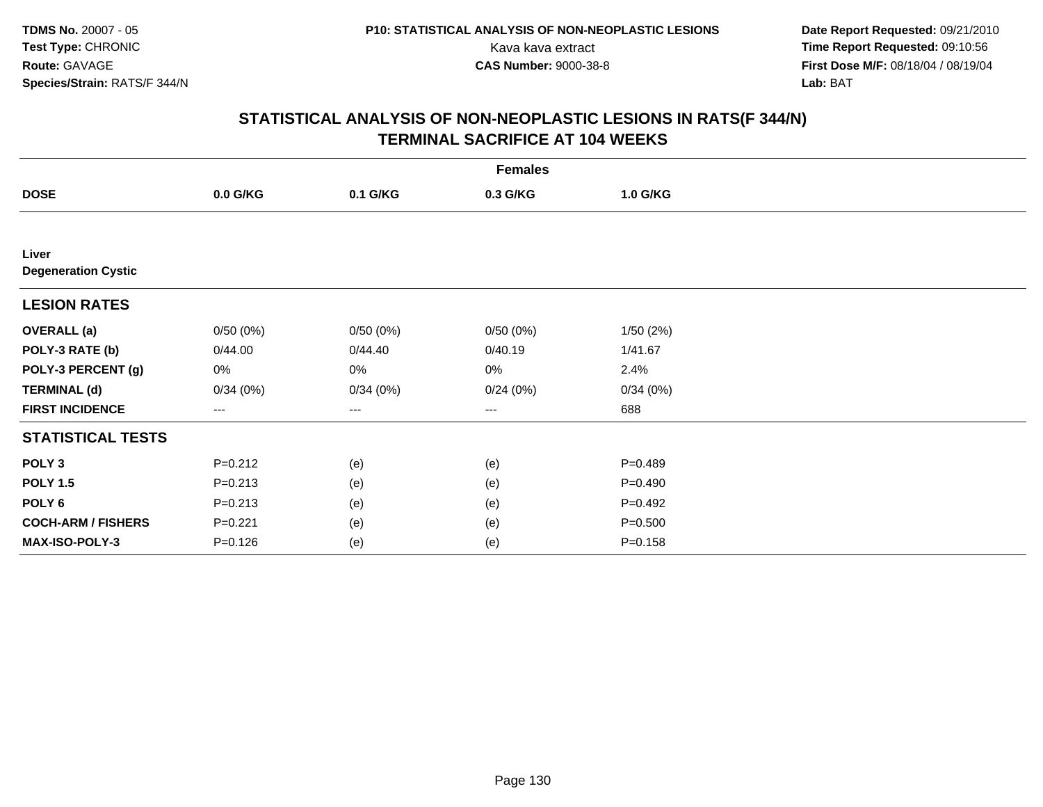**TDMS No.** 20007 - 05
**Test Type:** CHRONIC
**Route:** GAVAGE
**Species/Strain:** RATS/F 344/N

**P10: STATISTICAL ANALYSIS OF NON-NEOPLASTIC LESIONS**
Kava kava extract
**CAS Number:** 9000-38-8

**Date Report Requested:** 09/21/2010
**Time Report Requested:** 09:10:56
**First Dose M/F:** 08/18/04 / 08/19/04
**Lab:** BAT

## STATISTICAL ANALYSIS OF NON-NEOPLASTIC LESIONS IN RATS(F 344/N)
## TERMINAL SACRIFICE AT 104 WEEKS

| | Females | | | |
|---|---|---|---|---|
| **DOSE** | **0.0 G/KG** | **0.1 G/KG** | **0.3 G/KG** | **1.0 G/KG** |
| **Liver** | | | | |
| **Degeneration Cystic** | | | | |
| **LESION RATES** | | | | |
| **OVERALL (a)** | 0/50 (0%) | 0/50 (0%) | 0/50 (0%) | 1/50 (2%) |
| **POLY-3 RATE (b)** | 0/44.00 | 0/44.40 | 0/40.19 | 1/41.67 |
| **POLY-3 PERCENT (g)** | 0% | 0% | 0% | 2.4% |
| **TERMINAL (d)** | 0/34 (0%) | 0/34 (0%) | 0/24 (0%) | 0/34 (0%) |
| **FIRST INCIDENCE** | --- | --- | --- | 688 |
| **STATISTICAL TESTS** | | | | |
| **POLY 3** | P=0.212 | (e) | (e) | P=0.489 |
| **POLY 1.5** | P=0.213 | (e) | (e) | P=0.490 |
| **POLY 6** | P=0.213 | (e) | (e) | P=0.492 |
| **COCH-ARM / FISHERS** | P=0.221 | (e) | (e) | P=0.500 |
| **MAX-ISO-POLY-3** | P=0.126 | (e) | (e) | P=0.158 |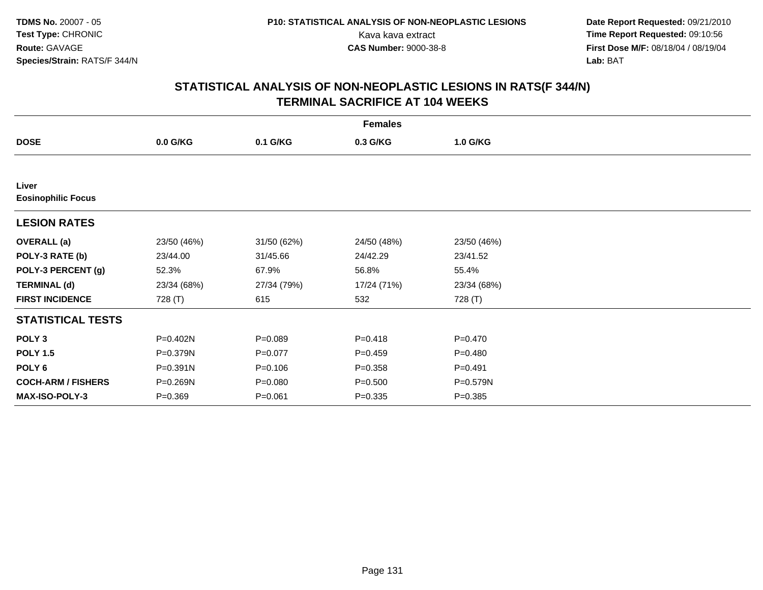**TDMS No.** 20007 - 05
**Test Type:** CHRONIC
**Route:** GAVAGE
**Species/Strain:** RATS/F 344/N

**P10: STATISTICAL ANALYSIS OF NON-NEOPLASTIC LESIONS**
Kava kava extract
**CAS Number:** 9000-38-8

**Date Report Requested:** 09/21/2010
**Time Report Requested:** 09:10:56
**First Dose M/F:** 08/18/04 / 08/19/04
**Lab:** BAT

## STATISTICAL ANALYSIS OF NON-NEOPLASTIC LESIONS IN RATS(F 344/N) TERMINAL SACRIFICE AT 104 WEEKS

| | Females | | | |
|---|---|---|---|---|
| **DOSE** | **0.0 G/KG** | **0.1 G/KG** | **0.3 G/KG** | **1.0 G/KG** |
| **Liver** | | | | |
| **Eosinophilic Focus** | | | | |
| **LESION RATES** | | | | |
| **OVERALL (a)** | 23/50 (46%) | 31/50 (62%) | 24/50 (48%) | 23/50 (46%) |
| **POLY-3 RATE (b)** | 23/44.00 | 31/45.66 | 24/42.29 | 23/41.52 |
| **POLY-3 PERCENT (g)** | 52.3% | 67.9% | 56.8% | 55.4% |
| **TERMINAL (d)** | 23/34 (68%) | 27/34 (79%) | 17/24 (71%) | 23/34 (68%) |
| **FIRST INCIDENCE** | 728 (T) | 615 | 532 | 728 (T) |
| **STATISTICAL TESTS** | | | | |
| **POLY 3** | P=0.402N | P=0.089 | P=0.418 | P=0.470 |
| **POLY 1.5** | P=0.379N | P=0.077 | P=0.459 | P=0.480 |
| **POLY 6** | P=0.391N | P=0.106 | P=0.358 | P=0.491 |
| **COCH-ARM / FISHERS** | P=0.269N | P=0.080 | P=0.500 | P=0.579N |
| **MAX-ISO-POLY-3** | P=0.369 | P=0.061 | P=0.335 | P=0.385 |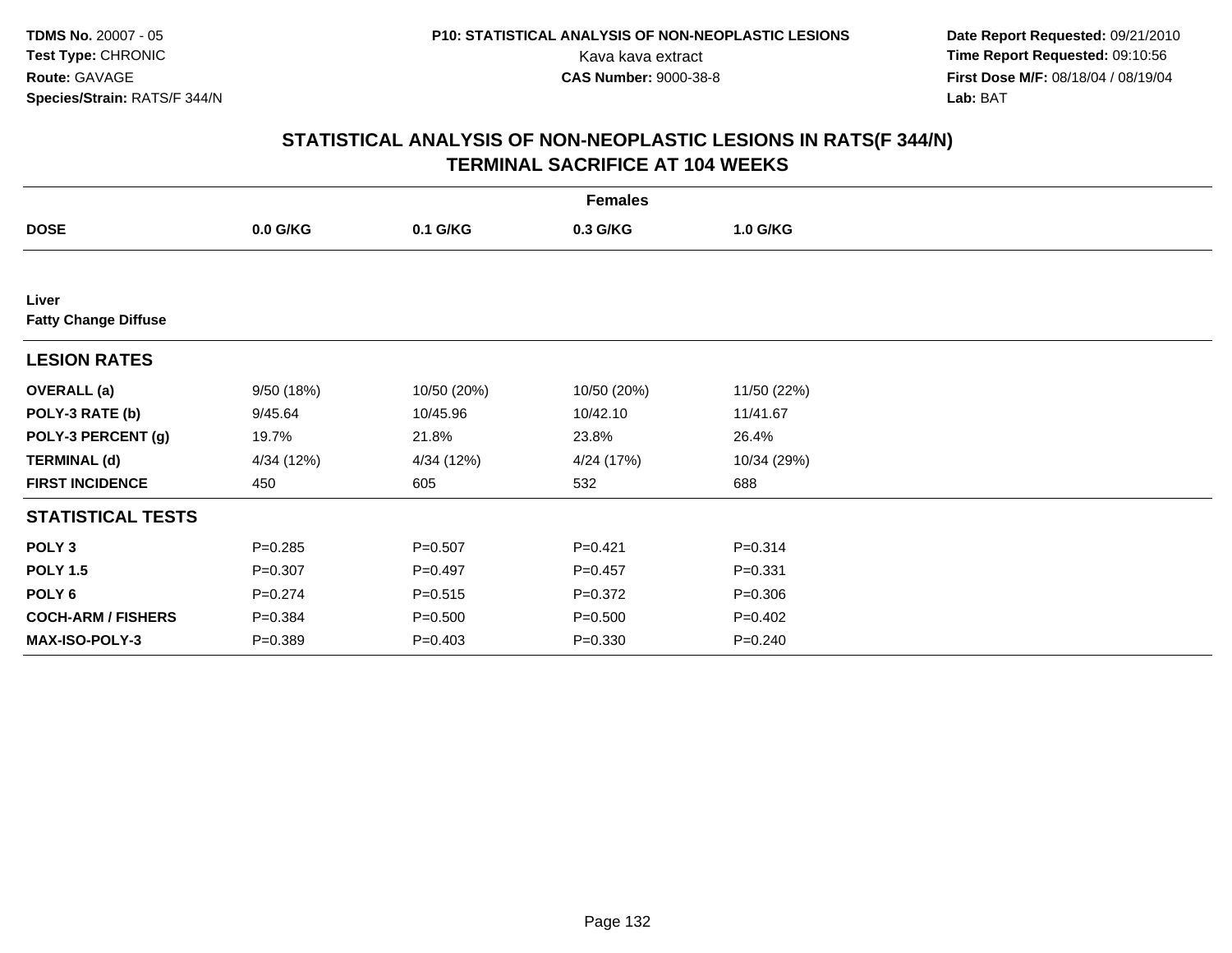**TDMS No.** 20007 - 05
**Test Type:** CHRONIC
**Route:** GAVAGE
**Species/Strain:** RATS/F 344/N

**P10: STATISTICAL ANALYSIS OF NON-NEOPLASTIC LESIONS**
Kava kava extract
**CAS Number:** 9000-38-8

**Date Report Requested:** 09/21/2010
**Time Report Requested:** 09:10:56
**First Dose M/F:** 08/18/04 / 08/19/04
**Lab:** BAT

## STATISTICAL ANALYSIS OF NON-NEOPLASTIC LESIONS IN RATS(F 344/N) TERMINAL SACRIFICE AT 104 WEEKS

| | Females | | | |
|---|---|---|---|---|
| **DOSE** | **0.0 G/KG** | **0.1 G/KG** | **0.3 G/KG** | **1.0 G/KG** |
| **Liver** | | | | |
| **Fatty Change Diffuse** | | | | |
| **LESION RATES** | | | | |
| **OVERALL (a)** | 9/50 (18%) | 10/50 (20%) | 10/50 (20%) | 11/50 (22%) |
| **POLY-3 RATE (b)** | 9/45.64 | 10/45.96 | 10/42.10 | 11/41.67 |
| **POLY-3 PERCENT (g)** | 19.7% | 21.8% | 23.8% | 26.4% |
| **TERMINAL (d)** | 4/34 (12%) | 4/34 (12%) | 4/24 (17%) | 10/34 (29%) |
| **FIRST INCIDENCE** | 450 | 605 | 532 | 688 |
| **STATISTICAL TESTS** | | | | |
| **POLY 3** | P=0.285 | P=0.507 | P=0.421 | P=0.314 |
| **POLY 1.5** | P=0.307 | P=0.497 | P=0.457 | P=0.331 |
| **POLY 6** | P=0.274 | P=0.515 | P=0.372 | P=0.306 |
| **COCH-ARM / FISHERS** | P=0.384 | P=0.500 | P=0.500 | P=0.402 |
| **MAX-ISO-POLY-3** | P=0.389 | P=0.403 | P=0.330 | P=0.240 |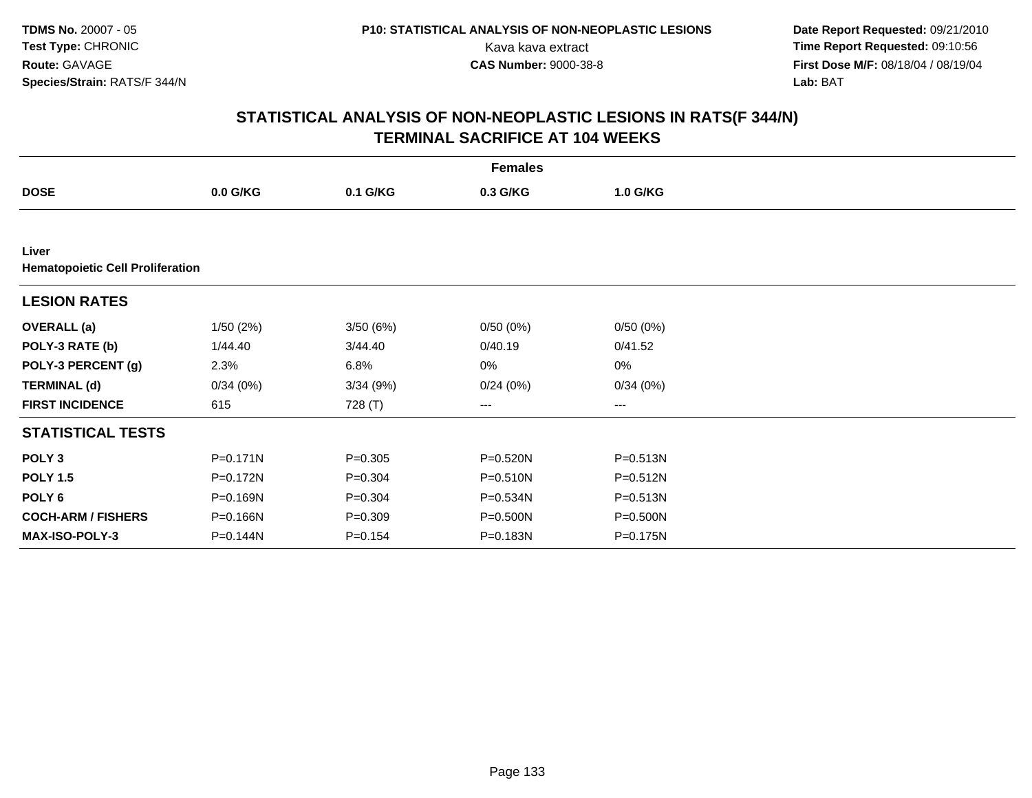**TDMS No.** 20007 - 05
**Test Type:** CHRONIC
**Route:** GAVAGE
**Species/Strain:** RATS/F 344/N

**P10: STATISTICAL ANALYSIS OF NON-NEOPLASTIC LESIONS**
Kava kava extract
**CAS Number:** 9000-38-8

**Date Report Requested:** 09/21/2010
**Time Report Requested:** 09:10:56
**First Dose M/F:** 08/18/04 / 08/19/04
**Lab:** BAT

## STATISTICAL ANALYSIS OF NON-NEOPLASTIC LESIONS IN RATS(F 344/N)
## TERMINAL SACRIFICE AT 104 WEEKS

| | Females | | | |
|---|---|---|---|---|
| **DOSE** | **0.0 G/KG** | **0.1 G/KG** | **0.3 G/KG** | **1.0 G/KG** |
| **Liver** | | | | |
| **Hematopoietic Cell Proliferation** | | | | |
| **LESION RATES** | | | | |
| **OVERALL (a)** | 1/50 (2%) | 3/50 (6%) | 0/50 (0%) | 0/50 (0%) |
| **POLY-3 RATE (b)** | 1/44.40 | 3/44.40 | 0/40.19 | 0/41.52 |
| **POLY-3 PERCENT (g)** | 2.3% | 6.8% | 0% | 0% |
| **TERMINAL (d)** | 0/34 (0%) | 3/34 (9%) | 0/24 (0%) | 0/34 (0%) |
| **FIRST INCIDENCE** | 615 | 728 (T) | --- | --- |
| **STATISTICAL TESTS** | | | | |
| **POLY 3** | P=0.171N | P=0.305 | P=0.520N | P=0.513N |
| **POLY 1.5** | P=0.172N | P=0.304 | P=0.510N | P=0.512N |
| **POLY 6** | P=0.169N | P=0.304 | P=0.534N | P=0.513N |
| **COCH-ARM / FISHERS** | P=0.166N | P=0.309 | P=0.500N | P=0.500N |
| **MAX-ISO-POLY-3** | P=0.144N | P=0.154 | P=0.183N | P=0.175N |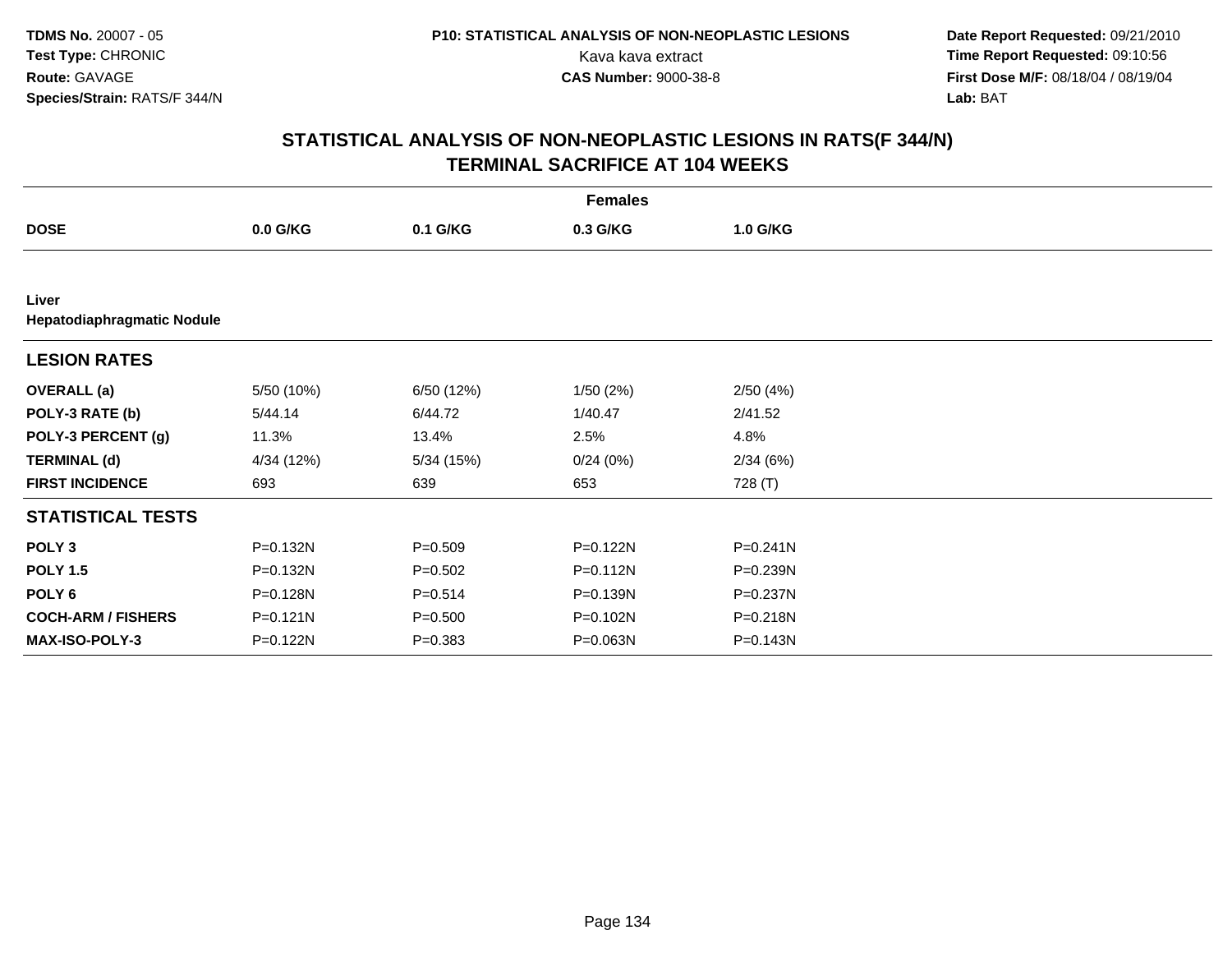TDMS No. 20007 - 05
Test Type: CHRONIC
Route: GAVAGE
Species/Strain: RATS/F 344/N

P10: STATISTICAL ANALYSIS OF NON-NEOPLASTIC LESIONS
Kava kava extract
CAS Number: 9000-38-8

Date Report Requested: 09/21/2010
Time Report Requested: 09:10:56
First Dose M/F: 08/18/04 / 08/19/04
Lab: BAT

## STATISTICAL ANALYSIS OF NON-NEOPLASTIC LESIONS IN RATS(F 344/N) TERMINAL SACRIFICE AT 104 WEEKS

| | Females | | | |
|---|---|---|---|---|
| **DOSE** | **0.0 G/KG** | **0.1 G/KG** | **0.3 G/KG** | **1.0 G/KG** |
| **Liver** | | | | |
| **Hepatodiaphragmatic Nodule** | | | | |
| **LESION RATES** | | | | |
| **OVERALL (a)** | 5/50 (10%) | 6/50 (12%) | 1/50 (2%) | 2/50 (4%) |
| **POLY-3 RATE (b)** | 5/44.14 | 6/44.72 | 1/40.47 | 2/41.52 |
| **POLY-3 PERCENT (g)** | 11.3% | 13.4% | 2.5% | 4.8% |
| **TERMINAL (d)** | 4/34 (12%) | 5/34 (15%) | 0/24 (0%) | 2/34 (6%) |
| **FIRST INCIDENCE** | 693 | 639 | 653 | 728 (T) |
| **STATISTICAL TESTS** | | | | |
| **POLY 3** | P=0.132N | P=0.509 | P=0.122N | P=0.241N |
| **POLY 1.5** | P=0.132N | P=0.502 | P=0.112N | P=0.239N |
| **POLY 6** | P=0.128N | P=0.514 | P=0.139N | P=0.237N |
| **COCH-ARM / FISHERS** | P=0.121N | P=0.500 | P=0.102N | P=0.218N |
| **MAX-ISO-POLY-3** | P=0.122N | P=0.383 | P=0.063N | P=0.143N |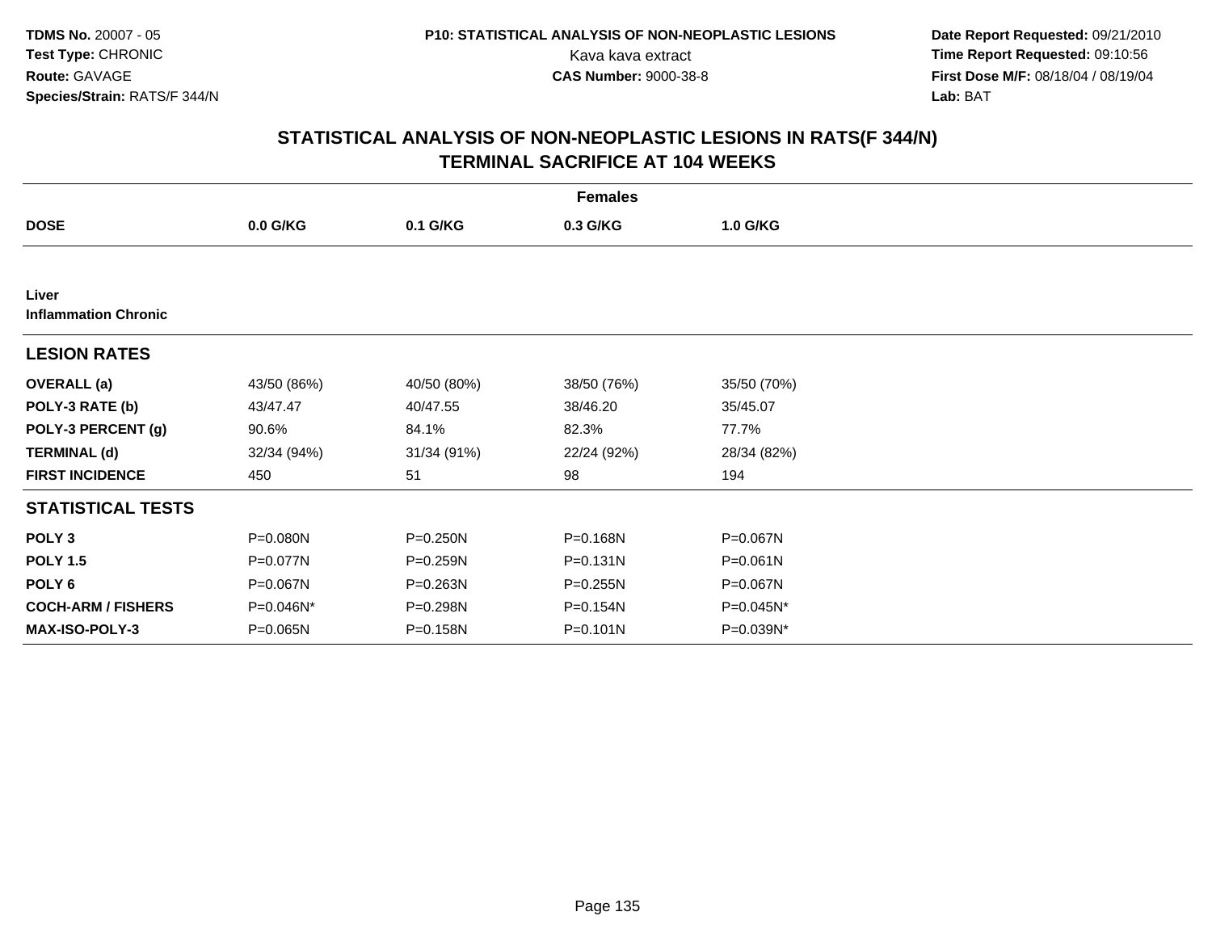**TDMS No.** 20007 - 05
**Test Type:** CHRONIC
**Route:** GAVAGE
**Species/Strain:** RATS/F 344/N

**P10: STATISTICAL ANALYSIS OF NON-NEOPLASTIC LESIONS**
Kava kava extract
**CAS Number:** 9000-38-8

**Date Report Requested:** 09/21/2010
**Time Report Requested:** 09:10:56
**First Dose M/F:** 08/18/04 / 08/19/04
**Lab:** BAT

## STATISTICAL ANALYSIS OF NON-NEOPLASTIC LESIONS IN RATS(F 344/N) TERMINAL SACRIFICE AT 104 WEEKS

| | Females | | | |
|---|---|---|---|---|
| **DOSE** | **0.0 G/KG** | **0.1 G/KG** | **0.3 G/KG** | **1.0 G/KG** |
| **Liver** | | | | |
| **Inflammation Chronic** | | | | |
| **LESION RATES** | | | | |
| **OVERALL (a)** | 43/50 (86%) | 40/50 (80%) | 38/50 (76%) | 35/50 (70%) |
| **POLY-3 RATE (b)** | 43/47.47 | 40/47.55 | 38/46.20 | 35/45.07 |
| **POLY-3 PERCENT (g)** | 90.6% | 84.1% | 82.3% | 77.7% |
| **TERMINAL (d)** | 32/34 (94%) | 31/34 (91%) | 22/24 (92%) | 28/34 (82%) |
| **FIRST INCIDENCE** | 450 | 51 | 98 | 194 |
| **STATISTICAL TESTS** | | | | |
| **POLY 3** | P=0.080N | P=0.250N | P=0.168N | P=0.067N |
| **POLY 1.5** | P=0.077N | P=0.259N | P=0.131N | P=0.061N |
| **POLY 6** | P=0.067N | P=0.263N | P=0.255N | P=0.067N |
| **COCH-ARM / FISHERS** | P=0.046N* | P=0.298N | P=0.154N | P=0.045N* |
| **MAX-ISO-POLY-3** | P=0.065N | P=0.158N | P=0.101N | P=0.039N* |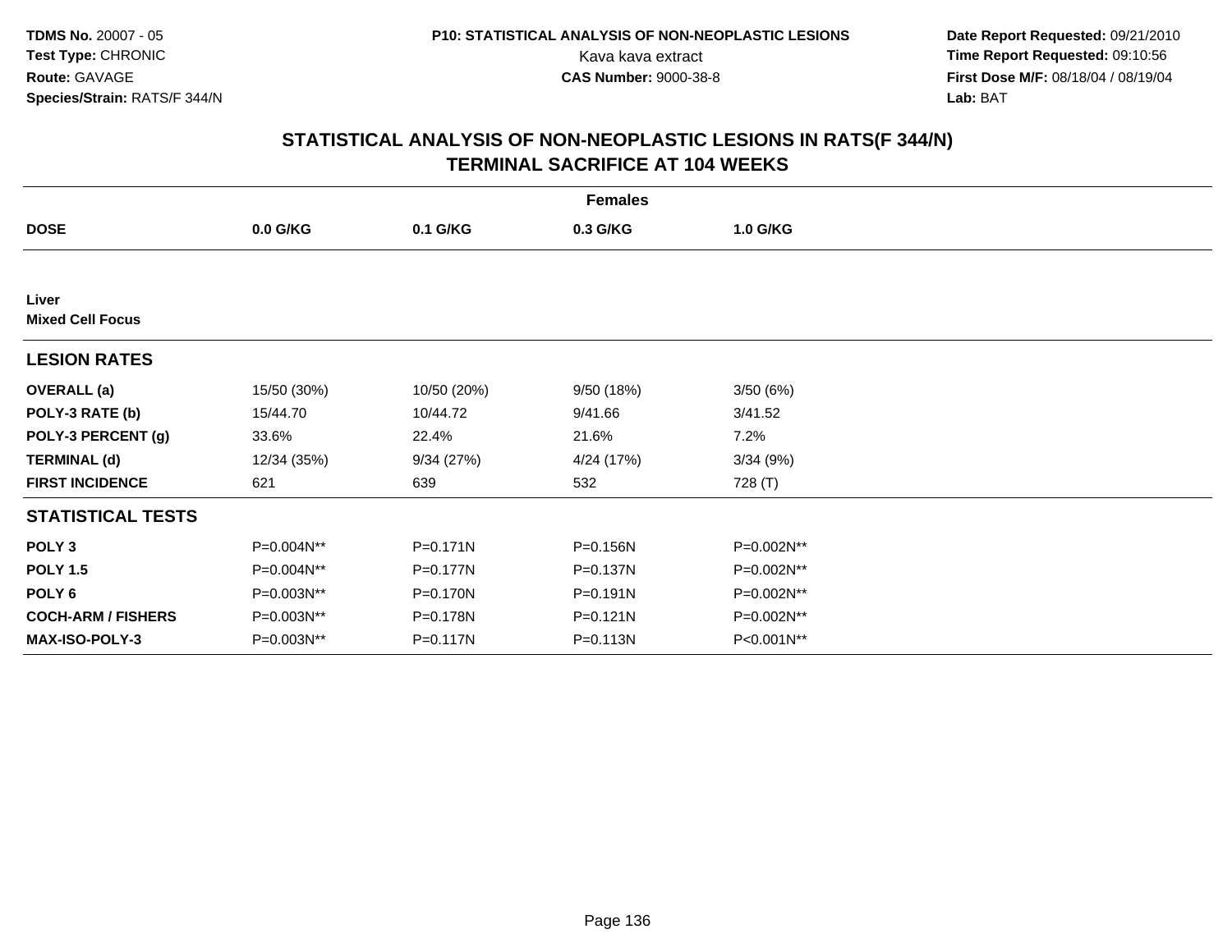TDMS No. 20007 - 05
Test Type: CHRONIC
Route: GAVAGE
Species/Strain: RATS/F 344/N

P10: STATISTICAL ANALYSIS OF NON-NEOPLASTIC LESIONS
Kava kava extract
CAS Number: 9000-38-8

Date Report Requested: 09/21/2010
Time Report Requested: 09:10:56
First Dose M/F: 08/18/04 / 08/19/04
Lab: BAT

## STATISTICAL ANALYSIS OF NON-NEOPLASTIC LESIONS IN RATS(F 344/N) TERMINAL SACRIFICE AT 104 WEEKS

| | Females | | | |
|---|---|---|---|---|
| **DOSE** | **0.0 G/KG** | **0.1 G/KG** | **0.3 G/KG** | **1.0 G/KG** |
| **Liver** | | | | |
| **Mixed Cell Focus** | | | | |
| **LESION RATES** | | | | |
| **OVERALL (a)** | 15/50 (30%) | 10/50 (20%) | 9/50 (18%) | 3/50 (6%) |
| **POLY-3 RATE (b)** | 15/44.70 | 10/44.72 | 9/41.66 | 3/41.52 |
| **POLY-3 PERCENT (g)** | 33.6% | 22.4% | 21.6% | 7.2% |
| **TERMINAL (d)** | 12/34 (35%) | 9/34 (27%) | 4/24 (17%) | 3/34 (9%) |
| **FIRST INCIDENCE** | 621 | 639 | 532 | 728 (T) |
| **STATISTICAL TESTS** | | | | |
| **POLY 3** | P=0.004N** | P=0.171N | P=0.156N | P=0.002N** |
| **POLY 1.5** | P=0.004N** | P=0.177N | P=0.137N | P=0.002N** |
| **POLY 6** | P=0.003N** | P=0.170N | P=0.191N | P=0.002N** |
| **COCH-ARM / FISHERS** | P=0.003N** | P=0.178N | P=0.121N | P=0.002N** |
| **MAX-ISO-POLY-3** | P=0.003N** | P=0.117N | P=0.113N | P<0.001N** |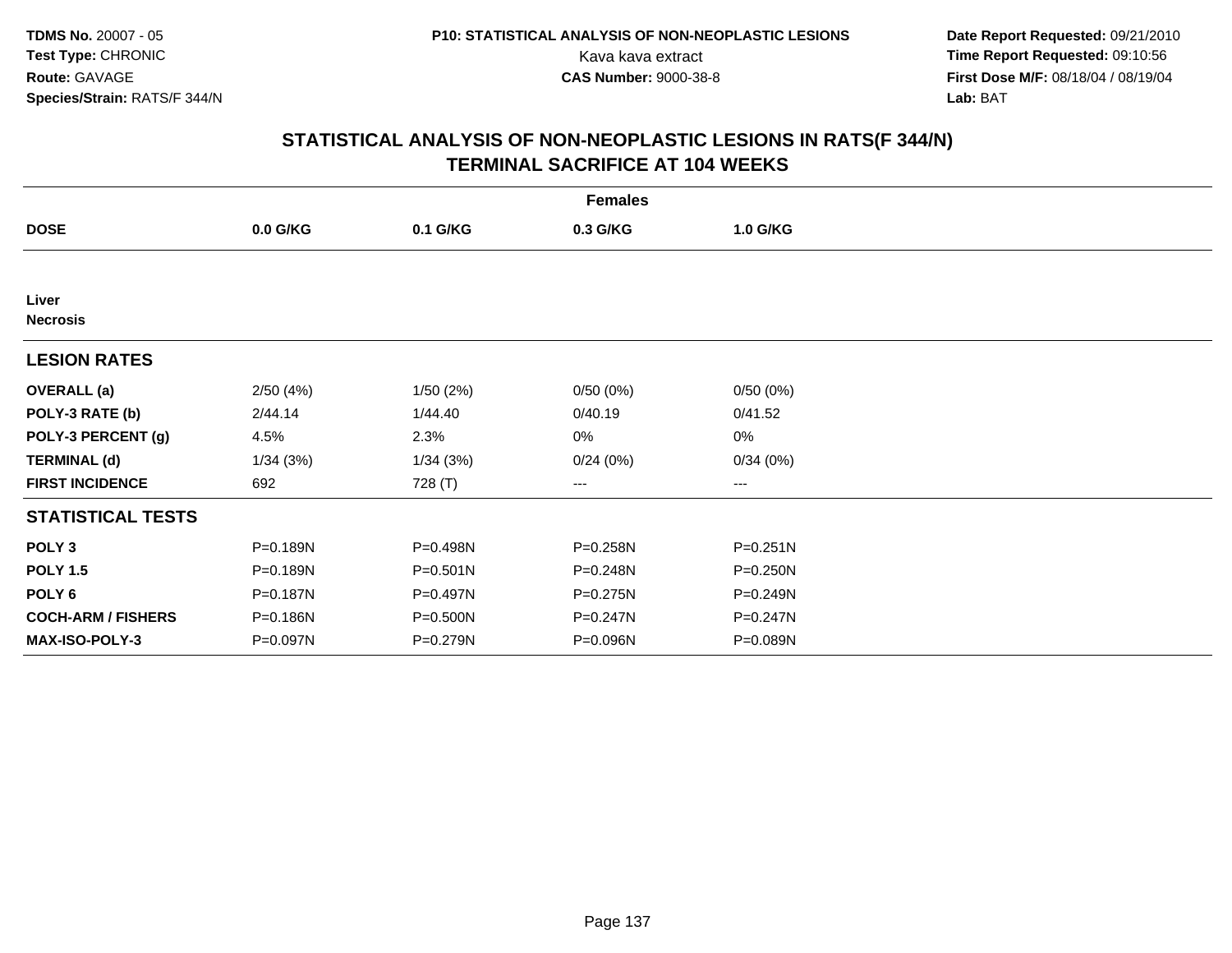# STATISTICAL ANALYSIS OF NON-NEOPLASTIC LESIONS IN RATS(F 344/N)
## TERMINAL SACRIFICE AT 104 WEEKS

| | Females | | | |
|---|---|---|---|---|
| **DOSE** | **0.0 G/KG** | **0.1 G/KG** | **0.3 G/KG** | **1.0 G/KG** |
| **Liver** | | | | |
| **Necrosis** | | | | |
| **LESION RATES** | | | | |
| **OVERALL (a)** | 2/50 (4%) | 1/50 (2%) | 0/50 (0%) | 0/50 (0%) |
| **POLY-3 RATE (b)** | 2/44.14 | 1/44.40 | 0/40.19 | 0/41.52 |
| **POLY-3 PERCENT (g)** | 4.5% | 2.3% | 0% | 0% |
| **TERMINAL (d)** | 1/34 (3%) | 1/34 (3%) | 0/24 (0%) | 0/34 (0%) |
| **FIRST INCIDENCE** | 692 | 728 (T) | --- | --- |
| **STATISTICAL TESTS** | | | | |
| **POLY 3** | P=0.189N | P=0.498N | P=0.258N | P=0.251N |
| **POLY 1.5** | P=0.189N | P=0.501N | P=0.248N | P=0.250N |
| **POLY 6** | P=0.187N | P=0.497N | P=0.275N | P=0.249N |
| **COCH-ARM / FISHERS** | P=0.186N | P=0.500N | P=0.247N | P=0.247N |
| **MAX-ISO-POLY-3** | P=0.097N | P=0.279N | P=0.096N | P=0.089N |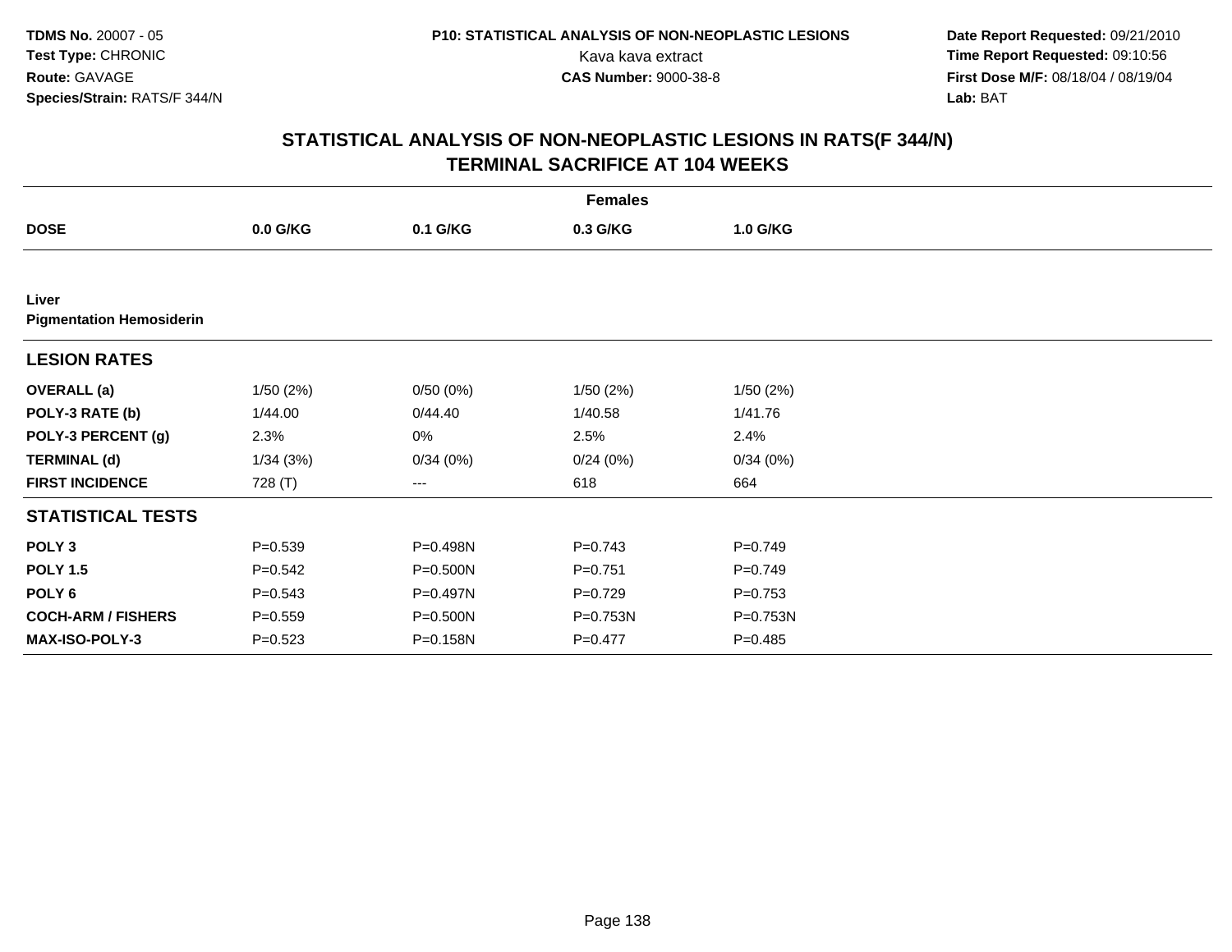## STATISTICAL ANALYSIS OF NON-NEOPLASTIC LESIONS IN RATS(F 344/N)
## TERMINAL SACRIFICE AT 104 WEEKS

| | Females | | | |
|---|---|---|---|---|
| **DOSE** | **0.0 G/KG** | **0.1 G/KG** | **0.3 G/KG** | **1.0 G/KG** |
| **Liver** | | | | |
| **Pigmentation Hemosiderin** | | | | |
| **LESION RATES** | | | | |
| **OVERALL (a)** | 1/50 (2%) | 0/50 (0%) | 1/50 (2%) | 1/50 (2%) |
| **POLY-3 RATE (b)** | 1/44.00 | 0/44.40 | 1/40.58 | 1/41.76 |
| **POLY-3 PERCENT (g)** | 2.3% | 0% | 2.5% | 2.4% |
| **TERMINAL (d)** | 1/34 (3%) | 0/34 (0%) | 0/24 (0%) | 0/34 (0%) |
| **FIRST INCIDENCE** | 728 (T) | --- | 618 | 664 |
| **STATISTICAL TESTS** | | | | |
| **POLY 3** | P=0.539 | P=0.498N | P=0.743 | P=0.749 |
| **POLY 1.5** | P=0.542 | P=0.500N | P=0.751 | P=0.749 |
| **POLY 6** | P=0.543 | P=0.497N | P=0.729 | P=0.753 |
| **COCH-ARM / FISHERS** | P=0.559 | P=0.500N | P=0.753N | P=0.753N |
| **MAX-ISO-POLY-3** | P=0.523 | P=0.158N | P=0.477 | P=0.485 |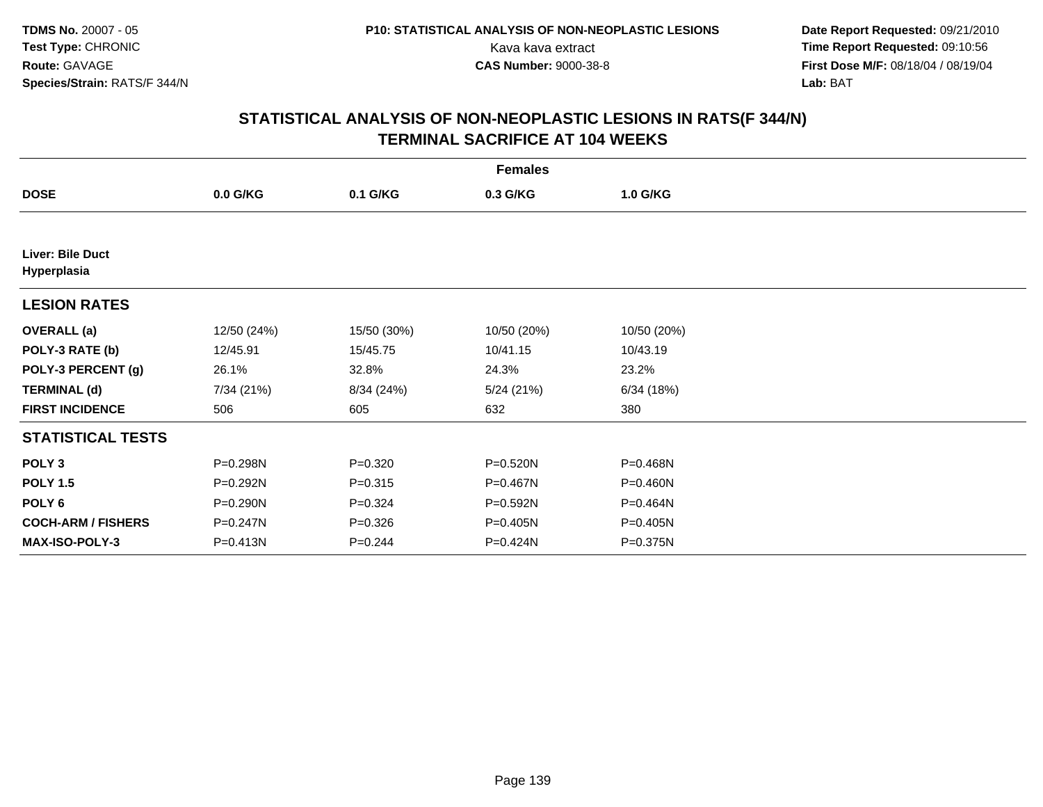TDMS No. 20007 - 05
Test Type: CHRONIC
Route: GAVAGE
Species/Strain: RATS/F 344/N

P10: STATISTICAL ANALYSIS OF NON-NEOPLASTIC LESIONS
Kava kava extract
CAS Number: 9000-38-8

Date Report Requested: 09/21/2010
Time Report Requested: 09:10:56
First Dose M/F: 08/18/04 / 08/19/04
Lab: BAT

## STATISTICAL ANALYSIS OF NON-NEOPLASTIC LESIONS IN RATS(F 344/N) TERMINAL SACRIFICE AT 104 WEEKS

| | Females | | | |
|---|---|---|---|---|
| **DOSE** | **0.0 G/KG** | **0.1 G/KG** | **0.3 G/KG** | **1.0 G/KG** |
| **Liver: Bile Duct Hyperplasia** | | | | |
| **LESION RATES** | | | | |
| **OVERALL (a)** | 12/50 (24%) | 15/50 (30%) | 10/50 (20%) | 10/50 (20%) |
| **POLY-3 RATE (b)** | 12/45.91 | 15/45.75 | 10/41.15 | 10/43.19 |
| **POLY-3 PERCENT (g)** | 26.1% | 32.8% | 24.3% | 23.2% |
| **TERMINAL (d)** | 7/34 (21%) | 8/34 (24%) | 5/24 (21%) | 6/34 (18%) |
| **FIRST INCIDENCE** | 506 | 605 | 632 | 380 |
| **STATISTICAL TESTS** | | | | |
| **POLY 3** | P=0.298N | P=0.320 | P=0.520N | P=0.468N |
| **POLY 1.5** | P=0.292N | P=0.315 | P=0.467N | P=0.460N |
| **POLY 6** | P=0.290N | P=0.324 | P=0.592N | P=0.464N |
| **COCH-ARM / FISHERS** | P=0.247N | P=0.326 | P=0.405N | P=0.405N |
| **MAX-ISO-POLY-3** | P=0.413N | P=0.244 | P=0.424N | P=0.375N |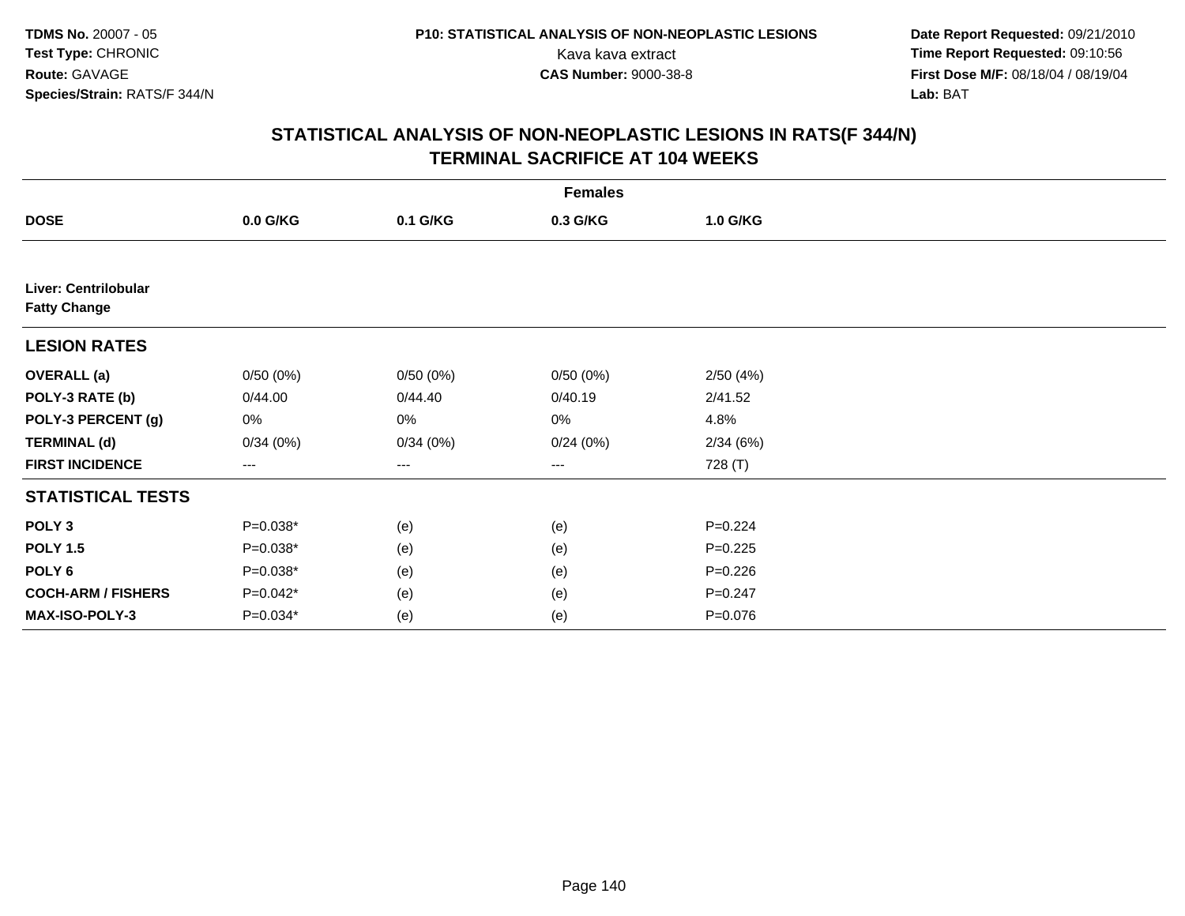TDMS No. 20007 - 05
Test Type: CHRONIC
Route: GAVAGE
Species/Strain: RATS/F 344/N

P10: STATISTICAL ANALYSIS OF NON-NEOPLASTIC LESIONS
Kava kava extract
CAS Number: 9000-38-8

Date Report Requested: 09/21/2010
Time Report Requested: 09:10:56
First Dose M/F: 08/18/04 / 08/19/04
Lab: BAT

## STATISTICAL ANALYSIS OF NON-NEOPLASTIC LESIONS IN RATS(F 344/N) TERMINAL SACRIFICE AT 104 WEEKS

| | Females | | | |
|---|---|---|---|---|
| **DOSE** | **0.0 G/KG** | **0.1 G/KG** | **0.3 G/KG** | **1.0 G/KG** |
| **Liver: Centrilobular Fatty Change** | | | | |
| **LESION RATES** | | | | |
| **OVERALL (a)** | 0/50 (0%) | 0/50 (0%) | 0/50 (0%) | 2/50 (4%) |
| **POLY-3 RATE (b)** | 0/44.00 | 0/44.40 | 0/40.19 | 2/41.52 |
| **POLY-3 PERCENT (g)** | 0% | 0% | 0% | 4.8% |
| **TERMINAL (d)** | 0/34 (0%) | 0/34 (0%) | 0/24 (0%) | 2/34 (6%) |
| **FIRST INCIDENCE** | --- | --- | --- | 728 (T) |
| **STATISTICAL TESTS** | | | | |
| **POLY 3** | P=0.038* | (e) | (e) | P=0.224 |
| **POLY 1.5** | P=0.038* | (e) | (e) | P=0.225 |
| **POLY 6** | P=0.038* | (e) | (e) | P=0.226 |
| **COCH-ARM / FISHERS** | P=0.042* | (e) | (e) | P=0.247 |
| **MAX-ISO-POLY-3** | P=0.034* | (e) | (e) | P=0.076 |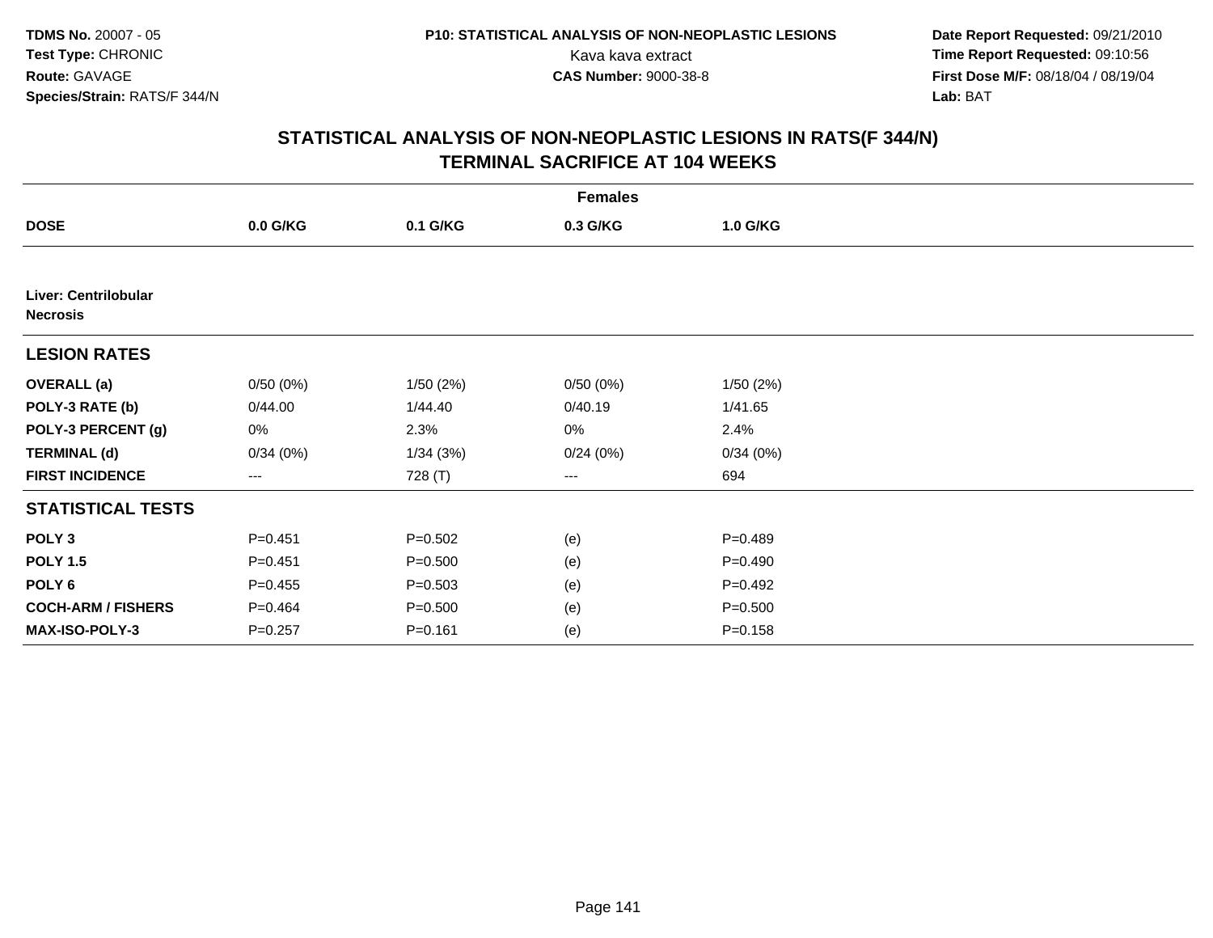**TDMS No.** 20007 - 05
**Test Type:** CHRONIC
**Route:** GAVAGE
**Species/Strain:** RATS/F 344/N

**P10: STATISTICAL ANALYSIS OF NON-NEOPLASTIC LESIONS**
Kava kava extract
**CAS Number:** 9000-38-8

**Date Report Requested:** 09/21/2010
**Time Report Requested:** 09:10:56
**First Dose M/F:** 08/18/04 / 08/19/04
**Lab:** BAT

## STATISTICAL ANALYSIS OF NON-NEOPLASTIC LESIONS IN RATS(F 344/N)
## TERMINAL SACRIFICE AT 104 WEEKS

| | Females | | | |
|---|---|---|---|---|
| **DOSE** | **0.0 G/KG** | **0.1 G/KG** | **0.3 G/KG** | **1.0 G/KG** |
| **Liver: Centrilobular Necrosis** | | | | |
| **LESION RATES** | | | | |
| **OVERALL (a)** | 0/50 (0%) | 1/50 (2%) | 0/50 (0%) | 1/50 (2%) |
| **POLY-3 RATE (b)** | 0/44.00 | 1/44.40 | 0/40.19 | 1/41.65 |
| **POLY-3 PERCENT (g)** | 0% | 2.3% | 0% | 2.4% |
| **TERMINAL (d)** | 0/34 (0%) | 1/34 (3%) | 0/24 (0%) | 0/34 (0%) |
| **FIRST INCIDENCE** | --- | 728 (T) | --- | 694 |
| **STATISTICAL TESTS** | | | | |
| **POLY 3** | P=0.451 | P=0.502 | (e) | P=0.489 |
| **POLY 1.5** | P=0.451 | P=0.500 | (e) | P=0.490 |
| **POLY 6** | P=0.455 | P=0.503 | (e) | P=0.492 |
| **COCH-ARM / FISHERS** | P=0.464 | P=0.500 | (e) | P=0.500 |
| **MAX-ISO-POLY-3** | P=0.257 | P=0.161 | (e) | P=0.158 |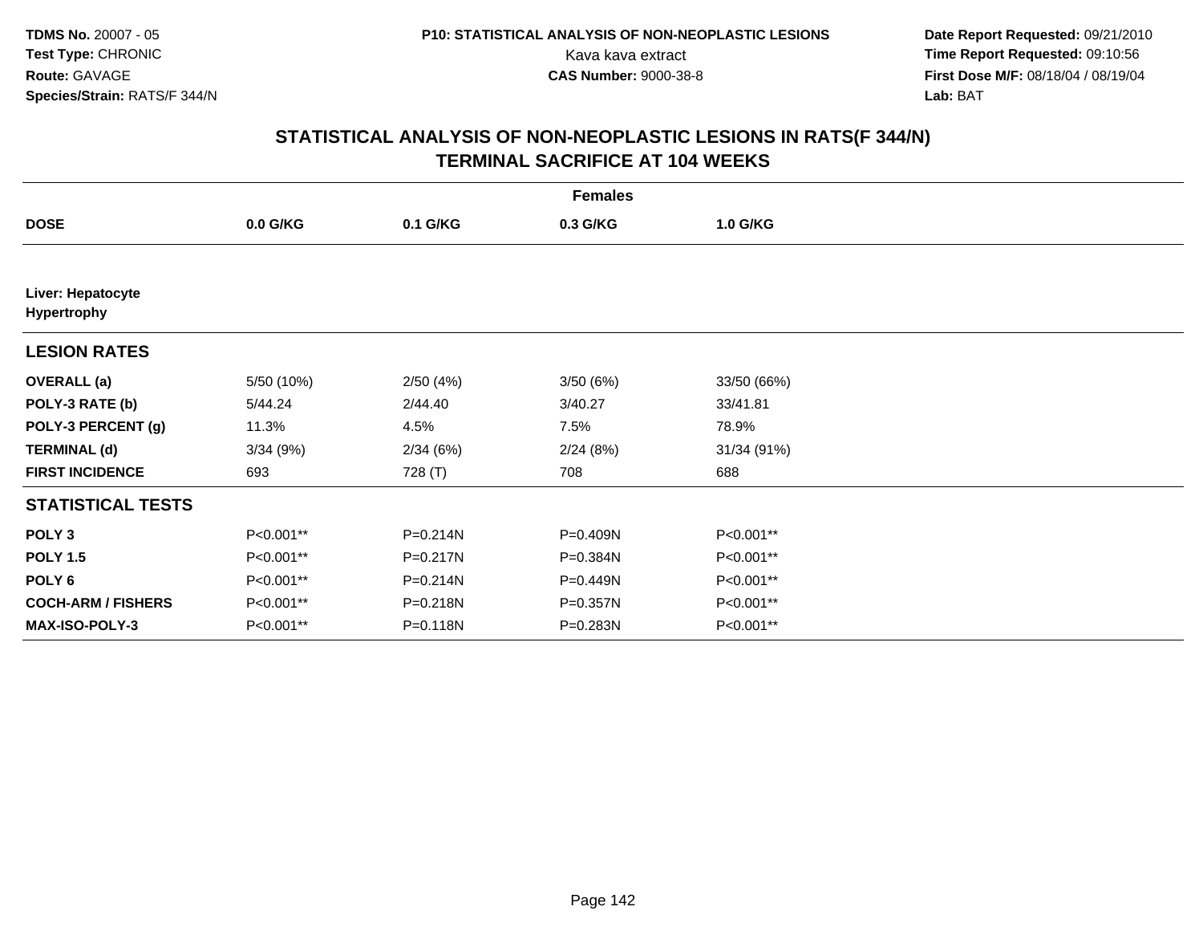**TDMS No.** 20007 - 05
**Test Type:** CHRONIC
**Route:** GAVAGE
**Species/Strain:** RATS/F 344/N

**P10: STATISTICAL ANALYSIS OF NON-NEOPLASTIC LESIONS**
Kava kava extract
**CAS Number:** 9000-38-8

**Date Report Requested:** 09/21/2010
**Time Report Requested:** 09:10:56
**First Dose M/F:** 08/18/04 / 08/19/04
**Lab:** BAT

## STATISTICAL ANALYSIS OF NON-NEOPLASTIC LESIONS IN RATS(F 344/N)
## TERMINAL SACRIFICE AT 104 WEEKS

| | Females | | | |
|---|---|---|---|---|
| **DOSE** | **0.0 G/KG** | **0.1 G/KG** | **0.3 G/KG** | **1.0 G/KG** |
| **Liver: Hepatocyte Hypertrophy** | | | | |
| **LESION RATES** | | | | |
| **OVERALL (a)** | 5/50 (10%) | 2/50 (4%) | 3/50 (6%) | 33/50 (66%) |
| **POLY-3 RATE (b)** | 5/44.24 | 2/44.40 | 3/40.27 | 33/41.81 |
| **POLY-3 PERCENT (g)** | 11.3% | 4.5% | 7.5% | 78.9% |
| **TERMINAL (d)** | 3/34 (9%) | 2/34 (6%) | 2/24 (8%) | 31/34 (91%) |
| **FIRST INCIDENCE** | 693 | 728 (T) | 708 | 688 |
| **STATISTICAL TESTS** | | | | |
| **POLY 3** | P<0.001** | P=0.214N | P=0.409N | P<0.001** |
| **POLY 1.5** | P<0.001** | P=0.217N | P=0.384N | P<0.001** |
| **POLY 6** | P<0.001** | P=0.214N | P=0.449N | P<0.001** |
| **COCH-ARM / FISHERS** | P<0.001** | P=0.218N | P=0.357N | P<0.001** |
| **MAX-ISO-POLY-3** | P<0.001** | P=0.118N | P=0.283N | P<0.001** |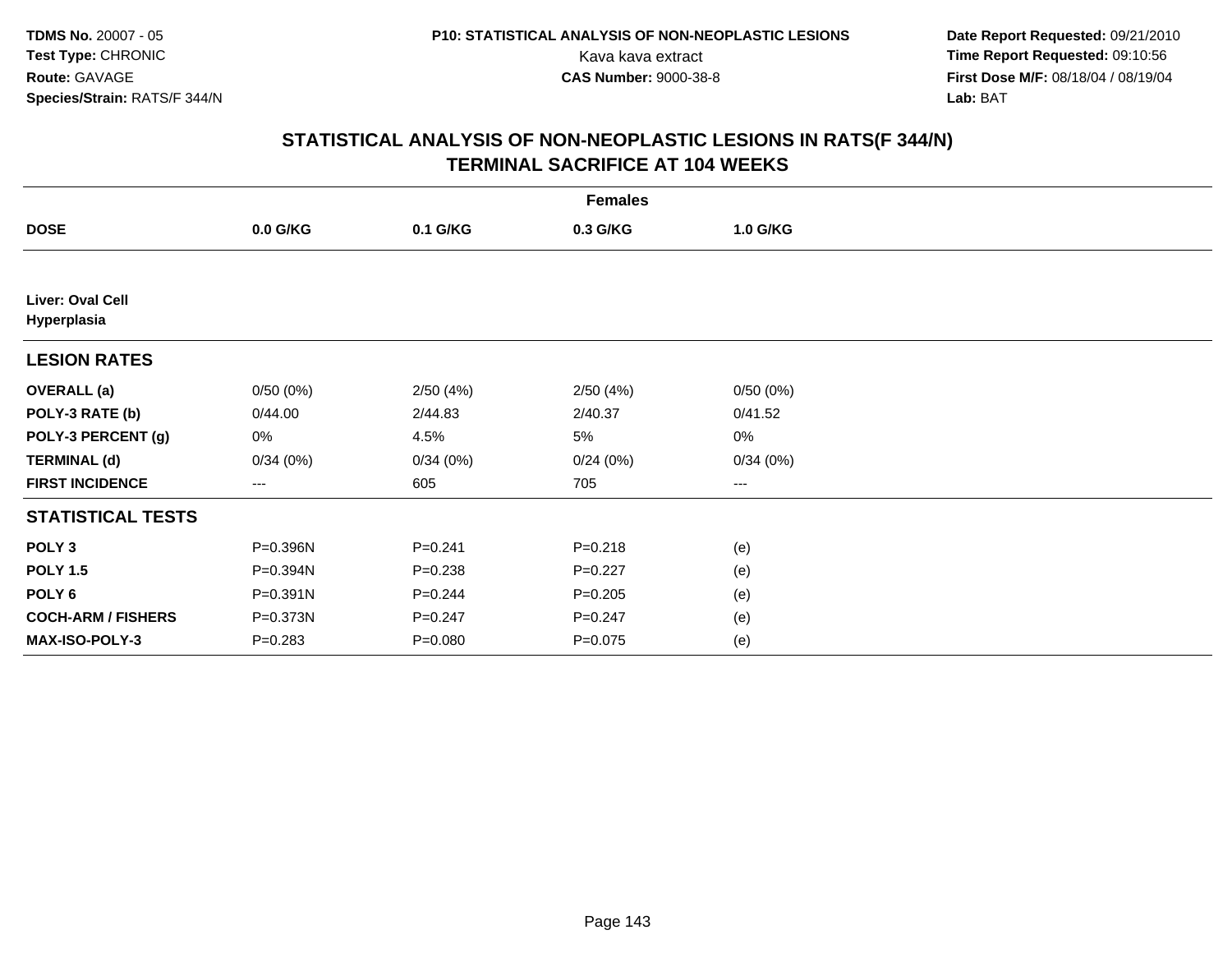TDMS No. 20007 - 05
Test Type: CHRONIC
Route: GAVAGE
Species/Strain: RATS/F 344/N

P10: STATISTICAL ANALYSIS OF NON-NEOPLASTIC LESIONS
Kava kava extract
CAS Number: 9000-38-8

Date Report Requested: 09/21/2010
Time Report Requested: 09:10:56
First Dose M/F: 08/18/04 / 08/19/04
Lab: BAT

## STATISTICAL ANALYSIS OF NON-NEOPLASTIC LESIONS IN RATS(F 344/N) TERMINAL SACRIFICE AT 104 WEEKS

| | Females | | | |
|---|---|---|---|---|
| **DOSE** | **0.0 G/KG** | **0.1 G/KG** | **0.3 G/KG** | **1.0 G/KG** |
| **Liver: Oval Cell Hyperplasia** | | | | |
| **LESION RATES** | | | | |
| **OVERALL (a)** | 0/50 (0%) | 2/50 (4%) | 2/50 (4%) | 0/50 (0%) |
| **POLY-3 RATE (b)** | 0/44.00 | 2/44.83 | 2/40.37 | 0/41.52 |
| **POLY-3 PERCENT (g)** | 0% | 4.5% | 5% | 0% |
| **TERMINAL (d)** | 0/34 (0%) | 0/34 (0%) | 0/24 (0%) | 0/34 (0%) |
| **FIRST INCIDENCE** | --- | 605 | 705 | --- |
| **STATISTICAL TESTS** | | | | |
| **POLY 3** | P=0.396N | P=0.241 | P=0.218 | (e) |
| **POLY 1.5** | P=0.394N | P=0.238 | P=0.227 | (e) |
| **POLY 6** | P=0.391N | P=0.244 | P=0.205 | (e) |
| **COCH-ARM / FISHERS** | P=0.373N | P=0.247 | P=0.247 | (e) |
| **MAX-ISO-POLY-3** | P=0.283 | P=0.080 | P=0.075 | (e) |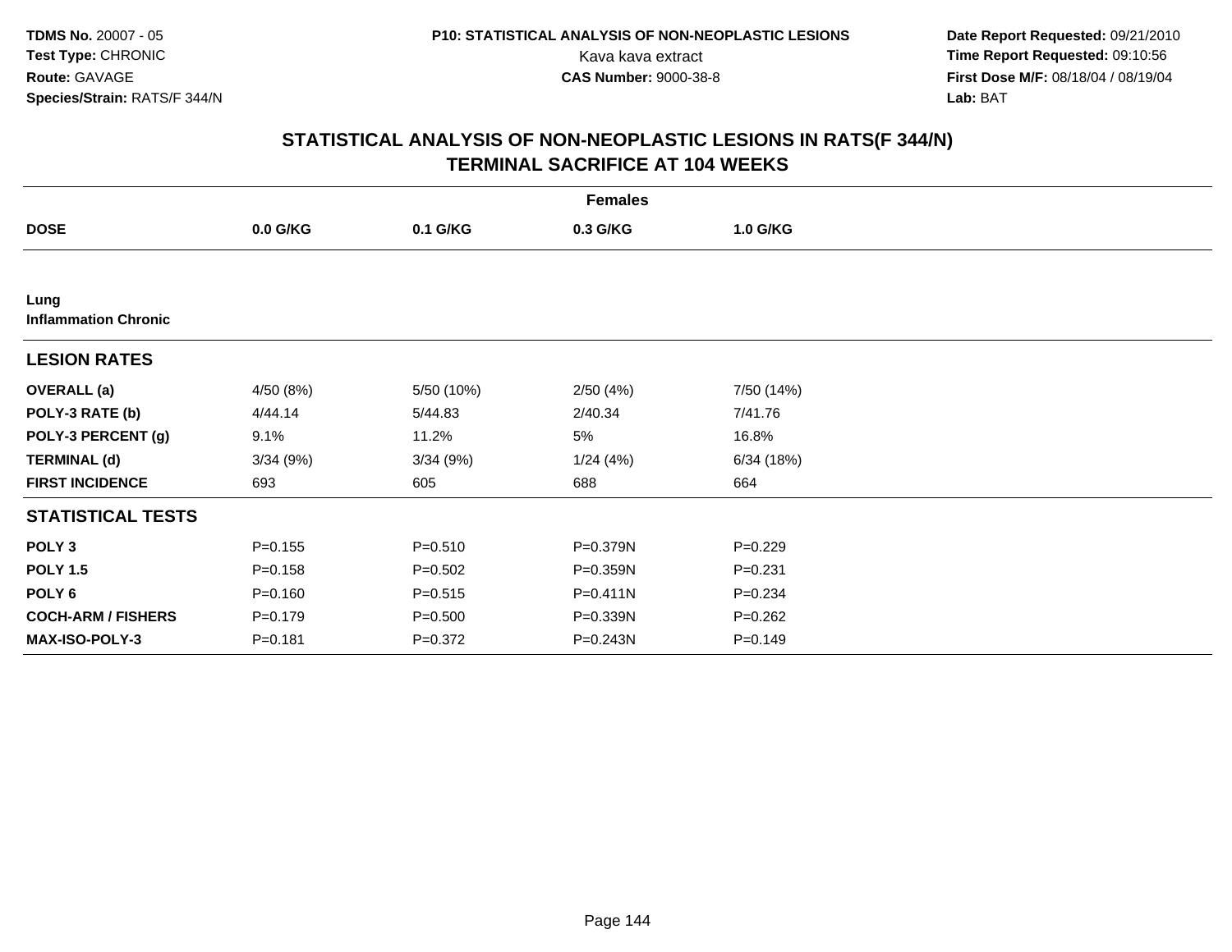TDMS No. 20007 - 05
Test Type: CHRONIC
Route: GAVAGE
Species/Strain: RATS/F 344/N

P10: STATISTICAL ANALYSIS OF NON-NEOPLASTIC LESIONS
Kava kava extract
CAS Number: 9000-38-8

Date Report Requested: 09/21/2010
Time Report Requested: 09:10:56
First Dose M/F: 08/18/04 / 08/19/04
Lab: BAT

## STATISTICAL ANALYSIS OF NON-NEOPLASTIC LESIONS IN RATS(F 344/N)
## TERMINAL SACRIFICE AT 104 WEEKS

| | Females | | | |
|---|---|---|---|---|
| **DOSE** | **0.0 G/KG** | **0.1 G/KG** | **0.3 G/KG** | **1.0 G/KG** |
| **Lung** | | | | |
| **Inflammation Chronic** | | | | |
| **LESION RATES** | | | | |
| **OVERALL (a)** | 4/50 (8%) | 5/50 (10%) | 2/50 (4%) | 7/50 (14%) |
| **POLY-3 RATE (b)** | 4/44.14 | 5/44.83 | 2/40.34 | 7/41.76 |
| **POLY-3 PERCENT (g)** | 9.1% | 11.2% | 5% | 16.8% |
| **TERMINAL (d)** | 3/34 (9%) | 3/34 (9%) | 1/24 (4%) | 6/34 (18%) |
| **FIRST INCIDENCE** | 693 | 605 | 688 | 664 |
| **STATISTICAL TESTS** | | | | |
| **POLY 3** | P=0.155 | P=0.510 | P=0.379N | P=0.229 |
| **POLY 1.5** | P=0.158 | P=0.502 | P=0.359N | P=0.231 |
| **POLY 6** | P=0.160 | P=0.515 | P=0.411N | P=0.234 |
| **COCH-ARM / FISHERS** | P=0.179 | P=0.500 | P=0.339N | P=0.262 |
| **MAX-ISO-POLY-3** | P=0.181 | P=0.372 | P=0.243N | P=0.149 |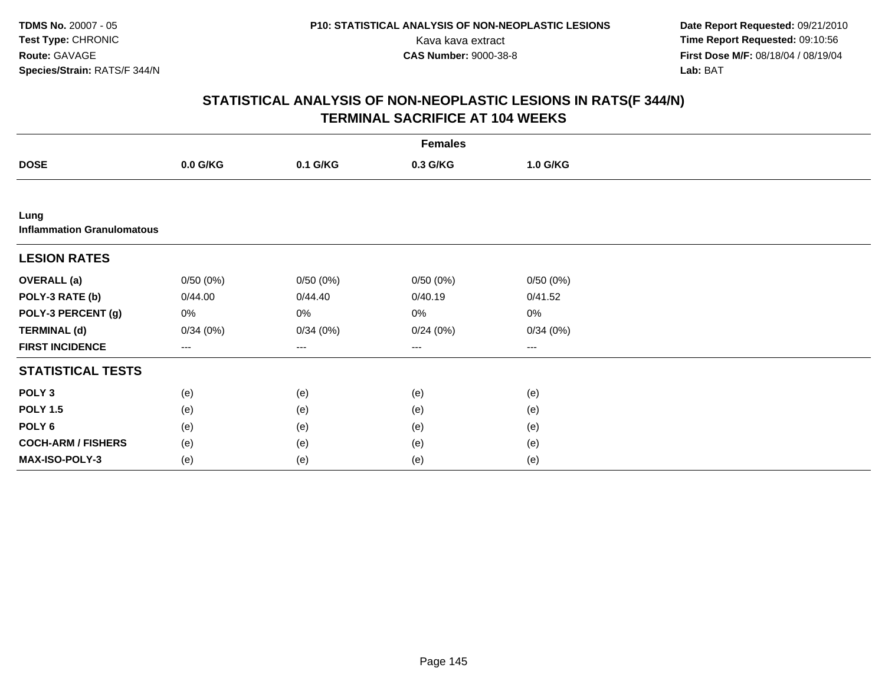**TDMS No.** 20007 - 05
**Test Type:** CHRONIC
**Route:** GAVAGE
**Species/Strain:** RATS/F 344/N

**P10: STATISTICAL ANALYSIS OF NON-NEOPLASTIC LESIONS**
Kava kava extract
**CAS Number:** 9000-38-8

**Date Report Requested:** 09/21/2010
**Time Report Requested:** 09:10:56
**First Dose M/F:** 08/18/04 / 08/19/04
**Lab:** BAT

## STATISTICAL ANALYSIS OF NON-NEOPLASTIC LESIONS IN RATS(F 344/N)
## TERMINAL SACRIFICE AT 104 WEEKS

| | Females | | | |
|---|---|---|---|---|
| **DOSE** | **0.0 G/KG** | **0.1 G/KG** | **0.3 G/KG** | **1.0 G/KG** |
| **Lung** | | | | |
| **Inflammation Granulomatous** | | | | |
| **LESION RATES** | | | | |
| **OVERALL (a)** | 0/50 (0%) | 0/50 (0%) | 0/50 (0%) | 0/50 (0%) |
| **POLY-3 RATE (b)** | 0/44.00 | 0/44.40 | 0/40.19 | 0/41.52 |
| **POLY-3 PERCENT (g)** | 0% | 0% | 0% | 0% |
| **TERMINAL (d)** | 0/34 (0%) | 0/34 (0%) | 0/24 (0%) | 0/34 (0%) |
| **FIRST INCIDENCE** | --- | --- | --- | --- |
| **STATISTICAL TESTS** | | | | |
| **POLY 3** | (e) | (e) | (e) | (e) |
| **POLY 1.5** | (e) | (e) | (e) | (e) |
| **POLY 6** | (e) | (e) | (e) | (e) |
| **COCH-ARM / FISHERS** | (e) | (e) | (e) | (e) |
| **MAX-ISO-POLY-3** | (e) | (e) | (e) | (e) |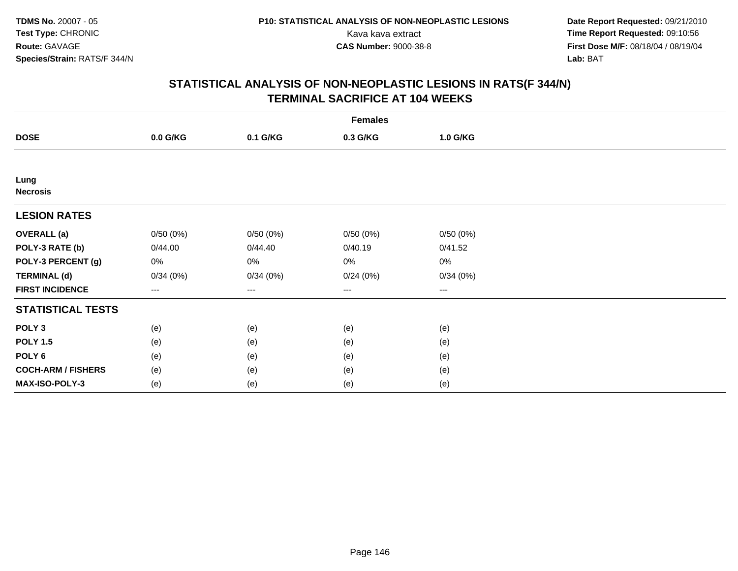# STATISTICAL ANALYSIS OF NON-NEOPLASTIC LESIONS IN RATS(F 344/N)
## TERMINAL SACRIFICE AT 104 WEEKS

| | Females | | | |
|---|---|---|---|---|
| **DOSE** | **0.0 G/KG** | **0.1 G/KG** | **0.3 G/KG** | **1.0 G/KG** |
| **Lung** | | | | |
| **Necrosis** | | | | |
| **LESION RATES** | | | | |
| **OVERALL (a)** | 0/50 (0%) | 0/50 (0%) | 0/50 (0%) | 0/50 (0%) |
| **POLY-3 RATE (b)** | 0/44.00 | 0/44.40 | 0/40.19 | 0/41.52 |
| **POLY-3 PERCENT (g)** | 0% | 0% | 0% | 0% |
| **TERMINAL (d)** | 0/34 (0%) | 0/34 (0%) | 0/24 (0%) | 0/34 (0%) |
| **FIRST INCIDENCE** | --- | --- | --- | --- |
| **STATISTICAL TESTS** | | | | |
| **POLY 3** | (e) | (e) | (e) | (e) |
| **POLY 1.5** | (e) | (e) | (e) | (e) |
| **POLY 6** | (e) | (e) | (e) | (e) |
| **COCH-ARM / FISHERS** | (e) | (e) | (e) | (e) |
| **MAX-ISO-POLY-3** | (e) | (e) | (e) | (e) |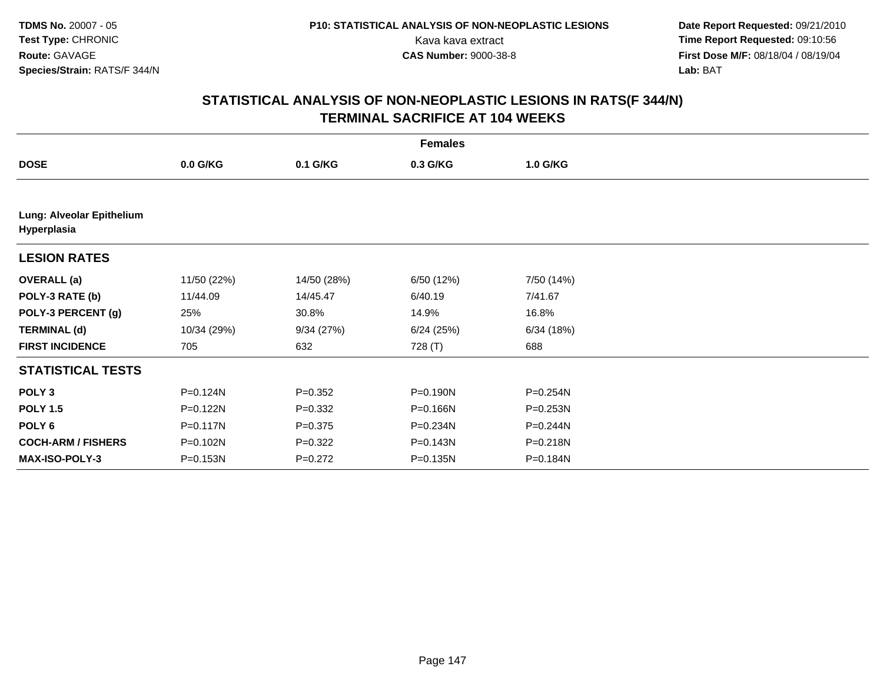TDMS No. 20007 - 05
Test Type: CHRONIC
Route: GAVAGE
Species/Strain: RATS/F 344/N

P10: STATISTICAL ANALYSIS OF NON-NEOPLASTIC LESIONS
Kava kava extract
CAS Number: 9000-38-8

Date Report Requested: 09/21/2010
Time Report Requested: 09:10:56
First Dose M/F: 08/18/04 / 08/19/04
Lab: BAT

## STATISTICAL ANALYSIS OF NON-NEOPLASTIC LESIONS IN RATS(F 344/N)
## TERMINAL SACRIFICE AT 104 WEEKS

| | Females | | | |
|---|---|---|---|---|
| **DOSE** | **0.0 G/KG** | **0.1 G/KG** | **0.3 G/KG** | **1.0 G/KG** |
| **Lung: Alveolar Epithelium Hyperplasia** | | | | |
| **LESION RATES** | | | | |
| **OVERALL (a)** | 11/50 (22%) | 14/50 (28%) | 6/50 (12%) | 7/50 (14%) |
| **POLY-3 RATE (b)** | 11/44.09 | 14/45.47 | 6/40.19 | 7/41.67 |
| **POLY-3 PERCENT (g)** | 25% | 30.8% | 14.9% | 16.8% |
| **TERMINAL (d)** | 10/34 (29%) | 9/34 (27%) | 6/24 (25%) | 6/34 (18%) |
| **FIRST INCIDENCE** | 705 | 632 | 728 (T) | 688 |
| **STATISTICAL TESTS** | | | | |
| **POLY 3** | P=0.124N | P=0.352 | P=0.190N | P=0.254N |
| **POLY 1.5** | P=0.122N | P=0.332 | P=0.166N | P=0.253N |
| **POLY 6** | P=0.117N | P=0.375 | P=0.234N | P=0.244N |
| **COCH-ARM / FISHERS** | P=0.102N | P=0.322 | P=0.143N | P=0.218N |
| **MAX-ISO-POLY-3** | P=0.153N | P=0.272 | P=0.135N | P=0.184N |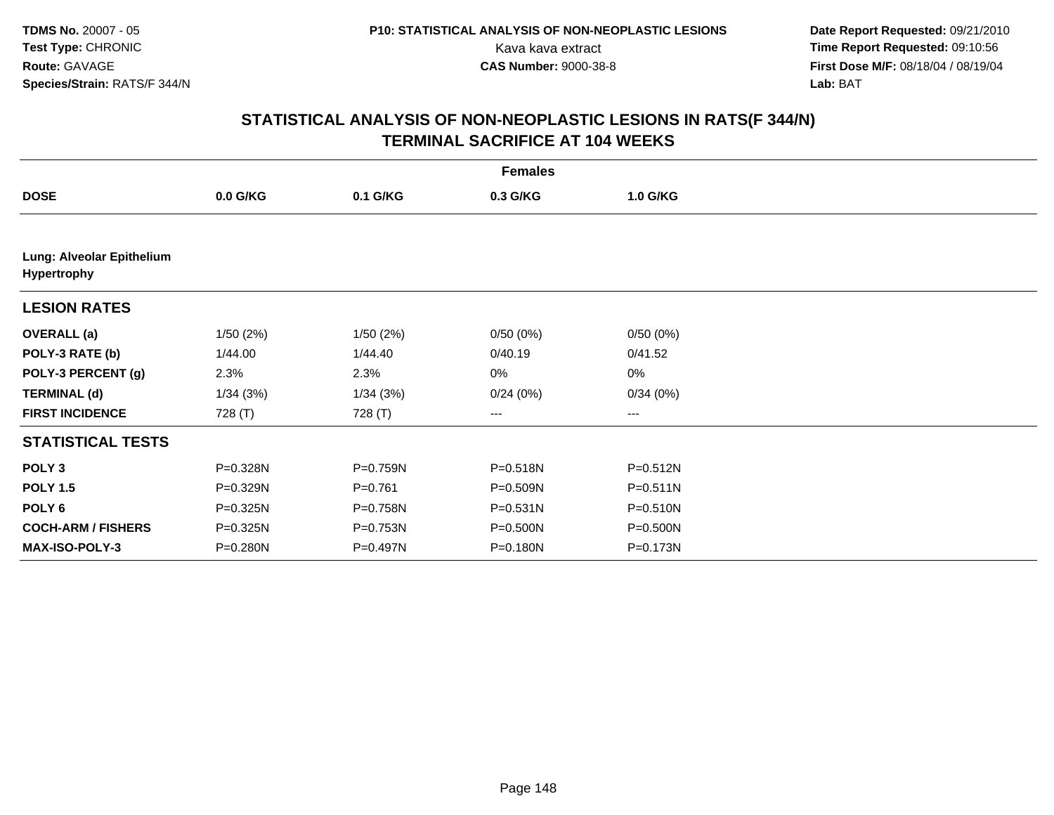**TDMS No.** 20007 - 05
**Test Type:** CHRONIC
**Route:** GAVAGE
**Species/Strain:** RATS/F 344/N

**P10: STATISTICAL ANALYSIS OF NON-NEOPLASTIC LESIONS**
Kava kava extract
**CAS Number:** 9000-38-8

**Date Report Requested:** 09/21/2010
**Time Report Requested:** 09:10:56
**First Dose M/F:** 08/18/04 / 08/19/04
**Lab:** BAT

## STATISTICAL ANALYSIS OF NON-NEOPLASTIC LESIONS IN RATS(F 344/N) TERMINAL SACRIFICE AT 104 WEEKS

| | Females | | | |
|---|---|---|---|---|
| **DOSE** | **0.0 G/KG** | **0.1 G/KG** | **0.3 G/KG** | **1.0 G/KG** |
| **Lung: Alveolar Epithelium Hypertrophy** | | | | |
| **LESION RATES** | | | | |
| **OVERALL (a)** | 1/50 (2%) | 1/50 (2%) | 0/50 (0%) | 0/50 (0%) |
| **POLY-3 RATE (b)** | 1/44.00 | 1/44.40 | 0/40.19 | 0/41.52 |
| **POLY-3 PERCENT (g)** | 2.3% | 2.3% | 0% | 0% |
| **TERMINAL (d)** | 1/34 (3%) | 1/34 (3%) | 0/24 (0%) | 0/34 (0%) |
| **FIRST INCIDENCE** | 728 (T) | 728 (T) | --- | --- |
| **STATISTICAL TESTS** | | | | |
| **POLY 3** | P=0.328N | P=0.759N | P=0.518N | P=0.512N |
| **POLY 1.5** | P=0.329N | P=0.761 | P=0.509N | P=0.511N |
| **POLY 6** | P=0.325N | P=0.758N | P=0.531N | P=0.510N |
| **COCH-ARM / FISHERS** | P=0.325N | P=0.753N | P=0.500N | P=0.500N |
| **MAX-ISO-POLY-3** | P=0.280N | P=0.497N | P=0.180N | P=0.173N |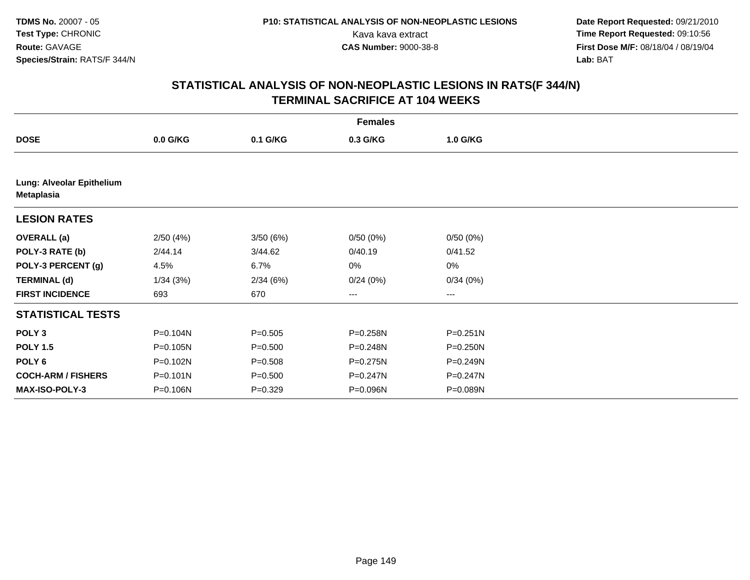TDMS No. 20007 - 05
Test Type: CHRONIC
Route: GAVAGE
Species/Strain: RATS/F 344/N

P10: STATISTICAL ANALYSIS OF NON-NEOPLASTIC LESIONS
Kava kava extract
CAS Number: 9000-38-8

Date Report Requested: 09/21/2010
Time Report Requested: 09:10:56
First Dose M/F: 08/18/04 / 08/19/04
Lab: BAT

## STATISTICAL ANALYSIS OF NON-NEOPLASTIC LESIONS IN RATS(F 344/N) TERMINAL SACRIFICE AT 104 WEEKS

| | Females | | | |
|---|---|---|---|---|
| **DOSE** | **0.0 G/KG** | **0.1 G/KG** | **0.3 G/KG** | **1.0 G/KG** |
| **Lung: Alveolar Epithelium Metaplasia** | | | | |
| **LESION RATES** | | | | |
| **OVERALL (a)** | 2/50 (4%) | 3/50 (6%) | 0/50 (0%) | 0/50 (0%) |
| **POLY-3 RATE (b)** | 2/44.14 | 3/44.62 | 0/40.19 | 0/41.52 |
| **POLY-3 PERCENT (g)** | 4.5% | 6.7% | 0% | 0% |
| **TERMINAL (d)** | 1/34 (3%) | 2/34 (6%) | 0/24 (0%) | 0/34 (0%) |
| **FIRST INCIDENCE** | 693 | 670 | --- | --- |
| **STATISTICAL TESTS** | | | | |
| **POLY 3** | P=0.104N | P=0.505 | P=0.258N | P=0.251N |
| **POLY 1.5** | P=0.105N | P=0.500 | P=0.248N | P=0.250N |
| **POLY 6** | P=0.102N | P=0.508 | P=0.275N | P=0.249N |
| **COCH-ARM / FISHERS** | P=0.101N | P=0.500 | P=0.247N | P=0.247N |
| **MAX-ISO-POLY-3** | P=0.106N | P=0.329 | P=0.096N | P=0.089N |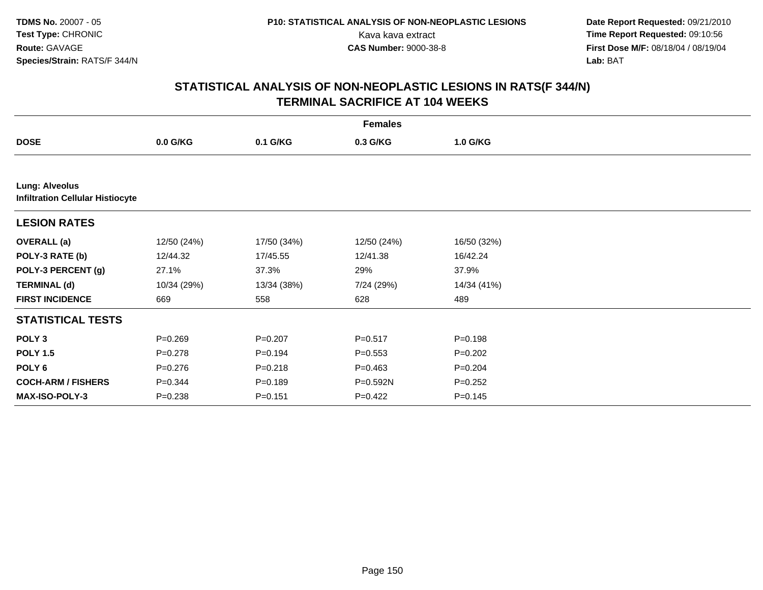**TDMS No.** 20007 - 05
**Test Type:** CHRONIC
**Route:** GAVAGE
**Species/Strain:** RATS/F 344/N

**P10: STATISTICAL ANALYSIS OF NON-NEOPLASTIC LESIONS**
Kava kava extract
**CAS Number:** 9000-38-8

**Date Report Requested:** 09/21/2010
**Time Report Requested:** 09:10:56
**First Dose M/F:** 08/18/04 / 08/19/04
**Lab:** BAT

## STATISTICAL ANALYSIS OF NON-NEOPLASTIC LESIONS IN RATS(F 344/N)
## TERMINAL SACRIFICE AT 104 WEEKS

| | Females | | | |
|---|---|---|---|---|
| **DOSE** | **0.0 G/KG** | **0.1 G/KG** | **0.3 G/KG** | **1.0 G/KG** |
| **Lung: Alveolus** | | | | |
| **Infiltration Cellular Histiocyte** | | | | |
| **LESION RATES** | | | | |
| **OVERALL (a)** | 12/50 (24%) | 17/50 (34%) | 12/50 (24%) | 16/50 (32%) |
| **POLY-3 RATE (b)** | 12/44.32 | 17/45.55 | 12/41.38 | 16/42.24 |
| **POLY-3 PERCENT (g)** | 27.1% | 37.3% | 29% | 37.9% |
| **TERMINAL (d)** | 10/34 (29%) | 13/34 (38%) | 7/24 (29%) | 14/34 (41%) |
| **FIRST INCIDENCE** | 669 | 558 | 628 | 489 |
| **STATISTICAL TESTS** | | | | |
| **POLY 3** | P=0.269 | P=0.207 | P=0.517 | P=0.198 |
| **POLY 1.5** | P=0.278 | P=0.194 | P=0.553 | P=0.202 |
| **POLY 6** | P=0.276 | P=0.218 | P=0.463 | P=0.204 |
| **COCH-ARM / FISHERS** | P=0.344 | P=0.189 | P=0.592N | P=0.252 |
| **MAX-ISO-POLY-3** | P=0.238 | P=0.151 | P=0.422 | P=0.145 |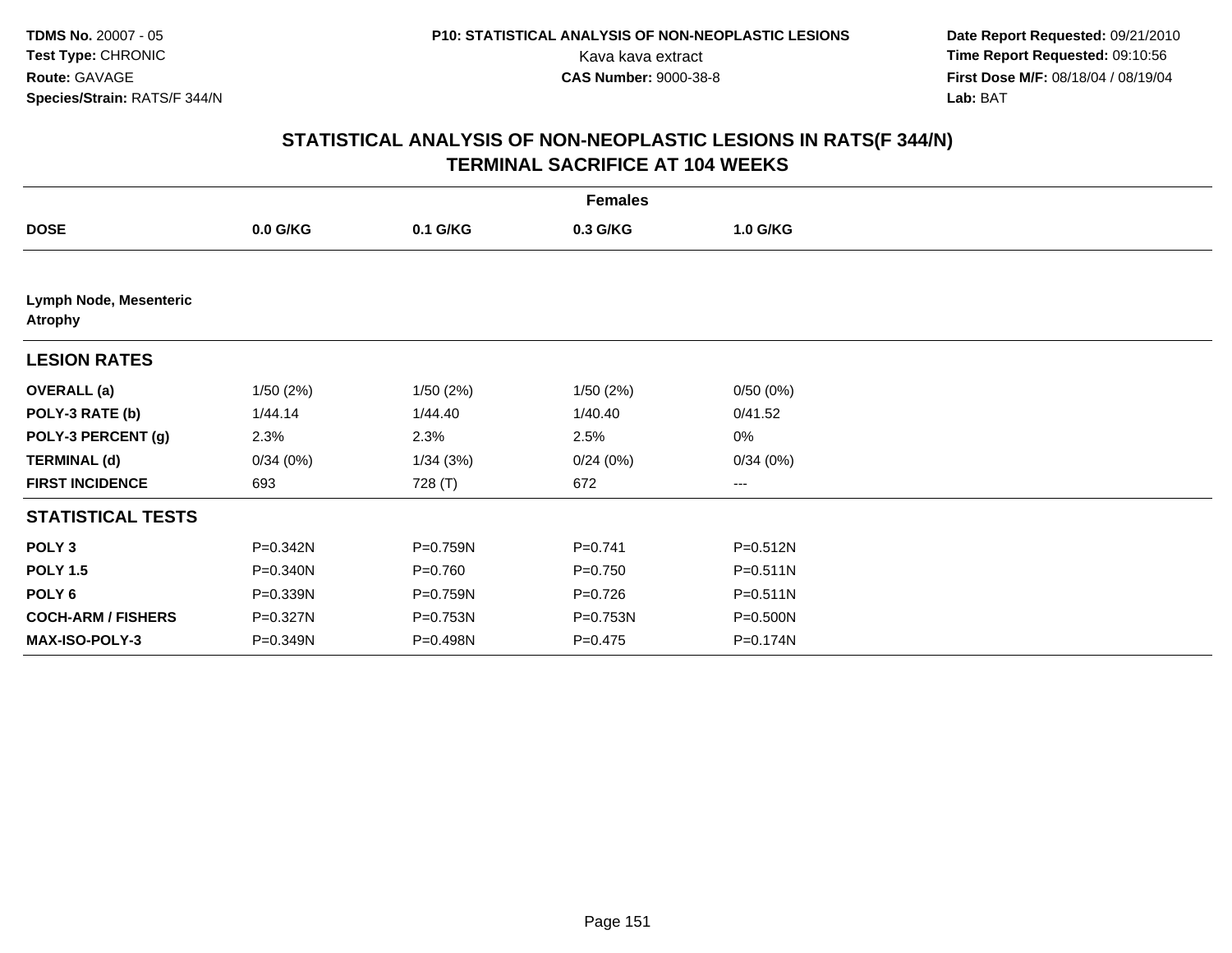**TDMS No.** 20007 - 05
**Test Type:** CHRONIC
**Route:** GAVAGE
**Species/Strain:** RATS/F 344/N

**P10: STATISTICAL ANALYSIS OF NON-NEOPLASTIC LESIONS**
Kava kava extract
**CAS Number:** 9000-38-8

**Date Report Requested:** 09/21/2010
**Time Report Requested:** 09:10:56
**First Dose M/F:** 08/18/04 / 08/19/04
**Lab:** BAT

## STATISTICAL ANALYSIS OF NON-NEOPLASTIC LESIONS IN RATS(F 344/N) TERMINAL SACRIFICE AT 104 WEEKS

| | Females | | | |
|---|---|---|---|---|
| **DOSE** | **0.0 G/KG** | **0.1 G/KG** | **0.3 G/KG** | **1.0 G/KG** |
| **Lymph Node, Mesenteric Atrophy** | | | | |
| **LESION RATES** | | | | |
| **OVERALL (a)** | 1/50 (2%) | 1/50 (2%) | 1/50 (2%) | 0/50 (0%) |
| **POLY-3 RATE (b)** | 1/44.14 | 1/44.40 | 1/40.40 | 0/41.52 |
| **POLY-3 PERCENT (g)** | 2.3% | 2.3% | 2.5% | 0% |
| **TERMINAL (d)** | 0/34 (0%) | 1/34 (3%) | 0/24 (0%) | 0/34 (0%) |
| **FIRST INCIDENCE** | 693 | 728 (T) | 672 | --- |
| **STATISTICAL TESTS** | | | | |
| **POLY 3** | P=0.342N | P=0.759N | P=0.741 | P=0.512N |
| **POLY 1.5** | P=0.340N | P=0.760 | P=0.750 | P=0.511N |
| **POLY 6** | P=0.339N | P=0.759N | P=0.726 | P=0.511N |
| **COCH-ARM / FISHERS** | P=0.327N | P=0.753N | P=0.753N | P=0.500N |
| **MAX-ISO-POLY-3** | P=0.349N | P=0.498N | P=0.475 | P=0.174N |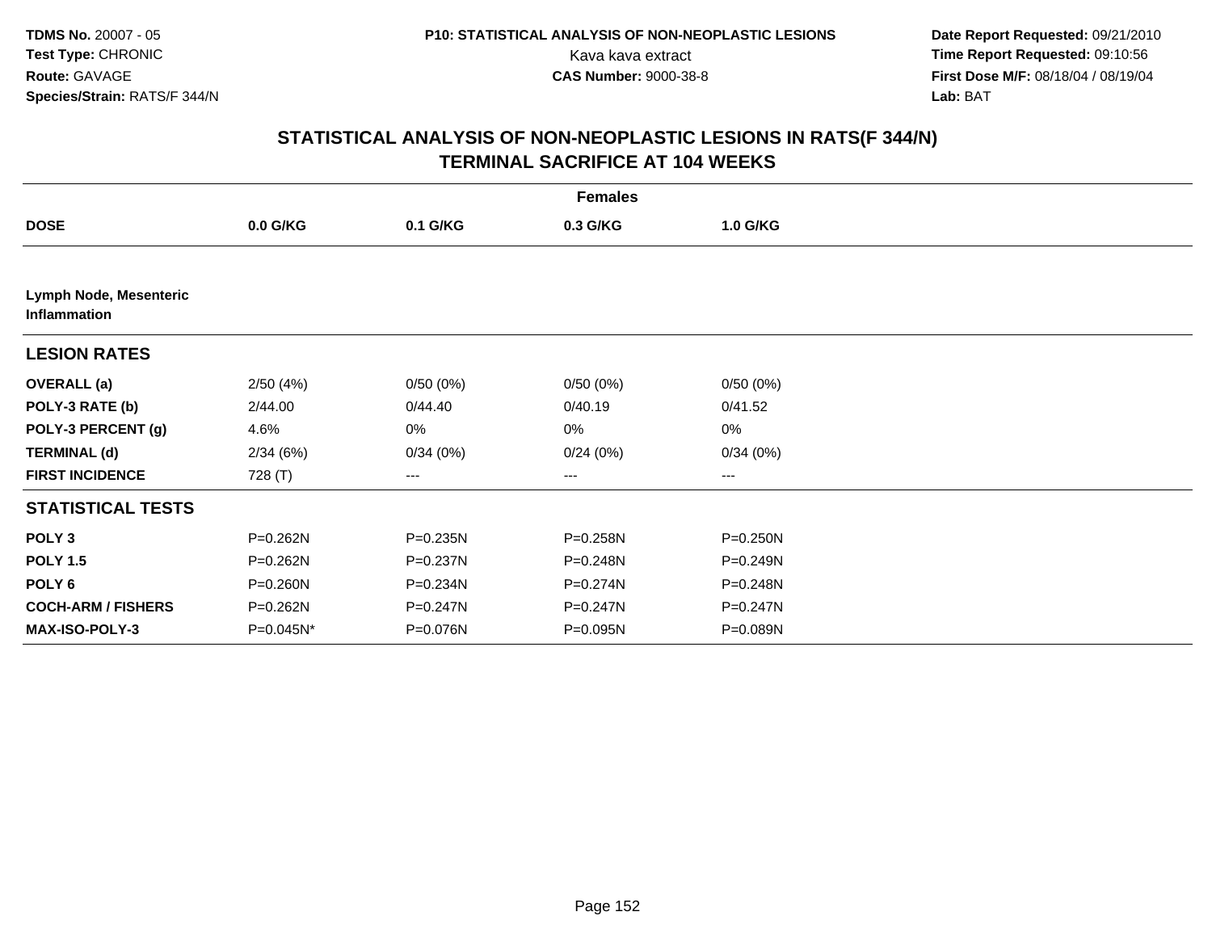# STATISTICAL ANALYSIS OF NON-NEOPLASTIC LESIONS IN RATS(F 344/N)
## TERMINAL SACRIFICE AT 104 WEEKS

| | Females | | | |
|---|---|---|---|---|
| **DOSE** | **0.0 G/KG** | **0.1 G/KG** | **0.3 G/KG** | **1.0 G/KG** |
| **Lymph Node, Mesenteric Inflammation** | | | | |
| **LESION RATES** | | | | |
| **OVERALL (a)** | 2/50 (4%) | 0/50 (0%) | 0/50 (0%) | 0/50 (0%) |
| **POLY-3 RATE (b)** | 2/44.00 | 0/44.40 | 0/40.19 | 0/41.52 |
| **POLY-3 PERCENT (g)** | 4.6% | 0% | 0% | 0% |
| **TERMINAL (d)** | 2/34 (6%) | 0/34 (0%) | 0/24 (0%) | 0/34 (0%) |
| **FIRST INCIDENCE** | 728 (T) | --- | --- | --- |
| **STATISTICAL TESTS** | | | | |
| **POLY 3** | P=0.262N | P=0.235N | P=0.258N | P=0.250N |
| **POLY 1.5** | P=0.262N | P=0.237N | P=0.248N | P=0.249N |
| **POLY 6** | P=0.260N | P=0.234N | P=0.274N | P=0.248N |
| **COCH-ARM / FISHERS** | P=0.262N | P=0.247N | P=0.247N | P=0.247N |
| **MAX-ISO-POLY-3** | P=0.045N* | P=0.076N | P=0.095N | P=0.089N |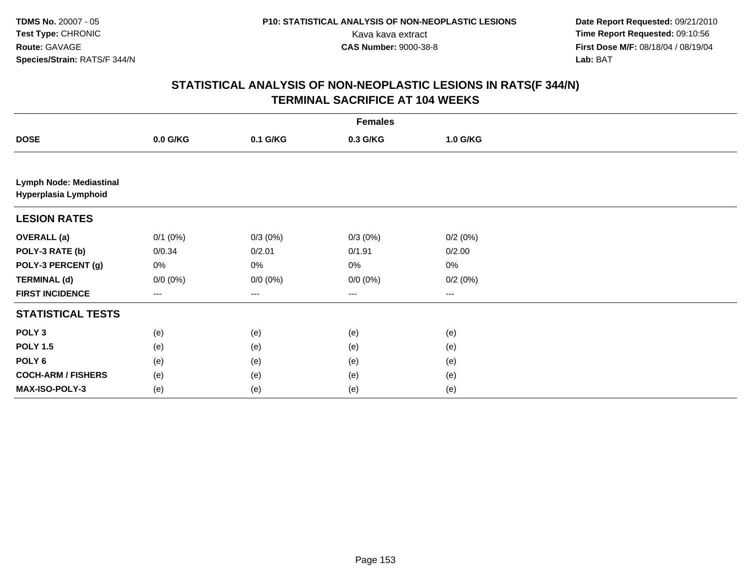**TDMS No.** 20007 - 05
**Test Type:** CHRONIC
**Route:** GAVAGE
**Species/Strain:** RATS/F 344/N

**P10: STATISTICAL ANALYSIS OF NON-NEOPLASTIC LESIONS**
Kava kava extract
**CAS Number:** 9000-38-8

**Date Report Requested:** 09/21/2010
**Time Report Requested:** 09:10:56
**First Dose M/F:** 08/18/04 / 08/19/04
**Lab:** BAT

## STATISTICAL ANALYSIS OF NON-NEOPLASTIC LESIONS IN RATS(F 344/N)
## TERMINAL SACRIFICE AT 104 WEEKS

| | Females | | | |
|---|---|---|---|---|
| **DOSE** | **0.0 G/KG** | **0.1 G/KG** | **0.3 G/KG** | **1.0 G/KG** |
| **Lymph Node: Mediastinal** <br> **Hyperplasia Lymphoid** | | | | |
| **LESION RATES** | | | | |
| **OVERALL (a)** | 0/1 (0%) | 0/3 (0%) | 0/3 (0%) | 0/2 (0%) |
| **POLY-3 RATE (b)** | 0/0.34 | 0/2.01 | 0/1.91 | 0/2.00 |
| **POLY-3 PERCENT (g)** | 0% | 0% | 0% | 0% |
| **TERMINAL (d)** | 0/0 (0%) | 0/0 (0%) | 0/0 (0%) | 0/2 (0%) |
| **FIRST INCIDENCE** | --- | --- | --- | --- |
| **STATISTICAL TESTS** | | | | |
| **POLY 3** | (e) | (e) | (e) | (e) |
| **POLY 1.5** | (e) | (e) | (e) | (e) |
| **POLY 6** | (e) | (e) | (e) | (e) |
| **COCH-ARM / FISHERS** | (e) | (e) | (e) | (e) |
| **MAX-ISO-POLY-3** | (e) | (e) | (e) | (e) |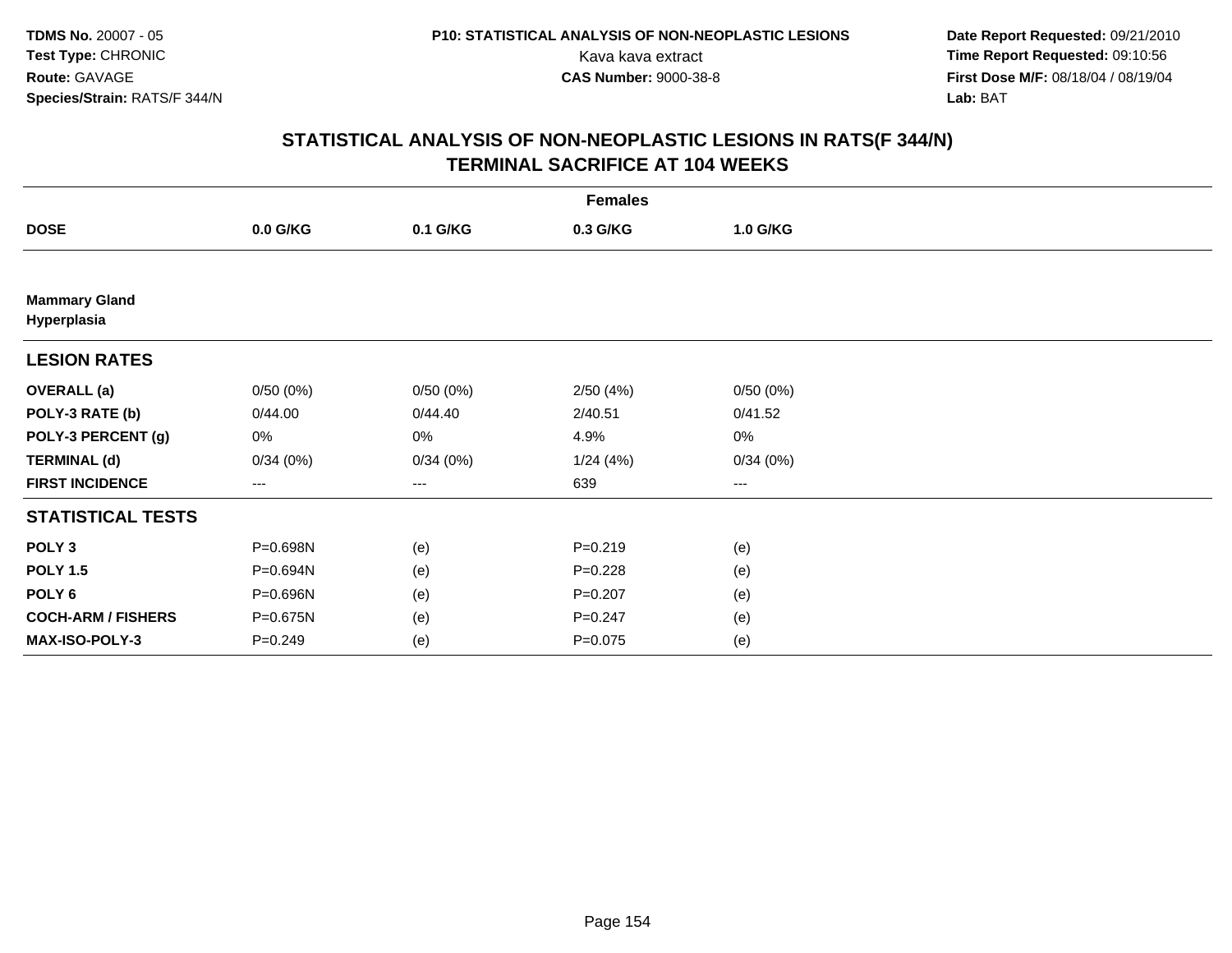TDMS No. 20007 - 05
Test Type: CHRONIC
Route: GAVAGE
Species/Strain: RATS/F 344/N

P10: STATISTICAL ANALYSIS OF NON-NEOPLASTIC LESIONS
Kava kava extract
CAS Number: 9000-38-8

Date Report Requested: 09/21/2010
Time Report Requested: 09:10:56
First Dose M/F: 08/18/04 / 08/19/04
Lab: BAT

## STATISTICAL ANALYSIS OF NON-NEOPLASTIC LESIONS IN RATS(F 344/N)
## TERMINAL SACRIFICE AT 104 WEEKS

| | Females | | | |
|---|---|---|---|---|
| **DOSE** | **0.0 G/KG** | **0.1 G/KG** | **0.3 G/KG** | **1.0 G/KG** |
| **Mammary Gland** | | | | |
| **Hyperplasia** | | | | |
| **LESION RATES** | | | | |
| **OVERALL (a)** | 0/50 (0%) | 0/50 (0%) | 2/50 (4%) | 0/50 (0%) |
| **POLY-3 RATE (b)** | 0/44.00 | 0/44.40 | 2/40.51 | 0/41.52 |
| **POLY-3 PERCENT (g)** | 0% | 0% | 4.9% | 0% |
| **TERMINAL (d)** | 0/34 (0%) | 0/34 (0%) | 1/24 (4%) | 0/34 (0%) |
| **FIRST INCIDENCE** | --- | --- | 639 | --- |
| **STATISTICAL TESTS** | | | | |
| **POLY 3** | P=0.698N | (e) | P=0.219 | (e) |
| **POLY 1.5** | P=0.694N | (e) | P=0.228 | (e) |
| **POLY 6** | P=0.696N | (e) | P=0.207 | (e) |
| **COCH-ARM / FISHERS** | P=0.675N | (e) | P=0.247 | (e) |
| **MAX-ISO-POLY-3** | P=0.249 | (e) | P=0.075 | (e) |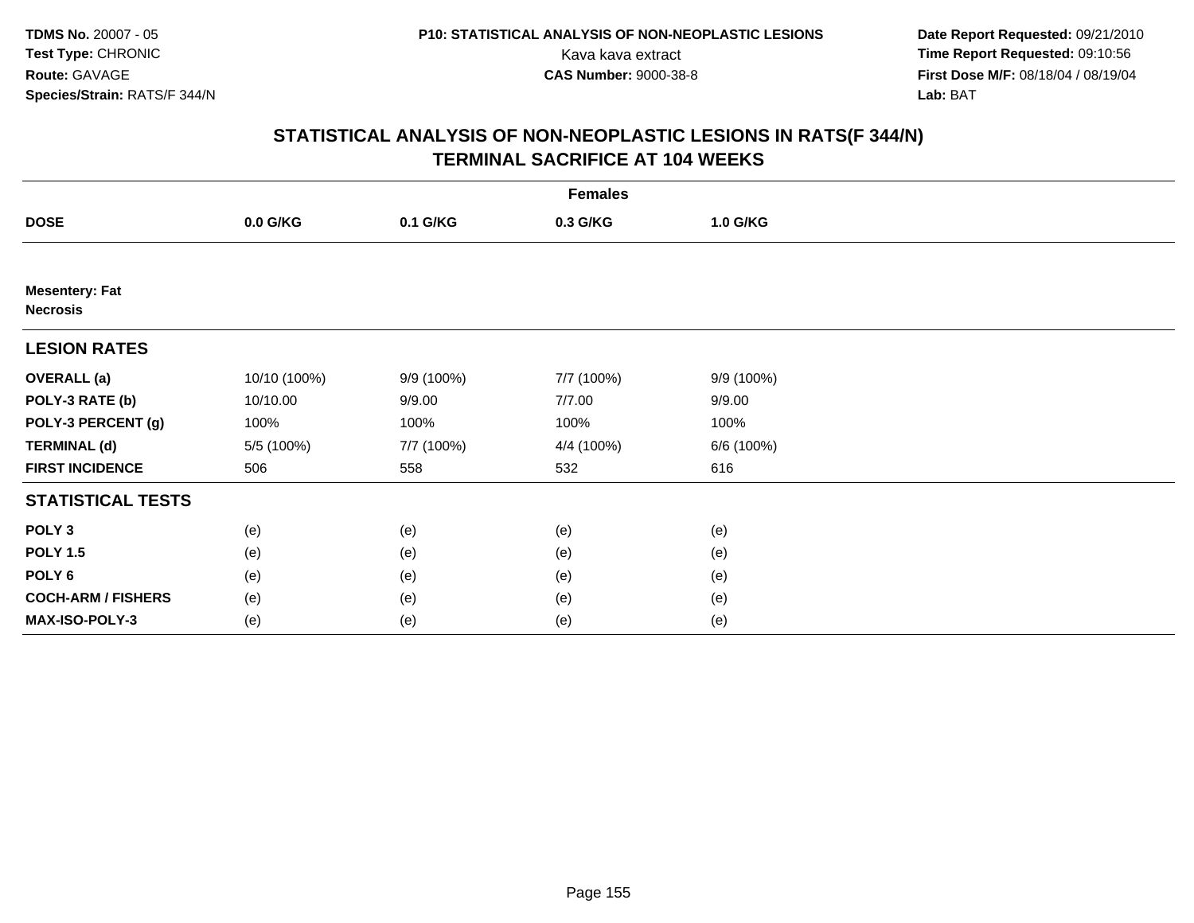# STATISTICAL ANALYSIS OF NON-NEOPLASTIC LESIONS IN RATS(F 344/N)
## TERMINAL SACRIFICE AT 104 WEEKS

| | Females | | | |
|---|---|---|---|---|
| **DOSE** | **0.0 G/KG** | **0.1 G/KG** | **0.3 G/KG** | **1.0 G/KG** |
| **Mesentery: Fat** | | | | |
| **Necrosis** | | | | |
| **LESION RATES** | | | | |
| **OVERALL (a)** | 10/10 (100%) | 9/9 (100%) | 7/7 (100%) | 9/9 (100%) |
| **POLY-3 RATE (b)** | 10/10.00 | 9/9.00 | 7/7.00 | 9/9.00 |
| **POLY-3 PERCENT (g)** | 100% | 100% | 100% | 100% |
| **TERMINAL (d)** | 5/5 (100%) | 7/7 (100%) | 4/4 (100%) | 6/6 (100%) |
| **FIRST INCIDENCE** | 506 | 558 | 532 | 616 |
| **STATISTICAL TESTS** | | | | |
| **POLY 3** | (e) | (e) | (e) | (e) |
| **POLY 1.5** | (e) | (e) | (e) | (e) |
| **POLY 6** | (e) | (e) | (e) | (e) |
| **COCH-ARM / FISHERS** | (e) | (e) | (e) | (e) |
| **MAX-ISO-POLY-3** | (e) | (e) | (e) | (e) |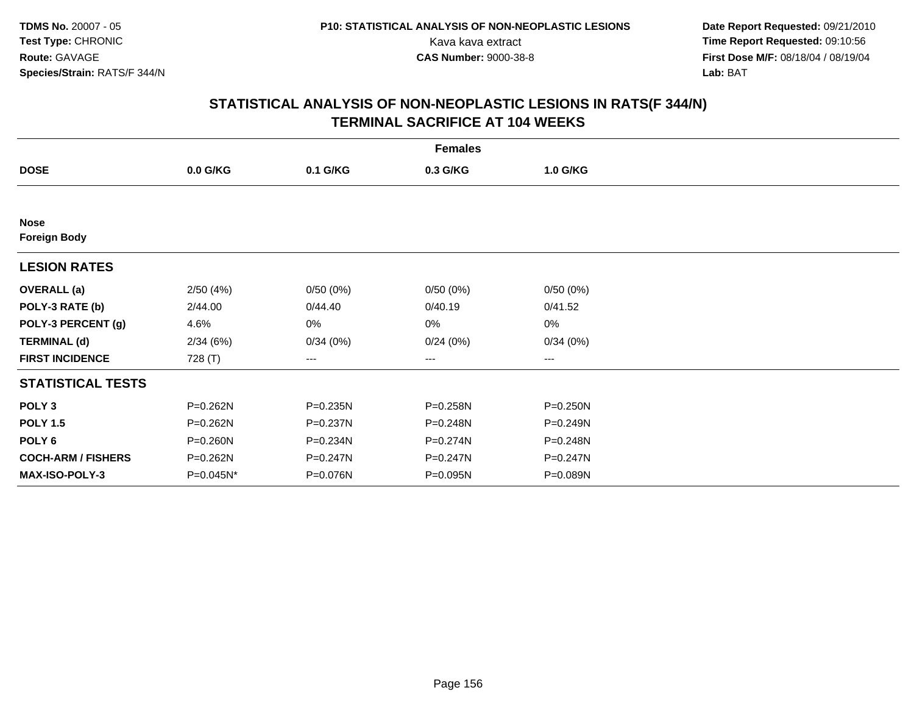**TDMS No.** 20007 - 05
**Test Type:** CHRONIC
**Route:** GAVAGE
**Species/Strain:** RATS/F 344/N

**P10: STATISTICAL ANALYSIS OF NON-NEOPLASTIC LESIONS**
Kava kava extract
**CAS Number:** 9000-38-8

**Date Report Requested:** 09/21/2010
**Time Report Requested:** 09:10:56
**First Dose M/F:** 08/18/04 / 08/19/04
**Lab:** BAT

## STATISTICAL ANALYSIS OF NON-NEOPLASTIC LESIONS IN RATS(F 344/N)
## TERMINAL SACRIFICE AT 104 WEEKS

| | Females | | | |
|---|---|---|---|---|
| **DOSE** | **0.0 G/KG** | **0.1 G/KG** | **0.3 G/KG** | **1.0 G/KG** |
| **Nose** | | | | |
| **Foreign Body** | | | | |
| **LESION RATES** | | | | |
| **OVERALL (a)** | 2/50 (4%) | 0/50 (0%) | 0/50 (0%) | 0/50 (0%) |
| **POLY-3 RATE (b)** | 2/44.00 | 0/44.40 | 0/40.19 | 0/41.52 |
| **POLY-3 PERCENT (g)** | 4.6% | 0% | 0% | 0% |
| **TERMINAL (d)** | 2/34 (6%) | 0/34 (0%) | 0/24 (0%) | 0/34 (0%) |
| **FIRST INCIDENCE** | 728 (T) | --- | --- | --- |
| **STATISTICAL TESTS** | | | | |
| **POLY 3** | P=0.262N | P=0.235N | P=0.258N | P=0.250N |
| **POLY 1.5** | P=0.262N | P=0.237N | P=0.248N | P=0.249N |
| **POLY 6** | P=0.260N | P=0.234N | P=0.274N | P=0.248N |
| **COCH-ARM / FISHERS** | P=0.262N | P=0.247N | P=0.247N | P=0.247N |
| **MAX-ISO-POLY-3** | P=0.045N* | P=0.076N | P=0.095N | P=0.089N |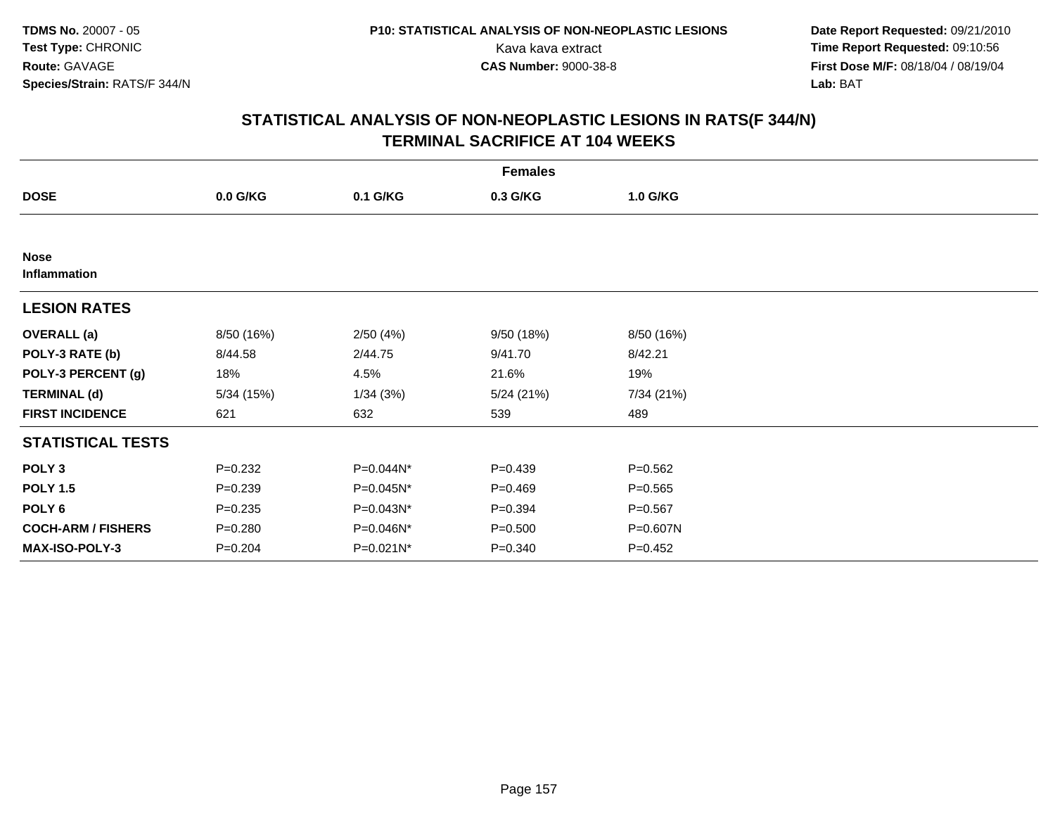**TDMS No.** 20007 - 05
**Test Type:** CHRONIC
**Route:** GAVAGE
**Species/Strain:** RATS/F 344/N

**P10: STATISTICAL ANALYSIS OF NON-NEOPLASTIC LESIONS**
Kava kava extract
**CAS Number:** 9000-38-8

**Date Report Requested:** 09/21/2010
**Time Report Requested:** 09:10:56
**First Dose M/F:** 08/18/04 / 08/19/04
**Lab:** BAT

## STATISTICAL ANALYSIS OF NON-NEOPLASTIC LESIONS IN RATS(F 344/N) TERMINAL SACRIFICE AT 104 WEEKS

| | Females | | | |
|---|---|---|---|---|
| **DOSE** | **0.0 G/KG** | **0.1 G/KG** | **0.3 G/KG** | **1.0 G/KG** |
| **Nose** | | | | |
| **Inflammation** | | | | |
| **LESION RATES** | | | | |
| **OVERALL (a)** | 8/50 (16%) | 2/50 (4%) | 9/50 (18%) | 8/50 (16%) |
| **POLY-3 RATE (b)** | 8/44.58 | 2/44.75 | 9/41.70 | 8/42.21 |
| **POLY-3 PERCENT (g)** | 18% | 4.5% | 21.6% | 19% |
| **TERMINAL (d)** | 5/34 (15%) | 1/34 (3%) | 5/24 (21%) | 7/34 (21%) |
| **FIRST INCIDENCE** | 621 | 632 | 539 | 489 |
| **STATISTICAL TESTS** | | | | |
| **POLY 3** | P=0.232 | P=0.044N* | P=0.439 | P=0.562 |
| **POLY 1.5** | P=0.239 | P=0.045N* | P=0.469 | P=0.565 |
| **POLY 6** | P=0.235 | P=0.043N* | P=0.394 | P=0.567 |
| **COCH-ARM / FISHERS** | P=0.280 | P=0.046N* | P=0.500 | P=0.607N |
| **MAX-ISO-POLY-3** | P=0.204 | P=0.021N* | P=0.340 | P=0.452 |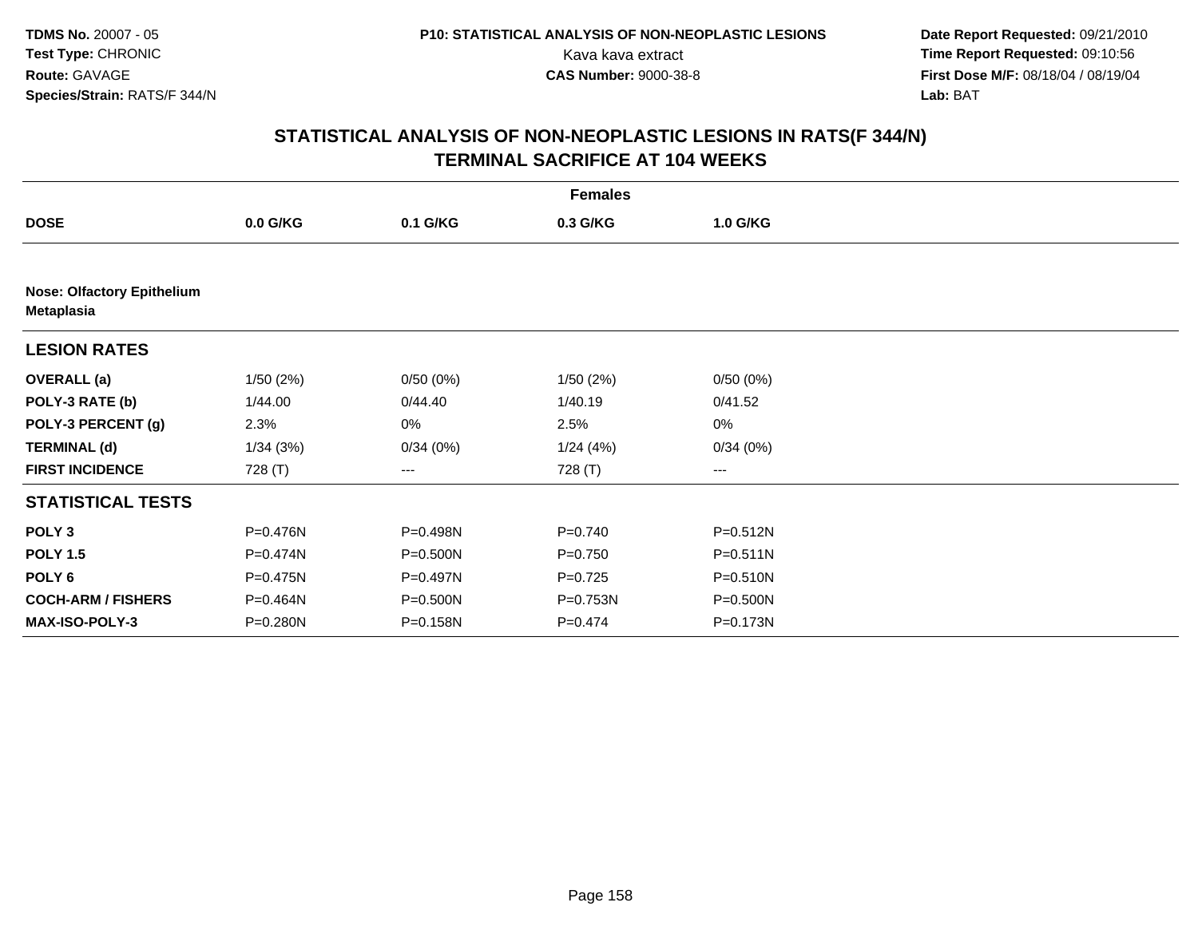TDMS No. 20007 - 05
Test Type: CHRONIC
Route: GAVAGE
Species/Strain: RATS/F 344/N

P10: STATISTICAL ANALYSIS OF NON-NEOPLASTIC LESIONS
Kava kava extract
CAS Number: 9000-38-8

Date Report Requested: 09/21/2010
Time Report Requested: 09:10:56
First Dose M/F: 08/18/04 / 08/19/04
Lab: BAT

## STATISTICAL ANALYSIS OF NON-NEOPLASTIC LESIONS IN RATS(F 344/N)
## TERMINAL SACRIFICE AT 104 WEEKS

| | Females | | | |
|---|---|---|---|---|
| **DOSE** | **0.0 G/KG** | **0.1 G/KG** | **0.3 G/KG** | **1.0 G/KG** |
| **Nose: Olfactory Epithelium Metaplasia** | | | | |
| **LESION RATES** | | | | |
| **OVERALL (a)** | 1/50 (2%) | 0/50 (0%) | 1/50 (2%) | 0/50 (0%) |
| **POLY-3 RATE (b)** | 1/44.00 | 0/44.40 | 1/40.19 | 0/41.52 |
| **POLY-3 PERCENT (g)** | 2.3% | 0% | 2.5% | 0% |
| **TERMINAL (d)** | 1/34 (3%) | 0/34 (0%) | 1/24 (4%) | 0/34 (0%) |
| **FIRST INCIDENCE** | 728 (T) | --- | 728 (T) | --- |
| **STATISTICAL TESTS** | | | | |
| **POLY 3** | P=0.476N | P=0.498N | P=0.740 | P=0.512N |
| **POLY 1.5** | P=0.474N | P=0.500N | P=0.750 | P=0.511N |
| **POLY 6** | P=0.475N | P=0.497N | P=0.725 | P=0.510N |
| **COCH-ARM / FISHERS** | P=0.464N | P=0.500N | P=0.753N | P=0.500N |
| **MAX-ISO-POLY-3** | P=0.280N | P=0.158N | P=0.474 | P=0.173N |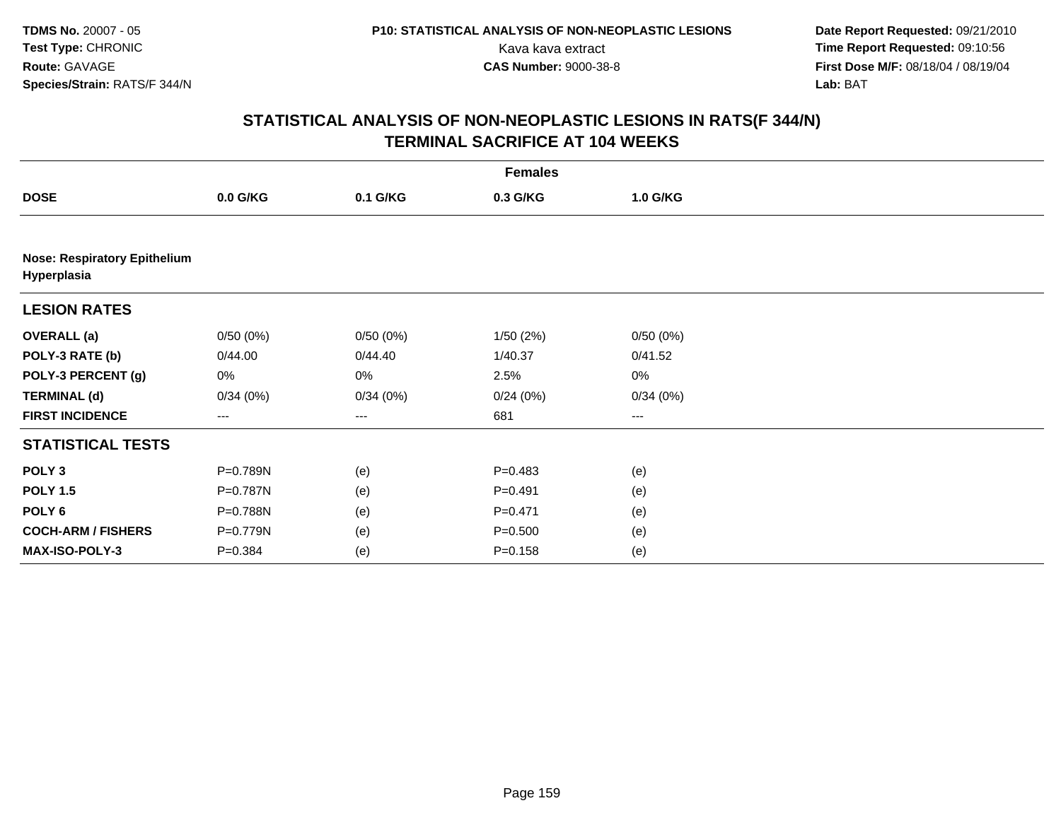TDMS No. 20007 - 05
Test Type: CHRONIC
Route: GAVAGE
Species/Strain: RATS/F 344/N

P10: STATISTICAL ANALYSIS OF NON-NEOPLASTIC LESIONS
Kava kava extract
CAS Number: 9000-38-8

Date Report Requested: 09/21/2010
Time Report Requested: 09:10:56
First Dose M/F: 08/18/04 / 08/19/04
Lab: BAT

## STATISTICAL ANALYSIS OF NON-NEOPLASTIC LESIONS IN RATS(F 344/N)
## TERMINAL SACRIFICE AT 104 WEEKS

| | Females | | | |
|---|---|---|---|---|
| **DOSE** | **0.0 G/KG** | **0.1 G/KG** | **0.3 G/KG** | **1.0 G/KG** |
| **Nose: Respiratory Epithelium Hyperplasia** | | | | |
| **LESION RATES** | | | | |
| **OVERALL (a)** | 0/50 (0%) | 0/50 (0%) | 1/50 (2%) | 0/50 (0%) |
| **POLY-3 RATE (b)** | 0/44.00 | 0/44.40 | 1/40.37 | 0/41.52 |
| **POLY-3 PERCENT (g)** | 0% | 0% | 2.5% | 0% |
| **TERMINAL (d)** | 0/34 (0%) | 0/34 (0%) | 0/24 (0%) | 0/34 (0%) |
| **FIRST INCIDENCE** | --- | --- | 681 | --- |
| **STATISTICAL TESTS** | | | | |
| **POLY 3** | P=0.789N | (e) | P=0.483 | (e) |
| **POLY 1.5** | P=0.787N | (e) | P=0.491 | (e) |
| **POLY 6** | P=0.788N | (e) | P=0.471 | (e) |
| **COCH-ARM / FISHERS** | P=0.779N | (e) | P=0.500 | (e) |
| **MAX-ISO-POLY-3** | P=0.384 | (e) | P=0.158 | (e) |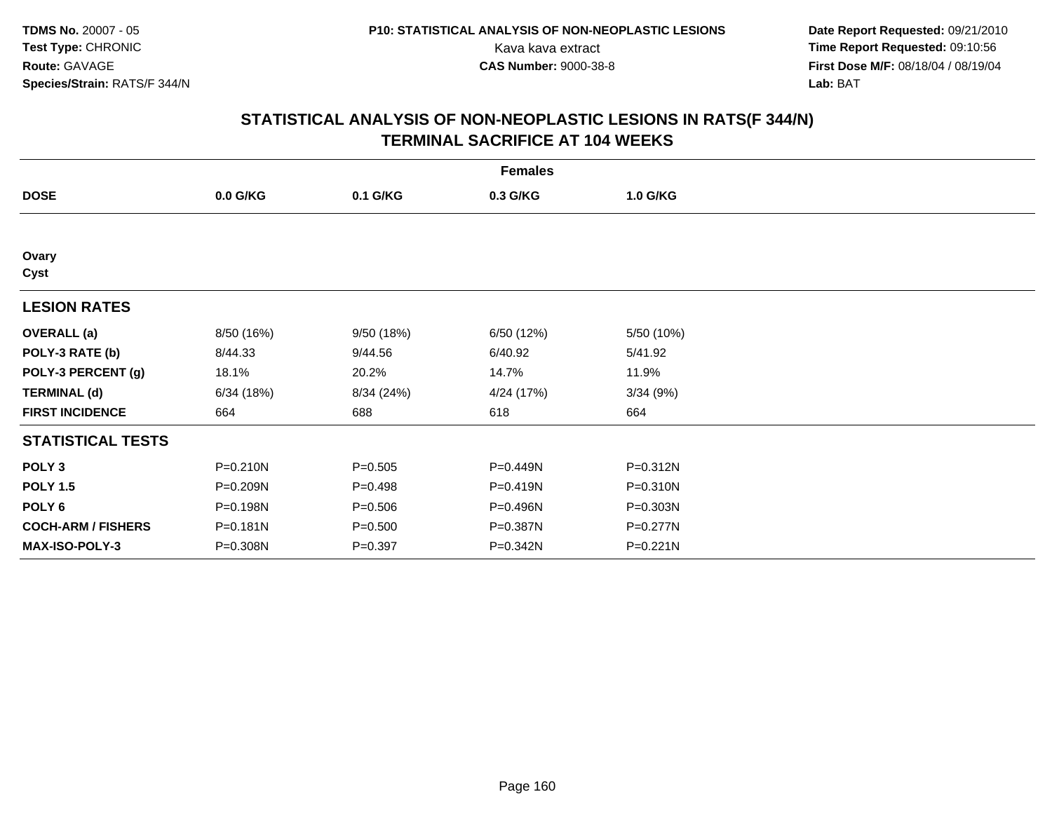## STATISTICAL ANALYSIS OF NON-NEOPLASTIC LESIONS IN RATS(F 344/N) TERMINAL SACRIFICE AT 104 WEEKS

| | Females | | | |
|---|---|---|---|---|
| **DOSE** | **0.0 G/KG** | **0.1 G/KG** | **0.3 G/KG** | **1.0 G/KG** |
| **Ovary** | | | | |
| **Cyst** | | | | |
| **LESION RATES** | | | | |
| **OVERALL (a)** | 8/50 (16%) | 9/50 (18%) | 6/50 (12%) | 5/50 (10%) |
| **POLY-3 RATE (b)** | 8/44.33 | 9/44.56 | 6/40.92 | 5/41.92 |
| **POLY-3 PERCENT (g)** | 18.1% | 20.2% | 14.7% | 11.9% |
| **TERMINAL (d)** | 6/34 (18%) | 8/34 (24%) | 4/24 (17%) | 3/34 (9%) |
| **FIRST INCIDENCE** | 664 | 688 | 618 | 664 |
| **STATISTICAL TESTS** | | | | |
| **POLY 3** | P=0.210N | P=0.505 | P=0.449N | P=0.312N |
| **POLY 1.5** | P=0.209N | P=0.498 | P=0.419N | P=0.310N |
| **POLY 6** | P=0.198N | P=0.506 | P=0.496N | P=0.303N |
| **COCH-ARM / FISHERS** | P=0.181N | P=0.500 | P=0.387N | P=0.277N |
| **MAX-ISO-POLY-3** | P=0.308N | P=0.397 | P=0.342N | P=0.221N |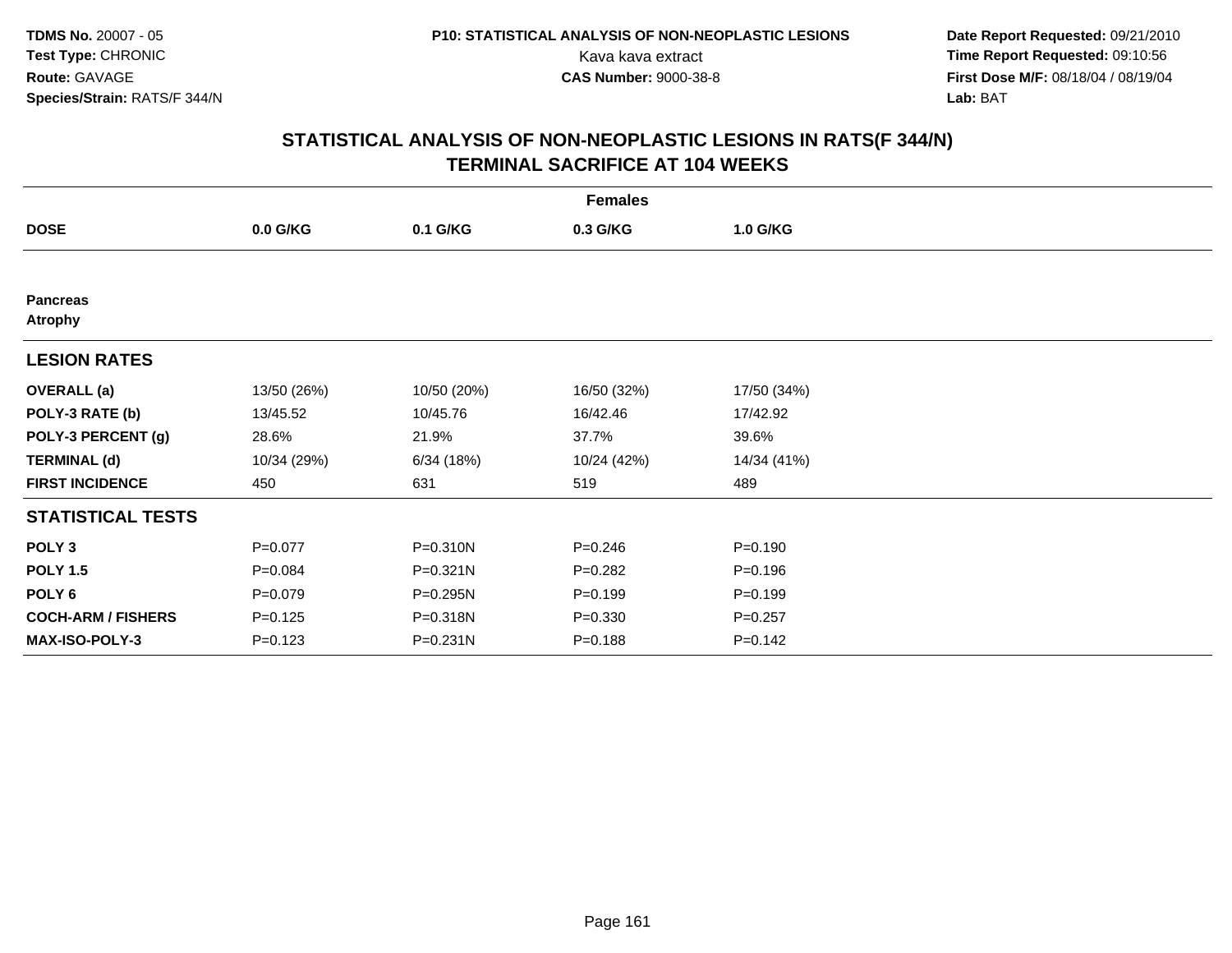**TDMS No.** 20007 - 05
**Test Type:** CHRONIC
**Route:** GAVAGE
**Species/Strain:** RATS/F 344/N

**P10: STATISTICAL ANALYSIS OF NON-NEOPLASTIC LESIONS**
Kava kava extract
**CAS Number:** 9000-38-8

**Date Report Requested:** 09/21/2010
**Time Report Requested:** 09:10:56
**First Dose M/F:** 08/18/04 / 08/19/04
**Lab:** BAT

## STATISTICAL ANALYSIS OF NON-NEOPLASTIC LESIONS IN RATS(F 344/N)
## TERMINAL SACRIFICE AT 104 WEEKS

| | Females | | | |
|---|---|---|---|---|
| **DOSE** | **0.0 G/KG** | **0.1 G/KG** | **0.3 G/KG** | **1.0 G/KG** |
| **Pancreas** | | | | |
| **Atrophy** | | | | |
| **LESION RATES** | | | | |
| **OVERALL (a)** | 13/50 (26%) | 10/50 (20%) | 16/50 (32%) | 17/50 (34%) |
| **POLY-3 RATE (b)** | 13/45.52 | 10/45.76 | 16/42.46 | 17/42.92 |
| **POLY-3 PERCENT (g)** | 28.6% | 21.9% | 37.7% | 39.6% |
| **TERMINAL (d)** | 10/34 (29%) | 6/34 (18%) | 10/24 (42%) | 14/34 (41%) |
| **FIRST INCIDENCE** | 450 | 631 | 519 | 489 |
| **STATISTICAL TESTS** | | | | |
| **POLY 3** | P=0.077 | P=0.310N | P=0.246 | P=0.190 |
| **POLY 1.5** | P=0.084 | P=0.321N | P=0.282 | P=0.196 |
| **POLY 6** | P=0.079 | P=0.295N | P=0.199 | P=0.199 |
| **COCH-ARM / FISHERS** | P=0.125 | P=0.318N | P=0.330 | P=0.257 |
| **MAX-ISO-POLY-3** | P=0.123 | P=0.231N | P=0.188 | P=0.142 |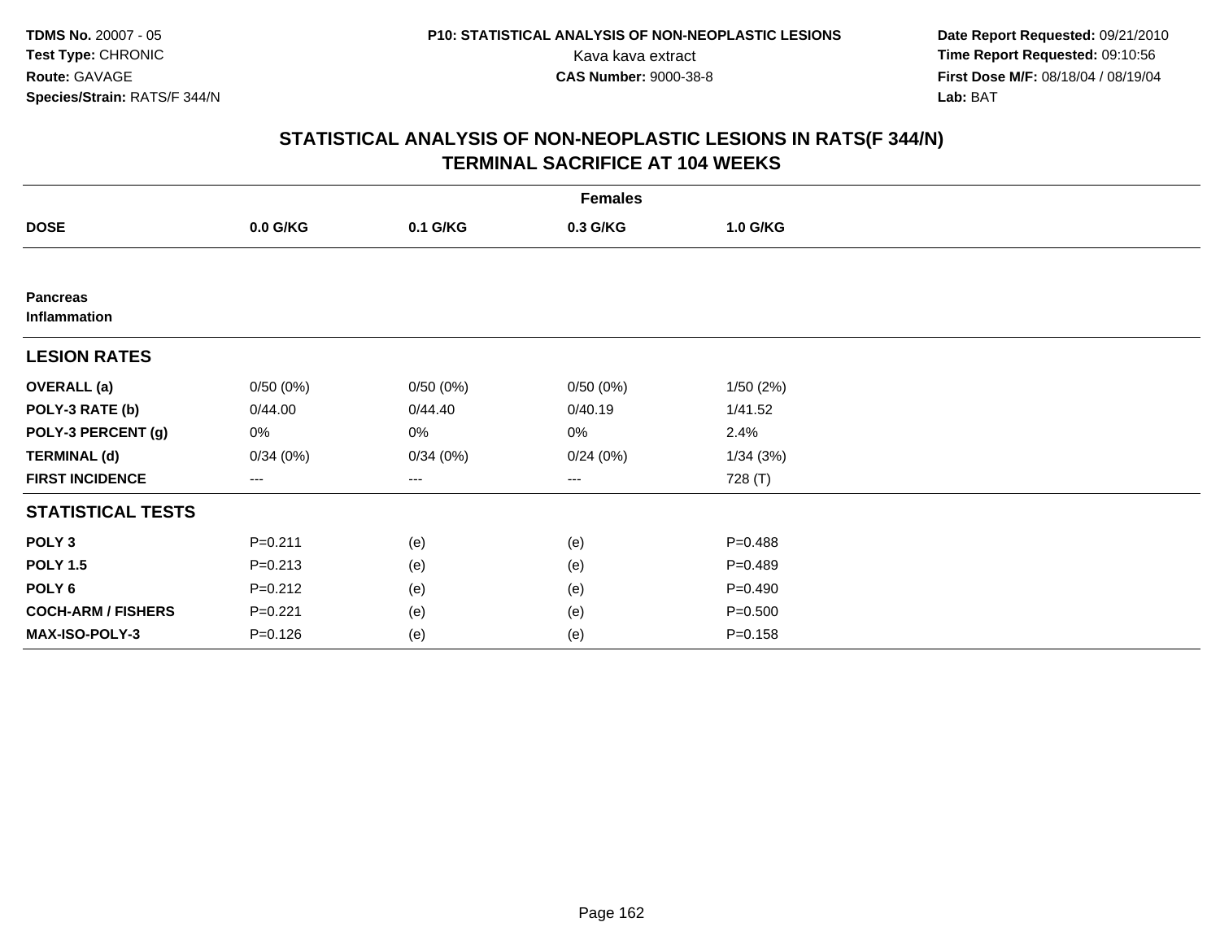**TDMS No.** 20007 - 05
**Test Type:** CHRONIC
**Route:** GAVAGE
**Species/Strain:** RATS/F 344/N

**P10: STATISTICAL ANALYSIS OF NON-NEOPLASTIC LESIONS**
Kava kava extract
**CAS Number:** 9000-38-8

**Date Report Requested:** 09/21/2010
**Time Report Requested:** 09:10:56
**First Dose M/F:** 08/18/04 / 08/19/04
**Lab:** BAT

## STATISTICAL ANALYSIS OF NON-NEOPLASTIC LESIONS IN RATS(F 344/N)
## TERMINAL SACRIFICE AT 104 WEEKS

| | Females | | | |
|---|---|---|---|---|
| **DOSE** | **0.0 G/KG** | **0.1 G/KG** | **0.3 G/KG** | **1.0 G/KG** |
| **Pancreas**<br>**Inflammation** | | | | |
| **LESION RATES** | | | | |
| **OVERALL (a)** | 0/50 (0%) | 0/50 (0%) | 0/50 (0%) | 1/50 (2%) |
| **POLY-3 RATE (b)** | 0/44.00 | 0/44.40 | 0/40.19 | 1/41.52 |
| **POLY-3 PERCENT (g)** | 0% | 0% | 0% | 2.4% |
| **TERMINAL (d)** | 0/34 (0%) | 0/34 (0%) | 0/24 (0%) | 1/34 (3%) |
| **FIRST INCIDENCE** | --- | --- | --- | 728 (T) |
| **STATISTICAL TESTS** | | | | |
| **POLY 3** | P=0.211 | (e) | (e) | P=0.488 |
| **POLY 1.5** | P=0.213 | (e) | (e) | P=0.489 |
| **POLY 6** | P=0.212 | (e) | (e) | P=0.490 |
| **COCH-ARM / FISHERS** | P=0.221 | (e) | (e) | P=0.500 |
| **MAX-ISO-POLY-3** | P=0.126 | (e) | (e) | P=0.158 |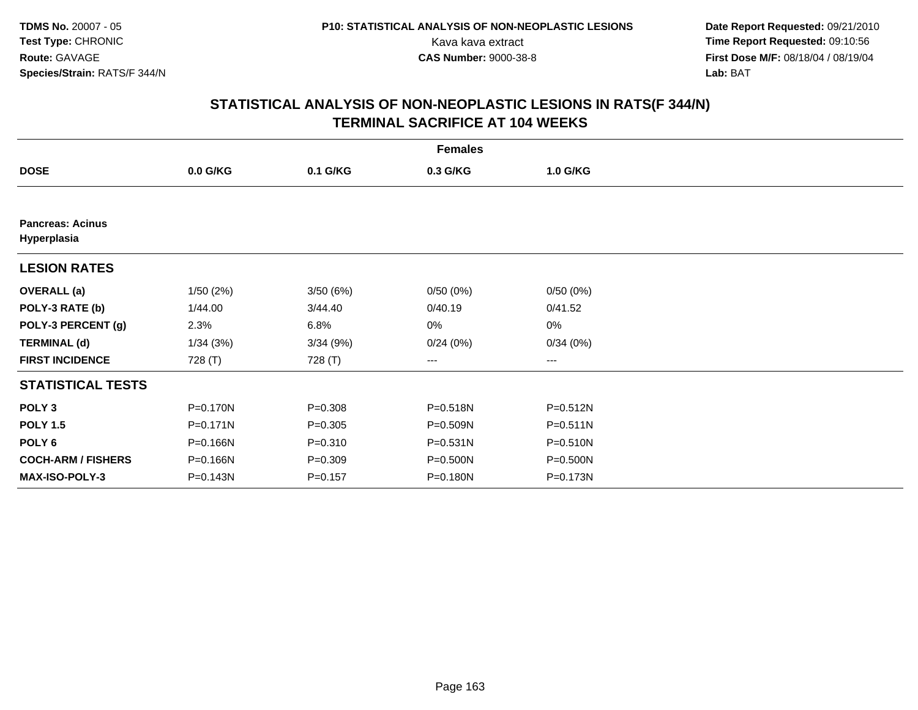**TDMS No.** 20007 - 05
**Test Type:** CHRONIC
**Route:** GAVAGE
**Species/Strain:** RATS/F 344/N

**P10: STATISTICAL ANALYSIS OF NON-NEOPLASTIC LESIONS**
Kava kava extract
**CAS Number:** 9000-38-8

**Date Report Requested:** 09/21/2010
**Time Report Requested:** 09:10:56
**First Dose M/F:** 08/18/04 / 08/19/04
**Lab:** BAT

## STATISTICAL ANALYSIS OF NON-NEOPLASTIC LESIONS IN RATS(F 344/N)
## TERMINAL SACRIFICE AT 104 WEEKS

| Females | | | | |
|---|---|---|---|---|
| **DOSE** | **0.0 G/KG** | **0.1 G/KG** | **0.3 G/KG** | **1.0 G/KG** |
| **Pancreas: Acinus** | | | | |
| **Hyperplasia** | | | | |
| **LESION RATES** | | | | |
| **OVERALL (a)** | 1/50 (2%) | 3/50 (6%) | 0/50 (0%) | 0/50 (0%) |
| **POLY-3 RATE (b)** | 1/44.00 | 3/44.40 | 0/40.19 | 0/41.52 |
| **POLY-3 PERCENT (g)** | 2.3% | 6.8% | 0% | 0% |
| **TERMINAL (d)** | 1/34 (3%) | 3/34 (9%) | 0/24 (0%) | 0/34 (0%) |
| **FIRST INCIDENCE** | 728 (T) | 728 (T) | --- | --- |
| **STATISTICAL TESTS** | | | | |
| **POLY 3** | P=0.170N | P=0.308 | P=0.518N | P=0.512N |
| **POLY 1.5** | P=0.171N | P=0.305 | P=0.509N | P=0.511N |
| **POLY 6** | P=0.166N | P=0.310 | P=0.531N | P=0.510N |
| **COCH-ARM / FISHERS** | P=0.166N | P=0.309 | P=0.500N | P=0.500N |
| **MAX-ISO-POLY-3** | P=0.143N | P=0.157 | P=0.180N | P=0.173N |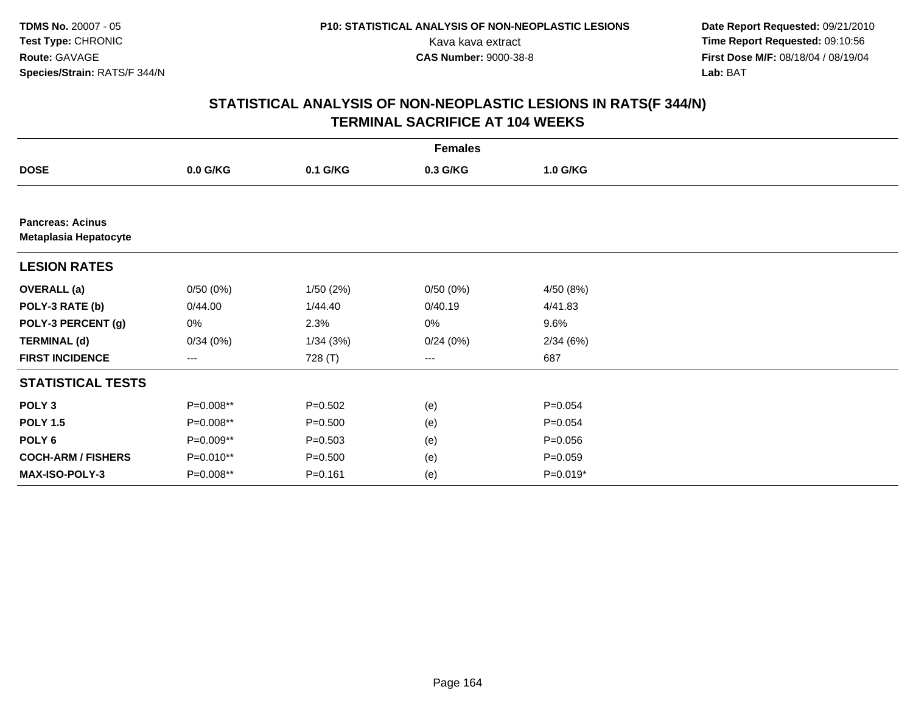**TDMS No.** 20007 - 05
**Test Type:** CHRONIC
**Route:** GAVAGE
**Species/Strain:** RATS/F 344/N

**P10: STATISTICAL ANALYSIS OF NON-NEOPLASTIC LESIONS**
Kava kava extract
**CAS Number:** 9000-38-8

**Date Report Requested:** 09/21/2010
**Time Report Requested:** 09:10:56
**First Dose M/F:** 08/18/04 / 08/19/04
**Lab:** BAT

## STATISTICAL ANALYSIS OF NON-NEOPLASTIC LESIONS IN RATS(F 344/N)
## TERMINAL SACRIFICE AT 104 WEEKS

| | Females | | | |
|---|---|---|---|---|
| **DOSE** | **0.0 G/KG** | **0.1 G/KG** | **0.3 G/KG** | **1.0 G/KG** |
| **Pancreas: Acinus** **Metaplasia Hepatocyte** | | | | |
| **LESION RATES** | | | | |
| **OVERALL (a)** | 0/50 (0%) | 1/50 (2%) | 0/50 (0%) | 4/50 (8%) |
| **POLY-3 RATE (b)** | 0/44.00 | 1/44.40 | 0/40.19 | 4/41.83 |
| **POLY-3 PERCENT (g)** | 0% | 2.3% | 0% | 9.6% |
| **TERMINAL (d)** | 0/34 (0%) | 1/34 (3%) | 0/24 (0%) | 2/34 (6%) |
| **FIRST INCIDENCE** | --- | 728 (T) | --- | 687 |
| **STATISTICAL TESTS** | | | | |
| **POLY 3** | P=0.008** | P=0.502 | (e) | P=0.054 |
| **POLY 1.5** | P=0.008** | P=0.500 | (e) | P=0.054 |
| **POLY 6** | P=0.009** | P=0.503 | (e) | P=0.056 |
| **COCH-ARM / FISHERS** | P=0.010** | P=0.500 | (e) | P=0.059 |
| **MAX-ISO-POLY-3** | P=0.008** | P=0.161 | (e) | P=0.019* |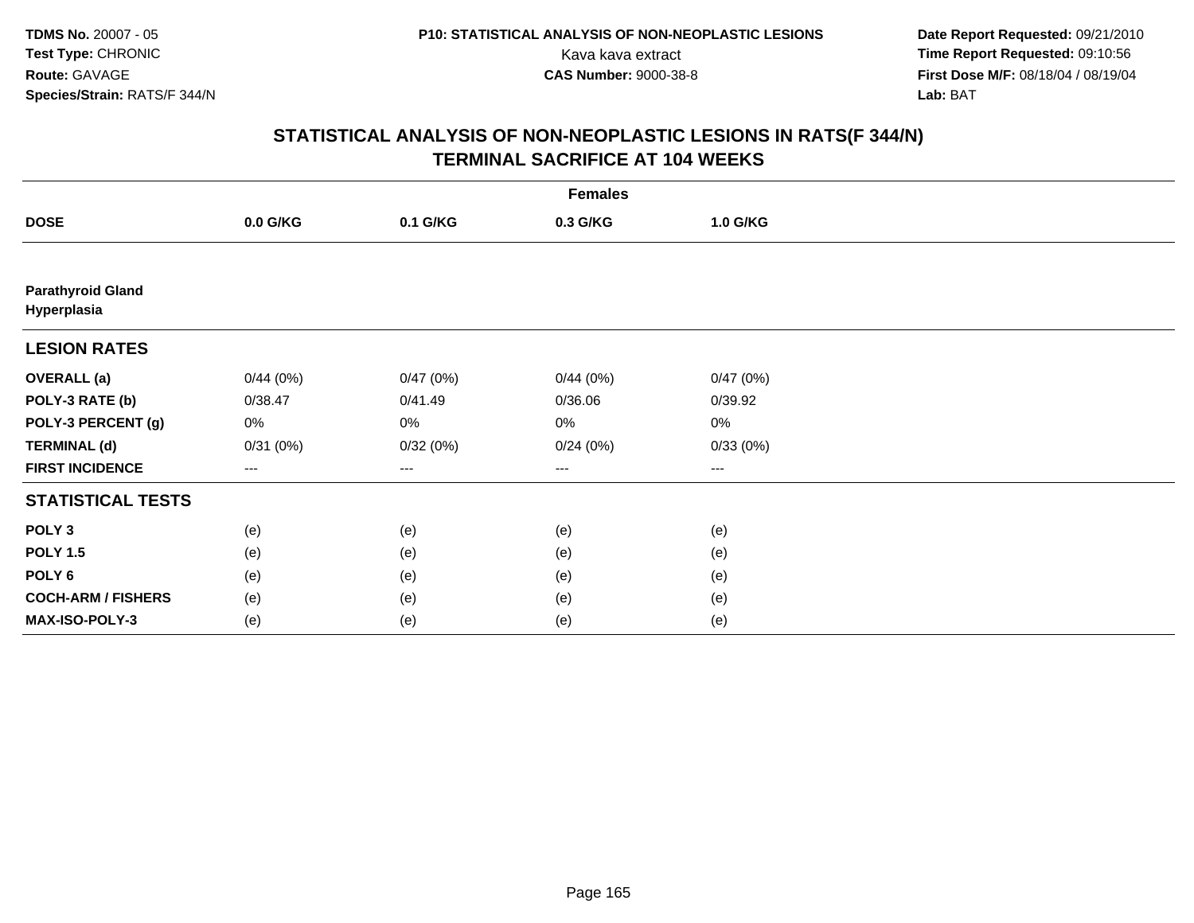TDMS No. 20007 - 05
Test Type: CHRONIC
Route: GAVAGE
Species/Strain: RATS/F 344/N

P10: STATISTICAL ANALYSIS OF NON-NEOPLASTIC LESIONS
Kava kava extract
CAS Number: 9000-38-8

Date Report Requested: 09/21/2010
Time Report Requested: 09:10:56
First Dose M/F: 08/18/04 / 08/19/04
Lab: BAT

## STATISTICAL ANALYSIS OF NON-NEOPLASTIC LESIONS IN RATS(F 344/N)
## TERMINAL SACRIFICE AT 104 WEEKS

| | Females | | | |
|---|---|---|---|---|
| **DOSE** | **0.0 G/KG** | **0.1 G/KG** | **0.3 G/KG** | **1.0 G/KG** |
| **Parathyroid Gland Hyperplasia** | | | | |
| **LESION RATES** | | | | |
| **OVERALL (a)** | 0/44 (0%) | 0/47 (0%) | 0/44 (0%) | 0/47 (0%) |
| **POLY-3 RATE (b)** | 0/38.47 | 0/41.49 | 0/36.06 | 0/39.92 |
| **POLY-3 PERCENT (g)** | 0% | 0% | 0% | 0% |
| **TERMINAL (d)** | 0/31 (0%) | 0/32 (0%) | 0/24 (0%) | 0/33 (0%) |
| **FIRST INCIDENCE** | --- | --- | --- | --- |
| **STATISTICAL TESTS** | | | | |
| **POLY 3** | (e) | (e) | (e) | (e) |
| **POLY 1.5** | (e) | (e) | (e) | (e) |
| **POLY 6** | (e) | (e) | (e) | (e) |
| **COCH-ARM / FISHERS** | (e) | (e) | (e) | (e) |
| **MAX-ISO-POLY-3** | (e) | (e) | (e) | (e) |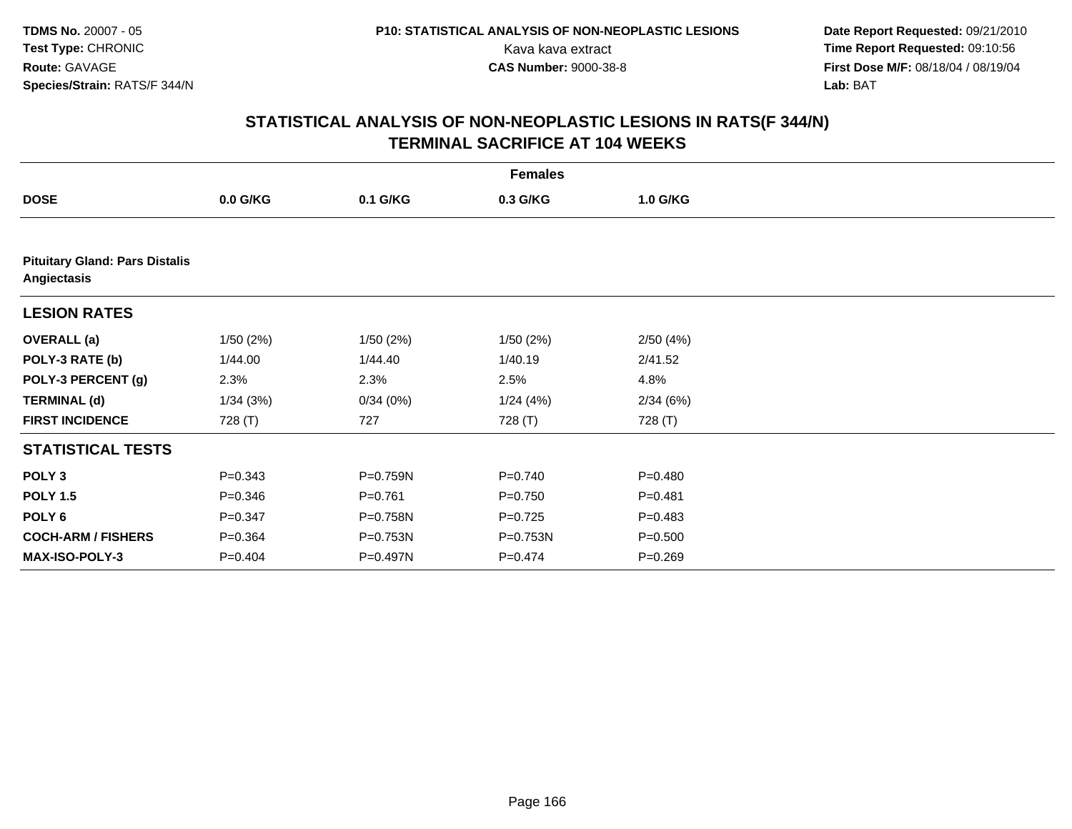TDMS No. 20007 - 05
Test Type: CHRONIC
Route: GAVAGE
Species/Strain: RATS/F 344/N

P10: STATISTICAL ANALYSIS OF NON-NEOPLASTIC LESIONS
Kava kava extract
CAS Number: 9000-38-8

Date Report Requested: 09/21/2010
Time Report Requested: 09:10:56
First Dose M/F: 08/18/04 / 08/19/04
Lab: BAT

## STATISTICAL ANALYSIS OF NON-NEOPLASTIC LESIONS IN RATS(F 344/N)
## TERMINAL SACRIFICE AT 104 WEEKS

| | Females | | | |
|---|---|---|---|---|
| **DOSE** | **0.0 G/KG** | **0.1 G/KG** | **0.3 G/KG** | **1.0 G/KG** |
| **Pituitary Gland: Pars Distalis Angiectasis** | | | | |
| **LESION RATES** | | | | |
| **OVERALL (a)** | 1/50 (2%) | 1/50 (2%) | 1/50 (2%) | 2/50 (4%) |
| **POLY-3 RATE (b)** | 1/44.00 | 1/44.40 | 1/40.19 | 2/41.52 |
| **POLY-3 PERCENT (g)** | 2.3% | 2.3% | 2.5% | 4.8% |
| **TERMINAL (d)** | 1/34 (3%) | 0/34 (0%) | 1/24 (4%) | 2/34 (6%) |
| **FIRST INCIDENCE** | 728 (T) | 727 | 728 (T) | 728 (T) |
| **STATISTICAL TESTS** | | | | |
| **POLY 3** | P=0.343 | P=0.759N | P=0.740 | P=0.480 |
| **POLY 1.5** | P=0.346 | P=0.761 | P=0.750 | P=0.481 |
| **POLY 6** | P=0.347 | P=0.758N | P=0.725 | P=0.483 |
| **COCH-ARM / FISHERS** | P=0.364 | P=0.753N | P=0.753N | P=0.500 |
| **MAX-ISO-POLY-3** | P=0.404 | P=0.497N | P=0.474 | P=0.269 |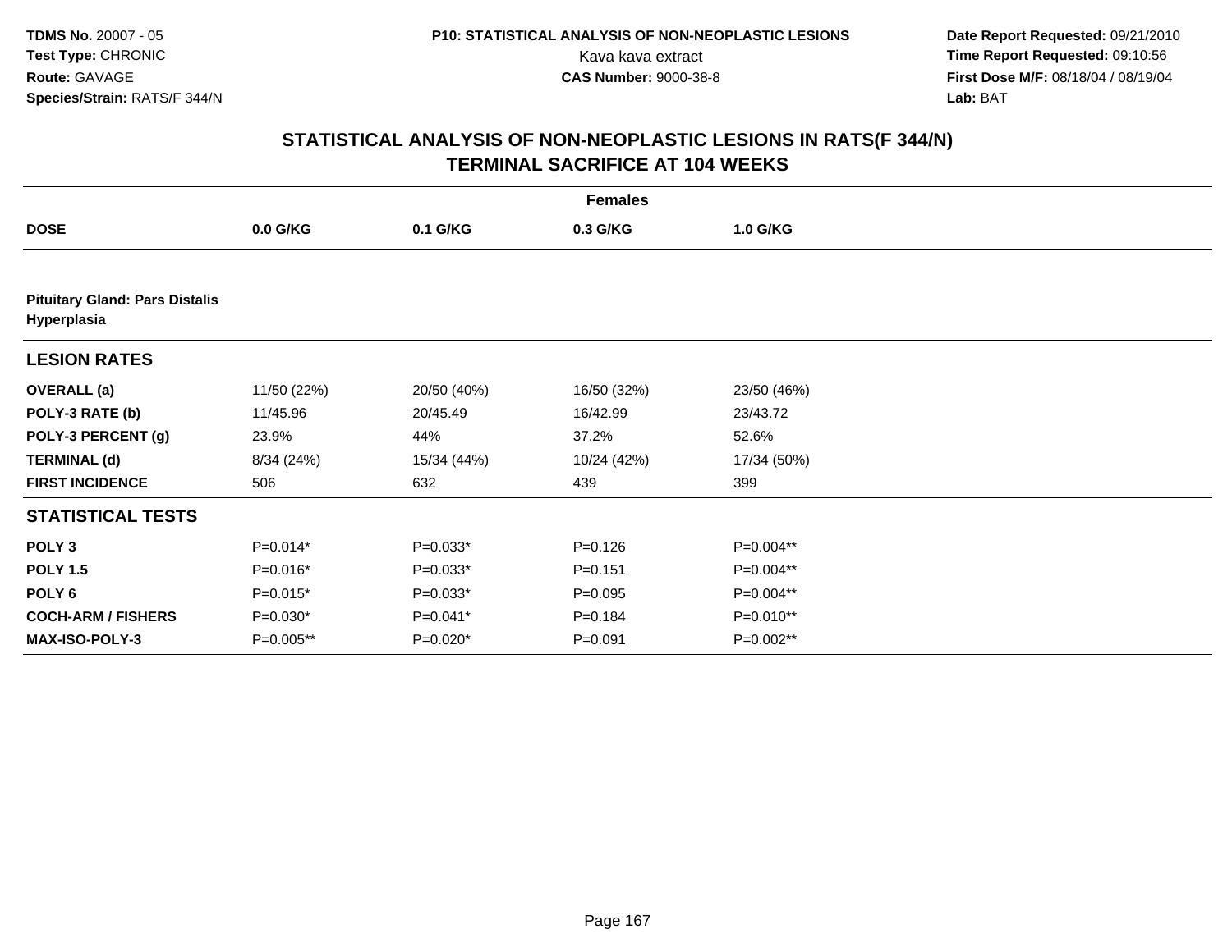**TDMS No.** 20007 - 05
**Test Type:** CHRONIC
**Route:** GAVAGE
**Species/Strain:** RATS/F 344/N

**P10: STATISTICAL ANALYSIS OF NON-NEOPLASTIC LESIONS**
Kava kava extract
**CAS Number:** 9000-38-8

**Date Report Requested:** 09/21/2010
**Time Report Requested:** 09:10:56
**First Dose M/F:** 08/18/04 / 08/19/04
**Lab:** BAT

## STATISTICAL ANALYSIS OF NON-NEOPLASTIC LESIONS IN RATS(F 344/N) TERMINAL SACRIFICE AT 104 WEEKS

| | Females | | | |
|---|---|---|---|---|
| **DOSE** | **0.0 G/KG** | **0.1 G/KG** | **0.3 G/KG** | **1.0 G/KG** |
| **Pituitary Gland: Pars Distalis Hyperplasia** | | | | |
| **LESION RATES** | | | | |
| **OVERALL (a)** | 11/50 (22%) | 20/50 (40%) | 16/50 (32%) | 23/50 (46%) |
| **POLY-3 RATE (b)** | 11/45.96 | 20/45.49 | 16/42.99 | 23/43.72 |
| **POLY-3 PERCENT (g)** | 23.9% | 44% | 37.2% | 52.6% |
| **TERMINAL (d)** | 8/34 (24%) | 15/34 (44%) | 10/24 (42%) | 17/34 (50%) |
| **FIRST INCIDENCE** | 506 | 632 | 439 | 399 |
| **STATISTICAL TESTS** | | | | |
| **POLY 3** | P=0.014* | P=0.033* | P=0.126 | P=0.004** |
| **POLY 1.5** | P=0.016* | P=0.033* | P=0.151 | P=0.004** |
| **POLY 6** | P=0.015* | P=0.033* | P=0.095 | P=0.004** |
| **COCH-ARM / FISHERS** | P=0.030* | P=0.041* | P=0.184 | P=0.010** |
| **MAX-ISO-POLY-3** | P=0.005** | P=0.020* | P=0.091 | P=0.002** |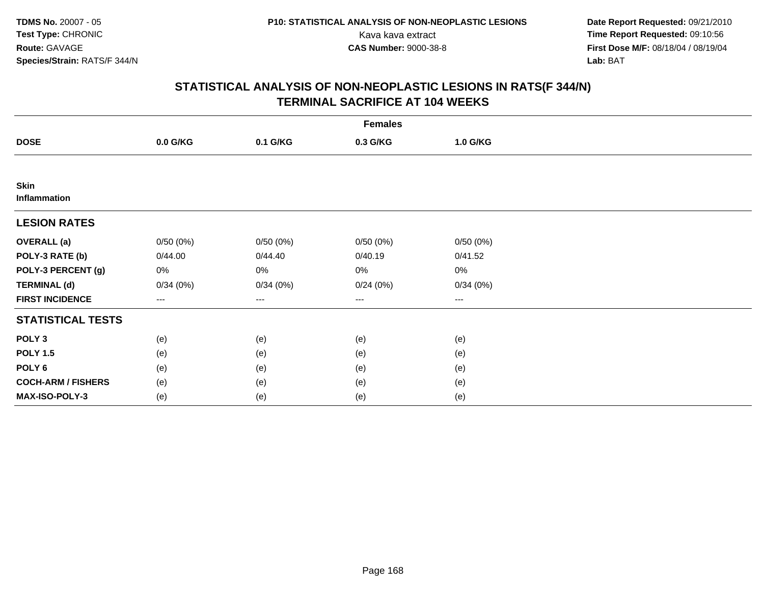**TDMS No.** 20007 - 05
**Test Type:** CHRONIC
**Route:** GAVAGE
**Species/Strain:** RATS/F 344/N

**P10: STATISTICAL ANALYSIS OF NON-NEOPLASTIC LESIONS**
Kava kava extract
**CAS Number:** 9000-38-8

**Date Report Requested:** 09/21/2010
**Time Report Requested:** 09:10:56
**First Dose M/F:** 08/18/04 / 08/19/04
**Lab:** BAT

## STATISTICAL ANALYSIS OF NON-NEOPLASTIC LESIONS IN RATS(F 344/N)
## TERMINAL SACRIFICE AT 104 WEEKS

| | Females | | | |
|---|---|---|---|---|
| **DOSE** | **0.0 G/KG** | **0.1 G/KG** | **0.3 G/KG** | **1.0 G/KG** |
| **Skin** | | | | |
| **Inflammation** | | | | |
| **LESION RATES** | | | | |
| **OVERALL (a)** | 0/50 (0%) | 0/50 (0%) | 0/50 (0%) | 0/50 (0%) |
| **POLY-3 RATE (b)** | 0/44.00 | 0/44.40 | 0/40.19 | 0/41.52 |
| **POLY-3 PERCENT (g)** | 0% | 0% | 0% | 0% |
| **TERMINAL (d)** | 0/34 (0%) | 0/34 (0%) | 0/24 (0%) | 0/34 (0%) |
| **FIRST INCIDENCE** | --- | --- | --- | --- |
| **STATISTICAL TESTS** | | | | |
| **POLY 3** | (e) | (e) | (e) | (e) |
| **POLY 1.5** | (e) | (e) | (e) | (e) |
| **POLY 6** | (e) | (e) | (e) | (e) |
| **COCH-ARM / FISHERS** | (e) | (e) | (e) | (e) |
| **MAX-ISO-POLY-3** | (e) | (e) | (e) | (e) |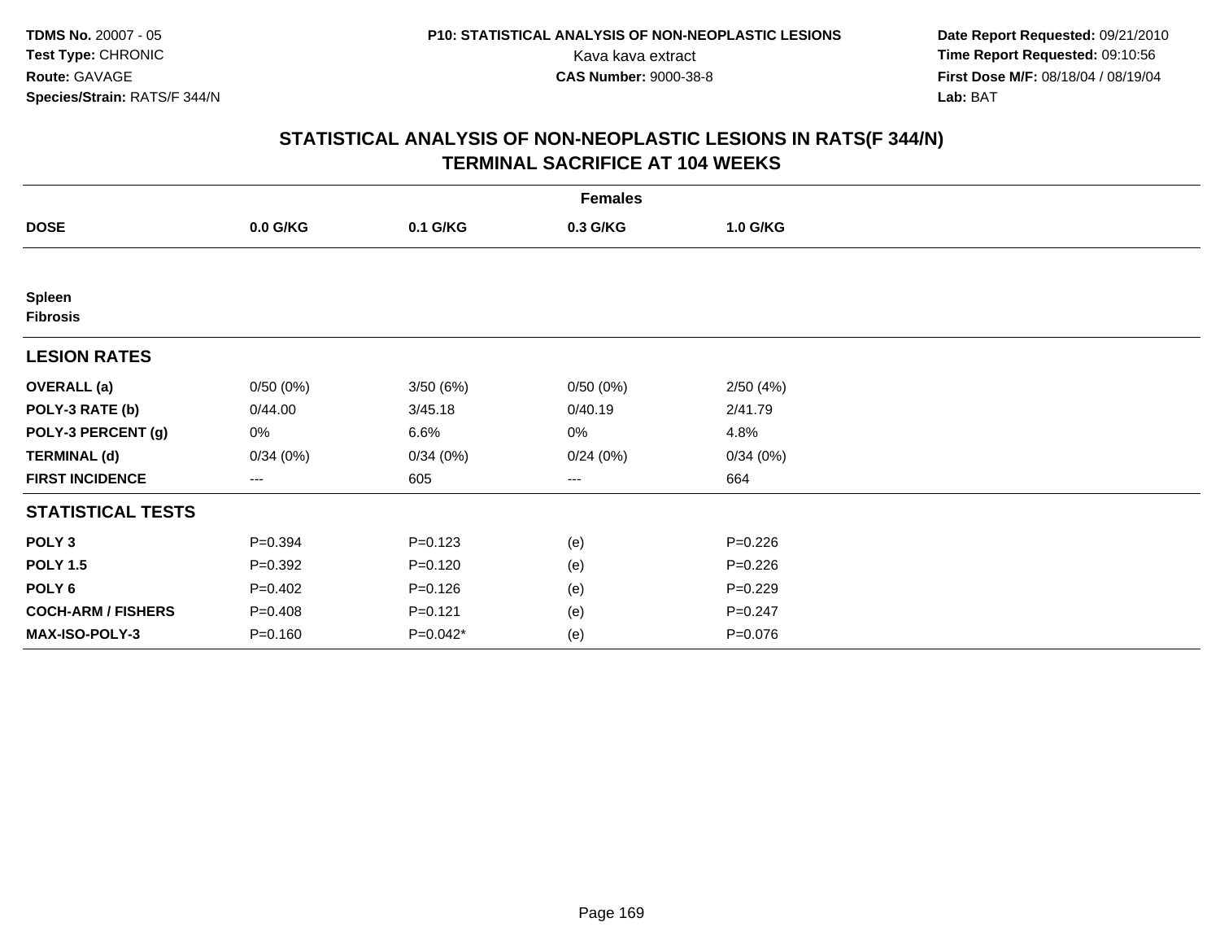# STATISTICAL ANALYSIS OF NON-NEOPLASTIC LESIONS IN RATS(F 344/N)
## TERMINAL SACRIFICE AT 104 WEEKS

| | Females | | | |
|---|---|---|---|---|
| **DOSE** | **0.0 G/KG** | **0.1 G/KG** | **0.3 G/KG** | **1.0 G/KG** |
| **Spleen** | | | | |
| **Fibrosis** | | | | |
| **LESION RATES** | | | | |
| **OVERALL (a)** | 0/50 (0%) | 3/50 (6%) | 0/50 (0%) | 2/50 (4%) |
| **POLY-3 RATE (b)** | 0/44.00 | 3/45.18 | 0/40.19 | 2/41.79 |
| **POLY-3 PERCENT (g)** | 0% | 6.6% | 0% | 4.8% |
| **TERMINAL (d)** | 0/34 (0%) | 0/34 (0%) | 0/24 (0%) | 0/34 (0%) |
| **FIRST INCIDENCE** | --- | 605 | --- | 664 |
| **STATISTICAL TESTS** | | | | |
| **POLY 3** | P=0.394 | P=0.123 | (e) | P=0.226 |
| **POLY 1.5** | P=0.392 | P=0.120 | (e) | P=0.226 |
| **POLY 6** | P=0.402 | P=0.126 | (e) | P=0.229 |
| **COCH-ARM / FISHERS** | P=0.408 | P=0.121 | (e) | P=0.247 |
| **MAX-ISO-POLY-3** | P=0.160 | P=0.042* | (e) | P=0.076 |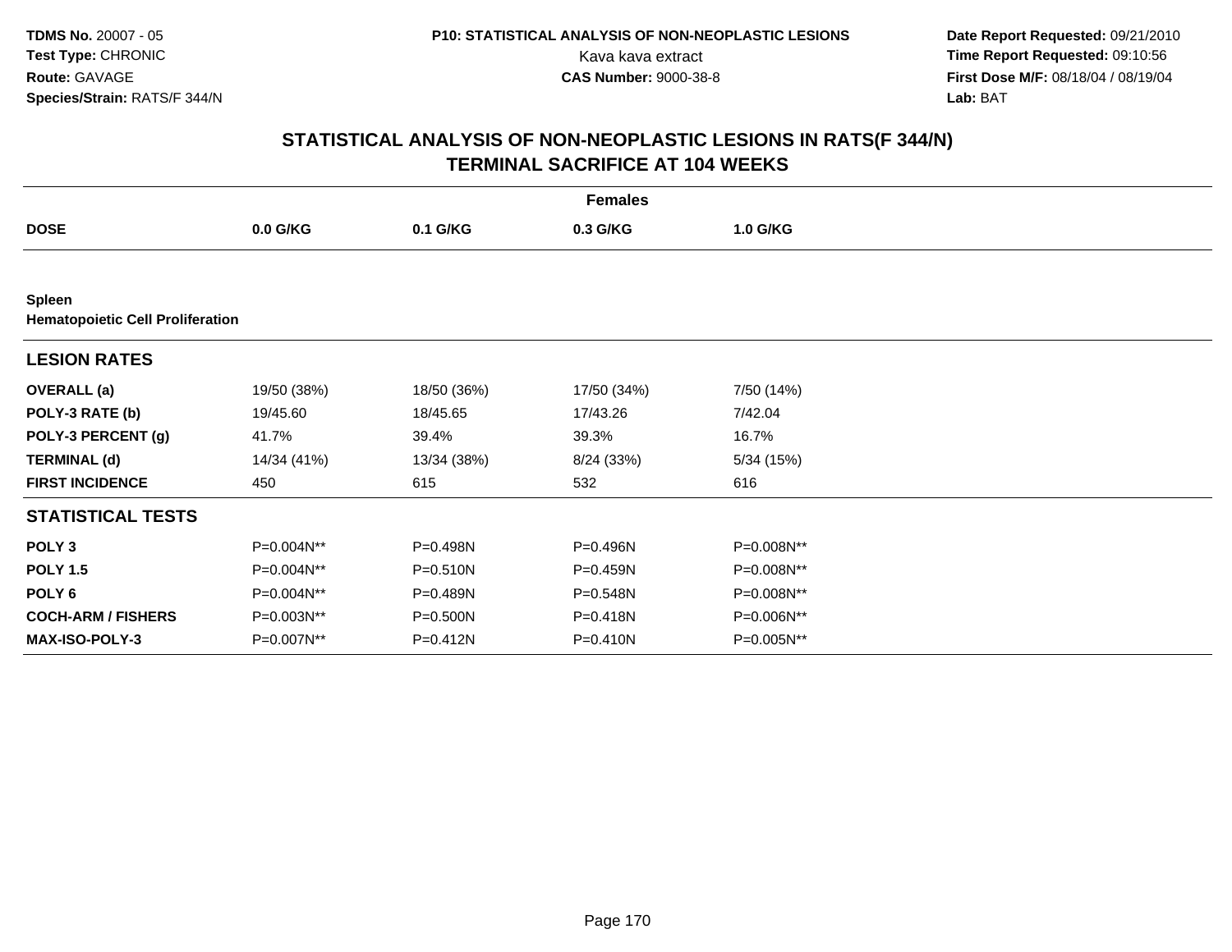**TDMS No.** 20007 - 05
**Test Type:** CHRONIC
**Route:** GAVAGE
**Species/Strain:** RATS/F 344/N

**P10: STATISTICAL ANALYSIS OF NON-NEOPLASTIC LESIONS**
Kava kava extract
**CAS Number:** 9000-38-8

**Date Report Requested:** 09/21/2010
**Time Report Requested:** 09:10:56
**First Dose M/F:** 08/18/04 / 08/19/04
**Lab:** BAT

## STATISTICAL ANALYSIS OF NON-NEOPLASTIC LESIONS IN RATS(F 344/N) TERMINAL SACRIFICE AT 104 WEEKS

| Females | | | | |
|---|---|---|---|---|
| **DOSE** | **0.0 G/KG** | **0.1 G/KG** | **0.3 G/KG** | **1.0 G/KG** |
| **Spleen** **Hematopoietic Cell Proliferation** | | | | |
| **LESION RATES** | | | | |
| **OVERALL (a)** | 19/50 (38%) | 18/50 (36%) | 17/50 (34%) | 7/50 (14%) |
| **POLY-3 RATE (b)** | 19/45.60 | 18/45.65 | 17/43.26 | 7/42.04 |
| **POLY-3 PERCENT (g)** | 41.7% | 39.4% | 39.3% | 16.7% |
| **TERMINAL (d)** | 14/34 (41%) | 13/34 (38%) | 8/24 (33%) | 5/34 (15%) |
| **FIRST INCIDENCE** | 450 | 615 | 532 | 616 |
| **STATISTICAL TESTS** | | | | |
| **POLY 3** | P=0.004N** | P=0.498N | P=0.496N | P=0.008N** |
| **POLY 1.5** | P=0.004N** | P=0.510N | P=0.459N | P=0.008N** |
| **POLY 6** | P=0.004N** | P=0.489N | P=0.548N | P=0.008N** |
| **COCH-ARM / FISHERS** | P=0.003N** | P=0.500N | P=0.418N | P=0.006N** |
| **MAX-ISO-POLY-3** | P=0.007N** | P=0.412N | P=0.410N | P=0.005N** |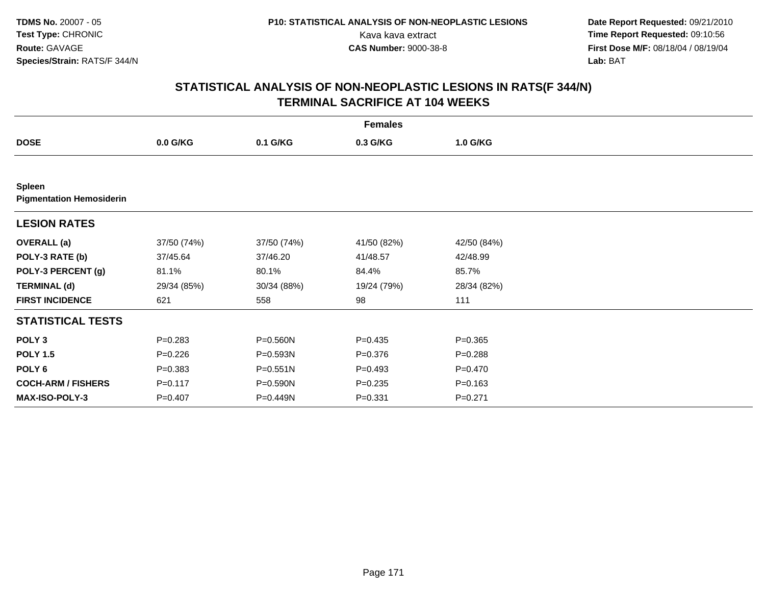**TDMS No.** 20007 - 05
**Test Type:** CHRONIC
**Route:** GAVAGE
**Species/Strain:** RATS/F 344/N

**P10: STATISTICAL ANALYSIS OF NON-NEOPLASTIC LESIONS**
Kava kava extract
**CAS Number:** 9000-38-8

**Date Report Requested:** 09/21/2010
**Time Report Requested:** 09:10:56
**First Dose M/F:** 08/18/04 / 08/19/04
**Lab:** BAT

## STATISTICAL ANALYSIS OF NON-NEOPLASTIC LESIONS IN RATS(F 344/N)
## TERMINAL SACRIFICE AT 104 WEEKS

| Females | | | | |
|---|---|---|---|---|
| **DOSE** | **0.0 G/KG** | **0.1 G/KG** | **0.3 G/KG** | **1.0 G/KG** |
| **Spleen** | | | | |
| **Pigmentation Hemosiderin** | | | | |
| **LESION RATES** | | | | |
| **OVERALL (a)** | 37/50 (74%) | 37/50 (74%) | 41/50 (82%) | 42/50 (84%) |
| **POLY-3 RATE (b)** | 37/45.64 | 37/46.20 | 41/48.57 | 42/48.99 |
| **POLY-3 PERCENT (g)** | 81.1% | 80.1% | 84.4% | 85.7% |
| **TERMINAL (d)** | 29/34 (85%) | 30/34 (88%) | 19/24 (79%) | 28/34 (82%) |
| **FIRST INCIDENCE** | 621 | 558 | 98 | 111 |
| **STATISTICAL TESTS** | | | | |
| **POLY 3** | P=0.283 | P=0.560N | P=0.435 | P=0.365 |
| **POLY 1.5** | P=0.226 | P=0.593N | P=0.376 | P=0.288 |
| **POLY 6** | P=0.383 | P=0.551N | P=0.493 | P=0.470 |
| **COCH-ARM / FISHERS** | P=0.117 | P=0.590N | P=0.235 | P=0.163 |
| **MAX-ISO-POLY-3** | P=0.407 | P=0.449N | P=0.331 | P=0.271 |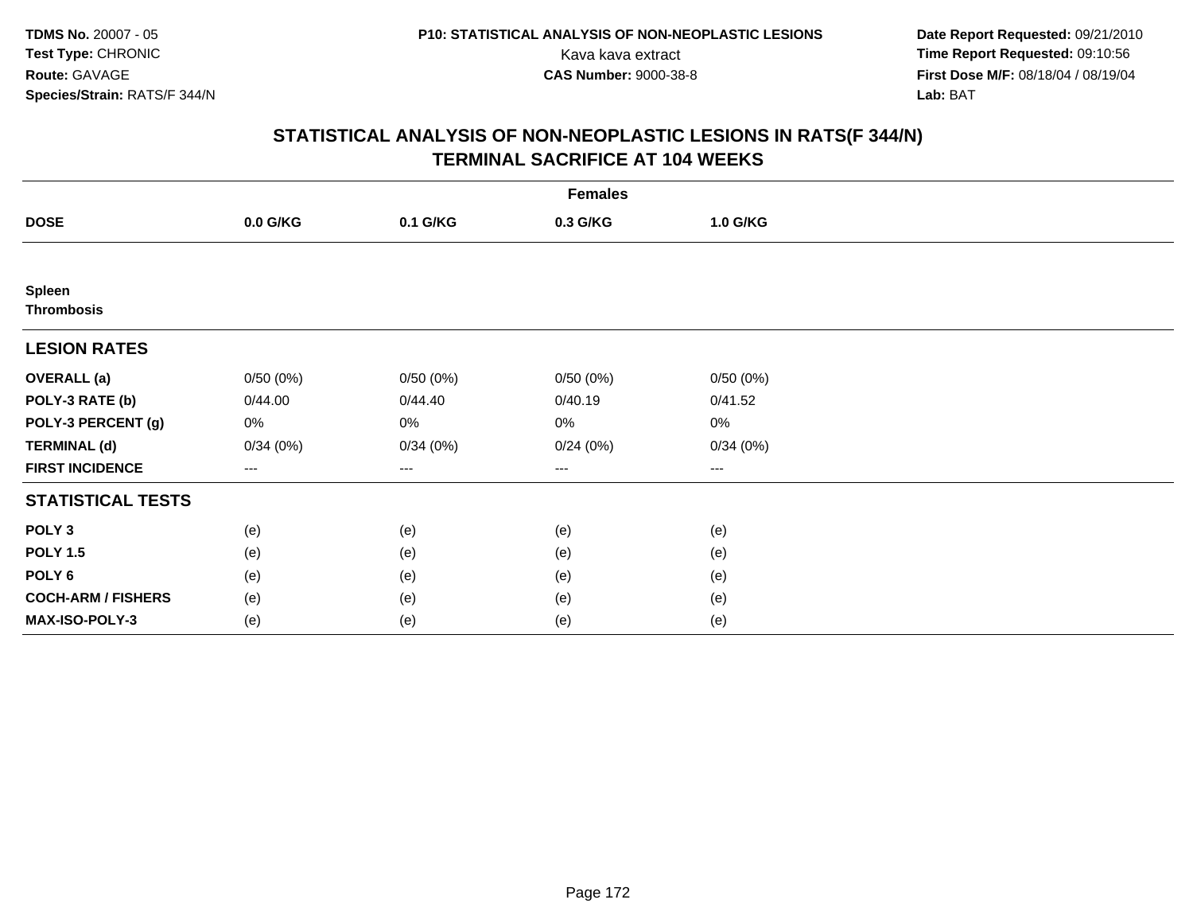# STATISTICAL ANALYSIS OF NON-NEOPLASTIC LESIONS IN RATS(F 344/N)
## TERMINAL SACRIFICE AT 104 WEEKS

| | Females | | | |
|---|---|---|---|---|
| **DOSE** | **0.0 G/KG** | **0.1 G/KG** | **0.3 G/KG** | **1.0 G/KG** |
| **Spleen** | | | | |
| **Thrombosis** | | | | |
| **LESION RATES** | | | | |
| **OVERALL (a)** | 0/50 (0%) | 0/50 (0%) | 0/50 (0%) | 0/50 (0%) |
| **POLY-3 RATE (b)** | 0/44.00 | 0/44.40 | 0/40.19 | 0/41.52 |
| **POLY-3 PERCENT (g)** | 0% | 0% | 0% | 0% |
| **TERMINAL (d)** | 0/34 (0%) | 0/34 (0%) | 0/24 (0%) | 0/34 (0%) |
| **FIRST INCIDENCE** | --- | --- | --- | --- |
| **STATISTICAL TESTS** | | | | |
| **POLY 3** | (e) | (e) | (e) | (e) |
| **POLY 1.5** | (e) | (e) | (e) | (e) |
| **POLY 6** | (e) | (e) | (e) | (e) |
| **COCH-ARM / FISHERS** | (e) | (e) | (e) | (e) |
| **MAX-ISO-POLY-3** | (e) | (e) | (e) | (e) |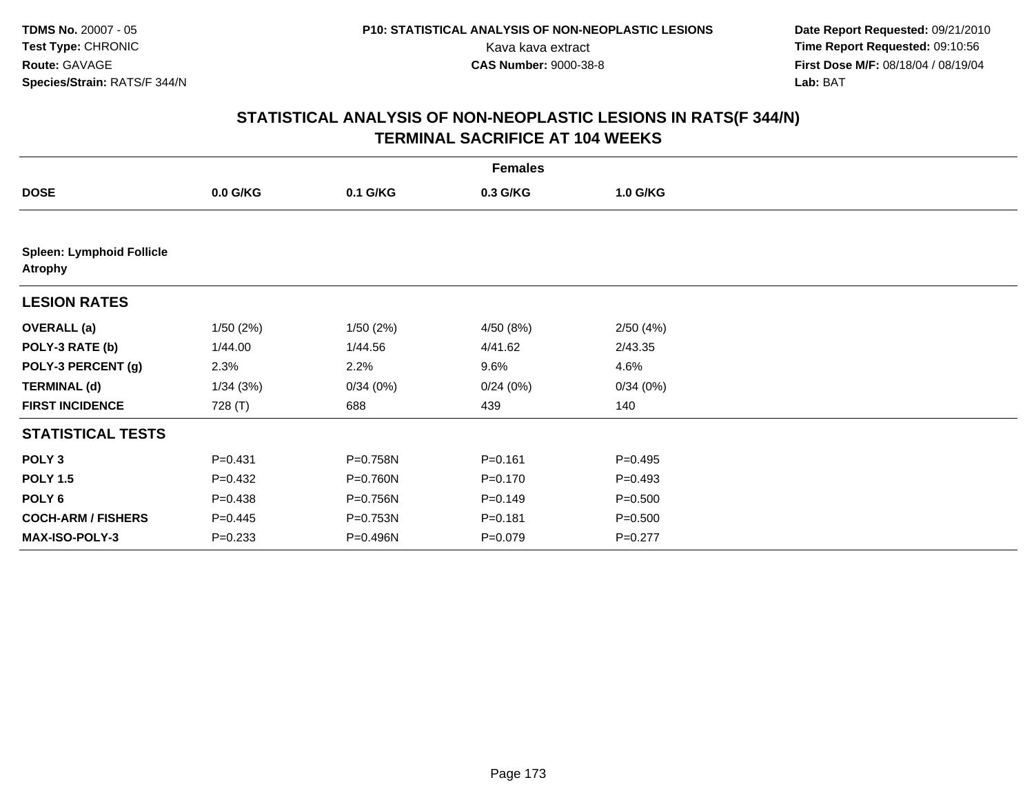TDMS No. 20007 - 05
Test Type: CHRONIC
Route: GAVAGE
Species/Strain: RATS/F 344/N

P10: STATISTICAL ANALYSIS OF NON-NEOPLASTIC LESIONS
Kava kava extract
CAS Number: 9000-38-8

Date Report Requested: 09/21/2010
Time Report Requested: 09:10:56
First Dose M/F: 08/18/04 / 08/19/04
Lab: BAT

## STATISTICAL ANALYSIS OF NON-NEOPLASTIC LESIONS IN RATS(F 344/N)
## TERMINAL SACRIFICE AT 104 WEEKS

| | Females | | | |
|---|---|---|---|---|
| **DOSE** | **0.0 G/KG** | **0.1 G/KG** | **0.3 G/KG** | **1.0 G/KG** |
| **Spleen: Lymphoid Follicle Atrophy** | | | | |
| **LESION RATES** | | | | |
| **OVERALL (a)** | 1/50 (2%) | 1/50 (2%) | 4/50 (8%) | 2/50 (4%) |
| **POLY-3 RATE (b)** | 1/44.00 | 1/44.56 | 4/41.62 | 2/43.35 |
| **POLY-3 PERCENT (g)** | 2.3% | 2.2% | 9.6% | 4.6% |
| **TERMINAL (d)** | 1/34 (3%) | 0/34 (0%) | 0/24 (0%) | 0/34 (0%) |
| **FIRST INCIDENCE** | 728 (T) | 688 | 439 | 140 |
| **STATISTICAL TESTS** | | | | |
| **POLY 3** | P=0.431 | P=0.758N | P=0.161 | P=0.495 |
| **POLY 1.5** | P=0.432 | P=0.760N | P=0.170 | P=0.493 |
| **POLY 6** | P=0.438 | P=0.756N | P=0.149 | P=0.500 |
| **COCH-ARM / FISHERS** | P=0.445 | P=0.753N | P=0.181 | P=0.500 |
| **MAX-ISO-POLY-3** | P=0.233 | P=0.496N | P=0.079 | P=0.277 |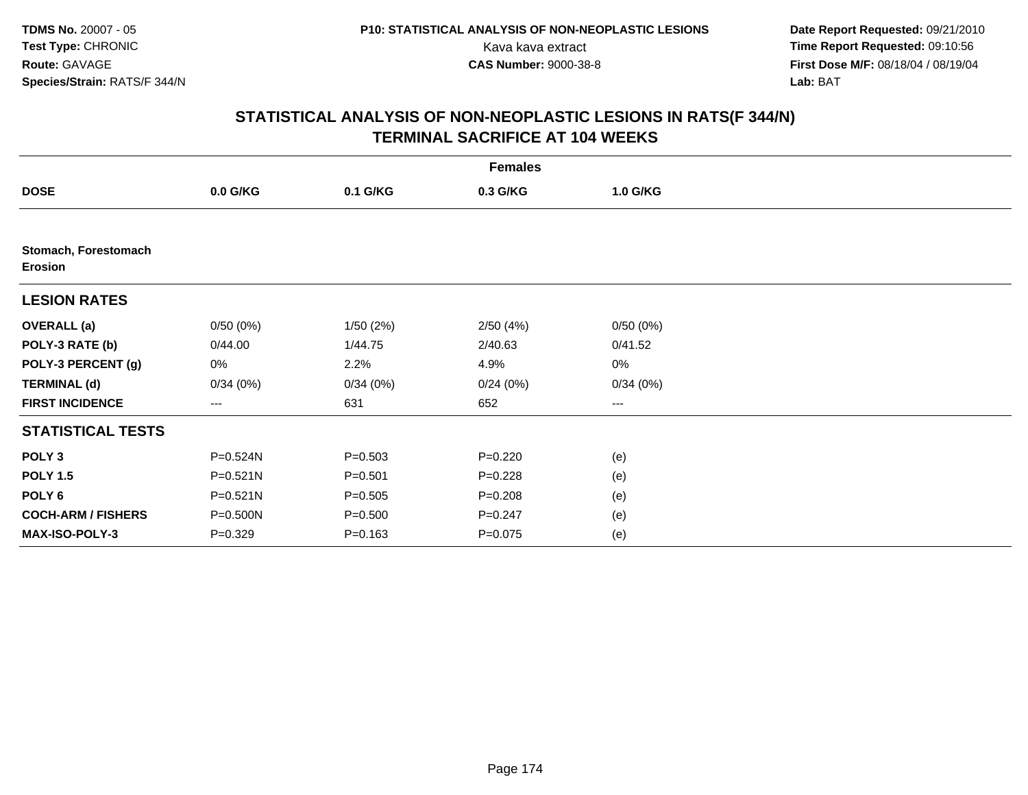TDMS No. 20007 - 05
Test Type: CHRONIC
Route: GAVAGE
Species/Strain: RATS/F 344/N

P10: STATISTICAL ANALYSIS OF NON-NEOPLASTIC LESIONS
Kava kava extract
CAS Number: 9000-38-8

Date Report Requested: 09/21/2010
Time Report Requested: 09:10:56
First Dose M/F: 08/18/04 / 08/19/04
Lab: BAT

## STATISTICAL ANALYSIS OF NON-NEOPLASTIC LESIONS IN RATS(F 344/N)
## TERMINAL SACRIFICE AT 104 WEEKS

| | Females | | | |
|---|---|---|---|---|
| **DOSE** | **0.0 G/KG** | **0.1 G/KG** | **0.3 G/KG** | **1.0 G/KG** |
| **Stomach, Forestomach** | | | | |
| **Erosion** | | | | |
| **LESION RATES** | | | | |
| **OVERALL (a)** | 0/50 (0%) | 1/50 (2%) | 2/50 (4%) | 0/50 (0%) |
| **POLY-3 RATE (b)** | 0/44.00 | 1/44.75 | 2/40.63 | 0/41.52 |
| **POLY-3 PERCENT (g)** | 0% | 2.2% | 4.9% | 0% |
| **TERMINAL (d)** | 0/34 (0%) | 0/34 (0%) | 0/24 (0%) | 0/34 (0%) |
| **FIRST INCIDENCE** | --- | 631 | 652 | --- |
| **STATISTICAL TESTS** | | | | |
| **POLY 3** | P=0.524N | P=0.503 | P=0.220 | (e) |
| **POLY 1.5** | P=0.521N | P=0.501 | P=0.228 | (e) |
| **POLY 6** | P=0.521N | P=0.505 | P=0.208 | (e) |
| **COCH-ARM / FISHERS** | P=0.500N | P=0.500 | P=0.247 | (e) |
| **MAX-ISO-POLY-3** | P=0.329 | P=0.163 | P=0.075 | (e) |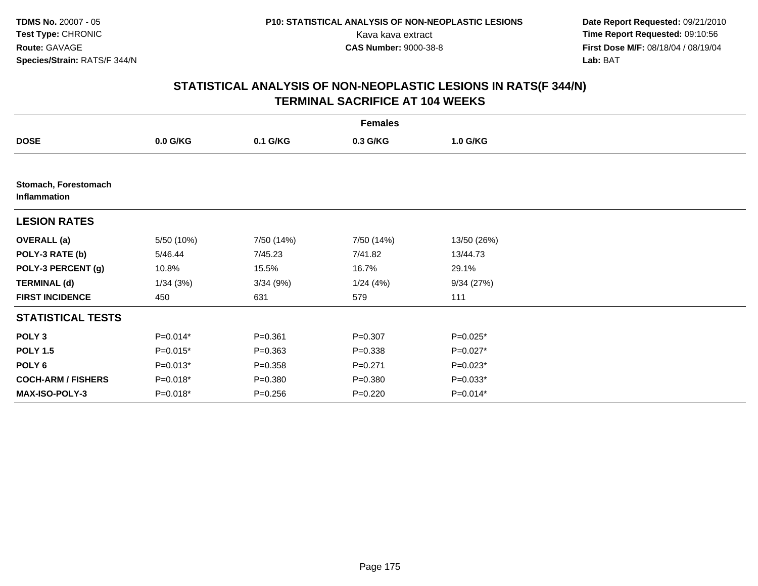**TDMS No.** 20007 - 05
**Test Type:** CHRONIC
**Route:** GAVAGE
**Species/Strain:** RATS/F 344/N

**P10: STATISTICAL ANALYSIS OF NON-NEOPLASTIC LESIONS**
Kava kava extract
**CAS Number:** 9000-38-8

**Date Report Requested:** 09/21/2010
**Time Report Requested:** 09:10:56
**First Dose M/F:** 08/18/04 / 08/19/04
**Lab:** BAT

## STATISTICAL ANALYSIS OF NON-NEOPLASTIC LESIONS IN RATS(F 344/N)
## TERMINAL SACRIFICE AT 104 WEEKS

| | Females | | | |
|---|---|---|---|---|
| **DOSE** | **0.0 G/KG** | **0.1 G/KG** | **0.3 G/KG** | **1.0 G/KG** |
| **Stomach, Forestomach Inflammation** | | | | |
| **LESION RATES** | | | | |
| **OVERALL (a)** | 5/50 (10%) | 7/50 (14%) | 7/50 (14%) | 13/50 (26%) |
| **POLY-3 RATE (b)** | 5/46.44 | 7/45.23 | 7/41.82 | 13/44.73 |
| **POLY-3 PERCENT (g)** | 10.8% | 15.5% | 16.7% | 29.1% |
| **TERMINAL (d)** | 1/34 (3%) | 3/34 (9%) | 1/24 (4%) | 9/34 (27%) |
| **FIRST INCIDENCE** | 450 | 631 | 579 | 111 |
| **STATISTICAL TESTS** | | | | |
| **POLY 3** | P=0.014* | P=0.361 | P=0.307 | P=0.025* |
| **POLY 1.5** | P=0.015* | P=0.363 | P=0.338 | P=0.027* |
| **POLY 6** | P=0.013* | P=0.358 | P=0.271 | P=0.023* |
| **COCH-ARM / FISHERS** | P=0.018* | P=0.380 | P=0.380 | P=0.033* |
| **MAX-ISO-POLY-3** | P=0.018* | P=0.256 | P=0.220 | P=0.014* |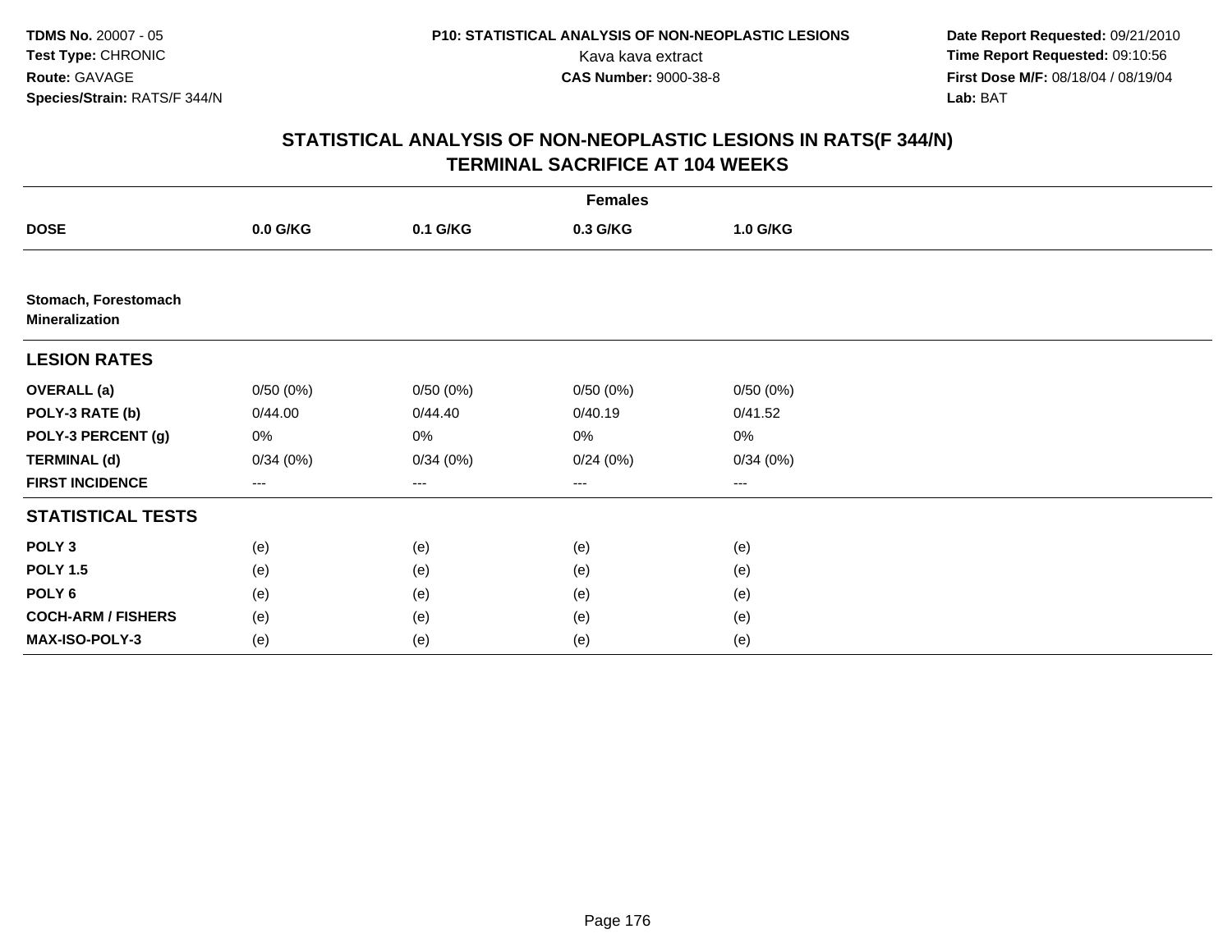# STATISTICAL ANALYSIS OF NON-NEOPLASTIC LESIONS IN RATS(F 344/N)
## TERMINAL SACRIFICE AT 104 WEEKS

| | Females | | | |
|---|---|---|---|---|
| **DOSE** | **0.0 G/KG** | **0.1 G/KG** | **0.3 G/KG** | **1.0 G/KG** |
| **Stomach, Forestomach Mineralization** | | | | |
| **LESION RATES** | | | | |
| **OVERALL (a)** | 0/50 (0%) | 0/50 (0%) | 0/50 (0%) | 0/50 (0%) |
| **POLY-3 RATE (b)** | 0/44.00 | 0/44.40 | 0/40.19 | 0/41.52 |
| **POLY-3 PERCENT (g)** | 0% | 0% | 0% | 0% |
| **TERMINAL (d)** | 0/34 (0%) | 0/34 (0%) | 0/24 (0%) | 0/34 (0%) |
| **FIRST INCIDENCE** | --- | --- | --- | --- |
| **STATISTICAL TESTS** | | | | |
| **POLY 3** | (e) | (e) | (e) | (e) |
| **POLY 1.5** | (e) | (e) | (e) | (e) |
| **POLY 6** | (e) | (e) | (e) | (e) |
| **COCH-ARM / FISHERS** | (e) | (e) | (e) | (e) |
| **MAX-ISO-POLY-3** | (e) | (e) | (e) | (e) |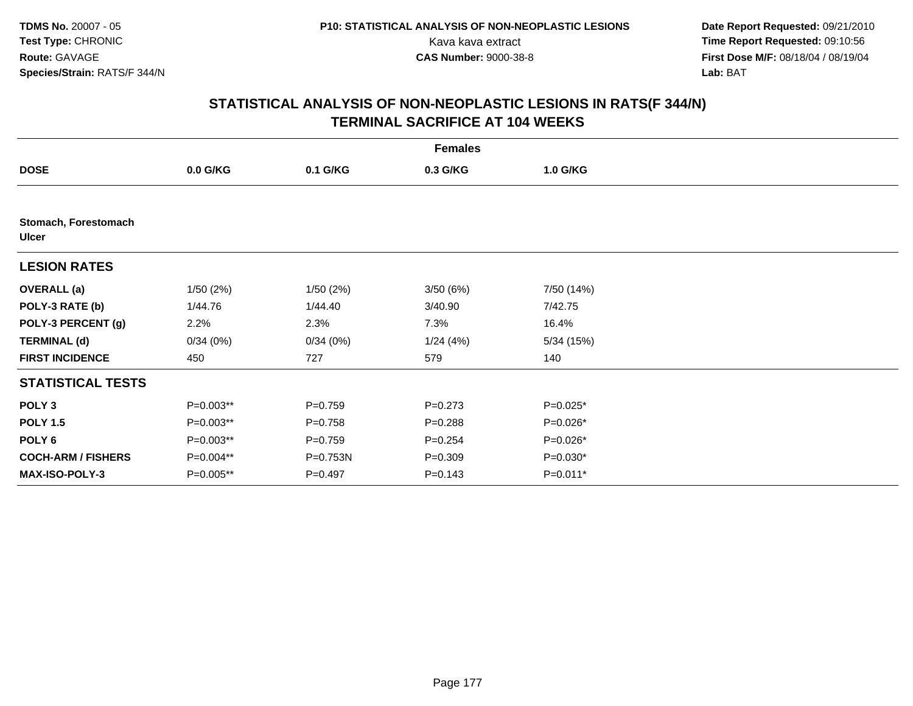**TDMS No.** 20007 - 05
**Test Type:** CHRONIC
**Route:** GAVAGE
**Species/Strain:** RATS/F 344/N

**P10: STATISTICAL ANALYSIS OF NON-NEOPLASTIC LESIONS**
Kava kava extract
**CAS Number:** 9000-38-8

**Date Report Requested:** 09/21/2010
**Time Report Requested:** 09:10:56
**First Dose M/F:** 08/18/04 / 08/19/04
**Lab:** BAT

## STATISTICAL ANALYSIS OF NON-NEOPLASTIC LESIONS IN RATS(F 344/N) TERMINAL SACRIFICE AT 104 WEEKS

| | Females | | | |
|---|---|---|---|---|
| **DOSE** | **0.0 G/KG** | **0.1 G/KG** | **0.3 G/KG** | **1.0 G/KG** |
| **Stomach, Forestomach** | | | | |
| **Ulcer** | | | | |
| **LESION RATES** | | | | |
| **OVERALL (a)** | 1/50 (2%) | 1/50 (2%) | 3/50 (6%) | 7/50 (14%) |
| **POLY-3 RATE (b)** | 1/44.76 | 1/44.40 | 3/40.90 | 7/42.75 |
| **POLY-3 PERCENT (g)** | 2.2% | 2.3% | 7.3% | 16.4% |
| **TERMINAL (d)** | 0/34 (0%) | 0/34 (0%) | 1/24 (4%) | 5/34 (15%) |
| **FIRST INCIDENCE** | 450 | 727 | 579 | 140 |
| **STATISTICAL TESTS** | | | | |
| **POLY 3** | P=0.003** | P=0.759 | P=0.273 | P=0.025* |
| **POLY 1.5** | P=0.003** | P=0.758 | P=0.288 | P=0.026* |
| **POLY 6** | P=0.003** | P=0.759 | P=0.254 | P=0.026* |
| **COCH-ARM / FISHERS** | P=0.004** | P=0.753N | P=0.309 | P=0.030* |
| **MAX-ISO-POLY-3** | P=0.005** | P=0.497 | P=0.143 | P=0.011* |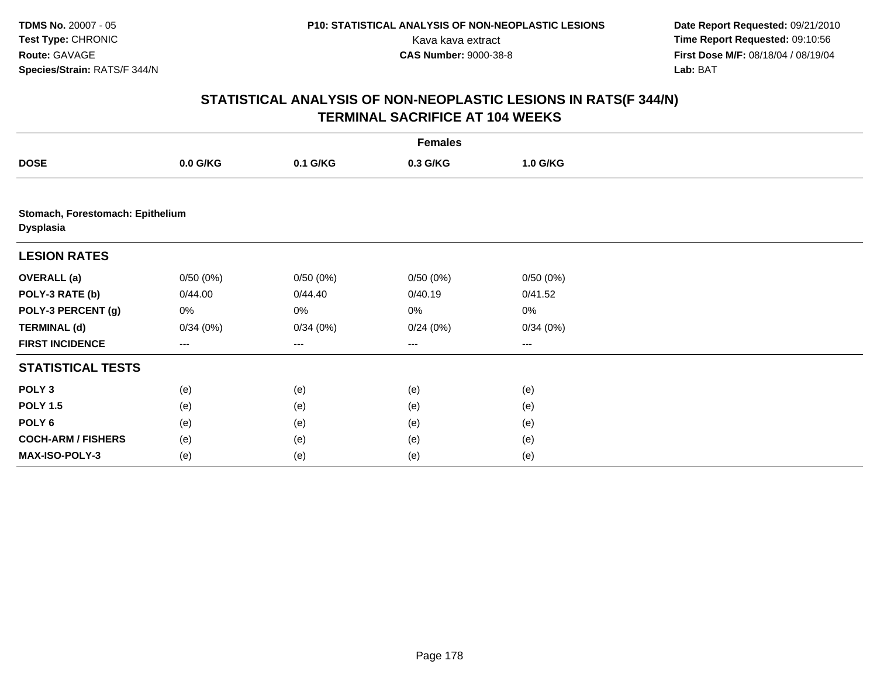TDMS No. 20007 - 05
Test Type: CHRONIC
Route: GAVAGE
Species/Strain: RATS/F 344/N

P10: STATISTICAL ANALYSIS OF NON-NEOPLASTIC LESIONS
Kava kava extract
CAS Number: 9000-38-8

Date Report Requested: 09/21/2010
Time Report Requested: 09:10:56
First Dose M/F: 08/18/04 / 08/19/04
Lab: BAT

## STATISTICAL ANALYSIS OF NON-NEOPLASTIC LESIONS IN RATS(F 344/N)
## TERMINAL SACRIFICE AT 104 WEEKS

| | Females | | | |
|---|---|---|---|---|
| **DOSE** | **0.0 G/KG** | **0.1 G/KG** | **0.3 G/KG** | **1.0 G/KG** |
| **Stomach, Forestomach: Epithelium** | | | | |
| **Dysplasia** | | | | |
| **LESION RATES** | | | | |
| **OVERALL (a)** | 0/50 (0%) | 0/50 (0%) | 0/50 (0%) | 0/50 (0%) |
| **POLY-3 RATE (b)** | 0/44.00 | 0/44.40 | 0/40.19 | 0/41.52 |
| **POLY-3 PERCENT (g)** | 0% | 0% | 0% | 0% |
| **TERMINAL (d)** | 0/34 (0%) | 0/34 (0%) | 0/24 (0%) | 0/34 (0%) |
| **FIRST INCIDENCE** | --- | --- | --- | --- |
| **STATISTICAL TESTS** | | | | |
| **POLY 3** | (e) | (e) | (e) | (e) |
| **POLY 1.5** | (e) | (e) | (e) | (e) |
| **POLY 6** | (e) | (e) | (e) | (e) |
| **COCH-ARM / FISHERS** | (e) | (e) | (e) | (e) |
| **MAX-ISO-POLY-3** | (e) | (e) | (e) | (e) |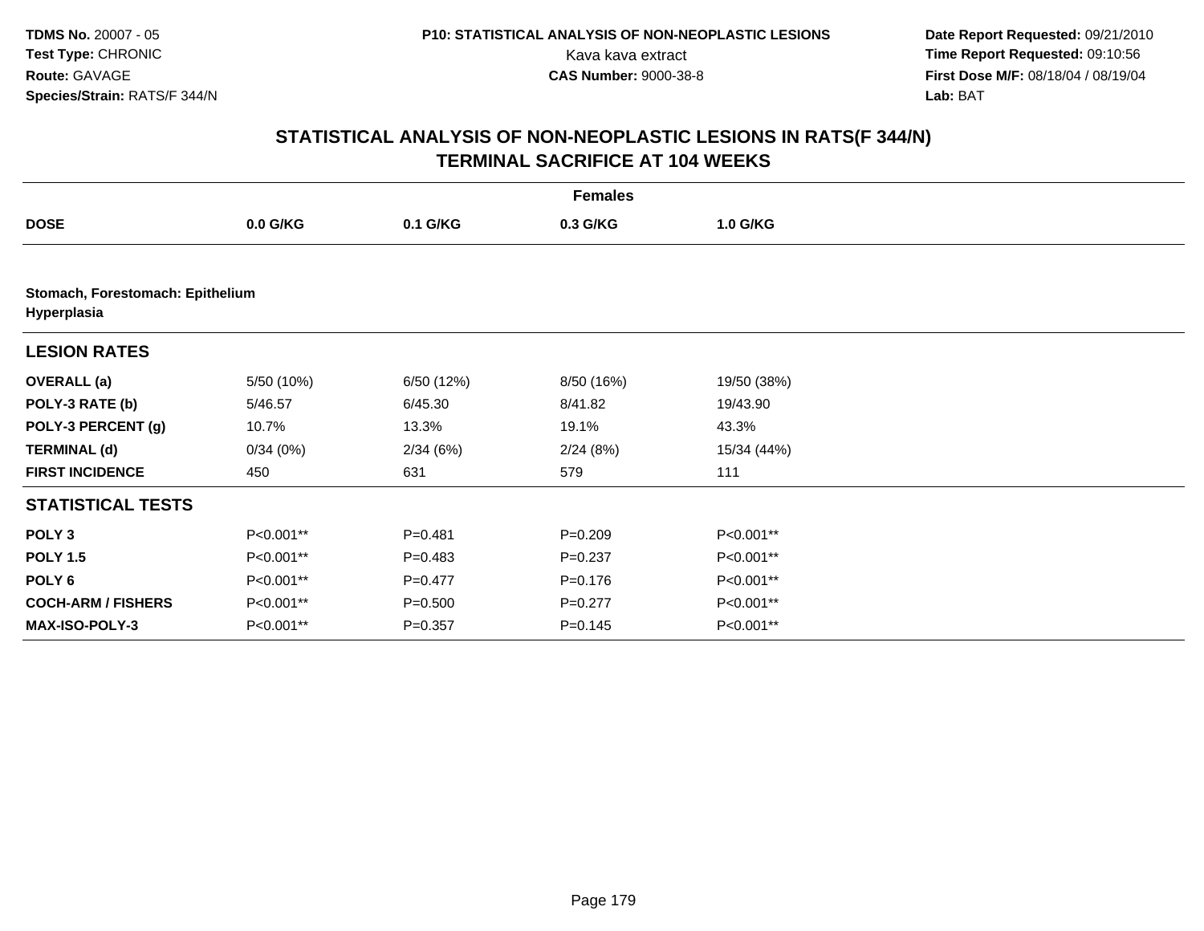**TDMS No.** 20007 - 05
**Test Type:** CHRONIC
**Route:** GAVAGE
**Species/Strain:** RATS/F 344/N

**P10: STATISTICAL ANALYSIS OF NON-NEOPLASTIC LESIONS**
Kava kava extract
**CAS Number:** 9000-38-8

**Date Report Requested:** 09/21/2010
**Time Report Requested:** 09:10:56
**First Dose M/F:** 08/18/04 / 08/19/04
**Lab:** BAT

## STATISTICAL ANALYSIS OF NON-NEOPLASTIC LESIONS IN RATS(F 344/N)
## TERMINAL SACRIFICE AT 104 WEEKS

| | Females | | | |
|---|---|---|---|---|
| **DOSE** | **0.0 G/KG** | **0.1 G/KG** | **0.3 G/KG** | **1.0 G/KG** |
| **Stomach, Forestomach: Epithelium Hyperplasia** | | | | |
| **LESION RATES** | | | | |
| **OVERALL (a)** | 5/50 (10%) | 6/50 (12%) | 8/50 (16%) | 19/50 (38%) |
| **POLY-3 RATE (b)** | 5/46.57 | 6/45.30 | 8/41.82 | 19/43.90 |
| **POLY-3 PERCENT (g)** | 10.7% | 13.3% | 19.1% | 43.3% |
| **TERMINAL (d)** | 0/34 (0%) | 2/34 (6%) | 2/24 (8%) | 15/34 (44%) |
| **FIRST INCIDENCE** | 450 | 631 | 579 | 111 |
| **STATISTICAL TESTS** | | | | |
| **POLY 3** | P<0.001** | P=0.481 | P=0.209 | P<0.001** |
| **POLY 1.5** | P<0.001** | P=0.483 | P=0.237 | P<0.001** |
| **POLY 6** | P<0.001** | P=0.477 | P=0.176 | P<0.001** |
| **COCH-ARM / FISHERS** | P<0.001** | P=0.500 | P=0.277 | P<0.001** |
| **MAX-ISO-POLY-3** | P<0.001** | P=0.357 | P=0.145 | P<0.001** |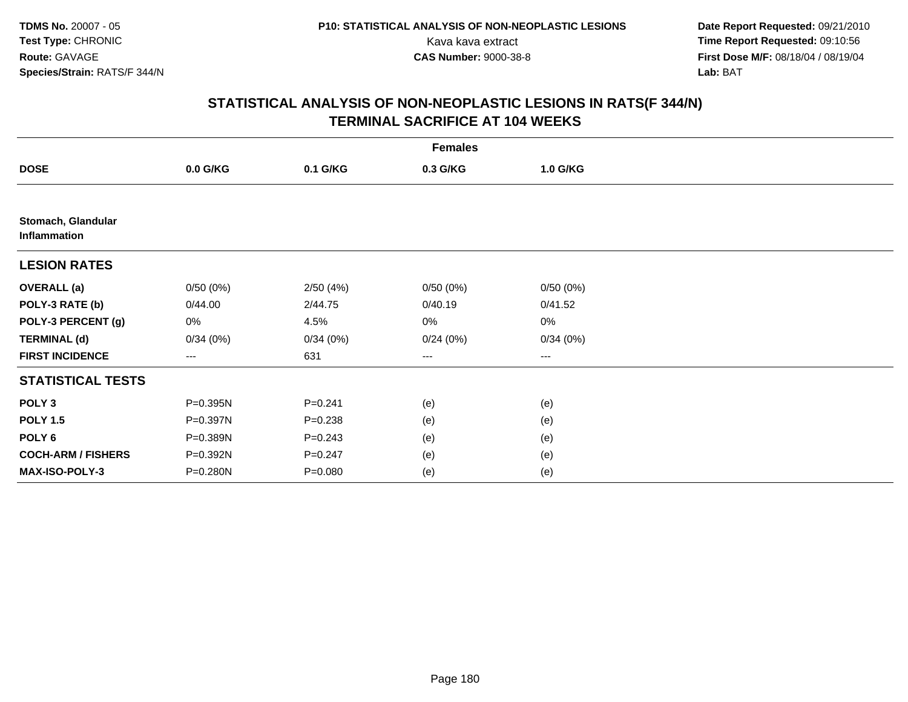# STATISTICAL ANALYSIS OF NON-NEOPLASTIC LESIONS IN RATS(F 344/N)
## TERMINAL SACRIFICE AT 104 WEEKS

| | Females | | | |
|---|---|---|---|---|
| **DOSE** | **0.0 G/KG** | **0.1 G/KG** | **0.3 G/KG** | **1.0 G/KG** |
| **Stomach, Glandular** | | | | |
| **Inflammation** | | | | |
| **LESION RATES** | | | | |
| **OVERALL (a)** | 0/50 (0%) | 2/50 (4%) | 0/50 (0%) | 0/50 (0%) |
| **POLY-3 RATE (b)** | 0/44.00 | 2/44.75 | 0/40.19 | 0/41.52 |
| **POLY-3 PERCENT (g)** | 0% | 4.5% | 0% | 0% |
| **TERMINAL (d)** | 0/34 (0%) | 0/34 (0%) | 0/24 (0%) | 0/34 (0%) |
| **FIRST INCIDENCE** | --- | 631 | --- | --- |
| **STATISTICAL TESTS** | | | | |
| **POLY 3** | P=0.395N | P=0.241 | (e) | (e) |
| **POLY 1.5** | P=0.397N | P=0.238 | (e) | (e) |
| **POLY 6** | P=0.389N | P=0.243 | (e) | (e) |
| **COCH-ARM / FISHERS** | P=0.392N | P=0.247 | (e) | (e) |
| **MAX-ISO-POLY-3** | P=0.280N | P=0.080 | (e) | (e) |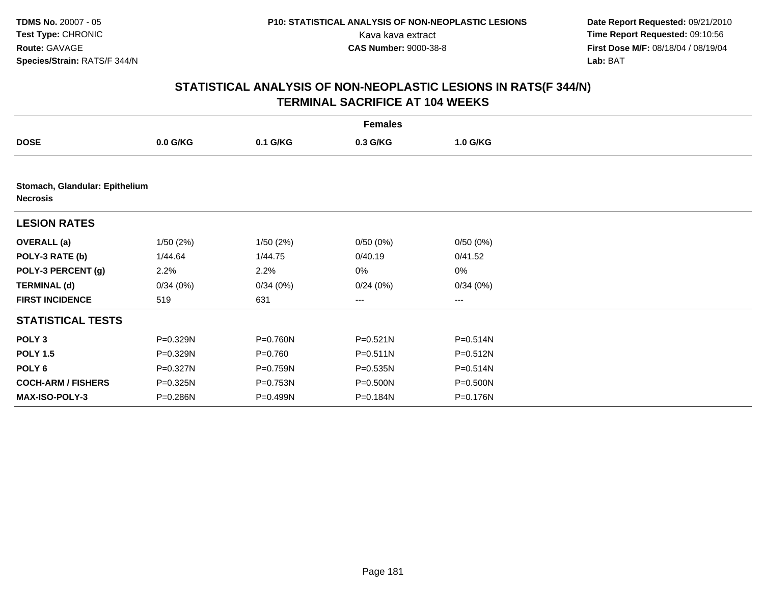**TDMS No.** 20007 - 05
**Test Type:** CHRONIC
**Route:** GAVAGE
**Species/Strain:** RATS/F 344/N

**P10: STATISTICAL ANALYSIS OF NON-NEOPLASTIC LESIONS**
Kava kava extract
**CAS Number:** 9000-38-8

**Date Report Requested:** 09/21/2010
**Time Report Requested:** 09:10:56
**First Dose M/F:** 08/18/04 / 08/19/04
**Lab:** BAT

## STATISTICAL ANALYSIS OF NON-NEOPLASTIC LESIONS IN RATS(F 344/N) TERMINAL SACRIFICE AT 104 WEEKS

| | Females | | | |
|---|---|---|---|---|
| **DOSE** | **0.0 G/KG** | **0.1 G/KG** | **0.3 G/KG** | **1.0 G/KG** |
| **Stomach, Glandular: Epithelium Necrosis** | | | | |
| **LESION RATES** | | | | |
| **OVERALL (a)** | 1/50 (2%) | 1/50 (2%) | 0/50 (0%) | 0/50 (0%) |
| **POLY-3 RATE (b)** | 1/44.64 | 1/44.75 | 0/40.19 | 0/41.52 |
| **POLY-3 PERCENT (g)** | 2.2% | 2.2% | 0% | 0% |
| **TERMINAL (d)** | 0/34 (0%) | 0/34 (0%) | 0/24 (0%) | 0/34 (0%) |
| **FIRST INCIDENCE** | 519 | 631 | --- | --- |
| **STATISTICAL TESTS** | | | | |
| **POLY 3** | P=0.329N | P=0.760N | P=0.521N | P=0.514N |
| **POLY 1.5** | P=0.329N | P=0.760 | P=0.511N | P=0.512N |
| **POLY 6** | P=0.327N | P=0.759N | P=0.535N | P=0.514N |
| **COCH-ARM / FISHERS** | P=0.325N | P=0.753N | P=0.500N | P=0.500N |
| **MAX-ISO-POLY-3** | P=0.286N | P=0.499N | P=0.184N | P=0.176N |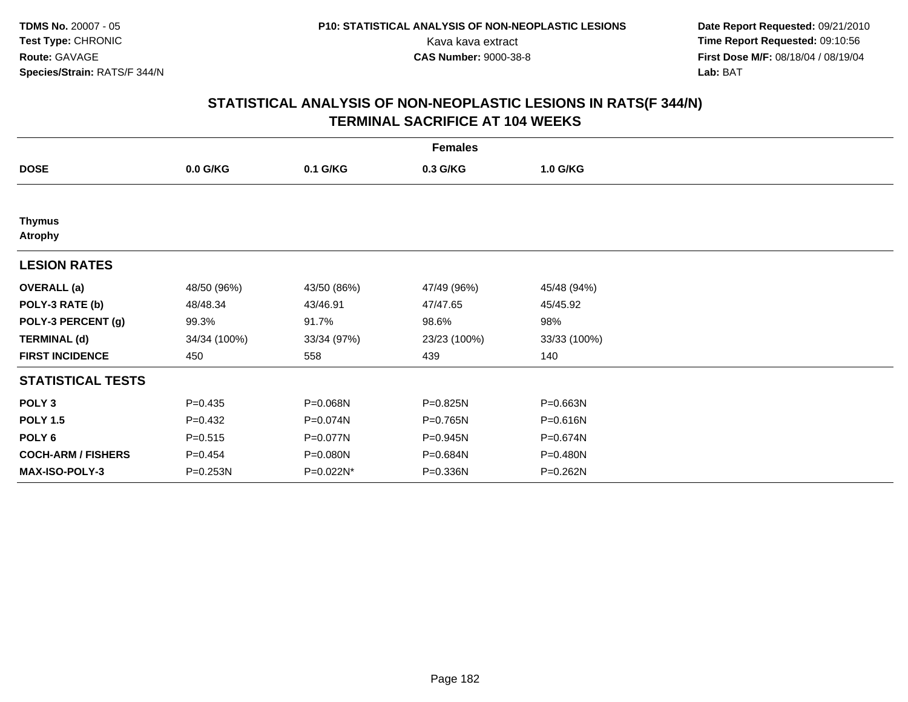TDMS No. 20007 - 05
Test Type: CHRONIC
Route: GAVAGE
Species/Strain: RATS/F 344/N

P10: STATISTICAL ANALYSIS OF NON-NEOPLASTIC LESIONS
Kava kava extract
CAS Number: 9000-38-8

Date Report Requested: 09/21/2010
Time Report Requested: 09:10:56
First Dose M/F: 08/18/04 / 08/19/04
Lab: BAT

## STATISTICAL ANALYSIS OF NON-NEOPLASTIC LESIONS IN RATS(F 344/N)
## TERMINAL SACRIFICE AT 104 WEEKS

| | Females | | | |
|---|---|---|---|---|
| **DOSE** | **0.0 G/KG** | **0.1 G/KG** | **0.3 G/KG** | **1.0 G/KG** |
| **Thymus** | | | | |
| **Atrophy** | | | | |
| **LESION RATES** | | | | |
| **OVERALL (a)** | 48/50 (96%) | 43/50 (86%) | 47/49 (96%) | 45/48 (94%) |
| **POLY-3 RATE (b)** | 48/48.34 | 43/46.91 | 47/47.65 | 45/45.92 |
| **POLY-3 PERCENT (g)** | 99.3% | 91.7% | 98.6% | 98% |
| **TERMINAL (d)** | 34/34 (100%) | 33/34 (97%) | 23/23 (100%) | 33/33 (100%) |
| **FIRST INCIDENCE** | 450 | 558 | 439 | 140 |
| **STATISTICAL TESTS** | | | | |
| **POLY 3** | P=0.435 | P=0.068N | P=0.825N | P=0.663N |
| **POLY 1.5** | P=0.432 | P=0.074N | P=0.765N | P=0.616N |
| **POLY 6** | P=0.515 | P=0.077N | P=0.945N | P=0.674N |
| **COCH-ARM / FISHERS** | P=0.454 | P=0.080N | P=0.684N | P=0.480N |
| **MAX-ISO-POLY-3** | P=0.253N | P=0.022N* | P=0.336N | P=0.262N |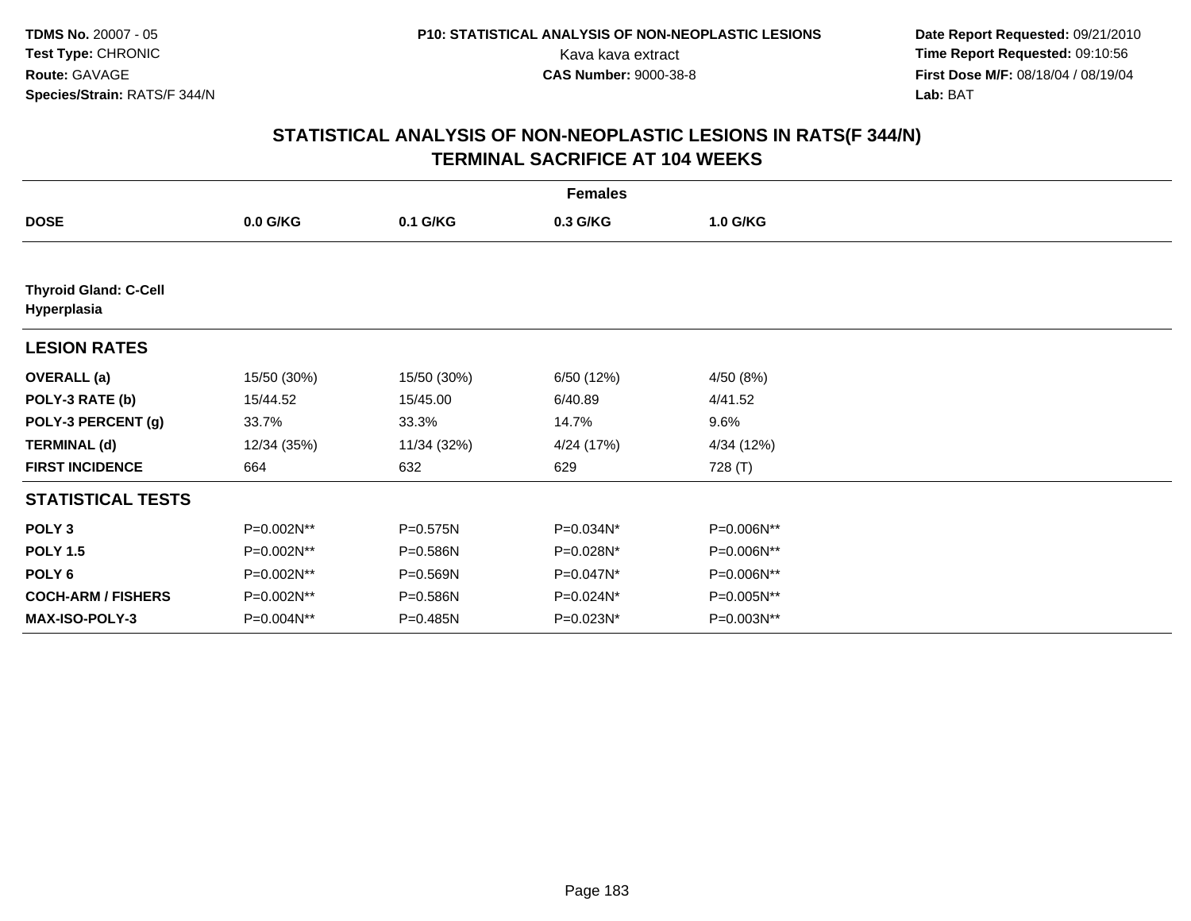**TDMS No.** 20007 - 05
**Test Type:** CHRONIC
**Route:** GAVAGE
**Species/Strain:** RATS/F 344/N

**P10: STATISTICAL ANALYSIS OF NON-NEOPLASTIC LESIONS**
Kava kava extract
**CAS Number:** 9000-38-8

**Date Report Requested:** 09/21/2010
**Time Report Requested:** 09:10:56
**First Dose M/F:** 08/18/04 / 08/19/04
**Lab:** BAT

## STATISTICAL ANALYSIS OF NON-NEOPLASTIC LESIONS IN RATS(F 344/N) TERMINAL SACRIFICE AT 104 WEEKS

| | Females | | | |
|---|---|---|---|---|
| **DOSE** | **0.0 G/KG** | **0.1 G/KG** | **0.3 G/KG** | **1.0 G/KG** |
| **Thyroid Gland: C-Cell Hyperplasia** | | | | |
| **LESION RATES** | | | | |
| **OVERALL (a)** | 15/50 (30%) | 15/50 (30%) | 6/50 (12%) | 4/50 (8%) |
| **POLY-3 RATE (b)** | 15/44.52 | 15/45.00 | 6/40.89 | 4/41.52 |
| **POLY-3 PERCENT (g)** | 33.7% | 33.3% | 14.7% | 9.6% |
| **TERMINAL (d)** | 12/34 (35%) | 11/34 (32%) | 4/24 (17%) | 4/34 (12%) |
| **FIRST INCIDENCE** | 664 | 632 | 629 | 728 (T) |
| **STATISTICAL TESTS** | | | | |
| **POLY 3** | P=0.002N** | P=0.575N | P=0.034N* | P=0.006N** |
| **POLY 1.5** | P=0.002N** | P=0.586N | P=0.028N* | P=0.006N** |
| **POLY 6** | P=0.002N** | P=0.569N | P=0.047N* | P=0.006N** |
| **COCH-ARM / FISHERS** | P=0.002N** | P=0.586N | P=0.024N* | P=0.005N** |
| **MAX-ISO-POLY-3** | P=0.004N** | P=0.485N | P=0.023N* | P=0.003N** |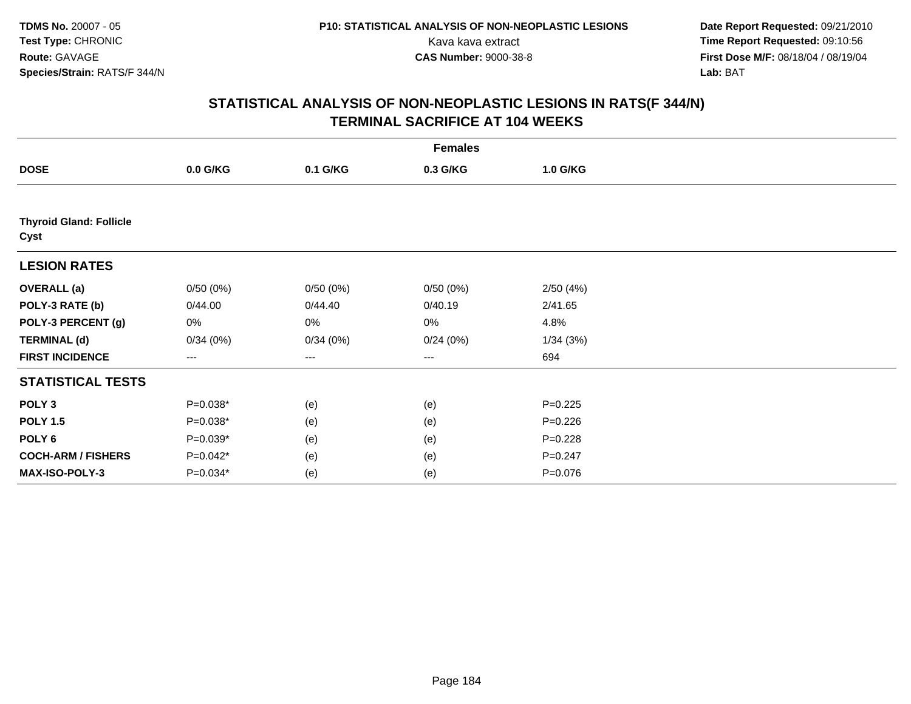**TDMS No.** 20007 - 05
**Test Type:** CHRONIC
**Route:** GAVAGE
**Species/Strain:** RATS/F 344/N

**P10: STATISTICAL ANALYSIS OF NON-NEOPLASTIC LESIONS**
Kava kava extract
**CAS Number:** 9000-38-8

**Date Report Requested:** 09/21/2010
**Time Report Requested:** 09:10:56
**First Dose M/F:** 08/18/04 / 08/19/04
**Lab:** BAT

## STATISTICAL ANALYSIS OF NON-NEOPLASTIC LESIONS IN RATS(F 344/N)
## TERMINAL SACRIFICE AT 104 WEEKS

| | Females | | | |
|---|---|---|---|---|
| **DOSE** | **0.0 G/KG** | **0.1 G/KG** | **0.3 G/KG** | **1.0 G/KG** |
| **Thyroid Gland: Follicle Cyst** | | | | |
| **LESION RATES** | | | | |
| **OVERALL (a)** | 0/50 (0%) | 0/50 (0%) | 0/50 (0%) | 2/50 (4%) |
| **POLY-3 RATE (b)** | 0/44.00 | 0/44.40 | 0/40.19 | 2/41.65 |
| **POLY-3 PERCENT (g)** | 0% | 0% | 0% | 4.8% |
| **TERMINAL (d)** | 0/34 (0%) | 0/34 (0%) | 0/24 (0%) | 1/34 (3%) |
| **FIRST INCIDENCE** | --- | --- | --- | 694 |
| **STATISTICAL TESTS** | | | | |
| **POLY 3** | P=0.038* | (e) | (e) | P=0.225 |
| **POLY 1.5** | P=0.038* | (e) | (e) | P=0.226 |
| **POLY 6** | P=0.039* | (e) | (e) | P=0.228 |
| **COCH-ARM / FISHERS** | P=0.042* | (e) | (e) | P=0.247 |
| **MAX-ISO-POLY-3** | P=0.034* | (e) | (e) | P=0.076 |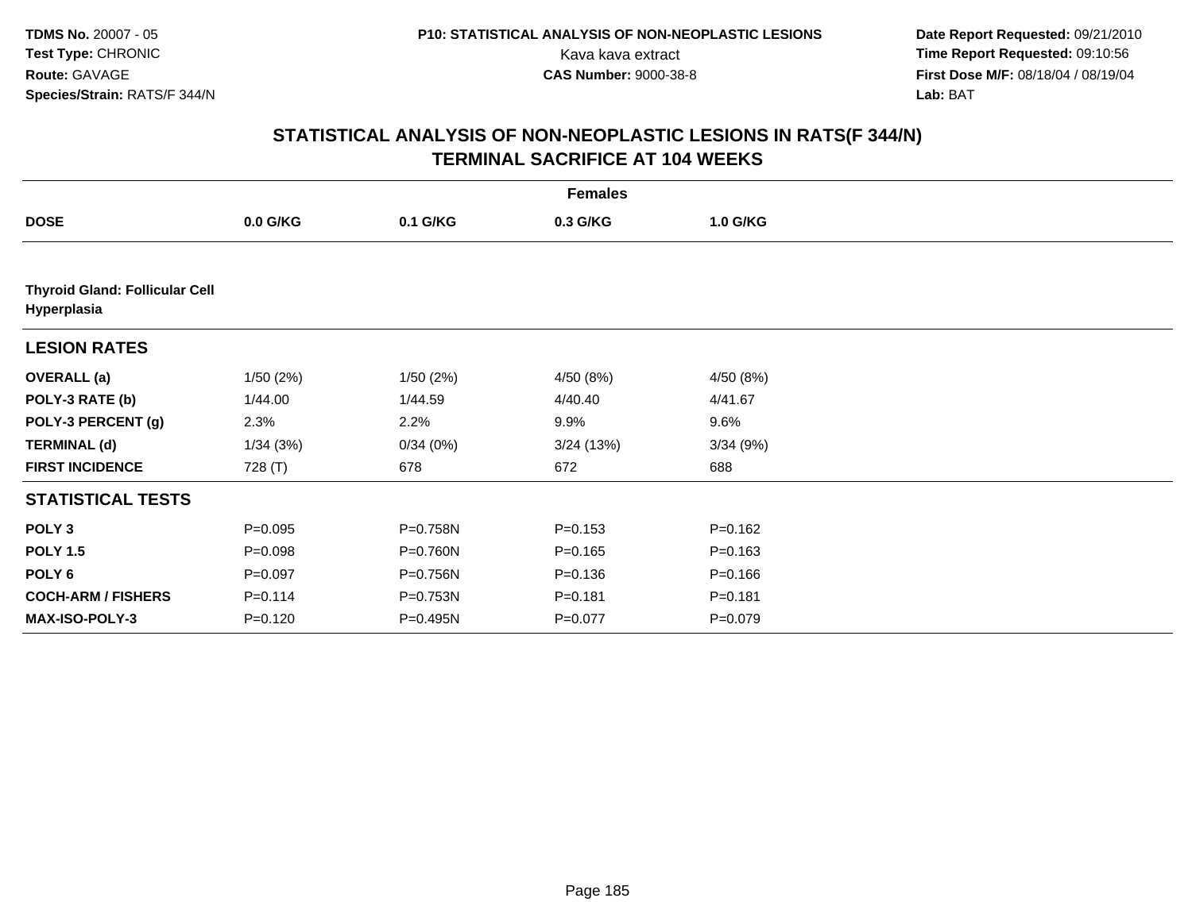TDMS No. 20007 - 05
Test Type: CHRONIC
Route: GAVAGE
Species/Strain: RATS/F 344/N

P10: STATISTICAL ANALYSIS OF NON-NEOPLASTIC LESIONS
Kava kava extract
CAS Number: 9000-38-8

Date Report Requested: 09/21/2010
Time Report Requested: 09:10:56
First Dose M/F: 08/18/04 / 08/19/04
Lab: BAT

## STATISTICAL ANALYSIS OF NON-NEOPLASTIC LESIONS IN RATS(F 344/N) TERMINAL SACRIFICE AT 104 WEEKS

| | Females | | | |
|---|---|---|---|---|
| **DOSE** | **0.0 G/KG** | **0.1 G/KG** | **0.3 G/KG** | **1.0 G/KG** |
| **Thyroid Gland: Follicular Cell Hyperplasia** | | | | |
| **LESION RATES** | | | | |
| **OVERALL (a)** | 1/50 (2%) | 1/50 (2%) | 4/50 (8%) | 4/50 (8%) |
| **POLY-3 RATE (b)** | 1/44.00 | 1/44.59 | 4/40.40 | 4/41.67 |
| **POLY-3 PERCENT (g)** | 2.3% | 2.2% | 9.9% | 9.6% |
| **TERMINAL (d)** | 1/34 (3%) | 0/34 (0%) | 3/24 (13%) | 3/34 (9%) |
| **FIRST INCIDENCE** | 728 (T) | 678 | 672 | 688 |
| **STATISTICAL TESTS** | | | | |
| **POLY 3** | P=0.095 | P=0.758N | P=0.153 | P=0.162 |
| **POLY 1.5** | P=0.098 | P=0.760N | P=0.165 | P=0.163 |
| **POLY 6** | P=0.097 | P=0.756N | P=0.136 | P=0.166 |
| **COCH-ARM / FISHERS** | P=0.114 | P=0.753N | P=0.181 | P=0.181 |
| **MAX-ISO-POLY-3** | P=0.120 | P=0.495N | P=0.077 | P=0.079 |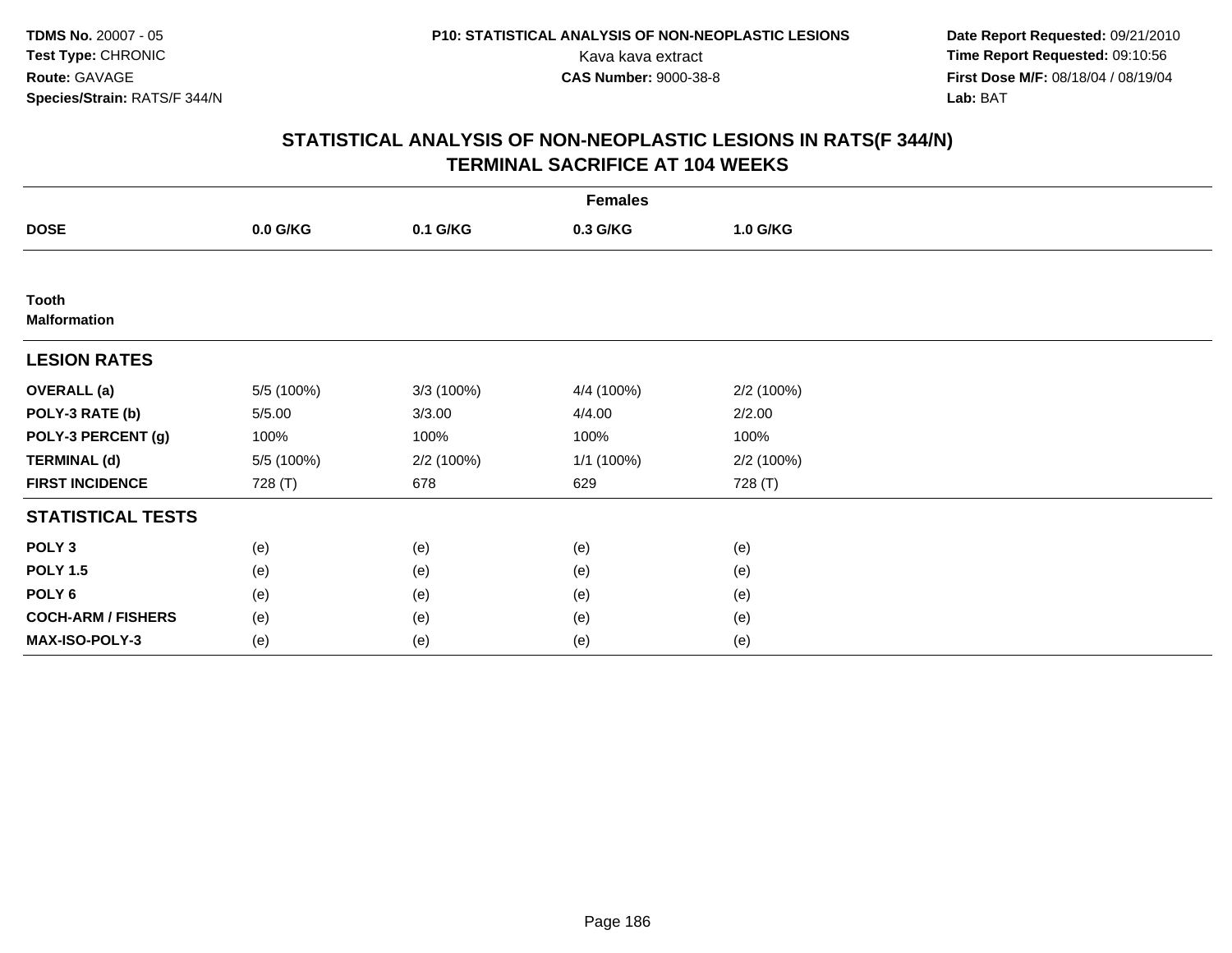**TDMS No.** 20007 - 05
**Test Type:** CHRONIC
**Route:** GAVAGE
**Species/Strain:** RATS/F 344/N

**P10: STATISTICAL ANALYSIS OF NON-NEOPLASTIC LESIONS**
Kava kava extract
**CAS Number:** 9000-38-8

**Date Report Requested:** 09/21/2010
**Time Report Requested:** 09:10:56
**First Dose M/F:** 08/18/04 / 08/19/04
**Lab:** BAT

## STATISTICAL ANALYSIS OF NON-NEOPLASTIC LESIONS IN RATS(F 344/N) TERMINAL SACRIFICE AT 104 WEEKS

| | Females | | | |
|---|---|---|---|---|
| **DOSE** | **0.0 G/KG** | **0.1 G/KG** | **0.3 G/KG** | **1.0 G/KG** |
| **Tooth** | | | | |
| **Malformation** | | | | |
| **LESION RATES** | | | | |
| **OVERALL (a)** | 5/5 (100%) | 3/3 (100%) | 4/4 (100%) | 2/2 (100%) |
| **POLY-3 RATE (b)** | 5/5.00 | 3/3.00 | 4/4.00 | 2/2.00 |
| **POLY-3 PERCENT (g)** | 100% | 100% | 100% | 100% |
| **TERMINAL (d)** | 5/5 (100%) | 2/2 (100%) | 1/1 (100%) | 2/2 (100%) |
| **FIRST INCIDENCE** | 728 (T) | 678 | 629 | 728 (T) |
| **STATISTICAL TESTS** | | | | |
| **POLY 3** | (e) | (e) | (e) | (e) |
| **POLY 1.5** | (e) | (e) | (e) | (e) |
| **POLY 6** | (e) | (e) | (e) | (e) |
| **COCH-ARM / FISHERS** | (e) | (e) | (e) | (e) |
| **MAX-ISO-POLY-3** | (e) | (e) | (e) | (e) |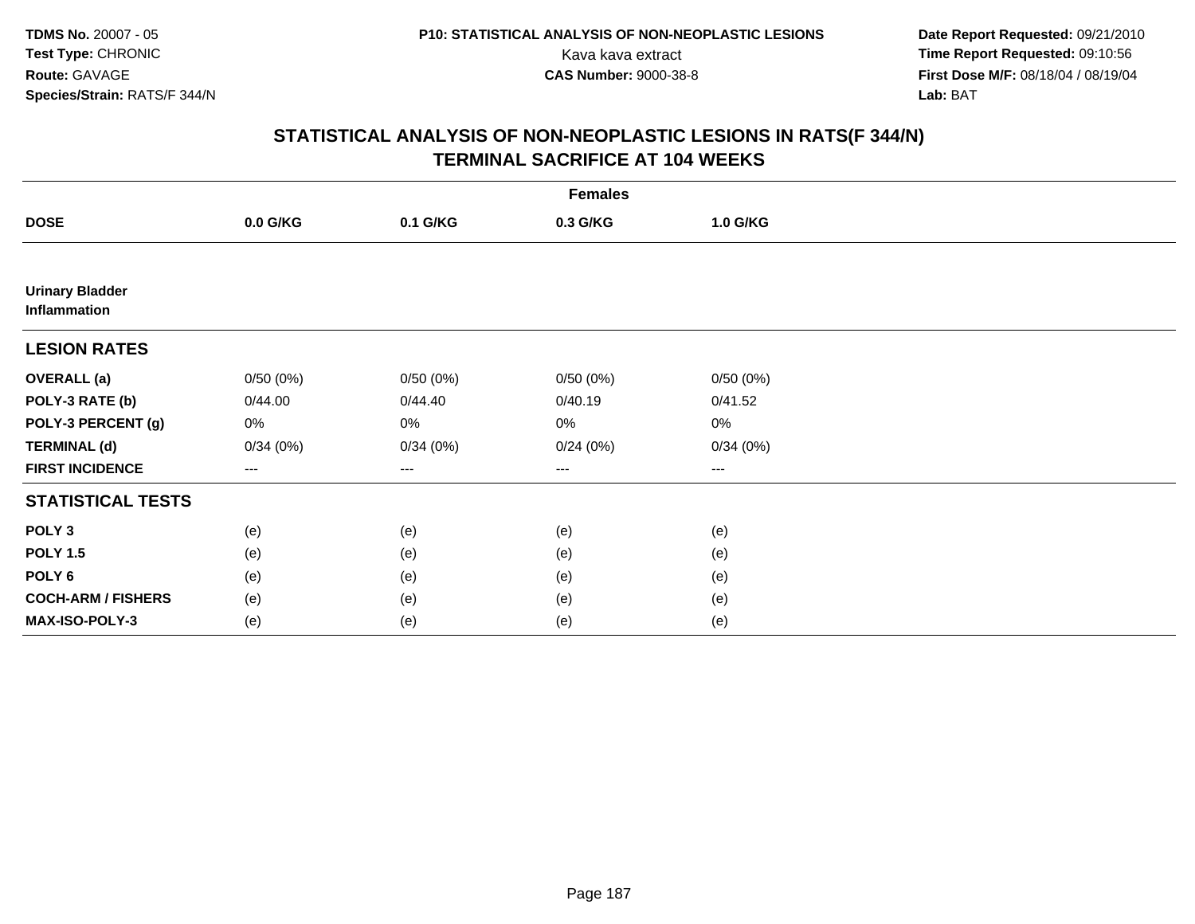**TDMS No.** 20007 - 05
**Test Type:** CHRONIC
**Route:** GAVAGE
**Species/Strain:** RATS/F 344/N

**P10: STATISTICAL ANALYSIS OF NON-NEOPLASTIC LESIONS**
Kava kava extract
**CAS Number:** 9000-38-8

**Date Report Requested:** 09/21/2010
**Time Report Requested:** 09:10:56
**First Dose M/F:** 08/18/04 / 08/19/04
**Lab:** BAT

## STATISTICAL ANALYSIS OF NON-NEOPLASTIC LESIONS IN RATS(F 344/N) TERMINAL SACRIFICE AT 104 WEEKS

| | Females | | | |
|---|---|---|---|---|
| **DOSE** | **0.0 G/KG** | **0.1 G/KG** | **0.3 G/KG** | **1.0 G/KG** |
| **Urinary Bladder Inflammation** | | | | |
| **LESION RATES** | | | | |
| **OVERALL (a)** | 0/50 (0%) | 0/50 (0%) | 0/50 (0%) | 0/50 (0%) |
| **POLY-3 RATE (b)** | 0/44.00 | 0/44.40 | 0/40.19 | 0/41.52 |
| **POLY-3 PERCENT (g)** | 0% | 0% | 0% | 0% |
| **TERMINAL (d)** | 0/34 (0%) | 0/34 (0%) | 0/24 (0%) | 0/34 (0%) |
| **FIRST INCIDENCE** | --- | --- | --- | --- |
| **STATISTICAL TESTS** | | | | |
| **POLY 3** | (e) | (e) | (e) | (e) |
| **POLY 1.5** | (e) | (e) | (e) | (e) |
| **POLY 6** | (e) | (e) | (e) | (e) |
| **COCH-ARM / FISHERS** | (e) | (e) | (e) | (e) |
| **MAX-ISO-POLY-3** | (e) | (e) | (e) | (e) |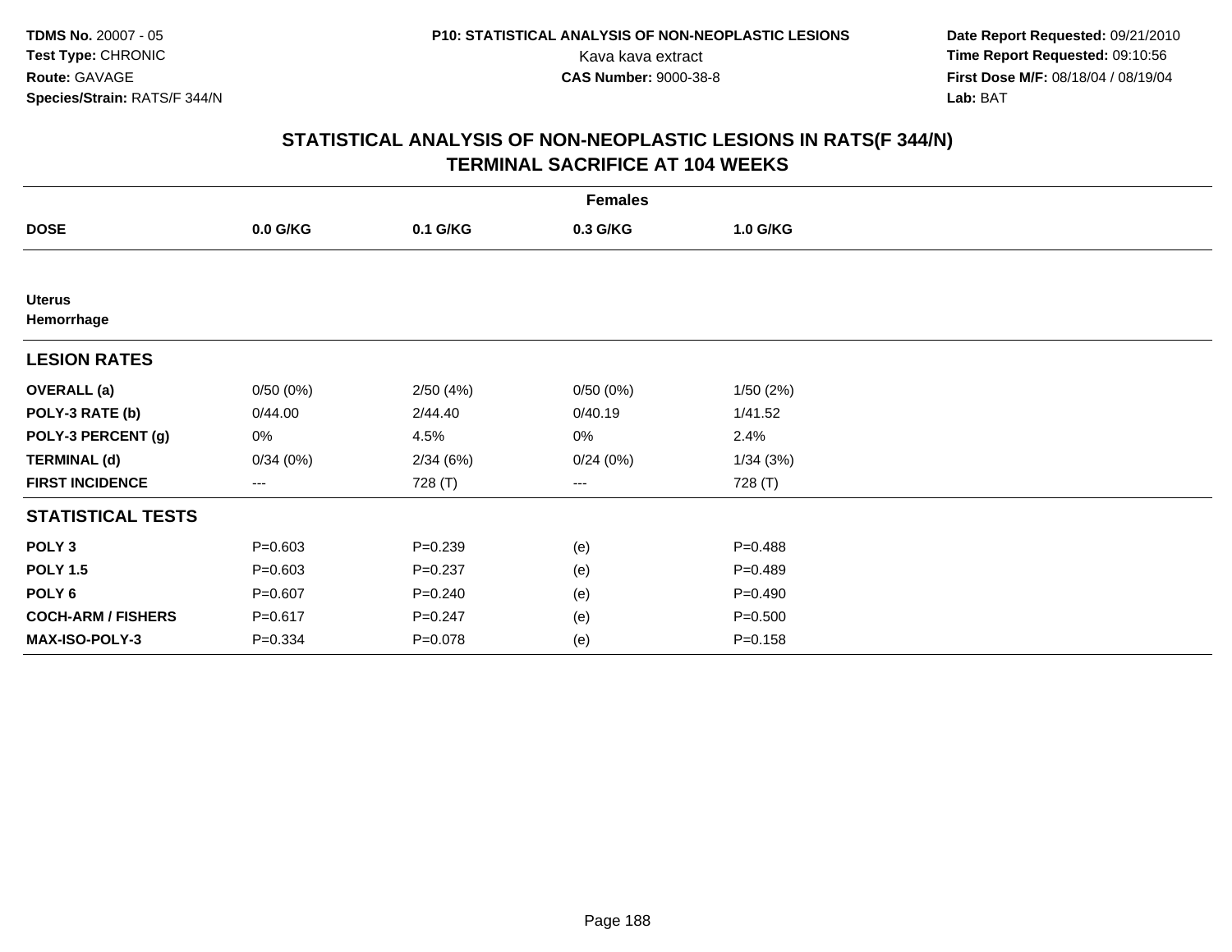**TDMS No.** 20007 - 05
**Test Type:** CHRONIC
**Route:** GAVAGE
**Species/Strain:** RATS/F 344/N

**P10: STATISTICAL ANALYSIS OF NON-NEOPLASTIC LESIONS**
Kava kava extract
**CAS Number:** 9000-38-8

**Date Report Requested:** 09/21/2010
**Time Report Requested:** 09:10:56
**First Dose M/F:** 08/18/04 / 08/19/04
**Lab:** BAT

## STATISTICAL ANALYSIS OF NON-NEOPLASTIC LESIONS IN RATS(F 344/N) TERMINAL SACRIFICE AT 104 WEEKS

| | Females | | | |
|---|---|---|---|---|
| **DOSE** | **0.0 G/KG** | **0.1 G/KG** | **0.3 G/KG** | **1.0 G/KG** |
| **Uterus** | | | | |
| **Hemorrhage** | | | | |
| **LESION RATES** | | | | |
| **OVERALL (a)** | 0/50 (0%) | 2/50 (4%) | 0/50 (0%) | 1/50 (2%) |
| **POLY-3 RATE (b)** | 0/44.00 | 2/44.40 | 0/40.19 | 1/41.52 |
| **POLY-3 PERCENT (g)** | 0% | 4.5% | 0% | 2.4% |
| **TERMINAL (d)** | 0/34 (0%) | 2/34 (6%) | 0/24 (0%) | 1/34 (3%) |
| **FIRST INCIDENCE** | --- | 728 (T) | --- | 728 (T) |
| **STATISTICAL TESTS** | | | | |
| **POLY 3** | P=0.603 | P=0.239 | (e) | P=0.488 |
| **POLY 1.5** | P=0.603 | P=0.237 | (e) | P=0.489 |
| **POLY 6** | P=0.607 | P=0.240 | (e) | P=0.490 |
| **COCH-ARM / FISHERS** | P=0.617 | P=0.247 | (e) | P=0.500 |
| **MAX-ISO-POLY-3** | P=0.334 | P=0.078 | (e) | P=0.158 |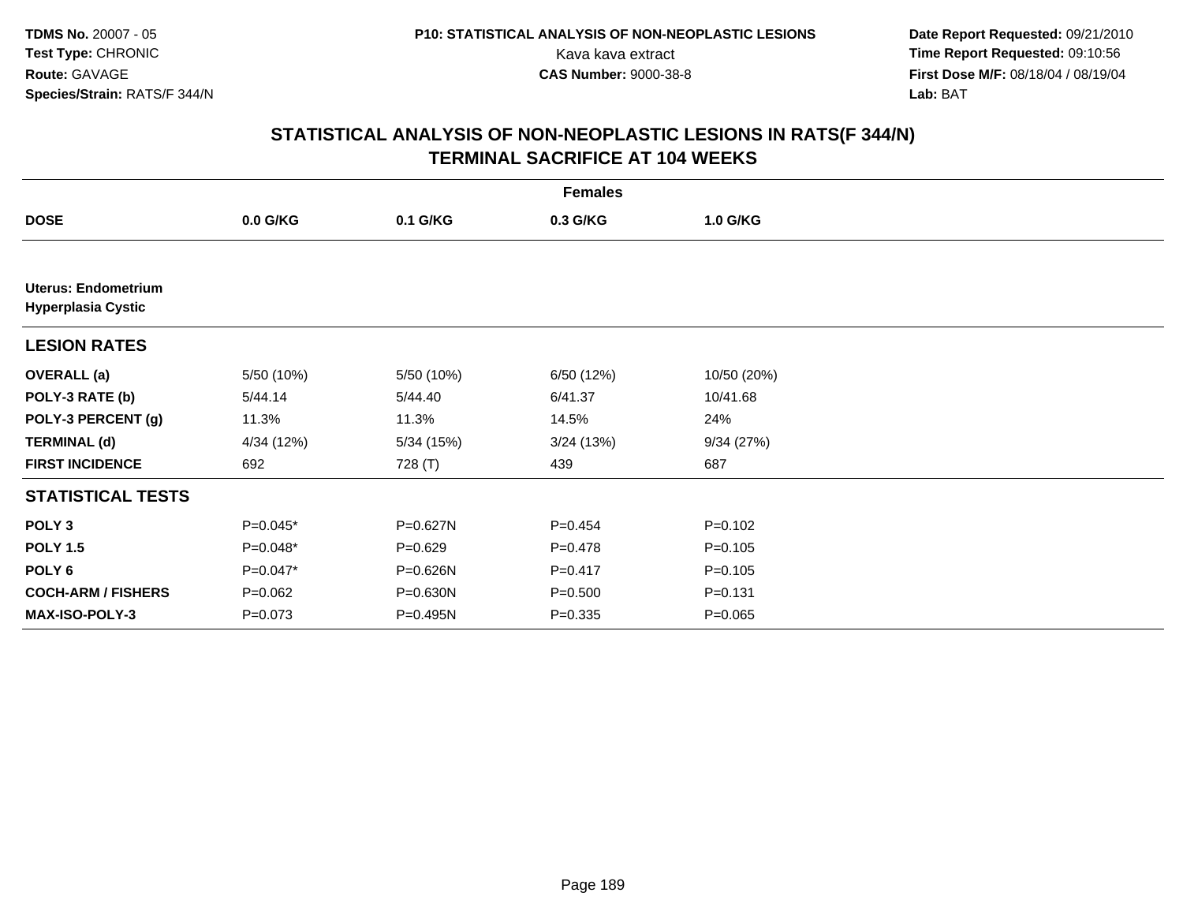**TDMS No.** 20007 - 05
**Test Type:** CHRONIC
**Route:** GAVAGE
**Species/Strain:** RATS/F 344/N

**P10: STATISTICAL ANALYSIS OF NON-NEOPLASTIC LESIONS**
Kava kava extract
**CAS Number:** 9000-38-8

**Date Report Requested:** 09/21/2010
**Time Report Requested:** 09:10:56
**First Dose M/F:** 08/18/04 / 08/19/04
**Lab:** BAT

## STATISTICAL ANALYSIS OF NON-NEOPLASTIC LESIONS IN RATS(F 344/N)
## TERMINAL SACRIFICE AT 104 WEEKS

| | Females | | | |
|---|---|---|---|---|
| **DOSE** | **0.0 G/KG** | **0.1 G/KG** | **0.3 G/KG** | **1.0 G/KG** |
| **Uterus: Endometrium** | | | | |
| **Hyperplasia Cystic** | | | | |
| **LESION RATES** | | | | |
| **OVERALL (a)** | 5/50 (10%) | 5/50 (10%) | 6/50 (12%) | 10/50 (20%) |
| **POLY-3 RATE (b)** | 5/44.14 | 5/44.40 | 6/41.37 | 10/41.68 |
| **POLY-3 PERCENT (g)** | 11.3% | 11.3% | 14.5% | 24% |
| **TERMINAL (d)** | 4/34 (12%) | 5/34 (15%) | 3/24 (13%) | 9/34 (27%) |
| **FIRST INCIDENCE** | 692 | 728 (T) | 439 | 687 |
| **STATISTICAL TESTS** | | | | |
| **POLY 3** | P=0.045* | P=0.627N | P=0.454 | P=0.102 |
| **POLY 1.5** | P=0.048* | P=0.629 | P=0.478 | P=0.105 |
| **POLY 6** | P=0.047* | P=0.626N | P=0.417 | P=0.105 |
| **COCH-ARM / FISHERS** | P=0.062 | P=0.630N | P=0.500 | P=0.131 |
| **MAX-ISO-POLY-3** | P=0.073 | P=0.495N | P=0.335 | P=0.065 |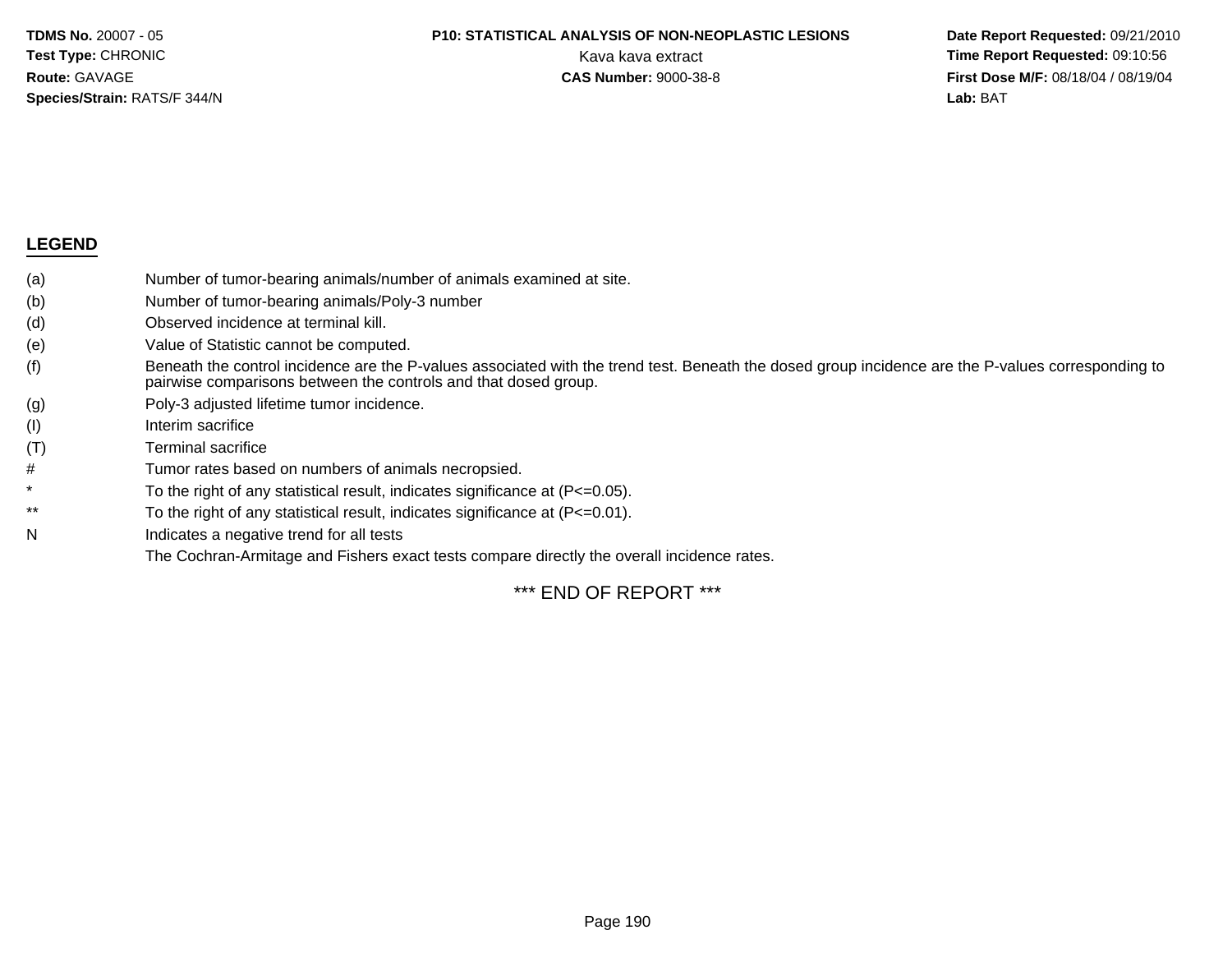## LEGEND

| | |
|---|---|
| (a) | Number of tumor-bearing animals/number of animals examined at site. |
| (b) | Number of tumor-bearing animals/Poly-3 number |
| (d) | Observed incidence at terminal kill. |
| (e) | Value of Statistic cannot be computed. |
| (f) | Beneath the control incidence are the P-values associated with the trend test. Beneath the dosed group incidence are the P-values corresponding to pairwise comparisons between the controls and that dosed group. |
| (g) | Poly-3 adjusted lifetime tumor incidence. |
| (I) | Interim sacrifice |
| (T) | Terminal sacrifice |
| # | Tumor rates based on numbers of animals necropsied. |
| * | To the right of any statistical result, indicates significance at (P<=0.05). |
| ** | To the right of any statistical result, indicates significance at (P<=0.01). |
| N | Indicates a negative trend for all tests |
| | The Cochran-Armitage and Fishers exact tests compare directly the overall incidence rates. |

*** END OF REPORT ***